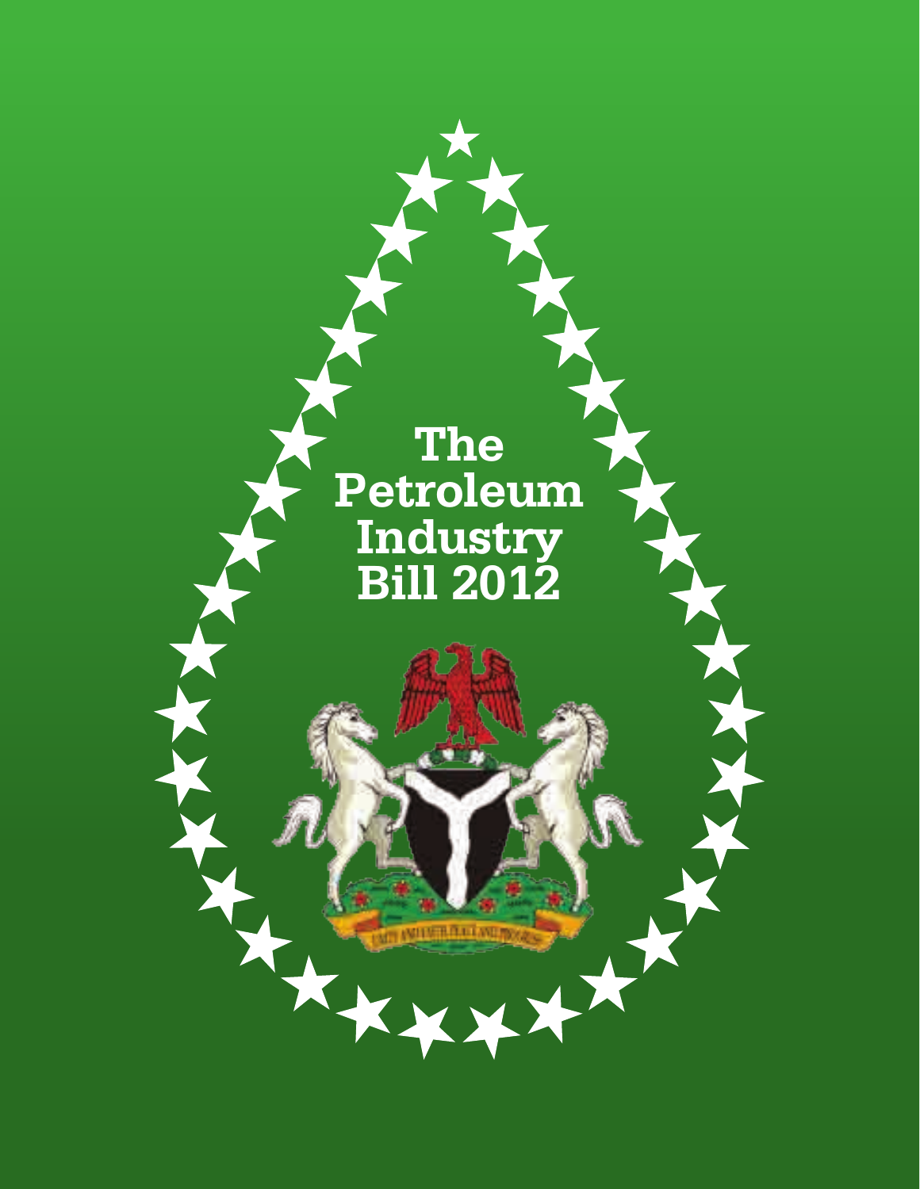# The Petroleum Industry Bill 2012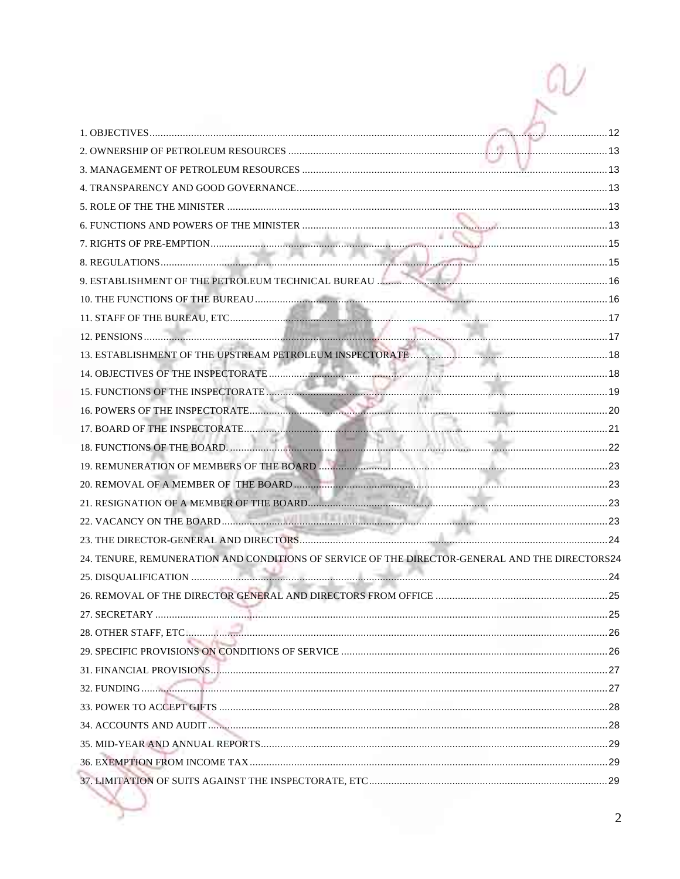1. OBJECTIVES .......... 12
2. OWNERSHIP OF PETROLEUM RESOURCES .......... 13
3. MANAGEMENT OF PETROLEUM RESOURCES .......... 13
4. TRANSPARENCY AND GOOD GOVERNANCE .......... 13
5. ROLE OF THE THE MINISTER .......... 13
6. FUNCTIONS AND POWERS OF THE MINISTER .......... 13
7. RIGHTS OF PRE-EMPTION .......... 15
8. REGULATIONS .......... 15
9. ESTABLISHMENT OF THE PETROLEUM TECHNICAL BUREAU .......... 16
10. THE FUNCTIONS OF THE BUREAU .......... 16
11. STAFF OF THE BUREAU, ETC .......... 17
12. PENSIONS .......... 17
13. ESTABLISHMENT OF THE UPSTREAM PETROLEUM INSPECTORATE .......... 18
14. OBJECTIVES OF THE INSPECTORATE .......... 18
15. FUNCTIONS OF THE INSPECTORATE .......... 19
16. POWERS OF THE INSPECTORATE .......... 20
17. BOARD OF THE INSPECTORATE .......... 21
18. FUNCTIONS OF THE BOARD. .......... 22
19. REMUNERATION OF MEMBERS OF THE BOARD .......... 23
20. REMOVAL OF A MEMBER OF THE BOARD .......... 23
21. RESIGNATION OF A MEMBER OF THE BOARD .......... 23
22. VACANCY ON THE BOARD .......... 23
23. THE DIRECTOR-GENERAL AND DIRECTORS .......... 24
24. TENURE, REMUNERATION AND CONDITIONS OF SERVICE OF THE DIRECTOR-GENERAL AND THE DIRECTORS 24
25. DISQUALIFICATION .......... 24
26. REMOVAL OF THE DIRECTOR GENERAL AND DIRECTORS FROM OFFICE .......... 25
27. SECRETARY .......... 25
28. OTHER STAFF, ETC .......... 26
29. SPECIFIC PROVISIONS ON CONDITIONS OF SERVICE .......... 26
31. FINANCIAL PROVISIONS .......... 27
32. FUNDING .......... 27
33. POWER TO ACCEPT GIFTS .......... 28
34. ACCOUNTS AND AUDIT .......... 28
35. MID-YEAR AND ANNUAL REPORTS .......... 29
36. EXEMPTION FROM INCOME TAX .......... 29
37. LIMITATION OF SUITS AGAINST THE INSPECTORATE, ETC .......... 29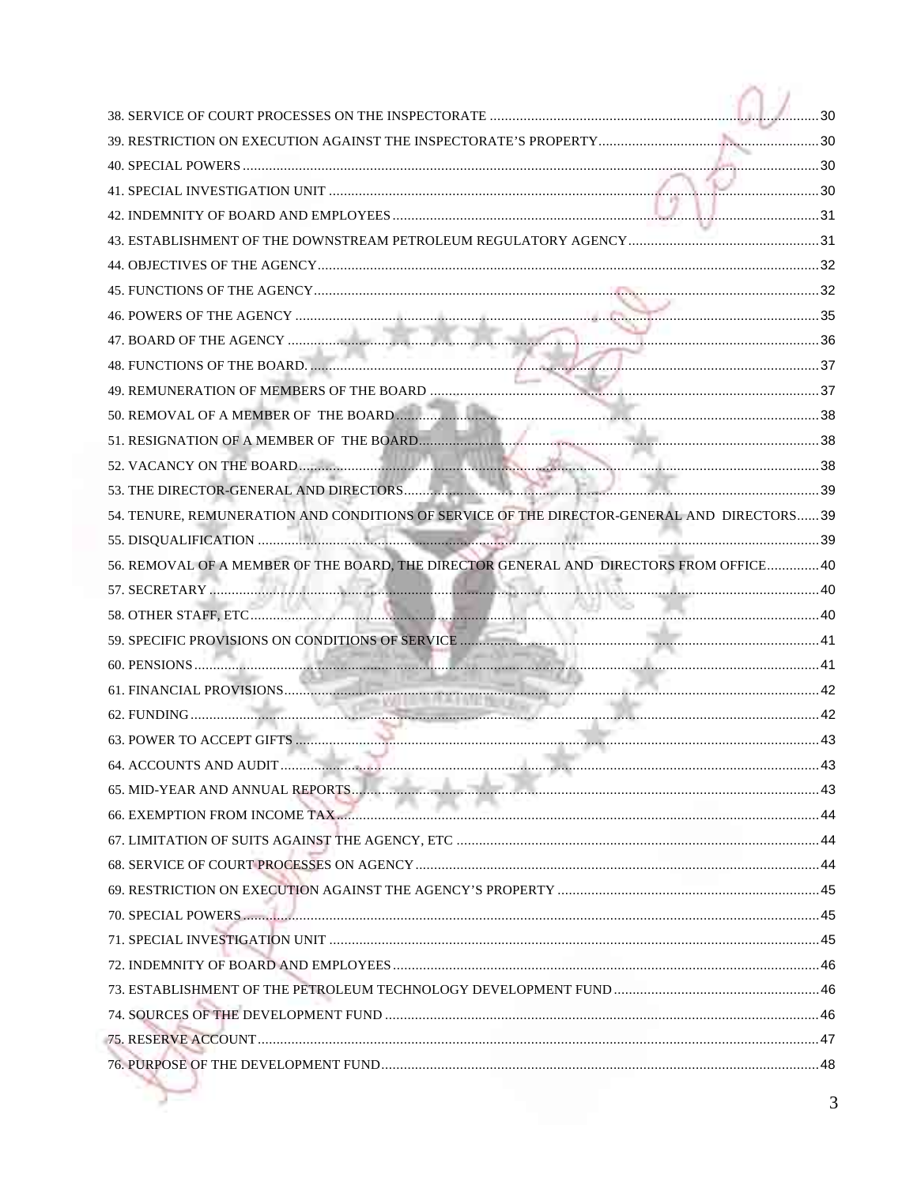38. SERVICE OF COURT PROCESSES ON THE INSPECTORATE ....................................................................................30
39. RESTRICTION ON EXECUTION AGAINST THE INSPECTORATE'S PROPERTY..........................................................30
40. SPECIAL POWERS ..........................................................................................................................................30
41. SPECIAL INVESTIGATION UNIT ......................................................................................................................30
42. INDEMNITY OF BOARD AND EMPLOYEES .......................................................................................................31
43. ESTABLISHMENT OF THE DOWNSTREAM PETROLEUM REGULATORY AGENCY..................................................31
44. OBJECTIVES OF THE AGENCY..........................................................................................................................32
45. FUNCTIONS OF THE AGENCY...........................................................................................................................32
46. POWERS OF THE AGENCY ...............................................................................................................................35
47. BOARD OF THE AGENCY .................................................................................................................................36
48. FUNCTIONS OF THE BOARD. ...........................................................................................................................37
49. REMUNERATION OF MEMBERS OF THE BOARD ..............................................................................................37
50. REMOVAL OF A MEMBER OF THE BOARD.........................................................................................................38
51. RESIGNATION OF A MEMBER OF THE BOARD..................................................................................................38
52. VACANCY ON THE BOARD................................................................................................................................38
53. THE DIRECTOR-GENERAL AND DIRECTORS......................................................................................................39
54. TENURE, REMUNERATION AND CONDITIONS OF SERVICE OF THE DIRECTOR-GENERAL AND DIRECTORS......39
55. DISQUALIFICATION .........................................................................................................................................39
56. REMOVAL OF A MEMBER OF THE BOARD, THE DIRECTOR GENERAL AND DIRECTORS FROM OFFICE..............40
57. SECRETARY .....................................................................................................................................................40
58. OTHER STAFF, ETC...........................................................................................................................................40
59. SPECIFIC PROVISIONS ON CONDITIONS OF SERVICE .......................................................................................41
60. PENSIONS........................................................................................................................................................41
61. FINANCIAL PROVISIONS...................................................................................................................................42
62. FUNDING.........................................................................................................................................................42
63. POWER TO ACCEPT GIFTS ...............................................................................................................................43
64. ACCOUNTS AND AUDIT....................................................................................................................................43
65. MID-YEAR AND ANNUAL REPORTS...................................................................................................................43
66. EXEMPTION FROM INCOME TAX.......................................................................................................................44
67. LIMITATION OF SUITS AGAINST THE AGENCY, ETC ..........................................................................................44
68. SERVICE OF COURT PROCESSES ON AGENCY...................................................................................................44
69. RESTRICTION ON EXECUTION AGAINST THE AGENCY'S PROPERTY .................................................................45
70. SPECIAL POWERS ...........................................................................................................................................45
71. SPECIAL INVESTIGATION UNIT .......................................................................................................................45
72. INDEMNITY OF BOARD AND EMPLOYEES .........................................................................................................46
73. ESTABLISHMENT OF THE PETROLEUM TECHNOLOGY DEVELOPMENT FUND.......................................................46
74. SOURCES OF THE DEVELOPMENT FUND ..........................................................................................................46
75. RESERVE ACCOUNT..........................................................................................................................................47
76. PURPOSE OF THE DEVELOPMENT FUND............................................................................................................48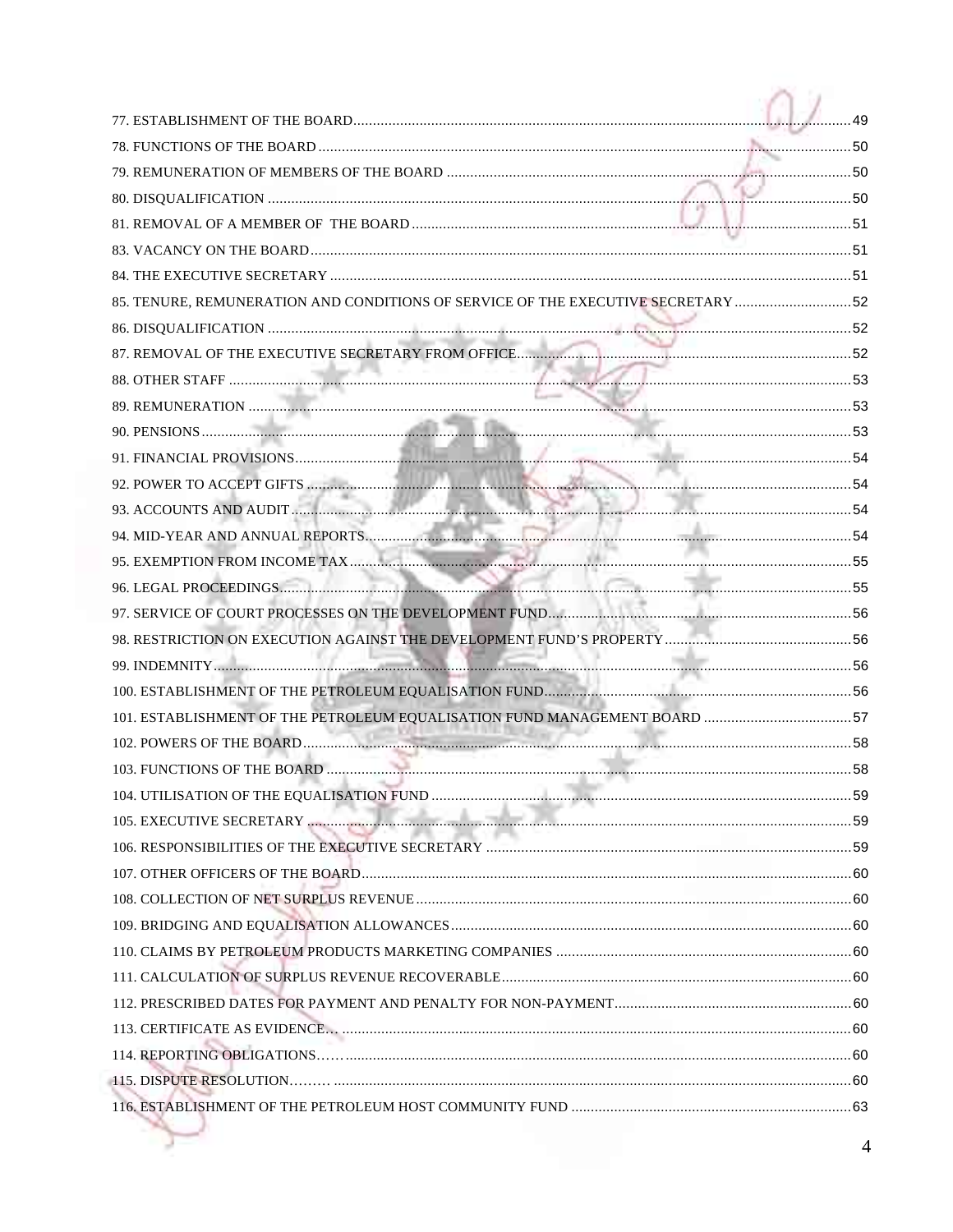77. ESTABLISHMENT OF THE BOARD....................................................................................................................49

78. FUNCTIONS OF THE BOARD.........................................................................................................................50

79. REMUNERATION OF MEMBERS OF THE BOARD .......................................................................................50

80. DISQUALIFICATION .......................................................................................................................................50

81. REMOVAL OF A MEMBER OF THE BOARD .................................................................................................51

83. VACANCY ON THE BOARD............................................................................................................................51

84. THE EXECUTIVE SECRETARY .......................................................................................................................51

85. TENURE, REMUNERATION AND CONDITIONS OF SERVICE OF THE EXECUTIVE SECRETARY ..............................52

86. DISQUALIFICATION .......................................................................................................................................52

87. REMOVAL OF THE EXECUTIVE SECRETARY FROM OFFICE.......................................................................52

88. OTHER STAFF .................................................................................................................................................53

89. REMUNERATION ............................................................................................................................................53

90. PENSIONS........................................................................................................................................................53

91. FINANCIAL PROVISIONS...............................................................................................................................54

92. POWER TO ACCEPT GIFTS ............................................................................................................................54

93. ACCOUNTS AND AUDIT .................................................................................................................................54

94. MID-YEAR AND ANNUAL REPORTS..............................................................................................................54

95. EXEMPTION FROM INCOME TAX...................................................................................................................55

96. LEGAL PROCEEDINGS.....................................................................................................................................55

97. SERVICE OF COURT PROCESSES ON THE DEVELOPMENT FUND..............................................................56

98. RESTRICTION ON EXECUTION AGAINST THE DEVELOPMENT FUND'S PROPERTY ................................56

99. INDEMNITY......................................................................................................................................................56

100. ESTABLISHMENT OF THE PETROLEUM EQUALISATION FUND...............................................................56

101. ESTABLISHMENT OF THE PETROLEUM EQUALISATION FUND MANAGEMENT BOARD ......................57

102. POWERS OF THE BOARD...............................................................................................................................58

103. FUNCTIONS OF THE BOARD .........................................................................................................................58

104. UTILISATION OF THE EQUALISATION FUND ..............................................................................................59

105. EXECUTIVE SECRETARY ...............................................................................................................................59

106. RESPONSIBILITIES OF THE EXECUTIVE SECRETARY ..............................................................................59

107. OTHER OFFICERS OF THE BOARD.................................................................................................................60

108. COLLECTION OF NET SURPLUS REVENUE ...................................................................................................60

109. BRIDGING AND EQUALISATION ALLOWANCES...........................................................................................60

110. CLAIMS BY PETROLEUM PRODUCTS MARKETING COMPANIES ..............................................................60

111. CALCULATION OF SURPLUS REVENUE RECOVERABLE...............................................................................60

112. PRESCRIBED DATES FOR PAYMENT AND PENALTY FOR NON-PAYMENT..................................................60

113. CERTIFICATE AS EVIDENCE… ........................................................................................................................60

114. REPORTING OBLIGATIONS……........................................................................................................................60

115. DISPUTE RESOLUTION……… ...........................................................................................................................60

116. ESTABLISHMENT OF THE PETROLEUM HOST COMMUNITY FUND ..........................................................63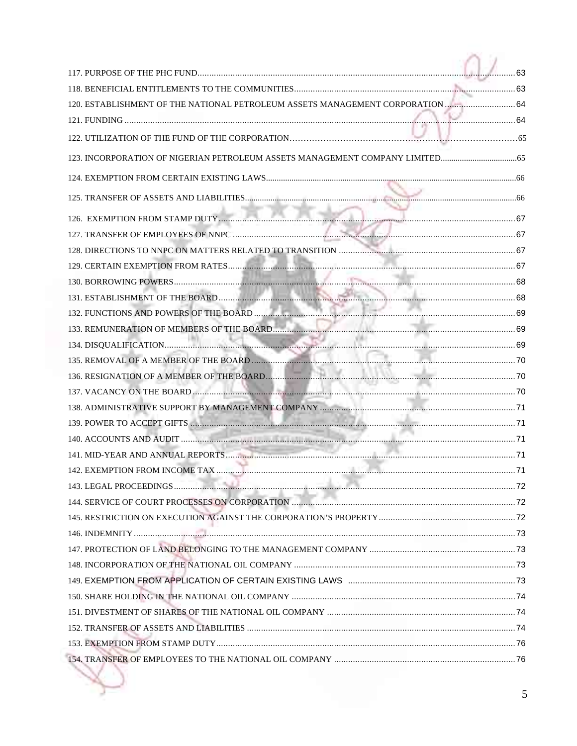117. PURPOSE OF THE PHC FUND....................................................................................................................................63

118. BENEFICIAL ENTITLEMENTS TO THE COMMUNITIES..............................................................................................63

120. ESTABLISHMENT OF THE NATIONAL PETROLEUM ASSETS MANAGEMENT CORPORATION ..............................64

121. FUNDING ..............................................................................................................................................................64

122. UTILIZATION OF THE FUND OF THE CORPORATION……………………………………………………………………………65

123. INCORPORATION OF NIGERIAN PETROLEUM ASSETS MANAGEMENT COMPANY LIMITED....................................65

124. EXEMPTION FROM CERTAIN EXISTING LAWS.......................................................................................................66

125. TRANSFER OF ASSETS AND LIABILITIES...............................................................................................................66

126. EXEMPTION FROM STAMP DUTY............................................................................................................................67

127. TRANSFER OF EMPLOYEES OF NNPC .......................................................................................................................67

128. DIRECTIONS TO NNPC ON MATTERS RELATED TO TRANSITION ...........................................................................67

129. CERTAIN EXEMPTION FROM RATES.........................................................................................................................67

130. BORROWING POWERS................................................................................................................................................68

131. ESTABLISHMENT OF THE BOARD..............................................................................................................................68

132. FUNCTIONS AND POWERS OF THE BOARD ................................................................................................................69

133. REMUNERATION OF MEMBERS OF THE BOARD..........................................................................................................69

134. DISQUALIFICATION.....................................................................................................................................................69

135. REMOVAL OF A MEMBER OF THE BOARD ...................................................................................................................70

136. RESIGNATION OF A MEMBER OF THE BOARD..............................................................................................................70

137. VACANCY ON THE BOARD .............................................................................................................................................70

138. ADMINISTRATIVE SUPPORT BY MANAGEMENT COMPANY ..........................................................................................71

139. POWER TO ACCEPT GIFTS ..............................................................................................................................................71

140. ACCOUNTS AND AUDIT ...................................................................................................................................................71

141. MID-YEAR AND ANNUAL REPORTS..................................................................................................................................71

142. EXEMPTION FROM INCOME TAX ......................................................................................................................................71

143. LEGAL PROCEEDINGS.........................................................................................................................................................72

144. SERVICE OF COURT PROCESSES ON CORPORATION .......................................................................................................72

145. RESTRICTION ON EXECUTION AGAINST THE CORPORATION'S PROPERTY........................................................................72

146. INDEMNITY ..........................................................................................................................................................................73

147. PROTECTION OF LAND BELONGING TO THE MANAGEMENT COMPANY ..............................................................................73

148. INCORPORATION OF THE NATIONAL OIL COMPANY ..........................................................................................................73

149. EXEMPTION FROM APPLICATION OF CERTAIN EXISTING LAWS .......................................................................................73

150. SHARE HOLDING IN THE NATIONAL OIL COMPANY ...............................................................................................................74

151. DIVESTMENT OF SHARES OF THE NATIONAL OIL COMPANY ................................................................................................74

152. TRANSFER OF ASSETS AND LIABILITIES .................................................................................................................................74

153. EXEMPTION FROM STAMP DUTY..............................................................................................................................................76

154. TRANSFER OF EMPLOYEES TO THE NATIONAL OIL COMPANY ..............................................................................................76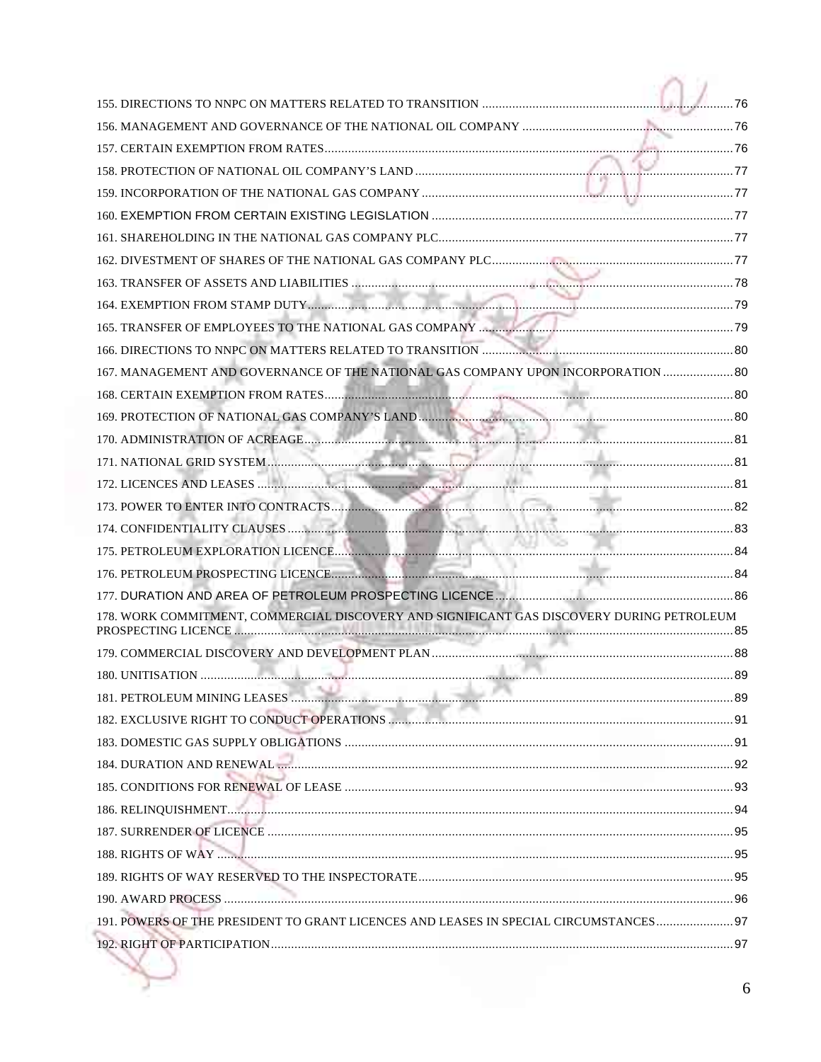155. DIRECTIONS TO NNPC ON MATTERS RELATED TO TRANSITION ....................................................................... 76

156. MANAGEMENT AND GOVERNANCE OF THE NATIONAL OIL COMPANY .................................................................. 76

157. CERTAIN EXEMPTION FROM RATES ....................................................................................................... 76

158. PROTECTION OF NATIONAL OIL COMPANY'S LAND ................................................................................. 77

159. INCORPORATION OF THE NATIONAL GAS COMPANY .................................................................................. 77

160. EXEMPTION FROM CERTAIN EXISTING LEGISLATION ................................................................................ 77

161. SHAREHOLDING IN THE NATIONAL GAS COMPANY PLC ............................................................................... 77

162. DIVESTMENT OF SHARES OF THE NATIONAL GAS COMPANY PLC ................................................................... 77

163. TRANSFER OF ASSETS AND LIABILITIES .................................................................................................. 78

164. EXEMPTION FROM STAMP DUTY .............................................................................................................. 79

165. TRANSFER OF EMPLOYEES TO THE NATIONAL GAS COMPANY ........................................................................ 79

166. DIRECTIONS TO NNPC ON MATTERS RELATED TO TRANSITION ....................................................................... 80

167. MANAGEMENT AND GOVERNANCE OF THE NATIONAL GAS COMPANY UPON INCORPORATION ..................... 80

168. CERTAIN EXEMPTION FROM RATES ....................................................................................................... 80

169. PROTECTION OF NATIONAL GAS COMPANY'S LAND ................................................................................... 80

170. ADMINISTRATION OF ACREAGE ................................................................................................................ 81

171. NATIONAL GRID SYSTEM ........................................................................................................................ 81

172. LICENCES AND LEASES ........................................................................................................................... 81

173. POWER TO ENTER INTO CONTRACTS ........................................................................................................ 82

174. CONFIDENTIALITY CLAUSES .................................................................................................................... 83

175. PETROLEUM EXPLORATION LICENCE ........................................................................................................ 84

176. PETROLEUM PROSPECTING LICENCE ......................................................................................................... 84

177. DURATION AND AREA OF PETROLEUM PROSPECTING LICENCE ..................................................................... 86

178. WORK COMMITMENT, COMMERCIAL DISCOVERY AND SIGNIFICANT GAS DISCOVERY DURING PETROLEUM PROSPECTING LICENCE ......................................................................................................................... 85

179. COMMERCIAL DISCOVERY AND DEVELOPMENT PLAN ................................................................................... 88

180. UNITISATION ........................................................................................................................................ 89

181. PETROLEUM MINING LEASES .................................................................................................................. 89

182. EXCLUSIVE RIGHT TO CONDUCT OPERATIONS ............................................................................................ 91

183. DOMESTIC GAS SUPPLY OBLIGATIONS ....................................................................................................... 91

184. DURATION AND RENEWAL ....................................................................................................................... 92

185. CONDITIONS FOR RENEWAL OF LEASE ...................................................................................................... 93

186. RELINQUISHMENT .................................................................................................................................. 94

187. SURRENDER OF LICENCE ......................................................................................................................... 95

188. RIGHTS OF WAY ...................................................................................................................................... 95

189. RIGHTS OF WAY RESERVED TO THE INSPECTORATE ........................................................................................ 95

190. AWARD PROCESS ..................................................................................................................................... 96

191. POWERS OF THE PRESIDENT TO GRANT LICENCES AND LEASES IN SPECIAL CIRCUMSTANCES ......................... 97

192. RIGHT OF PARTICIPATION .......................................................................................................................... 97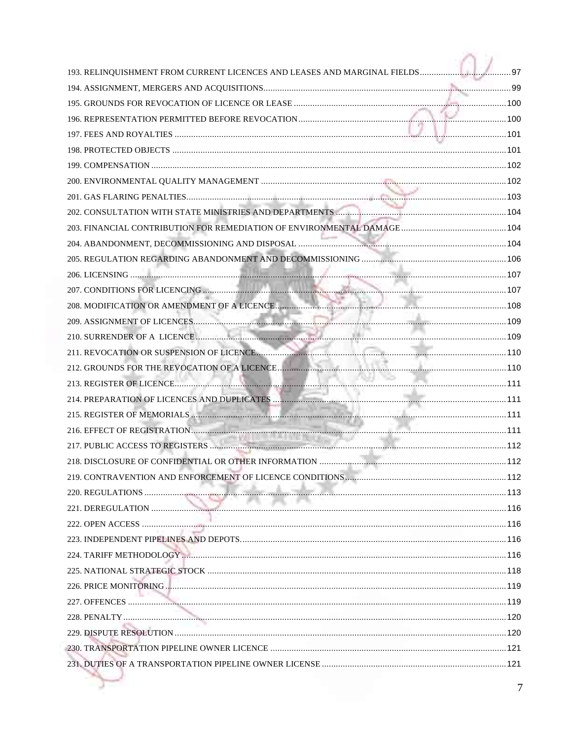193. RELINQUISHMENT FROM CURRENT LICENCES AND LEASES AND MARGINAL FIELDS....97
194. ASSIGNMENT, MERGERS AND ACQUISITIONS....99
195. GROUNDS FOR REVOCATION OF LICENCE OR LEASE....100
196. REPRESENTATION PERMITTED BEFORE REVOCATION....100
197. FEES AND ROYALTIES....101
198. PROTECTED OBJECTS....101
199. COMPENSATION....102
200. ENVIRONMENTAL QUALITY MANAGEMENT....102
201. GAS FLARING PENALTIES....103
202. CONSULTATION WITH STATE MINISTRIES AND DEPARTMENTS....104
203. FINANCIAL CONTRIBUTION FOR REMEDIATION OF ENVIRONMENTAL DAMAGE....104
204. ABANDONMENT, DECOMMISSIONING AND DISPOSAL....104
205. REGULATION REGARDING ABANDONMENT AND DECOMMISSIONING....106
206. LICENSING....107
207. CONDITIONS FOR LICENCING....107
208. MODIFICATION OR AMENDMENT OF A LICENCE....108
209. ASSIGNMENT OF LICENCES....109
210. SURRENDER OF A LICENCE....109
211. REVOCATION OR SUSPENSION OF LICENCE....110
212. GROUNDS FOR THE REVOCATION OF A LICENCE....110
213. REGISTER OF LICENCE....111
214. PREPARATION OF LICENCES AND DUPLICATES....111
215. REGISTER OF MEMORIALS....111
216. EFFECT OF REGISTRATION....111
217. PUBLIC ACCESS TO REGISTERS....112
218. DISCLOSURE OF CONFIDENTIAL OR OTHER INFORMATION....112
219. CONTRAVENTION AND ENFORCEMENT OF LICENCE CONDITIONS....112
220. REGULATIONS....113
221. DEREGULATION....116
222. OPEN ACCESS....116
223. INDEPENDENT PIPELINES AND DEPOTS....116
224. TARIFF METHODOLOGY....116
225. NATIONAL STRATEGIC STOCK....118
226. PRICE MONITORING....119
227. OFFENCES....119
228. PENALTY....120
229. DISPUTE RESOLUTION....120
230. TRANSPORTATION PIPELINE OWNER LICENCE....121
231. DUTIES OF A TRANSPORTATION PIPELINE OWNER LICENSE....121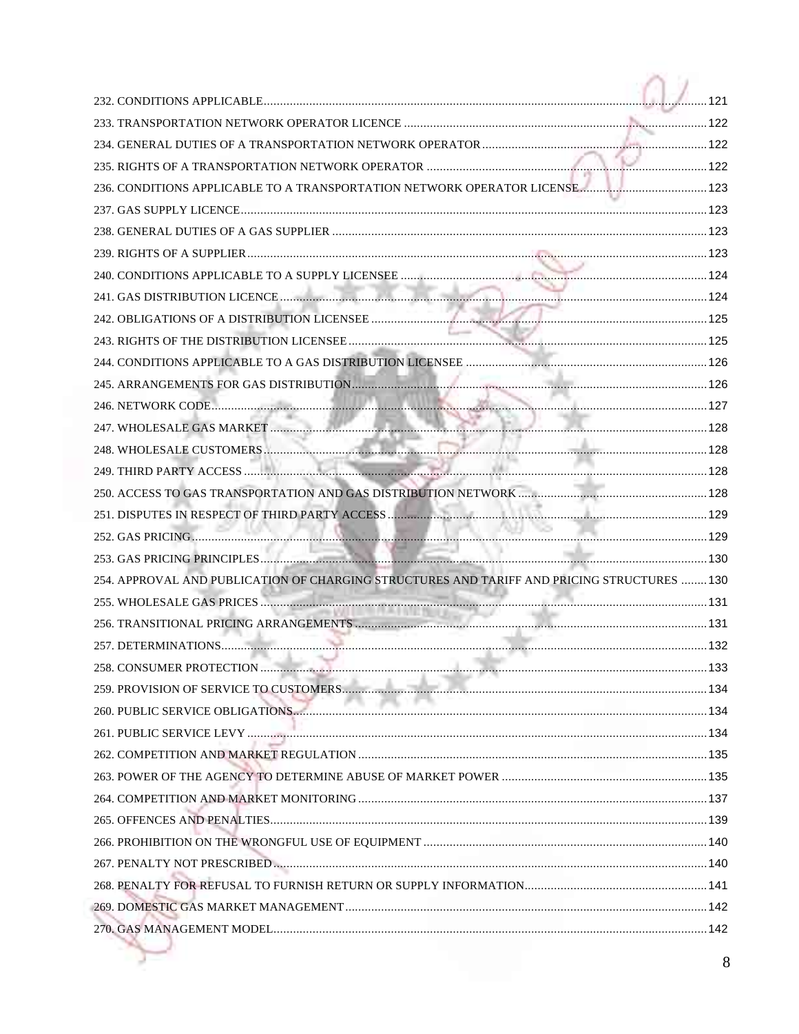232. CONDITIONS APPLICABLE...................................................................................................................121
233. TRANSPORTATION NETWORK OPERATOR LICENCE .............................................................................122
234. GENERAL DUTIES OF A TRANSPORTATION NETWORK OPERATOR......................................................122
235. RIGHTS OF A TRANSPORTATION NETWORK OPERATOR .......................................................................122
236. CONDITIONS APPLICABLE TO A TRANSPORTATION NETWORK OPERATOR LICENSE..........................123
237. GAS SUPPLY LICENCE...........................................................................................................................123
238. GENERAL DUTIES OF A GAS SUPPLIER ..................................................................................................123
239. RIGHTS OF A SUPPLIER.........................................................................................................................123
240. CONDITIONS APPLICABLE TO A SUPPLY LICENSEE ..............................................................................124
241. GAS DISTRIBUTION LICENCE .................................................................................................................124
242. OBLIGATIONS OF A DISTRIBUTION LICENSEE .......................................................................................125
243. RIGHTS OF THE DISTRIBUTION LICENSEE ..............................................................................................125
244. CONDITIONS APPLICABLE TO A GAS DISTRIBUTION LICENSEE ............................................................126
245. ARRANGEMENTS FOR GAS DISTRIBUTION.............................................................................................126
246. NETWORK CODE...................................................................................................................................127
247. WHOLESALE GAS MARKET ....................................................................................................................128
248. WHOLESALE CUSTOMERS.......................................................................................................................128
249. THIRD PARTY ACCESS ............................................................................................................................128
250. ACCESS TO GAS TRANSPORTATION AND GAS DISTRIBUTION NETWORK ..........................................128
251. DISPUTES IN RESPECT OF THIRD PARTY ACCESS....................................................................................129
252. GAS PRICING.........................................................................................................................................129
253. GAS PRICING PRINCIPLES.......................................................................................................................130
254. APPROVAL AND PUBLICATION OF CHARGING STRUCTURES AND TARIFF AND PRICING STRUCTURES ........130
255. WHOLESALE GAS PRICES ........................................................................................................................131
256. TRANSITIONAL PRICING ARRANGEMENTS ............................................................................................131
257. DETERMINATIONS..................................................................................................................................132
258. CONSUMER PROTECTION ........................................................................................................................133
259. PROVISION OF SERVICE TO CUSTOMERS................................................................................................134
260. PUBLIC SERVICE OBLIGATIONS...............................................................................................................134
261. PUBLIC SERVICE LEVY ............................................................................................................................134
262. COMPETITION AND MARKET REGULATION ...........................................................................................135
263. POWER OF THE AGENCY TO DETERMINE ABUSE OF MARKET POWER ...............................................135
264. COMPETITION AND MARKET MONITORING ...........................................................................................137
265. OFFENCES AND PENALTIES.....................................................................................................................139
266. PROHIBITION ON THE WRONGFUL USE OF EQUIPMENT .......................................................................140
267. PENALTY NOT PRESCRIBED ....................................................................................................................140
268. PENALTY FOR REFUSAL TO FURNISH RETURN OR SUPPLY INFORMATION.........................................141
269. DOMESTIC GAS MARKET MANAGEMENT ..............................................................................................142
270. GAS MANAGEMENT MODEL....................................................................................................................142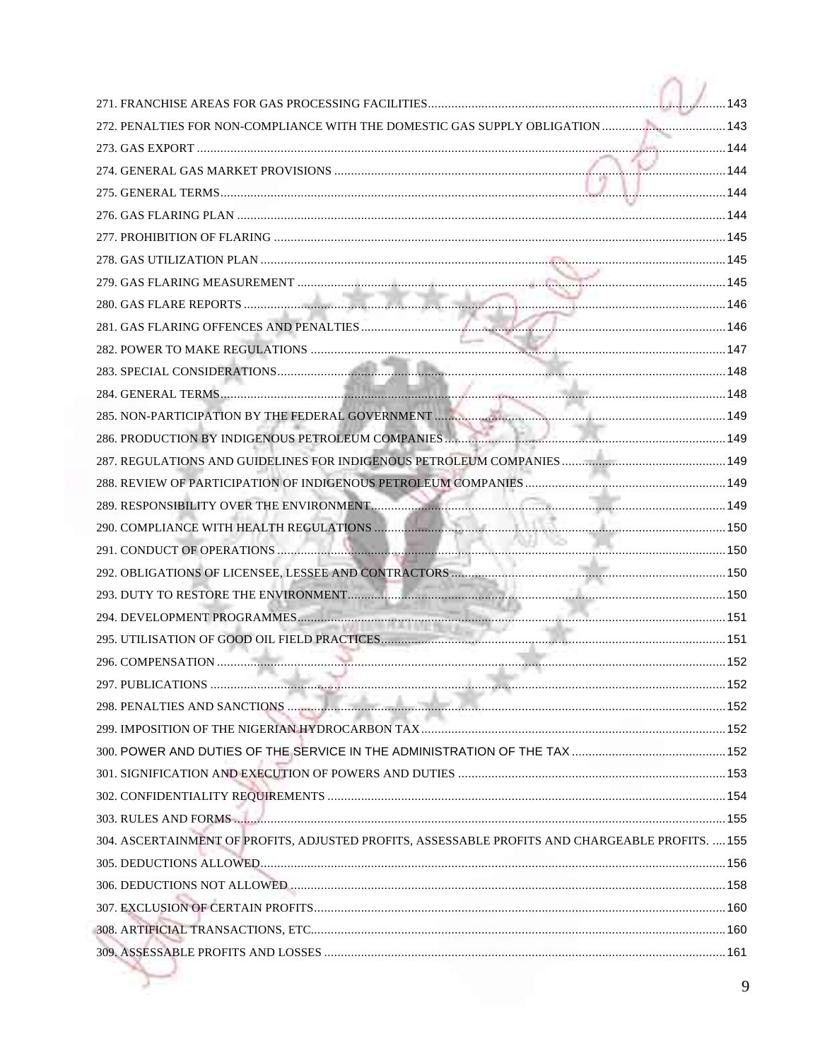271. FRANCHISE AREAS FOR GAS PROCESSING FACILITIES........................................................................................143
272. PENALTIES FOR NON-COMPLIANCE WITH THE DOMESTIC GAS SUPPLY OBLIGATION.....................................143
273. GAS EXPORT ...........................................................................................................................................144
274. GENERAL GAS MARKET PROVISIONS ....................................................................................................144
275. GENERAL TERMS.....................................................................................................................................144
276. GAS FLARING PLAN ................................................................................................................................144
277. PROHIBITION OF FLARING .....................................................................................................................145
278. GAS UTILIZATION PLAN .........................................................................................................................145
279. GAS FLARING MEASUREMENT ..............................................................................................................145
280. GAS FLARE REPORTS ..............................................................................................................................146
281. GAS FLARING OFFENCES AND PENALTIES............................................................................................146
282. POWER TO MAKE REGULATIONS ...........................................................................................................147
283. SPECIAL CONSIDERATIONS.....................................................................................................................148
284. GENERAL TERMS.....................................................................................................................................148
285. NON-PARTICIPATION BY THE FEDERAL GOVERNMENT ........................................................................149
286. PRODUCTION BY INDIGENOUS PETROLEUM COMPANIES.......................................................................149
287. REGULATIONS AND GUIDELINES FOR INDIGENOUS PETROLEUM COMPANIES.........................................149
288. REVIEW OF PARTICIPATION OF INDIGENOUS PETROLEUM COMPANIES....................................................149
289. RESPONSIBILITY OVER THE ENVIRONMENT............................................................................................149
290. COMPLIANCE WITH HEALTH REGULATIONS ...........................................................................................150
291. CONDUCT OF OPERATIONS .....................................................................................................................150
292. OBLIGATIONS OF LICENSEE, LESSEE AND CONTRACTORS ......................................................................150
293. DUTY TO RESTORE THE ENVIRONMENT..................................................................................................150
294. DEVELOPMENT PROGRAMMES.................................................................................................................151
295. UTILISATION OF GOOD OIL FIELD PRACTICES.........................................................................................151
296. COMPENSATION ......................................................................................................................................152
297. PUBLICATIONS ........................................................................................................................................152
298. PENALTIES AND SANCTIONS ...................................................................................................................152
299. IMPOSITION OF THE NIGERIAN HYDROCARBON TAX...............................................................................152
300. POWER AND DUTIES OF THE SERVICE IN THE ADMINISTRATION OF THE TAX ..........................................152
301. SIGNIFICATION AND EXECUTION OF POWERS AND DUTIES ......................................................................153
302. CONFIDENTIALITY REQUIREMENTS ........................................................................................................154
303. RULES AND FORMS .................................................................................................................................155
304. ASCERTAINMENT OF PROFITS, ADJUSTED PROFITS, ASSESSABLE PROFITS AND CHARGEABLE PROFITS. .....155
305. DEDUCTIONS ALLOWED...........................................................................................................................156
306. DEDUCTIONS NOT ALLOWED ..................................................................................................................158
307. EXCLUSION OF CERTAIN PROFITS.............................................................................................................160
308. ARTIFICIAL TRANSACTIONS, ETC..............................................................................................................160
309. ASSESSABLE PROFITS AND LOSSES ..........................................................................................................161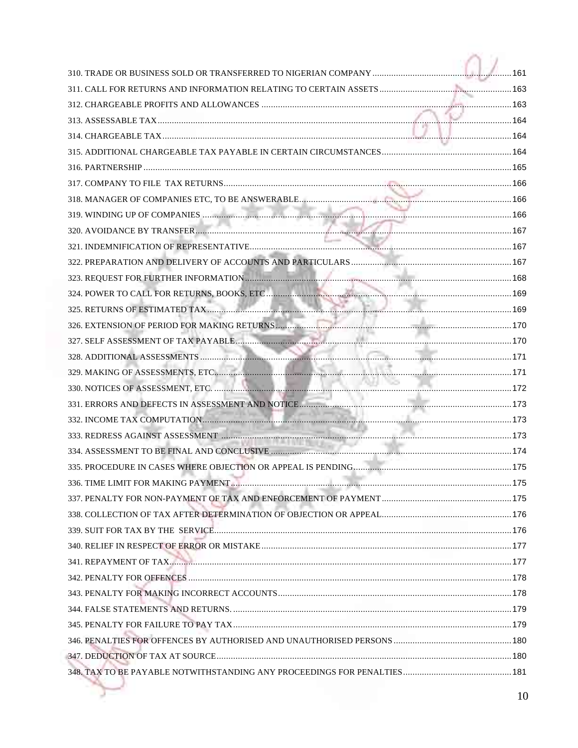310. TRADE OR BUSINESS SOLD OR TRANSFERRED TO NIGERIAN COMPANY ........ 161
311. CALL FOR RETURNS AND INFORMATION RELATING TO CERTAIN ASSETS ........ 163
312. CHARGEABLE PROFITS AND ALLOWANCES ........ 163
313. ASSESSABLE TAX ........ 164
314. CHARGEABLE TAX ........ 164
315. ADDITIONAL CHARGEABLE TAX PAYABLE IN CERTAIN CIRCUMSTANCES ........ 164
316. PARTNERSHIP ........ 165
317. COMPANY TO FILE TAX RETURNS ........ 166
318. MANAGER OF COMPANIES ETC, TO BE ANSWERABLE ........ 166
319. WINDING UP OF COMPANIES ........ 166
320. AVOIDANCE BY TRANSFER ........ 167
321. INDEMNIFICATION OF REPRESENTATIVE ........ 167
322. PREPARATION AND DELIVERY OF ACCOUNTS AND PARTICULARS ........ 167
323. REQUEST FOR FURTHER INFORMATION ........ 168
324. POWER TO CALL FOR RETURNS, BOOKS, ETC ........ 169
325. RETURNS OF ESTIMATED TAX ........ 169
326. EXTENSION OF PERIOD FOR MAKING RETURNS ........ 170
327. SELF ASSESSMENT OF TAX PAYABLE ........ 170
328. ADDITIONAL ASSESSMENTS ........ 171
329. MAKING OF ASSESSMENTS, ETC ........ 171
330. NOTICES OF ASSESSMENT, ETC. ........ 172
331. ERRORS AND DEFECTS IN ASSESSMENT AND NOTICE ........ 173
332. INCOME TAX COMPUTATION ........ 173
333. REDRESS AGAINST ASSESSMENT ........ 173
334. ASSESSMENT TO BE FINAL AND CONCLUSIVE ........ 174
335. PROCEDURE IN CASES WHERE OBJECTION OR APPEAL IS PENDING ........ 175
336. TIME LIMIT FOR MAKING PAYMENT ........ 175
337. PENALTY FOR NON-PAYMENT OF TAX AND ENFORCEMENT OF PAYMENT ........ 175
338. COLLECTION OF TAX AFTER DETERMINATION OF OBJECTION OR APPEAL ........ 176
339. SUIT FOR TAX BY THE SERVICE ........ 176
340. RELIEF IN RESPECT OF ERROR OR MISTAKE ........ 177
341. REPAYMENT OF TAX ........ 177
342. PENALTY FOR OFFENCES ........ 178
343. PENALTY FOR MAKING INCORRECT ACCOUNTS ........ 178
344. FALSE STATEMENTS AND RETURNS. ........ 179
345. PENALTY FOR FAILURE TO PAY TAX ........ 179
346. PENALTIES FOR OFFENCES BY AUTHORISED AND UNAUTHORISED PERSONS ........ 180
347. DEDUCTION OF TAX AT SOURCE ........ 180
348. TAX TO BE PAYABLE NOTWITHSTANDING ANY PROCEEDINGS FOR PENALTIES ........ 181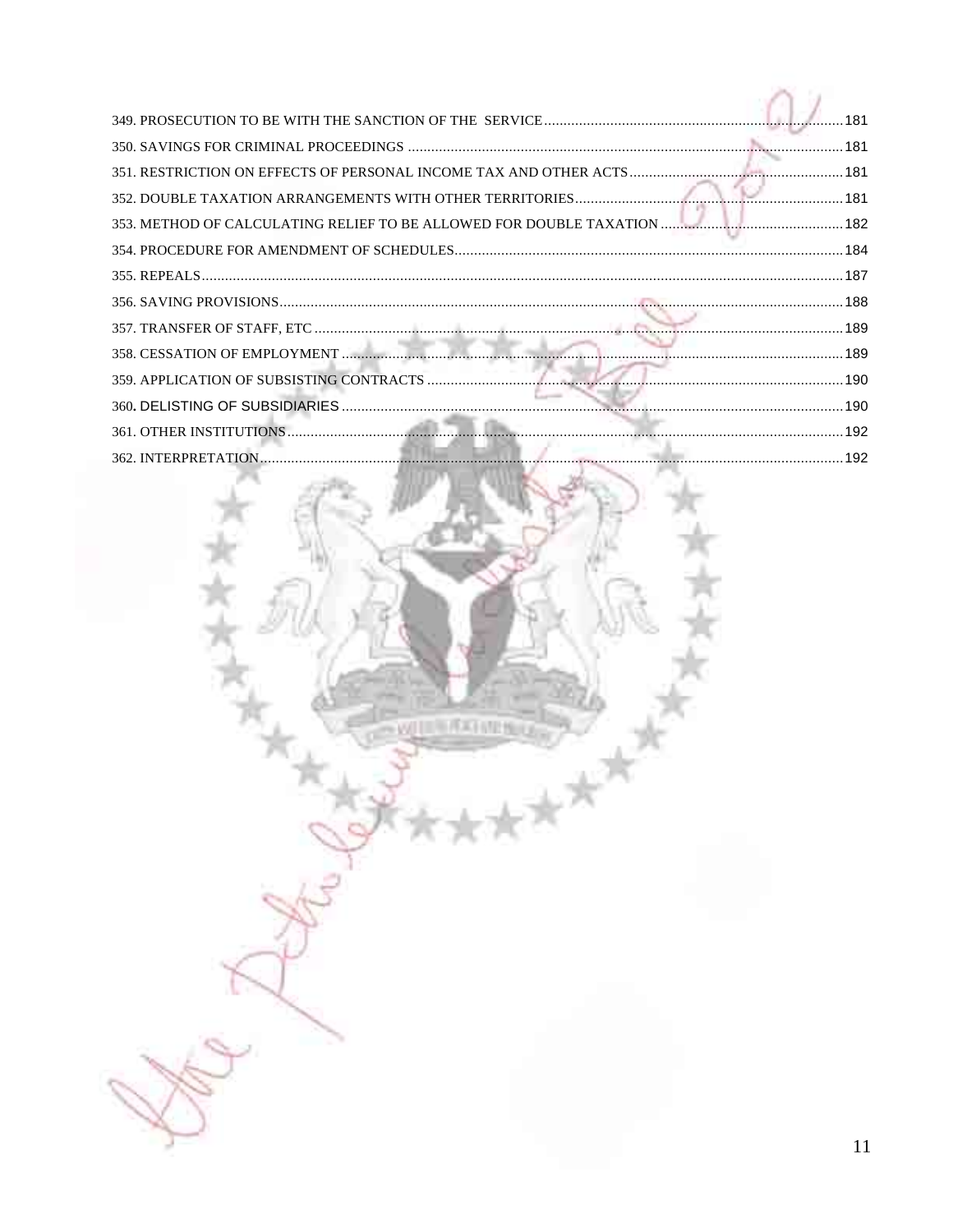349. PROSECUTION TO BE WITH THE SANCTION OF THE SERVICE ........ 181
350. SAVINGS FOR CRIMINAL PROCEEDINGS ........ 181
351. RESTRICTION ON EFFECTS OF PERSONAL INCOME TAX AND OTHER ACTS ........ 181
352. DOUBLE TAXATION ARRANGEMENTS WITH OTHER TERRITORIES ........ 181
353. METHOD OF CALCULATING RELIEF TO BE ALLOWED FOR DOUBLE TAXATION ........ 182
354. PROCEDURE FOR AMENDMENT OF SCHEDULES ........ 184
355. REPEALS ........ 187
356. SAVING PROVISIONS ........ 188
357. TRANSFER OF STAFF, ETC ........ 189
358. CESSATION OF EMPLOYMENT ........ 189
359. APPLICATION OF SUBSISTING CONTRACTS ........ 190
360. DELISTING OF SUBSIDIARIES ........ 190
361. OTHER INSTITUTIONS ........ 192
362. INTERPRETATION ........ 192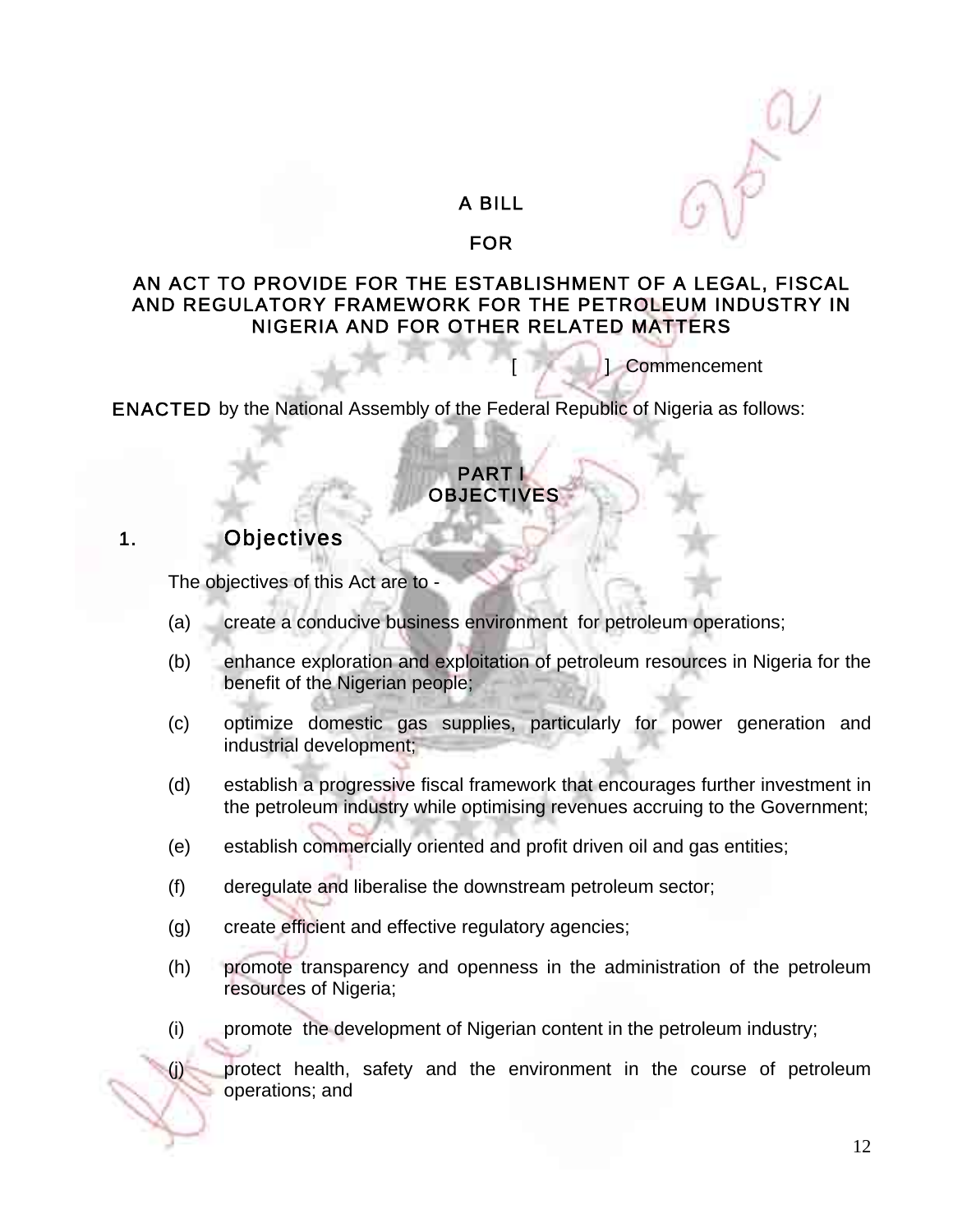# A BILL

# FOR

# AN ACT TO PROVIDE FOR THE ESTABLISHMENT OF A LEGAL, FISCAL AND REGULATORY FRAMEWORK FOR THE PETROLEUM INDUSTRY IN NIGERIA AND FOR OTHER RELATED MATTERS

[ ] Commencement

**ENACTED** by the National Assembly of the Federal Republic of Nigeria as follows:

## PART I
## OBJECTIVES

### 1. Objectives

The objectives of this Act are to -

(a) create a conducive business environment for petroleum operations;

(b) enhance exploration and exploitation of petroleum resources in Nigeria for the benefit of the Nigerian people;

(c) optimize domestic gas supplies, particularly for power generation and industrial development;

(d) establish a progressive fiscal framework that encourages further investment in the petroleum industry while optimising revenues accruing to the Government;

(e) establish commercially oriented and profit driven oil and gas entities;

(f) deregulate and liberalise the downstream petroleum sector;

(g) create efficient and effective regulatory agencies;

(h) promote transparency and openness in the administration of the petroleum resources of Nigeria;

(i) promote the development of Nigerian content in the petroleum industry;

(j) protect health, safety and the environment in the course of petroleum operations; and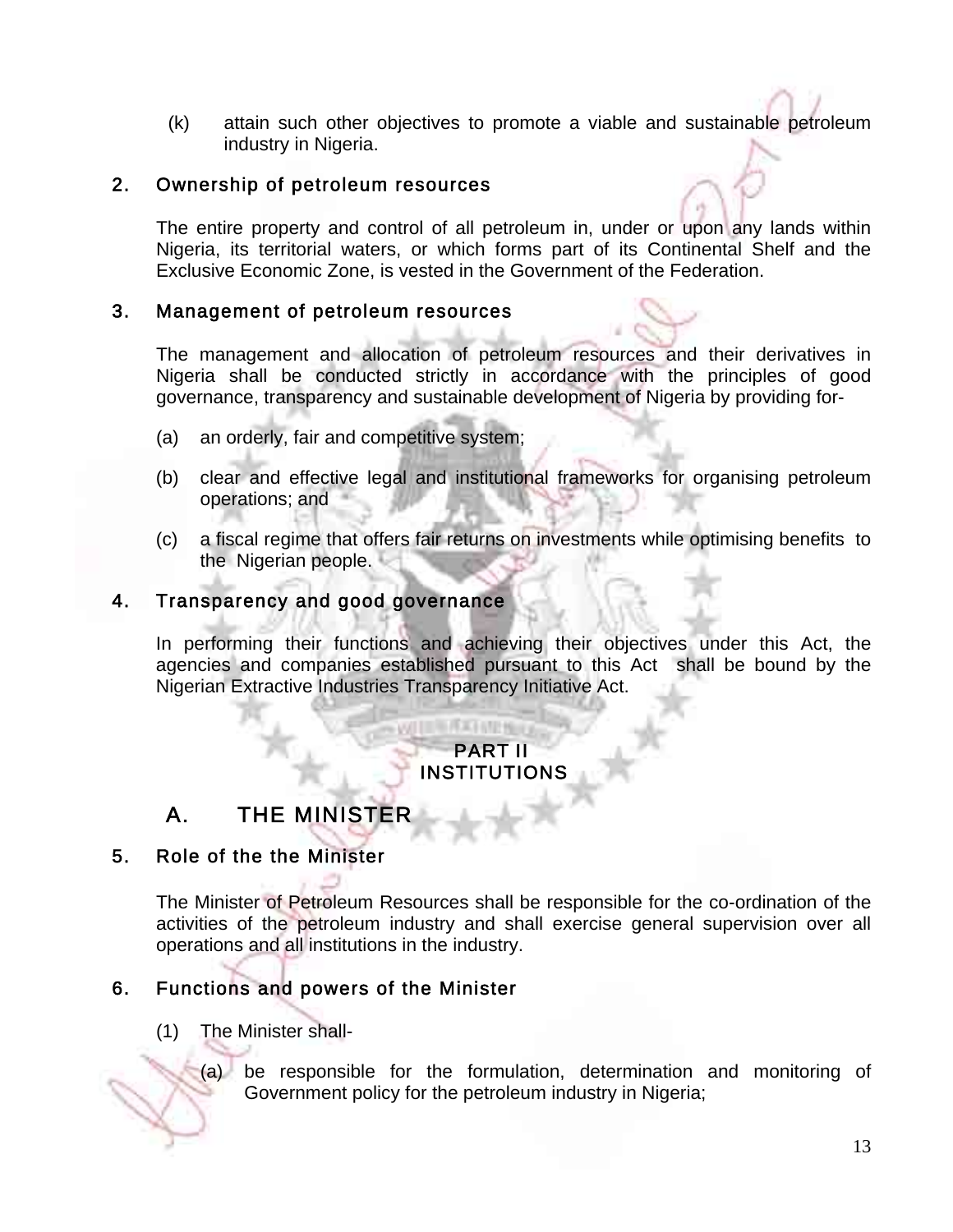(k) attain such other objectives to promote a viable and sustainable petroleum industry in Nigeria.

### 2. Ownership of petroleum resources

The entire property and control of all petroleum in, under or upon any lands within Nigeria, its territorial waters, or which forms part of its Continental Shelf and the Exclusive Economic Zone, is vested in the Government of the Federation.

### 3. Management of petroleum resources

The management and allocation of petroleum resources and their derivatives in Nigeria shall be conducted strictly in accordance with the principles of good governance, transparency and sustainable development of Nigeria by providing for-

(a) an orderly, fair and competitive system;

(b) clear and effective legal and institutional frameworks for organising petroleum operations; and

(c) a fiscal regime that offers fair returns on investments while optimising benefits to the Nigerian people.

### 4. Transparency and good governance

In performing their functions and achieving their objectives under this Act, the agencies and companies established pursuant to this Act shall be bound by the Nigerian Extractive Industries Transparency Initiative Act.

## PART II
## INSTITUTIONS

## A. THE MINISTER

### 5. Role of the the Minister

The Minister of Petroleum Resources shall be responsible for the co-ordination of the activities of the petroleum industry and shall exercise general supervision over all operations and all institutions in the industry.

### 6. Functions and powers of the Minister

(1) The Minister shall-

(a) be responsible for the formulation, determination and monitoring of Government policy for the petroleum industry in Nigeria;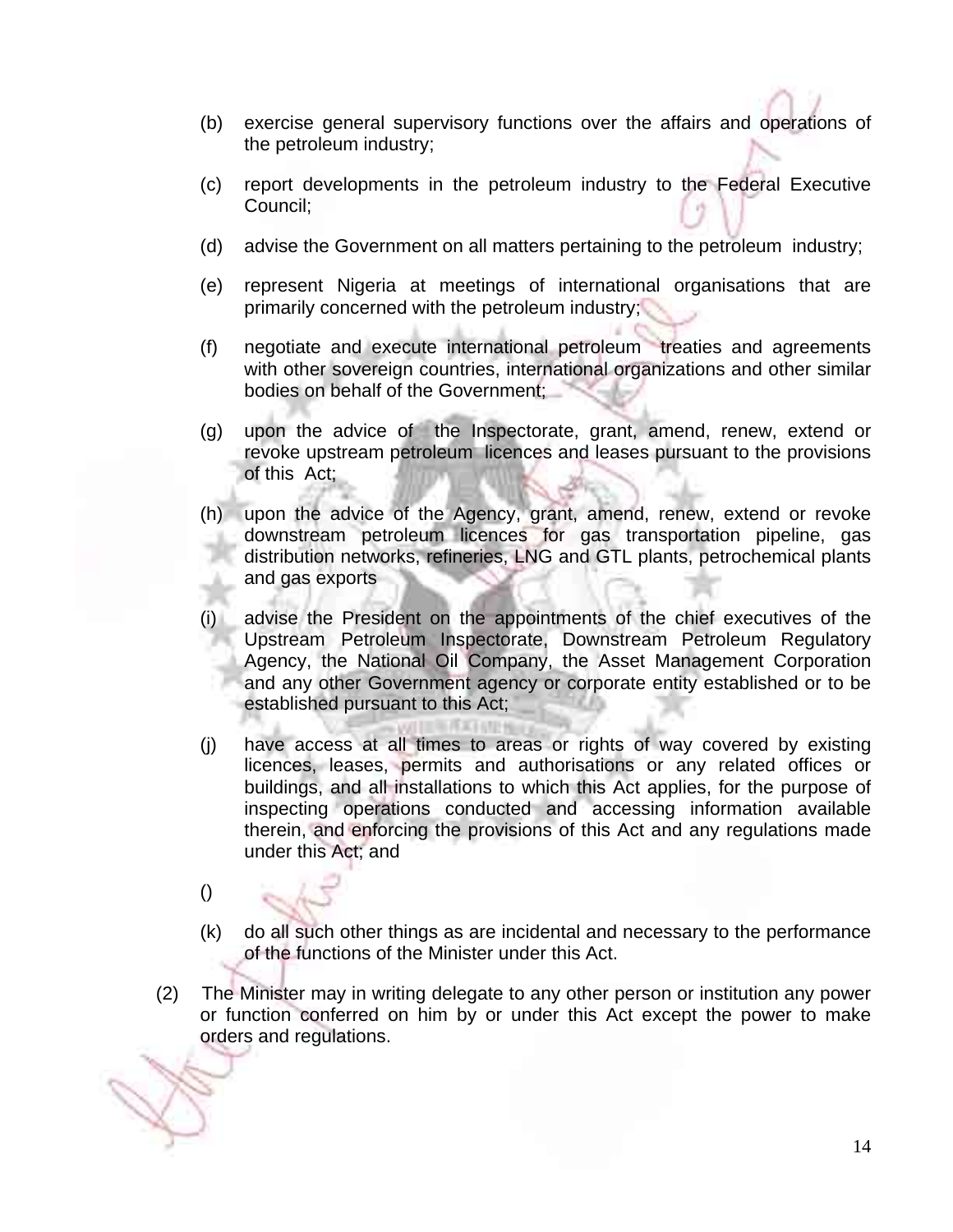(b) exercise general supervisory functions over the affairs and operations of the petroleum industry;

(c) report developments in the petroleum industry to the Federal Executive Council;

(d) advise the Government on all matters pertaining to the petroleum industry;

(e) represent Nigeria at meetings of international organisations that are primarily concerned with the petroleum industry;

(f) negotiate and execute international petroleum treaties and agreements with other sovereign countries, international organizations and other similar bodies on behalf of the Government;

(g) upon the advice of the Inspectorate, grant, amend, renew, extend or revoke upstream petroleum licences and leases pursuant to the provisions of this Act;

(h) upon the advice of the Agency, grant, amend, renew, extend or revoke downstream petroleum licences for gas transportation pipeline, gas distribution networks, refineries, LNG and GTL plants, petrochemical plants and gas exports

(i) advise the President on the appointments of the chief executives of the Upstream Petroleum Inspectorate, Downstream Petroleum Regulatory Agency, the National Oil Company, the Asset Management Corporation and any other Government agency or corporate entity established or to be established pursuant to this Act;

(j) have access at all times to areas or rights of way covered by existing licences, leases, permits and authorisations or any related offices or buildings, and all installations to which this Act applies, for the purpose of inspecting operations conducted and accessing information available therein, and enforcing the provisions of this Act and any regulations made under this Act; and

()

(k) do all such other things as are incidental and necessary to the performance of the functions of the Minister under this Act.

(2) The Minister may in writing delegate to any other person or institution any power or function conferred on him by or under this Act except the power to make orders and regulations.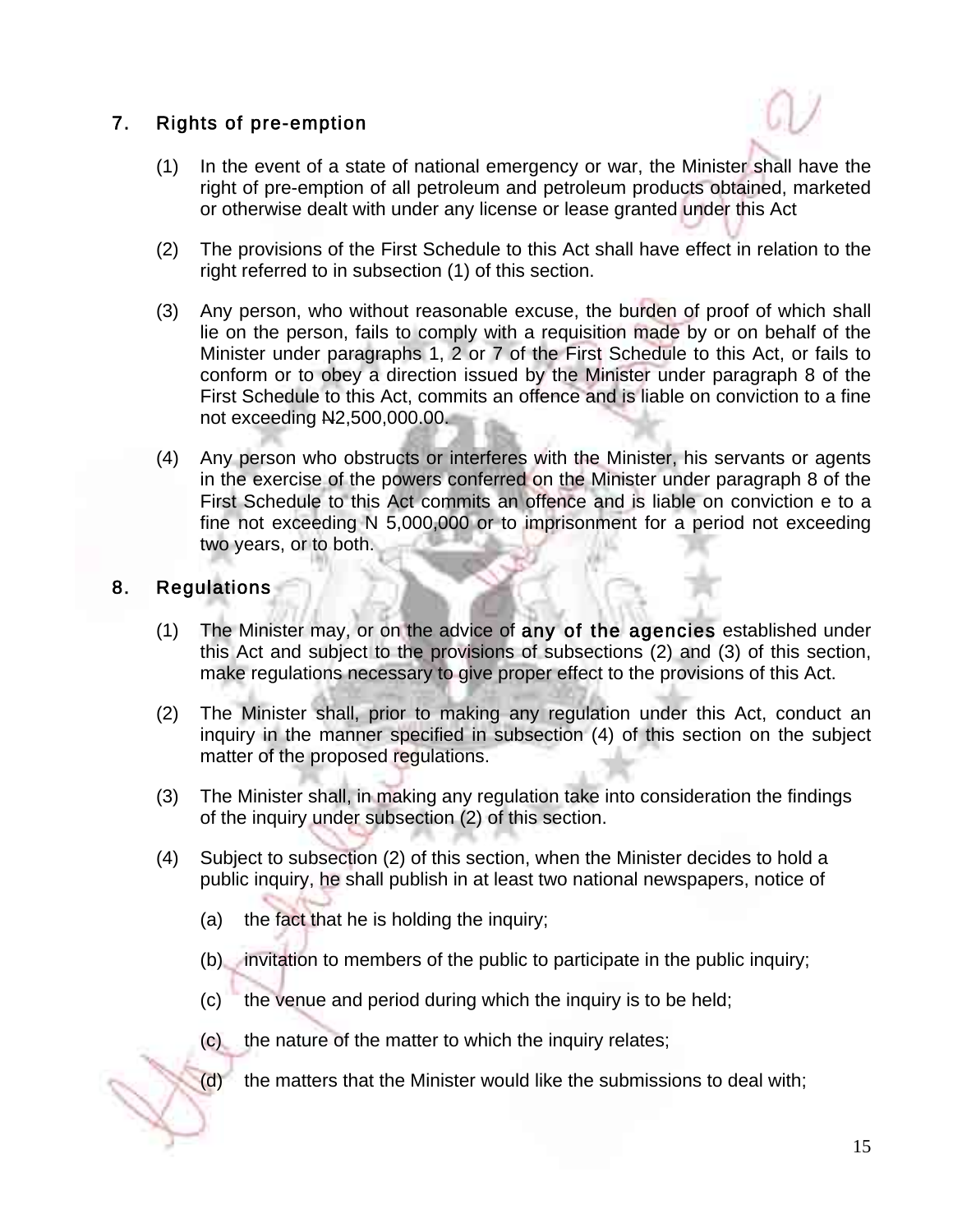## 7. Rights of pre-emption

(1) In the event of a state of national emergency or war, the Minister shall have the right of pre-emption of all petroleum and petroleum products obtained, marketed or otherwise dealt with under any license or lease granted under this Act

(2) The provisions of the First Schedule to this Act shall have effect in relation to the right referred to in subsection (1) of this section.

(3) Any person, who without reasonable excuse, the burden of proof of which shall lie on the person, fails to comply with a requisition made by or on behalf of the Minister under paragraphs 1, 2 or 7 of the First Schedule to this Act, or fails to conform or to obey a direction issued by the Minister under paragraph 8 of the First Schedule to this Act, commits an offence and is liable on conviction to a fine not exceeding ₦2,500,000.00.

(4) Any person who obstructs or interferes with the Minister, his servants or agents in the exercise of the powers conferred on the Minister under paragraph 8 of the First Schedule to this Act commits an offence and is liable on conviction e to a fine not exceeding N 5,000,000 or to imprisonment for a period not exceeding two years, or to both.

## 8. Regulations

(1) The Minister may, or on the advice of **any of the agencies** established under this Act and subject to the provisions of subsections (2) and (3) of this section, make regulations necessary to give proper effect to the provisions of this Act.

(2) The Minister shall, prior to making any regulation under this Act, conduct an inquiry in the manner specified in subsection (4) of this section on the subject matter of the proposed regulations.

(3) The Minister shall, in making any regulation take into consideration the findings of the inquiry under subsection (2) of this section.

(4) Subject to subsection (2) of this section, when the Minister decides to hold a public inquiry, he shall publish in at least two national newspapers, notice of

(a) the fact that he is holding the inquiry;

(b) invitation to members of the public to participate in the public inquiry;

(c) the venue and period during which the inquiry is to be held;

(c) the nature of the matter to which the inquiry relates;

(d) the matters that the Minister would like the submissions to deal with;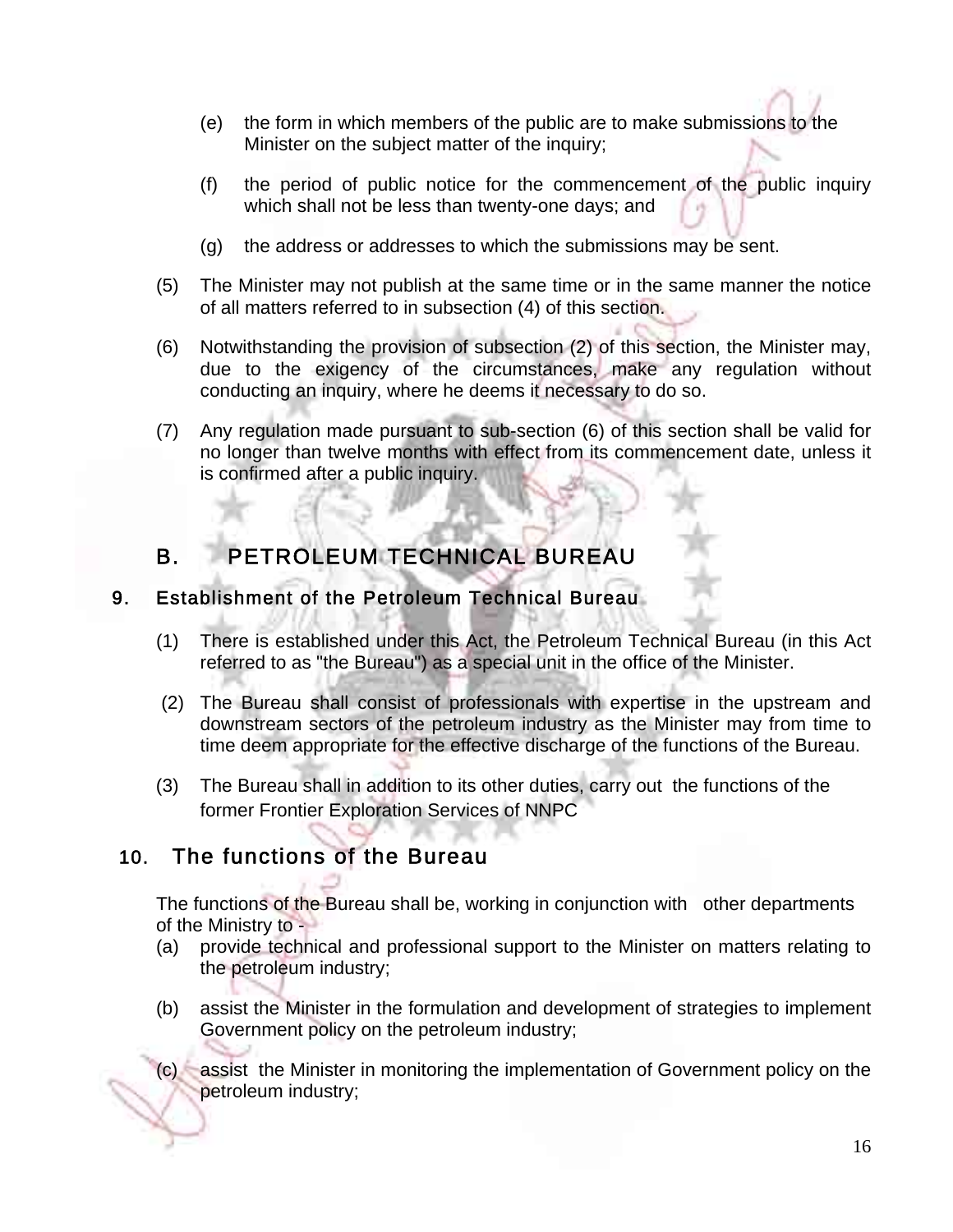(e) the form in which members of the public are to make submissions to the Minister on the subject matter of the inquiry;

(f) the period of public notice for the commencement of the public inquiry which shall not be less than twenty-one days; and

(g) the address or addresses to which the submissions may be sent.

(5) The Minister may not publish at the same time or in the same manner the notice of all matters referred to in subsection (4) of this section.

(6) Notwithstanding the provision of subsection (2) of this section, the Minister may, due to the exigency of the circumstances, make any regulation without conducting an inquiry, where he deems it necessary to do so.

(7) Any regulation made pursuant to sub-section (6) of this section shall be valid for no longer than twelve months with effect from its commencement date, unless it is confirmed after a public inquiry.

## B. PETROLEUM TECHNICAL BUREAU

### 9. Establishment of the Petroleum Technical Bureau

(1) There is established under this Act, the Petroleum Technical Bureau (in this Act referred to as "the Bureau") as a special unit in the office of the Minister.

(2) The Bureau shall consist of professionals with expertise in the upstream and downstream sectors of the petroleum industry as the Minister may from time to time deem appropriate for the effective discharge of the functions of the Bureau.

(3) The Bureau shall in addition to its other duties, carry out the functions of the former Frontier Exploration Services of NNPC

### 10. The functions of the Bureau

The functions of the Bureau shall be, working in conjunction with other departments of the Ministry to -

(a) provide technical and professional support to the Minister on matters relating to the petroleum industry;

(b) assist the Minister in the formulation and development of strategies to implement Government policy on the petroleum industry;

(c) assist the Minister in monitoring the implementation of Government policy on the petroleum industry;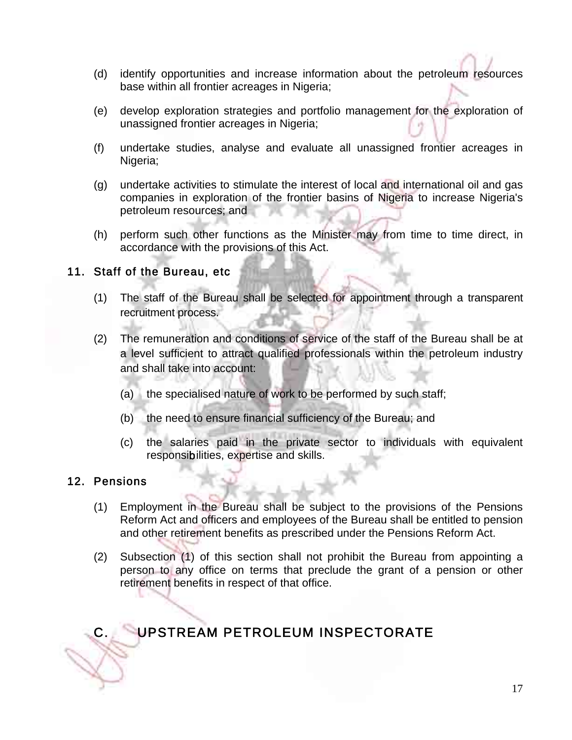(d) identify opportunities and increase information about the petroleum resources base within all frontier acreages in Nigeria;

(e) develop exploration strategies and portfolio management for the exploration of unassigned frontier acreages in Nigeria;

(f) undertake studies, analyse and evaluate all unassigned frontier acreages in Nigeria;

(g) undertake activities to stimulate the interest of local and international oil and gas companies in exploration of the frontier basins of Nigeria to increase Nigeria's petroleum resources; and

(h) perform such other functions as the Minister may from time to time direct, in accordance with the provisions of this Act.

### 11. Staff of the Bureau, etc

(1) The staff of the Bureau shall be selected for appointment through a transparent recruitment process.

(2) The remuneration and conditions of service of the staff of the Bureau shall be at a level sufficient to attract qualified professionals within the petroleum industry and shall take into account:

   (a) the specialised nature of work to be performed by such staff;

   (b) the need to ensure financial sufficiency of the Bureau; and

   (c) the salaries paid in the private sector to individuals with equivalent responsibilities, expertise and skills.

### 12. Pensions

(1) Employment in the Bureau shall be subject to the provisions of the Pensions Reform Act and officers and employees of the Bureau shall be entitled to pension and other retirement benefits as prescribed under the Pensions Reform Act.

(2) Subsection (1) of this section shall not prohibit the Bureau from appointing a person to any office on terms that preclude the grant of a pension or other retirement benefits in respect of that office.

## C. UPSTREAM PETROLEUM INSPECTORATE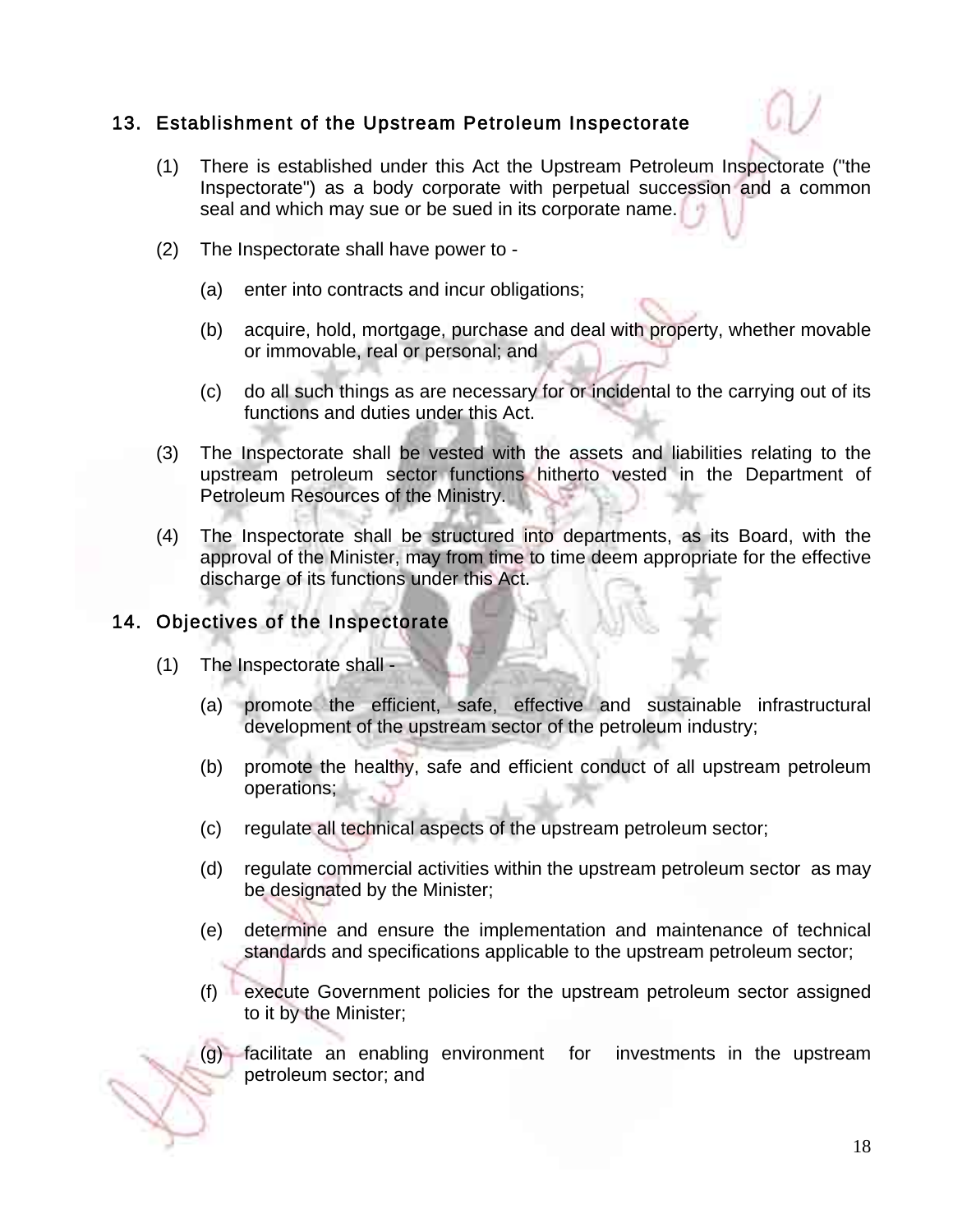## 13. Establishment of the Upstream Petroleum Inspectorate

(1) There is established under this Act the Upstream Petroleum Inspectorate ("the Inspectorate") as a body corporate with perpetual succession and a common seal and which may sue or be sued in its corporate name.

(2) The Inspectorate shall have power to -

(a) enter into contracts and incur obligations;

(b) acquire, hold, mortgage, purchase and deal with property, whether movable or immovable, real or personal; and

(c) do all such things as are necessary for or incidental to the carrying out of its functions and duties under this Act.

(3) The Inspectorate shall be vested with the assets and liabilities relating to the upstream petroleum sector functions hitherto vested in the Department of Petroleum Resources of the Ministry.

(4) The Inspectorate shall be structured into departments, as its Board, with the approval of the Minister, may from time to time deem appropriate for the effective discharge of its functions under this Act.

## 14. Objectives of the Inspectorate

(1) The Inspectorate shall -

(a) promote the efficient, safe, effective and sustainable infrastructural development of the upstream sector of the petroleum industry;

(b) promote the healthy, safe and efficient conduct of all upstream petroleum operations;

(c) regulate all technical aspects of the upstream petroleum sector;

(d) regulate commercial activities within the upstream petroleum sector as may be designated by the Minister;

(e) determine and ensure the implementation and maintenance of technical standards and specifications applicable to the upstream petroleum sector;

(f) execute Government policies for the upstream petroleum sector assigned to it by the Minister;

(g) facilitate an enabling environment for investments in the upstream petroleum sector; and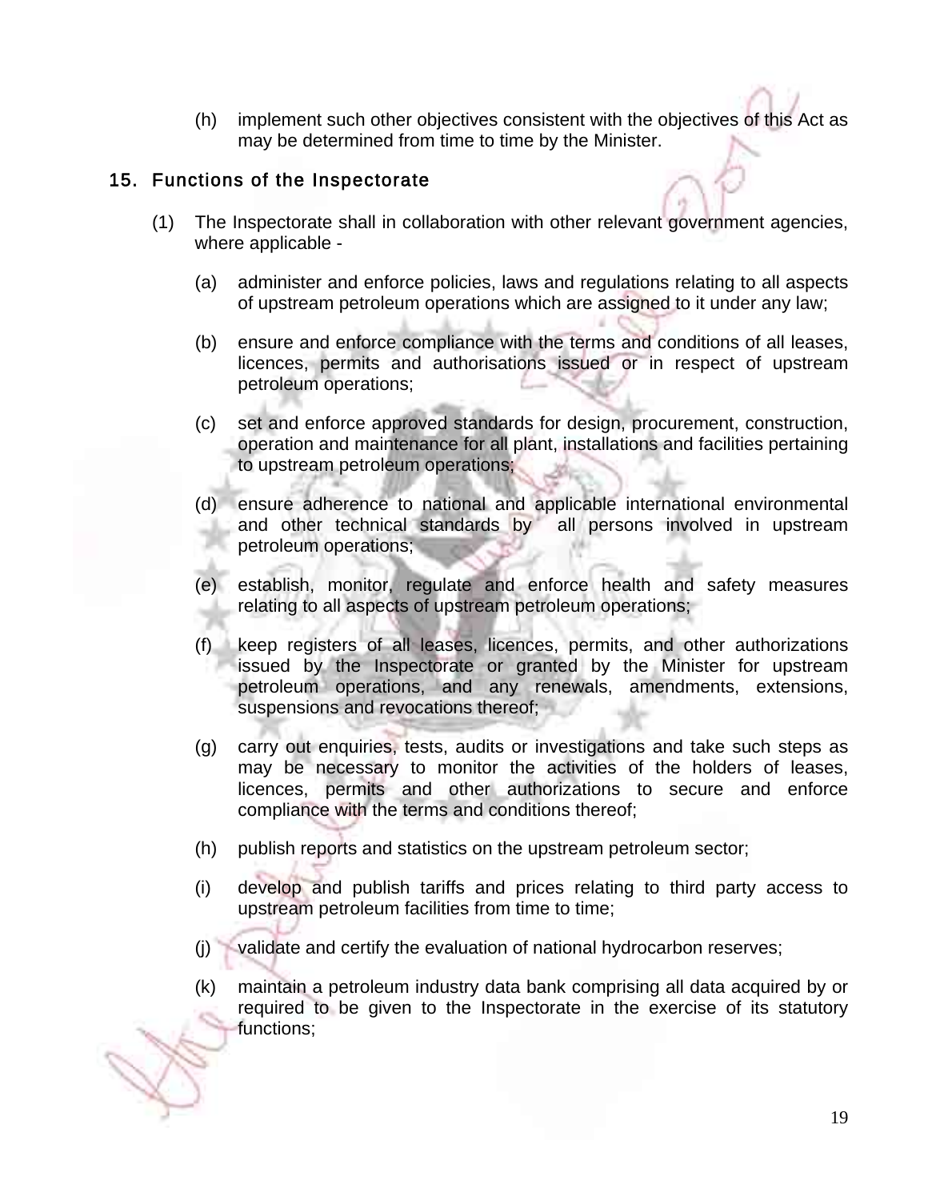(h) implement such other objectives consistent with the objectives of this Act as may be determined from time to time by the Minister.

## 15. Functions of the Inspectorate

(1) The Inspectorate shall in collaboration with other relevant government agencies, where applicable -

(a) administer and enforce policies, laws and regulations relating to all aspects of upstream petroleum operations which are assigned to it under any law;

(b) ensure and enforce compliance with the terms and conditions of all leases, licences, permits and authorisations issued or in respect of upstream petroleum operations;

(c) set and enforce approved standards for design, procurement, construction, operation and maintenance for all plant, installations and facilities pertaining to upstream petroleum operations;

(d) ensure adherence to national and applicable international environmental and other technical standards by all persons involved in upstream petroleum operations;

(e) establish, monitor, regulate and enforce health and safety measures relating to all aspects of upstream petroleum operations;

(f) keep registers of all leases, licences, permits, and other authorizations issued by the Inspectorate or granted by the Minister for upstream petroleum operations, and any renewals, amendments, extensions, suspensions and revocations thereof;

(g) carry out enquiries, tests, audits or investigations and take such steps as may be necessary to monitor the activities of the holders of leases, licences, permits and other authorizations to secure and enforce compliance with the terms and conditions thereof;

(h) publish reports and statistics on the upstream petroleum sector;

(i) develop and publish tariffs and prices relating to third party access to upstream petroleum facilities from time to time;

(j) validate and certify the evaluation of national hydrocarbon reserves;

(k) maintain a petroleum industry data bank comprising all data acquired by or required to be given to the Inspectorate in the exercise of its statutory functions;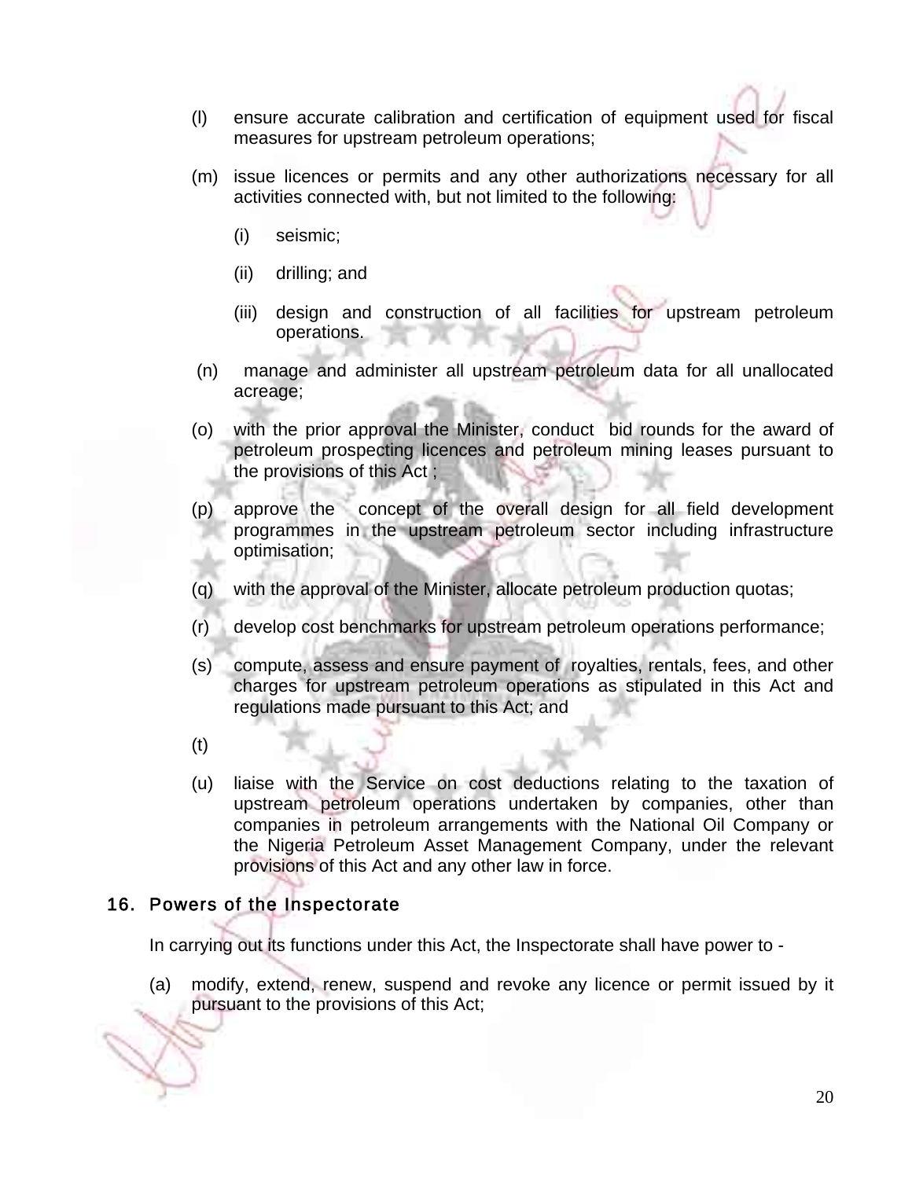(l) ensure accurate calibration and certification of equipment used for fiscal measures for upstream petroleum operations;

(m) issue licences or permits and any other authorizations necessary for all activities connected with, but not limited to the following:

(i) seismic;

(ii) drilling; and

(iii) design and construction of all facilities for upstream petroleum operations.

(n) manage and administer all upstream petroleum data for all unallocated acreage;

(o) with the prior approval the Minister, conduct bid rounds for the award of petroleum prospecting licences and petroleum mining leases pursuant to the provisions of this Act ;

(p) approve the concept of the overall design for all field development programmes in the upstream petroleum sector including infrastructure optimisation;

(q) with the approval of the Minister, allocate petroleum production quotas;

(r) develop cost benchmarks for upstream petroleum operations performance;

(s) compute, assess and ensure payment of royalties, rentals, fees, and other charges for upstream petroleum operations as stipulated in this Act and regulations made pursuant to this Act; and

(t)

(u) liaise with the Service on cost deductions relating to the taxation of upstream petroleum operations undertaken by companies, other than companies in petroleum arrangements with the National Oil Company or the Nigeria Petroleum Asset Management Company, under the relevant provisions of this Act and any other law in force.

### 16. Powers of the Inspectorate

In carrying out its functions under this Act, the Inspectorate shall have power to -

(a) modify, extend, renew, suspend and revoke any licence or permit issued by it pursuant to the provisions of this Act;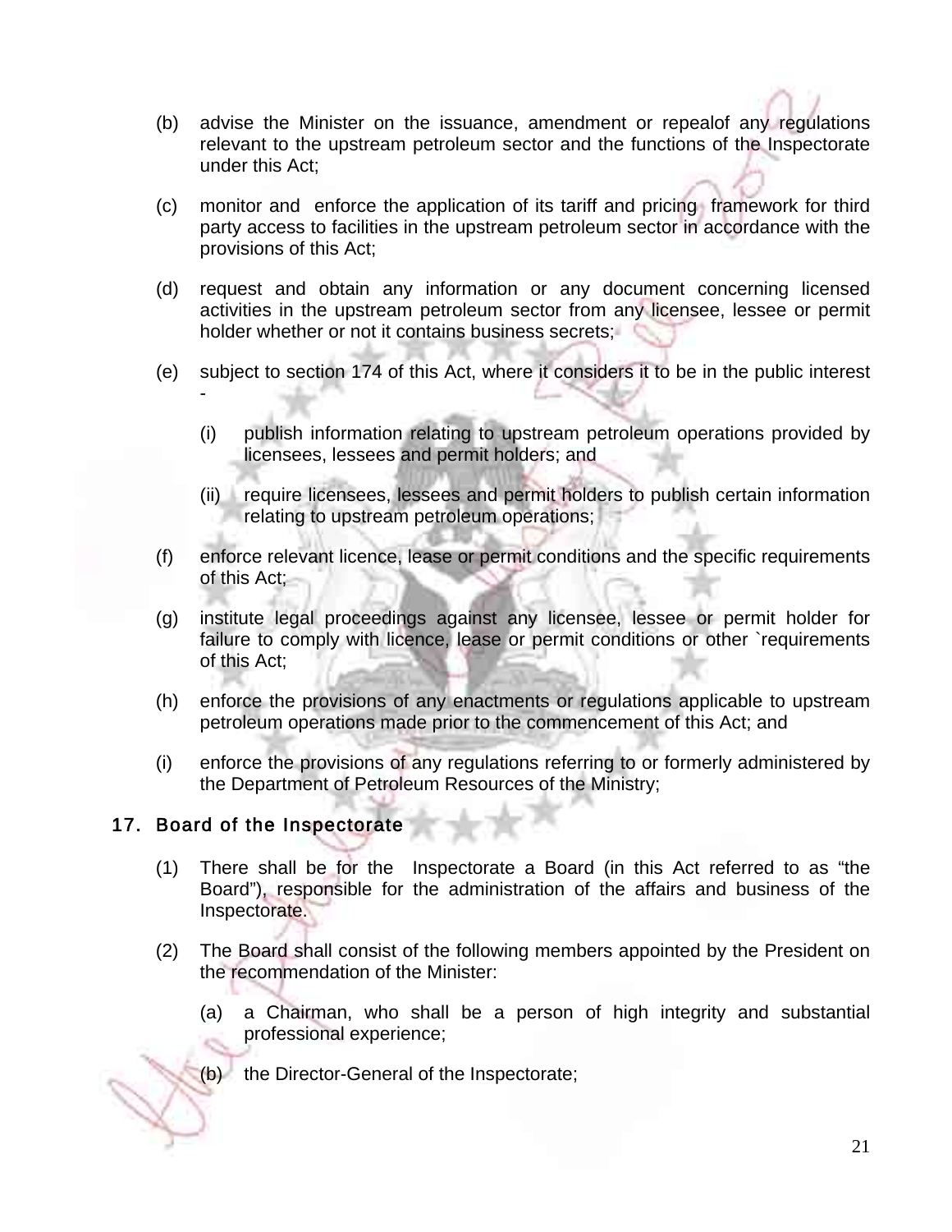(b) advise the Minister on the issuance, amendment or repealof any regulations relevant to the upstream petroleum sector and the functions of the Inspectorate under this Act;

(c) monitor and enforce the application of its tariff and pricing framework for third party access to facilities in the upstream petroleum sector in accordance with the provisions of this Act;

(d) request and obtain any information or any document concerning licensed activities in the upstream petroleum sector from any licensee, lessee or permit holder whether or not it contains business secrets;

(e) subject to section 174 of this Act, where it considers it to be in the public interest -

   (i) publish information relating to upstream petroleum operations provided by licensees, lessees and permit holders; and

   (ii) require licensees, lessees and permit holders to publish certain information relating to upstream petroleum operations;

(f) enforce relevant licence, lease or permit conditions and the specific requirements of this Act;

(g) institute legal proceedings against any licensee, lessee or permit holder for failure to comply with licence, lease or permit conditions or other `requirements of this Act;

(h) enforce the provisions of any enactments or regulations applicable to upstream petroleum operations made prior to the commencement of this Act; and

(i) enforce the provisions of any regulations referring to or formerly administered by the Department of Petroleum Resources of the Ministry;

## 17. Board of the Inspectorate

(1) There shall be for the Inspectorate a Board (in this Act referred to as “the Board”), responsible for the administration of the affairs and business of the Inspectorate.

(2) The Board shall consist of the following members appointed by the President on the recommendation of the Minister:

   (a) a Chairman, who shall be a person of high integrity and substantial professional experience;

   (b) the Director-General of the Inspectorate;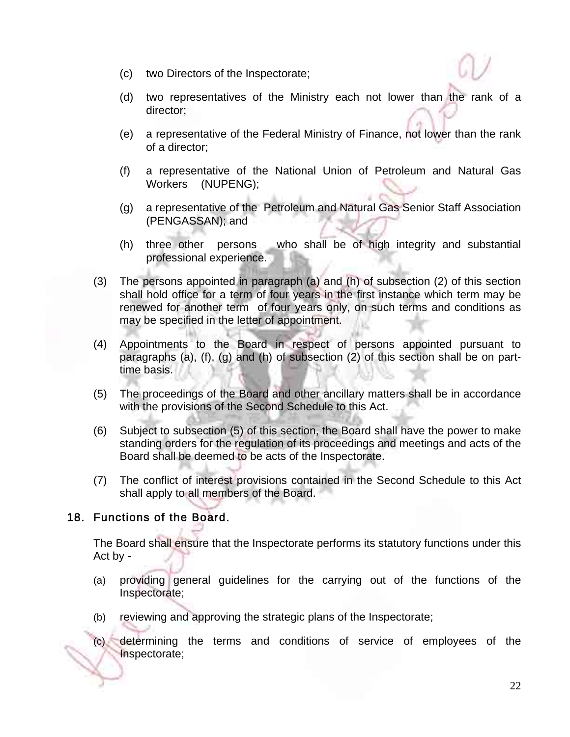(c) two Directors of the Inspectorate;

(d) two representatives of the Ministry each not lower than the rank of a director;

(e) a representative of the Federal Ministry of Finance, not lower than the rank of a director;

(f) a representative of the National Union of Petroleum and Natural Gas Workers (NUPENG);

(g) a representative of the Petroleum and Natural Gas Senior Staff Association (PENGASSAN); and

(h) three other persons who shall be of high integrity and substantial professional experience.

(3) The persons appointed in paragraph (a) and (h) of subsection (2) of this section shall hold office for a term of four years in the first instance which term may be renewed for another term of four years only, on such terms and conditions as may be specified in the letter of appointment.

(4) Appointments to the Board in respect of persons appointed pursuant to paragraphs (a), (f), (g) and (h) of subsection (2) of this section shall be on part-time basis.

(5) The proceedings of the Board and other ancillary matters shall be in accordance with the provisions of the Second Schedule to this Act.

(6) Subject to subsection (5) of this section, the Board shall have the power to make standing orders for the regulation of its proceedings and meetings and acts of the Board shall be deemed to be acts of the Inspectorate.

(7) The conflict of interest provisions contained in the Second Schedule to this Act shall apply to all members of the Board.

## 18. Functions of the Board.

The Board shall ensure that the Inspectorate performs its statutory functions under this Act by -

(a) providing general guidelines for the carrying out of the functions of the Inspectorate;

(b) reviewing and approving the strategic plans of the Inspectorate;

(c) determining the terms and conditions of service of employees of the Inspectorate;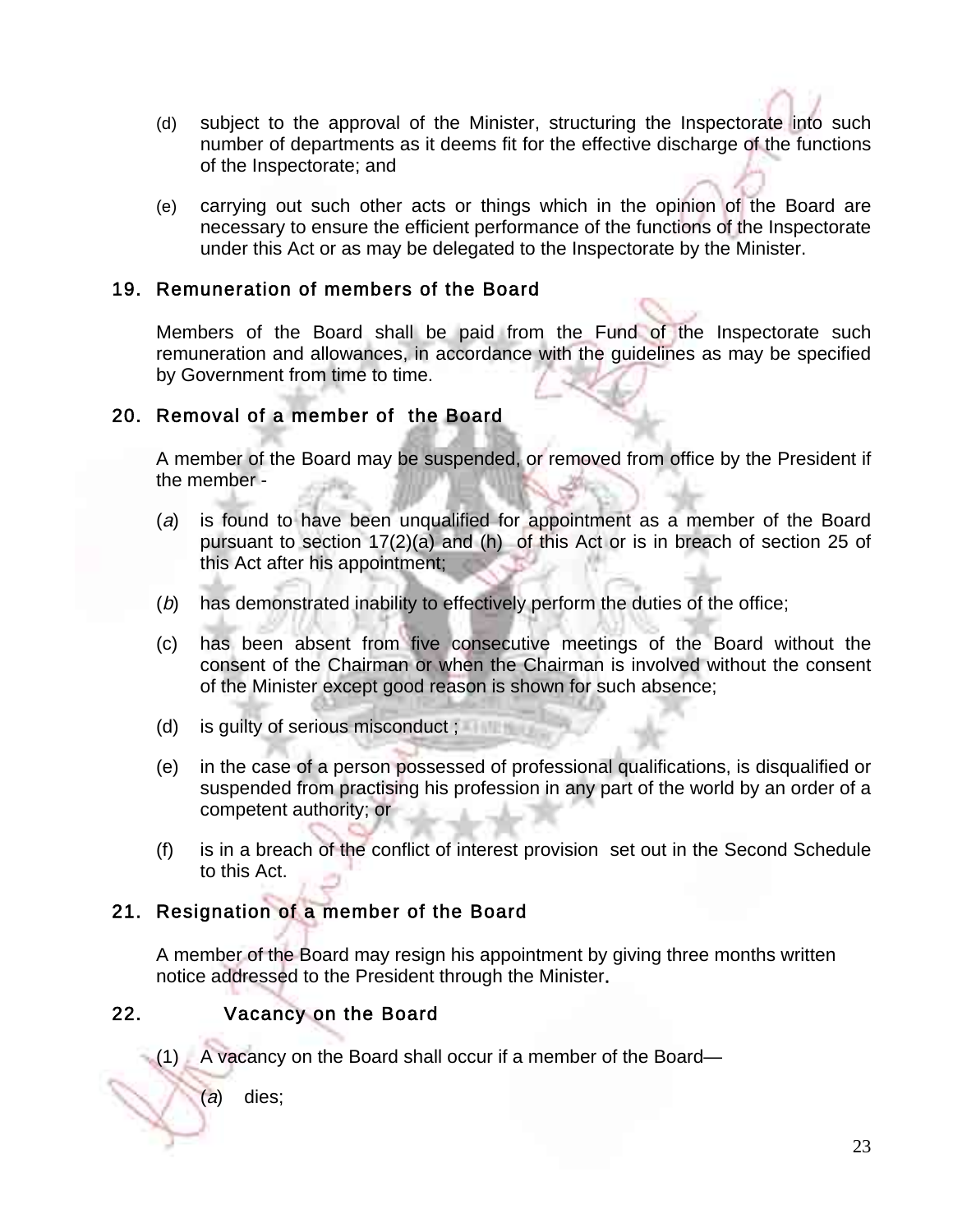(d) subject to the approval of the Minister, structuring the Inspectorate into such number of departments as it deems fit for the effective discharge of the functions of the Inspectorate; and

(e) carrying out such other acts or things which in the opinion of the Board are necessary to ensure the efficient performance of the functions of the Inspectorate under this Act or as may be delegated to the Inspectorate by the Minister.

## 19. Remuneration of members of the Board

Members of the Board shall be paid from the Fund of the Inspectorate such remuneration and allowances, in accordance with the guidelines as may be specified by Government from time to time.

## 20. Removal of a member of the Board

A member of the Board may be suspended, or removed from office by the President if the member -

(*a*) is found to have been unqualified for appointment as a member of the Board pursuant to section 17(2)(a) and (h) of this Act or is in breach of section 25 of this Act after his appointment;

(*b*) has demonstrated inability to effectively perform the duties of the office;

(c) has been absent from five consecutive meetings of the Board without the consent of the Chairman or when the Chairman is involved without the consent of the Minister except good reason is shown for such absence;

(d) is guilty of serious misconduct ;

(e) in the case of a person possessed of professional qualifications, is disqualified or suspended from practising his profession in any part of the world by an order of a competent authority; or

(f) is in a breach of the conflict of interest provision set out in the Second Schedule to this Act.

## 21. Resignation of a member of the Board

A member of the Board may resign his appointment by giving three months written notice addressed to the President through the Minister.

## 22. Vacancy on the Board

(1) A vacancy on the Board shall occur if a member of the Board—

(*a*) dies;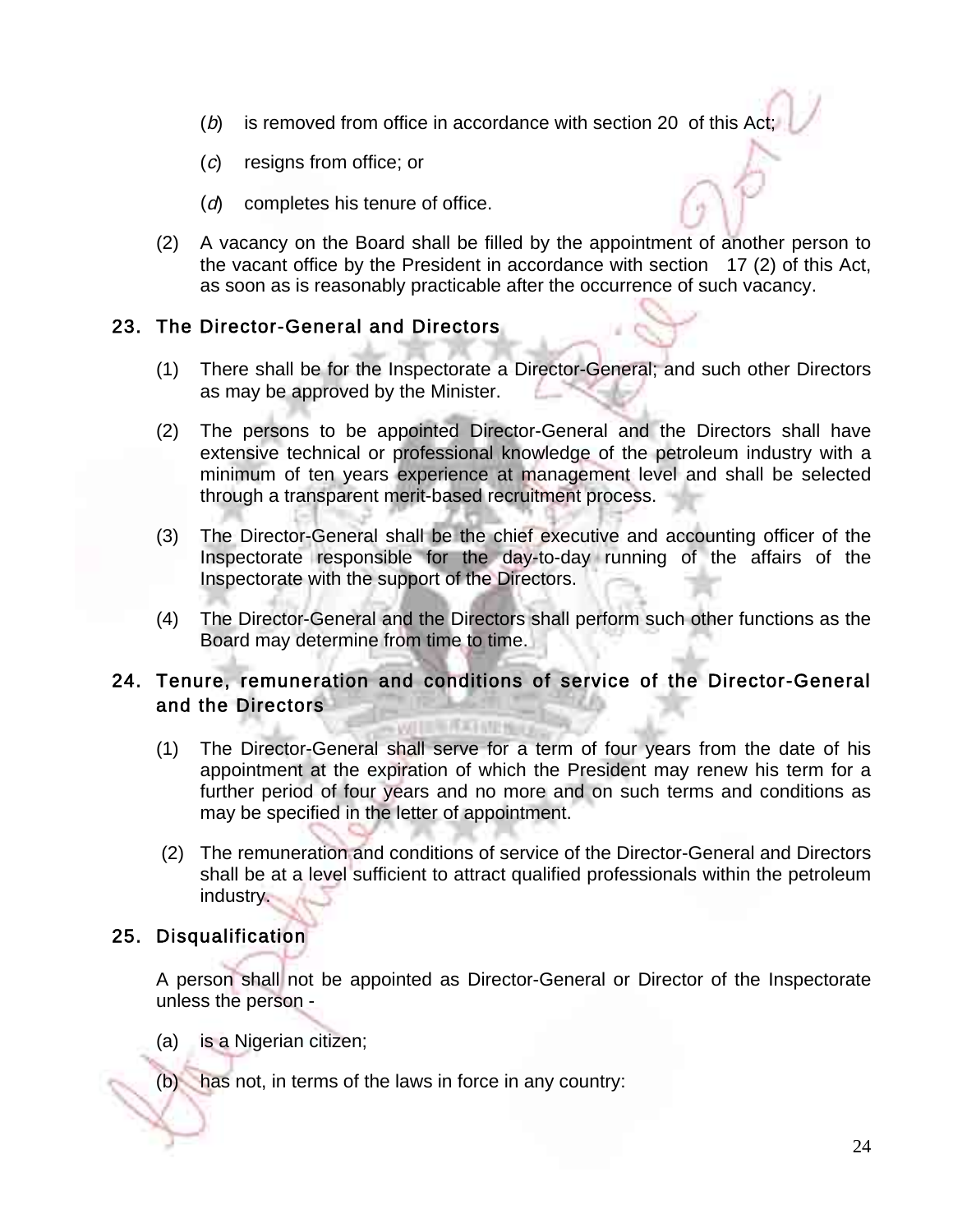(*b*) is removed from office in accordance with section 20 of this Act;

(*c*) resigns from office; or

(*d*) completes his tenure of office.

(2) A vacancy on the Board shall be filled by the appointment of another person to the vacant office by the President in accordance with section 17 (2) of this Act, as soon as is reasonably practicable after the occurrence of such vacancy.

## 23. The Director-General and Directors

(1) There shall be for the Inspectorate a Director-General; and such other Directors as may be approved by the Minister.

(2) The persons to be appointed Director-General and the Directors shall have extensive technical or professional knowledge of the petroleum industry with a minimum of ten years experience at management level and shall be selected through a transparent merit-based recruitment process.

(3) The Director-General shall be the chief executive and accounting officer of the Inspectorate responsible for the day-to-day running of the affairs of the Inspectorate with the support of the Directors.

(4) The Director-General and the Directors shall perform such other functions as the Board may determine from time to time.

## 24. Tenure, remuneration and conditions of service of the Director-General and the Directors

(1) The Director-General shall serve for a term of four years from the date of his appointment at the expiration of which the President may renew his term for a further period of four years and no more and on such terms and conditions as may be specified in the letter of appointment.

(2) The remuneration and conditions of service of the Director-General and Directors shall be at a level sufficient to attract qualified professionals within the petroleum industry.

## 25. Disqualification

A person shall not be appointed as Director-General or Director of the Inspectorate unless the person -

(a) is a Nigerian citizen;

(b) has not, in terms of the laws in force in any country: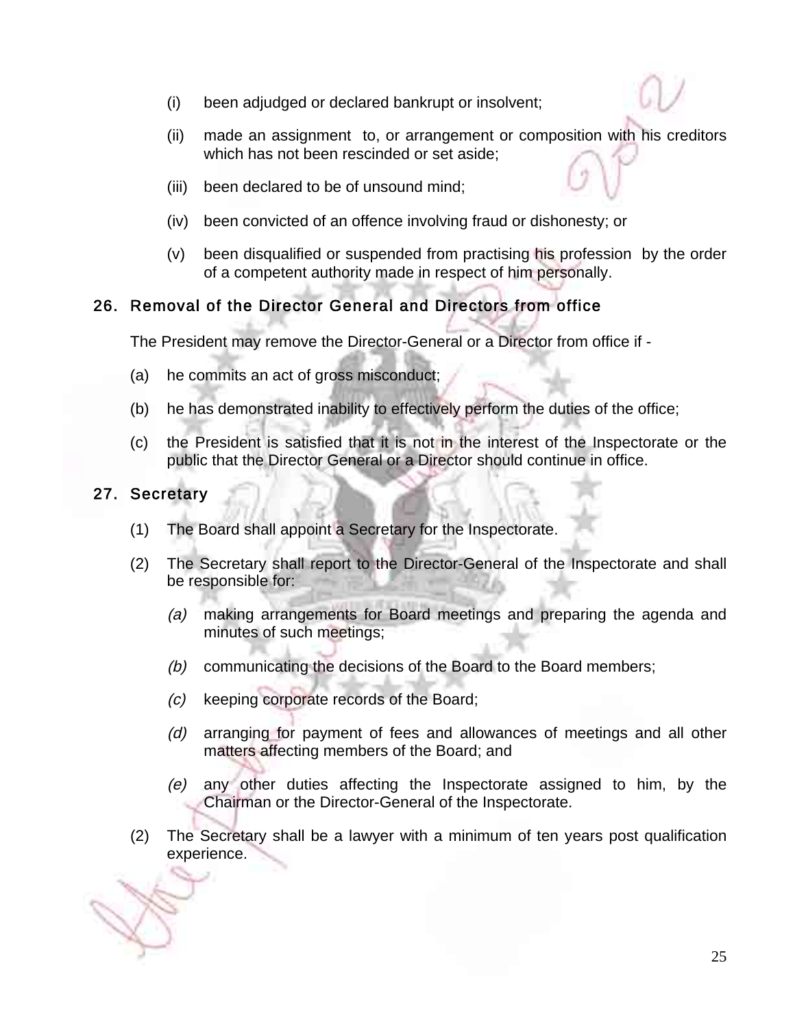(i) been adjudged or declared bankrupt or insolvent;

(ii) made an assignment to, or arrangement or composition with his creditors which has not been rescinded or set aside;

(iii) been declared to be of unsound mind;

(iv) been convicted of an offence involving fraud or dishonesty; or

(v) been disqualified or suspended from practising his profession by the order of a competent authority made in respect of him personally.

## 26. Removal of the Director General and Directors from office

The President may remove the Director-General or a Director from office if -

(a) he commits an act of gross misconduct;

(b) he has demonstrated inability to effectively perform the duties of the office;

(c) the President is satisfied that it is not in the interest of the Inspectorate or the public that the Director General or a Director should continue in office.

## 27. Secretary

(1) The Board shall appoint a Secretary for the Inspectorate.

(2) The Secretary shall report to the Director-General of the Inspectorate and shall be responsible for:

*(a)* making arrangements for Board meetings and preparing the agenda and minutes of such meetings;

*(b)* communicating the decisions of the Board to the Board members;

*(c)* keeping corporate records of the Board;

*(d)* arranging for payment of fees and allowances of meetings and all other matters affecting members of the Board; and

*(e)* any other duties affecting the Inspectorate assigned to him, by the Chairman or the Director-General of the Inspectorate.

(2) The Secretary shall be a lawyer with a minimum of ten years post qualification experience.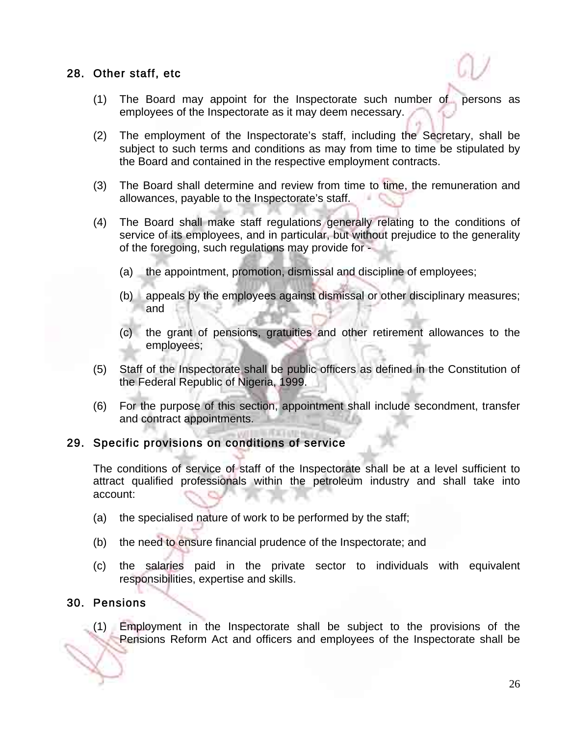## 28. Other staff, etc

(1) The Board may appoint for the Inspectorate such number of persons as employees of the Inspectorate as it may deem necessary.

(2) The employment of the Inspectorate's staff, including the Secretary, shall be subject to such terms and conditions as may from time to time be stipulated by the Board and contained in the respective employment contracts.

(3) The Board shall determine and review from time to time, the remuneration and allowances, payable to the Inspectorate's staff.

(4) The Board shall make staff regulations generally relating to the conditions of service of its employees, and in particular, but without prejudice to the generality of the foregoing, such regulations may provide for -

(a) the appointment, promotion, dismissal and discipline of employees;

(b) appeals by the employees against dismissal or other disciplinary measures; and

(c) the grant of pensions, gratuities and other retirement allowances to the employees;

(5) Staff of the Inspectorate shall be public officers as defined in the Constitution of the Federal Republic of Nigeria, 1999.

(6) For the purpose of this section, appointment shall include secondment, transfer and contract appointments.

## 29. Specific provisions on conditions of service

The conditions of service of staff of the Inspectorate shall be at a level sufficient to attract qualified professionals within the petroleum industry and shall take into account:

(a) the specialised nature of work to be performed by the staff;

(b) the need to ensure financial prudence of the Inspectorate; and

(c) the salaries paid in the private sector to individuals with equivalent responsibilities, expertise and skills.

## 30. Pensions

(1) Employment in the Inspectorate shall be subject to the provisions of the Pensions Reform Act and officers and employees of the Inspectorate shall be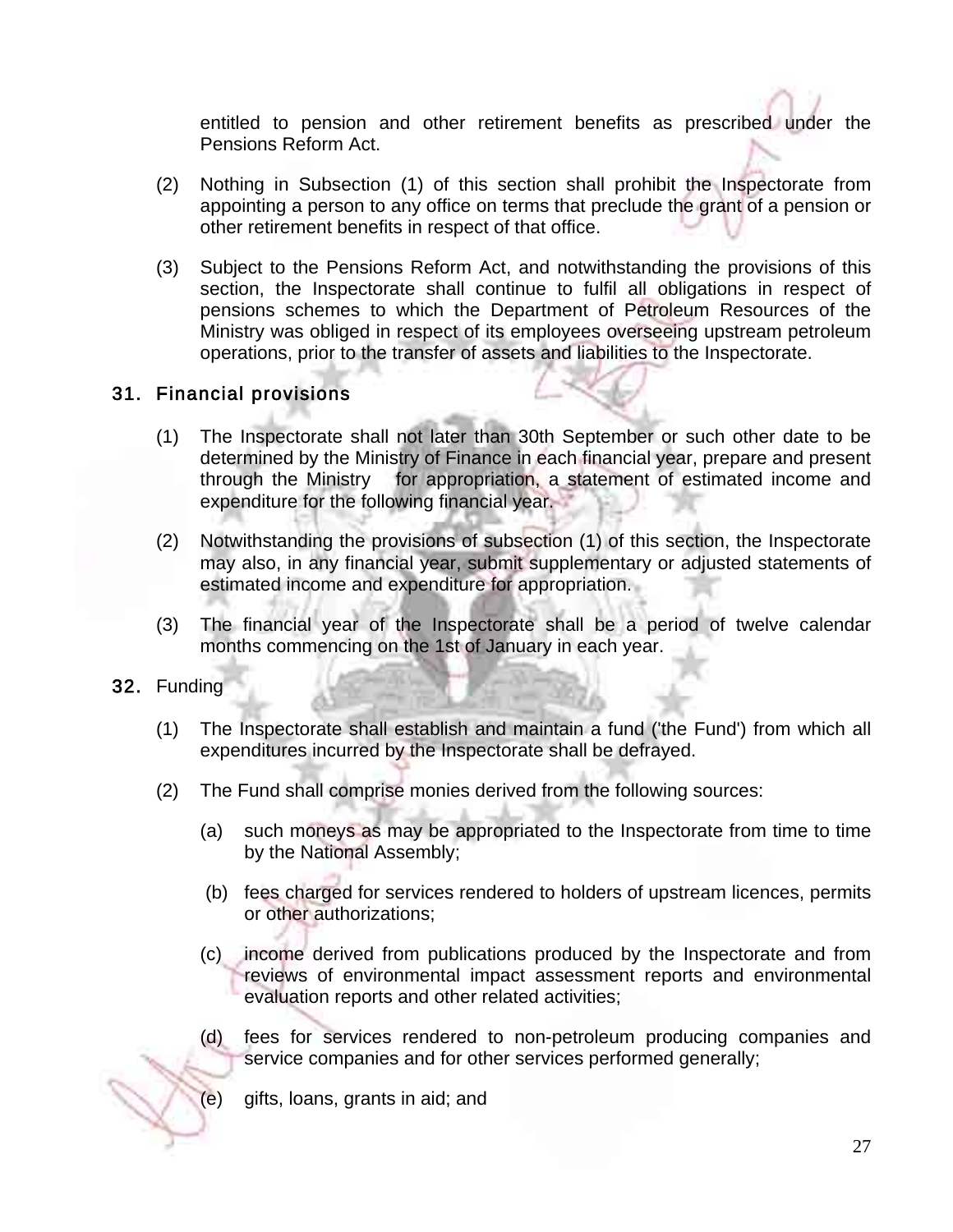entitled to pension and other retirement benefits as prescribed under the Pensions Reform Act.

(2) Nothing in Subsection (1) of this section shall prohibit the Inspectorate from appointing a person to any office on terms that preclude the grant of a pension or other retirement benefits in respect of that office.

(3) Subject to the Pensions Reform Act, and notwithstanding the provisions of this section, the Inspectorate shall continue to fulfil all obligations in respect of pensions schemes to which the Department of Petroleum Resources of the Ministry was obliged in respect of its employees overseeing upstream petroleum operations, prior to the transfer of assets and liabilities to the Inspectorate.

## 31. Financial provisions

(1) The Inspectorate shall not later than 30th September or such other date to be determined by the Ministry of Finance in each financial year, prepare and present through the Ministry for appropriation, a statement of estimated income and expenditure for the following financial year.

(2) Notwithstanding the provisions of subsection (1) of this section, the Inspectorate may also, in any financial year, submit supplementary or adjusted statements of estimated income and expenditure for appropriation.

(3) The financial year of the Inspectorate shall be a period of twelve calendar months commencing on the 1st of January in each year.

## 32. Funding

(1) The Inspectorate shall establish and maintain a fund ('the Fund') from which all expenditures incurred by the Inspectorate shall be defrayed.

(2) The Fund shall comprise monies derived from the following sources:

(a) such moneys as may be appropriated to the Inspectorate from time to time by the National Assembly;

(b) fees charged for services rendered to holders of upstream licences, permits or other authorizations;

(c) income derived from publications produced by the Inspectorate and from reviews of environmental impact assessment reports and environmental evaluation reports and other related activities;

(d) fees for services rendered to non-petroleum producing companies and service companies and for other services performed generally;

(e) gifts, loans, grants in aid; and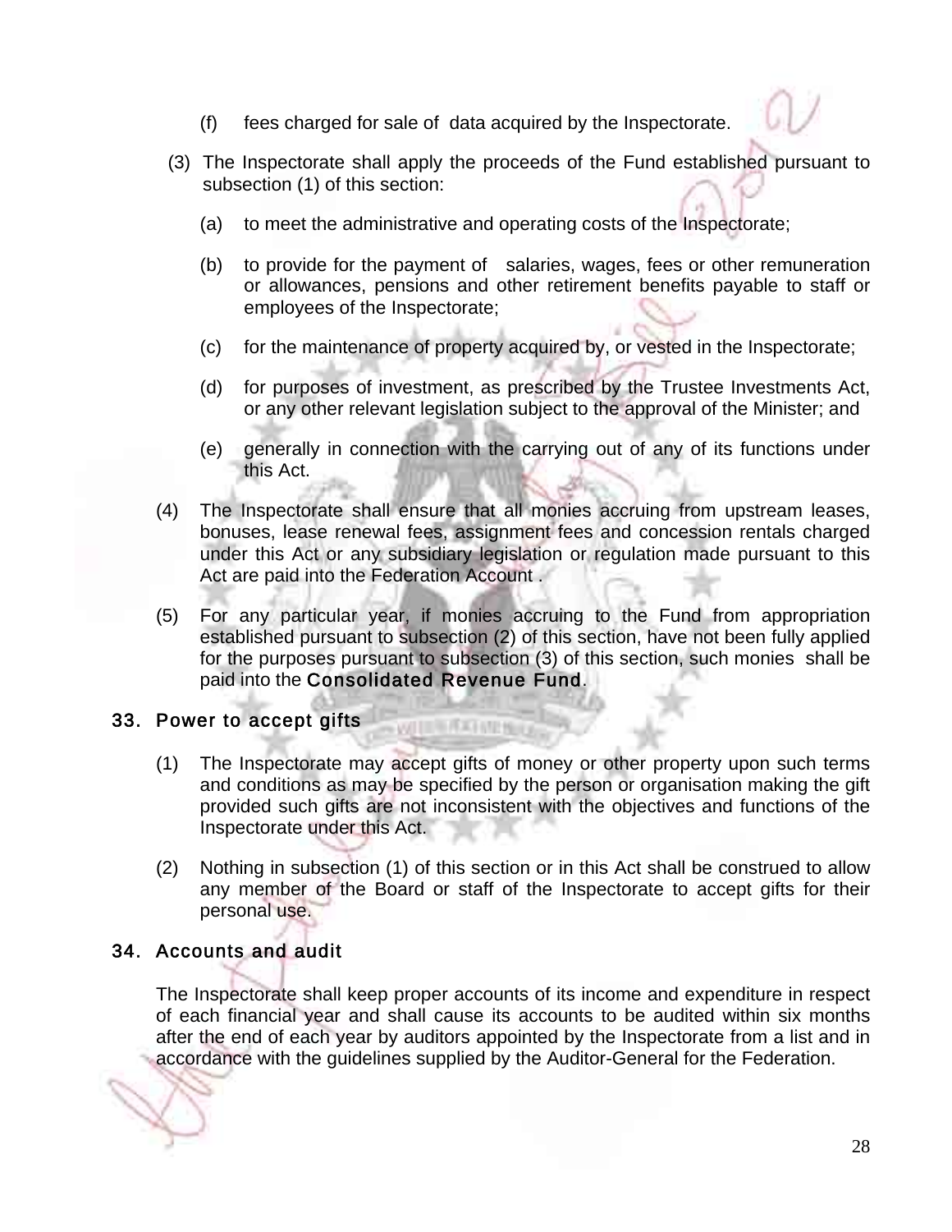(f) fees charged for sale of data acquired by the Inspectorate.

(3) The Inspectorate shall apply the proceeds of the Fund established pursuant to subsection (1) of this section:

(a) to meet the administrative and operating costs of the Inspectorate;

(b) to provide for the payment of salaries, wages, fees or other remuneration or allowances, pensions and other retirement benefits payable to staff or employees of the Inspectorate;

(c) for the maintenance of property acquired by, or vested in the Inspectorate;

(d) for purposes of investment, as prescribed by the Trustee Investments Act, or any other relevant legislation subject to the approval of the Minister; and

(e) generally in connection with the carrying out of any of its functions under this Act.

(4) The Inspectorate shall ensure that all monies accruing from upstream leases, bonuses, lease renewal fees, assignment fees and concession rentals charged under this Act or any subsidiary legislation or regulation made pursuant to this Act are paid into the Federation Account .

(5) For any particular year, if monies accruing to the Fund from appropriation established pursuant to subsection (2) of this section, have not been fully applied for the purposes pursuant to subsection (3) of this section, such monies shall be paid into the Consolidated Revenue Fund.

## 33. Power to accept gifts

(1) The Inspectorate may accept gifts of money or other property upon such terms and conditions as may be specified by the person or organisation making the gift provided such gifts are not inconsistent with the objectives and functions of the Inspectorate under this Act.

(2) Nothing in subsection (1) of this section or in this Act shall be construed to allow any member of the Board or staff of the Inspectorate to accept gifts for their personal use.

## 34. Accounts and audit

The Inspectorate shall keep proper accounts of its income and expenditure in respect of each financial year and shall cause its accounts to be audited within six months after the end of each year by auditors appointed by the Inspectorate from a list and in accordance with the guidelines supplied by the Auditor-General for the Federation.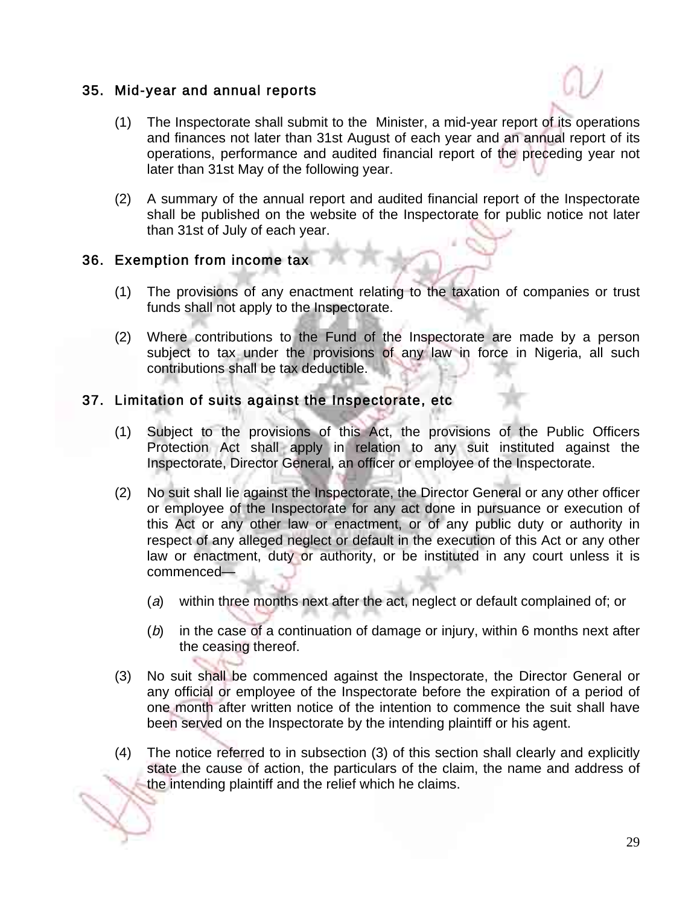## 35. Mid-year and annual reports

(1) The Inspectorate shall submit to the Minister, a mid-year report of its operations and finances not later than 31st August of each year and an annual report of its operations, performance and audited financial report of the preceding year not later than 31st May of the following year.

(2) A summary of the annual report and audited financial report of the Inspectorate shall be published on the website of the Inspectorate for public notice not later than 31st of July of each year.

## 36. Exemption from income tax

(1) The provisions of any enactment relating to the taxation of companies or trust funds shall not apply to the Inspectorate.

(2) Where contributions to the Fund of the Inspectorate are made by a person subject to tax under the provisions of any law in force in Nigeria, all such contributions shall be tax deductible.

## 37. Limitation of suits against the Inspectorate, etc

(1) Subject to the provisions of this Act, the provisions of the Public Officers Protection Act shall apply in relation to any suit instituted against the Inspectorate, Director General, an officer or employee of the Inspectorate.

(2) No suit shall lie against the Inspectorate, the Director General or any other officer or employee of the Inspectorate for any act done in pursuance or execution of this Act or any other law or enactment, or of any public duty or authority in respect of any alleged neglect or default in the execution of this Act or any other law or enactment, duty or authority, or be instituted in any court unless it is commenced—

(*a*) within three months next after the act, neglect or default complained of; or

(*b*) in the case of a continuation of damage or injury, within 6 months next after the ceasing thereof.

(3) No suit shall be commenced against the Inspectorate, the Director General or any official or employee of the Inspectorate before the expiration of a period of one month after written notice of the intention to commence the suit shall have been served on the Inspectorate by the intending plaintiff or his agent.

(4) The notice referred to in subsection (3) of this section shall clearly and explicitly state the cause of action, the particulars of the claim, the name and address of the intending plaintiff and the relief which he claims.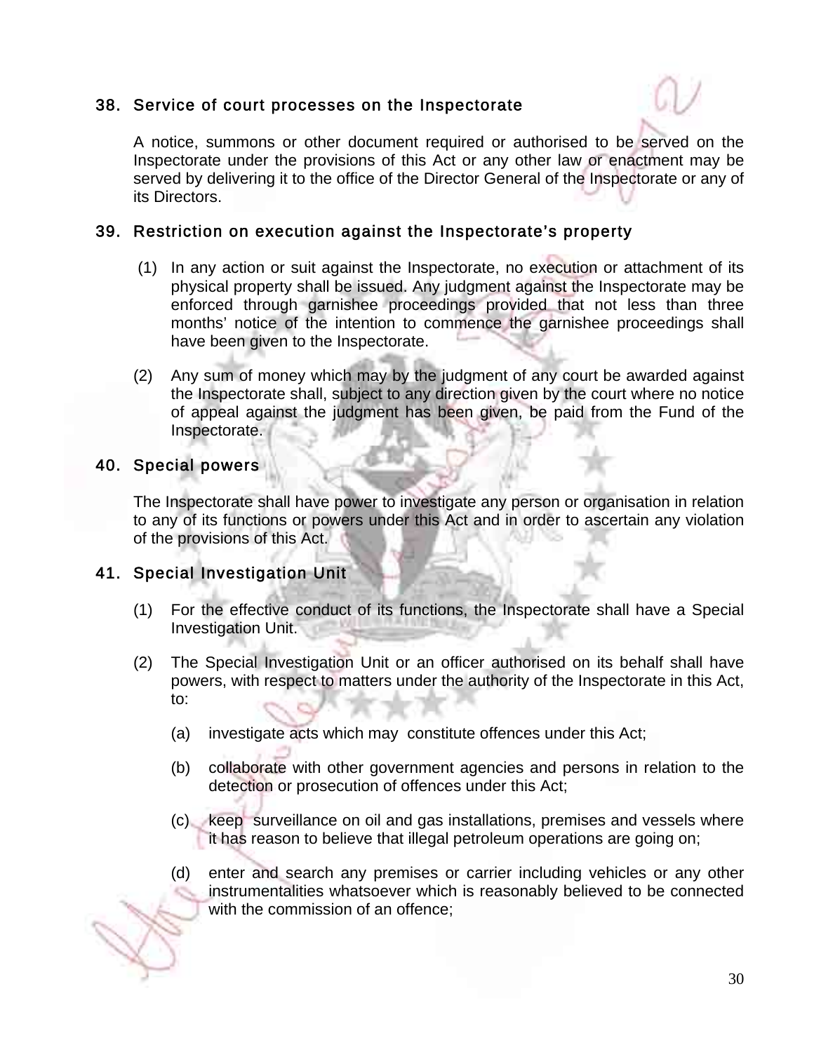## 38. Service of court processes on the Inspectorate

A notice, summons or other document required or authorised to be served on the Inspectorate under the provisions of this Act or any other law or enactment may be served by delivering it to the office of the Director General of the Inspectorate or any of its Directors.

## 39. Restriction on execution against the Inspectorate's property

(1) In any action or suit against the Inspectorate, no execution or attachment of its physical property shall be issued. Any judgment against the Inspectorate may be enforced through garnishee proceedings provided that not less than three months' notice of the intention to commence the garnishee proceedings shall have been given to the Inspectorate.

(2) Any sum of money which may by the judgment of any court be awarded against the Inspectorate shall, subject to any direction given by the court where no notice of appeal against the judgment has been given, be paid from the Fund of the Inspectorate.

## 40. Special powers

The Inspectorate shall have power to investigate any person or organisation in relation to any of its functions or powers under this Act and in order to ascertain any violation of the provisions of this Act.

## 41. Special Investigation Unit

(1) For the effective conduct of its functions, the Inspectorate shall have a Special Investigation Unit.

(2) The Special Investigation Unit or an officer authorised on its behalf shall have powers, with respect to matters under the authority of the Inspectorate in this Act, to:

- (a) investigate acts which may constitute offences under this Act;
- (b) collaborate with other government agencies and persons in relation to the detection or prosecution of offences under this Act;
- (c) keep surveillance on oil and gas installations, premises and vessels where it has reason to believe that illegal petroleum operations are going on;
- (d) enter and search any premises or carrier including vehicles or any other instrumentalities whatsoever which is reasonably believed to be connected with the commission of an offence;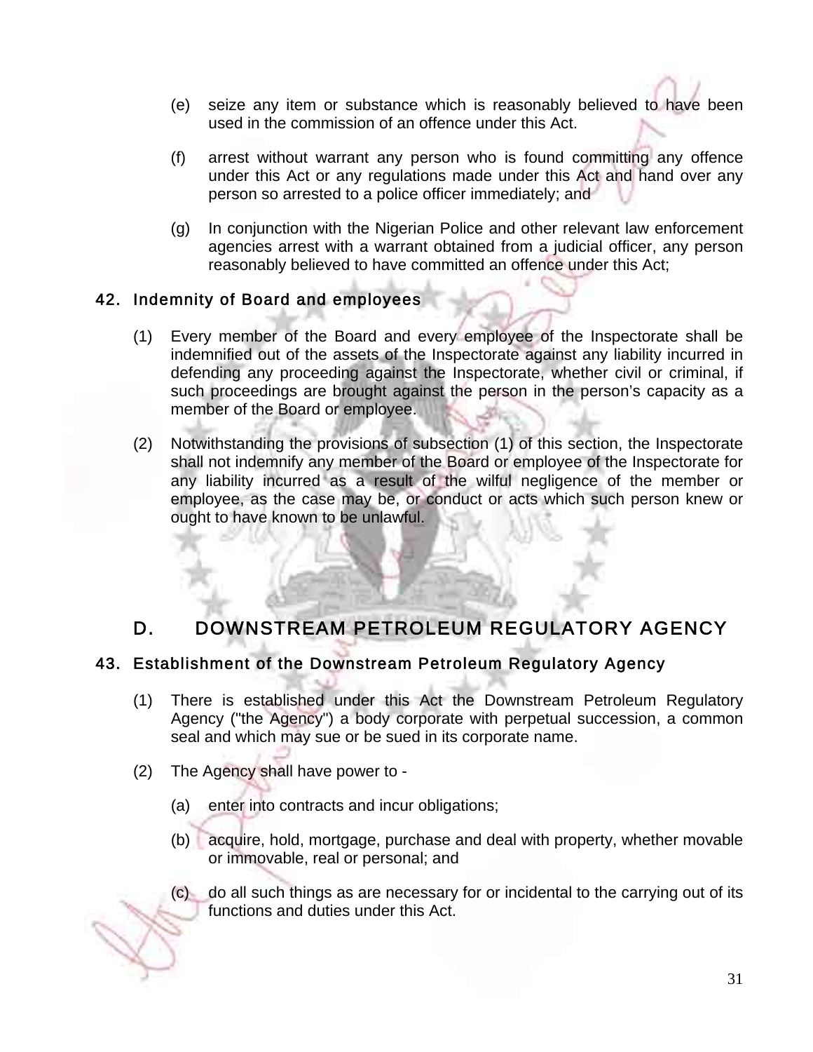(e) seize any item or substance which is reasonably believed to have been used in the commission of an offence under this Act.

(f) arrest without warrant any person who is found committing any offence under this Act or any regulations made under this Act and hand over any person so arrested to a police officer immediately; and

(g) In conjunction with the Nigerian Police and other relevant law enforcement agencies arrest with a warrant obtained from a judicial officer, any person reasonably believed to have committed an offence under this Act;

### 42. Indemnity of Board and employees

(1) Every member of the Board and every employee of the Inspectorate shall be indemnified out of the assets of the Inspectorate against any liability incurred in defending any proceeding against the Inspectorate, whether civil or criminal, if such proceedings are brought against the person in the person's capacity as a member of the Board or employee.

(2) Notwithstanding the provisions of subsection (1) of this section, the Inspectorate shall not indemnify any member of the Board or employee of the Inspectorate for any liability incurred as a result of the wilful negligence of the member or employee, as the case may be, or conduct or acts which such person knew or ought to have known to be unlawful.

## D. DOWNSTREAM PETROLEUM REGULATORY AGENCY

### 43. Establishment of the Downstream Petroleum Regulatory Agency

(1) There is established under this Act the Downstream Petroleum Regulatory Agency ("the Agency") a body corporate with perpetual succession, a common seal and which may sue or be sued in its corporate name.

(2) The Agency shall have power to -

(a) enter into contracts and incur obligations;

(b) acquire, hold, mortgage, purchase and deal with property, whether movable or immovable, real or personal; and

(c) do all such things as are necessary for or incidental to the carrying out of its functions and duties under this Act.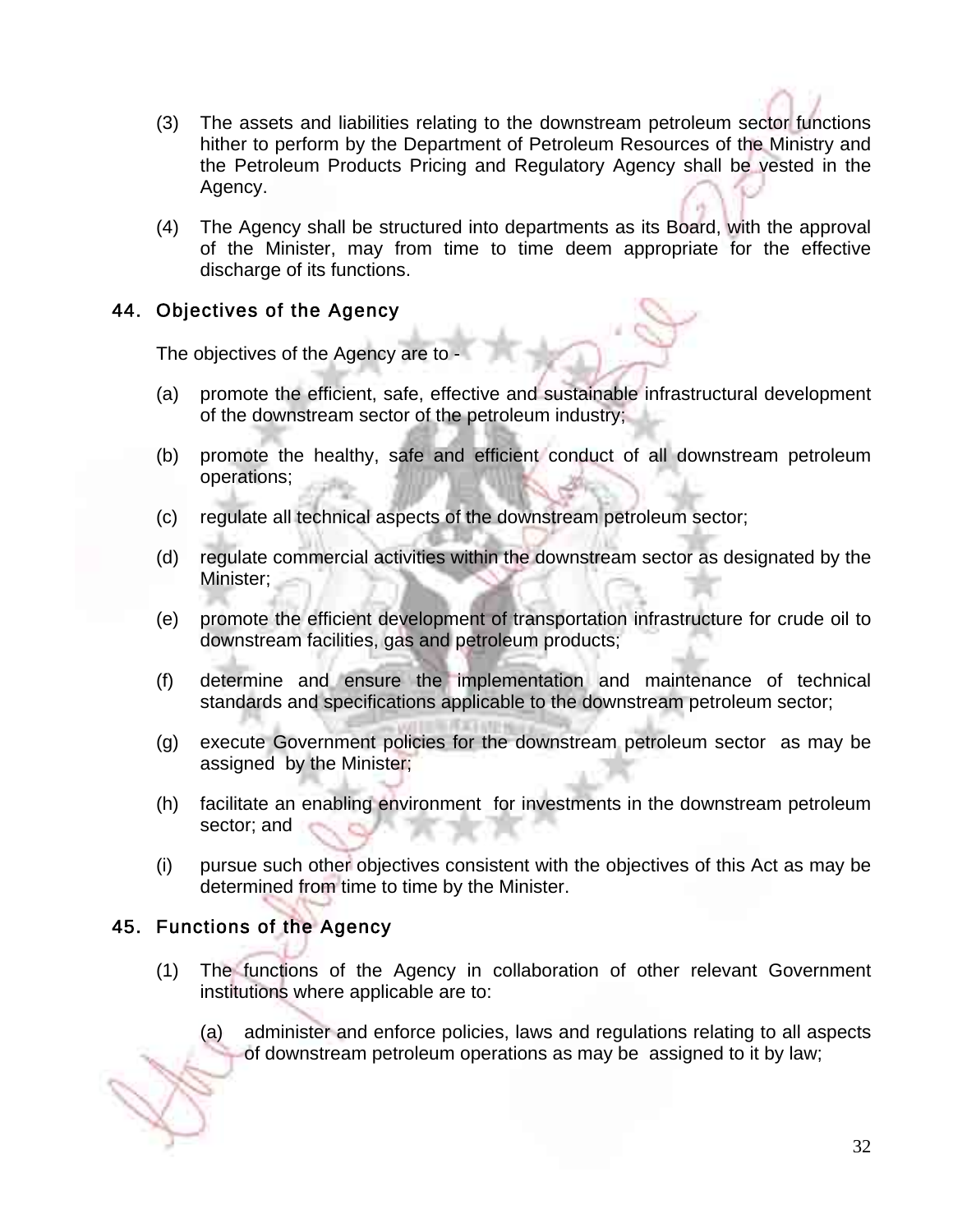(3) The assets and liabilities relating to the downstream petroleum sector functions hither to perform by the Department of Petroleum Resources of the Ministry and the Petroleum Products Pricing and Regulatory Agency shall be vested in the Agency.

(4) The Agency shall be structured into departments as its Board, with the approval of the Minister, may from time to time deem appropriate for the effective discharge of its functions.

## 44. Objectives of the Agency

The objectives of the Agency are to -

(a) promote the efficient, safe, effective and sustainable infrastructural development of the downstream sector of the petroleum industry;

(b) promote the healthy, safe and efficient conduct of all downstream petroleum operations;

(c) regulate all technical aspects of the downstream petroleum sector;

(d) regulate commercial activities within the downstream sector as designated by the Minister;

(e) promote the efficient development of transportation infrastructure for crude oil to downstream facilities, gas and petroleum products;

(f) determine and ensure the implementation and maintenance of technical standards and specifications applicable to the downstream petroleum sector;

(g) execute Government policies for the downstream petroleum sector as may be assigned by the Minister;

(h) facilitate an enabling environment for investments in the downstream petroleum sector; and

(i) pursue such other objectives consistent with the objectives of this Act as may be determined from time to time by the Minister.

## 45. Functions of the Agency

(1) The functions of the Agency in collaboration of other relevant Government institutions where applicable are to:

(a) administer and enforce policies, laws and regulations relating to all aspects of downstream petroleum operations as may be assigned to it by law;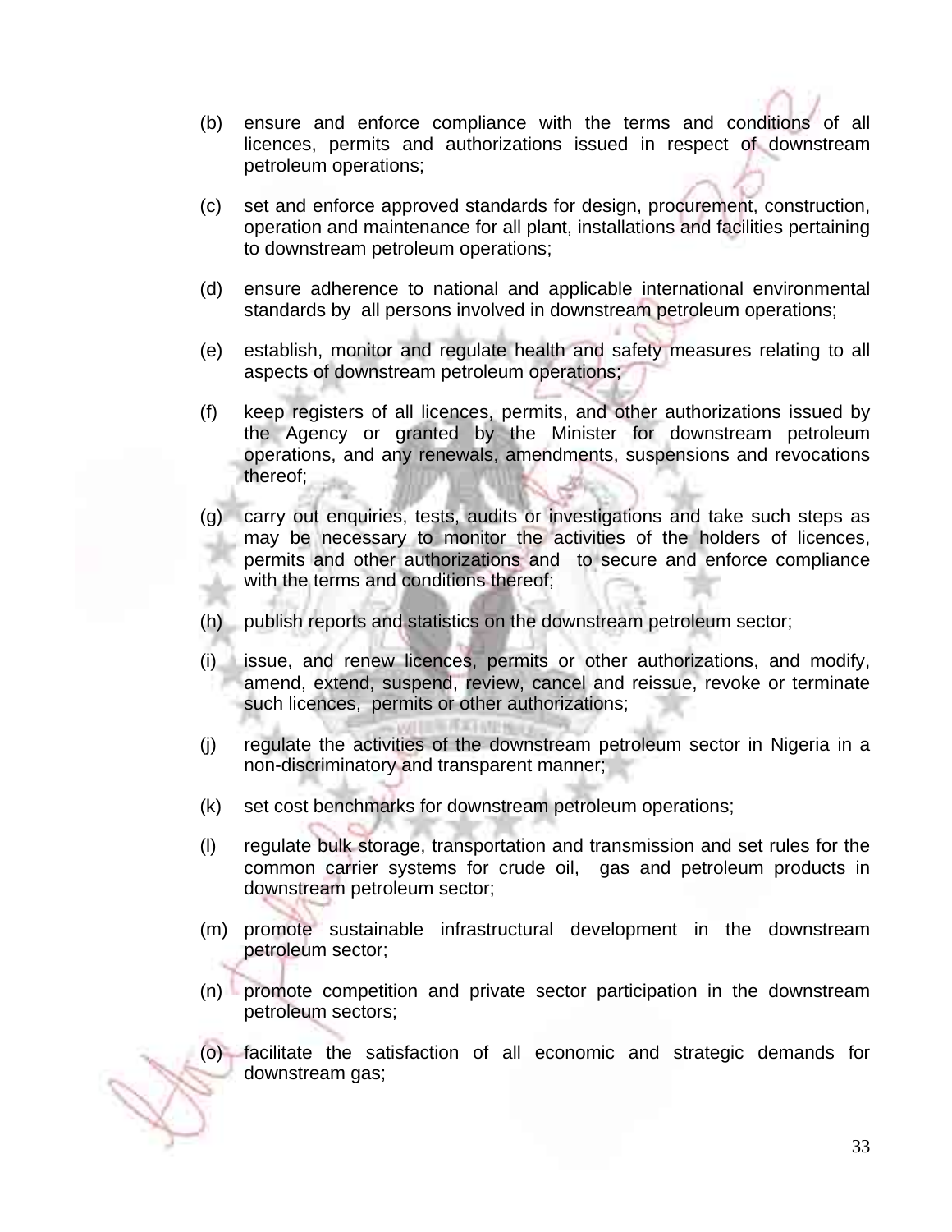(b) ensure and enforce compliance with the terms and conditions of all licences, permits and authorizations issued in respect of downstream petroleum operations;

(c) set and enforce approved standards for design, procurement, construction, operation and maintenance for all plant, installations and facilities pertaining to downstream petroleum operations;

(d) ensure adherence to national and applicable international environmental standards by all persons involved in downstream petroleum operations;

(e) establish, monitor and regulate health and safety measures relating to all aspects of downstream petroleum operations;

(f) keep registers of all licences, permits, and other authorizations issued by the Agency or granted by the Minister for downstream petroleum operations, and any renewals, amendments, suspensions and revocations thereof;

(g) carry out enquiries, tests, audits or investigations and take such steps as may be necessary to monitor the activities of the holders of licences, permits and other authorizations and to secure and enforce compliance with the terms and conditions thereof;

(h) publish reports and statistics on the downstream petroleum sector;

(i) issue, and renew licences, permits or other authorizations, and modify, amend, extend, suspend, review, cancel and reissue, revoke or terminate such licences, permits or other authorizations;

(j) regulate the activities of the downstream petroleum sector in Nigeria in a non-discriminatory and transparent manner;

(k) set cost benchmarks for downstream petroleum operations;

(l) regulate bulk storage, transportation and transmission and set rules for the common carrier systems for crude oil, gas and petroleum products in downstream petroleum sector;

(m) promote sustainable infrastructural development in the downstream petroleum sector;

(n) promote competition and private sector participation in the downstream petroleum sectors;

(o) facilitate the satisfaction of all economic and strategic demands for downstream gas;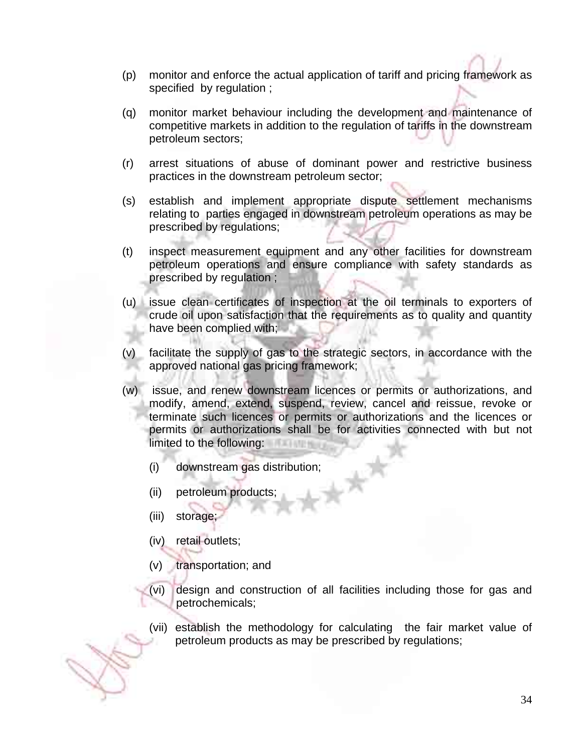(p) monitor and enforce the actual application of tariff and pricing framework as specified by regulation ;

(q) monitor market behaviour including the development and maintenance of competitive markets in addition to the regulation of tariffs in the downstream petroleum sectors;

(r) arrest situations of abuse of dominant power and restrictive business practices in the downstream petroleum sector;

(s) establish and implement appropriate dispute settlement mechanisms relating to parties engaged in downstream petroleum operations as may be prescribed by regulations;

(t) inspect measurement equipment and any other facilities for downstream petroleum operations and ensure compliance with safety standards as prescribed by regulation ;

(u) issue clean certificates of inspection at the oil terminals to exporters of crude oil upon satisfaction that the requirements as to quality and quantity have been complied with;

(v) facilitate the supply of gas to the strategic sectors, in accordance with the approved national gas pricing framework;

(w) issue, and renew downstream licences or permits or authorizations, and modify, amend, extend, suspend, review, cancel and reissue, revoke or terminate such licences or permits or authorizations and the licences or permits or authorizations shall be for activities connected with but not limited to the following:

 (i) downstream gas distribution;

 (ii) petroleum products;

 (iii) storage;

 (iv) retail outlets;

 (v) transportation; and

 (vi) design and construction of all facilities including those for gas and petrochemicals;

 (vii) establish the methodology for calculating the fair market value of petroleum products as may be prescribed by regulations;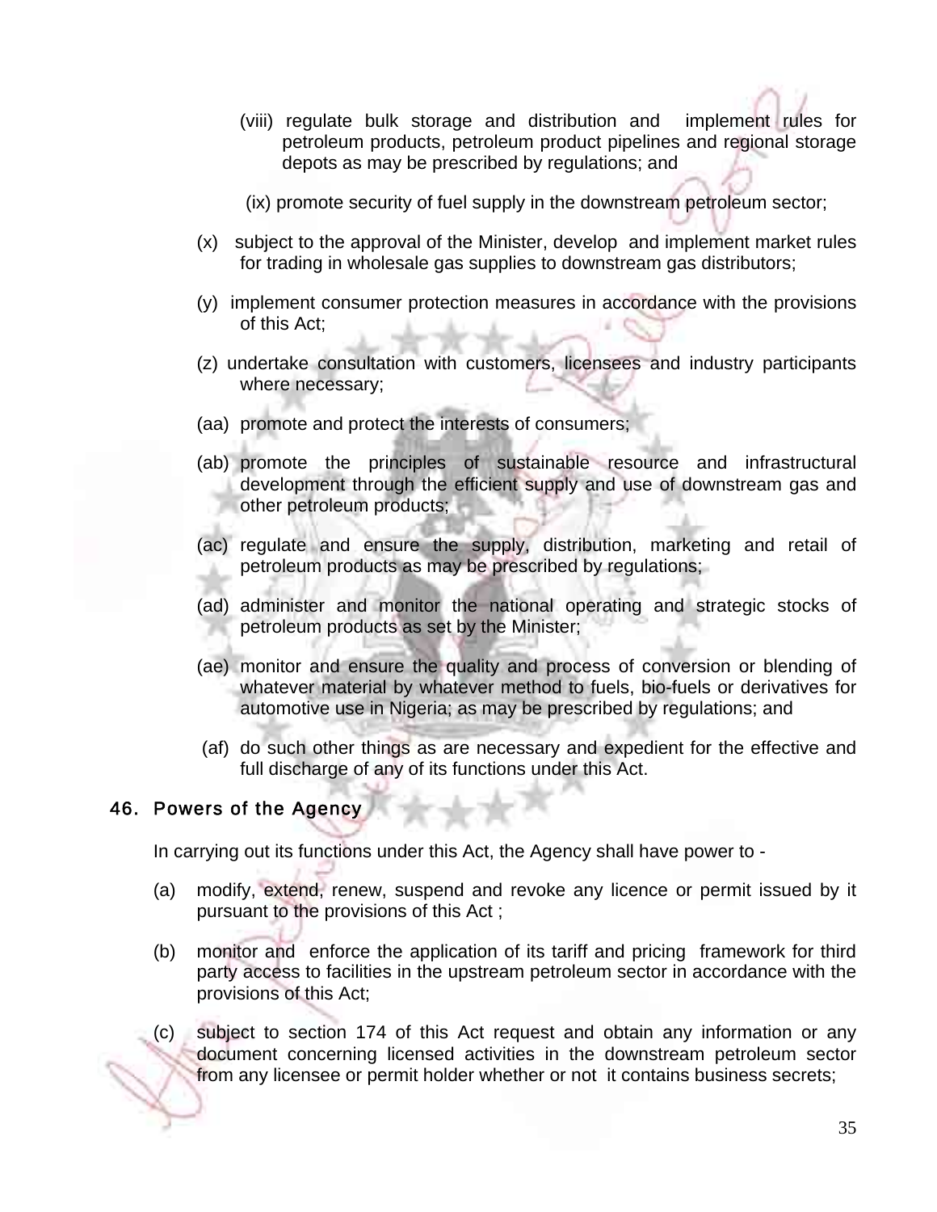(viii) regulate bulk storage and distribution and implement rules for petroleum products, petroleum product pipelines and regional storage depots as may be prescribed by regulations; and

(ix) promote security of fuel supply in the downstream petroleum sector;

(x) subject to the approval of the Minister, develop and implement market rules for trading in wholesale gas supplies to downstream gas distributors;

(y) implement consumer protection measures in accordance with the provisions of this Act;

(z) undertake consultation with customers, licensees and industry participants where necessary;

(aa) promote and protect the interests of consumers;

(ab) promote the principles of sustainable resource and infrastructural development through the efficient supply and use of downstream gas and other petroleum products;

(ac) regulate and ensure the supply, distribution, marketing and retail of petroleum products as may be prescribed by regulations;

(ad) administer and monitor the national operating and strategic stocks of petroleum products as set by the Minister;

(ae) monitor and ensure the quality and process of conversion or blending of whatever material by whatever method to fuels, bio-fuels or derivatives for automotive use in Nigeria; as may be prescribed by regulations; and

(af) do such other things as are necessary and expedient for the effective and full discharge of any of its functions under this Act.

## 46. Powers of the Agency

In carrying out its functions under this Act, the Agency shall have power to -

(a) modify, extend, renew, suspend and revoke any licence or permit issued by it pursuant to the provisions of this Act ;

(b) monitor and enforce the application of its tariff and pricing framework for third party access to facilities in the upstream petroleum sector in accordance with the provisions of this Act;

(c) subject to section 174 of this Act request and obtain any information or any document concerning licensed activities in the downstream petroleum sector from any licensee or permit holder whether or not it contains business secrets;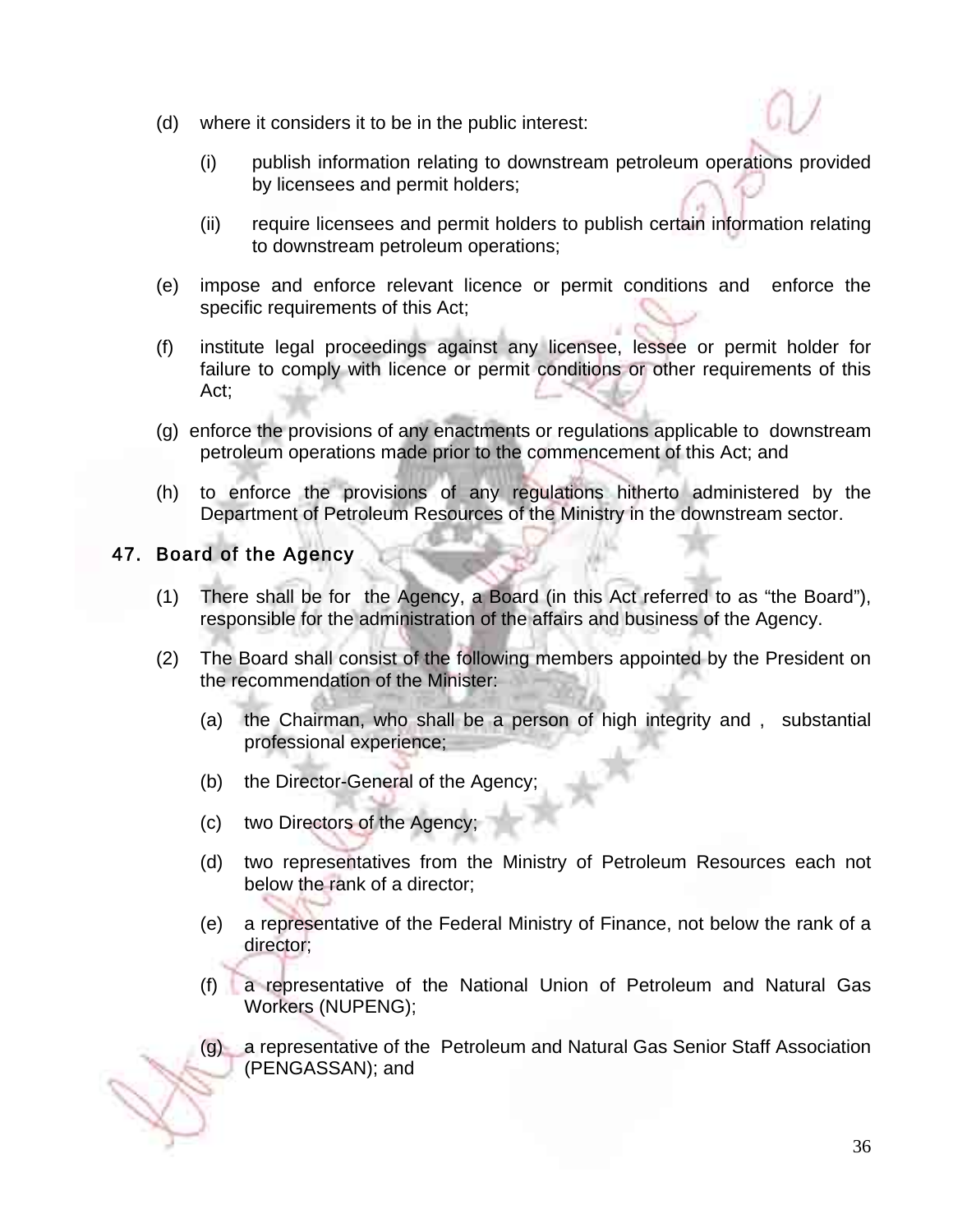(d) where it considers it to be in the public interest:

   (i) publish information relating to downstream petroleum operations provided by licensees and permit holders;

   (ii) require licensees and permit holders to publish certain information relating to downstream petroleum operations;

(e) impose and enforce relevant licence or permit conditions and enforce the specific requirements of this Act;

(f) institute legal proceedings against any licensee, lessee or permit holder for failure to comply with licence or permit conditions or other requirements of this Act;

(g) enforce the provisions of any enactments or regulations applicable to downstream petroleum operations made prior to the commencement of this Act; and

(h) to enforce the provisions of any regulations hitherto administered by the Department of Petroleum Resources of the Ministry in the downstream sector.

## 47. Board of the Agency

(1) There shall be for the Agency, a Board (in this Act referred to as "the Board"), responsible for the administration of the affairs and business of the Agency.

(2) The Board shall consist of the following members appointed by the President on the recommendation of the Minister:

   (a) the Chairman, who shall be a person of high integrity and , substantial professional experience;

   (b) the Director-General of the Agency;

   (c) two Directors of the Agency;

   (d) two representatives from the Ministry of Petroleum Resources each not below the rank of a director;

   (e) a representative of the Federal Ministry of Finance, not below the rank of a director;

   (f) a representative of the National Union of Petroleum and Natural Gas Workers (NUPENG);

   (g) a representative of the Petroleum and Natural Gas Senior Staff Association (PENGASSAN); and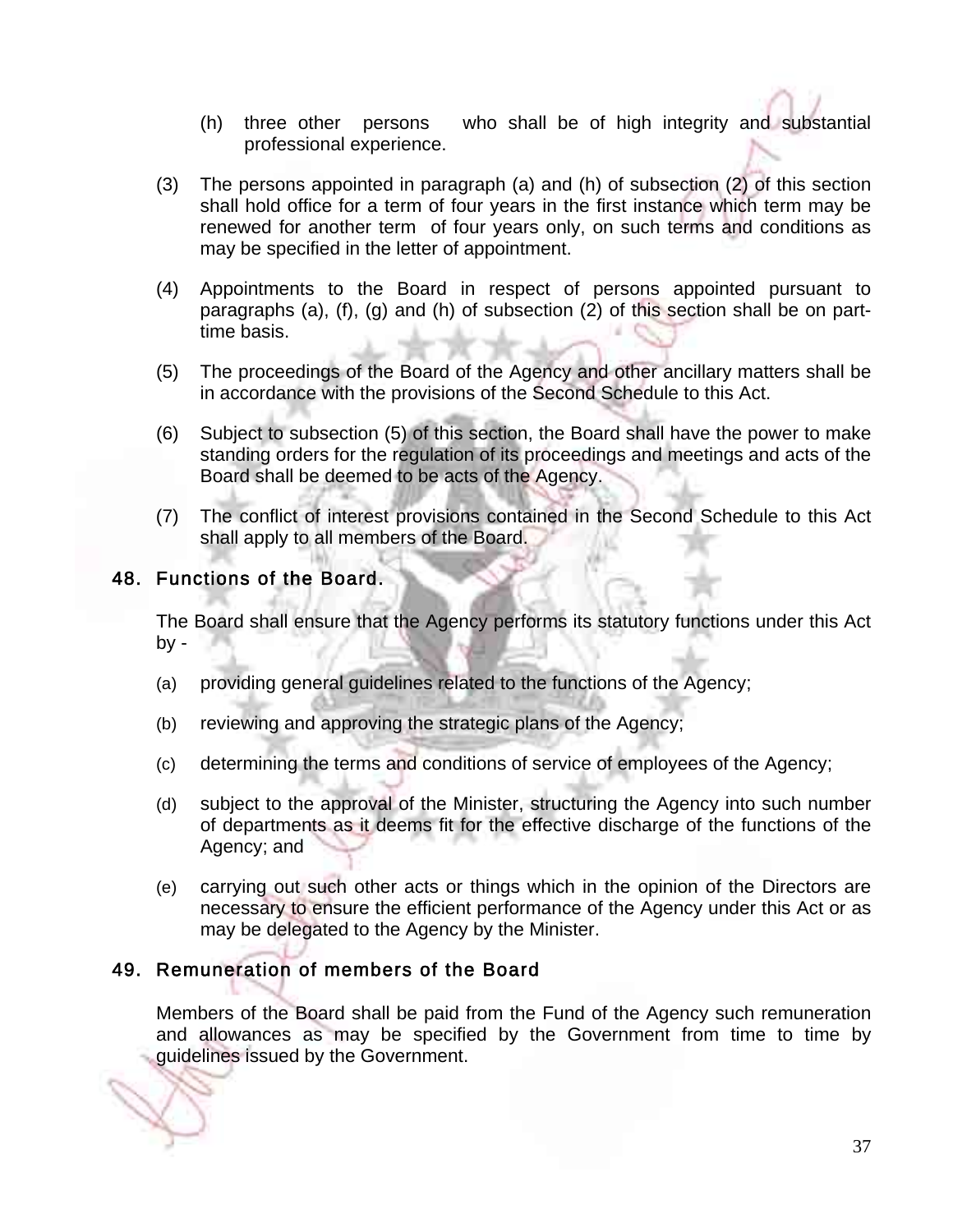(h) three other persons who shall be of high integrity and substantial professional experience.

(3) The persons appointed in paragraph (a) and (h) of subsection (2) of this section shall hold office for a term of four years in the first instance which term may be renewed for another term of four years only, on such terms and conditions as may be specified in the letter of appointment.

(4) Appointments to the Board in respect of persons appointed pursuant to paragraphs (a), (f), (g) and (h) of subsection (2) of this section shall be on part-time basis.

(5) The proceedings of the Board of the Agency and other ancillary matters shall be in accordance with the provisions of the Second Schedule to this Act.

(6) Subject to subsection (5) of this section, the Board shall have the power to make standing orders for the regulation of its proceedings and meetings and acts of the Board shall be deemed to be acts of the Agency.

(7) The conflict of interest provisions contained in the Second Schedule to this Act shall apply to all members of the Board.

## 48. Functions of the Board.

The Board shall ensure that the Agency performs its statutory functions under this Act by -

(a) providing general guidelines related to the functions of the Agency;

(b) reviewing and approving the strategic plans of the Agency;

(c) determining the terms and conditions of service of employees of the Agency;

(d) subject to the approval of the Minister, structuring the Agency into such number of departments as it deems fit for the effective discharge of the functions of the Agency; and

(e) carrying out such other acts or things which in the opinion of the Directors are necessary to ensure the efficient performance of the Agency under this Act or as may be delegated to the Agency by the Minister.

## 49. Remuneration of members of the Board

Members of the Board shall be paid from the Fund of the Agency such remuneration and allowances as may be specified by the Government from time to time by guidelines issued by the Government.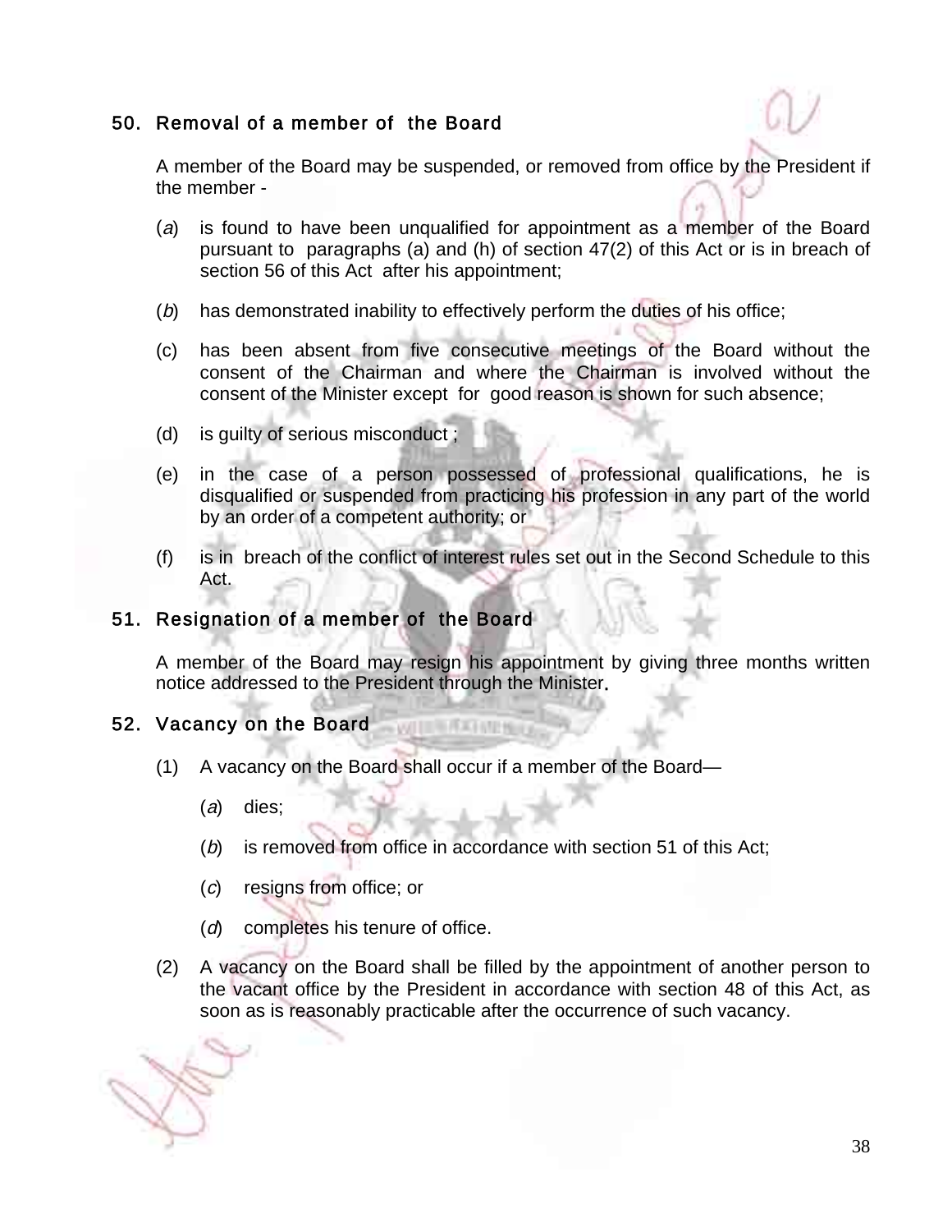## 50. Removal of a member of the Board

A member of the Board may be suspended, or removed from office by the President if the member -

(*a*) is found to have been unqualified for appointment as a member of the Board pursuant to paragraphs (a) and (h) of section 47(2) of this Act or is in breach of section 56 of this Act after his appointment;

(*b*) has demonstrated inability to effectively perform the duties of his office;

(c) has been absent from five consecutive meetings of the Board without the consent of the Chairman and where the Chairman is involved without the consent of the Minister except for good reason is shown for such absence;

(d) is guilty of serious misconduct ;

(e) in the case of a person possessed of professional qualifications, he is disqualified or suspended from practicing his profession in any part of the world by an order of a competent authority; or

(f) is in breach of the conflict of interest rules set out in the Second Schedule to this Act.

## 51. Resignation of a member of the Board

A member of the Board may resign his appointment by giving three months written notice addressed to the President through the Minister.

## 52. Vacancy on the Board

(1) A vacancy on the Board shall occur if a member of the Board—

(*a*) dies;

(*b*) is removed from office in accordance with section 51 of this Act;

(*c*) resigns from office; or

(*d*) completes his tenure of office.

(2) A vacancy on the Board shall be filled by the appointment of another person to the vacant office by the President in accordance with section 48 of this Act, as soon as is reasonably practicable after the occurrence of such vacancy.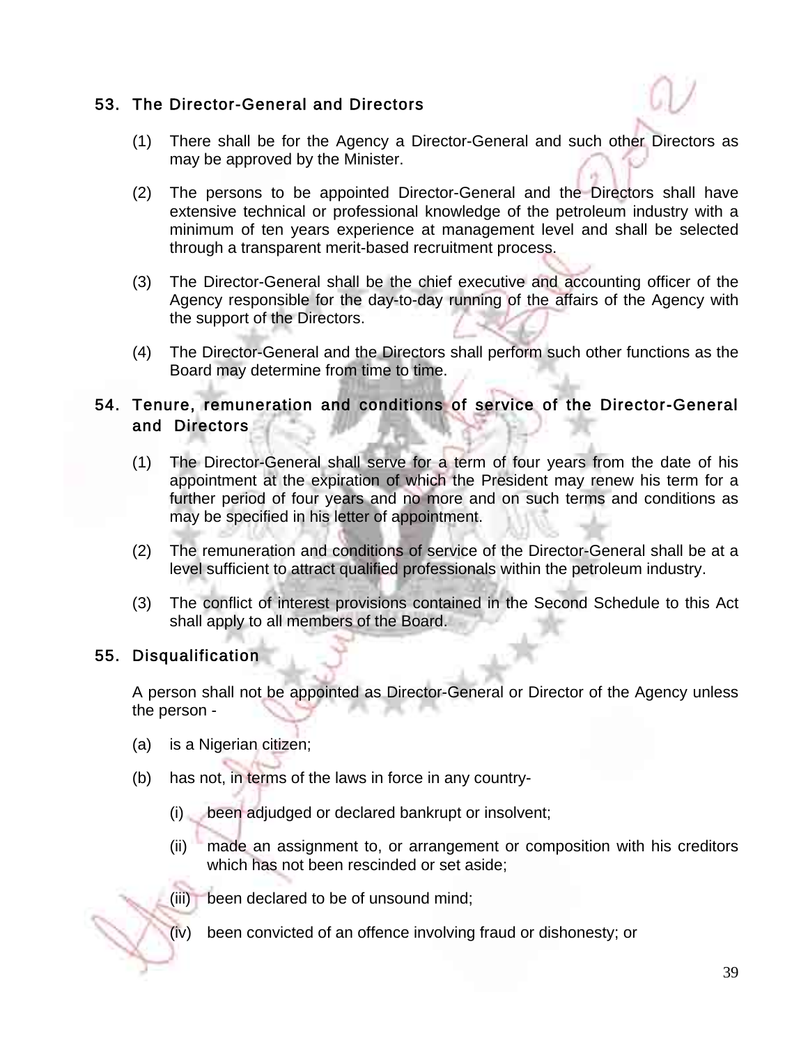## 53. The Director-General and Directors

(1) There shall be for the Agency a Director-General and such other Directors as may be approved by the Minister.

(2) The persons to be appointed Director-General and the Directors shall have extensive technical or professional knowledge of the petroleum industry with a minimum of ten years experience at management level and shall be selected through a transparent merit-based recruitment process.

(3) The Director-General shall be the chief executive and accounting officer of the Agency responsible for the day-to-day running of the affairs of the Agency with the support of the Directors.

(4) The Director-General and the Directors shall perform such other functions as the Board may determine from time to time.

## 54. Tenure, remuneration and conditions of service of the Director-General and Directors

(1) The Director-General shall serve for a term of four years from the date of his appointment at the expiration of which the President may renew his term for a further period of four years and no more and on such terms and conditions as may be specified in his letter of appointment.

(2) The remuneration and conditions of service of the Director-General shall be at a level sufficient to attract qualified professionals within the petroleum industry.

(3) The conflict of interest provisions contained in the Second Schedule to this Act shall apply to all members of the Board.

## 55. Disqualification

A person shall not be appointed as Director-General or Director of the Agency unless the person -

(a) is a Nigerian citizen;

(b) has not, in terms of the laws in force in any country-

(i) been adjudged or declared bankrupt or insolvent;

(ii) made an assignment to, or arrangement or composition with his creditors which has not been rescinded or set aside;

(iii) been declared to be of unsound mind;

(iv) been convicted of an offence involving fraud or dishonesty; or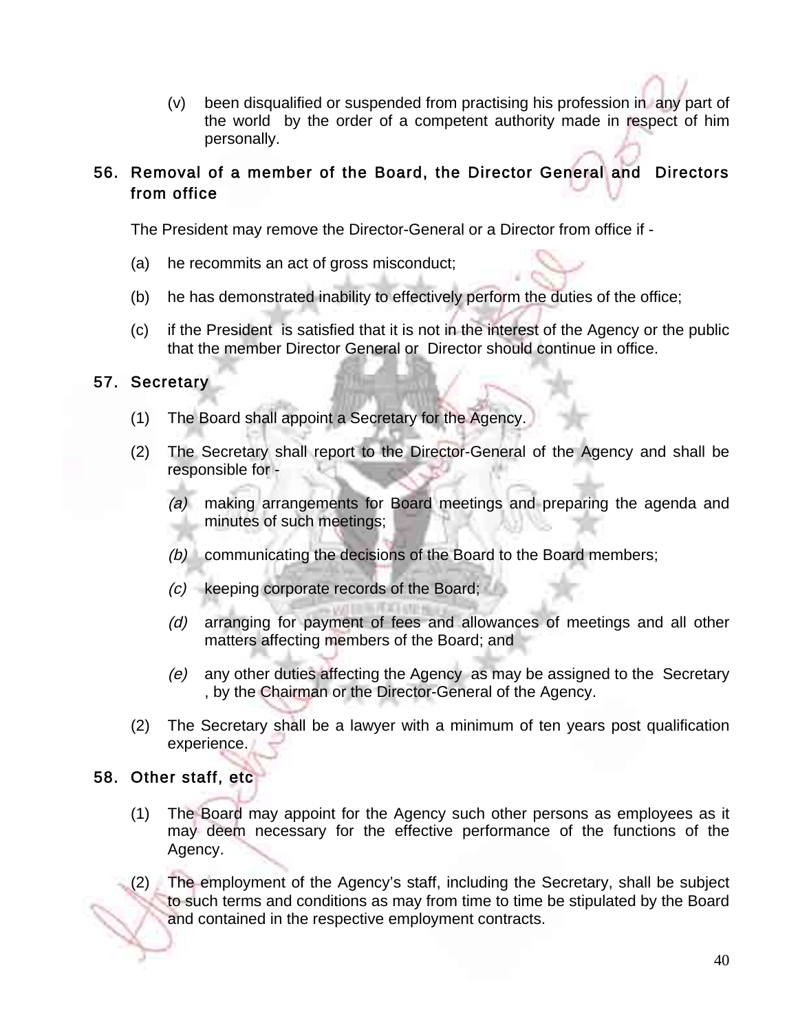(v) been disqualified or suspended from practising his profession in any part of the world by the order of a competent authority made in respect of him personally.

## 56. Removal of a member of the Board, the Director General and Directors from office

The President may remove the Director-General or a Director from office if -

(a) he recommits an act of gross misconduct;

(b) he has demonstrated inability to effectively perform the duties of the office;

(c) if the President is satisfied that it is not in the interest of the Agency or the public that the member Director General or Director should continue in office.

## 57. Secretary

(1) The Board shall appoint a Secretary for the Agency.

(2) The Secretary shall report to the Director-General of the Agency and shall be responsible for -

*(a)* making arrangements for Board meetings and preparing the agenda and minutes of such meetings;

*(b)* communicating the decisions of the Board to the Board members;

*(c)* keeping corporate records of the Board;

*(d)* arranging for payment of fees and allowances of meetings and all other matters affecting members of the Board; and

*(e)* any other duties affecting the Agency as may be assigned to the Secretary , by the Chairman or the Director-General of the Agency.

(2) The Secretary shall be a lawyer with a minimum of ten years post qualification experience.

## 58. Other staff, etc

(1) The Board may appoint for the Agency such other persons as employees as it may deem necessary for the effective performance of the functions of the Agency.

(2) The employment of the Agency's staff, including the Secretary, shall be subject to such terms and conditions as may from time to time be stipulated by the Board and contained in the respective employment contracts.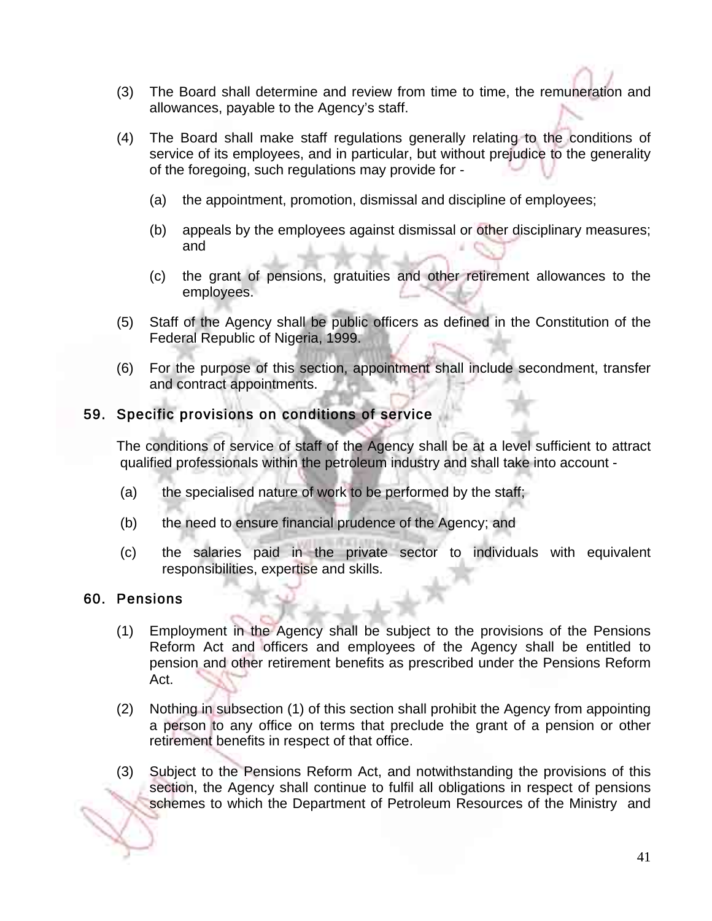(3) The Board shall determine and review from time to time, the remuneration and allowances, payable to the Agency's staff.

(4) The Board shall make staff regulations generally relating to the conditions of service of its employees, and in particular, but without prejudice to the generality of the foregoing, such regulations may provide for -

  (a) the appointment, promotion, dismissal and discipline of employees;

  (b) appeals by the employees against dismissal or other disciplinary measures; and

  (c) the grant of pensions, gratuities and other retirement allowances to the employees.

(5) Staff of the Agency shall be public officers as defined in the Constitution of the Federal Republic of Nigeria, 1999.

(6) For the purpose of this section, appointment shall include secondment, transfer and contract appointments.

## 59. Specific provisions on conditions of service

The conditions of service of staff of the Agency shall be at a level sufficient to attract qualified professionals within the petroleum industry and shall take into account -

(a) the specialised nature of work to be performed by the staff;

(b) the need to ensure financial prudence of the Agency; and

(c) the salaries paid in the private sector to individuals with equivalent responsibilities, expertise and skills.

## 60. Pensions

(1) Employment in the Agency shall be subject to the provisions of the Pensions Reform Act and officers and employees of the Agency shall be entitled to pension and other retirement benefits as prescribed under the Pensions Reform Act.

(2) Nothing in subsection (1) of this section shall prohibit the Agency from appointing a person to any office on terms that preclude the grant of a pension or other retirement benefits in respect of that office.

(3) Subject to the Pensions Reform Act, and notwithstanding the provisions of this section, the Agency shall continue to fulfil all obligations in respect of pensions schemes to which the Department of Petroleum Resources of the Ministry and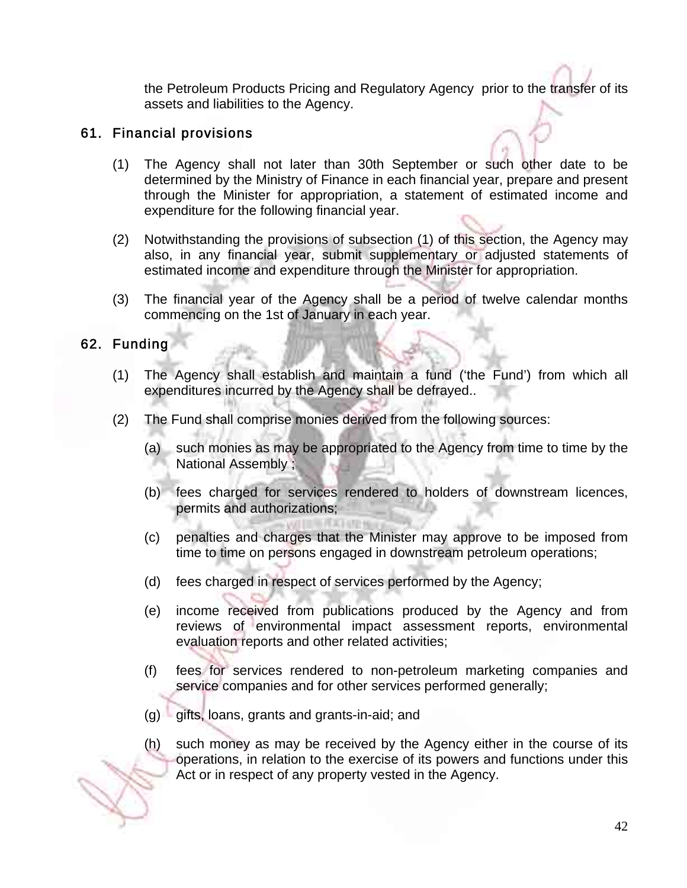the Petroleum Products Pricing and Regulatory Agency prior to the transfer of its assets and liabilities to the Agency.

## 61. Financial provisions

(1) The Agency shall not later than 30th September or such other date to be determined by the Ministry of Finance in each financial year, prepare and present through the Minister for appropriation, a statement of estimated income and expenditure for the following financial year.

(2) Notwithstanding the provisions of subsection (1) of this section, the Agency may also, in any financial year, submit supplementary or adjusted statements of estimated income and expenditure through the Minister for appropriation.

(3) The financial year of the Agency shall be a period of twelve calendar months commencing on the 1st of January in each year.

## 62. Funding

(1) The Agency shall establish and maintain a fund ('the Fund') from which all expenditures incurred by the Agency shall be defrayed..

(2) The Fund shall comprise monies derived from the following sources:

(a) such monies as may be appropriated to the Agency from time to time by the National Assembly ;

(b) fees charged for services rendered to holders of downstream licences, permits and authorizations;

(c) penalties and charges that the Minister may approve to be imposed from time to time on persons engaged in downstream petroleum operations;

(d) fees charged in respect of services performed by the Agency;

(e) income received from publications produced by the Agency and from reviews of environmental impact assessment reports, environmental evaluation reports and other related activities;

(f) fees for services rendered to non-petroleum marketing companies and service companies and for other services performed generally;

(g) gifts, loans, grants and grants-in-aid; and

(h) such money as may be received by the Agency either in the course of its operations, in relation to the exercise of its powers and functions under this Act or in respect of any property vested in the Agency.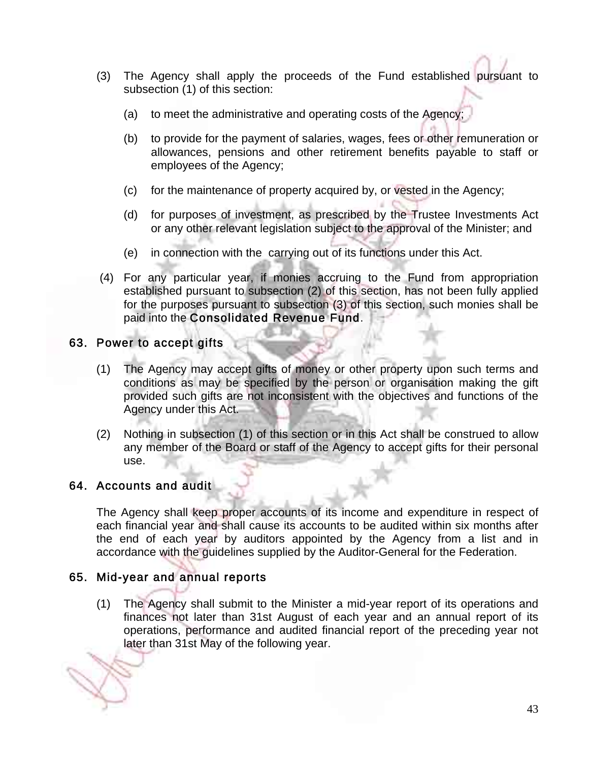(3) The Agency shall apply the proceeds of the Fund established pursuant to subsection (1) of this section:

  (a) to meet the administrative and operating costs of the Agency;

  (b) to provide for the payment of salaries, wages, fees or other remuneration or allowances, pensions and other retirement benefits payable to staff or employees of the Agency;

  (c) for the maintenance of property acquired by, or vested in the Agency;

  (d) for purposes of investment, as prescribed by the Trustee Investments Act or any other relevant legislation subject to the approval of the Minister; and

  (e) in connection with the carrying out of its functions under this Act.

(4) For any particular year, if monies accruing to the Fund from appropriation established pursuant to subsection (2) of this section, has not been fully applied for the purposes pursuant to subsection (3) of this section, such monies shall be paid into the Consolidated Revenue Fund.

## 63. Power to accept gifts

(1) The Agency may accept gifts of money or other property upon such terms and conditions as may be specified by the person or organisation making the gift provided such gifts are not inconsistent with the objectives and functions of the Agency under this Act.

(2) Nothing in subsection (1) of this section or in this Act shall be construed to allow any member of the Board or staff of the Agency to accept gifts for their personal use.

## 64. Accounts and audit

The Agency shall keep proper accounts of its income and expenditure in respect of each financial year and shall cause its accounts to be audited within six months after the end of each year by auditors appointed by the Agency from a list and in accordance with the guidelines supplied by the Auditor-General for the Federation.

## 65. Mid-year and annual reports

(1) The Agency shall submit to the Minister a mid-year report of its operations and finances not later than 31st August of each year and an annual report of its operations, performance and audited financial report of the preceding year not later than 31st May of the following year.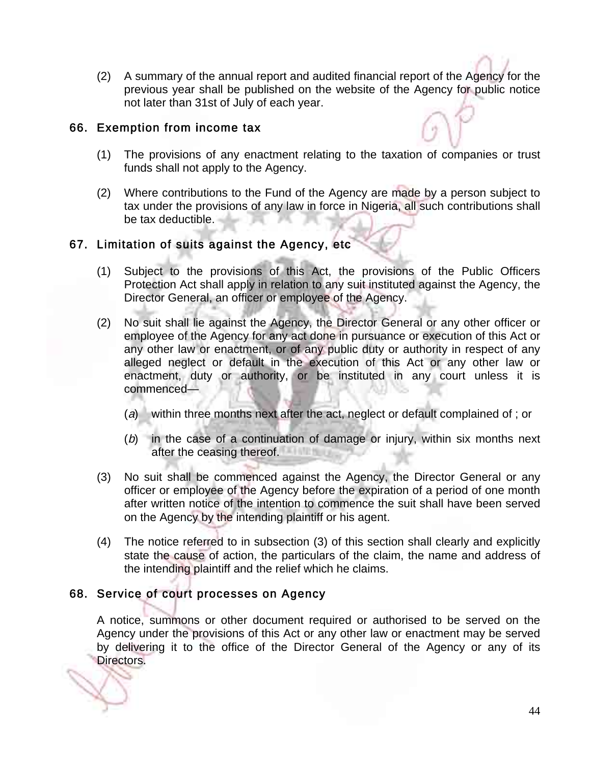(2) A summary of the annual report and audited financial report of the Agency for the previous year shall be published on the website of the Agency for public notice not later than 31st of July of each year.

## 66. Exemption from income tax

(1) The provisions of any enactment relating to the taxation of companies or trust funds shall not apply to the Agency.

(2) Where contributions to the Fund of the Agency are made by a person subject to tax under the provisions of any law in force in Nigeria, all such contributions shall be tax deductible.

## 67. Limitation of suits against the Agency, etc

(1) Subject to the provisions of this Act, the provisions of the Public Officers Protection Act shall apply in relation to any suit instituted against the Agency, the Director General, an officer or employee of the Agency.

(2) No suit shall lie against the Agency, the Director General or any other officer or employee of the Agency for any act done in pursuance or execution of this Act or any other law or enactment, or of any public duty or authority in respect of any alleged neglect or default in the execution of this Act or any other law or enactment, duty or authority, or be instituted in any court unless it is commenced—

(*a*) within three months next after the act, neglect or default complained of ; or

(*b*) in the case of a continuation of damage or injury, within six months next after the ceasing thereof.

(3) No suit shall be commenced against the Agency, the Director General or any officer or employee of the Agency before the expiration of a period of one month after written notice of the intention to commence the suit shall have been served on the Agency by the intending plaintiff or his agent.

(4) The notice referred to in subsection (3) of this section shall clearly and explicitly state the cause of action, the particulars of the claim, the name and address of the intending plaintiff and the relief which he claims.

## 68. Service of court processes on Agency

A notice, summons or other document required or authorised to be served on the Agency under the provisions of this Act or any other law or enactment may be served by delivering it to the office of the Director General of the Agency or any of its Directors.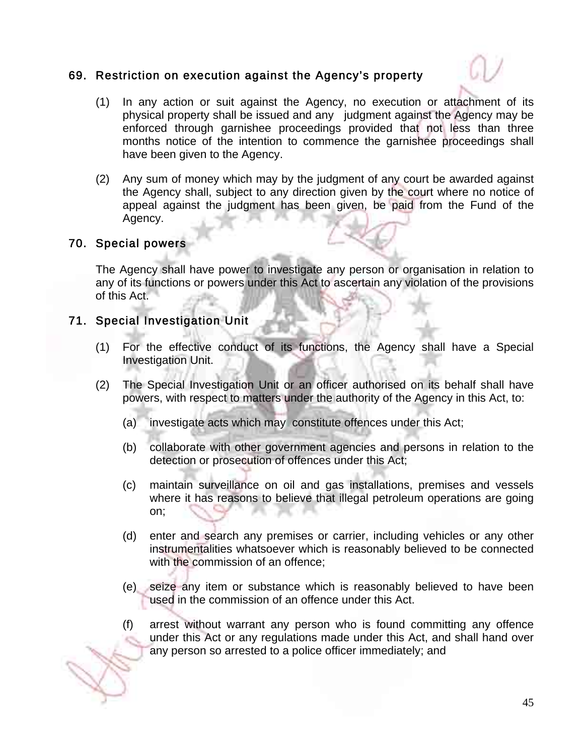## 69. Restriction on execution against the Agency's property

(1) In any action or suit against the Agency, no execution or attachment of its physical property shall be issued and any judgment against the Agency may be enforced through garnishee proceedings provided that not less than three months notice of the intention to commence the garnishee proceedings shall have been given to the Agency.

(2) Any sum of money which may by the judgment of any court be awarded against the Agency shall, subject to any direction given by the court where no notice of appeal against the judgment has been given, be paid from the Fund of the Agency.

## 70. Special powers

The Agency shall have power to investigate any person or organisation in relation to any of its functions or powers under this Act to ascertain any violation of the provisions of this Act.

## 71. Special Investigation Unit

(1) For the effective conduct of its functions, the Agency shall have a Special Investigation Unit.

(2) The Special Investigation Unit or an officer authorised on its behalf shall have powers, with respect to matters under the authority of the Agency in this Act, to:

(a) investigate acts which may constitute offences under this Act;

(b) collaborate with other government agencies and persons in relation to the detection or prosecution of offences under this Act;

(c) maintain surveillance on oil and gas installations, premises and vessels where it has reasons to believe that illegal petroleum operations are going on;

(d) enter and search any premises or carrier, including vehicles or any other instrumentalities whatsoever which is reasonably believed to be connected with the commission of an offence;

(e) seize any item or substance which is reasonably believed to have been used in the commission of an offence under this Act.

(f) arrest without warrant any person who is found committing any offence under this Act or any regulations made under this Act, and shall hand over any person so arrested to a police officer immediately; and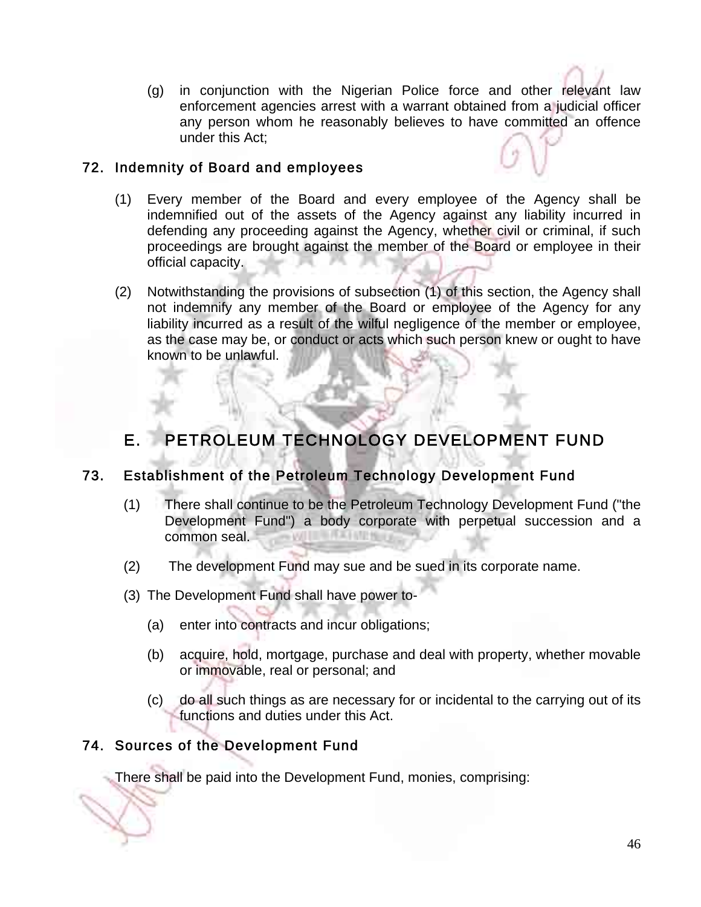(g) in conjunction with the Nigerian Police force and other relevant law enforcement agencies arrest with a warrant obtained from a judicial officer any person whom he reasonably believes to have committed an offence under this Act;

### 72. Indemnity of Board and employees

(1) Every member of the Board and every employee of the Agency shall be indemnified out of the assets of the Agency against any liability incurred in defending any proceeding against the Agency, whether civil or criminal, if such proceedings are brought against the member of the Board or employee in their official capacity.

(2) Notwithstanding the provisions of subsection (1) of this section, the Agency shall not indemnify any member of the Board or employee of the Agency for any liability incurred as a result of the wilful negligence of the member or employee, as the case may be, or conduct or acts which such person knew or ought to have known to be unlawful.

## E. PETROLEUM TECHNOLOGY DEVELOPMENT FUND

### 73. Establishment of the Petroleum Technology Development Fund

(1) There shall continue to be the Petroleum Technology Development Fund ("the Development Fund") a body corporate with perpetual succession and a common seal.

(2) The development Fund may sue and be sued in its corporate name.

(3) The Development Fund shall have power to-

(a) enter into contracts and incur obligations;

(b) acquire, hold, mortgage, purchase and deal with property, whether movable or immovable, real or personal; and

(c) do all such things as are necessary for or incidental to the carrying out of its functions and duties under this Act.

### 74. Sources of the Development Fund

There shall be paid into the Development Fund, monies, comprising: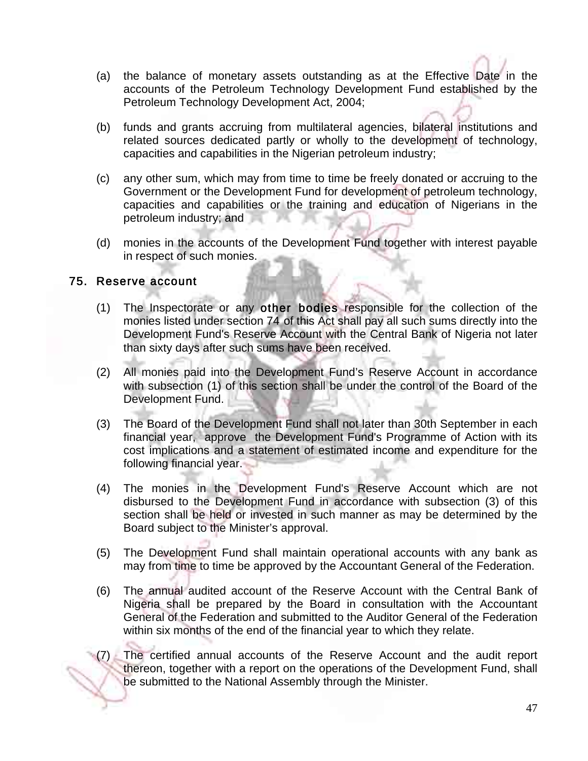(a) the balance of monetary assets outstanding as at the Effective Date in the accounts of the Petroleum Technology Development Fund established by the Petroleum Technology Development Act, 2004;

(b) funds and grants accruing from multilateral agencies, bilateral institutions and related sources dedicated partly or wholly to the development of technology, capacities and capabilities in the Nigerian petroleum industry;

(c) any other sum, which may from time to time be freely donated or accruing to the Government or the Development Fund for development of petroleum technology, capacities and capabilities or the training and education of Nigerians in the petroleum industry; and

(d) monies in the accounts of the Development Fund together with interest payable in respect of such monies.

## 75. Reserve account

(1) The Inspectorate or any other bodies responsible for the collection of the monies listed under section 74 of this Act shall pay all such sums directly into the Development Fund's Reserve Account with the Central Bank of Nigeria not later than sixty days after such sums have been received.

(2) All monies paid into the Development Fund's Reserve Account in accordance with subsection (1) of this section shall be under the control of the Board of the Development Fund.

(3) The Board of the Development Fund shall not later than 30th September in each financial year, approve the Development Fund's Programme of Action with its cost implications and a statement of estimated income and expenditure for the following financial year.

(4) The monies in the Development Fund's Reserve Account which are not disbursed to the Development Fund in accordance with subsection (3) of this section shall be held or invested in such manner as may be determined by the Board subject to the Minister's approval.

(5) The Development Fund shall maintain operational accounts with any bank as may from time to time be approved by the Accountant General of the Federation.

(6) The annual audited account of the Reserve Account with the Central Bank of Nigeria shall be prepared by the Board in consultation with the Accountant General of the Federation and submitted to the Auditor General of the Federation within six months of the end of the financial year to which they relate.

(7) The certified annual accounts of the Reserve Account and the audit report thereon, together with a report on the operations of the Development Fund, shall be submitted to the National Assembly through the Minister.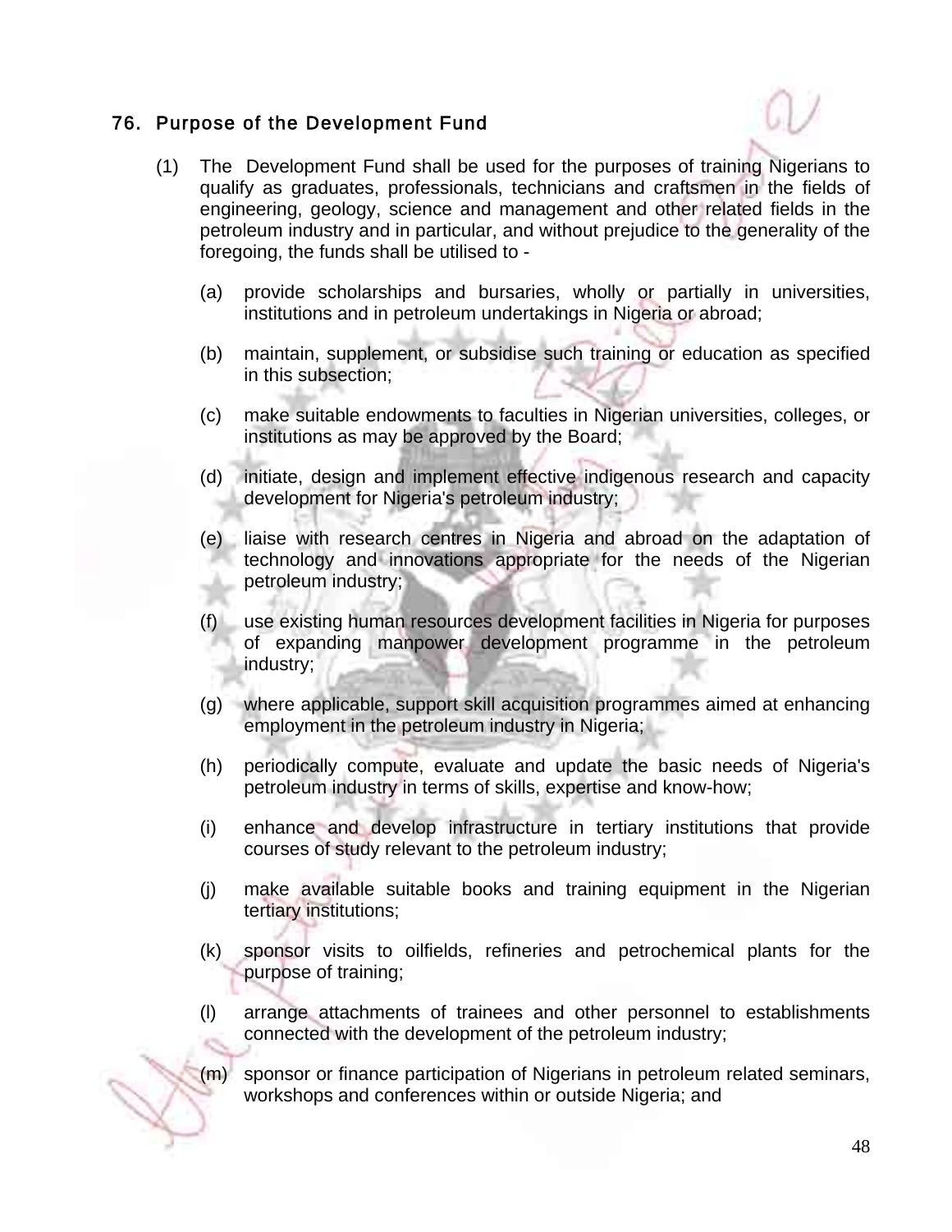## 76. Purpose of the Development Fund

(1) The Development Fund shall be used for the purposes of training Nigerians to qualify as graduates, professionals, technicians and craftsmen in the fields of engineering, geology, science and management and other related fields in the petroleum industry and in particular, and without prejudice to the generality of the foregoing, the funds shall be utilised to -

(a) provide scholarships and bursaries, wholly or partially in universities, institutions and in petroleum undertakings in Nigeria or abroad;

(b) maintain, supplement, or subsidise such training or education as specified in this subsection;

(c) make suitable endowments to faculties in Nigerian universities, colleges, or institutions as may be approved by the Board;

(d) initiate, design and implement effective indigenous research and capacity development for Nigeria's petroleum industry;

(e) liaise with research centres in Nigeria and abroad on the adaptation of technology and innovations appropriate for the needs of the Nigerian petroleum industry;

(f) use existing human resources development facilities in Nigeria for purposes of expanding manpower development programme in the petroleum industry;

(g) where applicable, support skill acquisition programmes aimed at enhancing employment in the petroleum industry in Nigeria;

(h) periodically compute, evaluate and update the basic needs of Nigeria's petroleum industry in terms of skills, expertise and know-how;

(i) enhance and develop infrastructure in tertiary institutions that provide courses of study relevant to the petroleum industry;

(j) make available suitable books and training equipment in the Nigerian tertiary institutions;

(k) sponsor visits to oilfields, refineries and petrochemical plants for the purpose of training;

(l) arrange attachments of trainees and other personnel to establishments connected with the development of the petroleum industry;

(m) sponsor or finance participation of Nigerians in petroleum related seminars, workshops and conferences within or outside Nigeria; and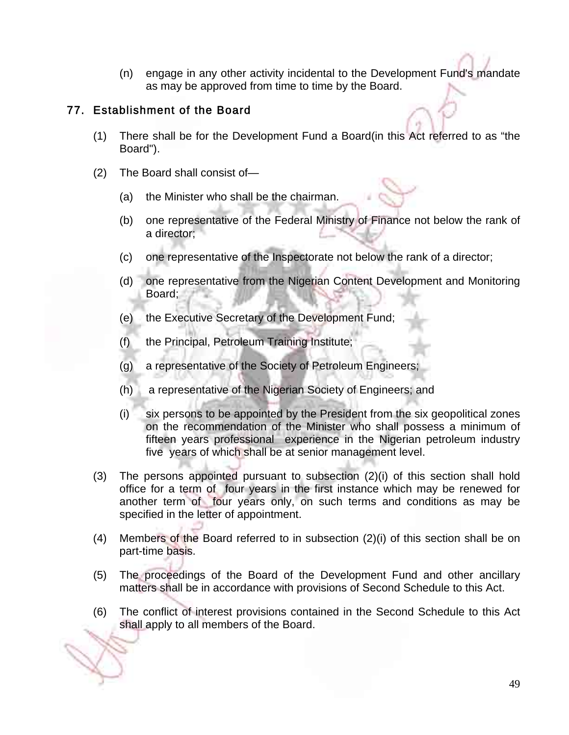(n) engage in any other activity incidental to the Development Fund's mandate as may be approved from time to time by the Board.

## 77. Establishment of the Board

(1) There shall be for the Development Fund a Board(in this Act referred to as "the Board").

(2) The Board shall consist of—

(a) the Minister who shall be the chairman.

(b) one representative of the Federal Ministry of Finance not below the rank of a director;

(c) one representative of the Inspectorate not below the rank of a director;

(d) one representative from the Nigerian Content Development and Monitoring Board;

(e) the Executive Secretary of the Development Fund;

(f) the Principal, Petroleum Training Institute;

(g) a representative of the Society of Petroleum Engineers;

(h) a representative of the Nigerian Society of Engineers; and

(i) six persons to be appointed by the President from the six geopolitical zones on the recommendation of the Minister who shall possess a minimum of fifteen years professional experience in the Nigerian petroleum industry five years of which shall be at senior management level.

(3) The persons appointed pursuant to subsection (2)(i) of this section shall hold office for a term of four years in the first instance which may be renewed for another term of four years only, on such terms and conditions as may be specified in the letter of appointment.

(4) Members of the Board referred to in subsection (2)(i) of this section shall be on part-time basis.

(5) The proceedings of the Board of the Development Fund and other ancillary matters shall be in accordance with provisions of Second Schedule to this Act.

(6) The conflict of interest provisions contained in the Second Schedule to this Act shall apply to all members of the Board.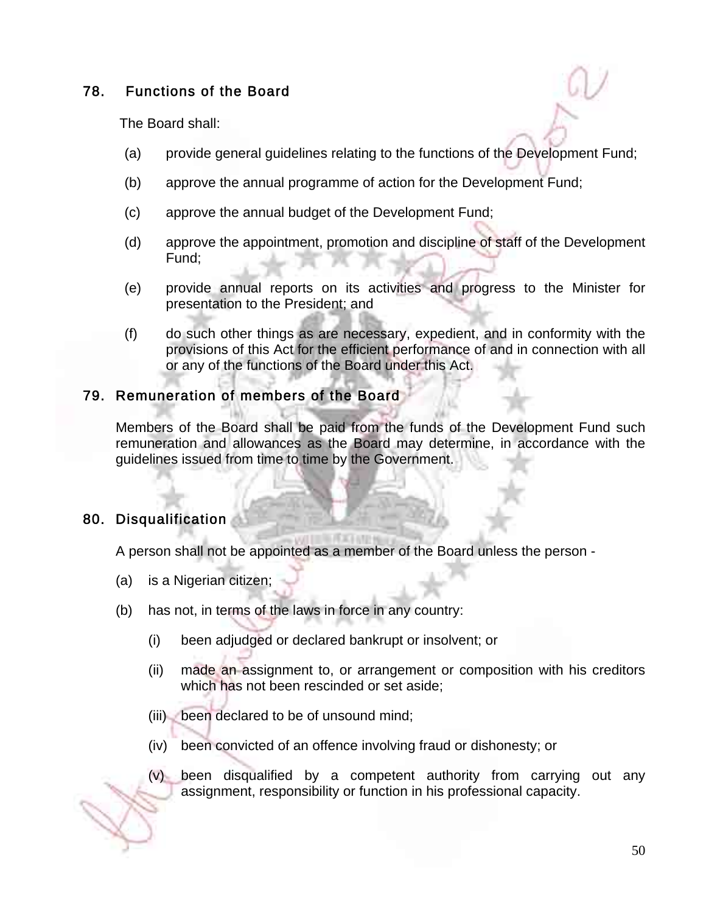## 78. Functions of the Board

The Board shall:

(a) provide general guidelines relating to the functions of the Development Fund;

(b) approve the annual programme of action for the Development Fund;

(c) approve the annual budget of the Development Fund;

(d) approve the appointment, promotion and discipline of staff of the Development Fund;

(e) provide annual reports on its activities and progress to the Minister for presentation to the President; and

(f) do such other things as are necessary, expedient, and in conformity with the provisions of this Act for the efficient performance of and in connection with all or any of the functions of the Board under this Act.

## 79. Remuneration of members of the Board

Members of the Board shall be paid from the funds of the Development Fund such remuneration and allowances as the Board may determine, in accordance with the guidelines issued from time to time by the Government.

## 80. Disqualification

A person shall not be appointed as a member of the Board unless the person -

(a) is a Nigerian citizen;

(b) has not, in terms of the laws in force in any country:

(i) been adjudged or declared bankrupt or insolvent; or

(ii) made an assignment to, or arrangement or composition with his creditors which has not been rescinded or set aside;

(iii) been declared to be of unsound mind;

(iv) been convicted of an offence involving fraud or dishonesty; or

(v) been disqualified by a competent authority from carrying out any assignment, responsibility or function in his professional capacity.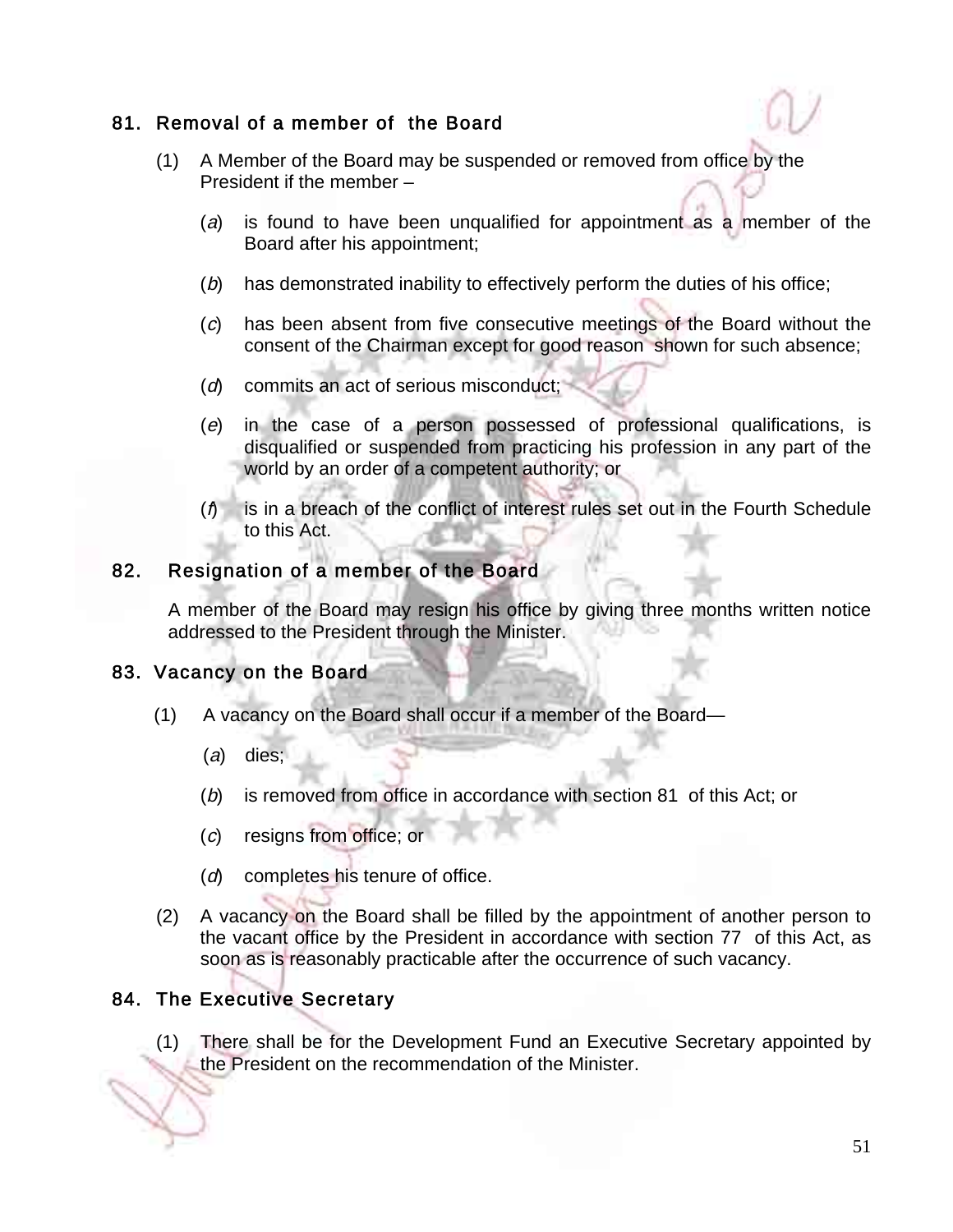## 81. Removal of a member of the Board

(1) A Member of the Board may be suspended or removed from office by the President if the member –

(*a*) is found to have been unqualified for appointment as a member of the Board after his appointment;

(*b*) has demonstrated inability to effectively perform the duties of his office;

(*c*) has been absent from five consecutive meetings of the Board without the consent of the Chairman except for good reason shown for such absence;

(*d*) commits an act of serious misconduct;

(*e*) in the case of a person possessed of professional qualifications, is disqualified or suspended from practicing his profession in any part of the world by an order of a competent authority; or

(*f*) is in a breach of the conflict of interest rules set out in the Fourth Schedule to this Act.

## 82. Resignation of a member of the Board

A member of the Board may resign his office by giving three months written notice addressed to the President through the Minister.

## 83. Vacancy on the Board

(1) A vacancy on the Board shall occur if a member of the Board—

(*a*) dies;

(*b*) is removed from office in accordance with section 81 of this Act; or

(*c*) resigns from office; or

(*d*) completes his tenure of office.

(2) A vacancy on the Board shall be filled by the appointment of another person to the vacant office by the President in accordance with section 77 of this Act, as soon as is reasonably practicable after the occurrence of such vacancy.

## 84. The Executive Secretary

(1) There shall be for the Development Fund an Executive Secretary appointed by the President on the recommendation of the Minister.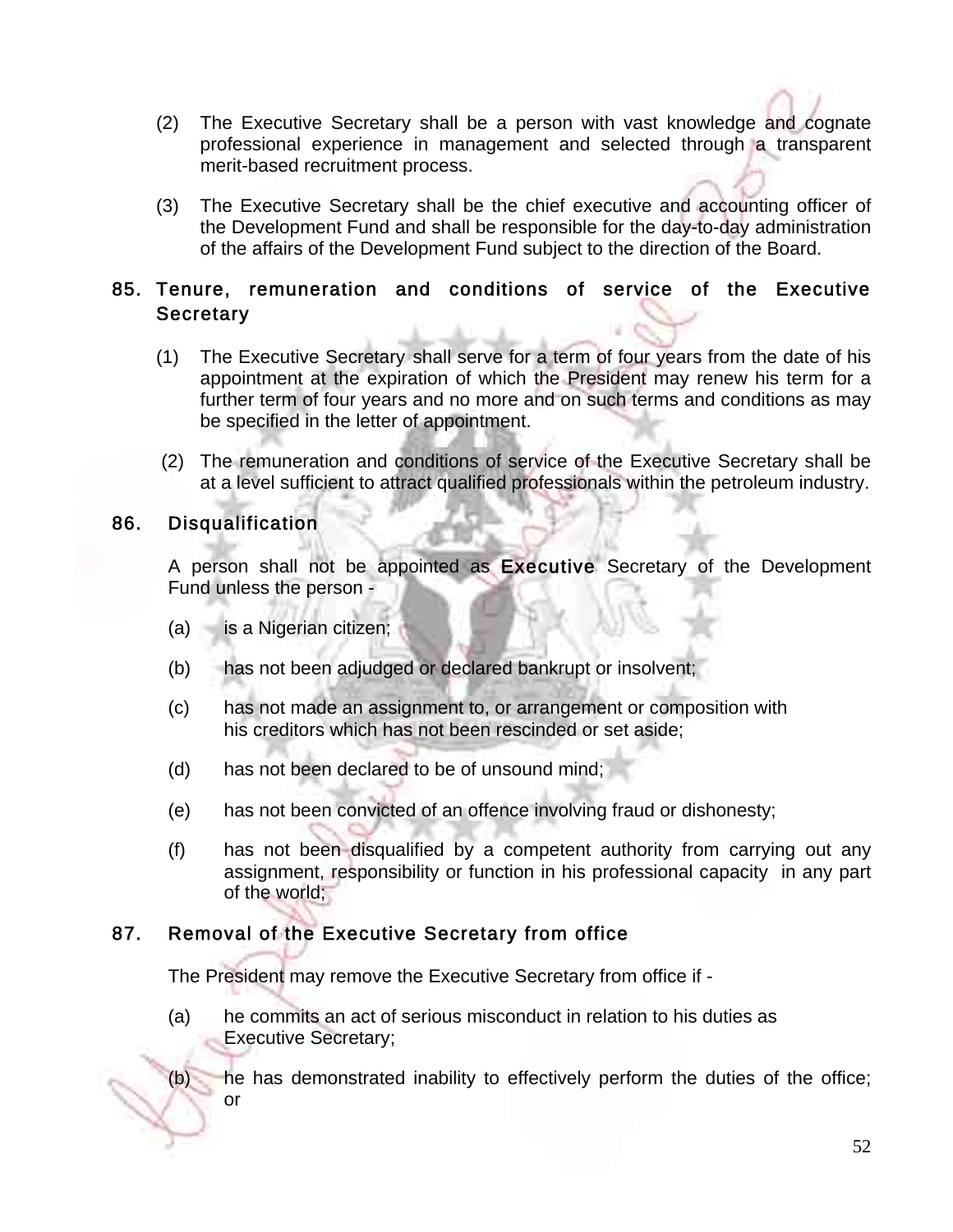(2) The Executive Secretary shall be a person with vast knowledge and cognate professional experience in management and selected through a transparent merit-based recruitment process.

(3) The Executive Secretary shall be the chief executive and accounting officer of the Development Fund and shall be responsible for the day-to-day administration of the affairs of the Development Fund subject to the direction of the Board.

## 85. Tenure, remuneration and conditions of service of the Executive Secretary

(1) The Executive Secretary shall serve for a term of four years from the date of his appointment at the expiration of which the President may renew his term for a further term of four years and no more and on such terms and conditions as may be specified in the letter of appointment.

(2) The remuneration and conditions of service of the Executive Secretary shall be at a level sufficient to attract qualified professionals within the petroleum industry.

## 86. Disqualification

A person shall not be appointed as Executive Secretary of the Development Fund unless the person -

(a) is a Nigerian citizen;

(b) has not been adjudged or declared bankrupt or insolvent;

(c) has not made an assignment to, or arrangement or composition with his creditors which has not been rescinded or set aside;

(d) has not been declared to be of unsound mind;

(e) has not been convicted of an offence involving fraud or dishonesty;

(f) has not been disqualified by a competent authority from carrying out any assignment, responsibility or function in his professional capacity in any part of the world;

## 87. Removal of the Executive Secretary from office

The President may remove the Executive Secretary from office if -

(a) he commits an act of serious misconduct in relation to his duties as Executive Secretary;

(b) he has demonstrated inability to effectively perform the duties of the office; or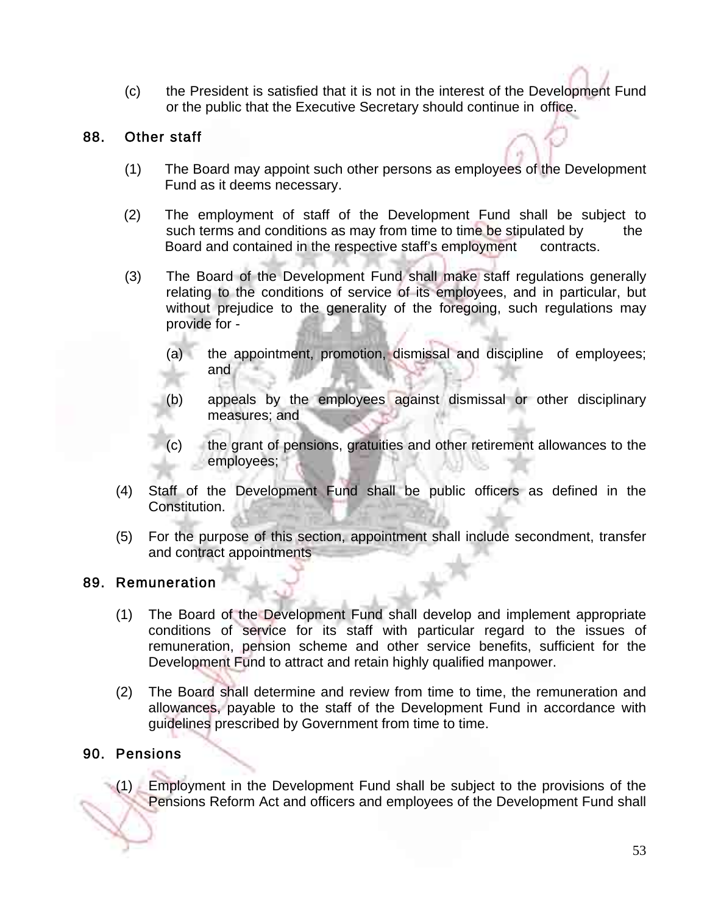(c) the President is satisfied that it is not in the interest of the Development Fund or the public that the Executive Secretary should continue in office.

## 88. Other staff

(1) The Board may appoint such other persons as employees of the Development Fund as it deems necessary.

(2) The employment of staff of the Development Fund shall be subject to such terms and conditions as may from time to time be stipulated by the Board and contained in the respective staff's employment contracts.

(3) The Board of the Development Fund shall make staff regulations generally relating to the conditions of service of its employees, and in particular, but without prejudice to the generality of the foregoing, such regulations may provide for -

(a) the appointment, promotion, dismissal and discipline of employees; and

(b) appeals by the employees against dismissal or other disciplinary measures; and

(c) the grant of pensions, gratuities and other retirement allowances to the employees;

(4) Staff of the Development Fund shall be public officers as defined in the Constitution.

(5) For the purpose of this section, appointment shall include secondment, transfer and contract appointments

## 89. Remuneration

(1) The Board of the Development Fund shall develop and implement appropriate conditions of service for its staff with particular regard to the issues of remuneration, pension scheme and other service benefits, sufficient for the Development Fund to attract and retain highly qualified manpower.

(2) The Board shall determine and review from time to time, the remuneration and allowances, payable to the staff of the Development Fund in accordance with guidelines prescribed by Government from time to time.

## 90. Pensions

(1) Employment in the Development Fund shall be subject to the provisions of the Pensions Reform Act and officers and employees of the Development Fund shall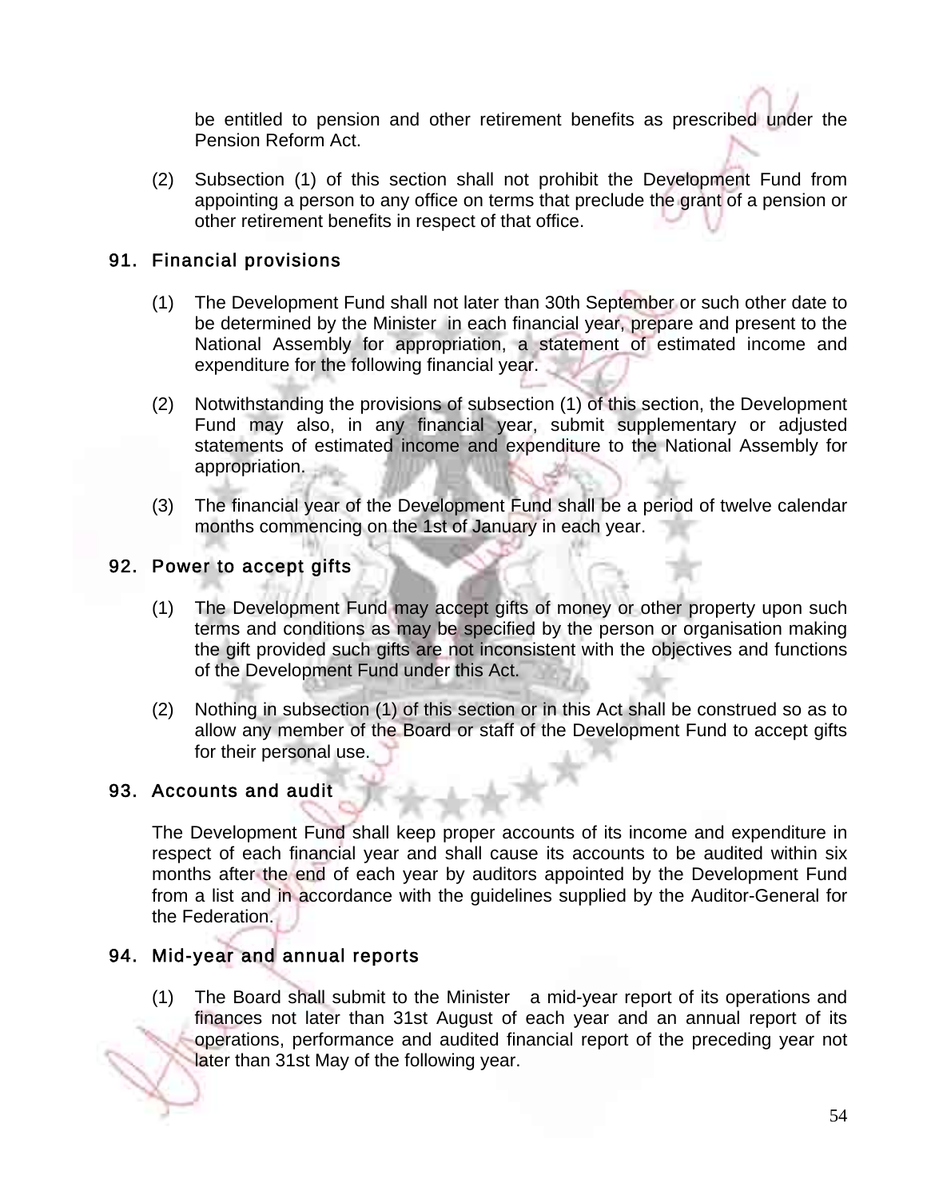be entitled to pension and other retirement benefits as prescribed under the Pension Reform Act.

(2) Subsection (1) of this section shall not prohibit the Development Fund from appointing a person to any office on terms that preclude the grant of a pension or other retirement benefits in respect of that office.

## 91. Financial provisions

(1) The Development Fund shall not later than 30th September or such other date to be determined by the Minister in each financial year, prepare and present to the National Assembly for appropriation, a statement of estimated income and expenditure for the following financial year.

(2) Notwithstanding the provisions of subsection (1) of this section, the Development Fund may also, in any financial year, submit supplementary or adjusted statements of estimated income and expenditure to the National Assembly for appropriation.

(3) The financial year of the Development Fund shall be a period of twelve calendar months commencing on the 1st of January in each year.

## 92. Power to accept gifts

(1) The Development Fund may accept gifts of money or other property upon such terms and conditions as may be specified by the person or organisation making the gift provided such gifts are not inconsistent with the objectives and functions of the Development Fund under this Act.

(2) Nothing in subsection (1) of this section or in this Act shall be construed so as to allow any member of the Board or staff of the Development Fund to accept gifts for their personal use.

## 93. Accounts and audit

The Development Fund shall keep proper accounts of its income and expenditure in respect of each financial year and shall cause its accounts to be audited within six months after the end of each year by auditors appointed by the Development Fund from a list and in accordance with the guidelines supplied by the Auditor-General for the Federation.

## 94. Mid-year and annual reports

(1) The Board shall submit to the Minister a mid-year report of its operations and finances not later than 31st August of each year and an annual report of its operations, performance and audited financial report of the preceding year not later than 31st May of the following year.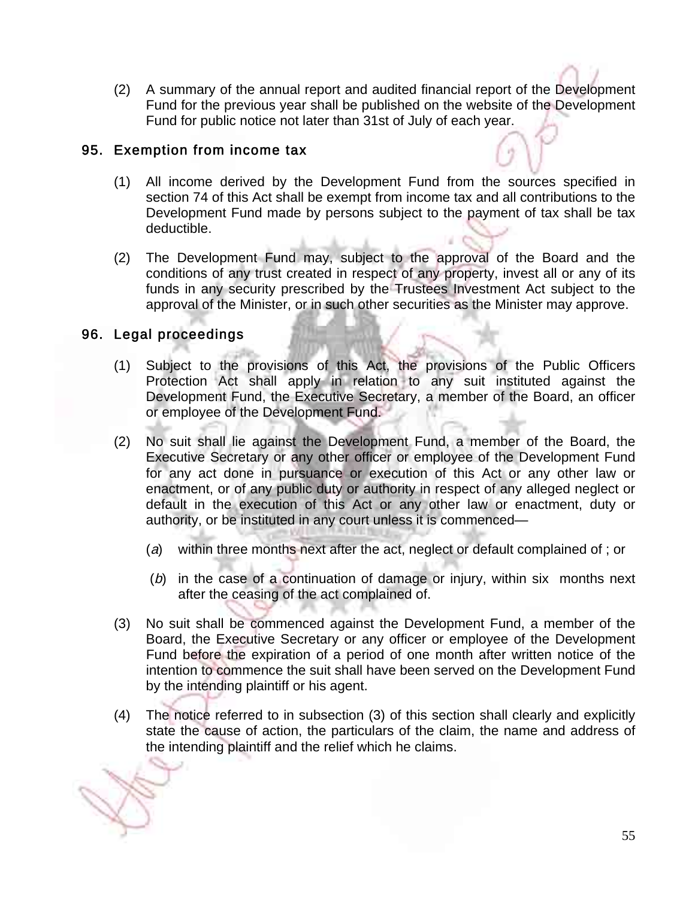(2) A summary of the annual report and audited financial report of the Development Fund for the previous year shall be published on the website of the Development Fund for public notice not later than 31st of July of each year.

## 95. Exemption from income tax

(1) All income derived by the Development Fund from the sources specified in section 74 of this Act shall be exempt from income tax and all contributions to the Development Fund made by persons subject to the payment of tax shall be tax deductible.

(2) The Development Fund may, subject to the approval of the Board and the conditions of any trust created in respect of any property, invest all or any of its funds in any security prescribed by the Trustees Investment Act subject to the approval of the Minister, or in such other securities as the Minister may approve.

## 96. Legal proceedings

(1) Subject to the provisions of this Act, the provisions of the Public Officers Protection Act shall apply in relation to any suit instituted against the Development Fund, the Executive Secretary, a member of the Board, an officer or employee of the Development Fund.

(2) No suit shall lie against the Development Fund, a member of the Board, the Executive Secretary or any other officer or employee of the Development Fund for any act done in pursuance or execution of this Act or any other law or enactment, or of any public duty or authority in respect of any alleged neglect or default in the execution of this Act or any other law or enactment, duty or authority, or be instituted in any court unless it is commenced—

(*a*) within three months next after the act, neglect or default complained of ; or

(*b*) in the case of a continuation of damage or injury, within six months next after the ceasing of the act complained of.

(3) No suit shall be commenced against the Development Fund, a member of the Board, the Executive Secretary or any officer or employee of the Development Fund before the expiration of a period of one month after written notice of the intention to commence the suit shall have been served on the Development Fund by the intending plaintiff or his agent.

(4) The notice referred to in subsection (3) of this section shall clearly and explicitly state the cause of action, the particulars of the claim, the name and address of the intending plaintiff and the relief which he claims.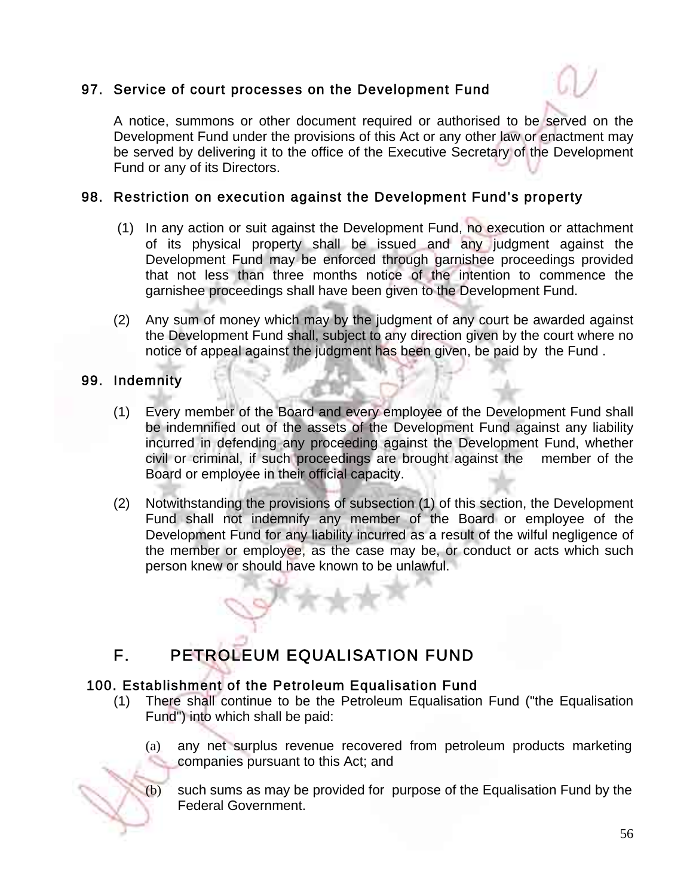### 97. Service of court processes on the Development Fund

A notice, summons or other document required or authorised to be served on the Development Fund under the provisions of this Act or any other law or enactment may be served by delivering it to the office of the Executive Secretary of the Development Fund or any of its Directors.

### 98. Restriction on execution against the Development Fund's property

(1) In any action or suit against the Development Fund, no execution or attachment of its physical property shall be issued and any judgment against the Development Fund may be enforced through garnishee proceedings provided that not less than three months notice of the intention to commence the garnishee proceedings shall have been given to the Development Fund.

(2) Any sum of money which may by the judgment of any court be awarded against the Development Fund shall, subject to any direction given by the court where no notice of appeal against the judgment has been given, be paid by the Fund .

### 99. Indemnity

(1) Every member of the Board and every employee of the Development Fund shall be indemnified out of the assets of the Development Fund against any liability incurred in defending any proceeding against the Development Fund, whether civil or criminal, if such proceedings are brought against the member of the Board or employee in their official capacity.

(2) Notwithstanding the provisions of subsection (1) of this section, the Development Fund shall not indemnify any member of the Board or employee of the Development Fund for any liability incurred as a result of the wilful negligence of the member or employee, as the case may be, or conduct or acts which such person knew or should have known to be unlawful.

## F. PETROLEUM EQUALISATION FUND

### 100. Establishment of the Petroleum Equalisation Fund

(1) There shall continue to be the Petroleum Equalisation Fund ("the Equalisation Fund") into which shall be paid:

(a) any net surplus revenue recovered from petroleum products marketing companies pursuant to this Act; and

(b) such sums as may be provided for purpose of the Equalisation Fund by the Federal Government.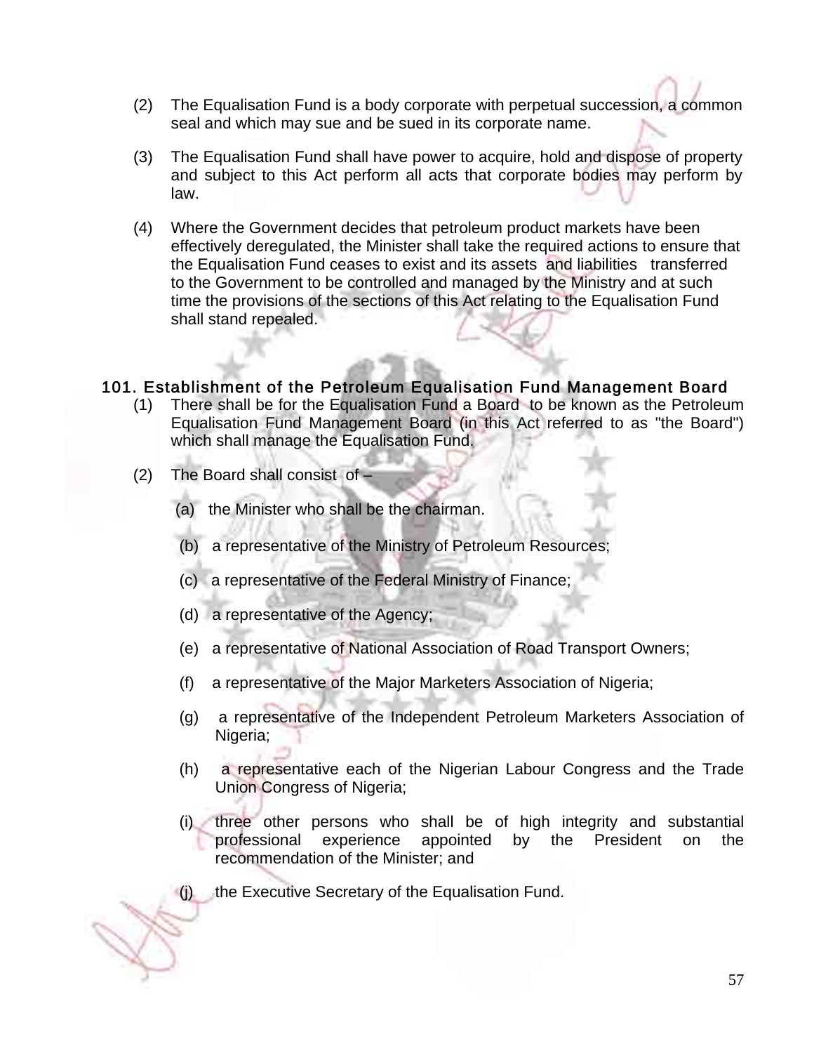(2) The Equalisation Fund is a body corporate with perpetual succession, a common seal and which may sue and be sued in its corporate name.

(3) The Equalisation Fund shall have power to acquire, hold and dispose of property and subject to this Act perform all acts that corporate bodies may perform by law.

(4) Where the Government decides that petroleum product markets have been effectively deregulated, the Minister shall take the required actions to ensure that the Equalisation Fund ceases to exist and its assets and liabilities transferred to the Government to be controlled and managed by the Ministry and at such time the provisions of the sections of this Act relating to the Equalisation Fund shall stand repealed.

## 101. Establishment of the Petroleum Equalisation Fund Management Board

(1) There shall be for the Equalisation Fund a Board to be known as the Petroleum Equalisation Fund Management Board (in this Act referred to as "the Board") which shall manage the Equalisation Fund.

(2) The Board shall consist of –

(a) the Minister who shall be the chairman.

(b) a representative of the Ministry of Petroleum Resources;

(c) a representative of the Federal Ministry of Finance;

(d) a representative of the Agency;

(e) a representative of National Association of Road Transport Owners;

(f) a representative of the Major Marketers Association of Nigeria;

(g) a representative of the Independent Petroleum Marketers Association of Nigeria;

(h) a representative each of the Nigerian Labour Congress and the Trade Union Congress of Nigeria;

(i) three other persons who shall be of high integrity and substantial professional experience appointed by the President on the recommendation of the Minister; and

(j) the Executive Secretary of the Equalisation Fund.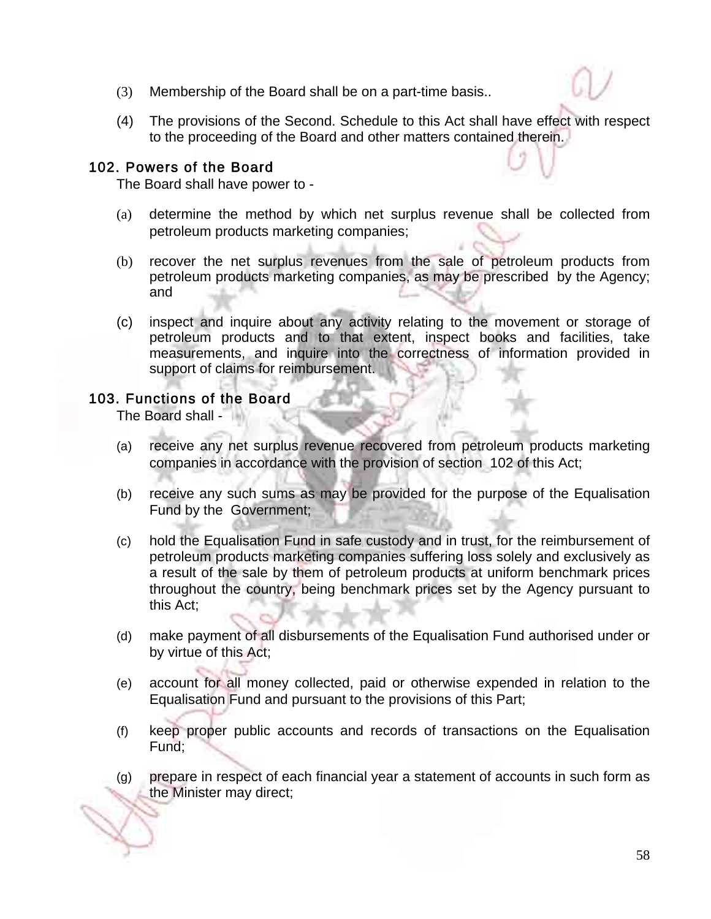(3) Membership of the Board shall be on a part-time basis..

(4) The provisions of the Second. Schedule to this Act shall have effect with respect to the proceeding of the Board and other matters contained therein.

## 102. Powers of the Board

The Board shall have power to -

(a) determine the method by which net surplus revenue shall be collected from petroleum products marketing companies;

(b) recover the net surplus revenues from the sale of petroleum products from petroleum products marketing companies, as may be prescribed by the Agency; and

(c) inspect and inquire about any activity relating to the movement or storage of petroleum products and to that extent, inspect books and facilities, take measurements, and inquire into the correctness of information provided in support of claims for reimbursement.

## 103. Functions of the Board

The Board shall -

(a) receive any net surplus revenue recovered from petroleum products marketing companies in accordance with the provision of section 102 of this Act;

(b) receive any such sums as may be provided for the purpose of the Equalisation Fund by the Government;

(c) hold the Equalisation Fund in safe custody and in trust, for the reimbursement of petroleum products marketing companies suffering loss solely and exclusively as a result of the sale by them of petroleum products at uniform benchmark prices throughout the country, being benchmark prices set by the Agency pursuant to this Act;

(d) make payment of all disbursements of the Equalisation Fund authorised under or by virtue of this Act;

(e) account for all money collected, paid or otherwise expended in relation to the Equalisation Fund and pursuant to the provisions of this Part;

(f) keep proper public accounts and records of transactions on the Equalisation Fund;

(g) prepare in respect of each financial year a statement of accounts in such form as the Minister may direct;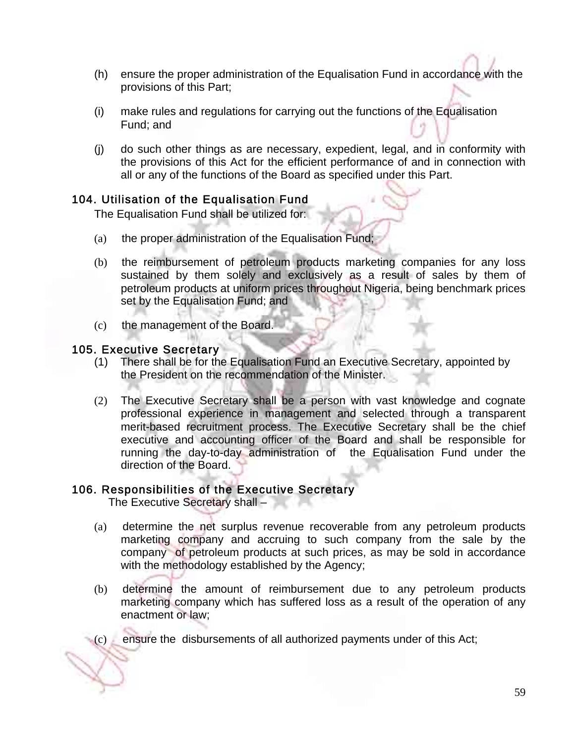(h) ensure the proper administration of the Equalisation Fund in accordance with the provisions of this Part;

(i) make rules and regulations for carrying out the functions of the Equalisation Fund; and

(j) do such other things as are necessary, expedient, legal, and in conformity with the provisions of this Act for the efficient performance of and in connection with all or any of the functions of the Board as specified under this Part.

## 104. Utilisation of the Equalisation Fund

The Equalisation Fund shall be utilized for:

(a) the proper administration of the Equalisation Fund;

(b) the reimbursement of petroleum products marketing companies for any loss sustained by them solely and exclusively as a result of sales by them of petroleum products at uniform prices throughout Nigeria, being benchmark prices set by the Equalisation Fund; and

(c) the management of the Board.

## 105. Executive Secretary

(1) There shall be for the Equalisation Fund an Executive Secretary, appointed by the President on the recommendation of the Minister.

(2) The Executive Secretary shall be a person with vast knowledge and cognate professional experience in management and selected through a transparent merit-based recruitment process. The Executive Secretary shall be the chief executive and accounting officer of the Board and shall be responsible for running the day-to-day administration of the Equalisation Fund under the direction of the Board.

## 106. Responsibilities of the Executive Secretary

The Executive Secretary shall –

(a) determine the net surplus revenue recoverable from any petroleum products marketing company and accruing to such company from the sale by the company of petroleum products at such prices, as may be sold in accordance with the methodology established by the Agency;

(b) determine the amount of reimbursement due to any petroleum products marketing company which has suffered loss as a result of the operation of any enactment or law;

(c) ensure the disbursements of all authorized payments under of this Act;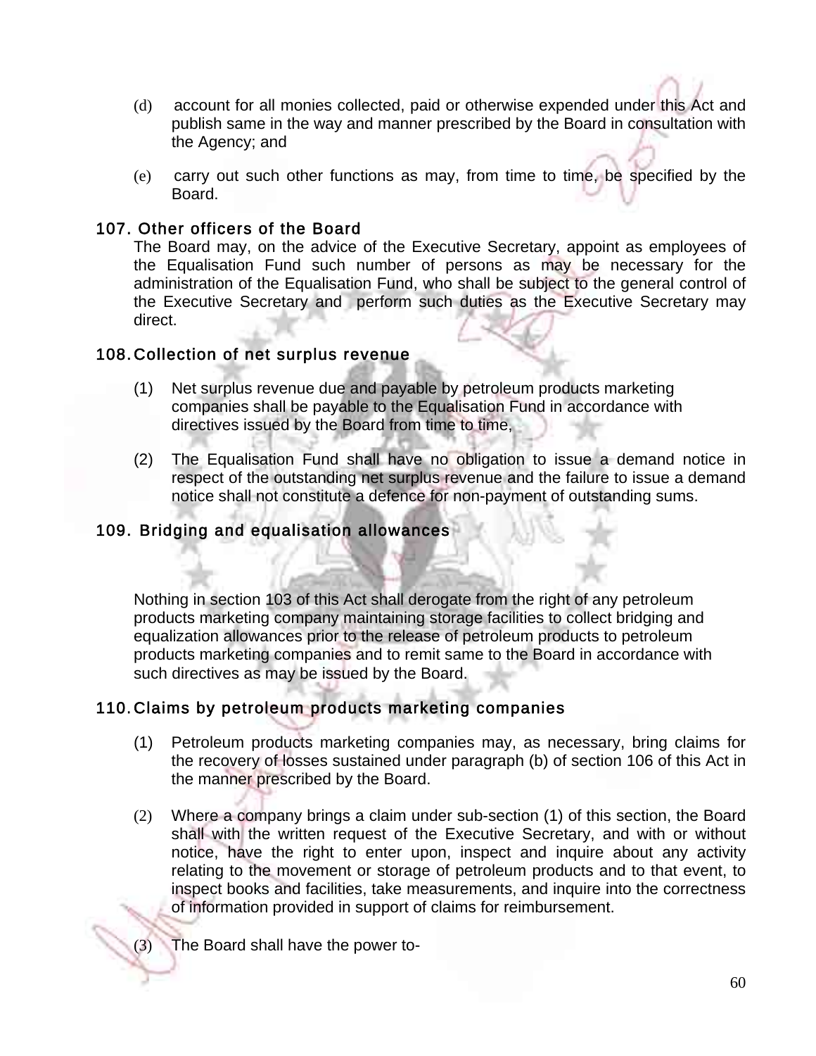(d) account for all monies collected, paid or otherwise expended under this Act and publish same in the way and manner prescribed by the Board in consultation with the Agency; and

(e) carry out such other functions as may, from time to time, be specified by the Board.

### 107. Other officers of the Board

The Board may, on the advice of the Executive Secretary, appoint as employees of the Equalisation Fund such number of persons as may be necessary for the administration of the Equalisation Fund, who shall be subject to the general control of the Executive Secretary and perform such duties as the Executive Secretary may direct.

### 108. Collection of net surplus revenue

(1) Net surplus revenue due and payable by petroleum products marketing companies shall be payable to the Equalisation Fund in accordance with directives issued by the Board from time to time,

(2) The Equalisation Fund shall have no obligation to issue a demand notice in respect of the outstanding net surplus revenue and the failure to issue a demand notice shall not constitute a defence for non-payment of outstanding sums.

### 109. Bridging and equalisation allowances

Nothing in section 103 of this Act shall derogate from the right of any petroleum products marketing company maintaining storage facilities to collect bridging and equalization allowances prior to the release of petroleum products to petroleum products marketing companies and to remit same to the Board in accordance with such directives as may be issued by the Board.

### 110. Claims by petroleum products marketing companies

(1) Petroleum products marketing companies may, as necessary, bring claims for the recovery of losses sustained under paragraph (b) of section 106 of this Act in the manner prescribed by the Board.

(2) Where a company brings a claim under sub-section (1) of this section, the Board shall with the written request of the Executive Secretary, and with or without notice, have the right to enter upon, inspect and inquire about any activity relating to the movement or storage of petroleum products and to that event, to inspect books and facilities, take measurements, and inquire into the correctness of information provided in support of claims for reimbursement.

(3) The Board shall have the power to-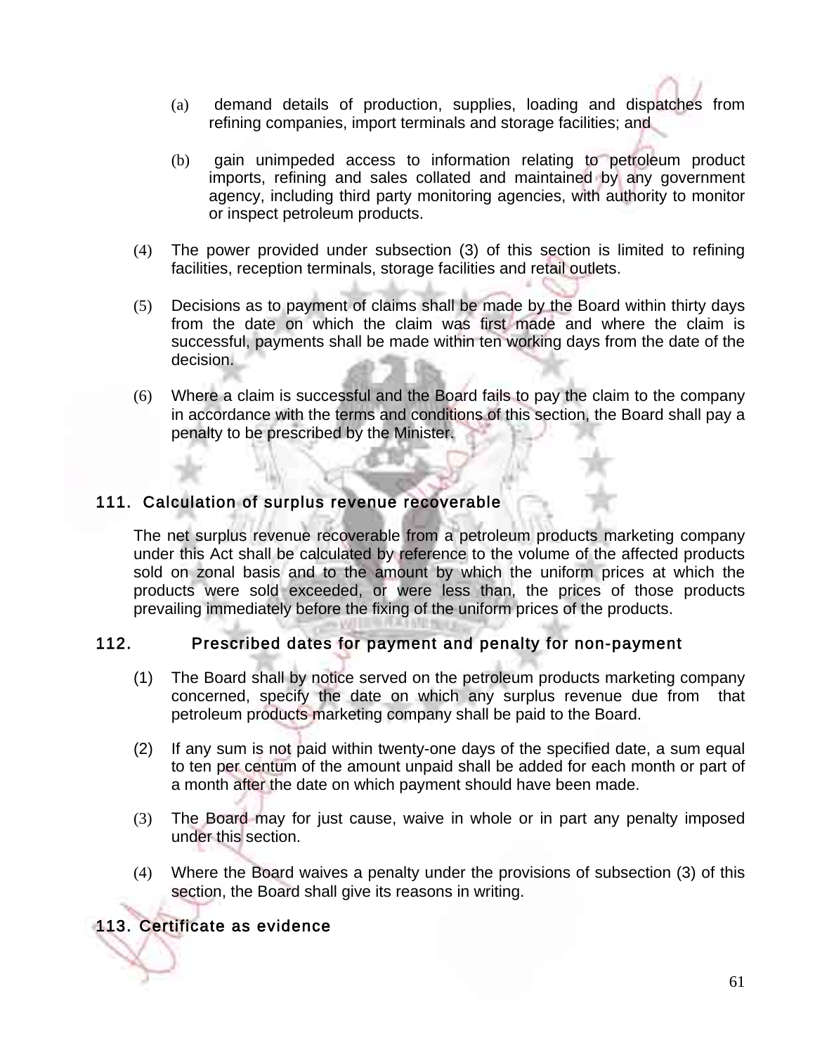(a) demand details of production, supplies, loading and dispatches from refining companies, import terminals and storage facilities; and

(b) gain unimpeded access to information relating to petroleum product imports, refining and sales collated and maintained by any government agency, including third party monitoring agencies, with authority to monitor or inspect petroleum products.

(4) The power provided under subsection (3) of this section is limited to refining facilities, reception terminals, storage facilities and retail outlets.

(5) Decisions as to payment of claims shall be made by the Board within thirty days from the date on which the claim was first made and where the claim is successful, payments shall be made within ten working days from the date of the decision.

(6) Where a claim is successful and the Board fails to pay the claim to the company in accordance with the terms and conditions of this section, the Board shall pay a penalty to be prescribed by the Minister.

## 111. Calculation of surplus revenue recoverable

The net surplus revenue recoverable from a petroleum products marketing company under this Act shall be calculated by reference to the volume of the affected products sold on zonal basis and to the amount by which the uniform prices at which the products were sold exceeded, or were less than, the prices of those products prevailing immediately before the fixing of the uniform prices of the products.

## 112. Prescribed dates for payment and penalty for non-payment

(1) The Board shall by notice served on the petroleum products marketing company concerned, specify the date on which any surplus revenue due from that petroleum products marketing company shall be paid to the Board.

(2) If any sum is not paid within twenty-one days of the specified date, a sum equal to ten per centum of the amount unpaid shall be added for each month or part of a month after the date on which payment should have been made.

(3) The Board may for just cause, waive in whole or in part any penalty imposed under this section.

(4) Where the Board waives a penalty under the provisions of subsection (3) of this section, the Board shall give its reasons in writing.

## 113. Certificate as evidence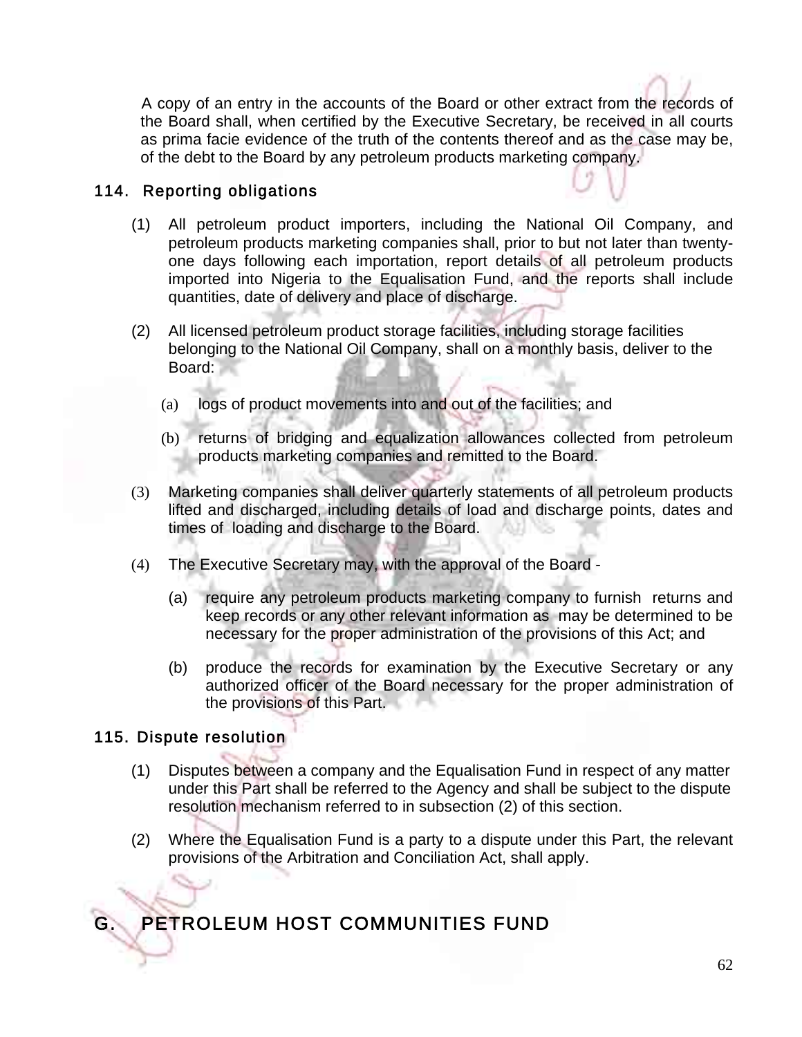A copy of an entry in the accounts of the Board or other extract from the records of the Board shall, when certified by the Executive Secretary, be received in all courts as prima facie evidence of the truth of the contents thereof and as the case may be, of the debt to the Board by any petroleum products marketing company.

### 114. Reporting obligations

(1) All petroleum product importers, including the National Oil Company, and petroleum products marketing companies shall, prior to but not later than twenty-one days following each importation, report details of all petroleum products imported into Nigeria to the Equalisation Fund, and the reports shall include quantities, date of delivery and place of discharge.

(2) All licensed petroleum product storage facilities, including storage facilities belonging to the National Oil Company, shall on a monthly basis, deliver to the Board:

(a) logs of product movements into and out of the facilities; and

(b) returns of bridging and equalization allowances collected from petroleum products marketing companies and remitted to the Board.

(3) Marketing companies shall deliver quarterly statements of all petroleum products lifted and discharged, including details of load and discharge points, dates and times of loading and discharge to the Board.

(4) The Executive Secretary may, with the approval of the Board -

(a) require any petroleum products marketing company to furnish returns and keep records or any other relevant information as may be determined to be necessary for the proper administration of the provisions of this Act; and

(b) produce the records for examination by the Executive Secretary or any authorized officer of the Board necessary for the proper administration of the provisions of this Part.

### 115. Dispute resolution

(1) Disputes between a company and the Equalisation Fund in respect of any matter under this Part shall be referred to the Agency and shall be subject to the dispute resolution mechanism referred to in subsection (2) of this section.

(2) Where the Equalisation Fund is a party to a dispute under this Part, the relevant provisions of the Arbitration and Conciliation Act, shall apply.

## G. PETROLEUM HOST COMMUNITIES FUND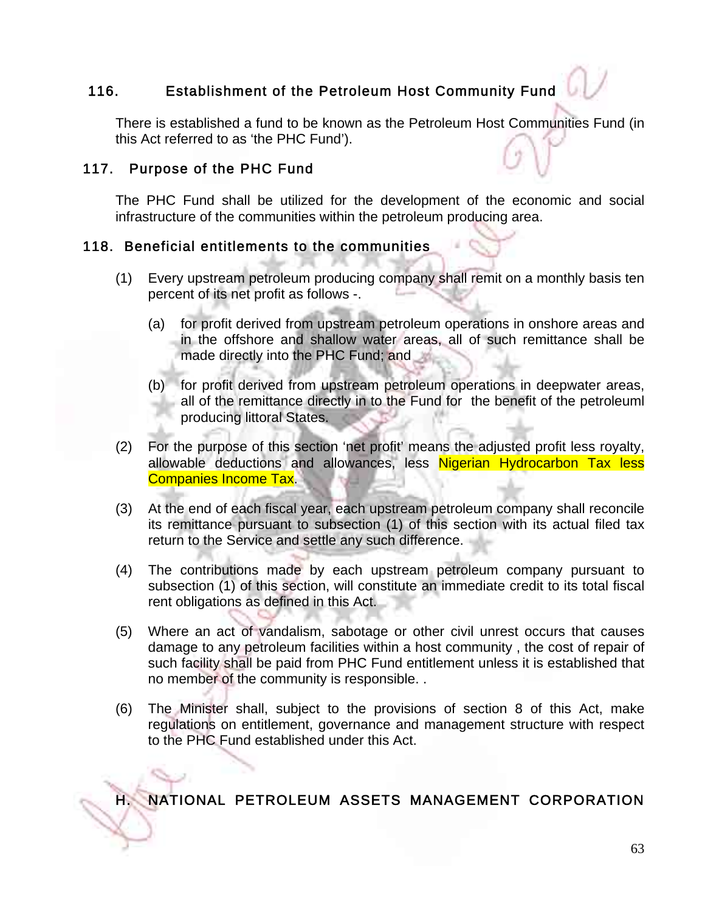### 116. Establishment of the Petroleum Host Community Fund

There is established a fund to be known as the Petroleum Host Communities Fund (in this Act referred to as 'the PHC Fund').

### 117. Purpose of the PHC Fund

The PHC Fund shall be utilized for the development of the economic and social infrastructure of the communities within the petroleum producing area.

### 118. Beneficial entitlements to the communities

(1) Every upstream petroleum producing company shall remit on a monthly basis ten percent of its net profit as follows -.

(a) for profit derived from upstream petroleum operations in onshore areas and in the offshore and shallow water areas, all of such remittance shall be made directly into the PHC Fund; and

(b) for profit derived from upstream petroleum operations in deepwater areas, all of the remittance directly in to the Fund for the benefit of the petroleuml producing littoral States.

(2) For the purpose of this section 'net profit' means the adjusted profit less royalty, allowable deductions and allowances, less Nigerian Hydrocarbon Tax less Companies Income Tax.

(3) At the end of each fiscal year, each upstream petroleum company shall reconcile its remittance pursuant to subsection (1) of this section with its actual filed tax return to the Service and settle any such difference.

(4) The contributions made by each upstream petroleum company pursuant to subsection (1) of this section, will constitute an immediate credit to its total fiscal rent obligations as defined in this Act.

(5) Where an act of vandalism, sabotage or other civil unrest occurs that causes damage to any petroleum facilities within a host community , the cost of repair of such facility shall be paid from PHC Fund entitlement unless it is established that no member of the community is responsible. .

(6) The Minister shall, subject to the provisions of section 8 of this Act, make regulations on entitlement, governance and management structure with respect to the PHC Fund established under this Act.

## H. NATIONAL PETROLEUM ASSETS MANAGEMENT CORPORATION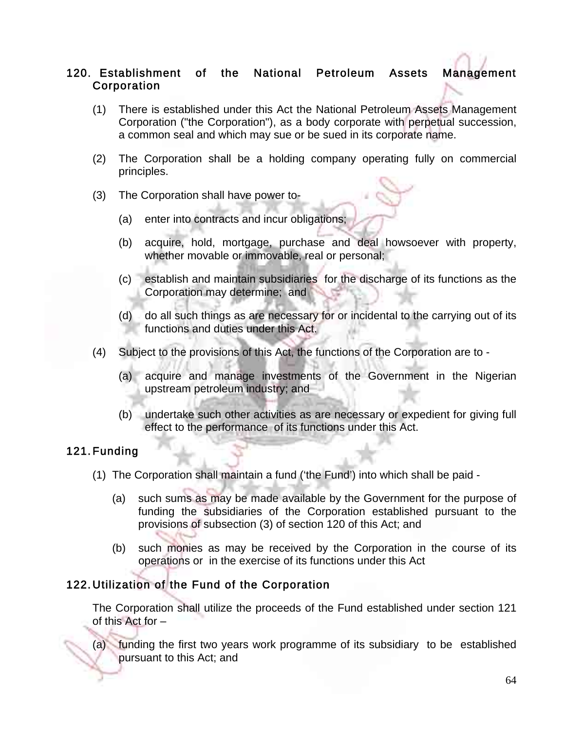## 120. Establishment of the National Petroleum Assets Management Corporation

(1) There is established under this Act the National Petroleum Assets Management Corporation ("the Corporation"), as a body corporate with perpetual succession, a common seal and which may sue or be sued in its corporate name.

(2) The Corporation shall be a holding company operating fully on commercial principles.

(3) The Corporation shall have power to-

(a) enter into contracts and incur obligations;

(b) acquire, hold, mortgage, purchase and deal howsoever with property, whether movable or immovable, real or personal;

(c) establish and maintain subsidiaries for the discharge of its functions as the Corporation may determine; and

(d) do all such things as are necessary for or incidental to the carrying out of its functions and duties under this Act.

(4) Subject to the provisions of this Act, the functions of the Corporation are to -

(a) acquire and manage investments of the Government in the Nigerian upstream petroleum industry; and

(b) undertake such other activities as are necessary or expedient for giving full effect to the performance of its functions under this Act.

## 121. Funding

(1) The Corporation shall maintain a fund ('the Fund') into which shall be paid -

(a) such sums as may be made available by the Government for the purpose of funding the subsidiaries of the Corporation established pursuant to the provisions of subsection (3) of section 120 of this Act; and

(b) such monies as may be received by the Corporation in the course of its operations or in the exercise of its functions under this Act

## 122. Utilization of the Fund of the Corporation

The Corporation shall utilize the proceeds of the Fund established under section 121 of this Act for –

(a) funding the first two years work programme of its subsidiary to be established pursuant to this Act; and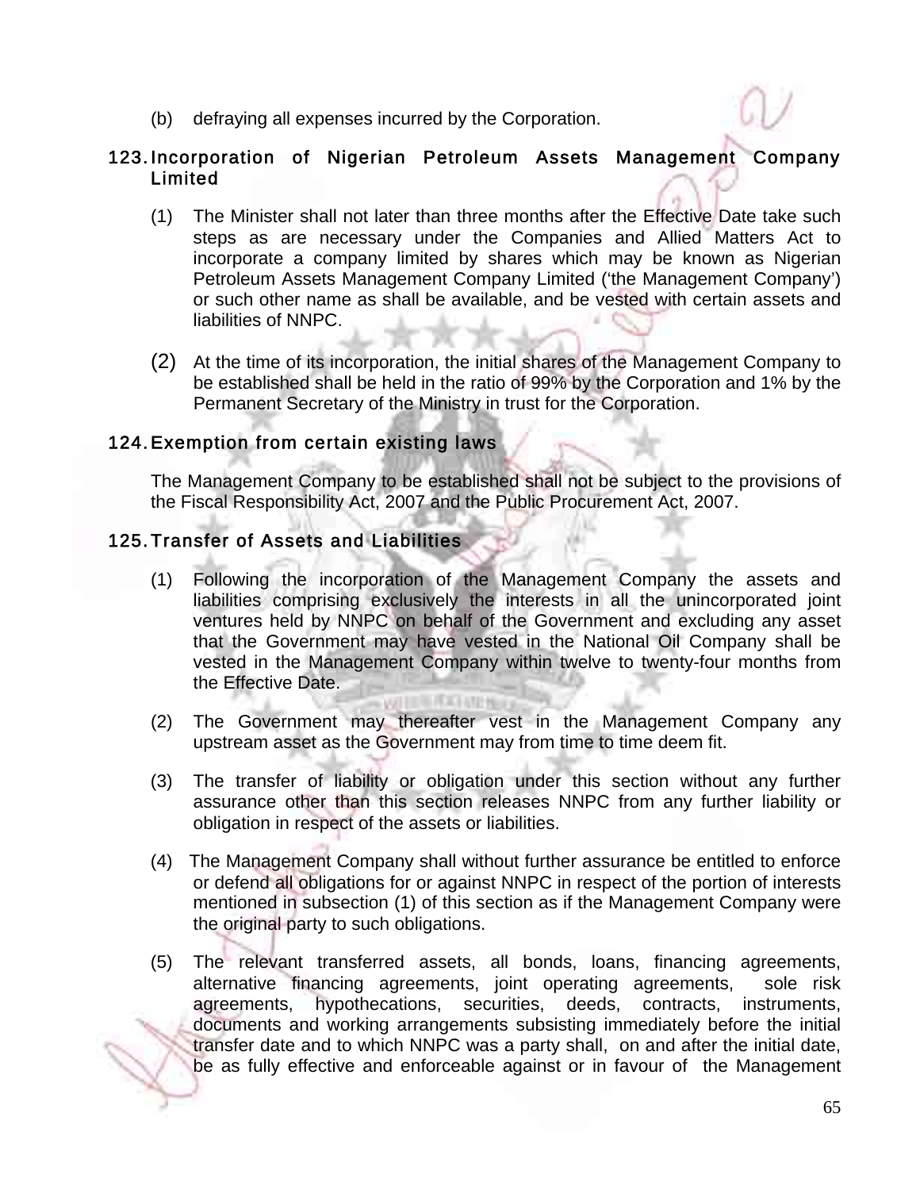(b) defraying all expenses incurred by the Corporation.

## 123. Incorporation of Nigerian Petroleum Assets Management Company Limited

(1) The Minister shall not later than three months after the Effective Date take such steps as are necessary under the Companies and Allied Matters Act to incorporate a company limited by shares which may be known as Nigerian Petroleum Assets Management Company Limited ('the Management Company') or such other name as shall be available, and be vested with certain assets and liabilities of NNPC.

(2) At the time of its incorporation, the initial shares of the Management Company to be established shall be held in the ratio of 99% by the Corporation and 1% by the Permanent Secretary of the Ministry in trust for the Corporation.

## 124. Exemption from certain existing laws

The Management Company to be established shall not be subject to the provisions of the Fiscal Responsibility Act, 2007 and the Public Procurement Act, 2007.

## 125. Transfer of Assets and Liabilities

(1) Following the incorporation of the Management Company the assets and liabilities comprising exclusively the interests in all the unincorporated joint ventures held by NNPC on behalf of the Government and excluding any asset that the Government may have vested in the National Oil Company shall be vested in the Management Company within twelve to twenty-four months from the Effective Date.

(2) The Government may thereafter vest in the Management Company any upstream asset as the Government may from time to time deem fit.

(3) The transfer of liability or obligation under this section without any further assurance other than this section releases NNPC from any further liability or obligation in respect of the assets or liabilities.

(4) The Management Company shall without further assurance be entitled to enforce or defend all obligations for or against NNPC in respect of the portion of interests mentioned in subsection (1) of this section as if the Management Company were the original party to such obligations.

(5) The relevant transferred assets, all bonds, loans, financing agreements, alternative financing agreements, joint operating agreements, sole risk agreements, hypothecations, securities, deeds, contracts, instruments, documents and working arrangements subsisting immediately before the initial transfer date and to which NNPC was a party shall, on and after the initial date, be as fully effective and enforceable against or in favour of the Management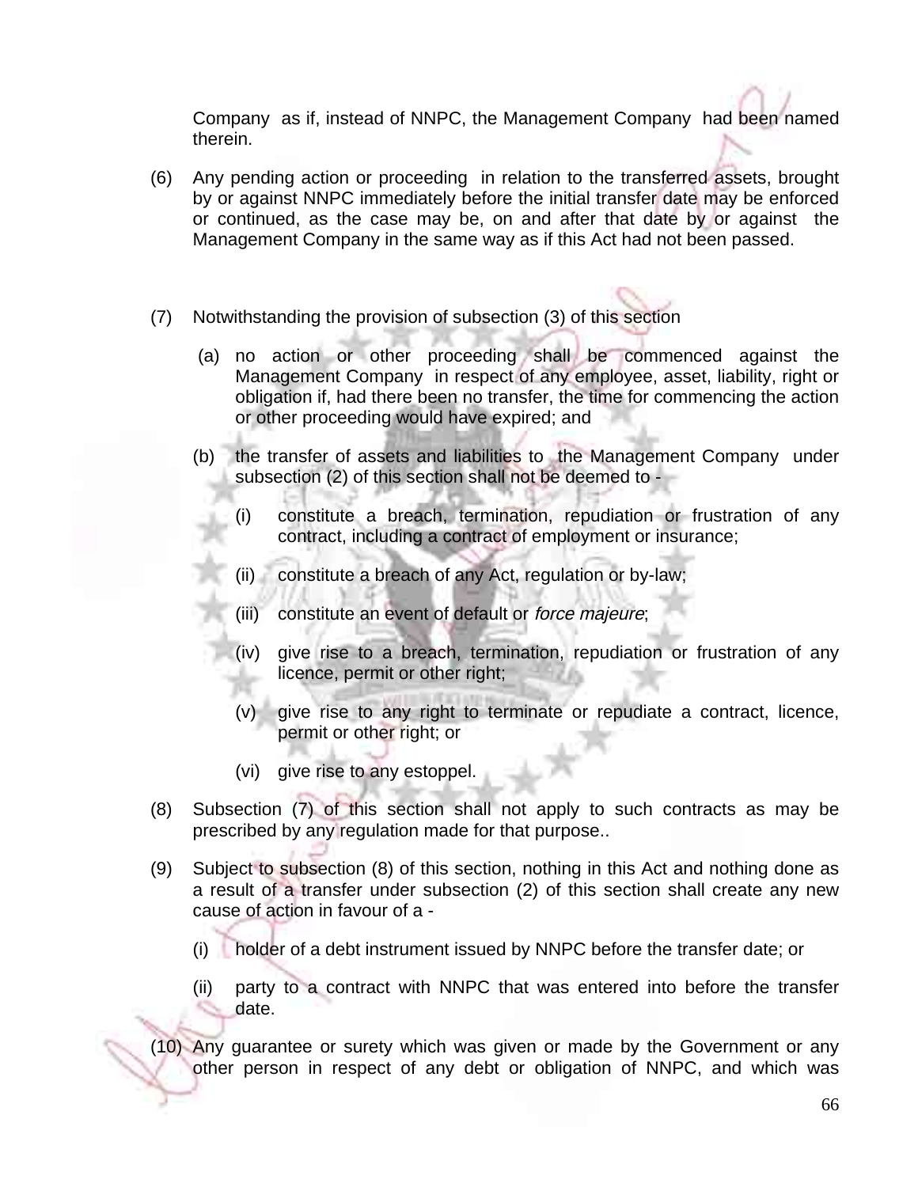Company as if, instead of NNPC, the Management Company had been named therein.

(6) Any pending action or proceeding in relation to the transferred assets, brought by or against NNPC immediately before the initial transfer date may be enforced or continued, as the case may be, on and after that date by or against the Management Company in the same way as if this Act had not been passed.

(7) Notwithstanding the provision of subsection (3) of this section

(a) no action or other proceeding shall be commenced against the Management Company in respect of any employee, asset, liability, right or obligation if, had there been no transfer, the time for commencing the action or other proceeding would have expired; and

(b) the transfer of assets and liabilities to the Management Company under subsection (2) of this section shall not be deemed to -

(i) constitute a breach, termination, repudiation or frustration of any contract, including a contract of employment or insurance;

(ii) constitute a breach of any Act, regulation or by-law;

(iii) constitute an event of default or *force majeure*;

(iv) give rise to a breach, termination, repudiation or frustration of any licence, permit or other right;

(v) give rise to any right to terminate or repudiate a contract, licence, permit or other right; or

(vi) give rise to any estoppel.

(8) Subsection (7) of this section shall not apply to such contracts as may be prescribed by any regulation made for that purpose..

(9) Subject to subsection (8) of this section, nothing in this Act and nothing done as a result of a transfer under subsection (2) of this section shall create any new cause of action in favour of a -

(i) holder of a debt instrument issued by NNPC before the transfer date; or

(ii) party to a contract with NNPC that was entered into before the transfer date.

(10) Any guarantee or surety which was given or made by the Government or any other person in respect of any debt or obligation of NNPC, and which was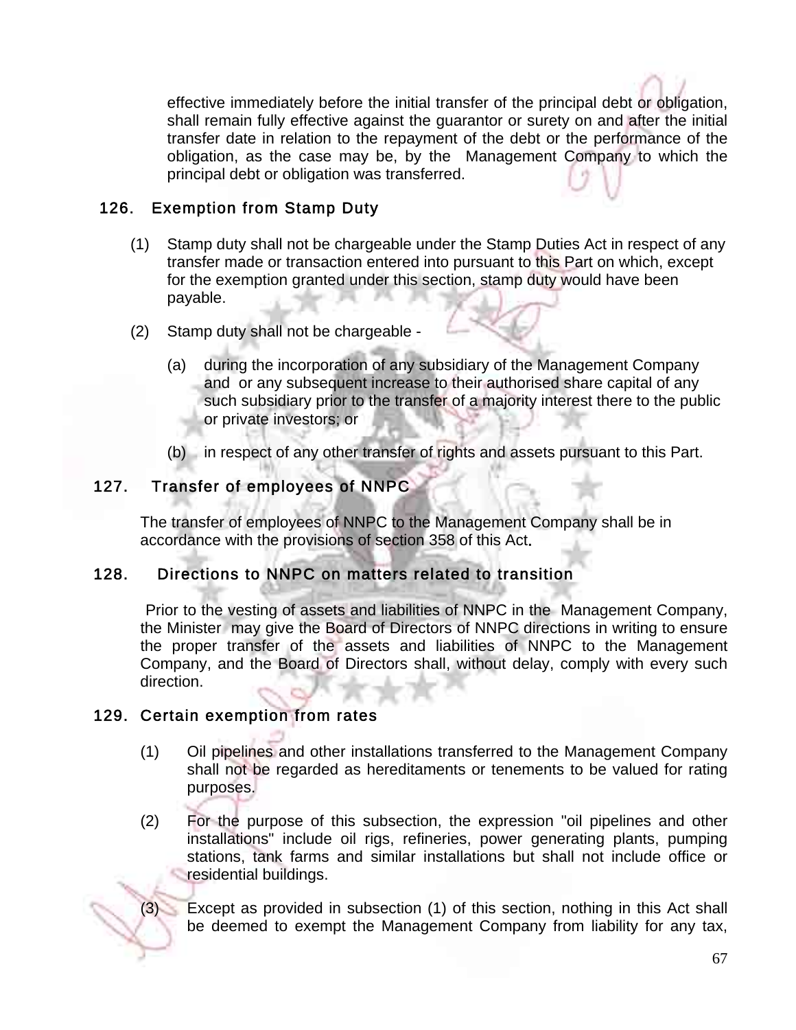effective immediately before the initial transfer of the principal debt or obligation, shall remain fully effective against the guarantor or surety on and after the initial transfer date in relation to the repayment of the debt or the performance of the obligation, as the case may be, by the Management Company to which the principal debt or obligation was transferred.

### 126. Exemption from Stamp Duty

(1) Stamp duty shall not be chargeable under the Stamp Duties Act in respect of any transfer made or transaction entered into pursuant to this Part on which, except for the exemption granted under this section, stamp duty would have been payable.

(2) Stamp duty shall not be chargeable -

(a) during the incorporation of any subsidiary of the Management Company and or any subsequent increase to their authorised share capital of any such subsidiary prior to the transfer of a majority interest there to the public or private investors; or

(b) in respect of any other transfer of rights and assets pursuant to this Part.

### 127. Transfer of employees of NNPC

The transfer of employees of NNPC to the Management Company shall be in accordance with the provisions of section 358 of this Act.

### 128. Directions to NNPC on matters related to transition

Prior to the vesting of assets and liabilities of NNPC in the Management Company, the Minister may give the Board of Directors of NNPC directions in writing to ensure the proper transfer of the assets and liabilities of NNPC to the Management Company, and the Board of Directors shall, without delay, comply with every such direction.

### 129. Certain exemption from rates

(1) Oil pipelines and other installations transferred to the Management Company shall not be regarded as hereditaments or tenements to be valued for rating purposes.

(2) For the purpose of this subsection, the expression "oil pipelines and other installations" include oil rigs, refineries, power generating plants, pumping stations, tank farms and similar installations but shall not include office or residential buildings.

(3) Except as provided in subsection (1) of this section, nothing in this Act shall be deemed to exempt the Management Company from liability for any tax,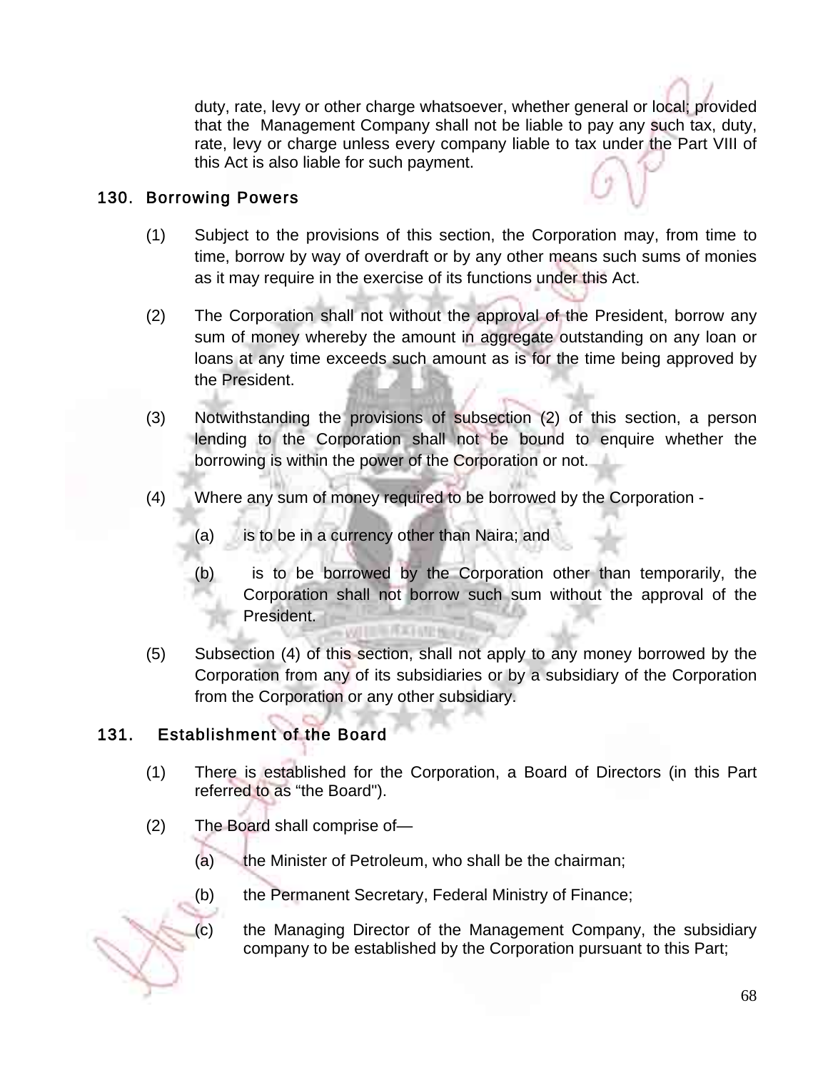duty, rate, levy or other charge whatsoever, whether general or local; provided that the Management Company shall not be liable to pay any such tax, duty, rate, levy or charge unless every company liable to tax under the Part VIII of this Act is also liable for such payment.

## 130. Borrowing Powers

(1) Subject to the provisions of this section, the Corporation may, from time to time, borrow by way of overdraft or by any other means such sums of monies as it may require in the exercise of its functions under this Act.

(2) The Corporation shall not without the approval of the President, borrow any sum of money whereby the amount in aggregate outstanding on any loan or loans at any time exceeds such amount as is for the time being approved by the President.

(3) Notwithstanding the provisions of subsection (2) of this section, a person lending to the Corporation shall not be bound to enquire whether the borrowing is within the power of the Corporation or not.

(4) Where any sum of money required to be borrowed by the Corporation -

(a) is to be in a currency other than Naira; and

(b) is to be borrowed by the Corporation other than temporarily, the Corporation shall not borrow such sum without the approval of the President.

(5) Subsection (4) of this section, shall not apply to any money borrowed by the Corporation from any of its subsidiaries or by a subsidiary of the Corporation from the Corporation or any other subsidiary.

## 131. Establishment of the Board

(1) There is established for the Corporation, a Board of Directors (in this Part referred to as "the Board").

(2) The Board shall comprise of—

(a) the Minister of Petroleum, who shall be the chairman;

(b) the Permanent Secretary, Federal Ministry of Finance;

(c) the Managing Director of the Management Company, the subsidiary company to be established by the Corporation pursuant to this Part;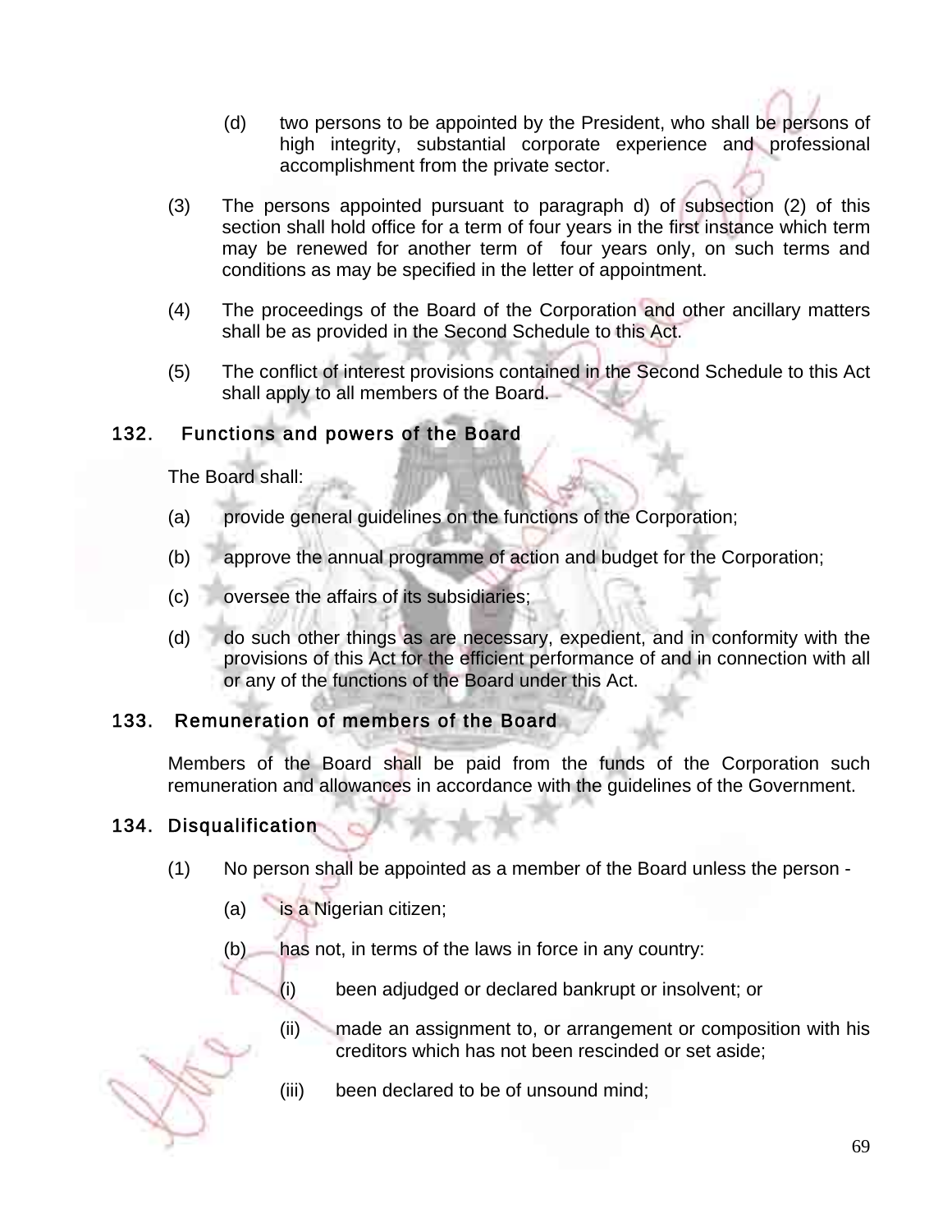(d) two persons to be appointed by the President, who shall be persons of high integrity, substantial corporate experience and professional accomplishment from the private sector.

(3) The persons appointed pursuant to paragraph d) of subsection (2) of this section shall hold office for a term of four years in the first instance which term may be renewed for another term of four years only, on such terms and conditions as may be specified in the letter of appointment.

(4) The proceedings of the Board of the Corporation and other ancillary matters shall be as provided in the Second Schedule to this Act.

(5) The conflict of interest provisions contained in the Second Schedule to this Act shall apply to all members of the Board.

## 132. Functions and powers of the Board

The Board shall:

(a) provide general guidelines on the functions of the Corporation;

(b) approve the annual programme of action and budget for the Corporation;

(c) oversee the affairs of its subsidiaries;

(d) do such other things as are necessary, expedient, and in conformity with the provisions of this Act for the efficient performance of and in connection with all or any of the functions of the Board under this Act.

## 133. Remuneration of members of the Board

Members of the Board shall be paid from the funds of the Corporation such remuneration and allowances in accordance with the guidelines of the Government.

## 134. Disqualification

(1) No person shall be appointed as a member of the Board unless the person -

(a) is a Nigerian citizen;

(b) has not, in terms of the laws in force in any country:

(i) been adjudged or declared bankrupt or insolvent; or

(ii) made an assignment to, or arrangement or composition with his creditors which has not been rescinded or set aside;

(iii) been declared to be of unsound mind;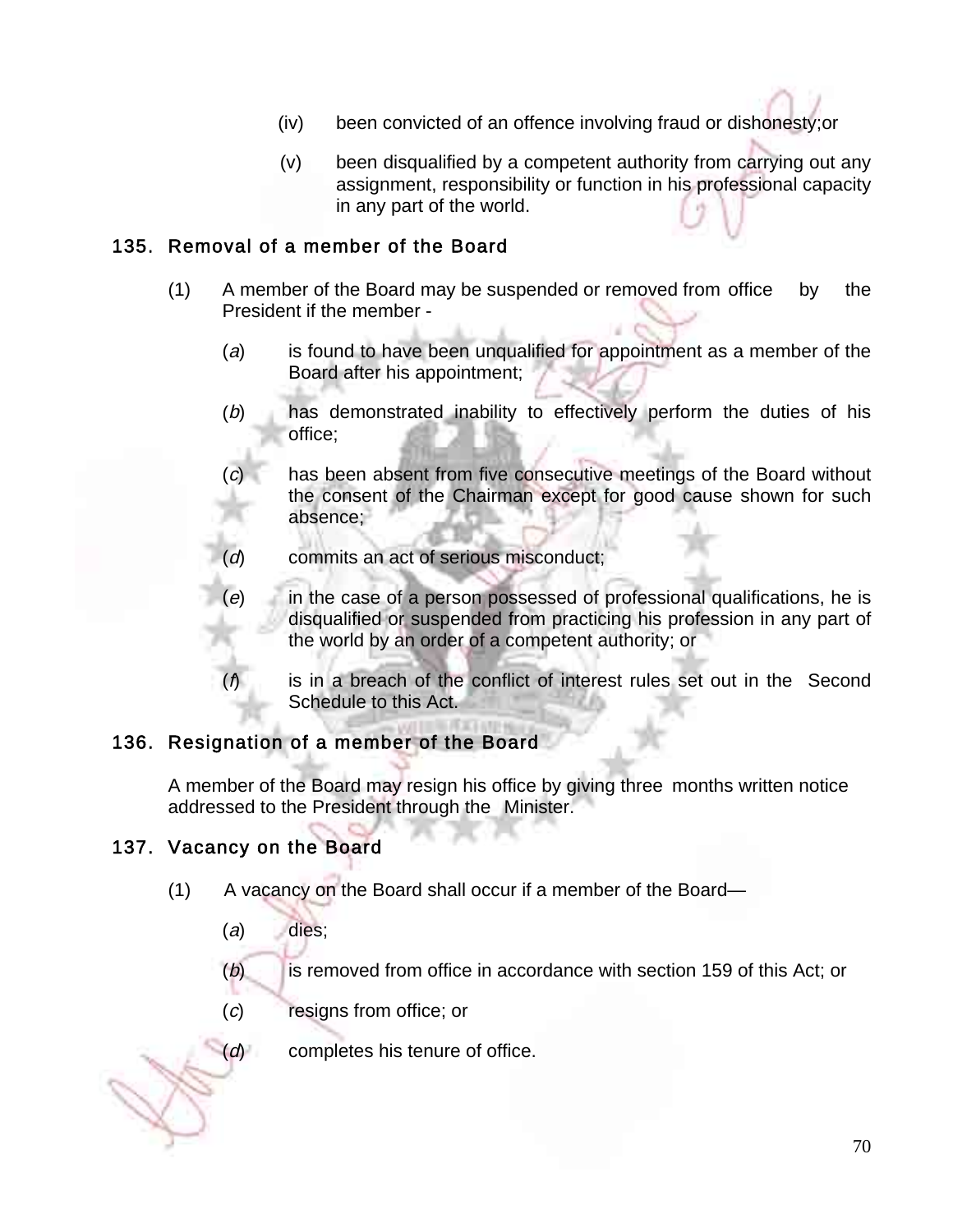(iv) been convicted of an offence involving fraud or dishonesty;or

(v) been disqualified by a competent authority from carrying out any assignment, responsibility or function in his professional capacity in any part of the world.

## 135. Removal of a member of the Board

(1) A member of the Board may be suspended or removed from office by the President if the member -

(*a*) is found to have been unqualified for appointment as a member of the Board after his appointment;

(*b*) has demonstrated inability to effectively perform the duties of his office;

(*c*) has been absent from five consecutive meetings of the Board without the consent of the Chairman except for good cause shown for such absence;

(*d*) commits an act of serious misconduct;

(*e*) in the case of a person possessed of professional qualifications, he is disqualified or suspended from practicing his profession in any part of the world by an order of a competent authority; or

(*f*) is in a breach of the conflict of interest rules set out in the Second Schedule to this Act.

## 136. Resignation of a member of the Board

A member of the Board may resign his office by giving three months written notice addressed to the President through the Minister.

## 137. Vacancy on the Board

(1) A vacancy on the Board shall occur if a member of the Board—

(*a*) dies;

(*b*) is removed from office in accordance with section 159 of this Act; or

(*c*) resigns from office; or

(*d*) completes his tenure of office.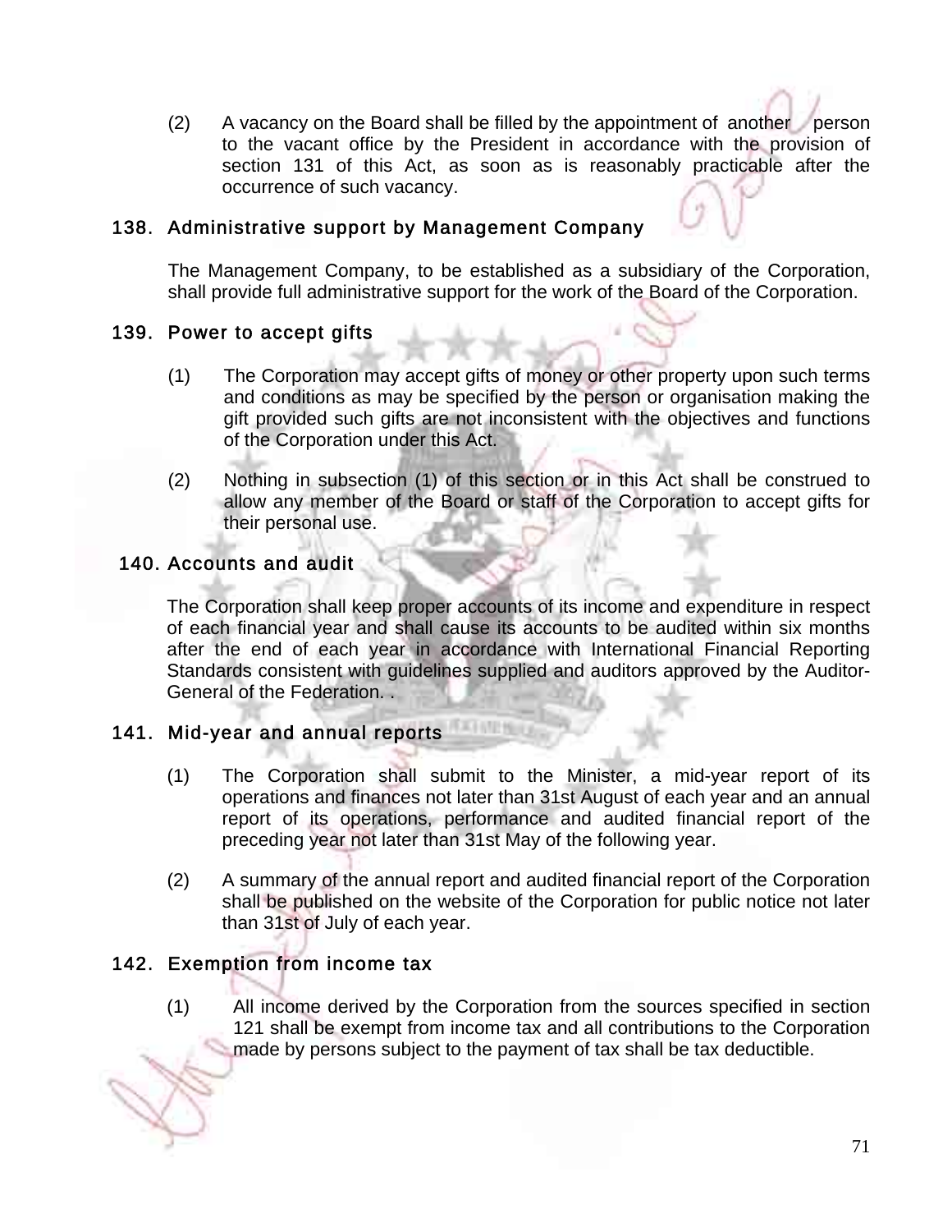(2) A vacancy on the Board shall be filled by the appointment of another person to the vacant office by the President in accordance with the provision of section 131 of this Act, as soon as is reasonably practicable after the occurrence of such vacancy.

### 138. Administrative support by Management Company

The Management Company, to be established as a subsidiary of the Corporation, shall provide full administrative support for the work of the Board of the Corporation.

### 139. Power to accept gifts

(1) The Corporation may accept gifts of money or other property upon such terms and conditions as may be specified by the person or organisation making the gift provided such gifts are not inconsistent with the objectives and functions of the Corporation under this Act.

(2) Nothing in subsection (1) of this section or in this Act shall be construed to allow any member of the Board or staff of the Corporation to accept gifts for their personal use.

### 140. Accounts and audit

The Corporation shall keep proper accounts of its income and expenditure in respect of each financial year and shall cause its accounts to be audited within six months after the end of each year in accordance with International Financial Reporting Standards consistent with guidelines supplied and auditors approved by the Auditor-General of the Federation. .

### 141. Mid-year and annual reports

(1) The Corporation shall submit to the Minister, a mid-year report of its operations and finances not later than 31st August of each year and an annual report of its operations, performance and audited financial report of the preceding year not later than 31st May of the following year.

(2) A summary of the annual report and audited financial report of the Corporation shall be published on the website of the Corporation for public notice not later than 31st of July of each year.

### 142. Exemption from income tax

(1) All income derived by the Corporation from the sources specified in section 121 shall be exempt from income tax and all contributions to the Corporation made by persons subject to the payment of tax shall be tax deductible.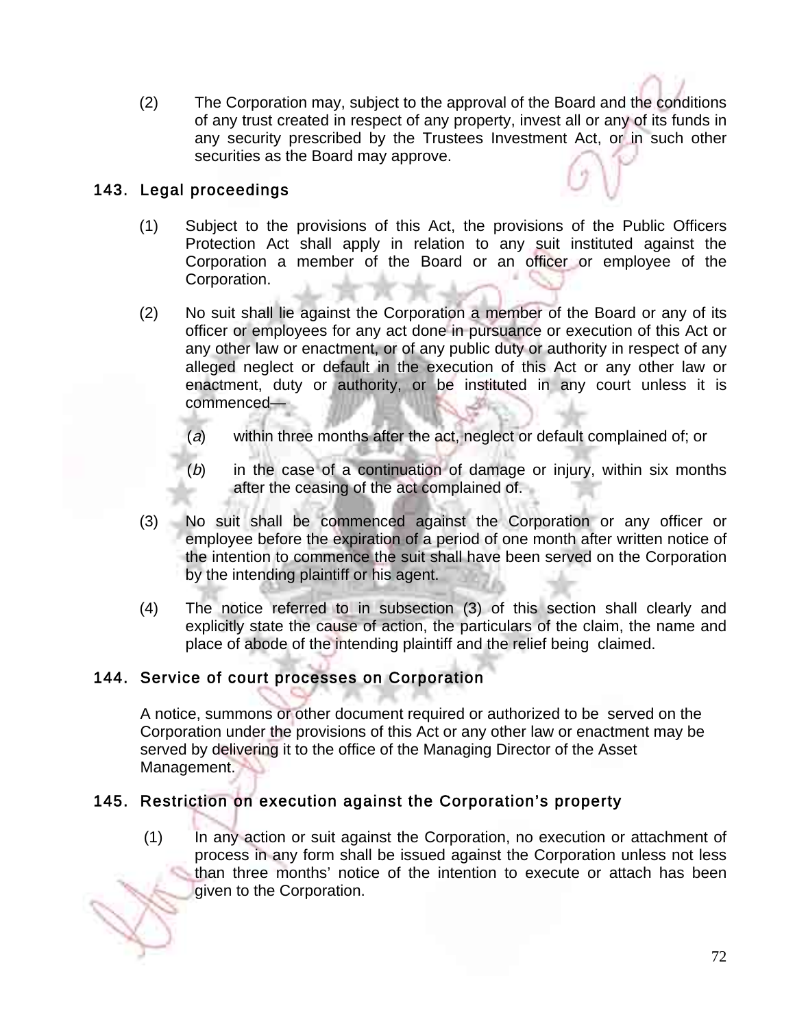(2) The Corporation may, subject to the approval of the Board and the conditions of any trust created in respect of any property, invest all or any of its funds in any security prescribed by the Trustees Investment Act, or in such other securities as the Board may approve.

### 143. Legal proceedings

(1) Subject to the provisions of this Act, the provisions of the Public Officers Protection Act shall apply in relation to any suit instituted against the Corporation a member of the Board or an officer or employee of the Corporation.

(2) No suit shall lie against the Corporation a member of the Board or any of its officer or employees for any act done in pursuance or execution of this Act or any other law or enactment, or of any public duty or authority in respect of any alleged neglect or default in the execution of this Act or any other law or enactment, duty or authority, or be instituted in any court unless it is commenced—

(*a*) within three months after the act, neglect or default complained of; or

(*b*) in the case of a continuation of damage or injury, within six months after the ceasing of the act complained of.

(3) No suit shall be commenced against the Corporation or any officer or employee before the expiration of a period of one month after written notice of the intention to commence the suit shall have been served on the Corporation by the intending plaintiff or his agent.

(4) The notice referred to in subsection (3) of this section shall clearly and explicitly state the cause of action, the particulars of the claim, the name and place of abode of the intending plaintiff and the relief being claimed.

### 144. Service of court processes on Corporation

A notice, summons or other document required or authorized to be served on the Corporation under the provisions of this Act or any other law or enactment may be served by delivering it to the office of the Managing Director of the Asset Management.

### 145. Restriction on execution against the Corporation's property

(1) In any action or suit against the Corporation, no execution or attachment of process in any form shall be issued against the Corporation unless not less than three months' notice of the intention to execute or attach has been given to the Corporation.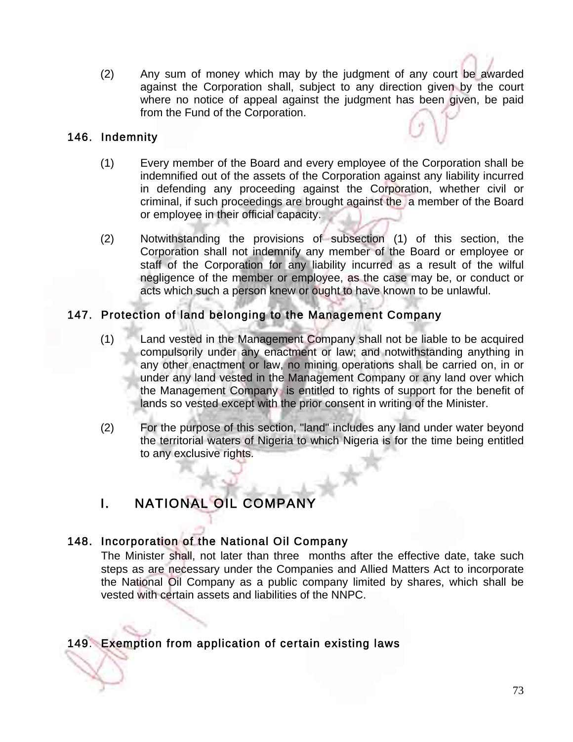(2) Any sum of money which may by the judgment of any court be awarded against the Corporation shall, subject to any direction given by the court where no notice of appeal against the judgment has been given, be paid from the Fund of the Corporation.

### 146. Indemnity

(1) Every member of the Board and every employee of the Corporation shall be indemnified out of the assets of the Corporation against any liability incurred in defending any proceeding against the Corporation, whether civil or criminal, if such proceedings are brought against the a member of the Board or employee in their official capacity.

(2) Notwithstanding the provisions of subsection (1) of this section, the Corporation shall not indemnify any member of the Board or employee or staff of the Corporation for any liability incurred as a result of the wilful negligence of the member or employee, as the case may be, or conduct or acts which such a person knew or ought to have known to be unlawful.

### 147. Protection of land belonging to the Management Company

(1) Land vested in the Management Company shall not be liable to be acquired compulsorily under any enactment or law; and notwithstanding anything in any other enactment or law, no mining operations shall be carried on, in or under any land vested in the Management Company or any land over which the Management Company is entitled to rights of support for the benefit of lands so vested except with the prior consent in writing of the Minister.

(2) For the purpose of this section, "land" includes any land under water beyond the territorial waters of Nigeria to which Nigeria is for the time being entitled to any exclusive rights.

## I. NATIONAL OIL COMPANY

### 148. Incorporation of the National Oil Company

The Minister shall, not later than three months after the effective date, take such steps as are necessary under the Companies and Allied Matters Act to incorporate the National Oil Company as a public company limited by shares, which shall be vested with certain assets and liabilities of the NNPC.

### 149. Exemption from application of certain existing laws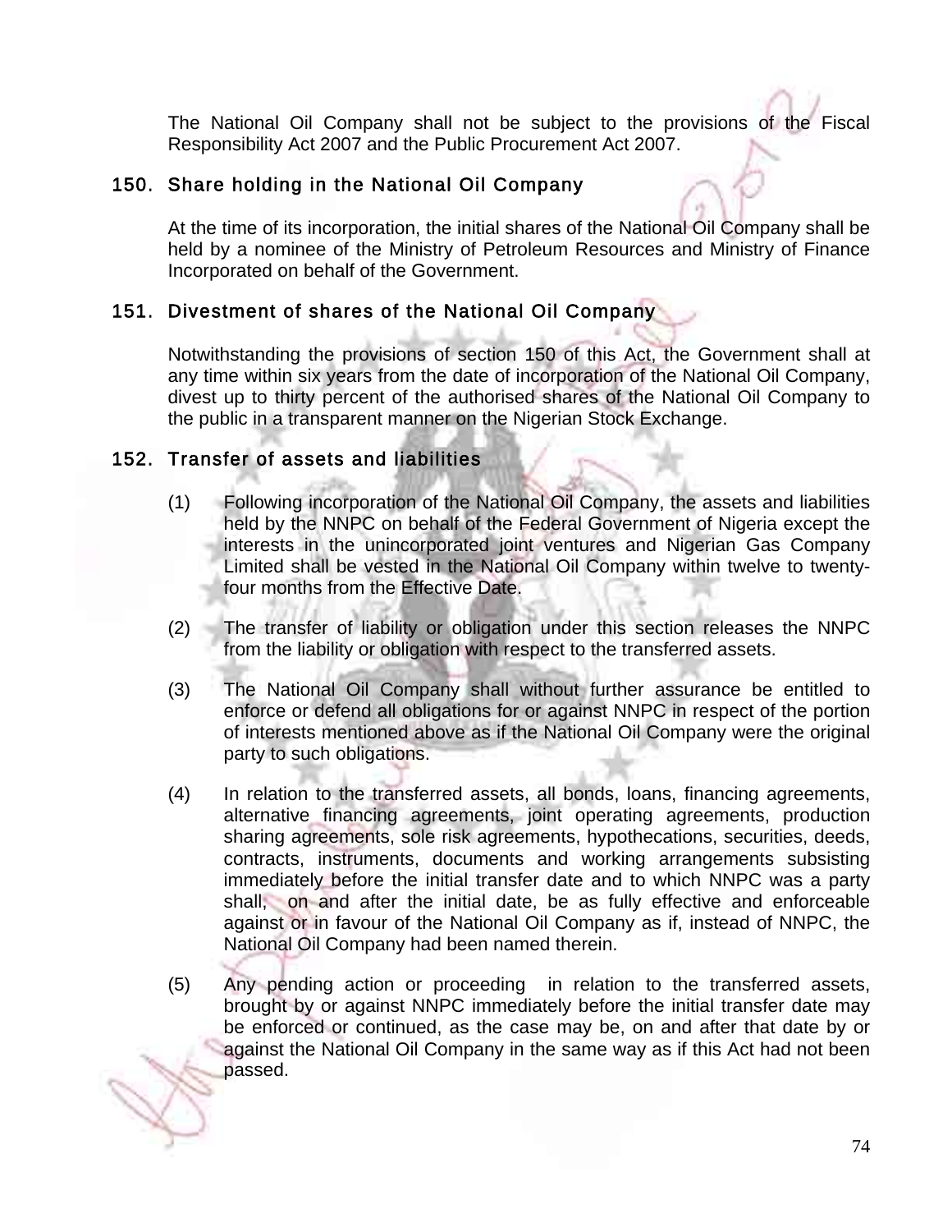The National Oil Company shall not be subject to the provisions of the Fiscal Responsibility Act 2007 and the Public Procurement Act 2007.

## 150. Share holding in the National Oil Company

At the time of its incorporation, the initial shares of the National Oil Company shall be held by a nominee of the Ministry of Petroleum Resources and Ministry of Finance Incorporated on behalf of the Government.

## 151. Divestment of shares of the National Oil Company

Notwithstanding the provisions of section 150 of this Act, the Government shall at any time within six years from the date of incorporation of the National Oil Company, divest up to thirty percent of the authorised shares of the National Oil Company to the public in a transparent manner on the Nigerian Stock Exchange.

## 152. Transfer of assets and liabilities

(1) Following incorporation of the National Oil Company, the assets and liabilities held by the NNPC on behalf of the Federal Government of Nigeria except the interests in the unincorporated joint ventures and Nigerian Gas Company Limited shall be vested in the National Oil Company within twelve to twenty-four months from the Effective Date.

(2) The transfer of liability or obligation under this section releases the NNPC from the liability or obligation with respect to the transferred assets.

(3) The National Oil Company shall without further assurance be entitled to enforce or defend all obligations for or against NNPC in respect of the portion of interests mentioned above as if the National Oil Company were the original party to such obligations.

(4) In relation to the transferred assets, all bonds, loans, financing agreements, alternative financing agreements, joint operating agreements, production sharing agreements, sole risk agreements, hypothecations, securities, deeds, contracts, instruments, documents and working arrangements subsisting immediately before the initial transfer date and to which NNPC was a party shall, on and after the initial date, be as fully effective and enforceable against or in favour of the National Oil Company as if, instead of NNPC, the National Oil Company had been named therein.

(5) Any pending action or proceeding in relation to the transferred assets, brought by or against NNPC immediately before the initial transfer date may be enforced or continued, as the case may be, on and after that date by or against the National Oil Company in the same way as if this Act had not been passed.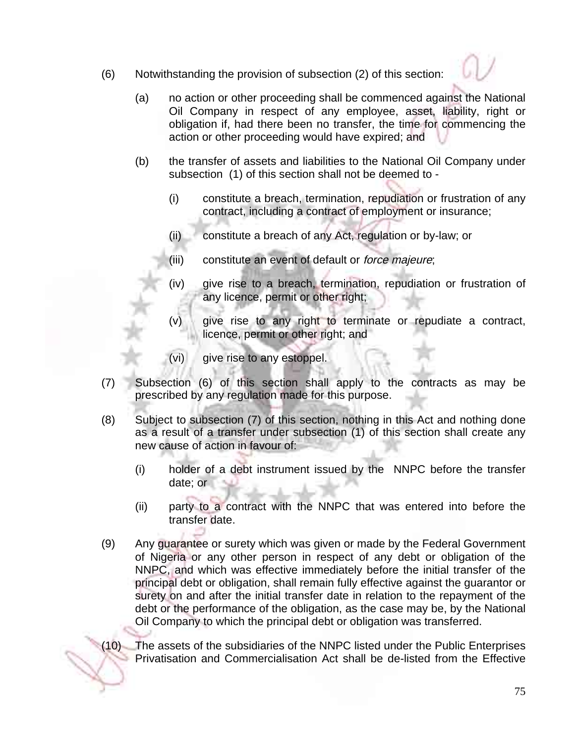(6) Notwithstanding the provision of subsection (2) of this section:

(a) no action or other proceeding shall be commenced against the National Oil Company in respect of any employee, asset, liability, right or obligation if, had there been no transfer, the time for commencing the action or other proceeding would have expired; and

(b) the transfer of assets and liabilities to the National Oil Company under subsection (1) of this section shall not be deemed to -

(i) constitute a breach, termination, repudiation or frustration of any contract, including a contract of employment or insurance;

(ii) constitute a breach of any Act, regulation or by-law; or

(iii) constitute an event of default or *force majeure*;

(iv) give rise to a breach, termination, repudiation or frustration of any licence, permit or other right;

(v) give rise to any right to terminate or repudiate a contract, licence, permit or other right; and

(vi) give rise to any estoppel.

(7) Subsection (6) of this section shall apply to the contracts as may be prescribed by any regulation made for this purpose.

(8) Subject to subsection (7) of this section, nothing in this Act and nothing done as a result of a transfer under subsection (1) of this section shall create any new cause of action in favour of:

(i) holder of a debt instrument issued by the NNPC before the transfer date; or

(ii) party to a contract with the NNPC that was entered into before the transfer date.

(9) Any guarantee or surety which was given or made by the Federal Government of Nigeria or any other person in respect of any debt or obligation of the NNPC, and which was effective immediately before the initial transfer of the principal debt or obligation, shall remain fully effective against the guarantor or surety on and after the initial transfer date in relation to the repayment of the debt or the performance of the obligation, as the case may be, by the National Oil Company to which the principal debt or obligation was transferred.

(10) The assets of the subsidiaries of the NNPC listed under the Public Enterprises Privatisation and Commercialisation Act shall be de-listed from the Effective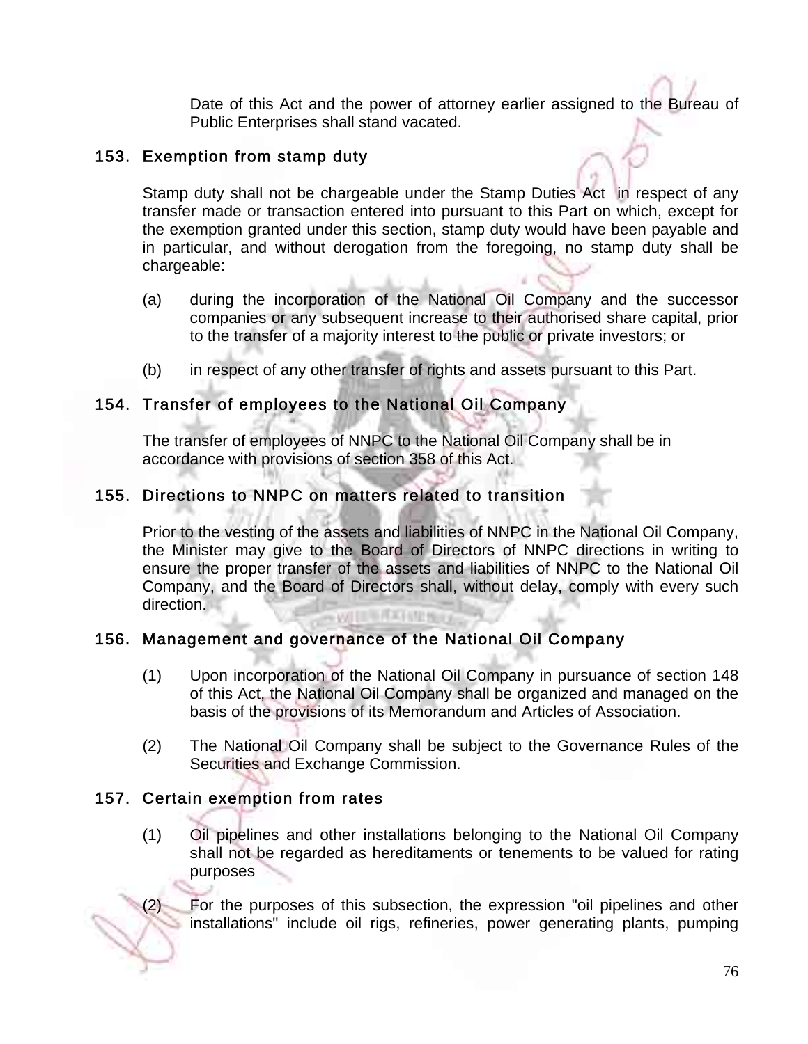Date of this Act and the power of attorney earlier assigned to the Bureau of Public Enterprises shall stand vacated.

### 153. Exemption from stamp duty

Stamp duty shall not be chargeable under the Stamp Duties Act in respect of any transfer made or transaction entered into pursuant to this Part on which, except for the exemption granted under this section, stamp duty would have been payable and in particular, and without derogation from the foregoing, no stamp duty shall be chargeable:

(a) during the incorporation of the National Oil Company and the successor companies or any subsequent increase to their authorised share capital, prior to the transfer of a majority interest to the public or private investors; or

(b) in respect of any other transfer of rights and assets pursuant to this Part.

### 154. Transfer of employees to the National Oil Company

The transfer of employees of NNPC to the National Oil Company shall be in accordance with provisions of section 358 of this Act.

### 155. Directions to NNPC on matters related to transition

Prior to the vesting of the assets and liabilities of NNPC in the National Oil Company, the Minister may give to the Board of Directors of NNPC directions in writing to ensure the proper transfer of the assets and liabilities of NNPC to the National Oil Company, and the Board of Directors shall, without delay, comply with every such direction.

### 156. Management and governance of the National Oil Company

(1) Upon incorporation of the National Oil Company in pursuance of section 148 of this Act, the National Oil Company shall be organized and managed on the basis of the provisions of its Memorandum and Articles of Association.

(2) The National Oil Company shall be subject to the Governance Rules of the Securities and Exchange Commission.

### 157. Certain exemption from rates

(1) Oil pipelines and other installations belonging to the National Oil Company shall not be regarded as hereditaments or tenements to be valued for rating purposes

(2) For the purposes of this subsection, the expression "oil pipelines and other installations" include oil rigs, refineries, power generating plants, pumping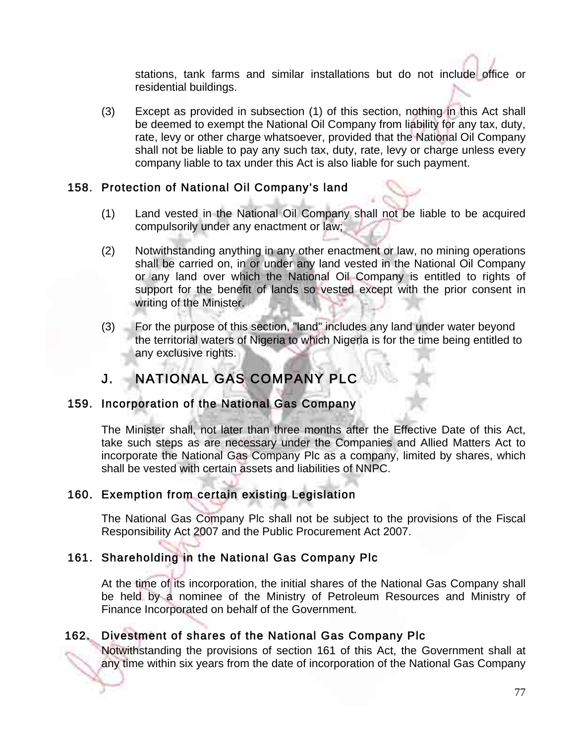stations, tank farms and similar installations but do not include office or residential buildings.

(3) Except as provided in subsection (1) of this section, nothing in this Act shall be deemed to exempt the National Oil Company from liability for any tax, duty, rate, levy or other charge whatsoever, provided that the National Oil Company shall not be liable to pay any such tax, duty, rate, levy or charge unless every company liable to tax under this Act is also liable for such payment.

### 158. Protection of National Oil Company's land

(1) Land vested in the National Oil Company shall not be liable to be acquired compulsorily under any enactment or law;

(2) Notwithstanding anything in any other enactment or law, no mining operations shall be carried on, in or under any land vested in the National Oil Company or any land over which the National Oil Company is entitled to rights of support for the benefit of lands so vested except with the prior consent in writing of the Minister.

(3) For the purpose of this section, "land" includes any land under water beyond the territorial waters of Nigeria to which Nigeria is for the time being entitled to any exclusive rights.

## J. NATIONAL GAS COMPANY PLC

### 159. Incorporation of the National Gas Company

The Minister shall, not later than three months after the Effective Date of this Act, take such steps as are necessary under the Companies and Allied Matters Act to incorporate the National Gas Company Plc as a company, limited by shares, which shall be vested with certain assets and liabilities of NNPC.

### 160. Exemption from certain existing Legislation

The National Gas Company Plc shall not be subject to the provisions of the Fiscal Responsibility Act 2007 and the Public Procurement Act 2007.

### 161. Shareholding in the National Gas Company Plc

At the time of its incorporation, the initial shares of the National Gas Company shall be held by a nominee of the Ministry of Petroleum Resources and Ministry of Finance Incorporated on behalf of the Government.

### 162. Divestment of shares of the National Gas Company Plc

Notwithstanding the provisions of section 161 of this Act, the Government shall at any time within six years from the date of incorporation of the National Gas Company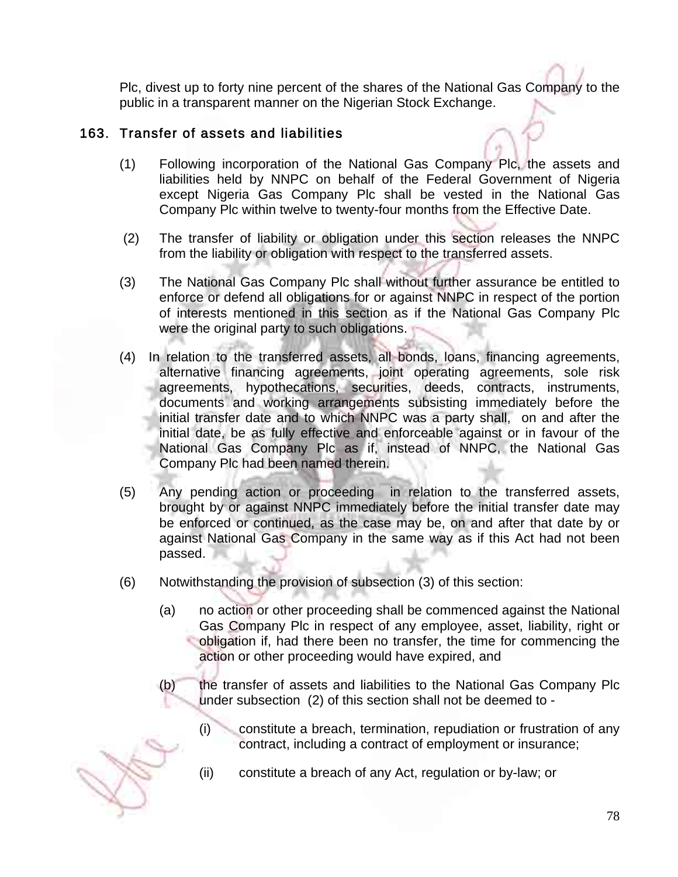Plc, divest up to forty nine percent of the shares of the National Gas Company to the public in a transparent manner on the Nigerian Stock Exchange.

## 163. Transfer of assets and liabilities

(1) Following incorporation of the National Gas Company Plc, the assets and liabilities held by NNPC on behalf of the Federal Government of Nigeria except Nigeria Gas Company Plc shall be vested in the National Gas Company Plc within twelve to twenty-four months from the Effective Date.

(2) The transfer of liability or obligation under this section releases the NNPC from the liability or obligation with respect to the transferred assets.

(3) The National Gas Company Plc shall without further assurance be entitled to enforce or defend all obligations for or against NNPC in respect of the portion of interests mentioned in this section as if the National Gas Company Plc were the original party to such obligations.

(4) In relation to the transferred assets, all bonds, loans, financing agreements, alternative financing agreements, joint operating agreements, sole risk agreements, hypothecations, securities, deeds, contracts, instruments, documents and working arrangements subsisting immediately before the initial transfer date and to which NNPC was a party shall, on and after the initial date, be as fully effective and enforceable against or in favour of the National Gas Company Plc as if, instead of NNPC, the National Gas Company Plc had been named therein.

(5) Any pending action or proceeding in relation to the transferred assets, brought by or against NNPC immediately before the initial transfer date may be enforced or continued, as the case may be, on and after that date by or against National Gas Company in the same way as if this Act had not been passed.

(6) Notwithstanding the provision of subsection (3) of this section:

(a) no action or other proceeding shall be commenced against the National Gas Company Plc in respect of any employee, asset, liability, right or obligation if, had there been no transfer, the time for commencing the action or other proceeding would have expired, and

(b) the transfer of assets and liabilities to the National Gas Company Plc under subsection (2) of this section shall not be deemed to -

(i) constitute a breach, termination, repudiation or frustration of any contract, including a contract of employment or insurance;

(ii) constitute a breach of any Act, regulation or by-law; or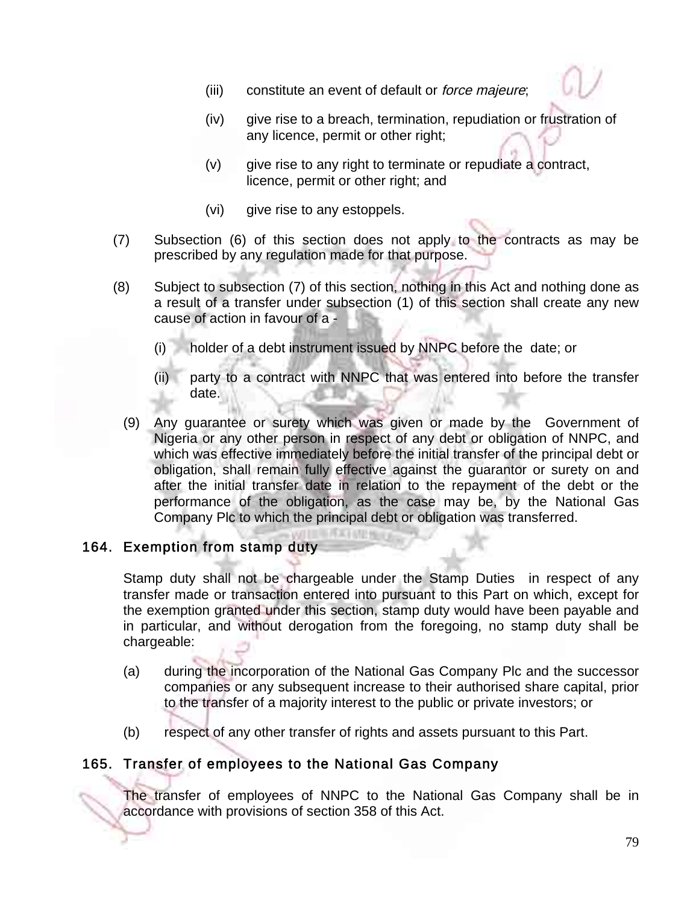(iii) constitute an event of default or *force majeure*;

(iv) give rise to a breach, termination, repudiation or frustration of any licence, permit or other right;

(v) give rise to any right to terminate or repudiate a contract, licence, permit or other right; and

(vi) give rise to any estoppels.

(7) Subsection (6) of this section does not apply to the contracts as may be prescribed by any regulation made for that purpose.

(8) Subject to subsection (7) of this section, nothing in this Act and nothing done as a result of a transfer under subsection (1) of this section shall create any new cause of action in favour of a -

(i) holder of a debt instrument issued by NNPC before the date; or

(ii) party to a contract with NNPC that was entered into before the transfer date.

(9) Any guarantee or surety which was given or made by the Government of Nigeria or any other person in respect of any debt or obligation of NNPC, and which was effective immediately before the initial transfer of the principal debt or obligation, shall remain fully effective against the guarantor or surety on and after the initial transfer date in relation to the repayment of the debt or the performance of the obligation, as the case may be, by the National Gas Company Plc to which the principal debt or obligation was transferred.

## 164. Exemption from stamp duty

Stamp duty shall not be chargeable under the Stamp Duties in respect of any transfer made or transaction entered into pursuant to this Part on which, except for the exemption granted under this section, stamp duty would have been payable and in particular, and without derogation from the foregoing, no stamp duty shall be chargeable:

(a) during the incorporation of the National Gas Company Plc and the successor companies or any subsequent increase to their authorised share capital, prior to the transfer of a majority interest to the public or private investors; or

(b) respect of any other transfer of rights and assets pursuant to this Part.

## 165. Transfer of employees to the National Gas Company

The transfer of employees of NNPC to the National Gas Company shall be in accordance with provisions of section 358 of this Act.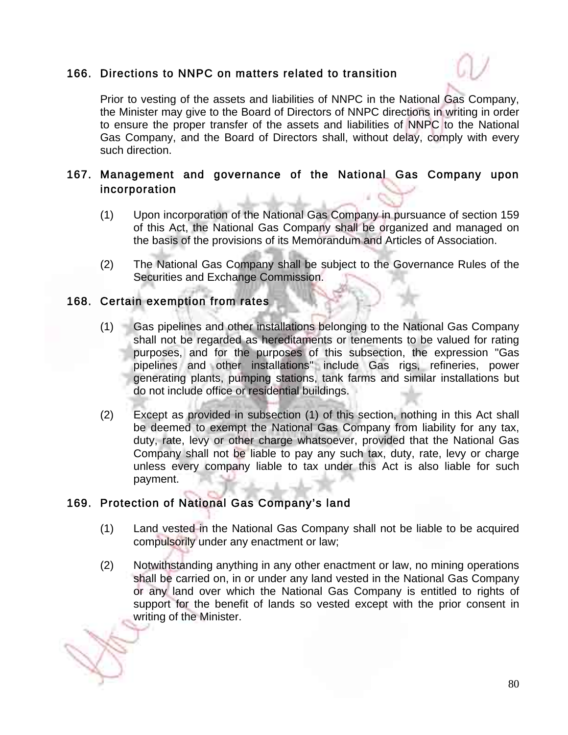## 166. Directions to NNPC on matters related to transition

Prior to vesting of the assets and liabilities of NNPC in the National Gas Company, the Minister may give to the Board of Directors of NNPC directions in writing in order to ensure the proper transfer of the assets and liabilities of NNPC to the National Gas Company, and the Board of Directors shall, without delay, comply with every such direction.

## 167. Management and governance of the National Gas Company upon incorporation

(1) Upon incorporation of the National Gas Company in pursuance of section 159 of this Act, the National Gas Company shall be organized and managed on the basis of the provisions of its Memorandum and Articles of Association.

(2) The National Gas Company shall be subject to the Governance Rules of the Securities and Exchange Commission.

## 168. Certain exemption from rates

(1) Gas pipelines and other installations belonging to the National Gas Company shall not be regarded as hereditaments or tenements to be valued for rating purposes, and for the purposes of this subsection, the expression "Gas pipelines and other installations" include Gas rigs, refineries, power generating plants, pumping stations, tank farms and similar installations but do not include office or residential buildings.

(2) Except as provided in subsection (1) of this section, nothing in this Act shall be deemed to exempt the National Gas Company from liability for any tax, duty, rate, levy or other charge whatsoever, provided that the National Gas Company shall not be liable to pay any such tax, duty, rate, levy or charge unless every company liable to tax under this Act is also liable for such payment.

## 169. Protection of National Gas Company's land

(1) Land vested in the National Gas Company shall not be liable to be acquired compulsorily under any enactment or law;

(2) Notwithstanding anything in any other enactment or law, no mining operations shall be carried on, in or under any land vested in the National Gas Company or any land over which the National Gas Company is entitled to rights of support for the benefit of lands so vested except with the prior consent in writing of the Minister.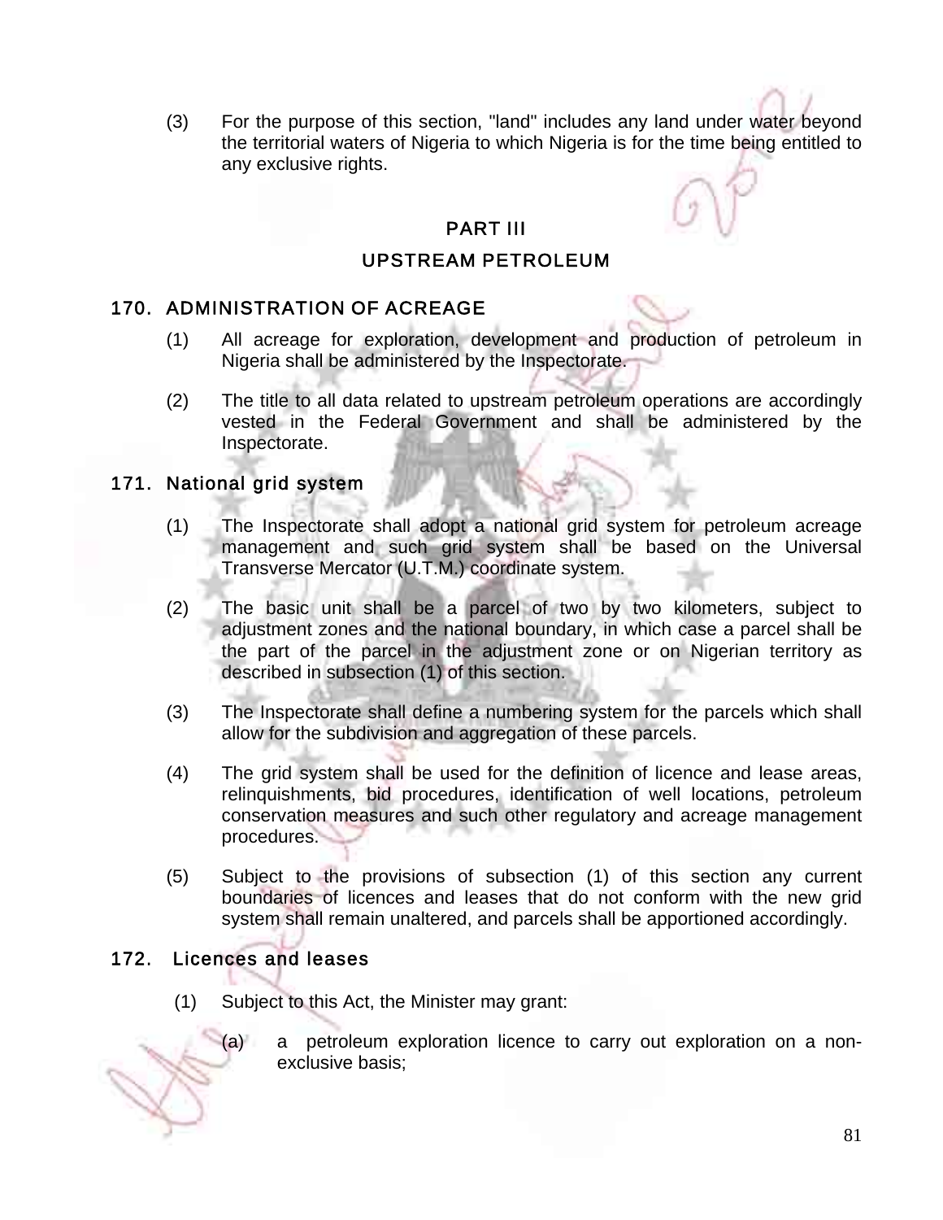(3) For the purpose of this section, "land" includes any land under water beyond the territorial waters of Nigeria to which Nigeria is for the time being entitled to any exclusive rights.

## PART III

## UPSTREAM PETROLEUM

### 170. ADMINISTRATION OF ACREAGE

(1) All acreage for exploration, development and production of petroleum in Nigeria shall be administered by the Inspectorate.

(2) The title to all data related to upstream petroleum operations are accordingly vested in the Federal Government and shall be administered by the Inspectorate.

### 171. National grid system

(1) The Inspectorate shall adopt a national grid system for petroleum acreage management and such grid system shall be based on the Universal Transverse Mercator (U.T.M.) coordinate system.

(2) The basic unit shall be a parcel of two by two kilometers, subject to adjustment zones and the national boundary, in which case a parcel shall be the part of the parcel in the adjustment zone or on Nigerian territory as described in subsection (1) of this section.

(3) The Inspectorate shall define a numbering system for the parcels which shall allow for the subdivision and aggregation of these parcels.

(4) The grid system shall be used for the definition of licence and lease areas, relinquishments, bid procedures, identification of well locations, petroleum conservation measures and such other regulatory and acreage management procedures.

(5) Subject to the provisions of subsection (1) of this section any current boundaries of licences and leases that do not conform with the new grid system shall remain unaltered, and parcels shall be apportioned accordingly.

### 172. Licences and leases

(1) Subject to this Act, the Minister may grant:

(a) a petroleum exploration licence to carry out exploration on a non-exclusive basis;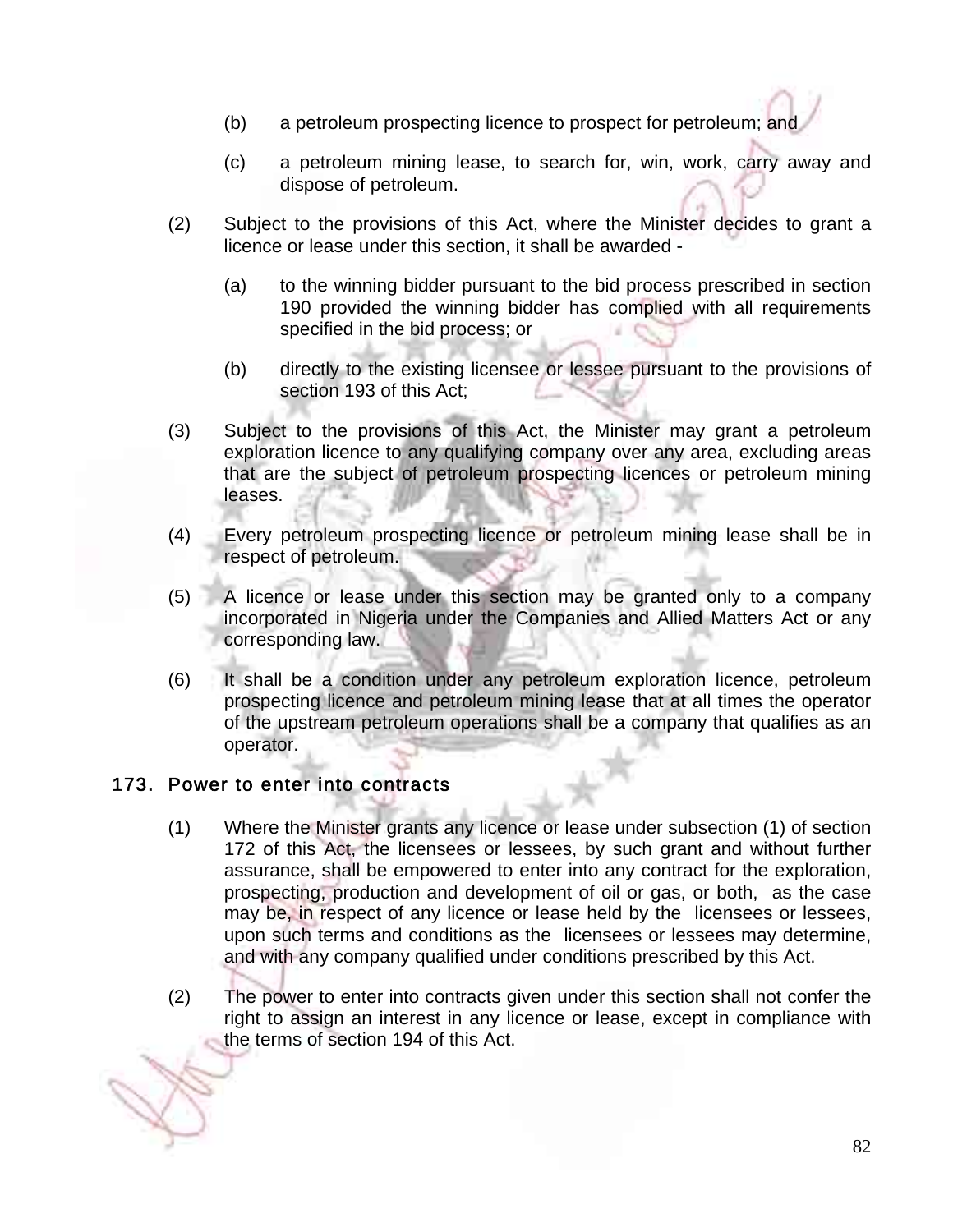(b) a petroleum prospecting licence to prospect for petroleum; and

(c) a petroleum mining lease, to search for, win, work, carry away and dispose of petroleum.

(2) Subject to the provisions of this Act, where the Minister decides to grant a licence or lease under this section, it shall be awarded -

(a) to the winning bidder pursuant to the bid process prescribed in section 190 provided the winning bidder has complied with all requirements specified in the bid process; or

(b) directly to the existing licensee or lessee pursuant to the provisions of section 193 of this Act;

(3) Subject to the provisions of this Act, the Minister may grant a petroleum exploration licence to any qualifying company over any area, excluding areas that are the subject of petroleum prospecting licences or petroleum mining leases.

(4) Every petroleum prospecting licence or petroleum mining lease shall be in respect of petroleum.

(5) A licence or lease under this section may be granted only to a company incorporated in Nigeria under the Companies and Allied Matters Act or any corresponding law.

(6) It shall be a condition under any petroleum exploration licence, petroleum prospecting licence and petroleum mining lease that at all times the operator of the upstream petroleum operations shall be a company that qualifies as an operator.

## 173. Power to enter into contracts

(1) Where the Minister grants any licence or lease under subsection (1) of section 172 of this Act, the licensees or lessees, by such grant and without further assurance, shall be empowered to enter into any contract for the exploration, prospecting, production and development of oil or gas, or both, as the case may be, in respect of any licence or lease held by the licensees or lessees, upon such terms and conditions as the licensees or lessees may determine, and with any company qualified under conditions prescribed by this Act.

(2) The power to enter into contracts given under this section shall not confer the right to assign an interest in any licence or lease, except in compliance with the terms of section 194 of this Act.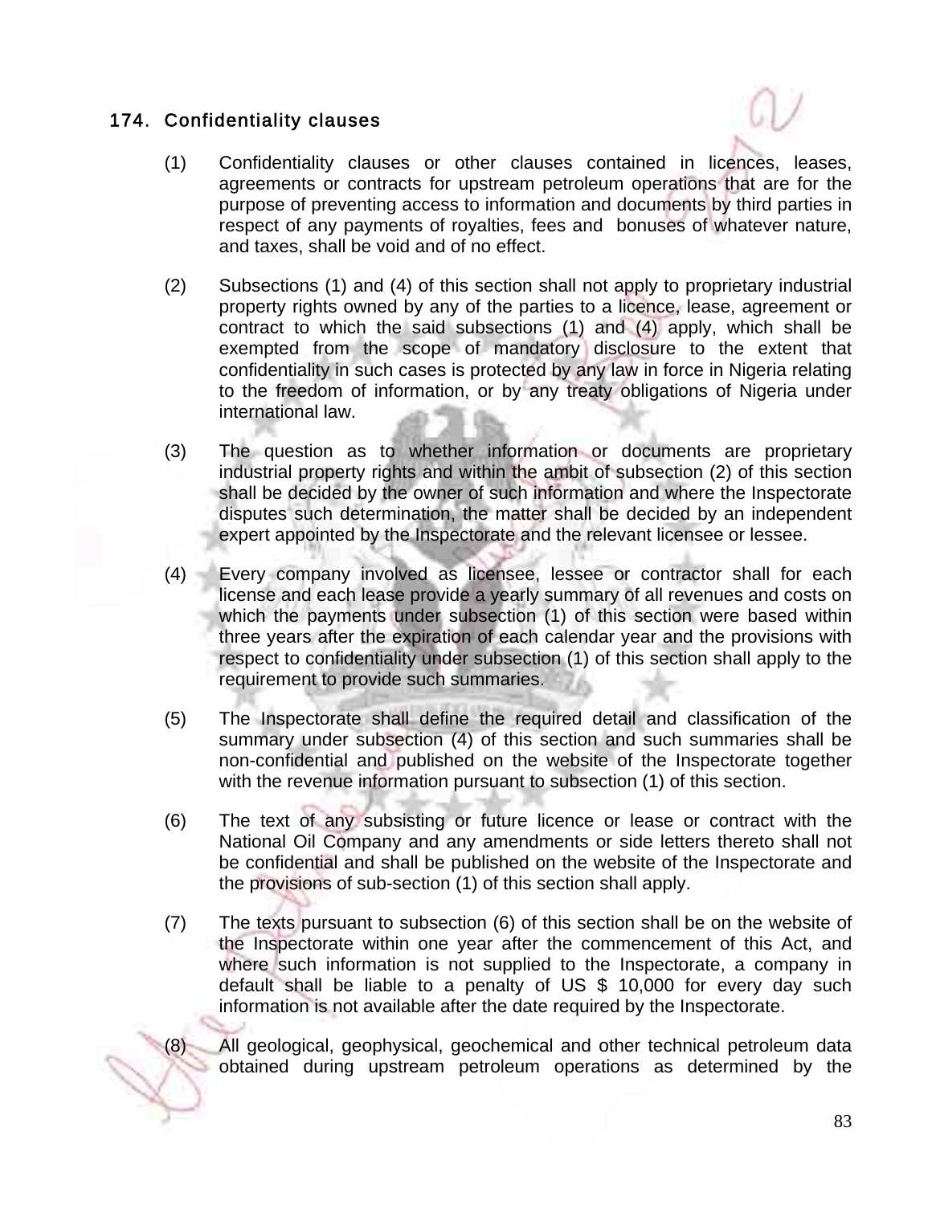## 174. Confidentiality clauses

(1) Confidentiality clauses or other clauses contained in licences, leases, agreements or contracts for upstream petroleum operations that are for the purpose of preventing access to information and documents by third parties in respect of any payments of royalties, fees and bonuses of whatever nature, and taxes, shall be void and of no effect.

(2) Subsections (1) and (4) of this section shall not apply to proprietary industrial property rights owned by any of the parties to a licence, lease, agreement or contract to which the said subsections (1) and (4) apply, which shall be exempted from the scope of mandatory disclosure to the extent that confidentiality in such cases is protected by any law in force in Nigeria relating to the freedom of information, or by any treaty obligations of Nigeria under international law.

(3) The question as to whether information or documents are proprietary industrial property rights and within the ambit of subsection (2) of this section shall be decided by the owner of such information and where the Inspectorate disputes such determination, the matter shall be decided by an independent expert appointed by the Inspectorate and the relevant licensee or lessee.

(4) Every company involved as licensee, lessee or contractor shall for each license and each lease provide a yearly summary of all revenues and costs on which the payments under subsection (1) of this section were based within three years after the expiration of each calendar year and the provisions with respect to confidentiality under subsection (1) of this section shall apply to the requirement to provide such summaries.

(5) The Inspectorate shall define the required detail and classification of the summary under subsection (4) of this section and such summaries shall be non-confidential and published on the website of the Inspectorate together with the revenue information pursuant to subsection (1) of this section.

(6) The text of any subsisting or future licence or lease or contract with the National Oil Company and any amendments or side letters thereto shall not be confidential and shall be published on the website of the Inspectorate and the provisions of sub-section (1) of this section shall apply.

(7) The texts pursuant to subsection (6) of this section shall be on the website of the Inspectorate within one year after the commencement of this Act, and where such information is not supplied to the Inspectorate, a company in default shall be liable to a penalty of US $ 10,000 for every day such information is not available after the date required by the Inspectorate.

(8) All geological, geophysical, geochemical and other technical petroleum data obtained during upstream petroleum operations as determined by the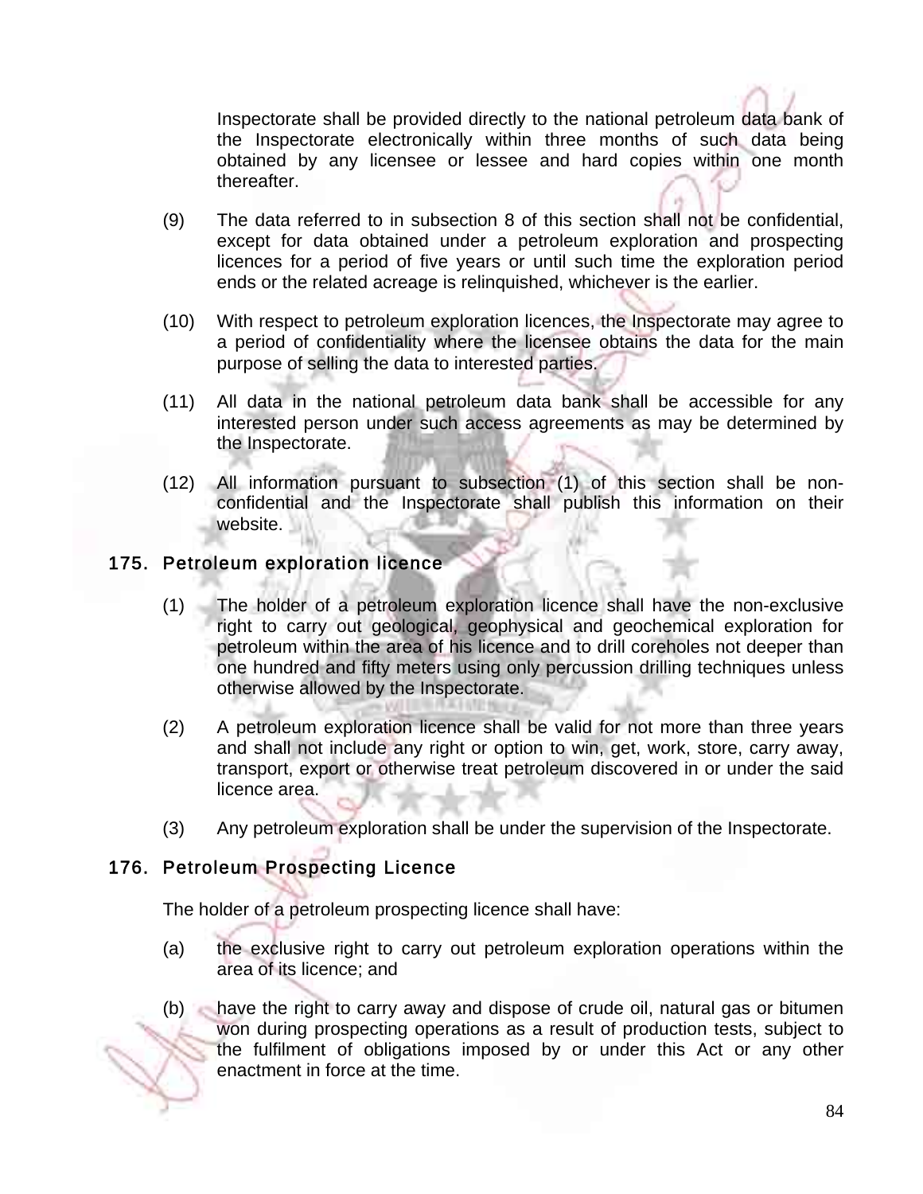Inspectorate shall be provided directly to the national petroleum data bank of the Inspectorate electronically within three months of such data being obtained by any licensee or lessee and hard copies within one month thereafter.

(9) The data referred to in subsection 8 of this section shall not be confidential, except for data obtained under a petroleum exploration and prospecting licences for a period of five years or until such time the exploration period ends or the related acreage is relinquished, whichever is the earlier.

(10) With respect to petroleum exploration licences, the Inspectorate may agree to a period of confidentiality where the licensee obtains the data for the main purpose of selling the data to interested parties.

(11) All data in the national petroleum data bank shall be accessible for any interested person under such access agreements as may be determined by the Inspectorate.

(12) All information pursuant to subsection (1) of this section shall be non-confidential and the Inspectorate shall publish this information on their website.

## 175. Petroleum exploration licence

(1) The holder of a petroleum exploration licence shall have the non-exclusive right to carry out geological, geophysical and geochemical exploration for petroleum within the area of his licence and to drill coreholes not deeper than one hundred and fifty meters using only percussion drilling techniques unless otherwise allowed by the Inspectorate.

(2) A petroleum exploration licence shall be valid for not more than three years and shall not include any right or option to win, get, work, store, carry away, transport, export or otherwise treat petroleum discovered in or under the said licence area.

(3) Any petroleum exploration shall be under the supervision of the Inspectorate.

## 176. Petroleum Prospecting Licence

The holder of a petroleum prospecting licence shall have:

(a) the exclusive right to carry out petroleum exploration operations within the area of its licence; and

(b) have the right to carry away and dispose of crude oil, natural gas or bitumen won during prospecting operations as a result of production tests, subject to the fulfilment of obligations imposed by or under this Act or any other enactment in force at the time.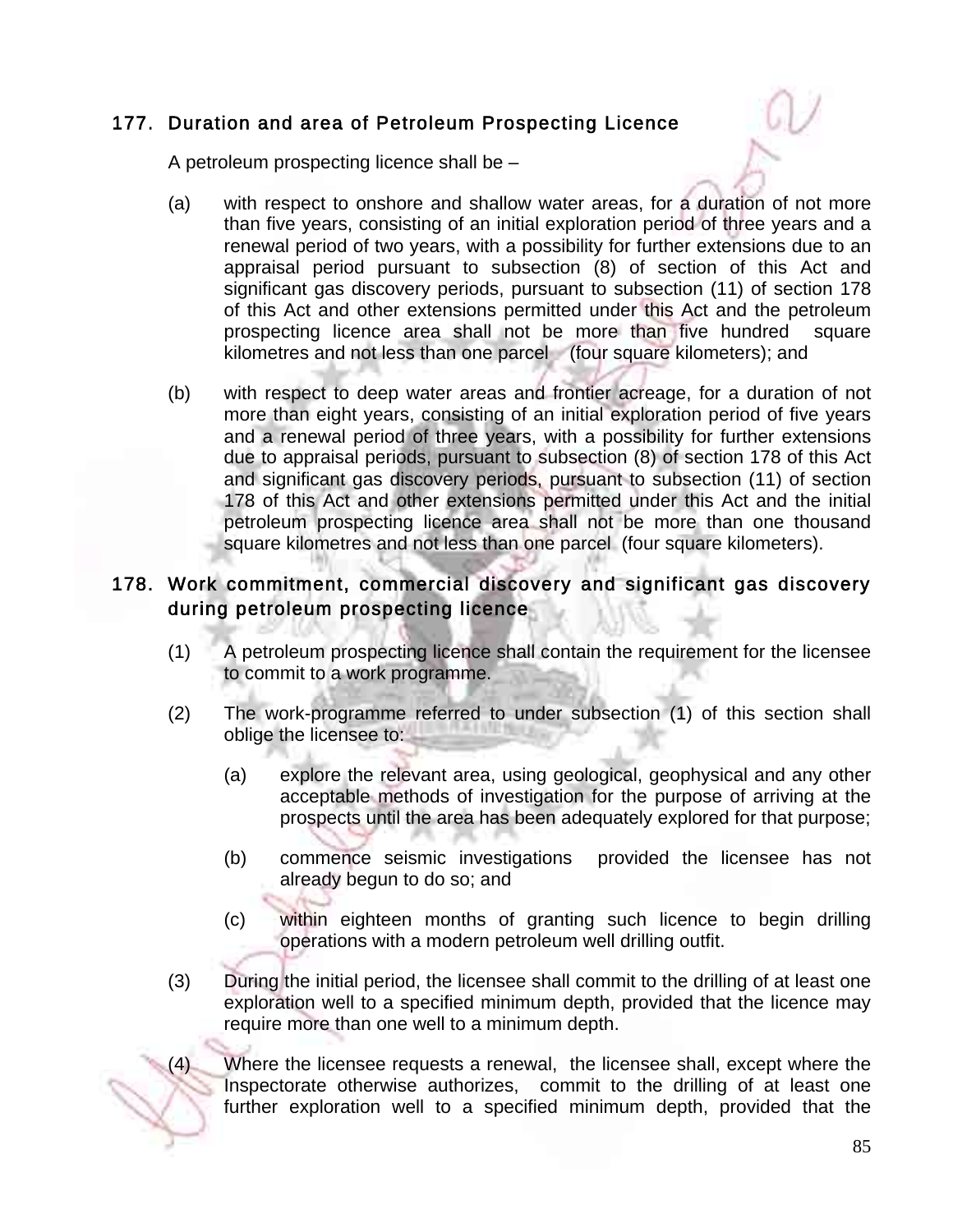## 177. Duration and area of Petroleum Prospecting Licence

A petroleum prospecting licence shall be –

(a) with respect to onshore and shallow water areas, for a duration of not more than five years, consisting of an initial exploration period of three years and a renewal period of two years, with a possibility for further extensions due to an appraisal period pursuant to subsection (8) of section of this Act and significant gas discovery periods, pursuant to subsection (11) of section 178 of this Act and other extensions permitted under this Act and the petroleum prospecting licence area shall not be more than five hundred square kilometres and not less than one parcel (four square kilometers); and

(b) with respect to deep water areas and frontier acreage, for a duration of not more than eight years, consisting of an initial exploration period of five years and a renewal period of three years, with a possibility for further extensions due to appraisal periods, pursuant to subsection (8) of section 178 of this Act and significant gas discovery periods, pursuant to subsection (11) of section 178 of this Act and other extensions permitted under this Act and the initial petroleum prospecting licence area shall not be more than one thousand square kilometres and not less than one parcel (four square kilometers).

## 178. Work commitment, commercial discovery and significant gas discovery during petroleum prospecting licence

(1) A petroleum prospecting licence shall contain the requirement for the licensee to commit to a work programme.

(2) The work-programme referred to under subsection (1) of this section shall oblige the licensee to:

(a) explore the relevant area, using geological, geophysical and any other acceptable methods of investigation for the purpose of arriving at the prospects until the area has been adequately explored for that purpose;

(b) commence seismic investigations provided the licensee has not already begun to do so; and

(c) within eighteen months of granting such licence to begin drilling operations with a modern petroleum well drilling outfit.

(3) During the initial period, the licensee shall commit to the drilling of at least one exploration well to a specified minimum depth, provided that the licence may require more than one well to a minimum depth.

(4) Where the licensee requests a renewal, the licensee shall, except where the Inspectorate otherwise authorizes, commit to the drilling of at least one further exploration well to a specified minimum depth, provided that the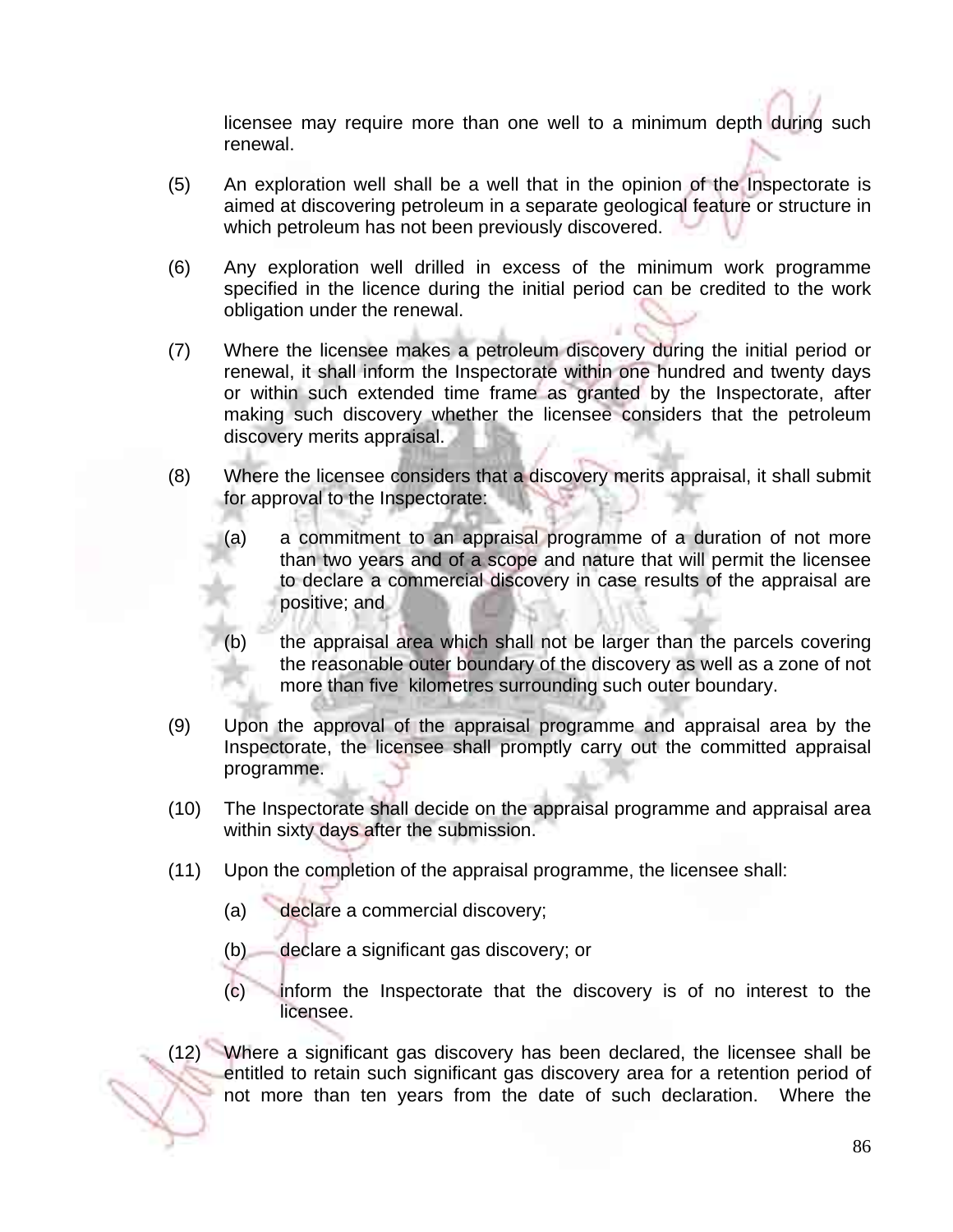licensee may require more than one well to a minimum depth during such renewal.

(5) An exploration well shall be a well that in the opinion of the Inspectorate is aimed at discovering petroleum in a separate geological feature or structure in which petroleum has not been previously discovered.

(6) Any exploration well drilled in excess of the minimum work programme specified in the licence during the initial period can be credited to the work obligation under the renewal.

(7) Where the licensee makes a petroleum discovery during the initial period or renewal, it shall inform the Inspectorate within one hundred and twenty days or within such extended time frame as granted by the Inspectorate, after making such discovery whether the licensee considers that the petroleum discovery merits appraisal.

(8) Where the licensee considers that a discovery merits appraisal, it shall submit for approval to the Inspectorate:

   (a) a commitment to an appraisal programme of a duration of not more than two years and of a scope and nature that will permit the licensee to declare a commercial discovery in case results of the appraisal are positive; and

   (b) the appraisal area which shall not be larger than the parcels covering the reasonable outer boundary of the discovery as well as a zone of not more than five kilometres surrounding such outer boundary.

(9) Upon the approval of the appraisal programme and appraisal area by the Inspectorate, the licensee shall promptly carry out the committed appraisal programme.

(10) The Inspectorate shall decide on the appraisal programme and appraisal area within sixty days after the submission.

(11) Upon the completion of the appraisal programme, the licensee shall:

   (a) declare a commercial discovery;

   (b) declare a significant gas discovery; or

   (c) inform the Inspectorate that the discovery is of no interest to the licensee.

(12) Where a significant gas discovery has been declared, the licensee shall be entitled to retain such significant gas discovery area for a retention period of not more than ten years from the date of such declaration. Where the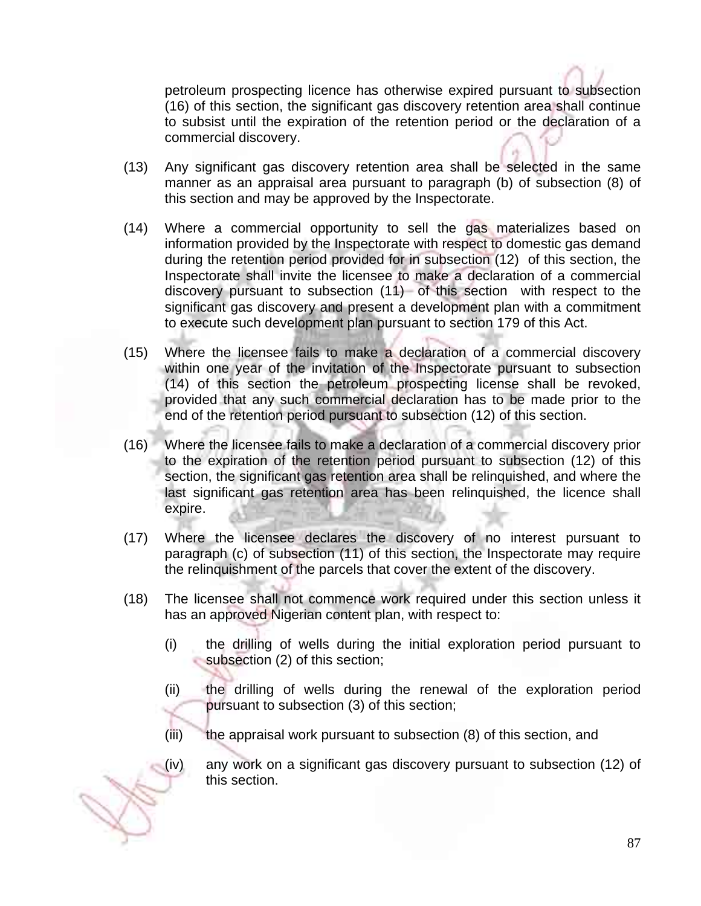petroleum prospecting licence has otherwise expired pursuant to subsection (16) of this section, the significant gas discovery retention area shall continue to subsist until the expiration of the retention period or the declaration of a commercial discovery.

(13) Any significant gas discovery retention area shall be selected in the same manner as an appraisal area pursuant to paragraph (b) of subsection (8) of this section and may be approved by the Inspectorate.

(14) Where a commercial opportunity to sell the gas materializes based on information provided by the Inspectorate with respect to domestic gas demand during the retention period provided for in subsection (12) of this section, the Inspectorate shall invite the licensee to make a declaration of a commercial discovery pursuant to subsection (11) of this section with respect to the significant gas discovery and present a development plan with a commitment to execute such development plan pursuant to section 179 of this Act.

(15) Where the licensee fails to make a declaration of a commercial discovery within one year of the invitation of the Inspectorate pursuant to subsection (14) of this section the petroleum prospecting license shall be revoked, provided that any such commercial declaration has to be made prior to the end of the retention period pursuant to subsection (12) of this section.

(16) Where the licensee fails to make a declaration of a commercial discovery prior to the expiration of the retention period pursuant to subsection (12) of this section, the significant gas retention area shall be relinquished, and where the last significant gas retention area has been relinquished, the licence shall expire.

(17) Where the licensee declares the discovery of no interest pursuant to paragraph (c) of subsection (11) of this section, the Inspectorate may require the relinquishment of the parcels that cover the extent of the discovery.

(18) The licensee shall not commence work required under this section unless it has an approved Nigerian content plan, with respect to:

(i) the drilling of wells during the initial exploration period pursuant to subsection (2) of this section;

(ii) the drilling of wells during the renewal of the exploration period pursuant to subsection (3) of this section;

(iii) the appraisal work pursuant to subsection (8) of this section, and

(iv) any work on a significant gas discovery pursuant to subsection (12) of this section.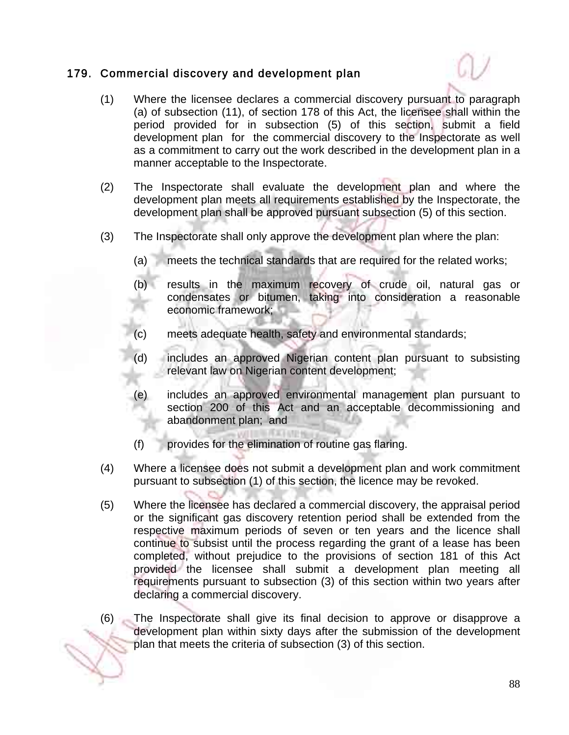## 179. Commercial discovery and development plan

(1) Where the licensee declares a commercial discovery pursuant to paragraph (a) of subsection (11), of section 178 of this Act, the licensee shall within the period provided for in subsection (5) of this section, submit a field development plan for the commercial discovery to the Inspectorate as well as a commitment to carry out the work described in the development plan in a manner acceptable to the Inspectorate.

(2) The Inspectorate shall evaluate the development plan and where the development plan meets all requirements established by the Inspectorate, the development plan shall be approved pursuant subsection (5) of this section.

(3) The Inspectorate shall only approve the development plan where the plan:

(a) meets the technical standards that are required for the related works;

(b) results in the maximum recovery of crude oil, natural gas or condensates or bitumen, taking into consideration a reasonable economic framework;

(c) meets adequate health, safety and environmental standards;

(d) includes an approved Nigerian content plan pursuant to subsisting relevant law on Nigerian content development;

(e) includes an approved environmental management plan pursuant to section 200 of this Act and an acceptable decommissioning and abandonment plan; and

(f) provides for the elimination of routine gas flaring.

(4) Where a licensee does not submit a development plan and work commitment pursuant to subsection (1) of this section, the licence may be revoked.

(5) Where the licensee has declared a commercial discovery, the appraisal period or the significant gas discovery retention period shall be extended from the respective maximum periods of seven or ten years and the licence shall continue to subsist until the process regarding the grant of a lease has been completed, without prejudice to the provisions of section 181 of this Act provided the licensee shall submit a development plan meeting all requirements pursuant to subsection (3) of this section within two years after declaring a commercial discovery.

(6) The Inspectorate shall give its final decision to approve or disapprove a development plan within sixty days after the submission of the development plan that meets the criteria of subsection (3) of this section.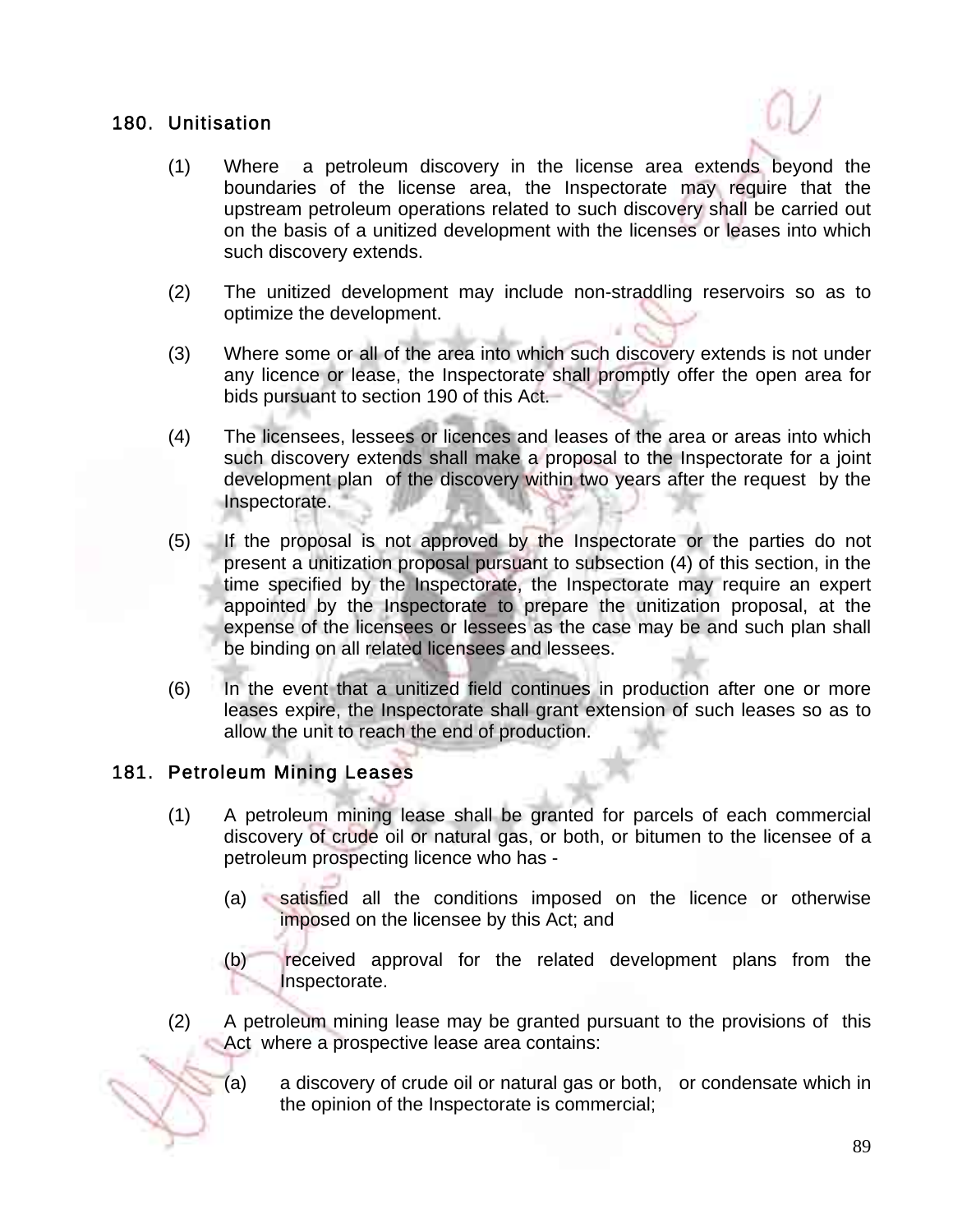## 180. Unitisation

(1) Where a petroleum discovery in the license area extends beyond the boundaries of the license area, the Inspectorate may require that the upstream petroleum operations related to such discovery shall be carried out on the basis of a unitized development with the licenses or leases into which such discovery extends.

(2) The unitized development may include non-straddling reservoirs so as to optimize the development.

(3) Where some or all of the area into which such discovery extends is not under any licence or lease, the Inspectorate shall promptly offer the open area for bids pursuant to section 190 of this Act.

(4) The licensees, lessees or licences and leases of the area or areas into which such discovery extends shall make a proposal to the Inspectorate for a joint development plan of the discovery within two years after the request by the Inspectorate.

(5) If the proposal is not approved by the Inspectorate or the parties do not present a unitization proposal pursuant to subsection (4) of this section, in the time specified by the Inspectorate, the Inspectorate may require an expert appointed by the Inspectorate to prepare the unitization proposal, at the expense of the licensees or lessees as the case may be and such plan shall be binding on all related licensees and lessees.

(6) In the event that a unitized field continues in production after one or more leases expire, the Inspectorate shall grant extension of such leases so as to allow the unit to reach the end of production.

## 181. Petroleum Mining Leases

(1) A petroleum mining lease shall be granted for parcels of each commercial discovery of crude oil or natural gas, or both, or bitumen to the licensee of a petroleum prospecting licence who has -

(a) satisfied all the conditions imposed on the licence or otherwise imposed on the licensee by this Act; and

(b) received approval for the related development plans from the Inspectorate.

(2) A petroleum mining lease may be granted pursuant to the provisions of this Act where a prospective lease area contains:

(a) a discovery of crude oil or natural gas or both, or condensate which in the opinion of the Inspectorate is commercial;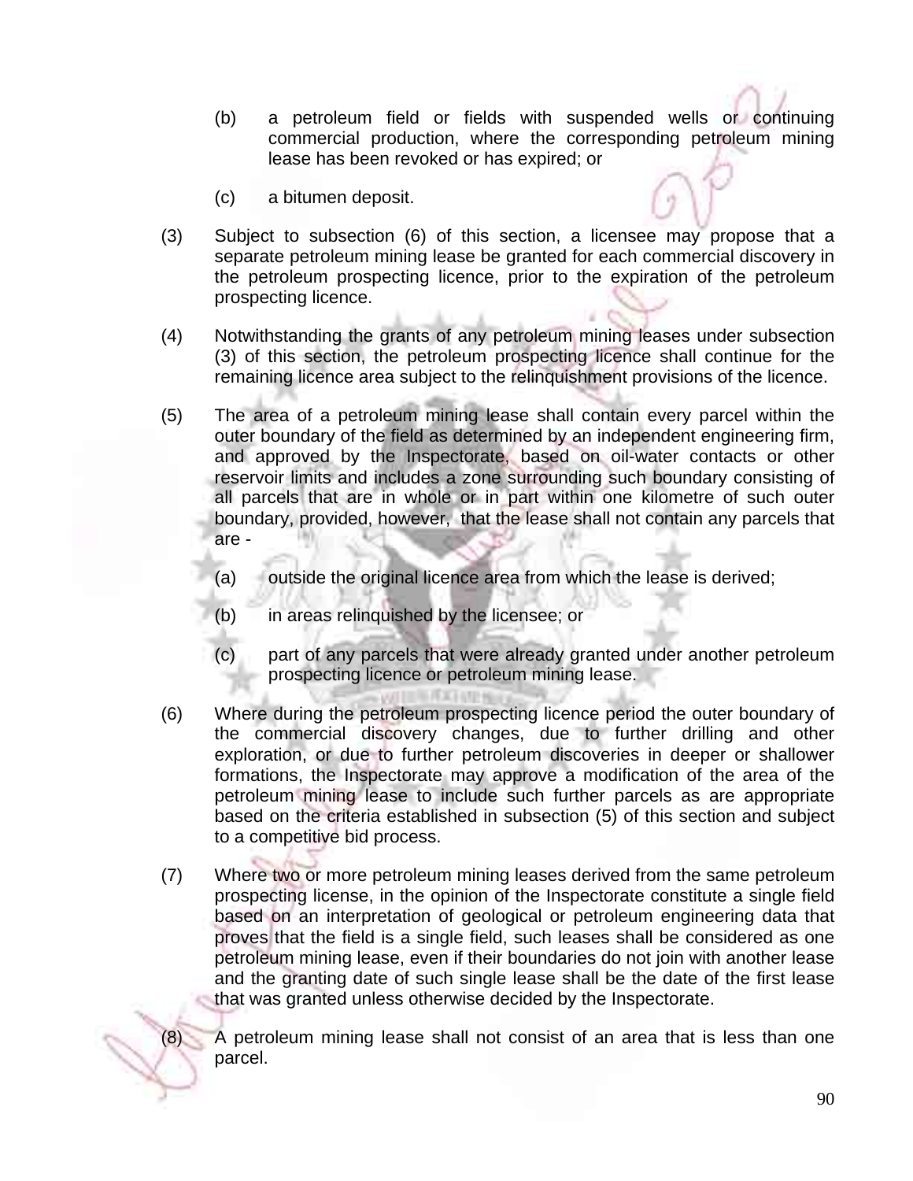(b) a petroleum field or fields with suspended wells or continuing commercial production, where the corresponding petroleum mining lease has been revoked or has expired; or

(c) a bitumen deposit.

(3) Subject to subsection (6) of this section, a licensee may propose that a separate petroleum mining lease be granted for each commercial discovery in the petroleum prospecting licence, prior to the expiration of the petroleum prospecting licence.

(4) Notwithstanding the grants of any petroleum mining leases under subsection (3) of this section, the petroleum prospecting licence shall continue for the remaining licence area subject to the relinquishment provisions of the licence.

(5) The area of a petroleum mining lease shall contain every parcel within the outer boundary of the field as determined by an independent engineering firm, and approved by the Inspectorate, based on oil-water contacts or other reservoir limits and includes a zone surrounding such boundary consisting of all parcels that are in whole or in part within one kilometre of such outer boundary, provided, however, that the lease shall not contain any parcels that are -

(a) outside the original licence area from which the lease is derived;

(b) in areas relinquished by the licensee; or

(c) part of any parcels that were already granted under another petroleum prospecting licence or petroleum mining lease.

(6) Where during the petroleum prospecting licence period the outer boundary of the commercial discovery changes, due to further drilling and other exploration, or due to further petroleum discoveries in deeper or shallower formations, the Inspectorate may approve a modification of the area of the petroleum mining lease to include such further parcels as are appropriate based on the criteria established in subsection (5) of this section and subject to a competitive bid process.

(7) Where two or more petroleum mining leases derived from the same petroleum prospecting license, in the opinion of the Inspectorate constitute a single field based on an interpretation of geological or petroleum engineering data that proves that the field is a single field, such leases shall be considered as one petroleum mining lease, even if their boundaries do not join with another lease and the granting date of such single lease shall be the date of the first lease that was granted unless otherwise decided by the Inspectorate.

(8) A petroleum mining lease shall not consist of an area that is less than one parcel.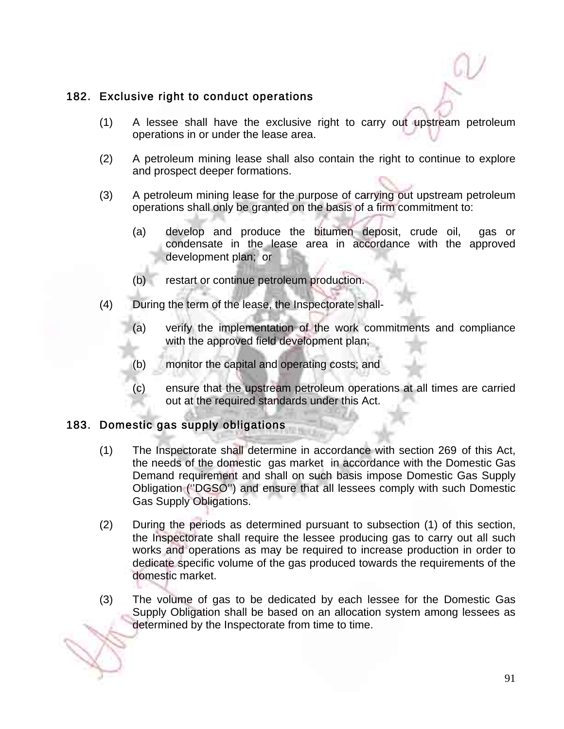## 182. Exclusive right to conduct operations

(1) A lessee shall have the exclusive right to carry out upstream petroleum operations in or under the lease area.

(2) A petroleum mining lease shall also contain the right to continue to explore and prospect deeper formations.

(3) A petroleum mining lease for the purpose of carrying out upstream petroleum operations shall only be granted on the basis of a firm commitment to:

(a) develop and produce the bitumen deposit, crude oil, gas or condensate in the lease area in accordance with the approved development plan; or

(b) restart or continue petroleum production.

(4) During the term of the lease, the Inspectorate shall-

(a) verify the implementation of the work commitments and compliance with the approved field development plan;

(b) monitor the capital and operating costs; and

(c) ensure that the upstream petroleum operations at all times are carried out at the required standards under this Act.

## 183. Domestic gas supply obligations

(1) The Inspectorate shall determine in accordance with section 269 of this Act, the needs of the domestic gas market in accordance with the Domestic Gas Demand requirement and shall on such basis impose Domestic Gas Supply Obligation (''DGSO'') and ensure that all lessees comply with such Domestic Gas Supply Obligations.

(2) During the periods as determined pursuant to subsection (1) of this section, the Inspectorate shall require the lessee producing gas to carry out all such works and operations as may be required to increase production in order to dedicate specific volume of the gas produced towards the requirements of the domestic market.

(3) The volume of gas to be dedicated by each lessee for the Domestic Gas Supply Obligation shall be based on an allocation system among lessees as determined by the Inspectorate from time to time.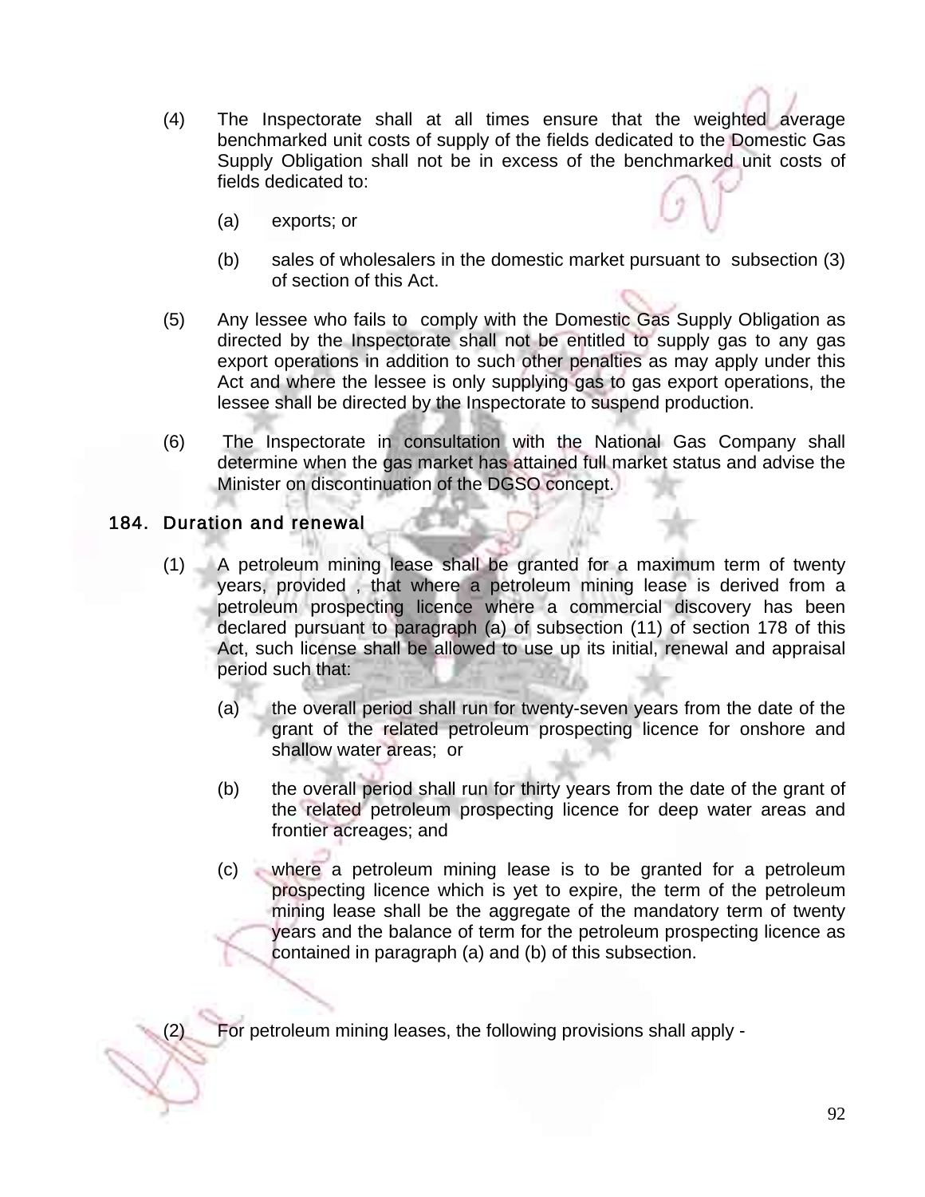(4) The Inspectorate shall at all times ensure that the weighted average benchmarked unit costs of supply of the fields dedicated to the Domestic Gas Supply Obligation shall not be in excess of the benchmarked unit costs of fields dedicated to:

(a) exports; or

(b) sales of wholesalers in the domestic market pursuant to subsection (3) of section of this Act.

(5) Any lessee who fails to comply with the Domestic Gas Supply Obligation as directed by the Inspectorate shall not be entitled to supply gas to any gas export operations in addition to such other penalties as may apply under this Act and where the lessee is only supplying gas to gas export operations, the lessee shall be directed by the Inspectorate to suspend production.

(6) The Inspectorate in consultation with the National Gas Company shall determine when the gas market has attained full market status and advise the Minister on discontinuation of the DGSO concept.

## 184. Duration and renewal

(1) A petroleum mining lease shall be granted for a maximum term of twenty years, provided , that where a petroleum mining lease is derived from a petroleum prospecting licence where a commercial discovery has been declared pursuant to paragraph (a) of subsection (11) of section 178 of this Act, such license shall be allowed to use up its initial, renewal and appraisal period such that:

(a) the overall period shall run for twenty-seven years from the date of the grant of the related petroleum prospecting licence for onshore and shallow water areas; or

(b) the overall period shall run for thirty years from the date of the grant of the related petroleum prospecting licence for deep water areas and frontier acreages; and

(c) where a petroleum mining lease is to be granted for a petroleum prospecting licence which is yet to expire, the term of the petroleum mining lease shall be the aggregate of the mandatory term of twenty years and the balance of term for the petroleum prospecting licence as contained in paragraph (a) and (b) of this subsection.

(2) For petroleum mining leases, the following provisions shall apply -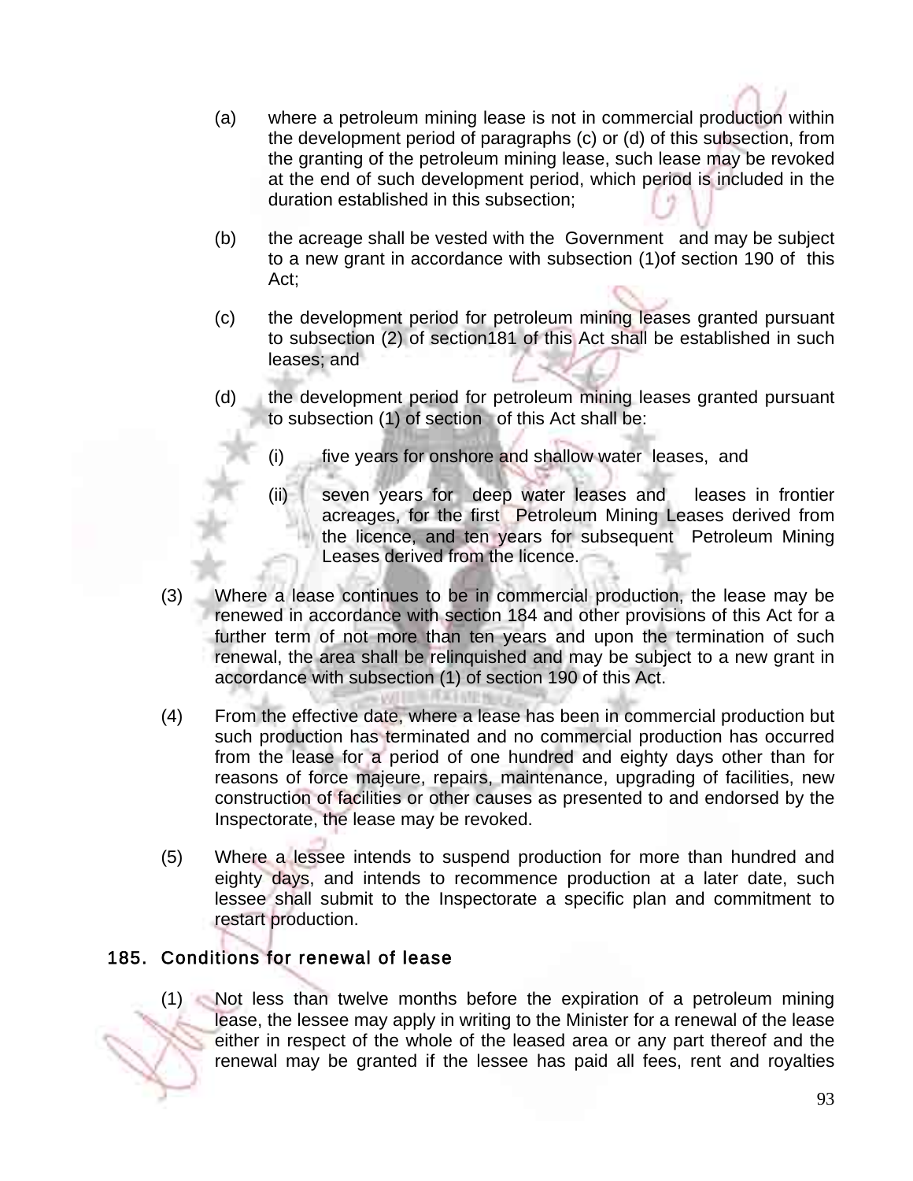(a) where a petroleum mining lease is not in commercial production within the development period of paragraphs (c) or (d) of this subsection, from the granting of the petroleum mining lease, such lease may be revoked at the end of such development period, which period is included in the duration established in this subsection;

(b) the acreage shall be vested with the Government and may be subject to a new grant in accordance with subsection (1)of section 190 of this Act;

(c) the development period for petroleum mining leases granted pursuant to subsection (2) of section181 of this Act shall be established in such leases; and

(d) the development period for petroleum mining leases granted pursuant to subsection (1) of section of this Act shall be:

(i) five years for onshore and shallow water leases, and

(ii) seven years for deep water leases and leases in frontier acreages, for the first Petroleum Mining Leases derived from the licence, and ten years for subsequent Petroleum Mining Leases derived from the licence.

(3) Where a lease continues to be in commercial production, the lease may be renewed in accordance with section 184 and other provisions of this Act for a further term of not more than ten years and upon the termination of such renewal, the area shall be relinquished and may be subject to a new grant in accordance with subsection (1) of section 190 of this Act.

(4) From the effective date, where a lease has been in commercial production but such production has terminated and no commercial production has occurred from the lease for a period of one hundred and eighty days other than for reasons of force majeure, repairs, maintenance, upgrading of facilities, new construction of facilities or other causes as presented to and endorsed by the Inspectorate, the lease may be revoked.

(5) Where a lessee intends to suspend production for more than hundred and eighty days, and intends to recommence production at a later date, such lessee shall submit to the Inspectorate a specific plan and commitment to restart production.

## 185. Conditions for renewal of lease

(1) Not less than twelve months before the expiration of a petroleum mining lease, the lessee may apply in writing to the Minister for a renewal of the lease either in respect of the whole of the leased area or any part thereof and the renewal may be granted if the lessee has paid all fees, rent and royalties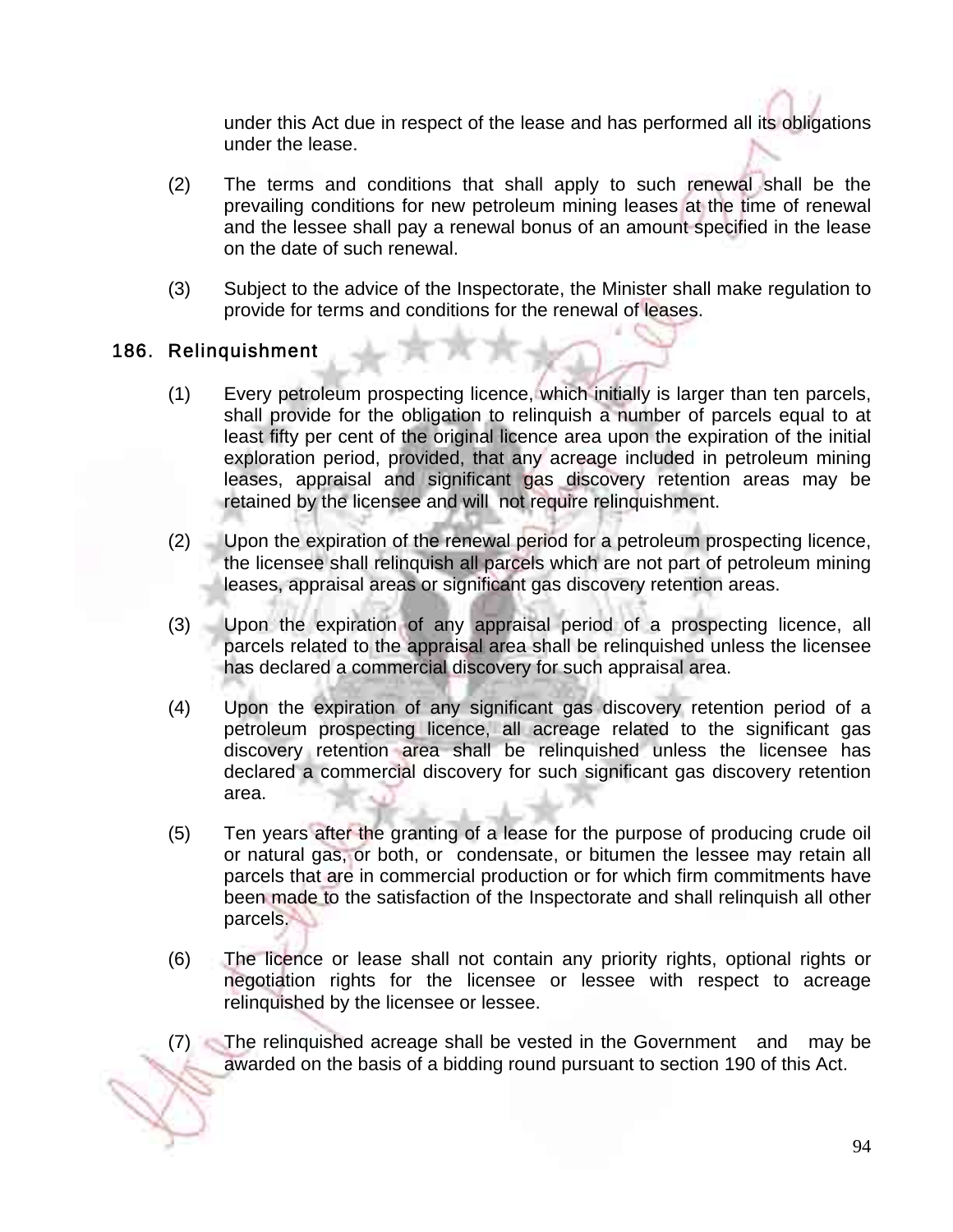under this Act due in respect of the lease and has performed all its obligations under the lease.

(2) The terms and conditions that shall apply to such renewal shall be the prevailing conditions for new petroleum mining leases at the time of renewal and the lessee shall pay a renewal bonus of an amount specified in the lease on the date of such renewal.

(3) Subject to the advice of the Inspectorate, the Minister shall make regulation to provide for terms and conditions for the renewal of leases.

## 186. Relinquishment

(1) Every petroleum prospecting licence, which initially is larger than ten parcels, shall provide for the obligation to relinquish a number of parcels equal to at least fifty per cent of the original licence area upon the expiration of the initial exploration period, provided, that any acreage included in petroleum mining leases, appraisal and significant gas discovery retention areas may be retained by the licensee and will not require relinquishment.

(2) Upon the expiration of the renewal period for a petroleum prospecting licence, the licensee shall relinquish all parcels which are not part of petroleum mining leases, appraisal areas or significant gas discovery retention areas.

(3) Upon the expiration of any appraisal period of a prospecting licence, all parcels related to the appraisal area shall be relinquished unless the licensee has declared a commercial discovery for such appraisal area.

(4) Upon the expiration of any significant gas discovery retention period of a petroleum prospecting licence, all acreage related to the significant gas discovery retention area shall be relinquished unless the licensee has declared a commercial discovery for such significant gas discovery retention area.

(5) Ten years after the granting of a lease for the purpose of producing crude oil or natural gas, or both, or condensate, or bitumen the lessee may retain all parcels that are in commercial production or for which firm commitments have been made to the satisfaction of the Inspectorate and shall relinquish all other parcels.

(6) The licence or lease shall not contain any priority rights, optional rights or negotiation rights for the licensee or lessee with respect to acreage relinquished by the licensee or lessee.

(7) The relinquished acreage shall be vested in the Government and may be awarded on the basis of a bidding round pursuant to section 190 of this Act.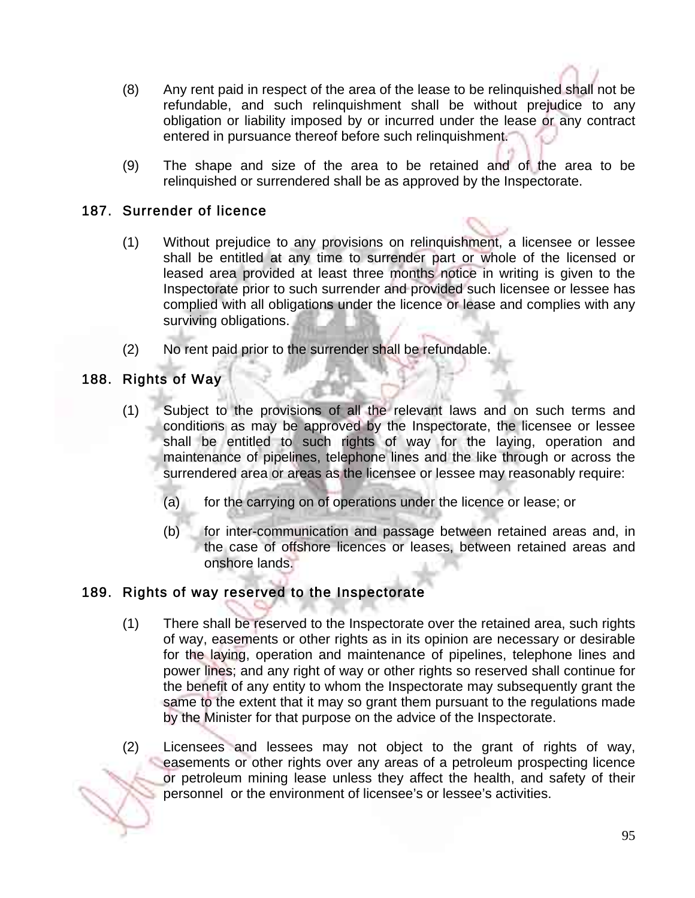(8) Any rent paid in respect of the area of the lease to be relinquished shall not be refundable, and such relinquishment shall be without prejudice to any obligation or liability imposed by or incurred under the lease or any contract entered in pursuance thereof before such relinquishment.

(9) The shape and size of the area to be retained and of the area to be relinquished or surrendered shall be as approved by the Inspectorate.

## 187. Surrender of licence

(1) Without prejudice to any provisions on relinquishment, a licensee or lessee shall be entitled at any time to surrender part or whole of the licensed or leased area provided at least three months notice in writing is given to the Inspectorate prior to such surrender and provided such licensee or lessee has complied with all obligations under the licence or lease and complies with any surviving obligations.

(2) No rent paid prior to the surrender shall be refundable.

## 188. Rights of Way

(1) Subject to the provisions of all the relevant laws and on such terms and conditions as may be approved by the Inspectorate, the licensee or lessee shall be entitled to such rights of way for the laying, operation and maintenance of pipelines, telephone lines and the like through or across the surrendered area or areas as the licensee or lessee may reasonably require:

  (a) for the carrying on of operations under the licence or lease; or

  (b) for inter-communication and passage between retained areas and, in the case of offshore licences or leases, between retained areas and onshore lands.

## 189. Rights of way reserved to the Inspectorate

(1) There shall be reserved to the Inspectorate over the retained area, such rights of way, easements or other rights as in its opinion are necessary or desirable for the laying, operation and maintenance of pipelines, telephone lines and power lines; and any right of way or other rights so reserved shall continue for the benefit of any entity to whom the Inspectorate may subsequently grant the same to the extent that it may so grant them pursuant to the regulations made by the Minister for that purpose on the advice of the Inspectorate.

(2) Licensees and lessees may not object to the grant of rights of way, easements or other rights over any areas of a petroleum prospecting licence or petroleum mining lease unless they affect the health, and safety of their personnel or the environment of licensee's or lessee's activities.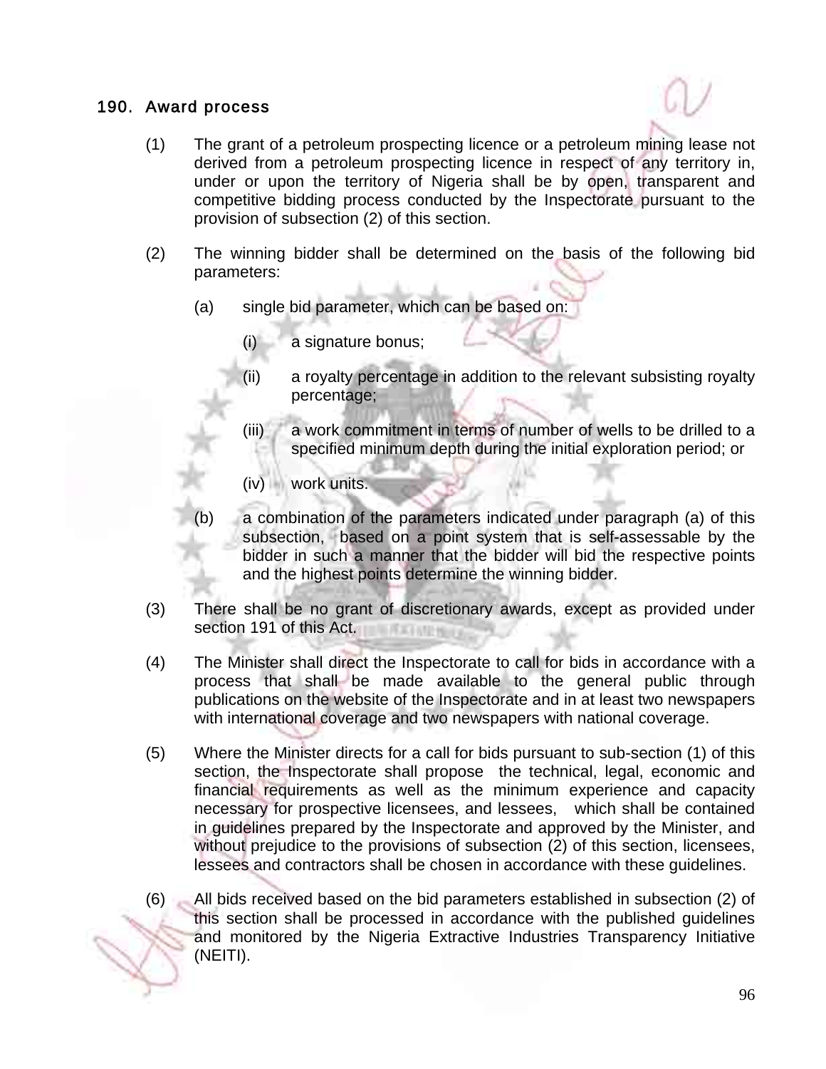## 190. Award process

(1) The grant of a petroleum prospecting licence or a petroleum mining lease not derived from a petroleum prospecting licence in respect of any territory in, under or upon the territory of Nigeria shall be by open, transparent and competitive bidding process conducted by the Inspectorate pursuant to the provision of subsection (2) of this section.

(2) The winning bidder shall be determined on the basis of the following bid parameters:

(a) single bid parameter, which can be based on:

(i) a signature bonus;

(ii) a royalty percentage in addition to the relevant subsisting royalty percentage;

(iii) a work commitment in terms of number of wells to be drilled to a specified minimum depth during the initial exploration period; or

(iv) work units.

(b) a combination of the parameters indicated under paragraph (a) of this subsection, based on a point system that is self-assessable by the bidder in such a manner that the bidder will bid the respective points and the highest points determine the winning bidder.

(3) There shall be no grant of discretionary awards, except as provided under section 191 of this Act.

(4) The Minister shall direct the Inspectorate to call for bids in accordance with a process that shall be made available to the general public through publications on the website of the Inspectorate and in at least two newspapers with international coverage and two newspapers with national coverage.

(5) Where the Minister directs for a call for bids pursuant to sub-section (1) of this section, the Inspectorate shall propose the technical, legal, economic and financial requirements as well as the minimum experience and capacity necessary for prospective licensees, and lessees, which shall be contained in guidelines prepared by the Inspectorate and approved by the Minister, and without prejudice to the provisions of subsection (2) of this section, licensees, lessees and contractors shall be chosen in accordance with these guidelines.

(6) All bids received based on the bid parameters established in subsection (2) of this section shall be processed in accordance with the published guidelines and monitored by the Nigeria Extractive Industries Transparency Initiative (NEITI).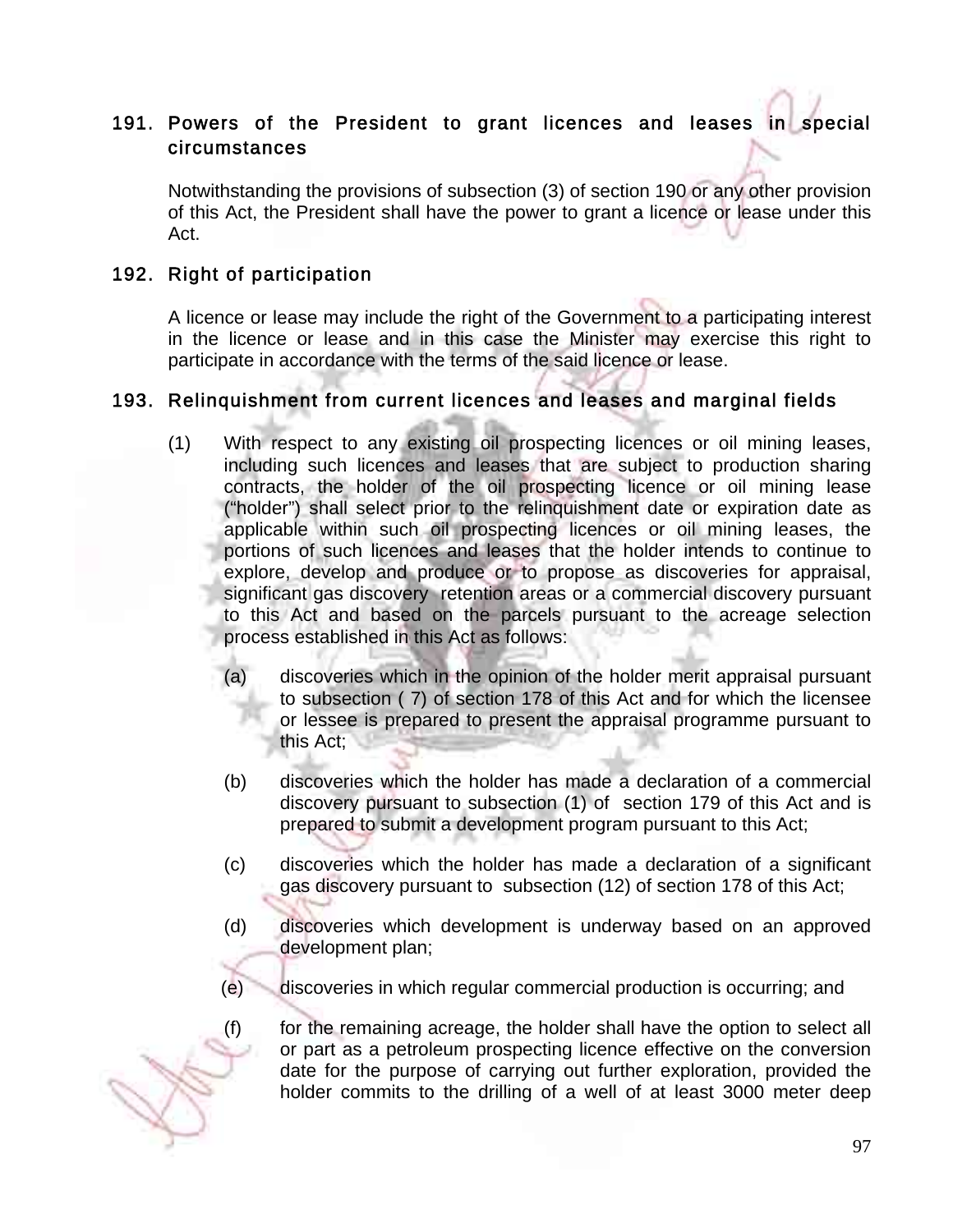## 191. Powers of the President to grant licences and leases in special circumstances

Notwithstanding the provisions of subsection (3) of section 190 or any other provision of this Act, the President shall have the power to grant a licence or lease under this Act.

## 192. Right of participation

A licence or lease may include the right of the Government to a participating interest in the licence or lease and in this case the Minister may exercise this right to participate in accordance with the terms of the said licence or lease.

## 193. Relinquishment from current licences and leases and marginal fields

(1) With respect to any existing oil prospecting licences or oil mining leases, including such licences and leases that are subject to production sharing contracts, the holder of the oil prospecting licence or oil mining lease ("holder") shall select prior to the relinquishment date or expiration date as applicable within such oil prospecting licences or oil mining leases, the portions of such licences and leases that the holder intends to continue to explore, develop and produce or to propose as discoveries for appraisal, significant gas discovery retention areas or a commercial discovery pursuant to this Act and based on the parcels pursuant to the acreage selection process established in this Act as follows:

(a) discoveries which in the opinion of the holder merit appraisal pursuant to subsection ( 7) of section 178 of this Act and for which the licensee or lessee is prepared to present the appraisal programme pursuant to this Act;

(b) discoveries which the holder has made a declaration of a commercial discovery pursuant to subsection (1) of section 179 of this Act and is prepared to submit a development program pursuant to this Act;

(c) discoveries which the holder has made a declaration of a significant gas discovery pursuant to subsection (12) of section 178 of this Act;

(d) discoveries which development is underway based on an approved development plan;

(e) discoveries in which regular commercial production is occurring; and

(f) for the remaining acreage, the holder shall have the option to select all or part as a petroleum prospecting licence effective on the conversion date for the purpose of carrying out further exploration, provided the holder commits to the drilling of a well of at least 3000 meter deep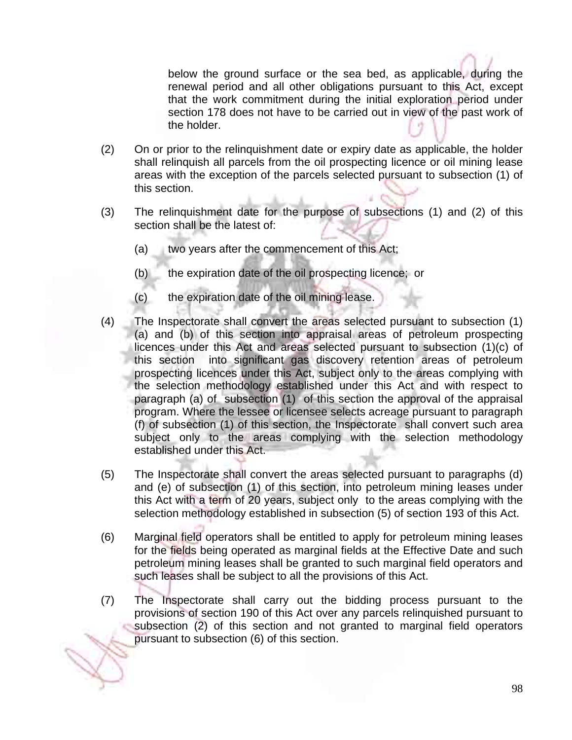below the ground surface or the sea bed, as applicable, during the renewal period and all other obligations pursuant to this Act, except that the work commitment during the initial exploration period under section 178 does not have to be carried out in view of the past work of the holder.

(2) On or prior to the relinquishment date or expiry date as applicable, the holder shall relinquish all parcels from the oil prospecting licence or oil mining lease areas with the exception of the parcels selected pursuant to subsection (1) of this section.

(3) The relinquishment date for the purpose of subsections (1) and (2) of this section shall be the latest of:

(a) two years after the commencement of this Act;

(b) the expiration date of the oil prospecting licence; or

(c) the expiration date of the oil mining lease.

(4) The Inspectorate shall convert the areas selected pursuant to subsection (1) (a) and (b) of this section into appraisal areas of petroleum prospecting licences under this Act and areas selected pursuant to subsection (1)(c) of this section into significant gas discovery retention areas of petroleum prospecting licences under this Act, subject only to the areas complying with the selection methodology established under this Act and with respect to paragraph (a) of subsection (1) of this section the approval of the appraisal program. Where the lessee or licensee selects acreage pursuant to paragraph (f) of subsection (1) of this section, the Inspectorate shall convert such area subject only to the areas complying with the selection methodology established under this Act.

(5) The Inspectorate shall convert the areas selected pursuant to paragraphs (d) and (e) of subsection (1) of this section, into petroleum mining leases under this Act with a term of 20 years, subject only to the areas complying with the selection methodology established in subsection (5) of section 193 of this Act.

(6) Marginal field operators shall be entitled to apply for petroleum mining leases for the fields being operated as marginal fields at the Effective Date and such petroleum mining leases shall be granted to such marginal field operators and such leases shall be subject to all the provisions of this Act.

(7) The Inspectorate shall carry out the bidding process pursuant to the provisions of section 190 of this Act over any parcels relinquished pursuant to subsection (2) of this section and not granted to marginal field operators pursuant to subsection (6) of this section.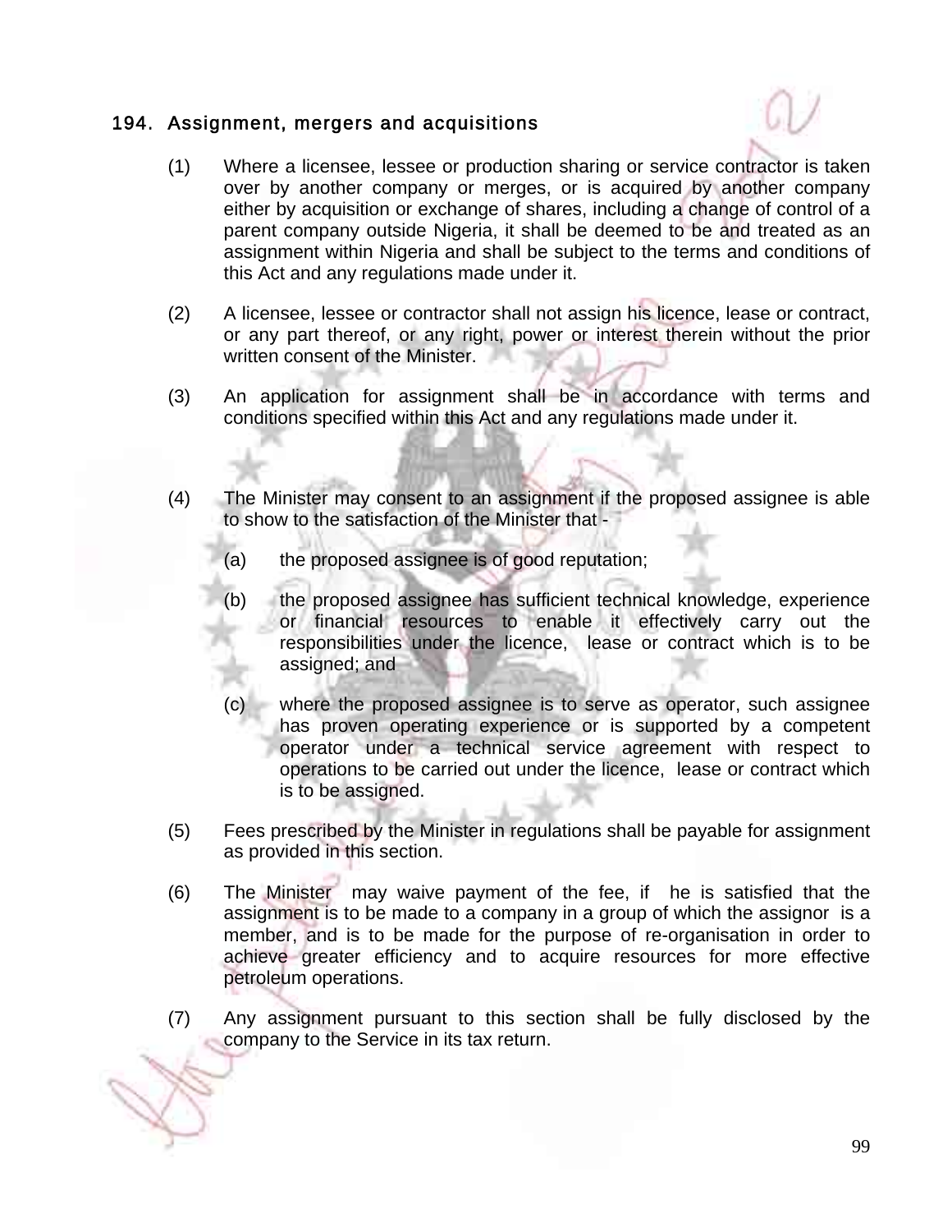## 194. Assignment, mergers and acquisitions

(1) Where a licensee, lessee or production sharing or service contractor is taken over by another company or merges, or is acquired by another company either by acquisition or exchange of shares, including a change of control of a parent company outside Nigeria, it shall be deemed to be and treated as an assignment within Nigeria and shall be subject to the terms and conditions of this Act and any regulations made under it.

(2) A licensee, lessee or contractor shall not assign his licence, lease or contract, or any part thereof, or any right, power or interest therein without the prior written consent of the Minister.

(3) An application for assignment shall be in accordance with terms and conditions specified within this Act and any regulations made under it.

(4) The Minister may consent to an assignment if the proposed assignee is able to show to the satisfaction of the Minister that -

(a) the proposed assignee is of good reputation;

(b) the proposed assignee has sufficient technical knowledge, experience or financial resources to enable it effectively carry out the responsibilities under the licence, lease or contract which is to be assigned; and

(c) where the proposed assignee is to serve as operator, such assignee has proven operating experience or is supported by a competent operator under a technical service agreement with respect to operations to be carried out under the licence, lease or contract which is to be assigned.

(5) Fees prescribed by the Minister in regulations shall be payable for assignment as provided in this section.

(6) The Minister may waive payment of the fee, if he is satisfied that the assignment is to be made to a company in a group of which the assignor is a member, and is to be made for the purpose of re-organisation in order to achieve greater efficiency and to acquire resources for more effective petroleum operations.

(7) Any assignment pursuant to this section shall be fully disclosed by the company to the Service in its tax return.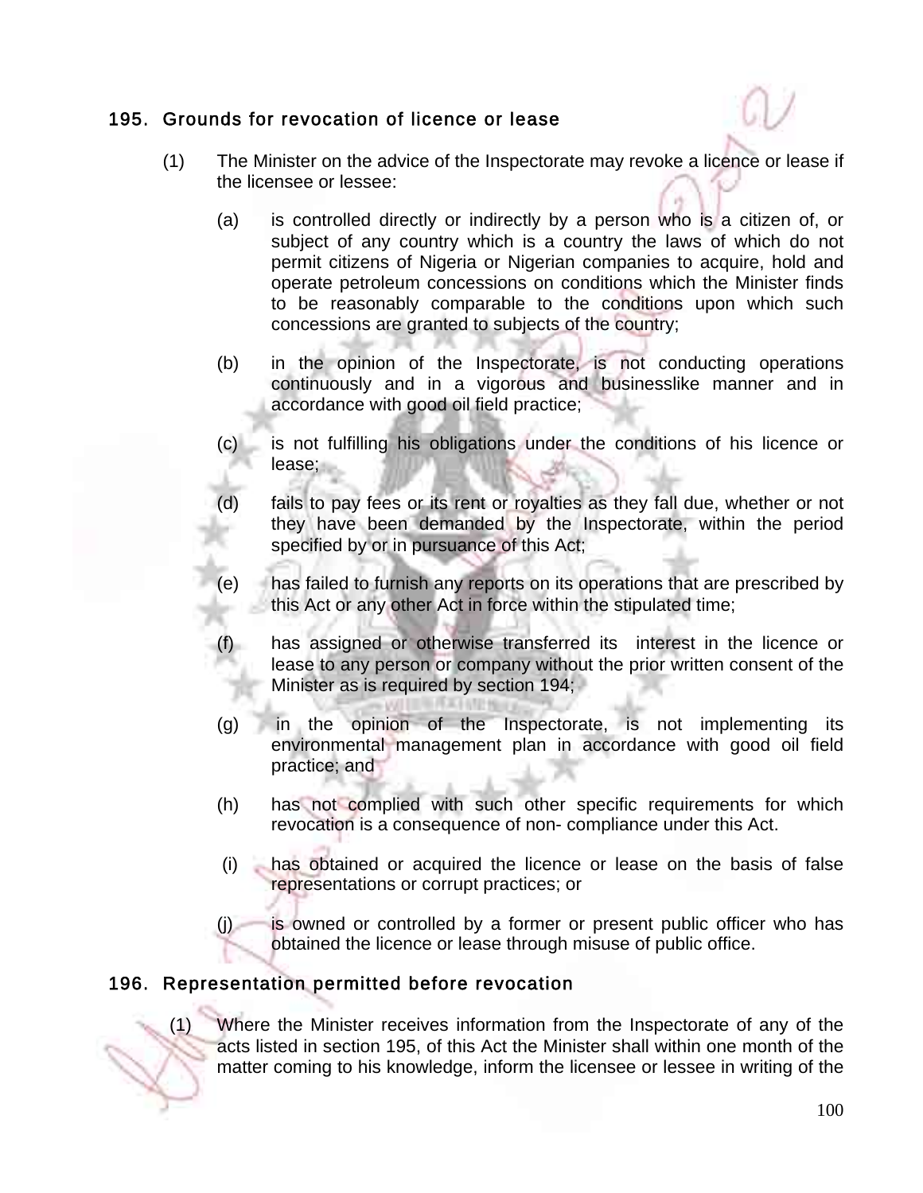## 195. Grounds for revocation of licence or lease

(1) The Minister on the advice of the Inspectorate may revoke a licence or lease if the licensee or lessee:

(a) is controlled directly or indirectly by a person who is a citizen of, or subject of any country which is a country the laws of which do not permit citizens of Nigeria or Nigerian companies to acquire, hold and operate petroleum concessions on conditions which the Minister finds to be reasonably comparable to the conditions upon which such concessions are granted to subjects of the country;

(b) in the opinion of the Inspectorate, is not conducting operations continuously and in a vigorous and businesslike manner and in accordance with good oil field practice;

(c) is not fulfilling his obligations under the conditions of his licence or lease;

(d) fails to pay fees or its rent or royalties as they fall due, whether or not they have been demanded by the Inspectorate, within the period specified by or in pursuance of this Act;

(e) has failed to furnish any reports on its operations that are prescribed by this Act or any other Act in force within the stipulated time;

(f) has assigned or otherwise transferred its interest in the licence or lease to any person or company without the prior written consent of the Minister as is required by section 194;

(g) in the opinion of the Inspectorate, is not implementing its environmental management plan in accordance with good oil field practice; and

(h) has not complied with such other specific requirements for which revocation is a consequence of non- compliance under this Act.

(i) has obtained or acquired the licence or lease on the basis of false representations or corrupt practices; or

(j) is owned or controlled by a former or present public officer who has obtained the licence or lease through misuse of public office.

## 196. Representation permitted before revocation

(1) Where the Minister receives information from the Inspectorate of any of the acts listed in section 195, of this Act the Minister shall within one month of the matter coming to his knowledge, inform the licensee or lessee in writing of the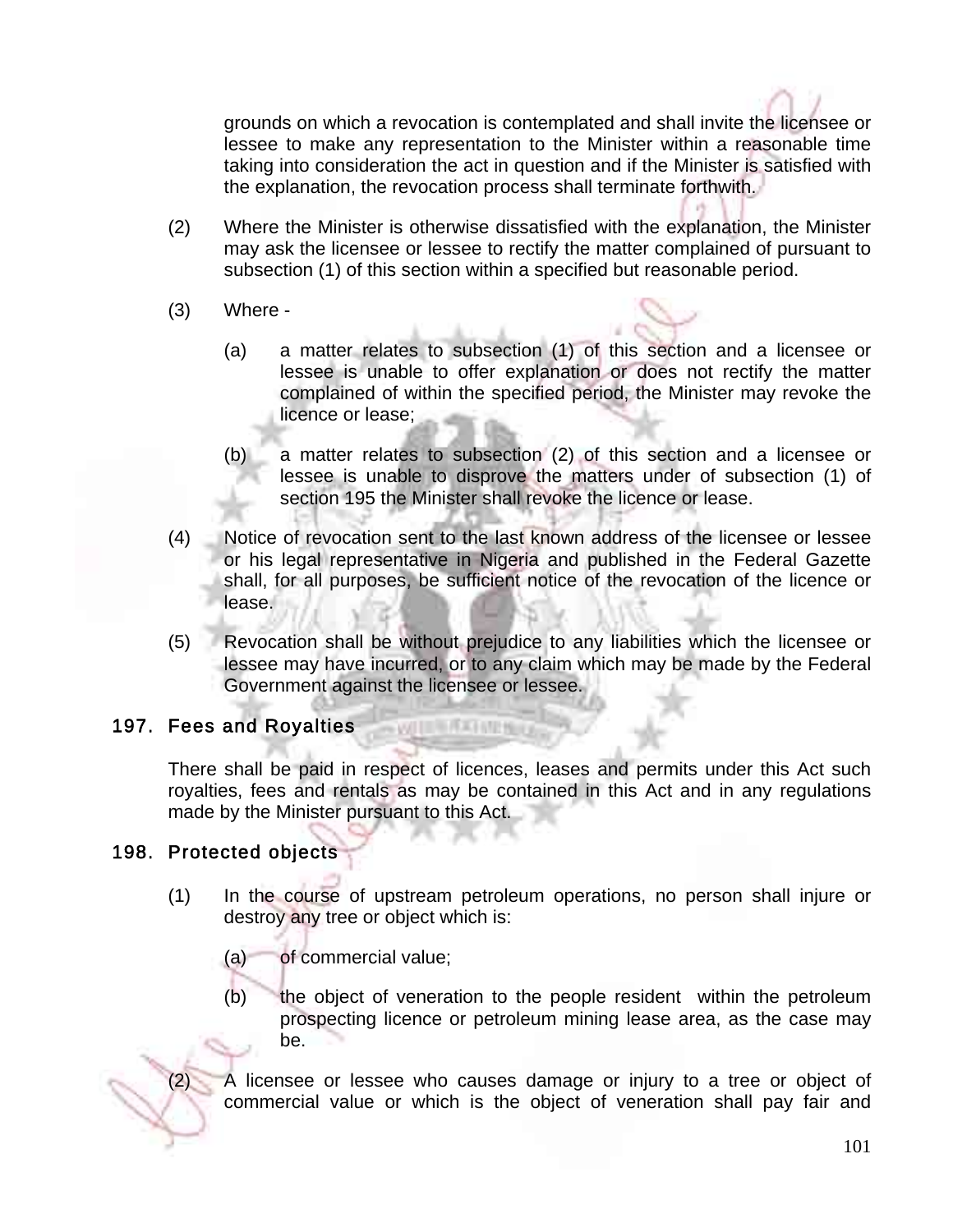grounds on which a revocation is contemplated and shall invite the licensee or lessee to make any representation to the Minister within a reasonable time taking into consideration the act in question and if the Minister is satisfied with the explanation, the revocation process shall terminate forthwith.

(2) Where the Minister is otherwise dissatisfied with the explanation, the Minister may ask the licensee or lessee to rectify the matter complained of pursuant to subsection (1) of this section within a specified but reasonable period.

(3) Where -

(a) a matter relates to subsection (1) of this section and a licensee or lessee is unable to offer explanation or does not rectify the matter complained of within the specified period, the Minister may revoke the licence or lease;

(b) a matter relates to subsection (2) of this section and a licensee or lessee is unable to disprove the matters under of subsection (1) of section 195 the Minister shall revoke the licence or lease.

(4) Notice of revocation sent to the last known address of the licensee or lessee or his legal representative in Nigeria and published in the Federal Gazette shall, for all purposes, be sufficient notice of the revocation of the licence or lease.

(5) Revocation shall be without prejudice to any liabilities which the licensee or lessee may have incurred, or to any claim which may be made by the Federal Government against the licensee or lessee.

## 197. Fees and Royalties

There shall be paid in respect of licences, leases and permits under this Act such royalties, fees and rentals as may be contained in this Act and in any regulations made by the Minister pursuant to this Act.

## 198. Protected objects

(1) In the course of upstream petroleum operations, no person shall injure or destroy any tree or object which is:

(a) of commercial value;

(b) the object of veneration to the people resident within the petroleum prospecting licence or petroleum mining lease area, as the case may be.

(2) A licensee or lessee who causes damage or injury to a tree or object of commercial value or which is the object of veneration shall pay fair and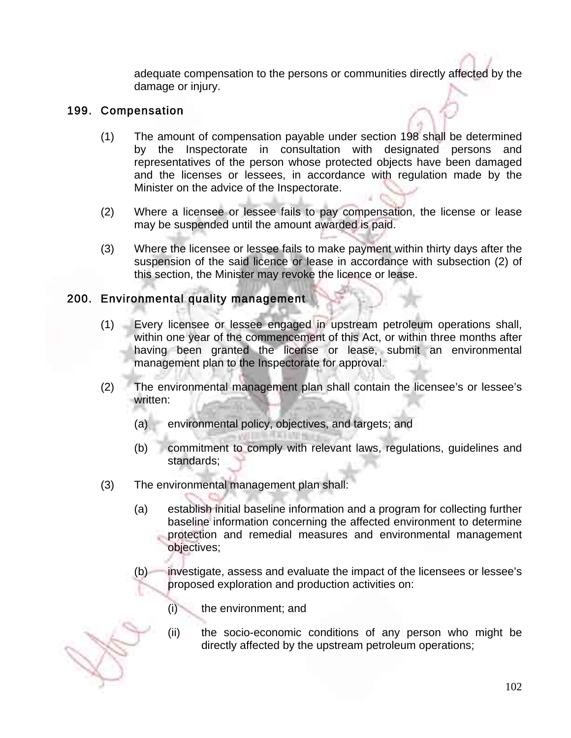adequate compensation to the persons or communities directly affected by the damage or injury.

## 199. Compensation

(1) The amount of compensation payable under section 198 shall be determined by the Inspectorate in consultation with designated persons and representatives of the person whose protected objects have been damaged and the licenses or lessees, in accordance with regulation made by the Minister on the advice of the Inspectorate.

(2) Where a licensee or lessee fails to pay compensation, the license or lease may be suspended until the amount awarded is paid.

(3) Where the licensee or lessee fails to make payment within thirty days after the suspension of the said licence or lease in accordance with subsection (2) of this section, the Minister may revoke the licence or lease.

## 200. Environmental quality management

(1) Every licensee or lessee engaged in upstream petroleum operations shall, within one year of the commencement of this Act, or within three months after having been granted the license or lease, submit an environmental management plan to the Inspectorate for approval.

(2) The environmental management plan shall contain the licensee's or lessee's written:

(a) environmental policy, objectives, and targets; and

(b) commitment to comply with relevant laws, regulations, guidelines and standards;

(3) The environmental management plan shall:

(a) establish initial baseline information and a program for collecting further baseline information concerning the affected environment to determine protection and remedial measures and environmental management objectives;

(b) investigate, assess and evaluate the impact of the licensees or lessee's proposed exploration and production activities on:

(i) the environment; and

(ii) the socio-economic conditions of any person who might be directly affected by the upstream petroleum operations;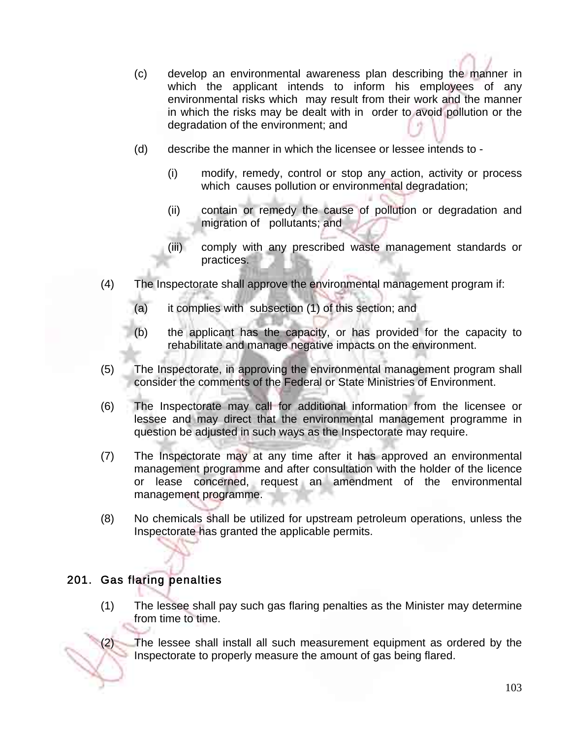(c) develop an environmental awareness plan describing the manner in which the applicant intends to inform his employees of any environmental risks which may result from their work and the manner in which the risks may be dealt with in order to avoid pollution or the degradation of the environment; and

(d) describe the manner in which the licensee or lessee intends to -

(i) modify, remedy, control or stop any action, activity or process which causes pollution or environmental degradation;

(ii) contain or remedy the cause of pollution or degradation and migration of pollutants; and

(iii) comply with any prescribed waste management standards or practices.

(4) The Inspectorate shall approve the environmental management program if:

(a) it complies with subsection (1) of this section; and

(b) the applicant has the capacity, or has provided for the capacity to rehabilitate and manage negative impacts on the environment.

(5) The Inspectorate, in approving the environmental management program shall consider the comments of the Federal or State Ministries of Environment.

(6) The Inspectorate may call for additional information from the licensee or lessee and may direct that the environmental management programme in question be adjusted in such ways as the Inspectorate may require.

(7) The Inspectorate may at any time after it has approved an environmental management programme and after consultation with the holder of the licence or lease concerned, request an amendment of the environmental management programme.

(8) No chemicals shall be utilized for upstream petroleum operations, unless the Inspectorate has granted the applicable permits.

## 201. Gas flaring penalties

(1) The lessee shall pay such gas flaring penalties as the Minister may determine from time to time.

(2) The lessee shall install all such measurement equipment as ordered by the Inspectorate to properly measure the amount of gas being flared.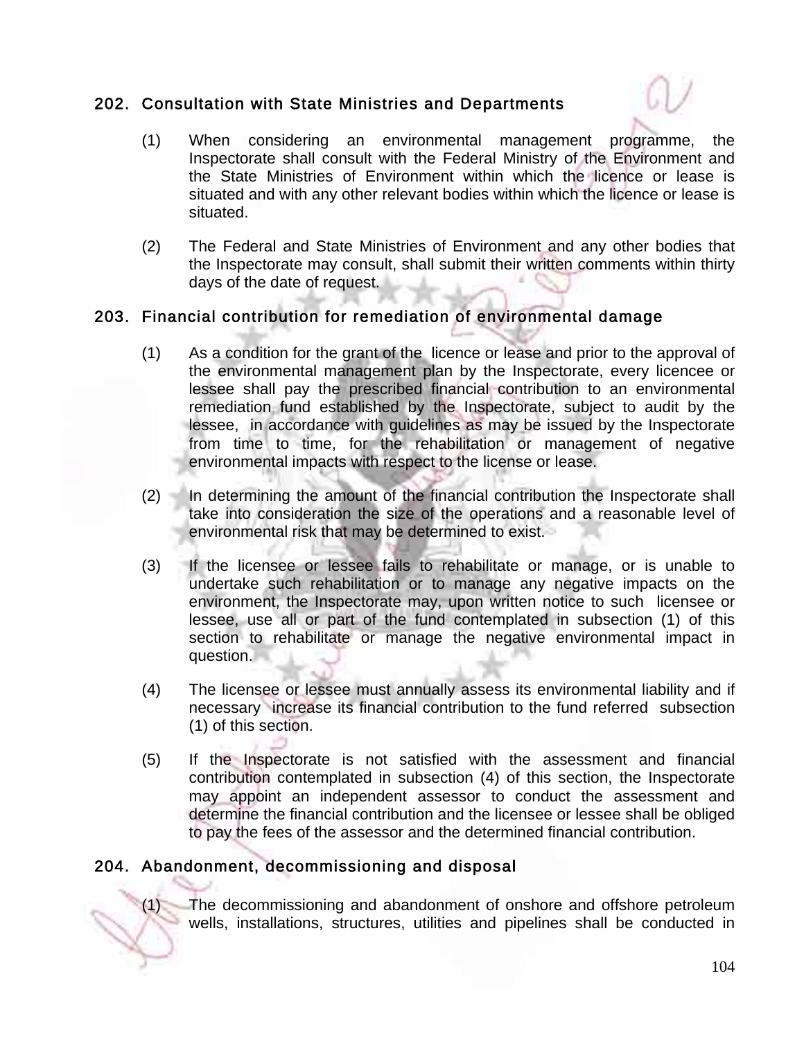## 202. Consultation with State Ministries and Departments

(1) When considering an environmental management programme, the Inspectorate shall consult with the Federal Ministry of the Environment and the State Ministries of Environment within which the licence or lease is situated and with any other relevant bodies within which the licence or lease is situated.

(2) The Federal and State Ministries of Environment and any other bodies that the Inspectorate may consult, shall submit their written comments within thirty days of the date of request.

## 203. Financial contribution for remediation of environmental damage

(1) As a condition for the grant of the licence or lease and prior to the approval of the environmental management plan by the Inspectorate, every licencee or lessee shall pay the prescribed financial contribution to an environmental remediation fund established by the Inspectorate, subject to audit by the lessee, in accordance with guidelines as may be issued by the Inspectorate from time to time, for the rehabilitation or management of negative environmental impacts with respect to the license or lease.

(2) In determining the amount of the financial contribution the Inspectorate shall take into consideration the size of the operations and a reasonable level of environmental risk that may be determined to exist.

(3) If the licensee or lessee fails to rehabilitate or manage, or is unable to undertake such rehabilitation or to manage any negative impacts on the environment, the Inspectorate may, upon written notice to such licensee or lessee, use all or part of the fund contemplated in subsection (1) of this section to rehabilitate or manage the negative environmental impact in question.

(4) The licensee or lessee must annually assess its environmental liability and if necessary increase its financial contribution to the fund referred subsection (1) of this section.

(5) If the Inspectorate is not satisfied with the assessment and financial contribution contemplated in subsection (4) of this section, the Inspectorate may appoint an independent assessor to conduct the assessment and determine the financial contribution and the licensee or lessee shall be obliged to pay the fees of the assessor and the determined financial contribution.

## 204. Abandonment, decommissioning and disposal

(1) The decommissioning and abandonment of onshore and offshore petroleum wells, installations, structures, utilities and pipelines shall be conducted in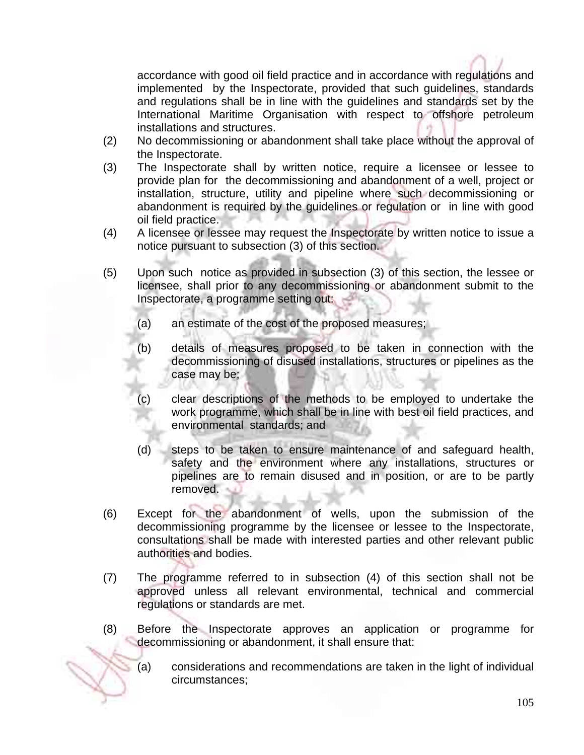accordance with good oil field practice and in accordance with regulations and implemented by the Inspectorate, provided that such guidelines, standards and regulations shall be in line with the guidelines and standards set by the International Maritime Organisation with respect to offshore petroleum installations and structures.

(2) No decommissioning or abandonment shall take place without the approval of the Inspectorate.

(3) The Inspectorate shall by written notice, require a licensee or lessee to provide plan for the decommissioning and abandonment of a well, project or installation, structure, utility and pipeline where such decommissioning or abandonment is required by the guidelines or regulation or in line with good oil field practice.

(4) A licensee or lessee may request the Inspectorate by written notice to issue a notice pursuant to subsection (3) of this section.

(5) Upon such notice as provided in subsection (3) of this section, the lessee or licensee, shall prior to any decommissioning or abandonment submit to the Inspectorate, a programme setting out:

(a) an estimate of the cost of the proposed measures;

(b) details of measures proposed to be taken in connection with the decommissioning of disused installations, structures or pipelines as the case may be;

(c) clear descriptions of the methods to be employed to undertake the work programme, which shall be in line with best oil field practices, and environmental standards; and

(d) steps to be taken to ensure maintenance of and safeguard health, safety and the environment where any installations, structures or pipelines are to remain disused and in position, or are to be partly removed.

(6) Except for the abandonment of wells, upon the submission of the decommissioning programme by the licensee or lessee to the Inspectorate, consultations shall be made with interested parties and other relevant public authorities and bodies.

(7) The programme referred to in subsection (4) of this section shall not be approved unless all relevant environmental, technical and commercial regulations or standards are met.

(8) Before the Inspectorate approves an application or programme for decommissioning or abandonment, it shall ensure that:

(a) considerations and recommendations are taken in the light of individual circumstances;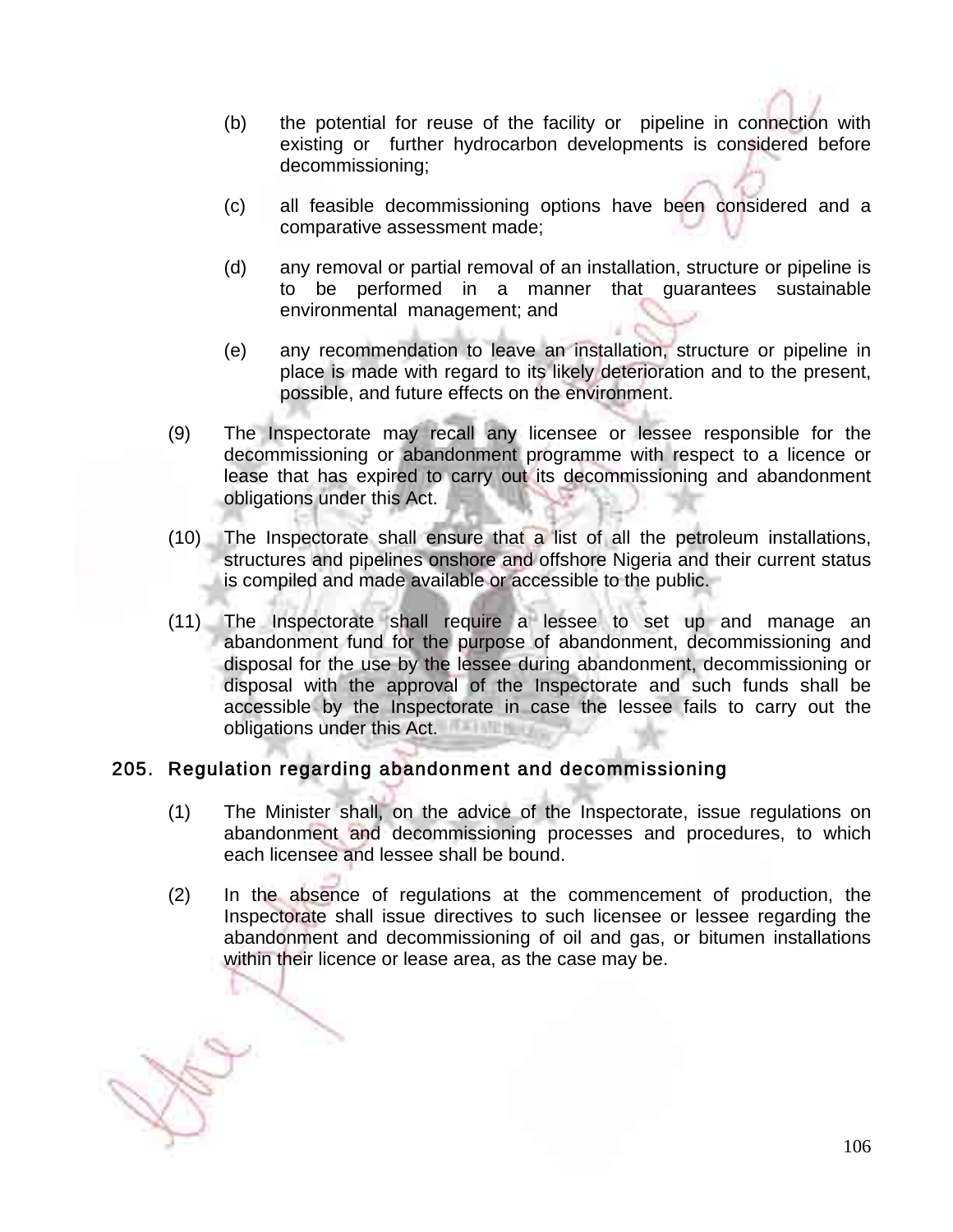(b) the potential for reuse of the facility or pipeline in connection with existing or further hydrocarbon developments is considered before decommissioning;

(c) all feasible decommissioning options have been considered and a comparative assessment made;

(d) any removal or partial removal of an installation, structure or pipeline is to be performed in a manner that guarantees sustainable environmental management; and

(e) any recommendation to leave an installation, structure or pipeline in place is made with regard to its likely deterioration and to the present, possible, and future effects on the environment.

(9) The Inspectorate may recall any licensee or lessee responsible for the decommissioning or abandonment programme with respect to a licence or lease that has expired to carry out its decommissioning and abandonment obligations under this Act.

(10) The Inspectorate shall ensure that a list of all the petroleum installations, structures and pipelines onshore and offshore Nigeria and their current status is compiled and made available or accessible to the public.

(11) The Inspectorate shall require a lessee to set up and manage an abandonment fund for the purpose of abandonment, decommissioning and disposal for the use by the lessee during abandonment, decommissioning or disposal with the approval of the Inspectorate and such funds shall be accessible by the Inspectorate in case the lessee fails to carry out the obligations under this Act.

## 205. Regulation regarding abandonment and decommissioning

(1) The Minister shall, on the advice of the Inspectorate, issue regulations on abandonment and decommissioning processes and procedures, to which each licensee and lessee shall be bound.

(2) In the absence of regulations at the commencement of production, the Inspectorate shall issue directives to such licensee or lessee regarding the abandonment and decommissioning of oil and gas, or bitumen installations within their licence or lease area, as the case may be.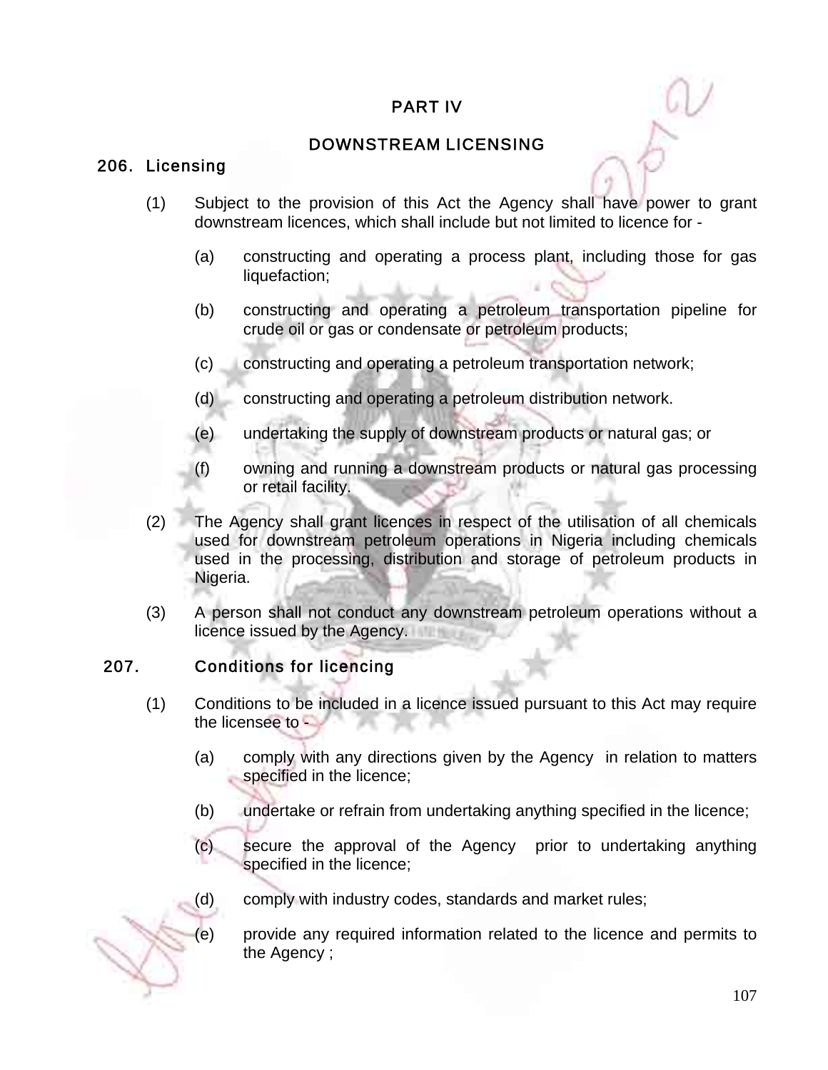# PART IV

## DOWNSTREAM LICENSING

### 206. Licensing

(1) Subject to the provision of this Act the Agency shall have power to grant downstream licences, which shall include but not limited to licence for -

(a) constructing and operating a process plant, including those for gas liquefaction;

(b) constructing and operating a petroleum transportation pipeline for crude oil or gas or condensate or petroleum products;

(c) constructing and operating a petroleum transportation network;

(d) constructing and operating a petroleum distribution network.

(e) undertaking the supply of downstream products or natural gas; or

(f) owning and running a downstream products or natural gas processing or retail facility.

(2) The Agency shall grant licences in respect of the utilisation of all chemicals used for downstream petroleum operations in Nigeria including chemicals used in the processing, distribution and storage of petroleum products in Nigeria.

(3) A person shall not conduct any downstream petroleum operations without a licence issued by the Agency.

### 207. Conditions for licencing

(1) Conditions to be included in a licence issued pursuant to this Act may require the licensee to -

(a) comply with any directions given by the Agency in relation to matters specified in the licence;

(b) undertake or refrain from undertaking anything specified in the licence;

(c) secure the approval of the Agency prior to undertaking anything specified in the licence;

(d) comply with industry codes, standards and market rules;

(e) provide any required information related to the licence and permits to the Agency ;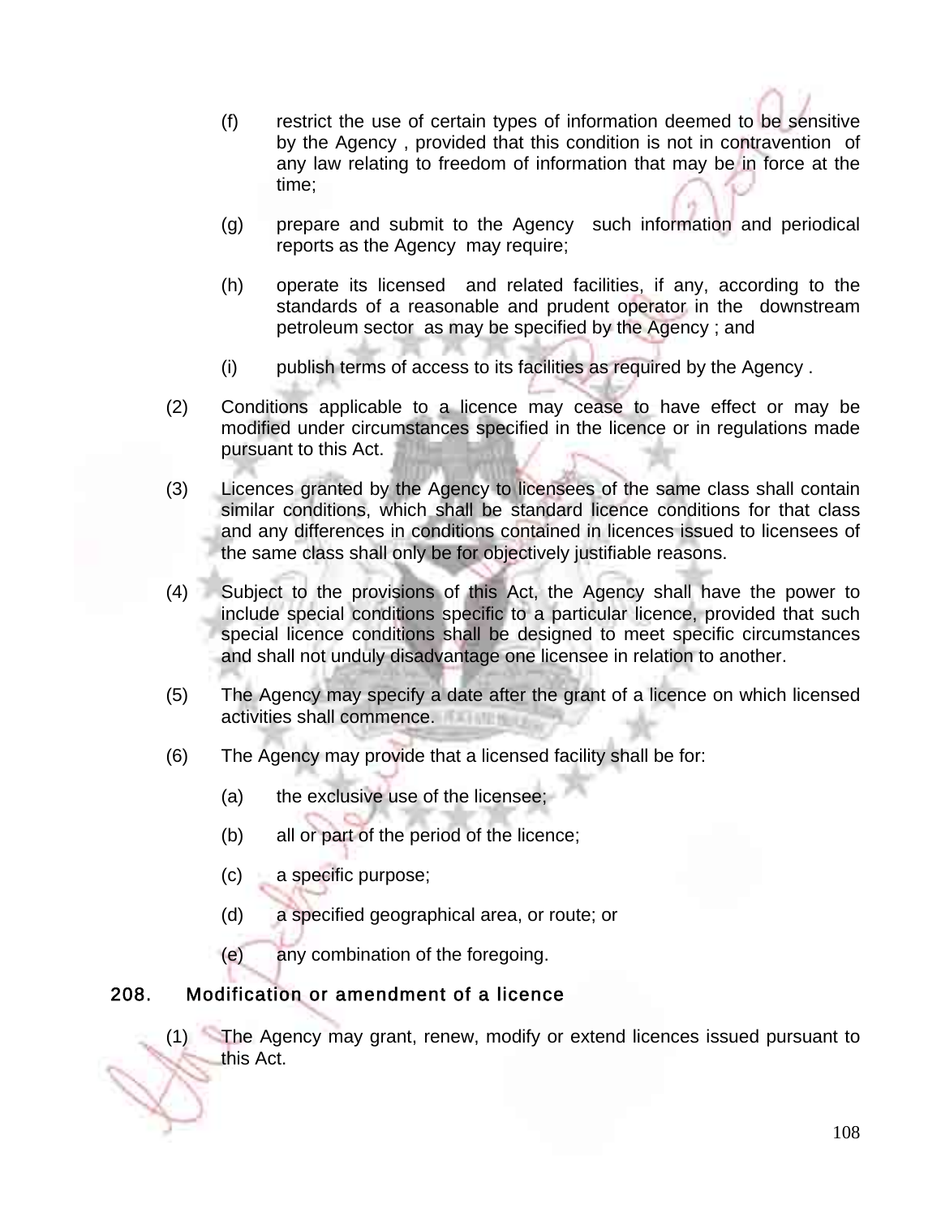(f) restrict the use of certain types of information deemed to be sensitive by the Agency , provided that this condition is not in contravention of any law relating to freedom of information that may be in force at the time;

(g) prepare and submit to the Agency such information and periodical reports as the Agency may require;

(h) operate its licensed and related facilities, if any, according to the standards of a reasonable and prudent operator in the downstream petroleum sector as may be specified by the Agency ; and

(i) publish terms of access to its facilities as required by the Agency .

(2) Conditions applicable to a licence may cease to have effect or may be modified under circumstances specified in the licence or in regulations made pursuant to this Act.

(3) Licences granted by the Agency to licensees of the same class shall contain similar conditions, which shall be standard licence conditions for that class and any differences in conditions contained in licences issued to licensees of the same class shall only be for objectively justifiable reasons.

(4) Subject to the provisions of this Act, the Agency shall have the power to include special conditions specific to a particular licence, provided that such special licence conditions shall be designed to meet specific circumstances and shall not unduly disadvantage one licensee in relation to another.

(5) The Agency may specify a date after the grant of a licence on which licensed activities shall commence.

(6) The Agency may provide that a licensed facility shall be for:

(a) the exclusive use of the licensee;

(b) all or part of the period of the licence;

(c) a specific purpose;

(d) a specified geographical area, or route; or

(e) any combination of the foregoing.

## 208. Modification or amendment of a licence

(1) The Agency may grant, renew, modify or extend licences issued pursuant to this Act.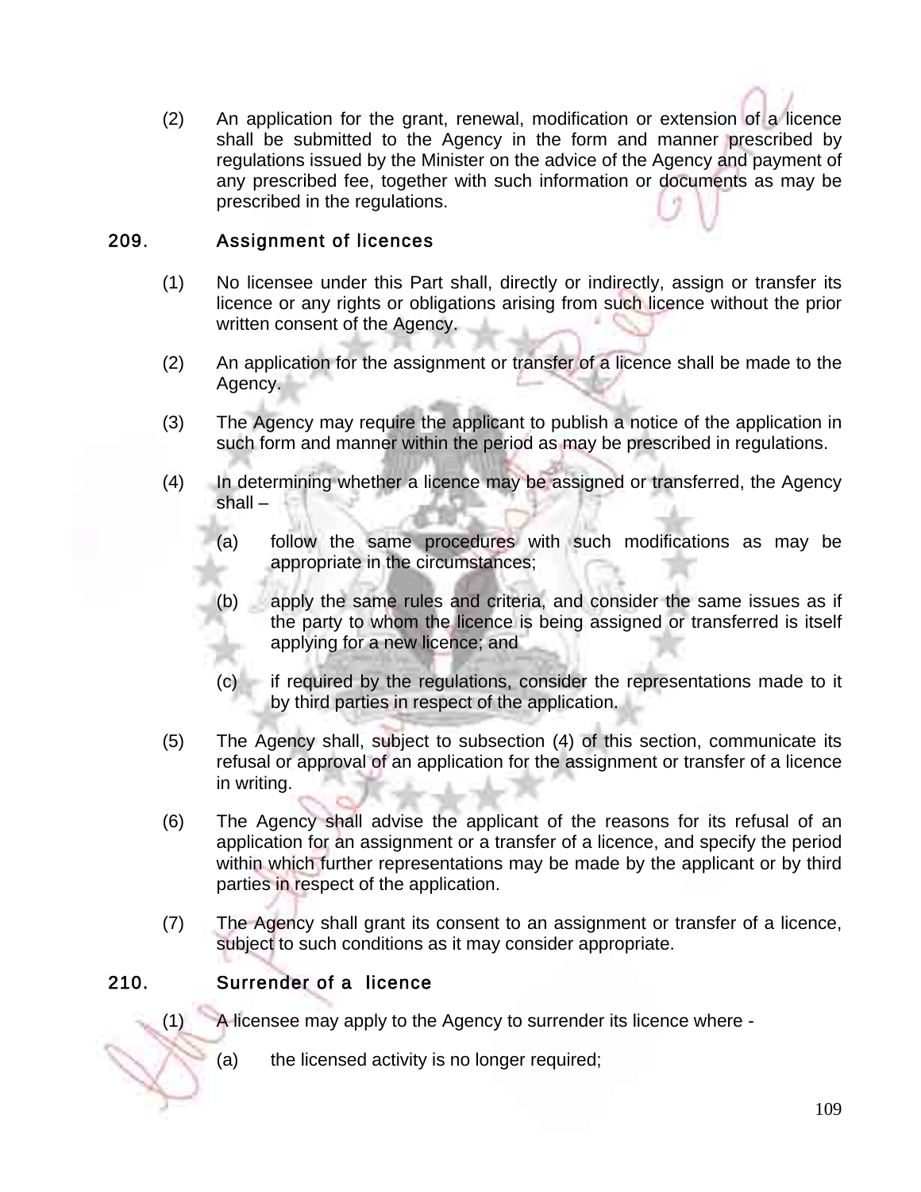(2) An application for the grant, renewal, modification or extension of a licence shall be submitted to the Agency in the form and manner prescribed by regulations issued by the Minister on the advice of the Agency and payment of any prescribed fee, together with such information or documents as may be prescribed in the regulations.

## 209. Assignment of licences

(1) No licensee under this Part shall, directly or indirectly, assign or transfer its licence or any rights or obligations arising from such licence without the prior written consent of the Agency.

(2) An application for the assignment or transfer of a licence shall be made to the Agency.

(3) The Agency may require the applicant to publish a notice of the application in such form and manner within the period as may be prescribed in regulations.

(4) In determining whether a licence may be assigned or transferred, the Agency shall –

(a) follow the same procedures with such modifications as may be appropriate in the circumstances;

(b) apply the same rules and criteria, and consider the same issues as if the party to whom the licence is being assigned or transferred is itself applying for a new licence; and

(c) if required by the regulations, consider the representations made to it by third parties in respect of the application.

(5) The Agency shall, subject to subsection (4) of this section, communicate its refusal or approval of an application for the assignment or transfer of a licence in writing.

(6) The Agency shall advise the applicant of the reasons for its refusal of an application for an assignment or a transfer of a licence, and specify the period within which further representations may be made by the applicant or by third parties in respect of the application.

(7) The Agency shall grant its consent to an assignment or transfer of a licence, subject to such conditions as it may consider appropriate.

## 210. Surrender of a licence

(1) A licensee may apply to the Agency to surrender its licence where -

(a) the licensed activity is no longer required;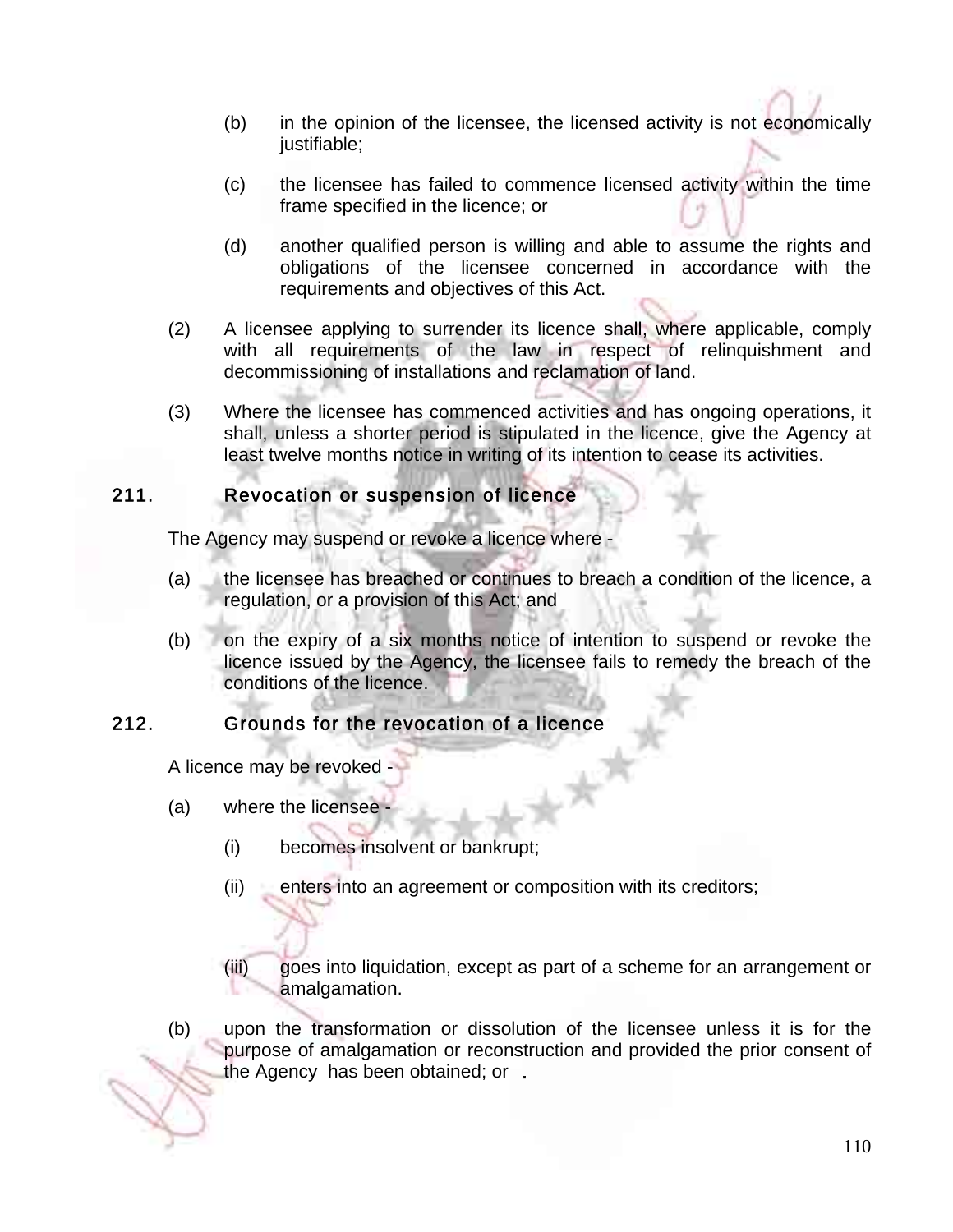(b) in the opinion of the licensee, the licensed activity is not economically justifiable;

(c) the licensee has failed to commence licensed activity within the time frame specified in the licence; or

(d) another qualified person is willing and able to assume the rights and obligations of the licensee concerned in accordance with the requirements and objectives of this Act.

(2) A licensee applying to surrender its licence shall, where applicable, comply with all requirements of the law in respect of relinquishment and decommissioning of installations and reclamation of land.

(3) Where the licensee has commenced activities and has ongoing operations, it shall, unless a shorter period is stipulated in the licence, give the Agency at least twelve months notice in writing of its intention to cease its activities.

## 211. Revocation or suspension of licence

The Agency may suspend or revoke a licence where -

(a) the licensee has breached or continues to breach a condition of the licence, a regulation, or a provision of this Act; and

(b) on the expiry of a six months notice of intention to suspend or revoke the licence issued by the Agency, the licensee fails to remedy the breach of the conditions of the licence.

## 212. Grounds for the revocation of a licence

A licence may be revoked -

(a) where the licensee -

(i) becomes insolvent or bankrupt;

(ii) enters into an agreement or composition with its creditors;

(iii) goes into liquidation, except as part of a scheme for an arrangement or amalgamation.

(b) upon the transformation or dissolution of the licensee unless it is for the purpose of amalgamation or reconstruction and provided the prior consent of the Agency has been obtained; or .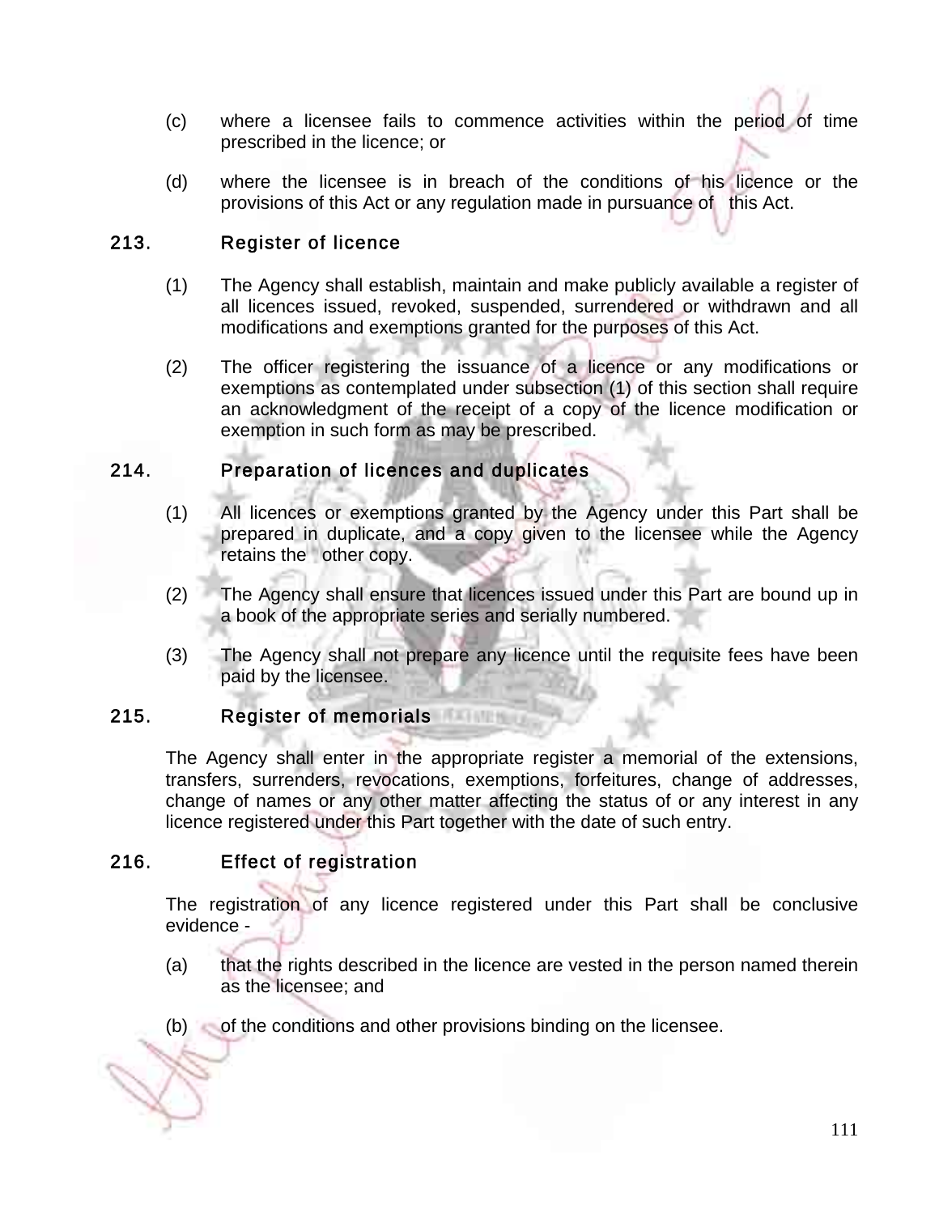(c) where a licensee fails to commence activities within the period of time prescribed in the licence; or

(d) where the licensee is in breach of the conditions of his licence or the provisions of this Act or any regulation made in pursuance of this Act.

## 213. Register of licence

(1) The Agency shall establish, maintain and make publicly available a register of all licences issued, revoked, suspended, surrendered or withdrawn and all modifications and exemptions granted for the purposes of this Act.

(2) The officer registering the issuance of a licence or any modifications or exemptions as contemplated under subsection (1) of this section shall require an acknowledgment of the receipt of a copy of the licence modification or exemption in such form as may be prescribed.

## 214. Preparation of licences and duplicates

(1) All licences or exemptions granted by the Agency under this Part shall be prepared in duplicate, and a copy given to the licensee while the Agency retains the other copy.

(2) The Agency shall ensure that licences issued under this Part are bound up in a book of the appropriate series and serially numbered.

(3) The Agency shall not prepare any licence until the requisite fees have been paid by the licensee.

## 215. Register of memorials

The Agency shall enter in the appropriate register a memorial of the extensions, transfers, surrenders, revocations, exemptions, forfeitures, change of addresses, change of names or any other matter affecting the status of or any interest in any licence registered under this Part together with the date of such entry.

## 216. Effect of registration

The registration of any licence registered under this Part shall be conclusive evidence -

(a) that the rights described in the licence are vested in the person named therein as the licensee; and

(b) of the conditions and other provisions binding on the licensee.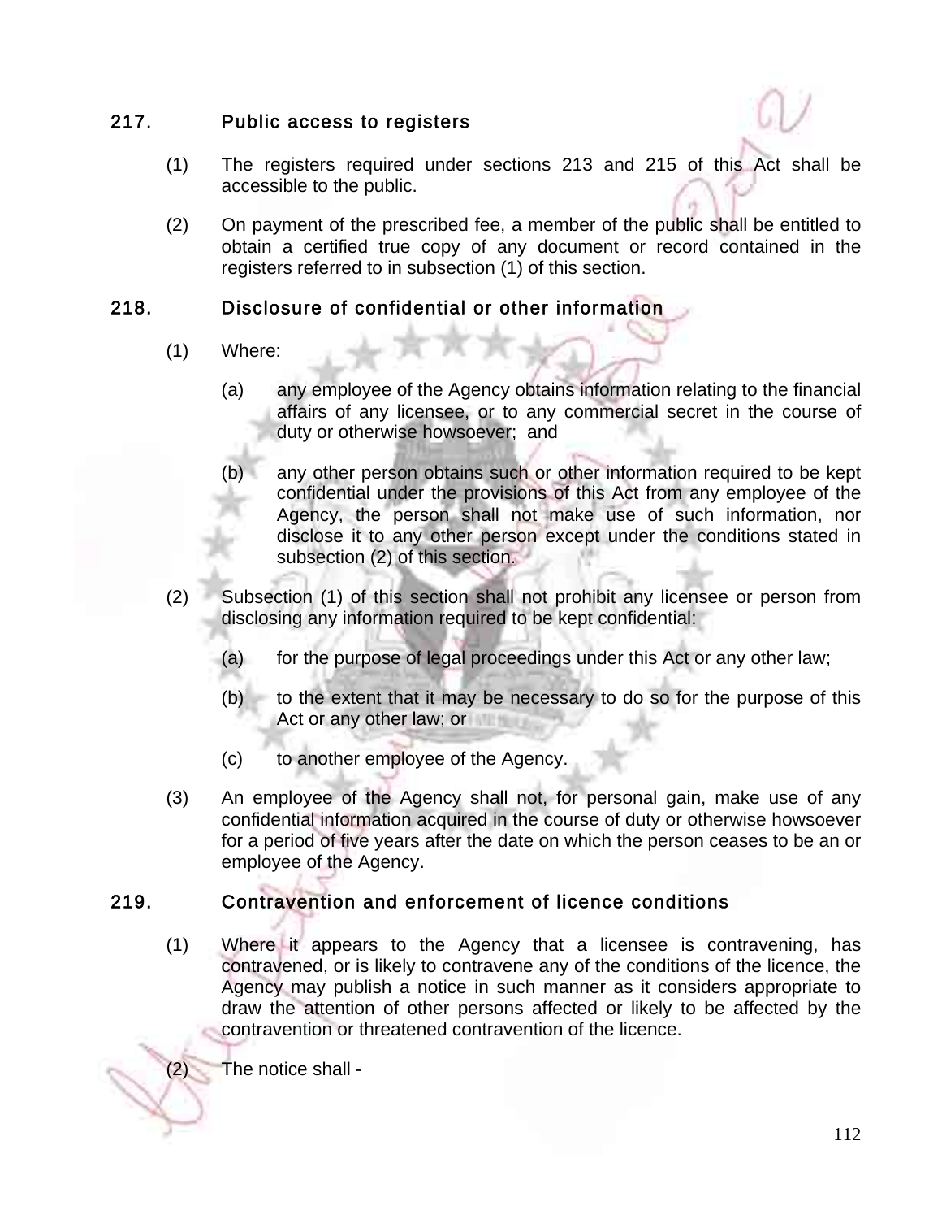## 217. Public access to registers

(1) The registers required under sections 213 and 215 of this Act shall be accessible to the public.

(2) On payment of the prescribed fee, a member of the public shall be entitled to obtain a certified true copy of any document or record contained in the registers referred to in subsection (1) of this section.

## 218. Disclosure of confidential or other information

(1) Where:

(a) any employee of the Agency obtains information relating to the financial affairs of any licensee, or to any commercial secret in the course of duty or otherwise howsoever; and

(b) any other person obtains such or other information required to be kept confidential under the provisions of this Act from any employee of the Agency, the person shall not make use of such information, nor disclose it to any other person except under the conditions stated in subsection (2) of this section.

(2) Subsection (1) of this section shall not prohibit any licensee or person from disclosing any information required to be kept confidential:

(a) for the purpose of legal proceedings under this Act or any other law;

(b) to the extent that it may be necessary to do so for the purpose of this Act or any other law; or

(c) to another employee of the Agency.

(3) An employee of the Agency shall not, for personal gain, make use of any confidential information acquired in the course of duty or otherwise howsoever for a period of five years after the date on which the person ceases to be an or employee of the Agency.

## 219. Contravention and enforcement of licence conditions

(1) Where it appears to the Agency that a licensee is contravening, has contravened, or is likely to contravene any of the conditions of the licence, the Agency may publish a notice in such manner as it considers appropriate to draw the attention of other persons affected or likely to be affected by the contravention or threatened contravention of the licence.

(2) The notice shall -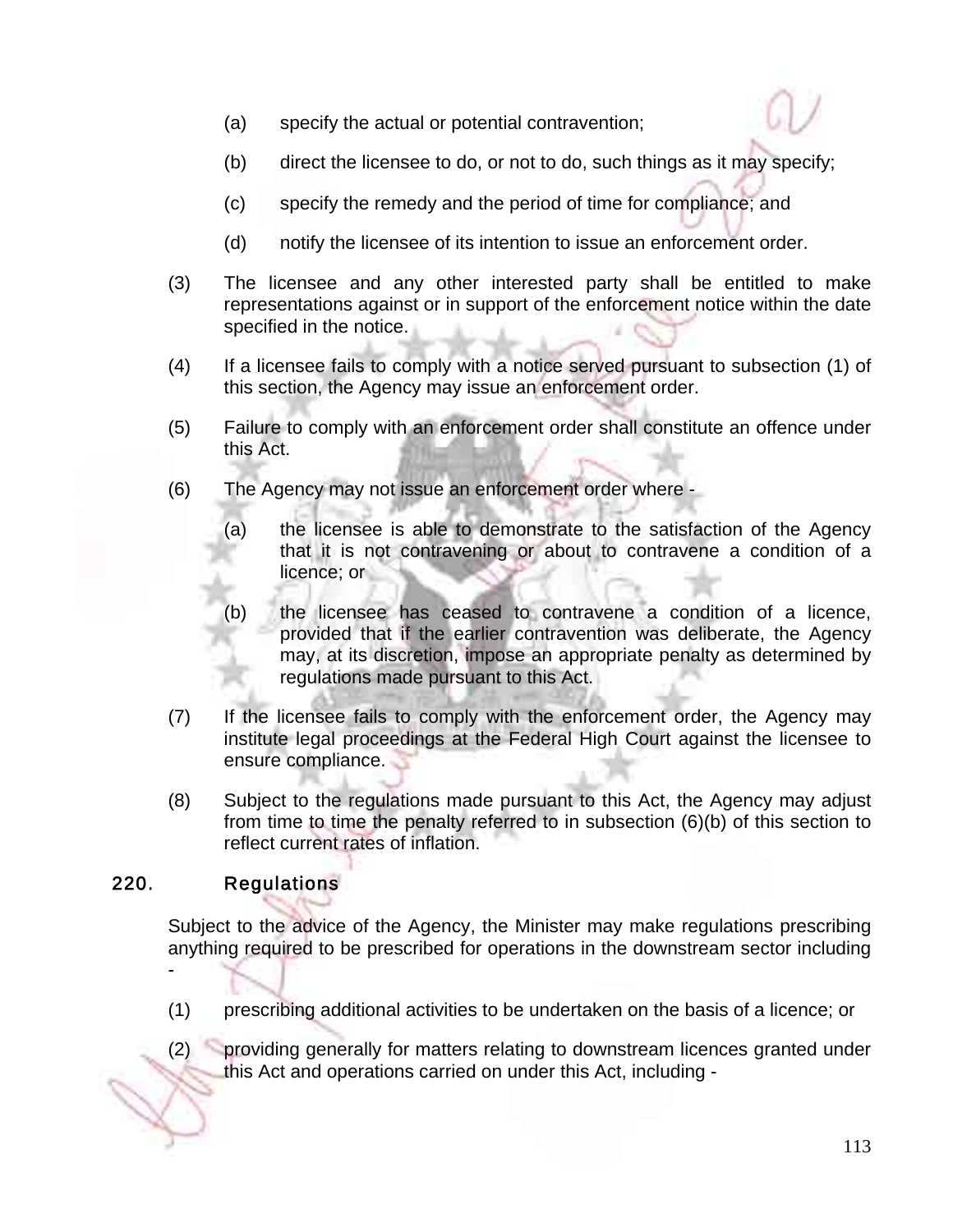(a) specify the actual or potential contravention;

(b) direct the licensee to do, or not to do, such things as it may specify;

(c) specify the remedy and the period of time for compliance; and

(d) notify the licensee of its intention to issue an enforcement order.

(3) The licensee and any other interested party shall be entitled to make representations against or in support of the enforcement notice within the date specified in the notice.

(4) If a licensee fails to comply with a notice served pursuant to subsection (1) of this section, the Agency may issue an enforcement order.

(5) Failure to comply with an enforcement order shall constitute an offence under this Act.

(6) The Agency may not issue an enforcement order where -

(a) the licensee is able to demonstrate to the satisfaction of the Agency that it is not contravening or about to contravene a condition of a licence; or

(b) the licensee has ceased to contravene a condition of a licence, provided that if the earlier contravention was deliberate, the Agency may, at its discretion, impose an appropriate penalty as determined by regulations made pursuant to this Act.

(7) If the licensee fails to comply with the enforcement order, the Agency may institute legal proceedings at the Federal High Court against the licensee to ensure compliance.

(8) Subject to the regulations made pursuant to this Act, the Agency may adjust from time to time the penalty referred to in subsection (6)(b) of this section to reflect current rates of inflation.

## 220. Regulations

Subject to the advice of the Agency, the Minister may make regulations prescribing anything required to be prescribed for operations in the downstream sector including -

(1) prescribing additional activities to be undertaken on the basis of a licence; or

(2) providing generally for matters relating to downstream licences granted under this Act and operations carried on under this Act, including -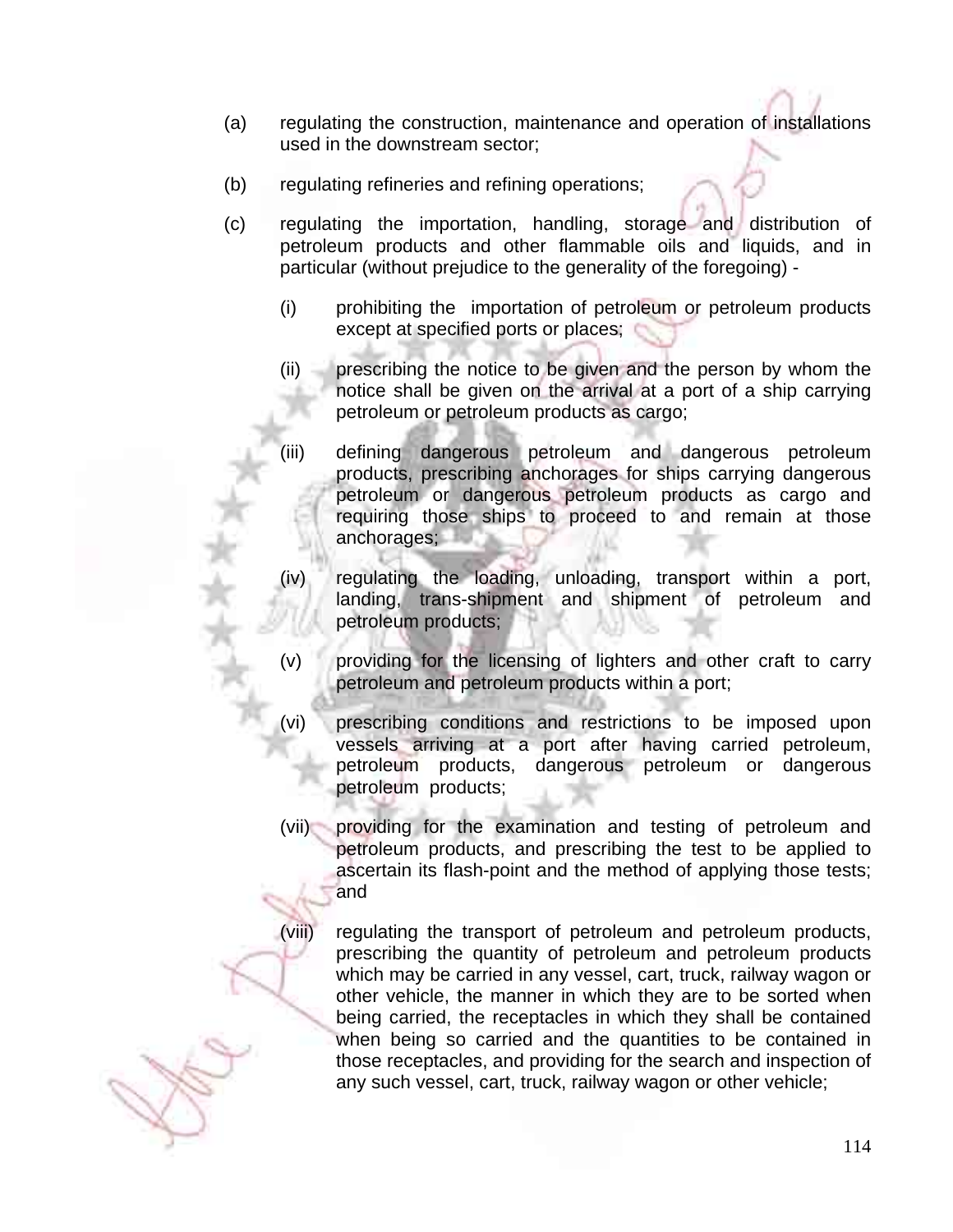(a) regulating the construction, maintenance and operation of installations used in the downstream sector;

(b) regulating refineries and refining operations;

(c) regulating the importation, handling, storage and distribution of petroleum products and other flammable oils and liquids, and in particular (without prejudice to the generality of the foregoing) -

   (i) prohibiting the importation of petroleum or petroleum products except at specified ports or places;

   (ii) prescribing the notice to be given and the person by whom the notice shall be given on the arrival at a port of a ship carrying petroleum or petroleum products as cargo;

   (iii) defining dangerous petroleum and dangerous petroleum products, prescribing anchorages for ships carrying dangerous petroleum or dangerous petroleum products as cargo and requiring those ships to proceed to and remain at those anchorages;

   (iv) regulating the loading, unloading, transport within a port, landing, trans-shipment and shipment of petroleum and petroleum products;

   (v) providing for the licensing of lighters and other craft to carry petroleum and petroleum products within a port;

   (vi) prescribing conditions and restrictions to be imposed upon vessels arriving at a port after having carried petroleum, petroleum products, dangerous petroleum or dangerous petroleum products;

   (vii) providing for the examination and testing of petroleum and petroleum products, and prescribing the test to be applied to ascertain its flash-point and the method of applying those tests; and

   (viii) regulating the transport of petroleum and petroleum products, prescribing the quantity of petroleum and petroleum products which may be carried in any vessel, cart, truck, railway wagon or other vehicle, the manner in which they are to be sorted when being carried, the receptacles in which they shall be contained when being so carried and the quantities to be contained in those receptacles, and providing for the search and inspection of any such vessel, cart, truck, railway wagon or other vehicle;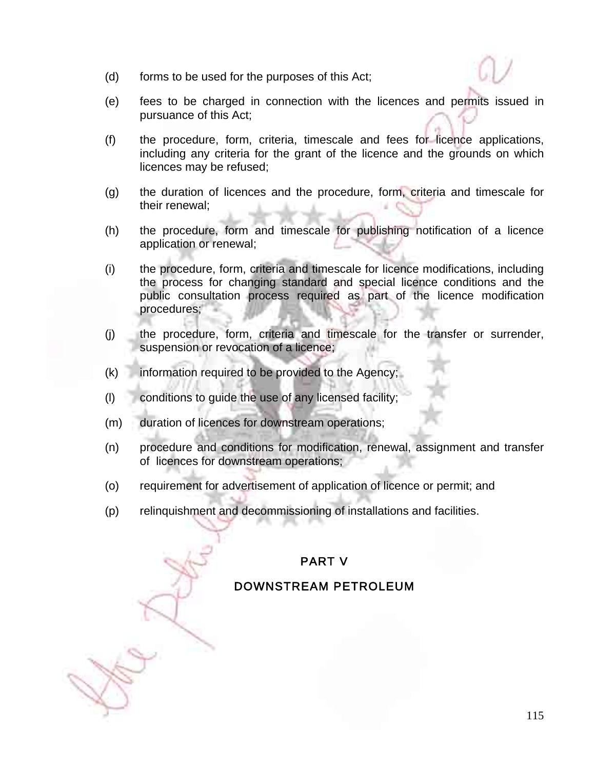(d) forms to be used for the purposes of this Act;

(e) fees to be charged in connection with the licences and permits issued in pursuance of this Act;

(f) the procedure, form, criteria, timescale and fees for licence applications, including any criteria for the grant of the licence and the grounds on which licences may be refused;

(g) the duration of licences and the procedure, form, criteria and timescale for their renewal;

(h) the procedure, form and timescale for publishing notification of a licence application or renewal;

(i) the procedure, form, criteria and timescale for licence modifications, including the process for changing standard and special licence conditions and the public consultation process required as part of the licence modification procedures;

(j) the procedure, form, criteria and timescale for the transfer or surrender, suspension or revocation of a licence;

(k) information required to be provided to the Agency;

(l) conditions to guide the use of any licensed facility;

(m) duration of licences for downstream operations;

(n) procedure and conditions for modification, renewal, assignment and transfer of licences for downstream operations;

(o) requirement for advertisement of application of licence or permit; and

(p) relinquishment and decommissioning of installations and facilities.

## PART V

## DOWNSTREAM PETROLEUM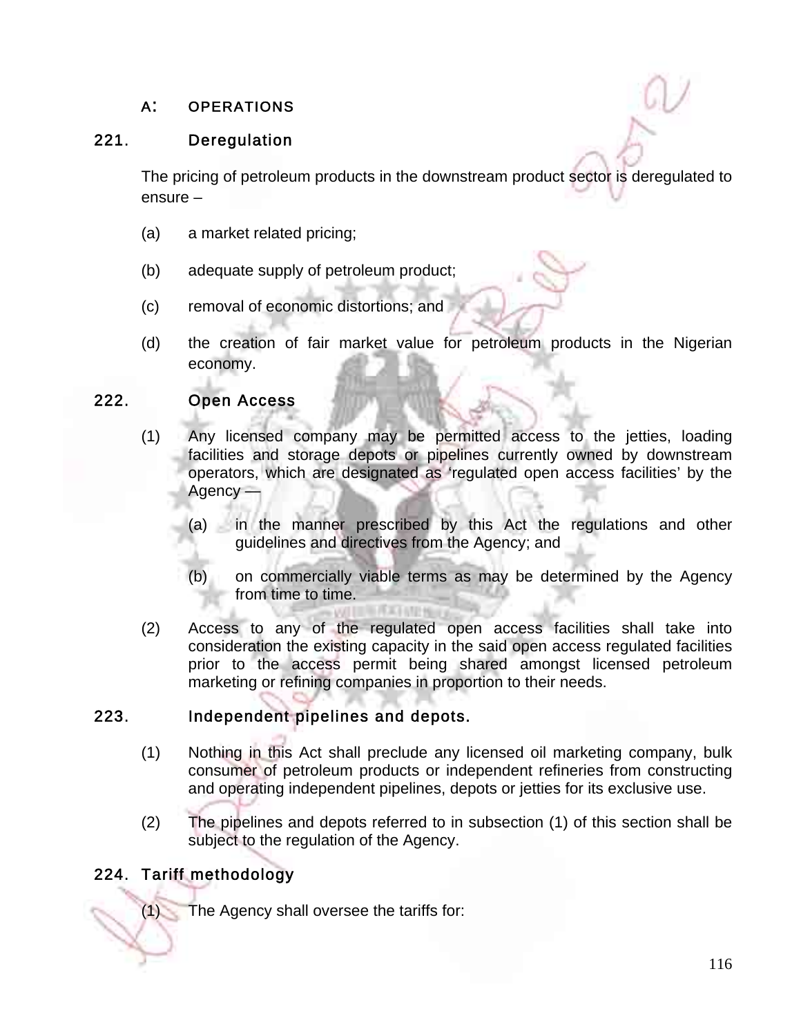## A: OPERATIONS

### 221. Deregulation

The pricing of petroleum products in the downstream product sector is deregulated to ensure –

(a) a market related pricing;

(b) adequate supply of petroleum product;

(c) removal of economic distortions; and

(d) the creation of fair market value for petroleum products in the Nigerian economy.

### 222. Open Access

(1) Any licensed company may be permitted access to the jetties, loading facilities and storage depots or pipelines currently owned by downstream operators, which are designated as 'regulated open access facilities' by the Agency —

(a) in the manner prescribed by this Act the regulations and other guidelines and directives from the Agency; and

(b) on commercially viable terms as may be determined by the Agency from time to time.

(2) Access to any of the regulated open access facilities shall take into consideration the existing capacity in the said open access regulated facilities prior to the access permit being shared amongst licensed petroleum marketing or refining companies in proportion to their needs.

### 223. Independent pipelines and depots.

(1) Nothing in this Act shall preclude any licensed oil marketing company, bulk consumer of petroleum products or independent refineries from constructing and operating independent pipelines, depots or jetties for its exclusive use.

(2) The pipelines and depots referred to in subsection (1) of this section shall be subject to the regulation of the Agency.

### 224. Tariff methodology

(1) The Agency shall oversee the tariffs for: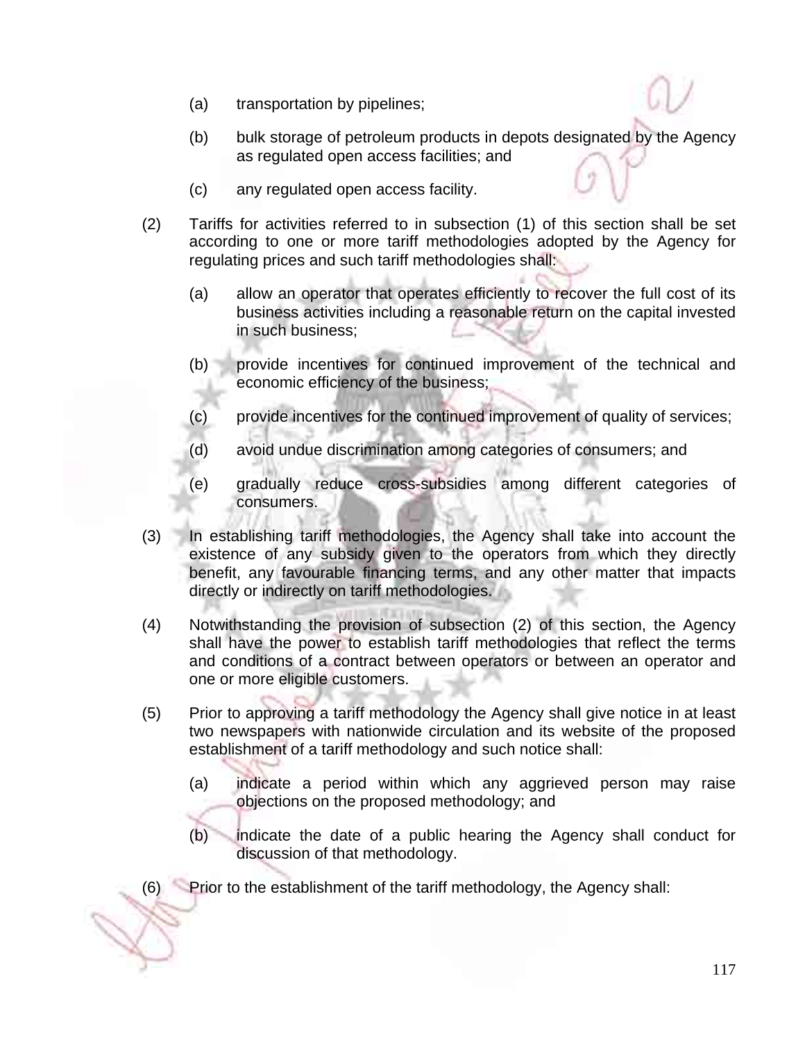(a) transportation by pipelines;

(b) bulk storage of petroleum products in depots designated by the Agency as regulated open access facilities; and

(c) any regulated open access facility.

(2) Tariffs for activities referred to in subsection (1) of this section shall be set according to one or more tariff methodologies adopted by the Agency for regulating prices and such tariff methodologies shall:

(a) allow an operator that operates efficiently to recover the full cost of its business activities including a reasonable return on the capital invested in such business;

(b) provide incentives for continued improvement of the technical and economic efficiency of the business;

(c) provide incentives for the continued improvement of quality of services;

(d) avoid undue discrimination among categories of consumers; and

(e) gradually reduce cross-subsidies among different categories of consumers.

(3) In establishing tariff methodologies, the Agency shall take into account the existence of any subsidy given to the operators from which they directly benefit, any favourable financing terms, and any other matter that impacts directly or indirectly on tariff methodologies.

(4) Notwithstanding the provision of subsection (2) of this section, the Agency shall have the power to establish tariff methodologies that reflect the terms and conditions of a contract between operators or between an operator and one or more eligible customers.

(5) Prior to approving a tariff methodology the Agency shall give notice in at least two newspapers with nationwide circulation and its website of the proposed establishment of a tariff methodology and such notice shall:

(a) indicate a period within which any aggrieved person may raise objections on the proposed methodology; and

(b) indicate the date of a public hearing the Agency shall conduct for discussion of that methodology.

(6) Prior to the establishment of the tariff methodology, the Agency shall: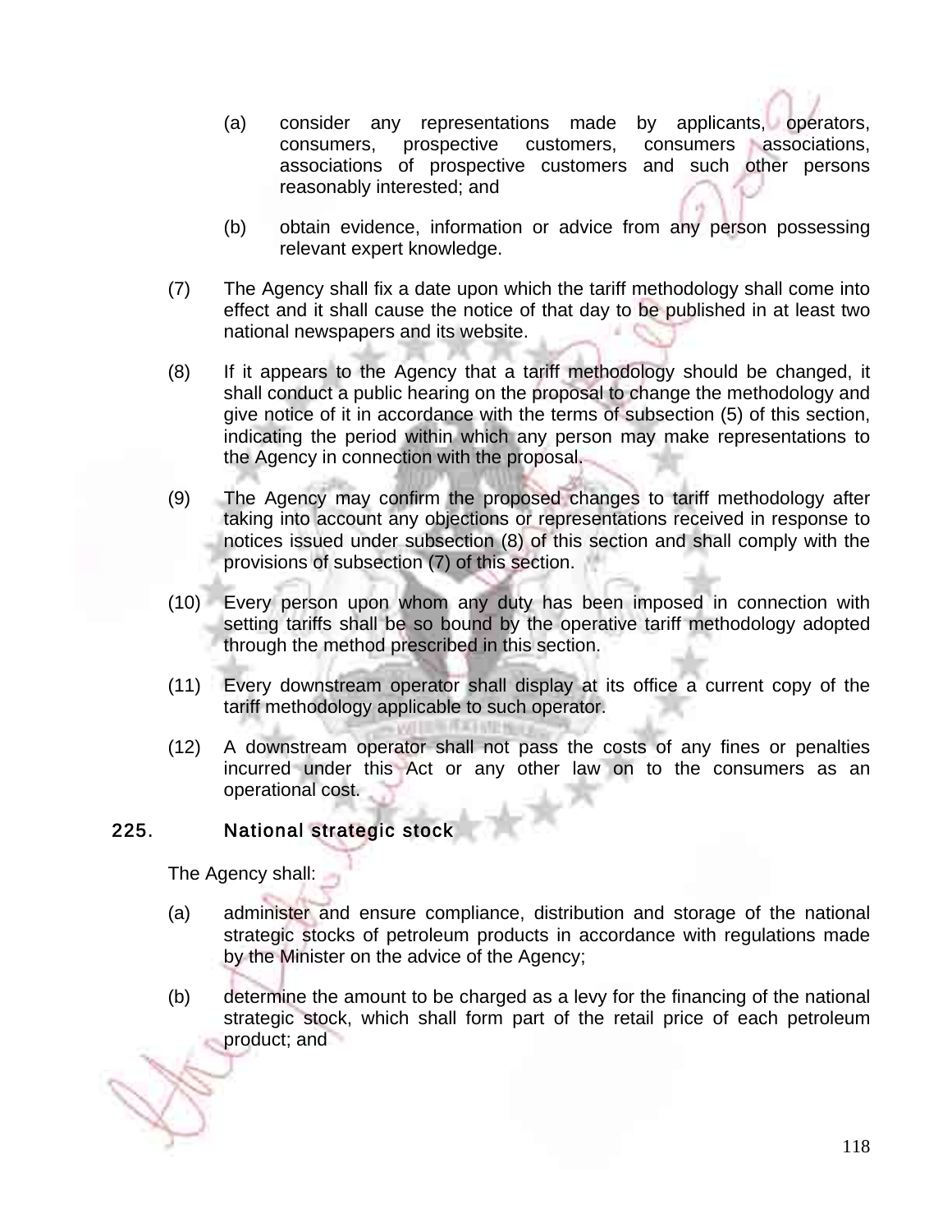(a) consider any representations made by applicants, operators, consumers, prospective customers, consumers associations, associations of prospective customers and such other persons reasonably interested; and

(b) obtain evidence, information or advice from any person possessing relevant expert knowledge.

(7) The Agency shall fix a date upon which the tariff methodology shall come into effect and it shall cause the notice of that day to be published in at least two national newspapers and its website.

(8) If it appears to the Agency that a tariff methodology should be changed, it shall conduct a public hearing on the proposal to change the methodology and give notice of it in accordance with the terms of subsection (5) of this section, indicating the period within which any person may make representations to the Agency in connection with the proposal.

(9) The Agency may confirm the proposed changes to tariff methodology after taking into account any objections or representations received in response to notices issued under subsection (8) of this section and shall comply with the provisions of subsection (7) of this section.

(10) Every person upon whom any duty has been imposed in connection with setting tariffs shall be so bound by the operative tariff methodology adopted through the method prescribed in this section.

(11) Every downstream operator shall display at its office a current copy of the tariff methodology applicable to such operator.

(12) A downstream operator shall not pass the costs of any fines or penalties incurred under this Act or any other law on to the consumers as an operational cost.

## 225. National strategic stock

The Agency shall:

(a) administer and ensure compliance, distribution and storage of the national strategic stocks of petroleum products in accordance with regulations made by the Minister on the advice of the Agency;

(b) determine the amount to be charged as a levy for the financing of the national strategic stock, which shall form part of the retail price of each petroleum product; and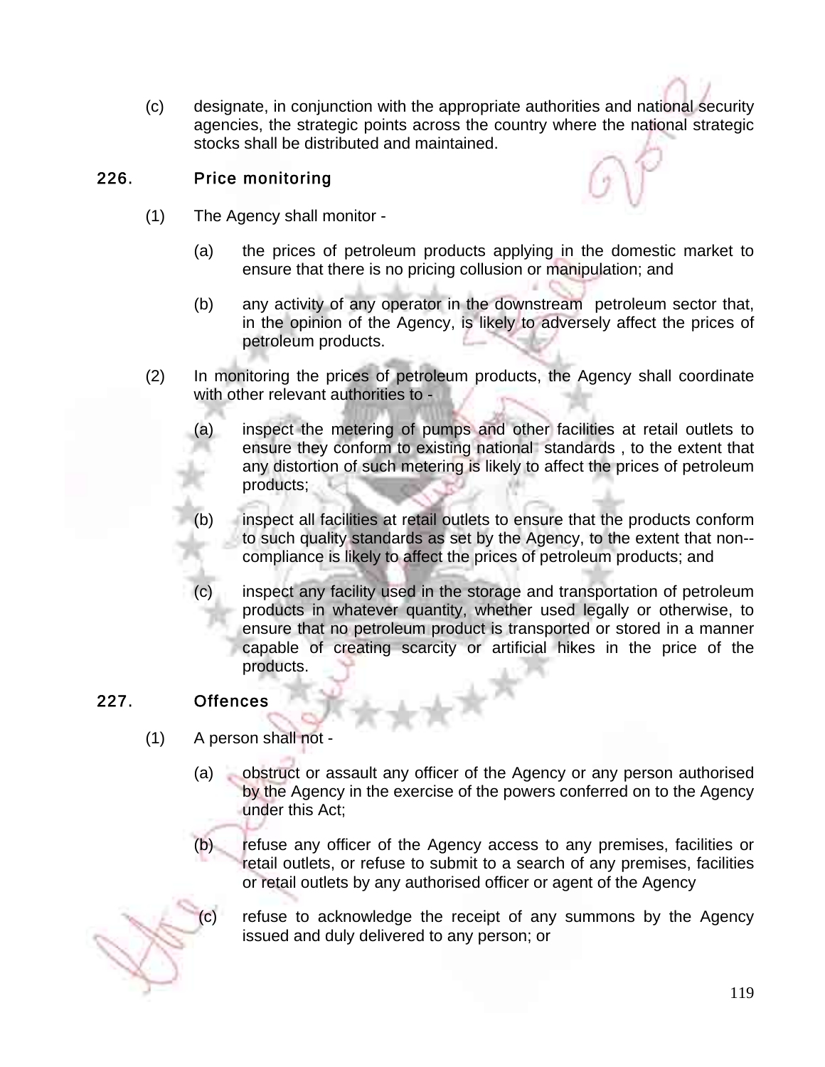(c) designate, in conjunction with the appropriate authorities and national security agencies, the strategic points across the country where the national strategic stocks shall be distributed and maintained.

## 226. Price monitoring

(1) The Agency shall monitor -

(a) the prices of petroleum products applying in the domestic market to ensure that there is no pricing collusion or manipulation; and

(b) any activity of any operator in the downstream petroleum sector that, in the opinion of the Agency, is likely to adversely affect the prices of petroleum products.

(2) In monitoring the prices of petroleum products, the Agency shall coordinate with other relevant authorities to -

(a) inspect the metering of pumps and other facilities at retail outlets to ensure they conform to existing national standards , to the extent that any distortion of such metering is likely to affect the prices of petroleum products;

(b) inspect all facilities at retail outlets to ensure that the products conform to such quality standards as set by the Agency, to the extent that non--compliance is likely to affect the prices of petroleum products; and

(c) inspect any facility used in the storage and transportation of petroleum products in whatever quantity, whether used legally or otherwise, to ensure that no petroleum product is transported or stored in a manner capable of creating scarcity or artificial hikes in the price of the products.

## 227. Offences

(1) A person shall not -

(a) obstruct or assault any officer of the Agency or any person authorised by the Agency in the exercise of the powers conferred on to the Agency under this Act;

(b) refuse any officer of the Agency access to any premises, facilities or retail outlets, or refuse to submit to a search of any premises, facilities or retail outlets by any authorised officer or agent of the Agency

(c) refuse to acknowledge the receipt of any summons by the Agency issued and duly delivered to any person; or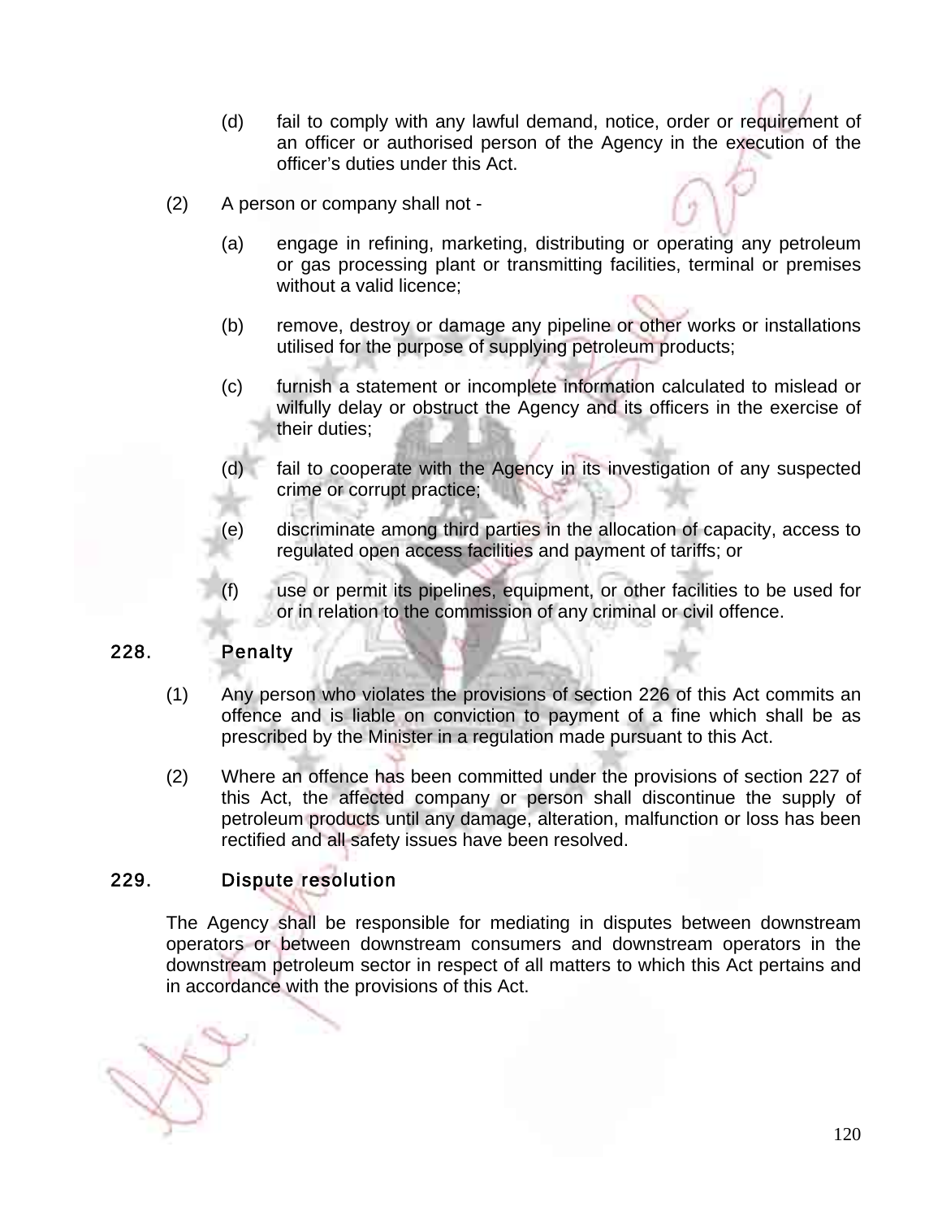(d) fail to comply with any lawful demand, notice, order or requirement of an officer or authorised person of the Agency in the execution of the officer's duties under this Act.

(2) A person or company shall not -

(a) engage in refining, marketing, distributing or operating any petroleum or gas processing plant or transmitting facilities, terminal or premises without a valid licence;

(b) remove, destroy or damage any pipeline or other works or installations utilised for the purpose of supplying petroleum products;

(c) furnish a statement or incomplete information calculated to mislead or wilfully delay or obstruct the Agency and its officers in the exercise of their duties;

(d) fail to cooperate with the Agency in its investigation of any suspected crime or corrupt practice;

(e) discriminate among third parties in the allocation of capacity, access to regulated open access facilities and payment of tariffs; or

(f) use or permit its pipelines, equipment, or other facilities to be used for or in relation to the commission of any criminal or civil offence.

## 228. Penalty

(1) Any person who violates the provisions of section 226 of this Act commits an offence and is liable on conviction to payment of a fine which shall be as prescribed by the Minister in a regulation made pursuant to this Act.

(2) Where an offence has been committed under the provisions of section 227 of this Act, the affected company or person shall discontinue the supply of petroleum products until any damage, alteration, malfunction or loss has been rectified and all safety issues have been resolved.

## 229. Dispute resolution

The Agency shall be responsible for mediating in disputes between downstream operators or between downstream consumers and downstream operators in the downstream petroleum sector in respect of all matters to which this Act pertains and in accordance with the provisions of this Act.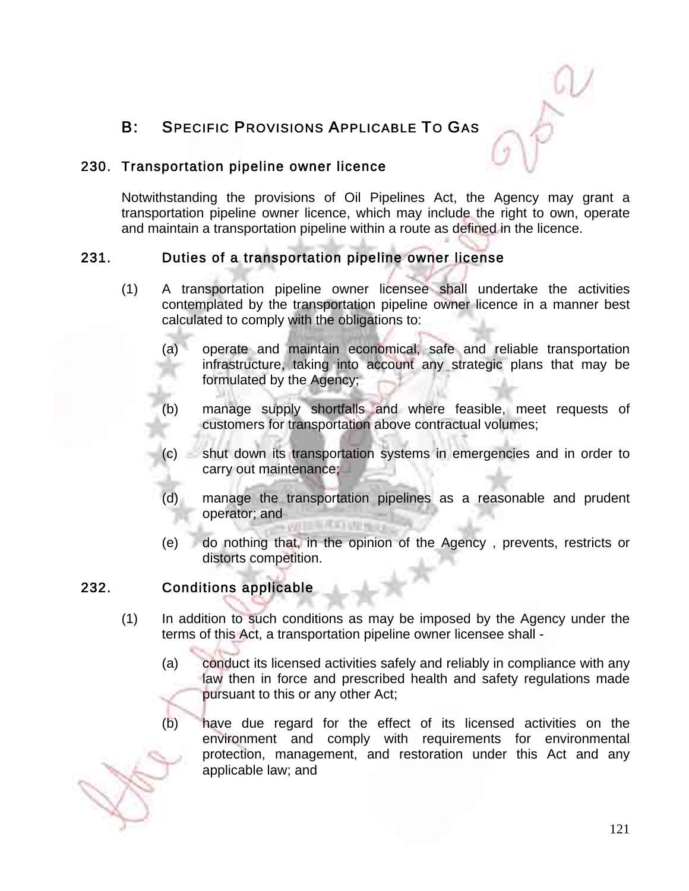## B: SPECIFIC PROVISIONS APPLICABLE TO GAS

### 230. Transportation pipeline owner licence

Notwithstanding the provisions of Oil Pipelines Act, the Agency may grant a transportation pipeline owner licence, which may include the right to own, operate and maintain a transportation pipeline within a route as defined in the licence.

### 231. Duties of a transportation pipeline owner license

(1) A transportation pipeline owner licensee shall undertake the activities contemplated by the transportation pipeline owner licence in a manner best calculated to comply with the obligations to:

(a) operate and maintain economical, safe and reliable transportation infrastructure, taking into account any strategic plans that may be formulated by the Agency;

(b) manage supply shortfalls and where feasible, meet requests of customers for transportation above contractual volumes;

(c) shut down its transportation systems in emergencies and in order to carry out maintenance;

(d) manage the transportation pipelines as a reasonable and prudent operator; and

(e) do nothing that, in the opinion of the Agency , prevents, restricts or distorts competition.

### 232. Conditions applicable

(1) In addition to such conditions as may be imposed by the Agency under the terms of this Act, a transportation pipeline owner licensee shall -

(a) conduct its licensed activities safely and reliably in compliance with any law then in force and prescribed health and safety regulations made pursuant to this or any other Act;

(b) have due regard for the effect of its licensed activities on the environment and comply with requirements for environmental protection, management, and restoration under this Act and any applicable law; and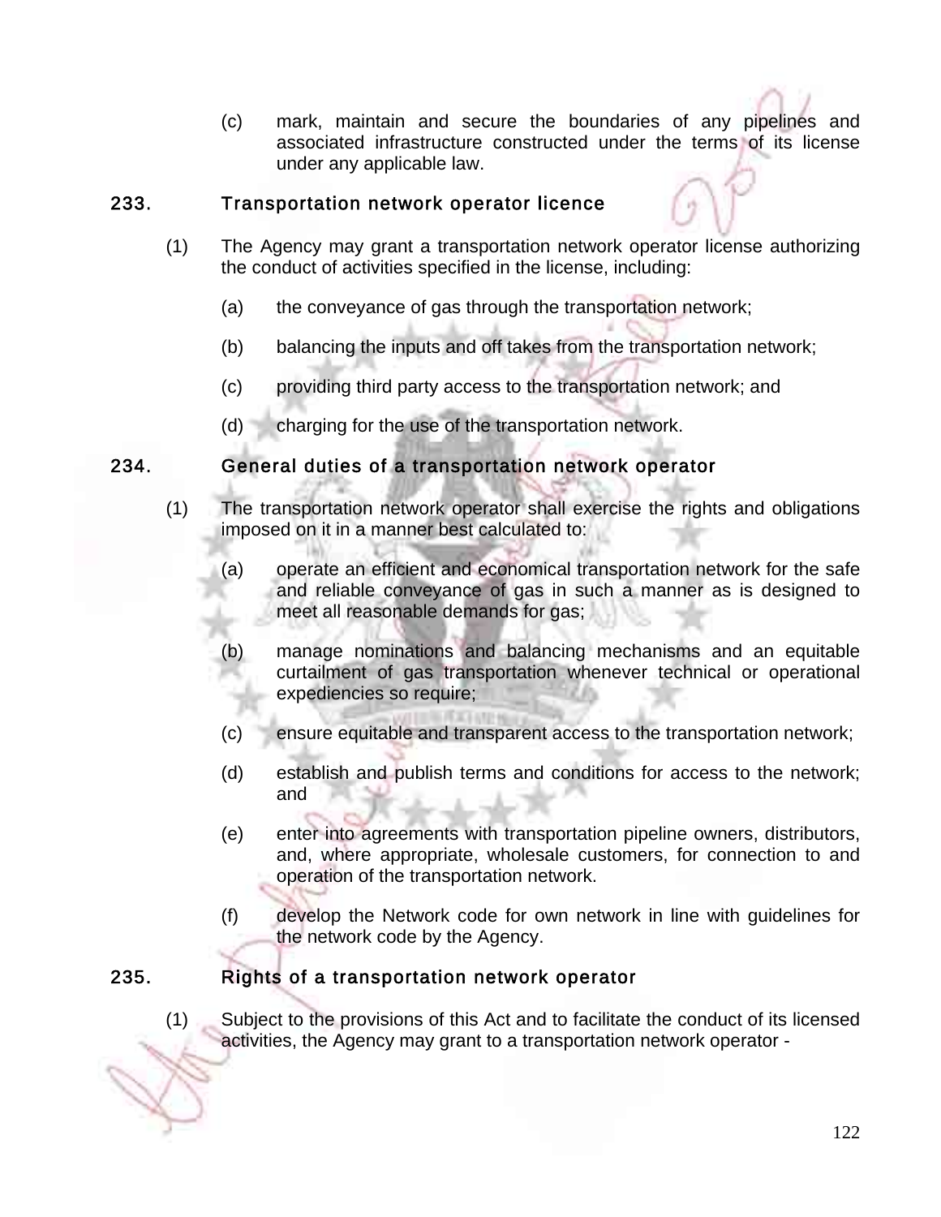(c) mark, maintain and secure the boundaries of any pipelines and associated infrastructure constructed under the terms of its license under any applicable law.

## 233. Transportation network operator licence

(1) The Agency may grant a transportation network operator license authorizing the conduct of activities specified in the license, including:

(a) the conveyance of gas through the transportation network;

(b) balancing the inputs and off takes from the transportation network;

(c) providing third party access to the transportation network; and

(d) charging for the use of the transportation network.

## 234. General duties of a transportation network operator

(1) The transportation network operator shall exercise the rights and obligations imposed on it in a manner best calculated to:

(a) operate an efficient and economical transportation network for the safe and reliable conveyance of gas in such a manner as is designed to meet all reasonable demands for gas;

(b) manage nominations and balancing mechanisms and an equitable curtailment of gas transportation whenever technical or operational expediencies so require;

(c) ensure equitable and transparent access to the transportation network;

(d) establish and publish terms and conditions for access to the network; and

(e) enter into agreements with transportation pipeline owners, distributors, and, where appropriate, wholesale customers, for connection to and operation of the transportation network.

(f) develop the Network code for own network in line with guidelines for the network code by the Agency.

## 235. Rights of a transportation network operator

(1) Subject to the provisions of this Act and to facilitate the conduct of its licensed activities, the Agency may grant to a transportation network operator -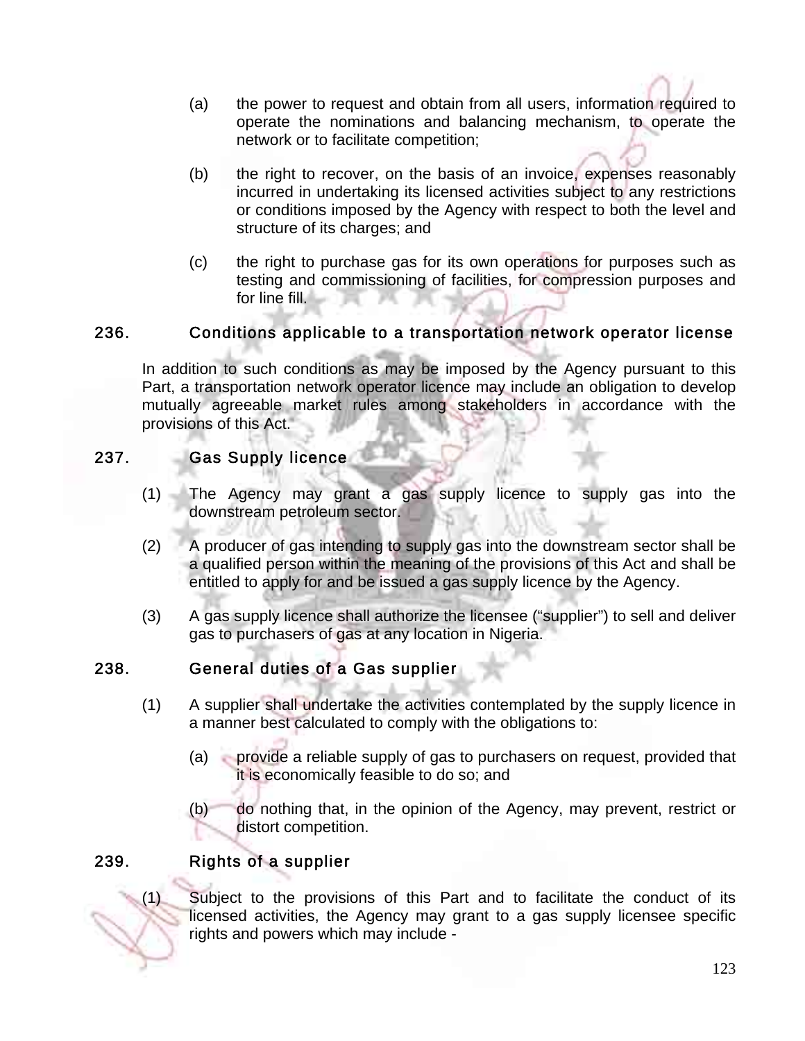(a) the power to request and obtain from all users, information required to operate the nominations and balancing mechanism, to operate the network or to facilitate competition;

(b) the right to recover, on the basis of an invoice, expenses reasonably incurred in undertaking its licensed activities subject to any restrictions or conditions imposed by the Agency with respect to both the level and structure of its charges; and

(c) the right to purchase gas for its own operations for purposes such as testing and commissioning of facilities, for compression purposes and for line fill.

## 236. Conditions applicable to a transportation network operator license

In addition to such conditions as may be imposed by the Agency pursuant to this Part, a transportation network operator licence may include an obligation to develop mutually agreeable market rules among stakeholders in accordance with the provisions of this Act.

## 237. Gas Supply licence

(1) The Agency may grant a gas supply licence to supply gas into the downstream petroleum sector.

(2) A producer of gas intending to supply gas into the downstream sector shall be a qualified person within the meaning of the provisions of this Act and shall be entitled to apply for and be issued a gas supply licence by the Agency.

(3) A gas supply licence shall authorize the licensee (“supplier”) to sell and deliver gas to purchasers of gas at any location in Nigeria.

## 238. General duties of a Gas supplier

(1) A supplier shall undertake the activities contemplated by the supply licence in a manner best calculated to comply with the obligations to:

(a) provide a reliable supply of gas to purchasers on request, provided that it is economically feasible to do so; and

(b) do nothing that, in the opinion of the Agency, may prevent, restrict or distort competition.

## 239. Rights of a supplier

(1) Subject to the provisions of this Part and to facilitate the conduct of its licensed activities, the Agency may grant to a gas supply licensee specific rights and powers which may include -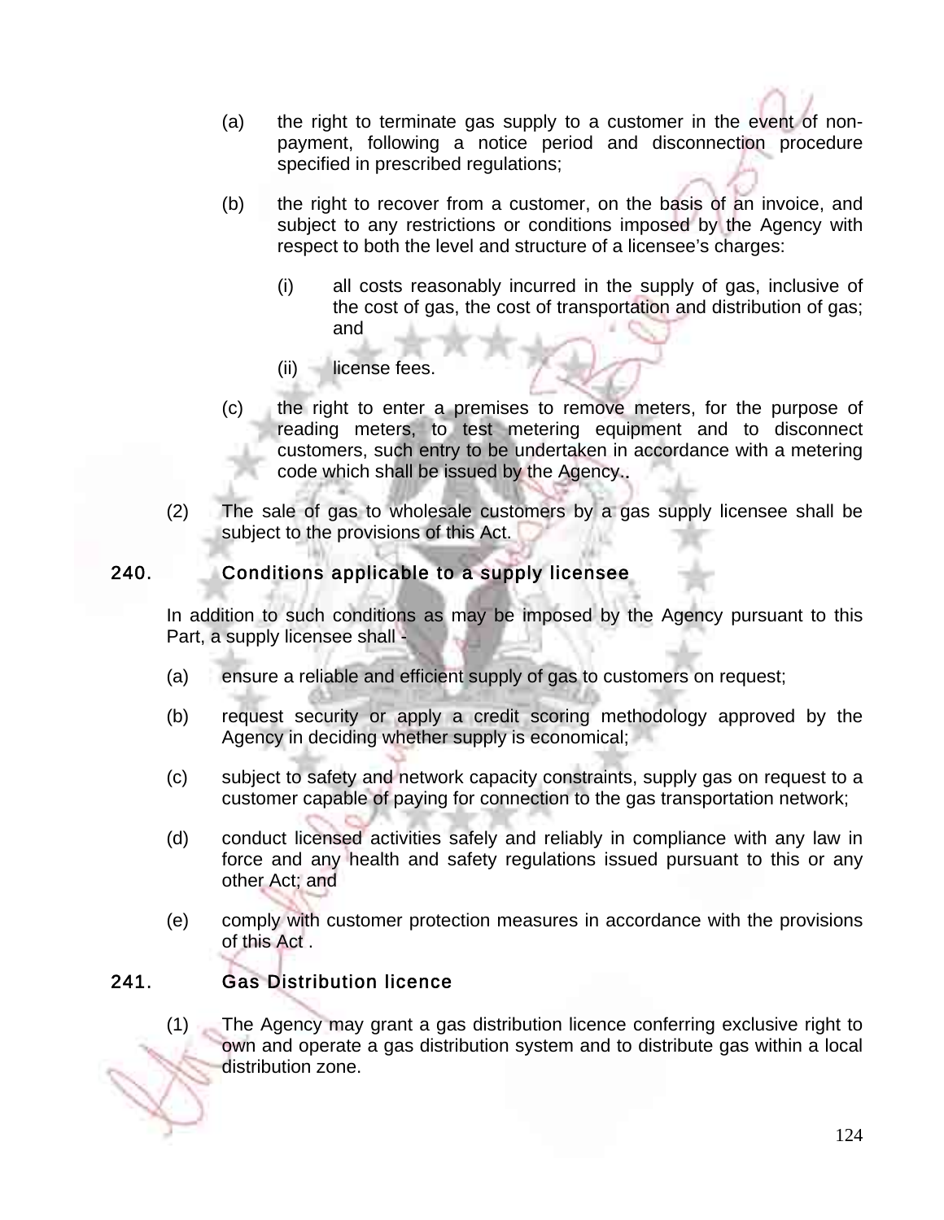(a) the right to terminate gas supply to a customer in the event of non-payment, following a notice period and disconnection procedure specified in prescribed regulations;

(b) the right to recover from a customer, on the basis of an invoice, and subject to any restrictions or conditions imposed by the Agency with respect to both the level and structure of a licensee's charges:

   (i) all costs reasonably incurred in the supply of gas, inclusive of the cost of gas, the cost of transportation and distribution of gas; and

   (ii) license fees.

(c) the right to enter a premises to remove meters, for the purpose of reading meters, to test metering equipment and to disconnect customers, such entry to be undertaken in accordance with a metering code which shall be issued by the Agency..

(2) The sale of gas to wholesale customers by a gas supply licensee shall be subject to the provisions of this Act.

## 240. Conditions applicable to a supply licensee

In addition to such conditions as may be imposed by the Agency pursuant to this Part, a supply licensee shall -

(a) ensure a reliable and efficient supply of gas to customers on request;

(b) request security or apply a credit scoring methodology approved by the Agency in deciding whether supply is economical;

(c) subject to safety and network capacity constraints, supply gas on request to a customer capable of paying for connection to the gas transportation network;

(d) conduct licensed activities safely and reliably in compliance with any law in force and any health and safety regulations issued pursuant to this or any other Act; and

(e) comply with customer protection measures in accordance with the provisions of this Act .

## 241. Gas Distribution licence

(1) The Agency may grant a gas distribution licence conferring exclusive right to own and operate a gas distribution system and to distribute gas within a local distribution zone.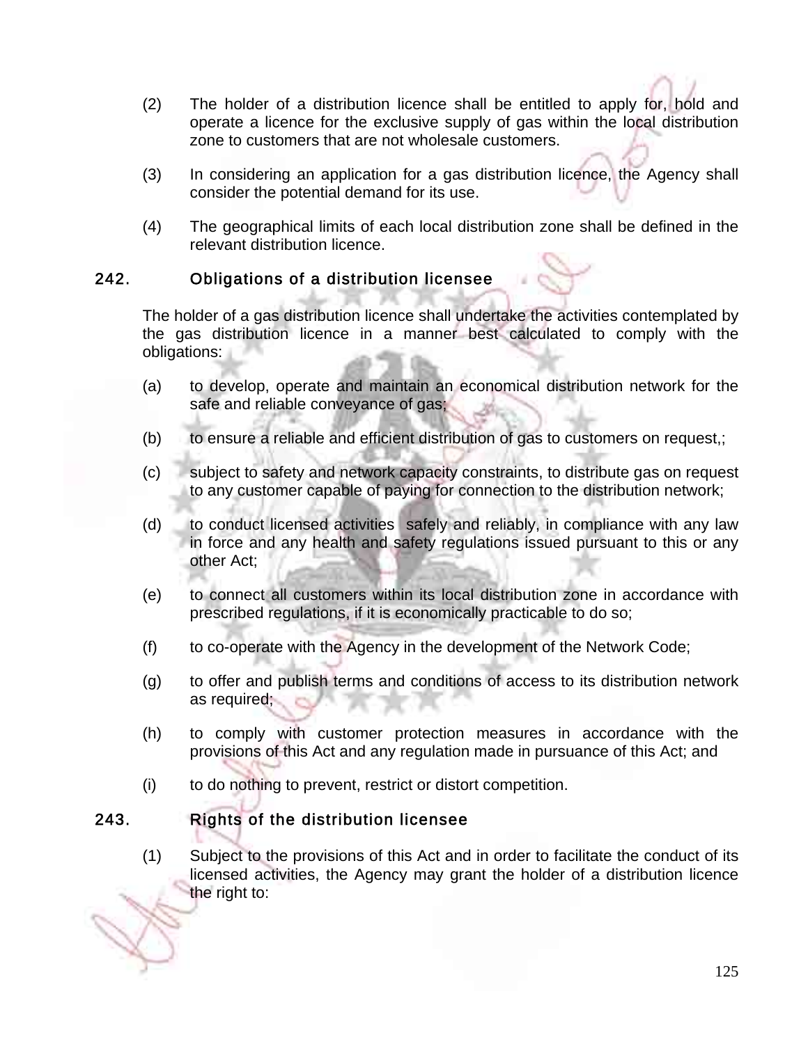(2) The holder of a distribution licence shall be entitled to apply for, hold and operate a licence for the exclusive supply of gas within the local distribution zone to customers that are not wholesale customers.

(3) In considering an application for a gas distribution licence, the Agency shall consider the potential demand for its use.

(4) The geographical limits of each local distribution zone shall be defined in the relevant distribution licence.

## 242. Obligations of a distribution licensee

The holder of a gas distribution licence shall undertake the activities contemplated by the gas distribution licence in a manner best calculated to comply with the obligations:

(a) to develop, operate and maintain an economical distribution network for the safe and reliable conveyance of gas;

(b) to ensure a reliable and efficient distribution of gas to customers on request,;

(c) subject to safety and network capacity constraints, to distribute gas on request to any customer capable of paying for connection to the distribution network;

(d) to conduct licensed activities safely and reliably, in compliance with any law in force and any health and safety regulations issued pursuant to this or any other Act;

(e) to connect all customers within its local distribution zone in accordance with prescribed regulations, if it is economically practicable to do so;

(f) to co-operate with the Agency in the development of the Network Code;

(g) to offer and publish terms and conditions of access to its distribution network as required;

(h) to comply with customer protection measures in accordance with the provisions of this Act and any regulation made in pursuance of this Act; and

(i) to do nothing to prevent, restrict or distort competition.

## 243. Rights of the distribution licensee

(1) Subject to the provisions of this Act and in order to facilitate the conduct of its licensed activities, the Agency may grant the holder of a distribution licence the right to: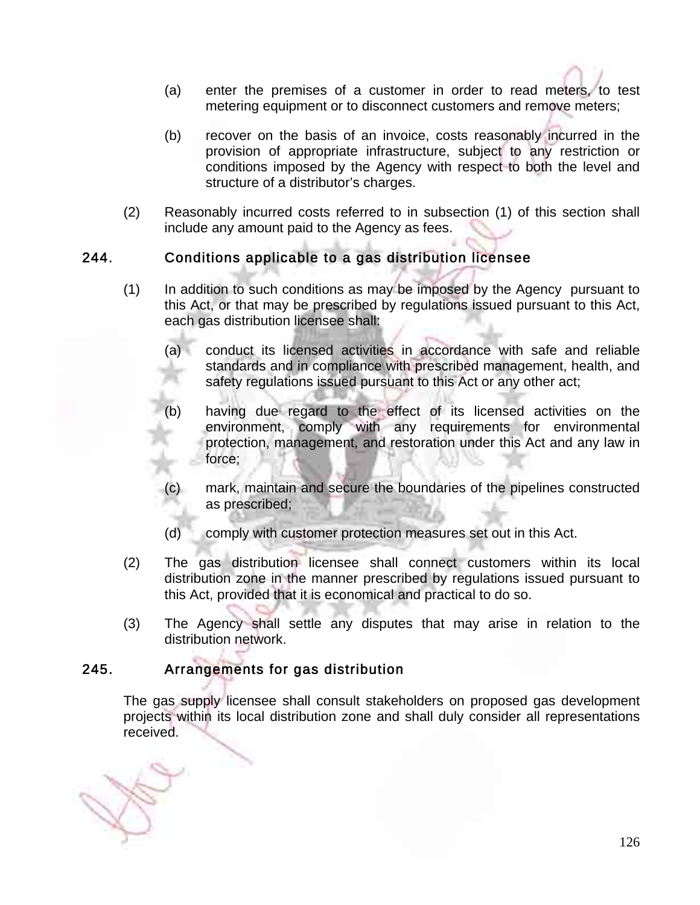(a) enter the premises of a customer in order to read meters, to test metering equipment or to disconnect customers and remove meters;

(b) recover on the basis of an invoice, costs reasonably incurred in the provision of appropriate infrastructure, subject to any restriction or conditions imposed by the Agency with respect to both the level and structure of a distributor's charges.

(2) Reasonably incurred costs referred to in subsection (1) of this section shall include any amount paid to the Agency as fees.

## 244. Conditions applicable to a gas distribution licensee

(1) In addition to such conditions as may be imposed by the Agency pursuant to this Act, or that may be prescribed by regulations issued pursuant to this Act, each gas distribution licensee shall:

(a) conduct its licensed activities in accordance with safe and reliable standards and in compliance with prescribed management, health, and safety regulations issued pursuant to this Act or any other act;

(b) having due regard to the effect of its licensed activities on the environment, comply with any requirements for environmental protection, management, and restoration under this Act and any law in force;

(c) mark, maintain and secure the boundaries of the pipelines constructed as prescribed;

(d) comply with customer protection measures set out in this Act.

(2) The gas distribution licensee shall connect customers within its local distribution zone in the manner prescribed by regulations issued pursuant to this Act, provided that it is economical and practical to do so.

(3) The Agency shall settle any disputes that may arise in relation to the distribution network.

## 245. Arrangements for gas distribution

The gas supply licensee shall consult stakeholders on proposed gas development projects within its local distribution zone and shall duly consider all representations received.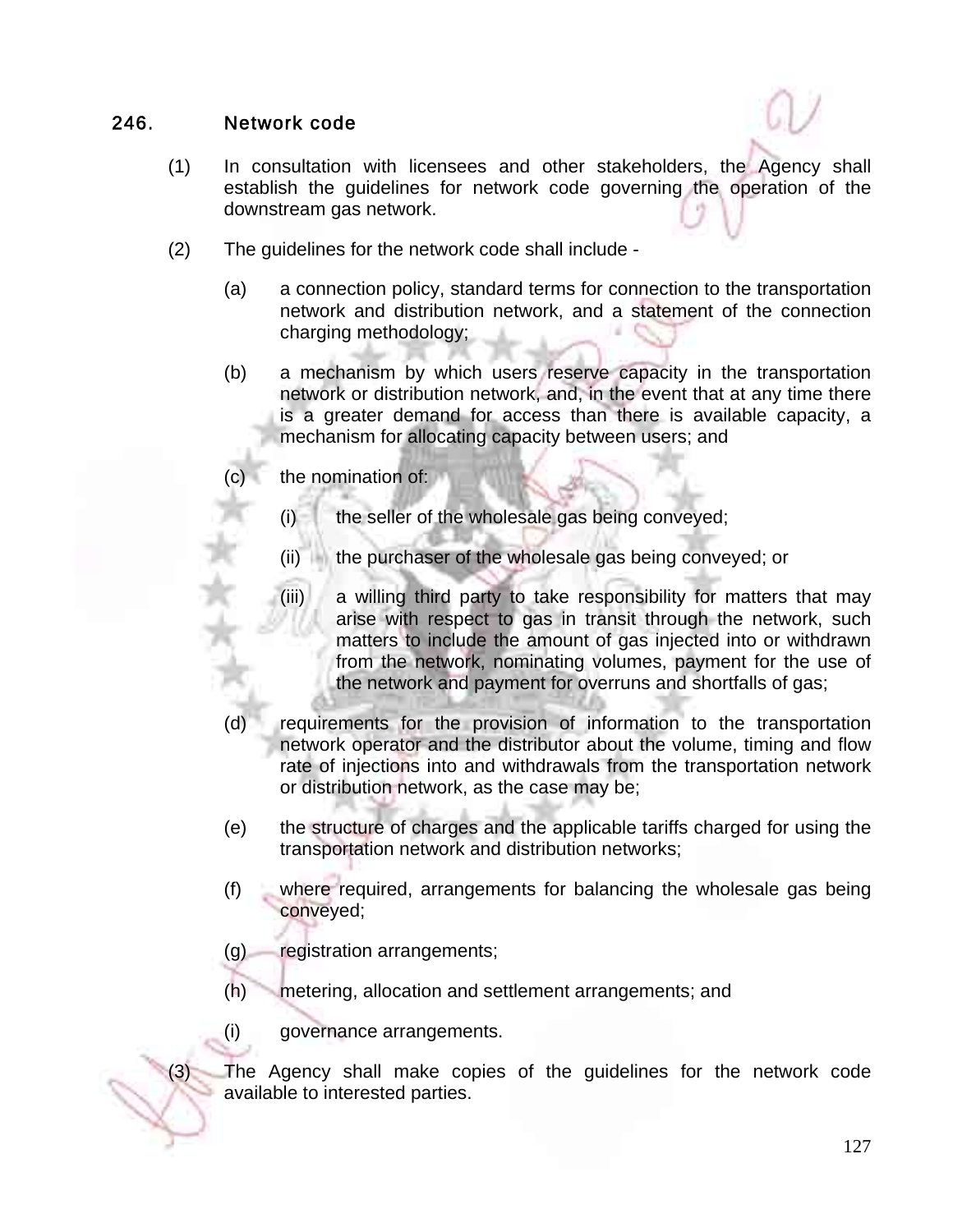## 246. Network code

(1) In consultation with licensees and other stakeholders, the Agency shall establish the guidelines for network code governing the operation of the downstream gas network.

(2) The guidelines for the network code shall include -

(a) a connection policy, standard terms for connection to the transportation network and distribution network, and a statement of the connection charging methodology;

(b) a mechanism by which users reserve capacity in the transportation network or distribution network, and, in the event that at any time there is a greater demand for access than there is available capacity, a mechanism for allocating capacity between users; and

(c) the nomination of:

(i) the seller of the wholesale gas being conveyed;

(ii) the purchaser of the wholesale gas being conveyed; or

(iii) a willing third party to take responsibility for matters that may arise with respect to gas in transit through the network, such matters to include the amount of gas injected into or withdrawn from the network, nominating volumes, payment for the use of the network and payment for overruns and shortfalls of gas;

(d) requirements for the provision of information to the transportation network operator and the distributor about the volume, timing and flow rate of injections into and withdrawals from the transportation network or distribution network, as the case may be;

(e) the structure of charges and the applicable tariffs charged for using the transportation network and distribution networks;

(f) where required, arrangements for balancing the wholesale gas being conveyed;

(g) registration arrangements;

(h) metering, allocation and settlement arrangements; and

(i) governance arrangements.

(3) The Agency shall make copies of the guidelines for the network code available to interested parties.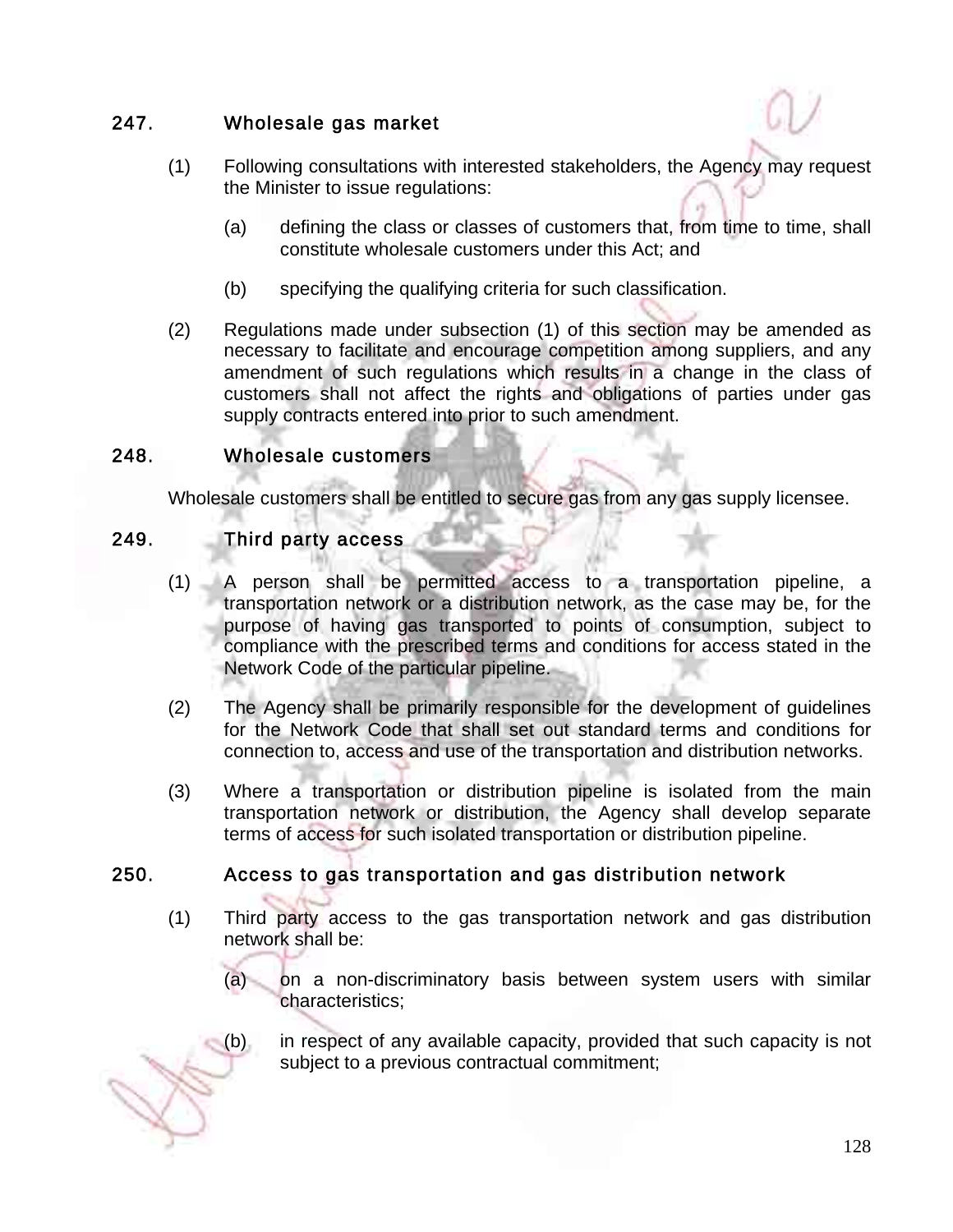## 247. Wholesale gas market

(1) Following consultations with interested stakeholders, the Agency may request the Minister to issue regulations:

(a) defining the class or classes of customers that, from time to time, shall constitute wholesale customers under this Act; and

(b) specifying the qualifying criteria for such classification.

(2) Regulations made under subsection (1) of this section may be amended as necessary to facilitate and encourage competition among suppliers, and any amendment of such regulations which results in a change in the class of customers shall not affect the rights and obligations of parties under gas supply contracts entered into prior to such amendment.

## 248. Wholesale customers

Wholesale customers shall be entitled to secure gas from any gas supply licensee.

## 249. Third party access

(1) A person shall be permitted access to a transportation pipeline, a transportation network or a distribution network, as the case may be, for the purpose of having gas transported to points of consumption, subject to compliance with the prescribed terms and conditions for access stated in the Network Code of the particular pipeline.

(2) The Agency shall be primarily responsible for the development of guidelines for the Network Code that shall set out standard terms and conditions for connection to, access and use of the transportation and distribution networks.

(3) Where a transportation or distribution pipeline is isolated from the main transportation network or distribution, the Agency shall develop separate terms of access for such isolated transportation or distribution pipeline.

## 250. Access to gas transportation and gas distribution network

(1) Third party access to the gas transportation network and gas distribution network shall be:

(a) on a non-discriminatory basis between system users with similar characteristics;

(b) in respect of any available capacity, provided that such capacity is not subject to a previous contractual commitment;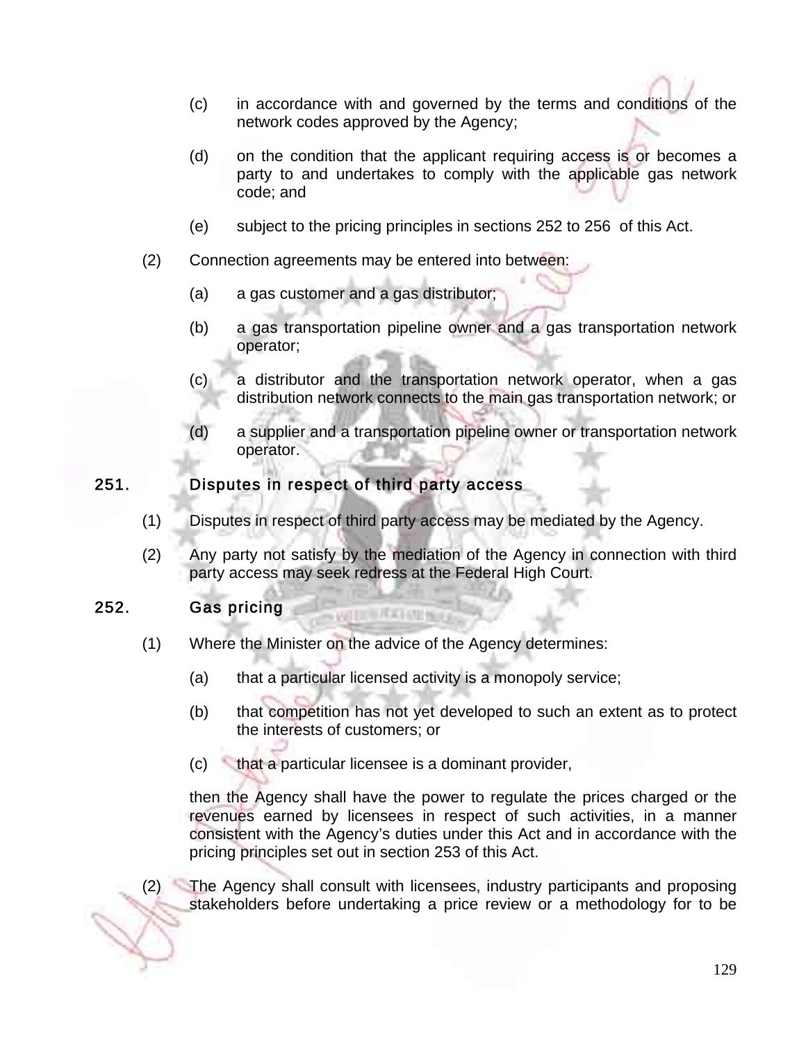(c) in accordance with and governed by the terms and conditions of the network codes approved by the Agency;

(d) on the condition that the applicant requiring access is or becomes a party to and undertakes to comply with the applicable gas network code; and

(e) subject to the pricing principles in sections 252 to 256 of this Act.

(2) Connection agreements may be entered into between:

(a) a gas customer and a gas distributor;

(b) a gas transportation pipeline owner and a gas transportation network operator;

(c) a distributor and the transportation network operator, when a gas distribution network connects to the main gas transportation network; or

(d) a supplier and a transportation pipeline owner or transportation network operator.

## 251. Disputes in respect of third party access

(1) Disputes in respect of third party access may be mediated by the Agency.

(2) Any party not satisfy by the mediation of the Agency in connection with third party access may seek redress at the Federal High Court.

## 252. Gas pricing

(1) Where the Minister on the advice of the Agency determines:

(a) that a particular licensed activity is a monopoly service;

(b) that competition has not yet developed to such an extent as to protect the interests of customers; or

(c) that a particular licensee is a dominant provider,

then the Agency shall have the power to regulate the prices charged or the revenues earned by licensees in respect of such activities, in a manner consistent with the Agency's duties under this Act and in accordance with the pricing principles set out in section 253 of this Act.

(2) The Agency shall consult with licensees, industry participants and proposing stakeholders before undertaking a price review or a methodology for to be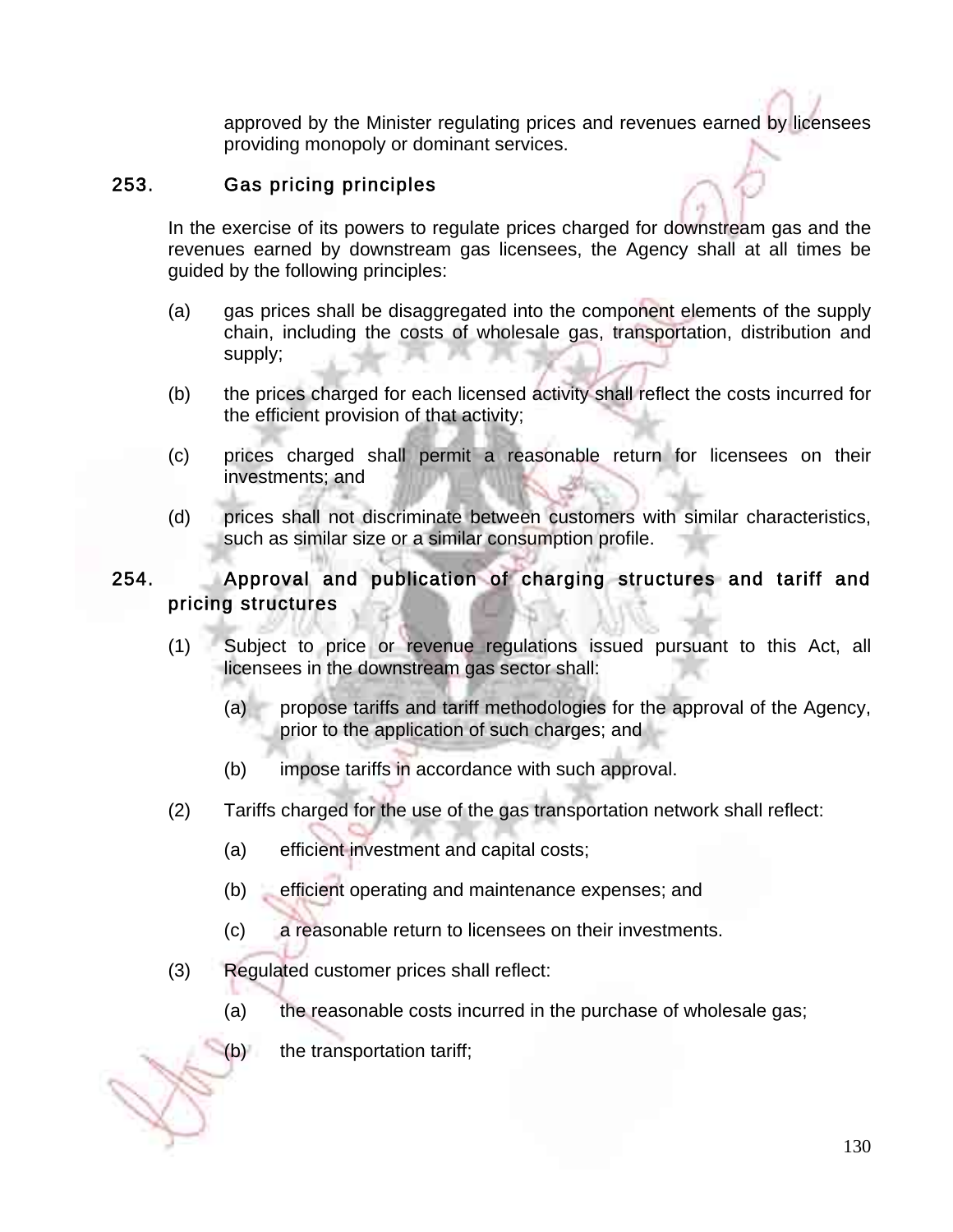approved by the Minister regulating prices and revenues earned by licensees providing monopoly or dominant services.

### 253. Gas pricing principles

In the exercise of its powers to regulate prices charged for downstream gas and the revenues earned by downstream gas licensees, the Agency shall at all times be guided by the following principles:

(a) gas prices shall be disaggregated into the component elements of the supply chain, including the costs of wholesale gas, transportation, distribution and supply;

(b) the prices charged for each licensed activity shall reflect the costs incurred for the efficient provision of that activity;

(c) prices charged shall permit a reasonable return for licensees on their investments; and

(d) prices shall not discriminate between customers with similar characteristics, such as similar size or a similar consumption profile.

### 254. Approval and publication of charging structures and tariff and pricing structures

(1) Subject to price or revenue regulations issued pursuant to this Act, all licensees in the downstream gas sector shall:

   (a) propose tariffs and tariff methodologies for the approval of the Agency, prior to the application of such charges; and

   (b) impose tariffs in accordance with such approval.

(2) Tariffs charged for the use of the gas transportation network shall reflect:

   (a) efficient investment and capital costs;

   (b) efficient operating and maintenance expenses; and

   (c) a reasonable return to licensees on their investments.

(3) Regulated customer prices shall reflect:

   (a) the reasonable costs incurred in the purchase of wholesale gas;

   (b) the transportation tariff;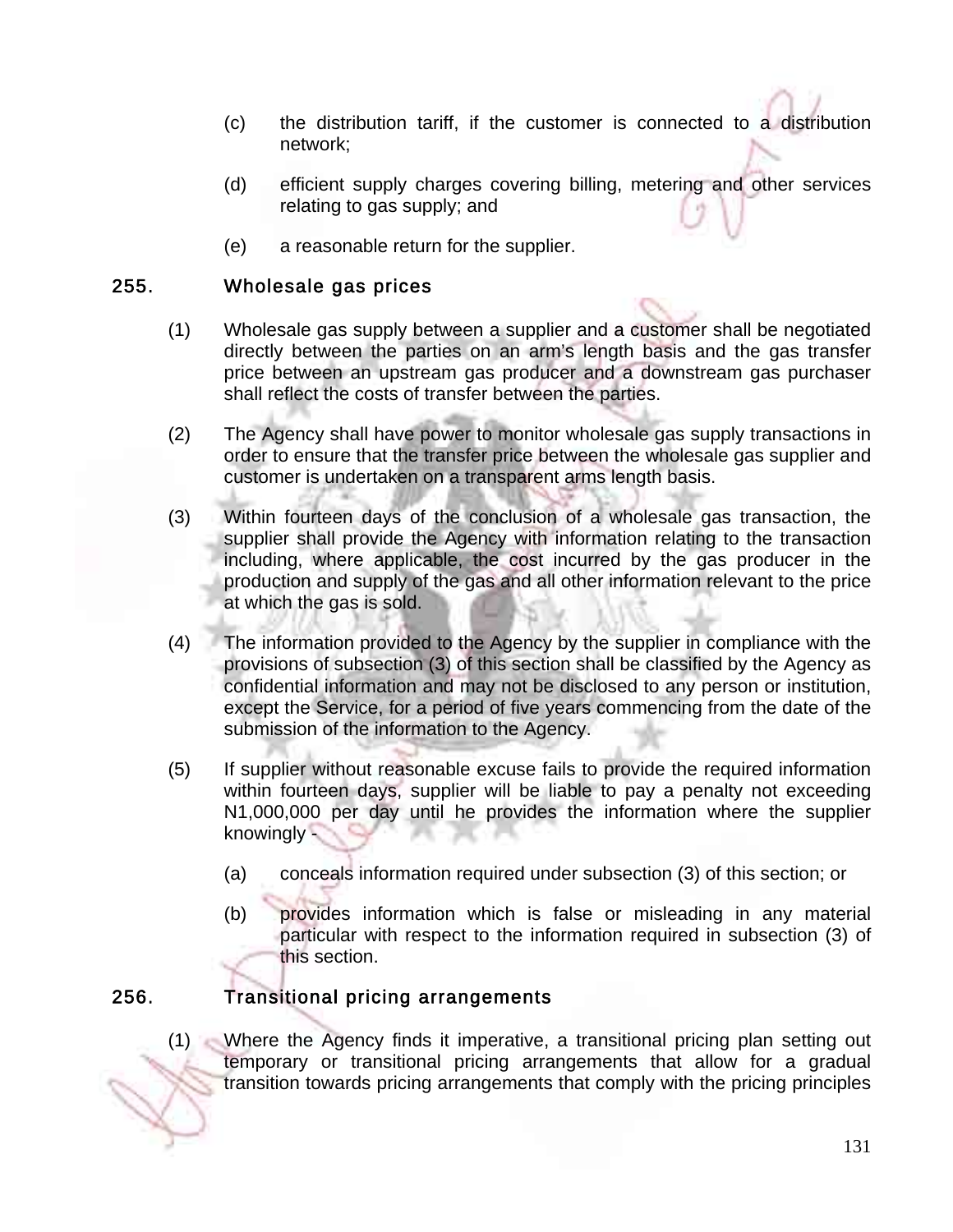(c) the distribution tariff, if the customer is connected to a distribution network;

(d) efficient supply charges covering billing, metering and other services relating to gas supply; and

(e) a reasonable return for the supplier.

## 255. Wholesale gas prices

(1) Wholesale gas supply between a supplier and a customer shall be negotiated directly between the parties on an arm's length basis and the gas transfer price between an upstream gas producer and a downstream gas purchaser shall reflect the costs of transfer between the parties.

(2) The Agency shall have power to monitor wholesale gas supply transactions in order to ensure that the transfer price between the wholesale gas supplier and customer is undertaken on a transparent arms length basis.

(3) Within fourteen days of the conclusion of a wholesale gas transaction, the supplier shall provide the Agency with information relating to the transaction including, where applicable, the cost incurred by the gas producer in the production and supply of the gas and all other information relevant to the price at which the gas is sold.

(4) The information provided to the Agency by the supplier in compliance with the provisions of subsection (3) of this section shall be classified by the Agency as confidential information and may not be disclosed to any person or institution, except the Service, for a period of five years commencing from the date of the submission of the information to the Agency.

(5) If supplier without reasonable excuse fails to provide the required information within fourteen days, supplier will be liable to pay a penalty not exceeding N1,000,000 per day until he provides the information where the supplier knowingly -

(a) conceals information required under subsection (3) of this section; or

(b) provides information which is false or misleading in any material particular with respect to the information required in subsection (3) of this section.

## 256. Transitional pricing arrangements

(1) Where the Agency finds it imperative, a transitional pricing plan setting out temporary or transitional pricing arrangements that allow for a gradual transition towards pricing arrangements that comply with the pricing principles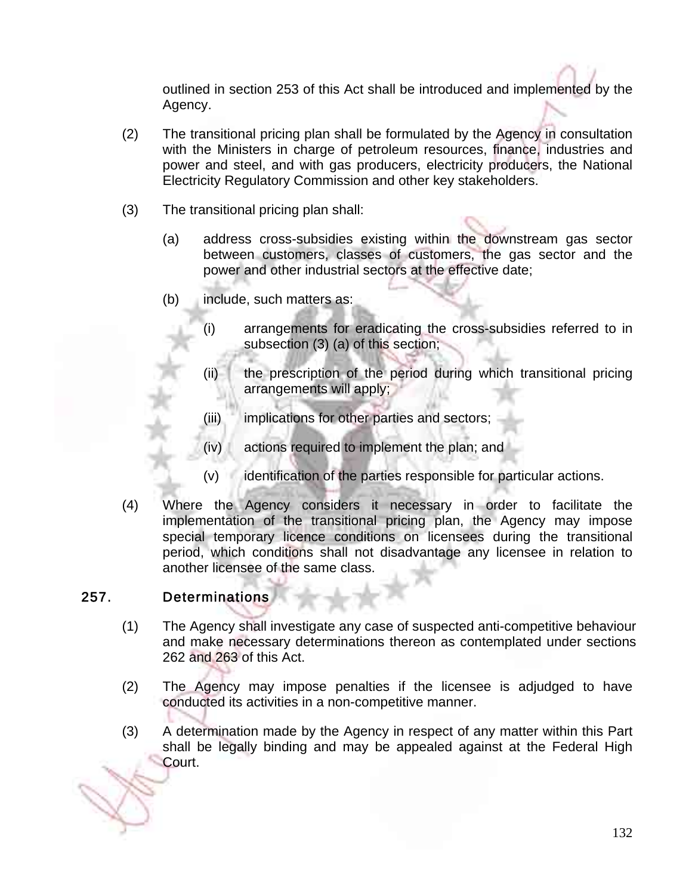outlined in section 253 of this Act shall be introduced and implemented by the Agency.

(2) The transitional pricing plan shall be formulated by the Agency in consultation with the Ministers in charge of petroleum resources, finance, industries and power and steel, and with gas producers, electricity producers, the National Electricity Regulatory Commission and other key stakeholders.

(3) The transitional pricing plan shall:

(a) address cross-subsidies existing within the downstream gas sector between customers, classes of customers, the gas sector and the power and other industrial sectors at the effective date;

(b) include, such matters as:

(i) arrangements for eradicating the cross-subsidies referred to in subsection (3) (a) of this section;

(ii) the prescription of the period during which transitional pricing arrangements will apply;

(iii) implications for other parties and sectors;

(iv) actions required to implement the plan; and

(v) identification of the parties responsible for particular actions.

(4) Where the Agency considers it necessary in order to facilitate the implementation of the transitional pricing plan, the Agency may impose special temporary licence conditions on licensees during the transitional period, which conditions shall not disadvantage any licensee in relation to another licensee of the same class.

## 257. Determinations

(1) The Agency shall investigate any case of suspected anti-competitive behaviour and make necessary determinations thereon as contemplated under sections 262 and 263 of this Act.

(2) The Agency may impose penalties if the licensee is adjudged to have conducted its activities in a non-competitive manner.

(3) A determination made by the Agency in respect of any matter within this Part shall be legally binding and may be appealed against at the Federal High Court.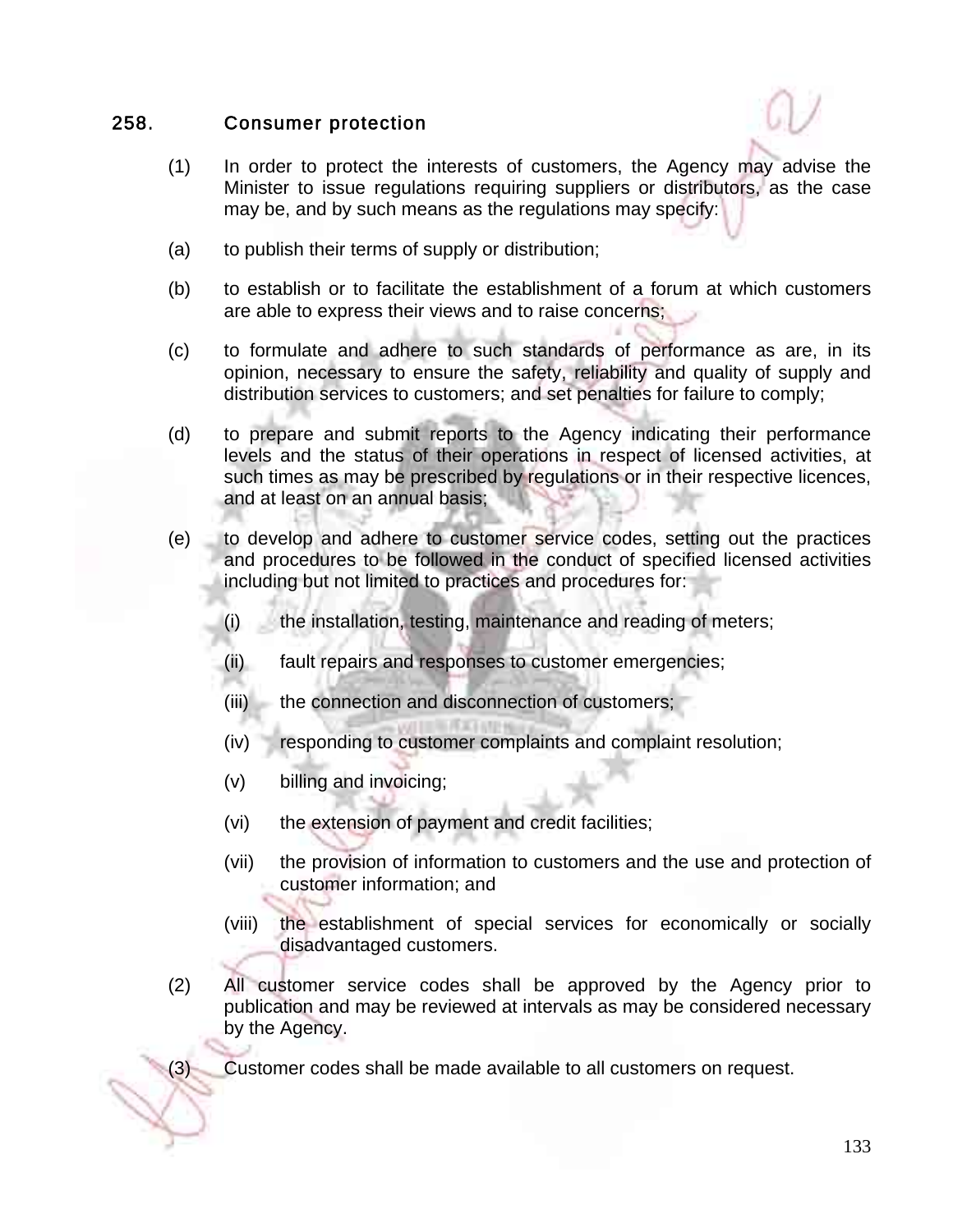## 258. Consumer protection

(1) In order to protect the interests of customers, the Agency may advise the Minister to issue regulations requiring suppliers or distributors, as the case may be, and by such means as the regulations may specify:

(a) to publish their terms of supply or distribution;

(b) to establish or to facilitate the establishment of a forum at which customers are able to express their views and to raise concerns;

(c) to formulate and adhere to such standards of performance as are, in its opinion, necessary to ensure the safety, reliability and quality of supply and distribution services to customers; and set penalties for failure to comply;

(d) to prepare and submit reports to the Agency indicating their performance levels and the status of their operations in respect of licensed activities, at such times as may be prescribed by regulations or in their respective licences, and at least on an annual basis;

(e) to develop and adhere to customer service codes, setting out the practices and procedures to be followed in the conduct of specified licensed activities including but not limited to practices and procedures for:

   (i) the installation, testing, maintenance and reading of meters;

   (ii) fault repairs and responses to customer emergencies;

   (iii) the connection and disconnection of customers;

   (iv) responding to customer complaints and complaint resolution;

   (v) billing and invoicing;

   (vi) the extension of payment and credit facilities;

   (vii) the provision of information to customers and the use and protection of customer information; and

   (viii) the establishment of special services for economically or socially disadvantaged customers.

(2) All customer service codes shall be approved by the Agency prior to publication and may be reviewed at intervals as may be considered necessary by the Agency.

(3) Customer codes shall be made available to all customers on request.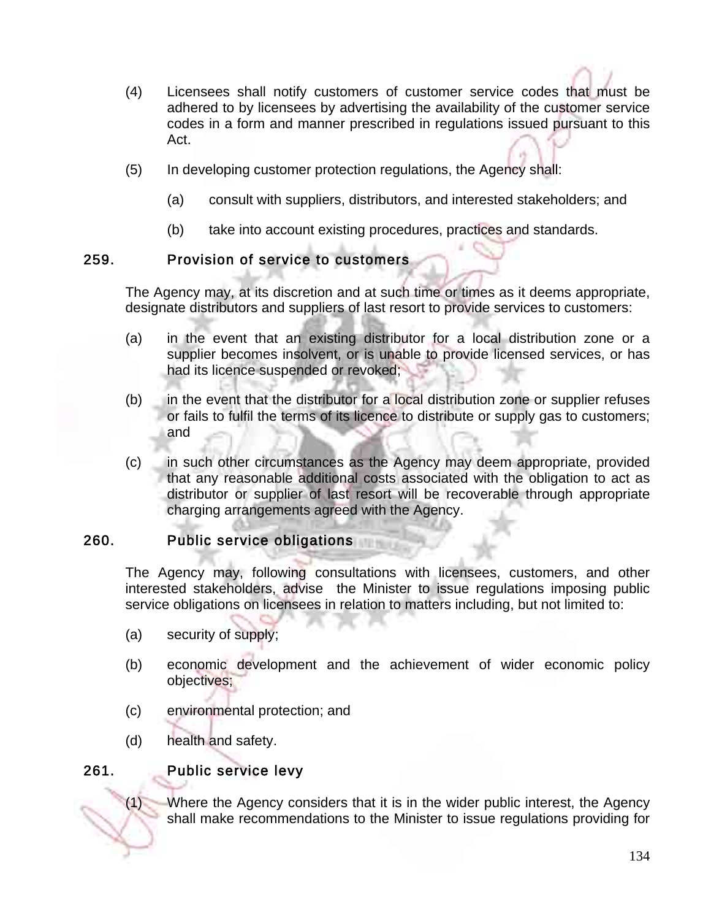(4) Licensees shall notify customers of customer service codes that must be adhered to by licensees by advertising the availability of the customer service codes in a form and manner prescribed in regulations issued pursuant to this Act.

(5) In developing customer protection regulations, the Agency shall:

(a) consult with suppliers, distributors, and interested stakeholders; and

(b) take into account existing procedures, practices and standards.

### 259. Provision of service to customers

The Agency may, at its discretion and at such time or times as it deems appropriate, designate distributors and suppliers of last resort to provide services to customers:

(a) in the event that an existing distributor for a local distribution zone or a supplier becomes insolvent, or is unable to provide licensed services, or has had its licence suspended or revoked;

(b) in the event that the distributor for a local distribution zone or supplier refuses or fails to fulfil the terms of its licence to distribute or supply gas to customers; and

(c) in such other circumstances as the Agency may deem appropriate, provided that any reasonable additional costs associated with the obligation to act as distributor or supplier of last resort will be recoverable through appropriate charging arrangements agreed with the Agency.

### 260. Public service obligations

The Agency may, following consultations with licensees, customers, and other interested stakeholders, advise the Minister to issue regulations imposing public service obligations on licensees in relation to matters including, but not limited to:

(a) security of supply;

(b) economic development and the achievement of wider economic policy objectives;

(c) environmental protection; and

(d) health and safety.

### 261. Public service levy

(1) Where the Agency considers that it is in the wider public interest, the Agency shall make recommendations to the Minister to issue regulations providing for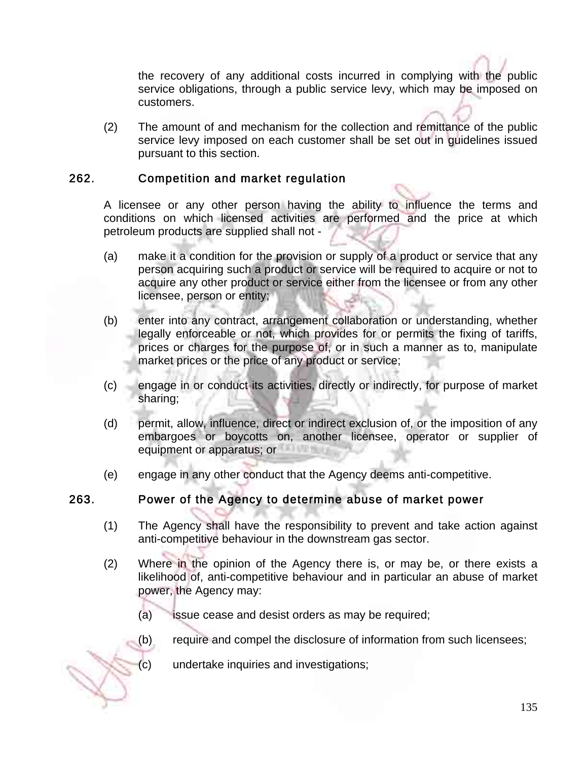the recovery of any additional costs incurred in complying with the public service obligations, through a public service levy, which may be imposed on customers.

(2) The amount of and mechanism for the collection and remittance of the public service levy imposed on each customer shall be set out in guidelines issued pursuant to this section.

## 262. Competition and market regulation

A licensee or any other person having the ability to influence the terms and conditions on which licensed activities are performed and the price at which petroleum products are supplied shall not -

(a) make it a condition for the provision or supply of a product or service that any person acquiring such a product or service will be required to acquire or not to acquire any other product or service either from the licensee or from any other licensee, person or entity;

(b) enter into any contract, arrangement collaboration or understanding, whether legally enforceable or not, which provides for or permits the fixing of tariffs, prices or charges for the purpose of, or in such a manner as to, manipulate market prices or the price of any product or service;

(c) engage in or conduct its activities, directly or indirectly, for purpose of market sharing;

(d) permit, allow, influence, direct or indirect exclusion of, or the imposition of any embargoes or boycotts on, another licensee, operator or supplier of equipment or apparatus; or

(e) engage in any other conduct that the Agency deems anti-competitive.

## 263. Power of the Agency to determine abuse of market power

(1) The Agency shall have the responsibility to prevent and take action against anti-competitive behaviour in the downstream gas sector.

(2) Where in the opinion of the Agency there is, or may be, or there exists a likelihood of, anti-competitive behaviour and in particular an abuse of market power, the Agency may:

(a) issue cease and desist orders as may be required;

(b) require and compel the disclosure of information from such licensees;

(c) undertake inquiries and investigations;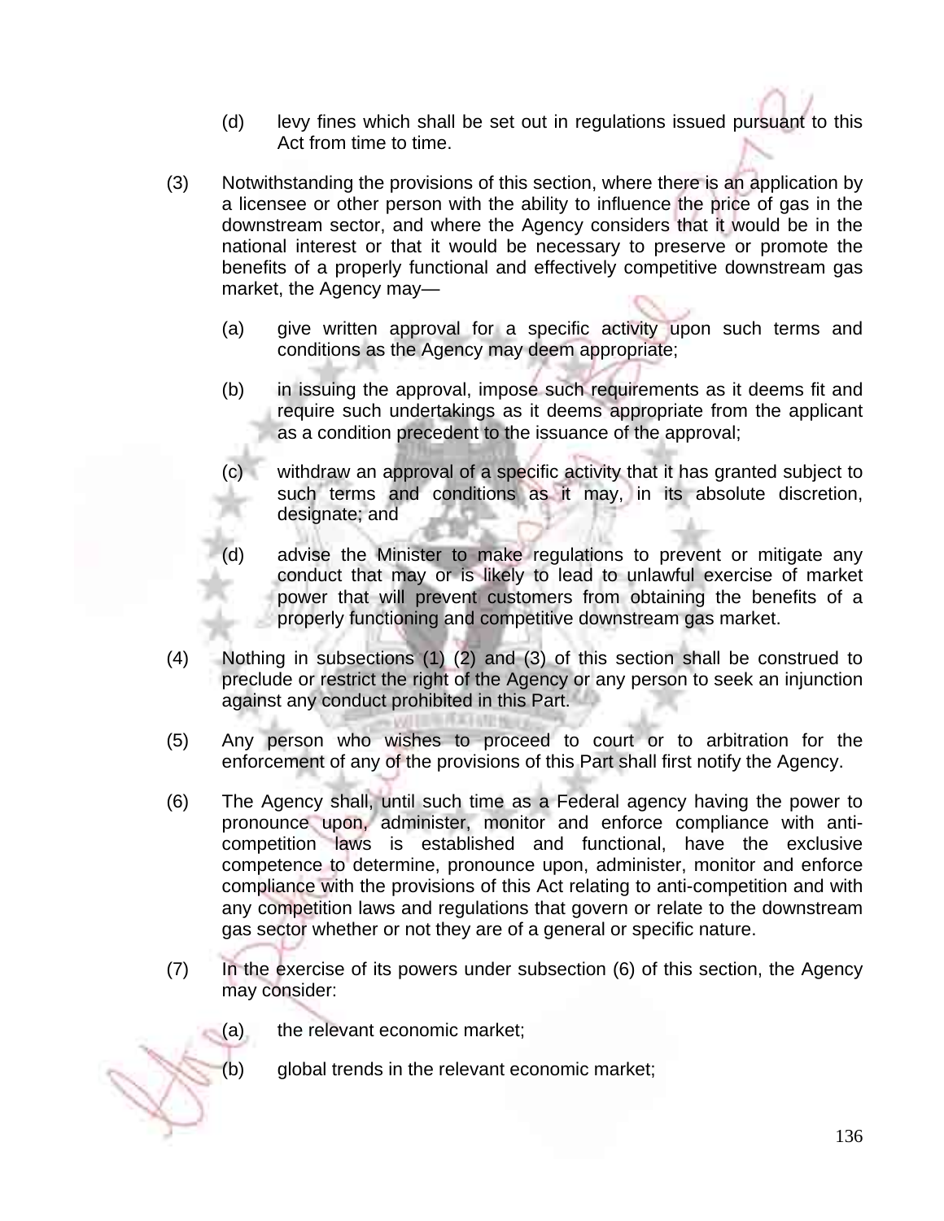(d) levy fines which shall be set out in regulations issued pursuant to this Act from time to time.

(3) Notwithstanding the provisions of this section, where there is an application by a licensee or other person with the ability to influence the price of gas in the downstream sector, and where the Agency considers that it would be in the national interest or that it would be necessary to preserve or promote the benefits of a properly functional and effectively competitive downstream gas market, the Agency may—

(a) give written approval for a specific activity upon such terms and conditions as the Agency may deem appropriate;

(b) in issuing the approval, impose such requirements as it deems fit and require such undertakings as it deems appropriate from the applicant as a condition precedent to the issuance of the approval;

(c) withdraw an approval of a specific activity that it has granted subject to such terms and conditions as it may, in its absolute discretion, designate; and

(d) advise the Minister to make regulations to prevent or mitigate any conduct that may or is likely to lead to unlawful exercise of market power that will prevent customers from obtaining the benefits of a properly functioning and competitive downstream gas market.

(4) Nothing in subsections (1) (2) and (3) of this section shall be construed to preclude or restrict the right of the Agency or any person to seek an injunction against any conduct prohibited in this Part.

(5) Any person who wishes to proceed to court or to arbitration for the enforcement of any of the provisions of this Part shall first notify the Agency.

(6) The Agency shall, until such time as a Federal agency having the power to pronounce upon, administer, monitor and enforce compliance with anti-competition laws is established and functional, have the exclusive competence to determine, pronounce upon, administer, monitor and enforce compliance with the provisions of this Act relating to anti-competition and with any competition laws and regulations that govern or relate to the downstream gas sector whether or not they are of a general or specific nature.

(7) In the exercise of its powers under subsection (6) of this section, the Agency may consider:

(a) the relevant economic market;

(b) global trends in the relevant economic market;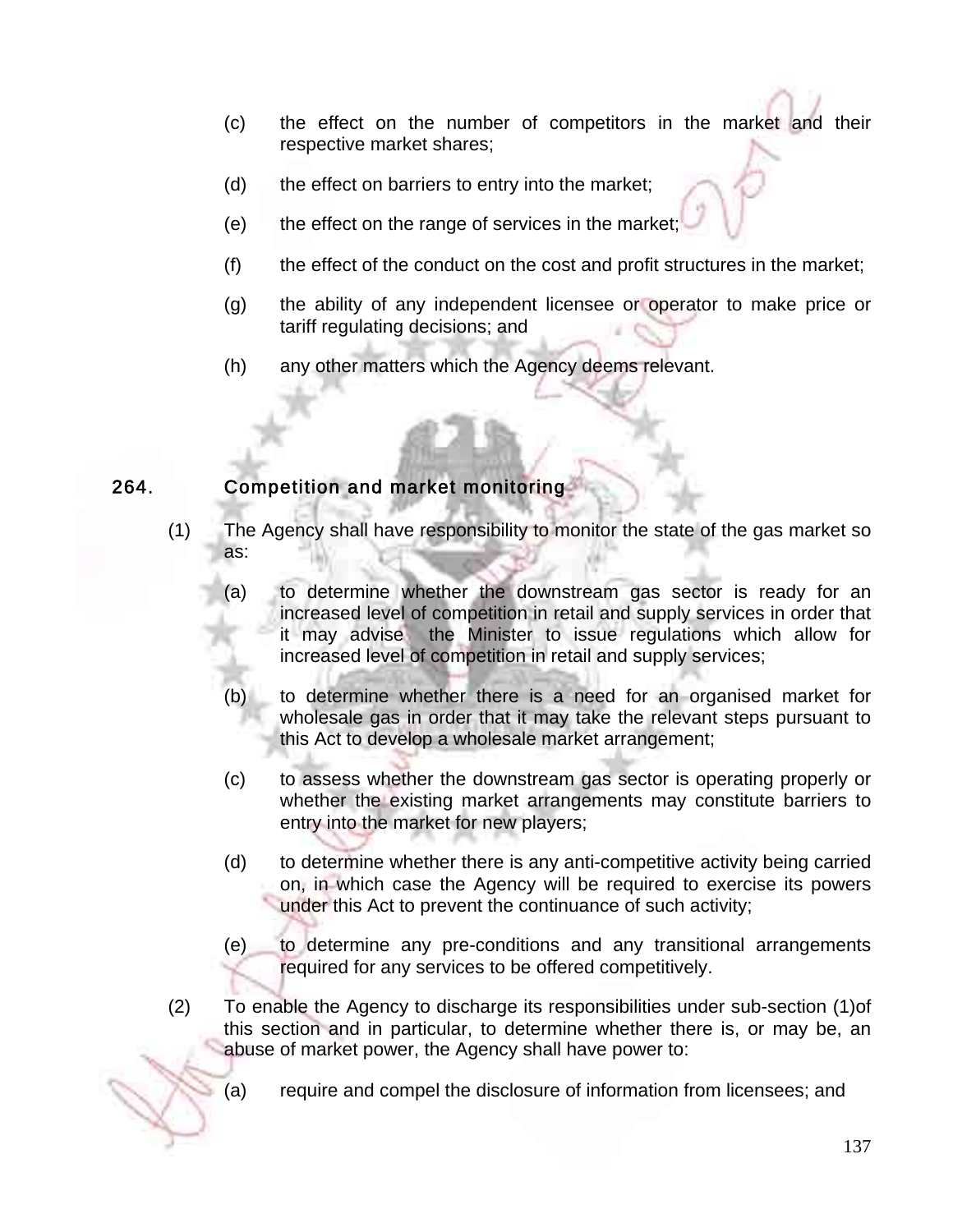(c) the effect on the number of competitors in the market and their respective market shares;

(d) the effect on barriers to entry into the market;

(e) the effect on the range of services in the market;

(f) the effect of the conduct on the cost and profit structures in the market;

(g) the ability of any independent licensee or operator to make price or tariff regulating decisions; and

(h) any other matters which the Agency deems relevant.

## 264. Competition and market monitoring

(1) The Agency shall have responsibility to monitor the state of the gas market so as:

(a) to determine whether the downstream gas sector is ready for an increased level of competition in retail and supply services in order that it may advise the Minister to issue regulations which allow for increased level of competition in retail and supply services;

(b) to determine whether there is a need for an organised market for wholesale gas in order that it may take the relevant steps pursuant to this Act to develop a wholesale market arrangement;

(c) to assess whether the downstream gas sector is operating properly or whether the existing market arrangements may constitute barriers to entry into the market for new players;

(d) to determine whether there is any anti-competitive activity being carried on, in which case the Agency will be required to exercise its powers under this Act to prevent the continuance of such activity;

(e) to determine any pre-conditions and any transitional arrangements required for any services to be offered competitively.

(2) To enable the Agency to discharge its responsibilities under sub-section (1)of this section and in particular, to determine whether there is, or may be, an abuse of market power, the Agency shall have power to:

(a) require and compel the disclosure of information from licensees; and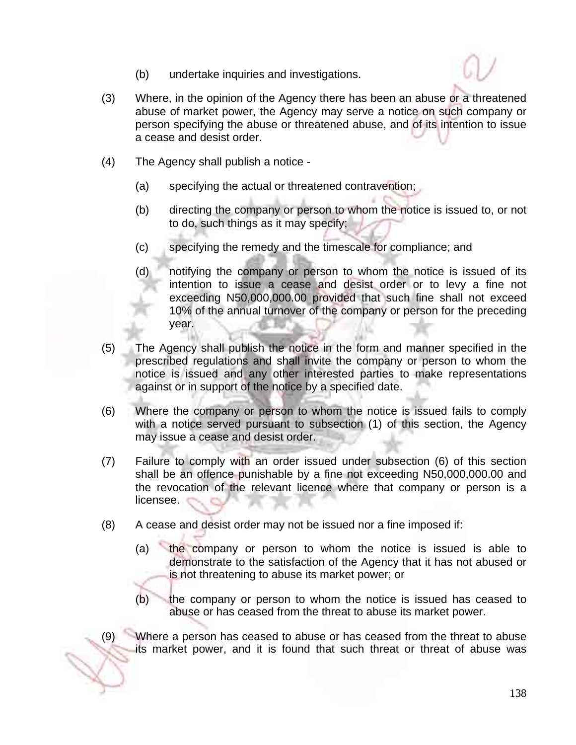(b) undertake inquiries and investigations.

(3) Where, in the opinion of the Agency there has been an abuse or a threatened abuse of market power, the Agency may serve a notice on such company or person specifying the abuse or threatened abuse, and of its intention to issue a cease and desist order.

(4) The Agency shall publish a notice -

(a) specifying the actual or threatened contravention;

(b) directing the company or person to whom the notice is issued to, or not to do, such things as it may specify;

(c) specifying the remedy and the timescale for compliance; and

(d) notifying the company or person to whom the notice is issued of its intention to issue a cease and desist order or to levy a fine not exceeding N50,000,000.00 provided that such fine shall not exceed 10% of the annual turnover of the company or person for the preceding year.

(5) The Agency shall publish the notice in the form and manner specified in the prescribed regulations and shall invite the company or person to whom the notice is issued and any other interested parties to make representations against or in support of the notice by a specified date.

(6) Where the company or person to whom the notice is issued fails to comply with a notice served pursuant to subsection (1) of this section, the Agency may issue a cease and desist order.

(7) Failure to comply with an order issued under subsection (6) of this section shall be an offence punishable by a fine not exceeding N50,000,000.00 and the revocation of the relevant licence where that company or person is a licensee.

(8) A cease and desist order may not be issued nor a fine imposed if:

(a) the company or person to whom the notice is issued is able to demonstrate to the satisfaction of the Agency that it has not abused or is not threatening to abuse its market power; or

(b) the company or person to whom the notice is issued has ceased to abuse or has ceased from the threat to abuse its market power.

(9) Where a person has ceased to abuse or has ceased from the threat to abuse its market power, and it is found that such threat or threat of abuse was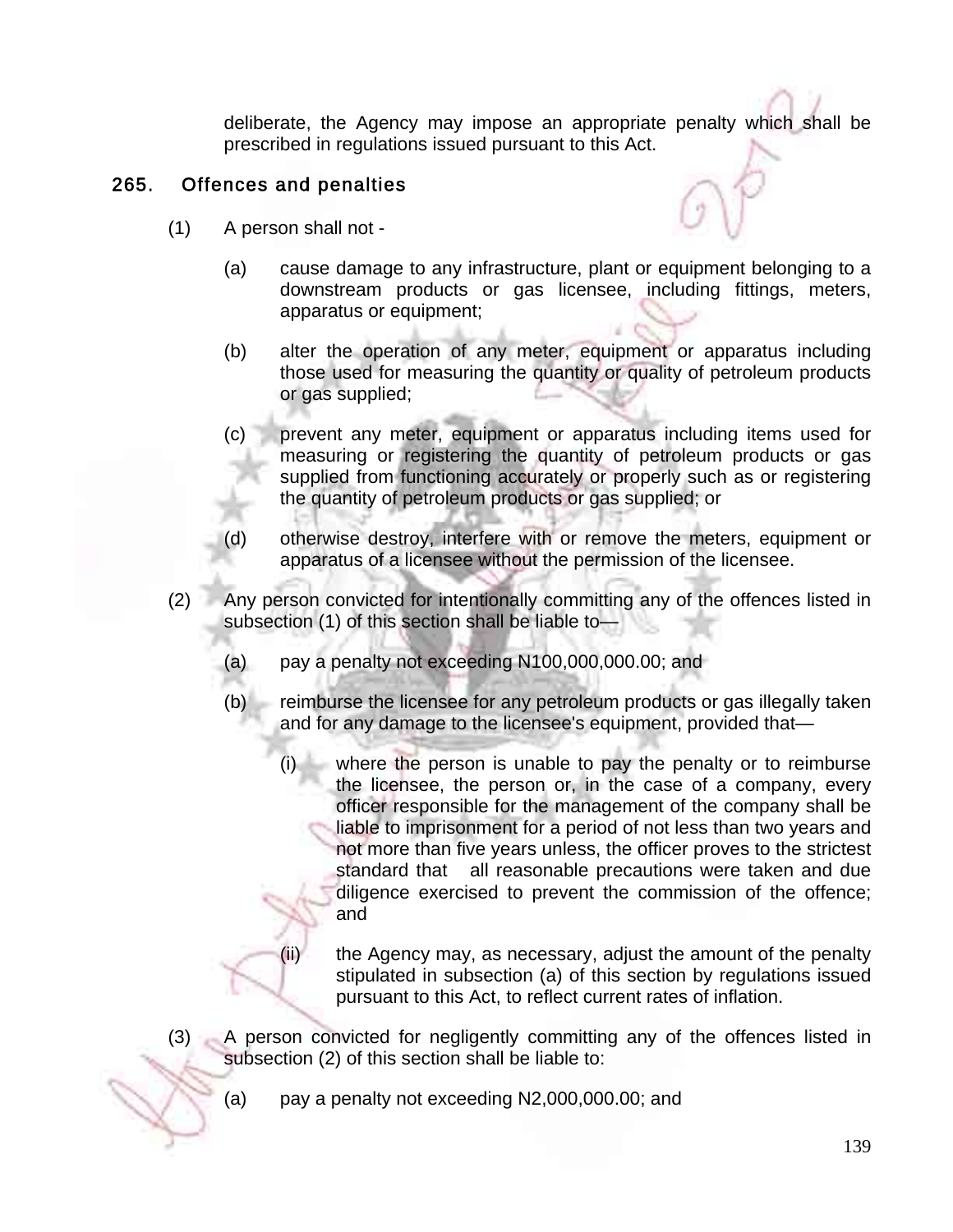deliberate, the Agency may impose an appropriate penalty which shall be prescribed in regulations issued pursuant to this Act.

## 265. Offences and penalties

(1) A person shall not -

(a) cause damage to any infrastructure, plant or equipment belonging to a downstream products or gas licensee, including fittings, meters, apparatus or equipment;

(b) alter the operation of any meter, equipment or apparatus including those used for measuring the quantity or quality of petroleum products or gas supplied;

(c) prevent any meter, equipment or apparatus including items used for measuring or registering the quantity of petroleum products or gas supplied from functioning accurately or properly such as or registering the quantity of petroleum products or gas supplied; or

(d) otherwise destroy, interfere with or remove the meters, equipment or apparatus of a licensee without the permission of the licensee.

(2) Any person convicted for intentionally committing any of the offences listed in subsection (1) of this section shall be liable to—

(a) pay a penalty not exceeding N100,000,000.00; and

(b) reimburse the licensee for any petroleum products or gas illegally taken and for any damage to the licensee's equipment, provided that—

(i) where the person is unable to pay the penalty or to reimburse the licensee, the person or, in the case of a company, every officer responsible for the management of the company shall be liable to imprisonment for a period of not less than two years and not more than five years unless, the officer proves to the strictest standard that all reasonable precautions were taken and due diligence exercised to prevent the commission of the offence; and

(ii) the Agency may, as necessary, adjust the amount of the penalty stipulated in subsection (a) of this section by regulations issued pursuant to this Act, to reflect current rates of inflation.

(3) A person convicted for negligently committing any of the offences listed in subsection (2) of this section shall be liable to:

(a) pay a penalty not exceeding N2,000,000.00; and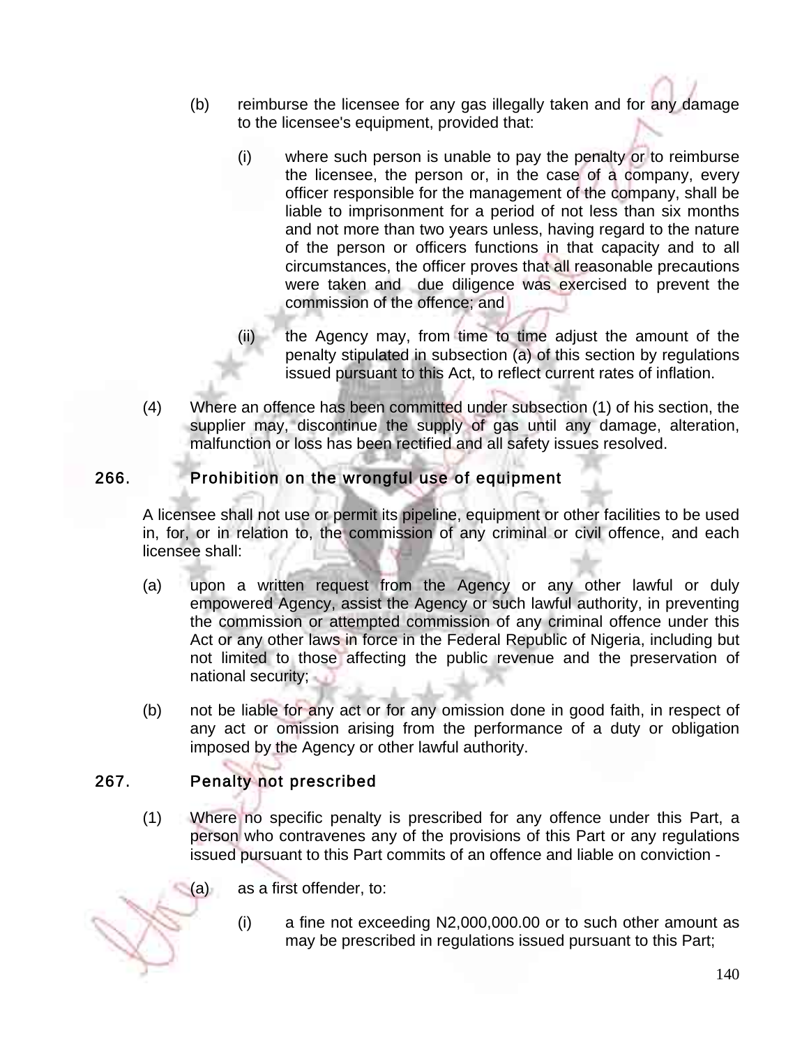(b) reimburse the licensee for any gas illegally taken and for any damage to the licensee's equipment, provided that:

(i) where such person is unable to pay the penalty or to reimburse the licensee, the person or, in the case of a company, every officer responsible for the management of the company, shall be liable to imprisonment for a period of not less than six months and not more than two years unless, having regard to the nature of the person or officers functions in that capacity and to all circumstances, the officer proves that all reasonable precautions were taken and due diligence was exercised to prevent the commission of the offence; and

(ii) the Agency may, from time to time adjust the amount of the penalty stipulated in subsection (a) of this section by regulations issued pursuant to this Act, to reflect current rates of inflation.

(4) Where an offence has been committed under subsection (1) of his section, the supplier may, discontinue the supply of gas until any damage, alteration, malfunction or loss has been rectified and all safety issues resolved.

## 266. Prohibition on the wrongful use of equipment

A licensee shall not use or permit its pipeline, equipment or other facilities to be used in, for, or in relation to, the commission of any criminal or civil offence, and each licensee shall:

(a) upon a written request from the Agency or any other lawful or duly empowered Agency, assist the Agency or such lawful authority, in preventing the commission or attempted commission of any criminal offence under this Act or any other laws in force in the Federal Republic of Nigeria, including but not limited to those affecting the public revenue and the preservation of national security;

(b) not be liable for any act or for any omission done in good faith, in respect of any act or omission arising from the performance of a duty or obligation imposed by the Agency or other lawful authority.

## 267. Penalty not prescribed

(1) Where no specific penalty is prescribed for any offence under this Part, a person who contravenes any of the provisions of this Part or any regulations issued pursuant to this Part commits of an offence and liable on conviction -

(a) as a first offender, to:

(i) a fine not exceeding N2,000,000.00 or to such other amount as may be prescribed in regulations issued pursuant to this Part;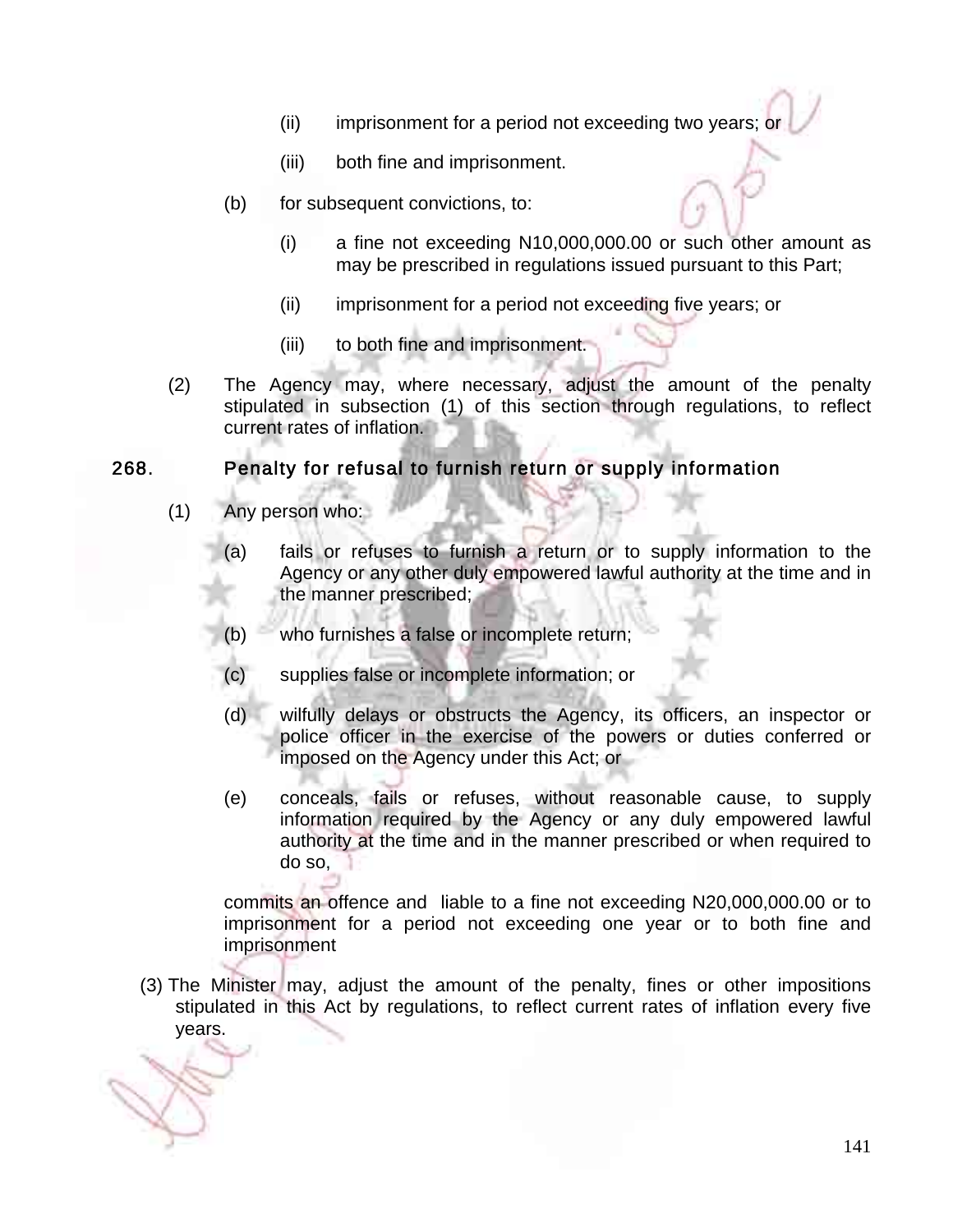(ii) imprisonment for a period not exceeding two years; or

(iii) both fine and imprisonment.

(b) for subsequent convictions, to:

(i) a fine not exceeding N10,000,000.00 or such other amount as may be prescribed in regulations issued pursuant to this Part;

(ii) imprisonment for a period not exceeding five years; or

(iii) to both fine and imprisonment.

(2) The Agency may, where necessary, adjust the amount of the penalty stipulated in subsection (1) of this section through regulations, to reflect current rates of inflation.

## 268. Penalty for refusal to furnish return or supply information

(1) Any person who:

(a) fails or refuses to furnish a return or to supply information to the Agency or any other duly empowered lawful authority at the time and in the manner prescribed;

(b) who furnishes a false or incomplete return;

(c) supplies false or incomplete information; or

(d) wilfully delays or obstructs the Agency, its officers, an inspector or police officer in the exercise of the powers or duties conferred or imposed on the Agency under this Act; or

(e) conceals, fails or refuses, without reasonable cause, to supply information required by the Agency or any duly empowered lawful authority at the time and in the manner prescribed or when required to do so,

commits an offence and liable to a fine not exceeding N20,000,000.00 or to imprisonment for a period not exceeding one year or to both fine and imprisonment

(3) The Minister may, adjust the amount of the penalty, fines or other impositions stipulated in this Act by regulations, to reflect current rates of inflation every five years.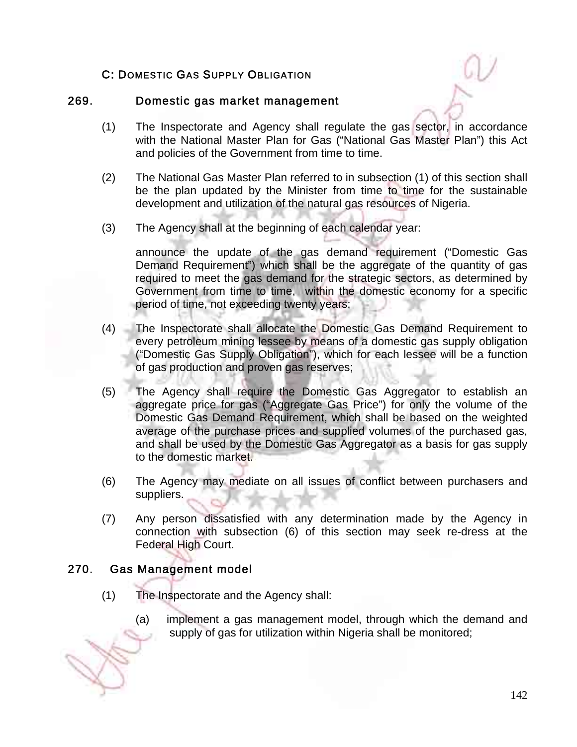### C: DOMESTIC GAS SUPPLY OBLIGATION

### 269. Domestic gas market management

(1) The Inspectorate and Agency shall regulate the gas sector, in accordance with the National Master Plan for Gas ("National Gas Master Plan") this Act and policies of the Government from time to time.

(2) The National Gas Master Plan referred to in subsection (1) of this section shall be the plan updated by the Minister from time to time for the sustainable development and utilization of the natural gas resources of Nigeria.

(3) The Agency shall at the beginning of each calendar year:

announce the update of the gas demand requirement ("Domestic Gas Demand Requirement") which shall be the aggregate of the quantity of gas required to meet the gas demand for the strategic sectors, as determined by Government from time to time, within the domestic economy for a specific period of time, not exceeding twenty years;

(4) The Inspectorate shall allocate the Domestic Gas Demand Requirement to every petroleum mining lessee by means of a domestic gas supply obligation ("Domestic Gas Supply Obligation"), which for each lessee will be a function of gas production and proven gas reserves;

(5) The Agency shall require the Domestic Gas Aggregator to establish an aggregate price for gas ("Aggregate Gas Price") for only the volume of the Domestic Gas Demand Requirement, which shall be based on the weighted average of the purchase prices and supplied volumes of the purchased gas, and shall be used by the Domestic Gas Aggregator as a basis for gas supply to the domestic market.

(6) The Agency may mediate on all issues of conflict between purchasers and suppliers.

(7) Any person dissatisfied with any determination made by the Agency in connection with subsection (6) of this section may seek re-dress at the Federal High Court.

### 270. Gas Management model

(1) The Inspectorate and the Agency shall:

(a) implement a gas management model, through which the demand and supply of gas for utilization within Nigeria shall be monitored;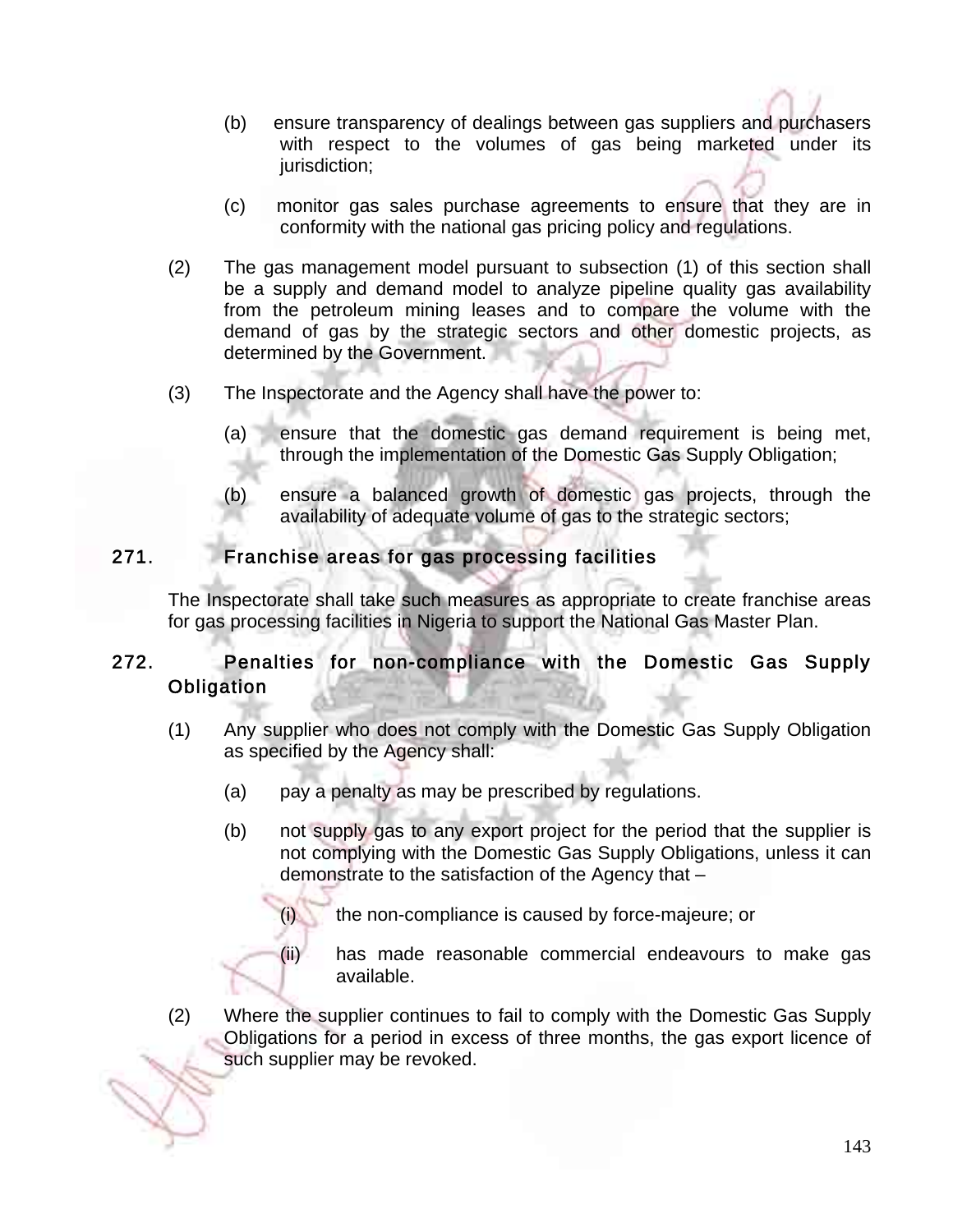(b) ensure transparency of dealings between gas suppliers and purchasers with respect to the volumes of gas being marketed under its jurisdiction;

(c) monitor gas sales purchase agreements to ensure that they are in conformity with the national gas pricing policy and regulations.

(2) The gas management model pursuant to subsection (1) of this section shall be a supply and demand model to analyze pipeline quality gas availability from the petroleum mining leases and to compare the volume with the demand of gas by the strategic sectors and other domestic projects, as determined by the Government.

(3) The Inspectorate and the Agency shall have the power to:

(a) ensure that the domestic gas demand requirement is being met, through the implementation of the Domestic Gas Supply Obligation;

(b) ensure a balanced growth of domestic gas projects, through the availability of adequate volume of gas to the strategic sectors;

## 271. Franchise areas for gas processing facilities

The Inspectorate shall take such measures as appropriate to create franchise areas for gas processing facilities in Nigeria to support the National Gas Master Plan.

## 272. Penalties for non-compliance with the Domestic Gas Supply Obligation

(1) Any supplier who does not comply with the Domestic Gas Supply Obligation as specified by the Agency shall:

(a) pay a penalty as may be prescribed by regulations.

(b) not supply gas to any export project for the period that the supplier is not complying with the Domestic Gas Supply Obligations, unless it can demonstrate to the satisfaction of the Agency that –

(i) the non-compliance is caused by force-majeure; or

(ii) has made reasonable commercial endeavours to make gas available.

(2) Where the supplier continues to fail to comply with the Domestic Gas Supply Obligations for a period in excess of three months, the gas export licence of such supplier may be revoked.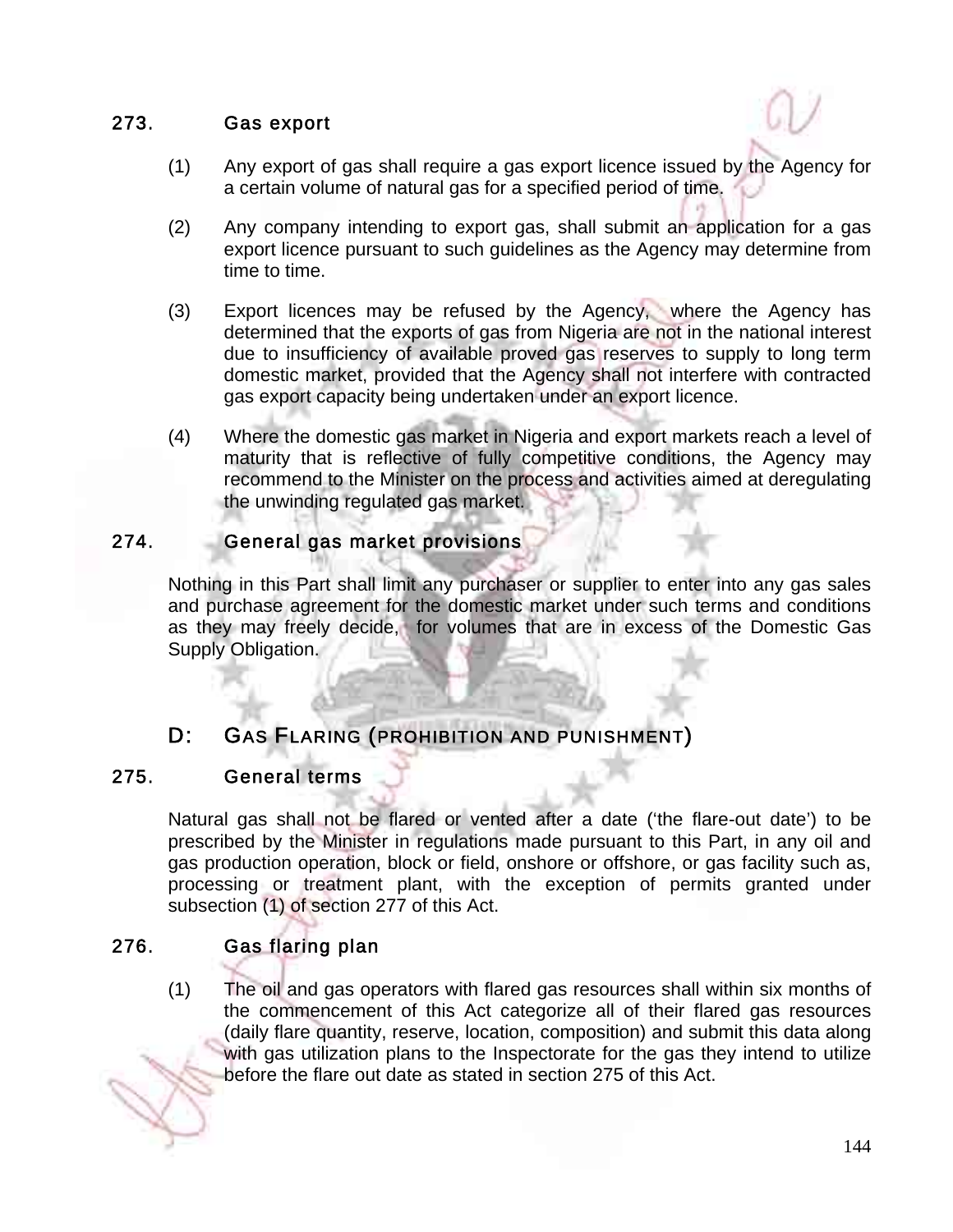### 273. Gas export

(1) Any export of gas shall require a gas export licence issued by the Agency for a certain volume of natural gas for a specified period of time.

(2) Any company intending to export gas, shall submit an application for a gas export licence pursuant to such guidelines as the Agency may determine from time to time.

(3) Export licences may be refused by the Agency, where the Agency has determined that the exports of gas from Nigeria are not in the national interest due to insufficiency of available proved gas reserves to supply to long term domestic market, provided that the Agency shall not interfere with contracted gas export capacity being undertaken under an export licence.

(4) Where the domestic gas market in Nigeria and export markets reach a level of maturity that is reflective of fully competitive conditions, the Agency may recommend to the Minister on the process and activities aimed at deregulating the unwinding regulated gas market.

### 274. General gas market provisions

Nothing in this Part shall limit any purchaser or supplier to enter into any gas sales and purchase agreement for the domestic market under such terms and conditions as they may freely decide, for volumes that are in excess of the Domestic Gas Supply Obligation.

## D: Gas Flaring (prohibition and punishment)

### 275. General terms

Natural gas shall not be flared or vented after a date ('the flare-out date') to be prescribed by the Minister in regulations made pursuant to this Part, in any oil and gas production operation, block or field, onshore or offshore, or gas facility such as, processing or treatment plant, with the exception of permits granted under subsection (1) of section 277 of this Act.

### 276. Gas flaring plan

(1) The oil and gas operators with flared gas resources shall within six months of the commencement of this Act categorize all of their flared gas resources (daily flare quantity, reserve, location, composition) and submit this data along with gas utilization plans to the Inspectorate for the gas they intend to utilize before the flare out date as stated in section 275 of this Act.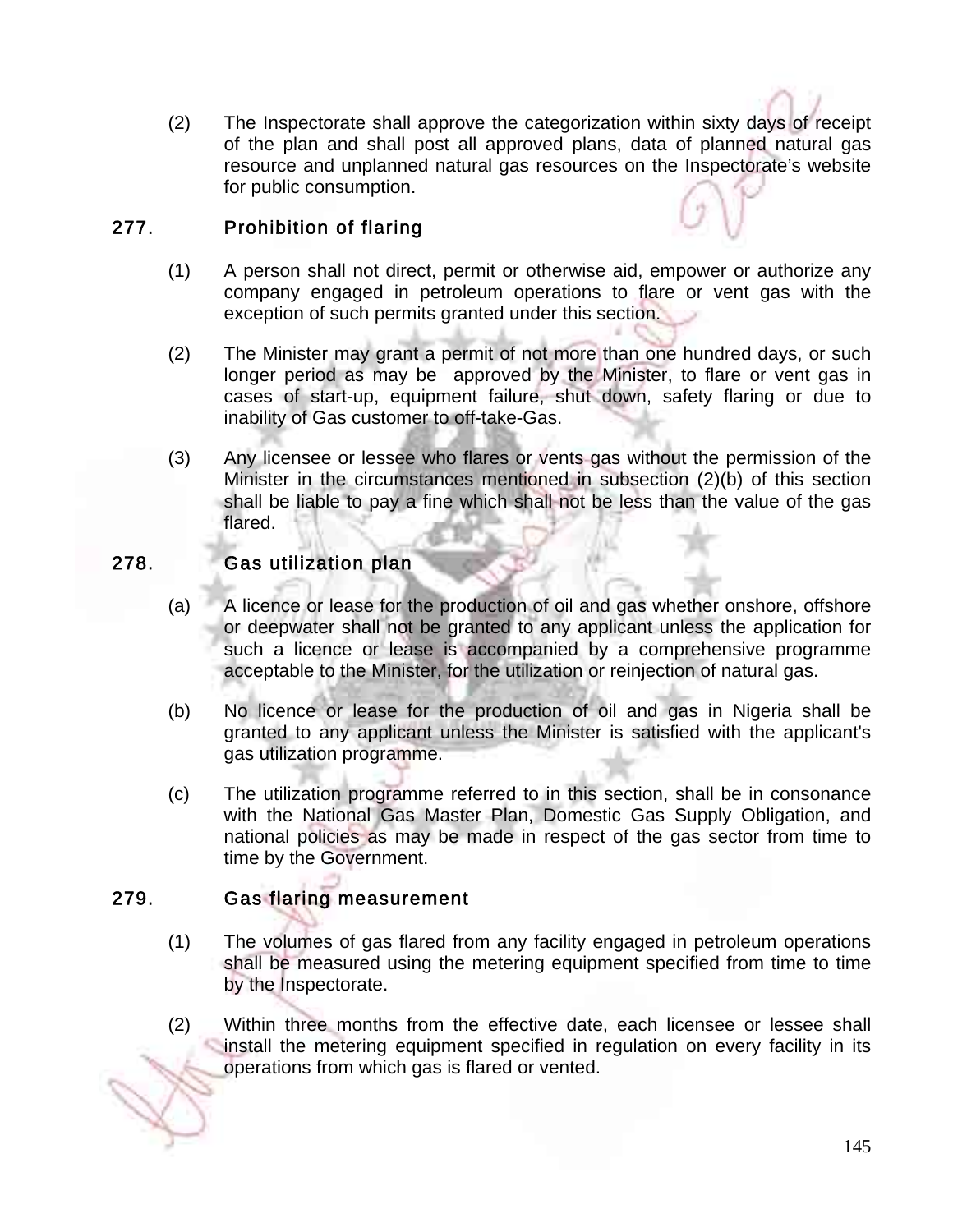(2) The Inspectorate shall approve the categorization within sixty days of receipt of the plan and shall post all approved plans, data of planned natural gas resource and unplanned natural gas resources on the Inspectorate's website for public consumption.

### 277. Prohibition of flaring

(1) A person shall not direct, permit or otherwise aid, empower or authorize any company engaged in petroleum operations to flare or vent gas with the exception of such permits granted under this section.

(2) The Minister may grant a permit of not more than one hundred days, or such longer period as may be approved by the Minister, to flare or vent gas in cases of start-up, equipment failure, shut down, safety flaring or due to inability of Gas customer to off-take-Gas.

(3) Any licensee or lessee who flares or vents gas without the permission of the Minister in the circumstances mentioned in subsection (2)(b) of this section shall be liable to pay a fine which shall not be less than the value of the gas flared.

### 278. Gas utilization plan

(a) A licence or lease for the production of oil and gas whether onshore, offshore or deepwater shall not be granted to any applicant unless the application for such a licence or lease is accompanied by a comprehensive programme acceptable to the Minister, for the utilization or reinjection of natural gas.

(b) No licence or lease for the production of oil and gas in Nigeria shall be granted to any applicant unless the Minister is satisfied with the applicant's gas utilization programme.

(c) The utilization programme referred to in this section, shall be in consonance with the National Gas Master Plan, Domestic Gas Supply Obligation, and national policies as may be made in respect of the gas sector from time to time by the Government.

### 279. Gas flaring measurement

(1) The volumes of gas flared from any facility engaged in petroleum operations shall be measured using the metering equipment specified from time to time by the Inspectorate.

(2) Within three months from the effective date, each licensee or lessee shall install the metering equipment specified in regulation on every facility in its operations from which gas is flared or vented.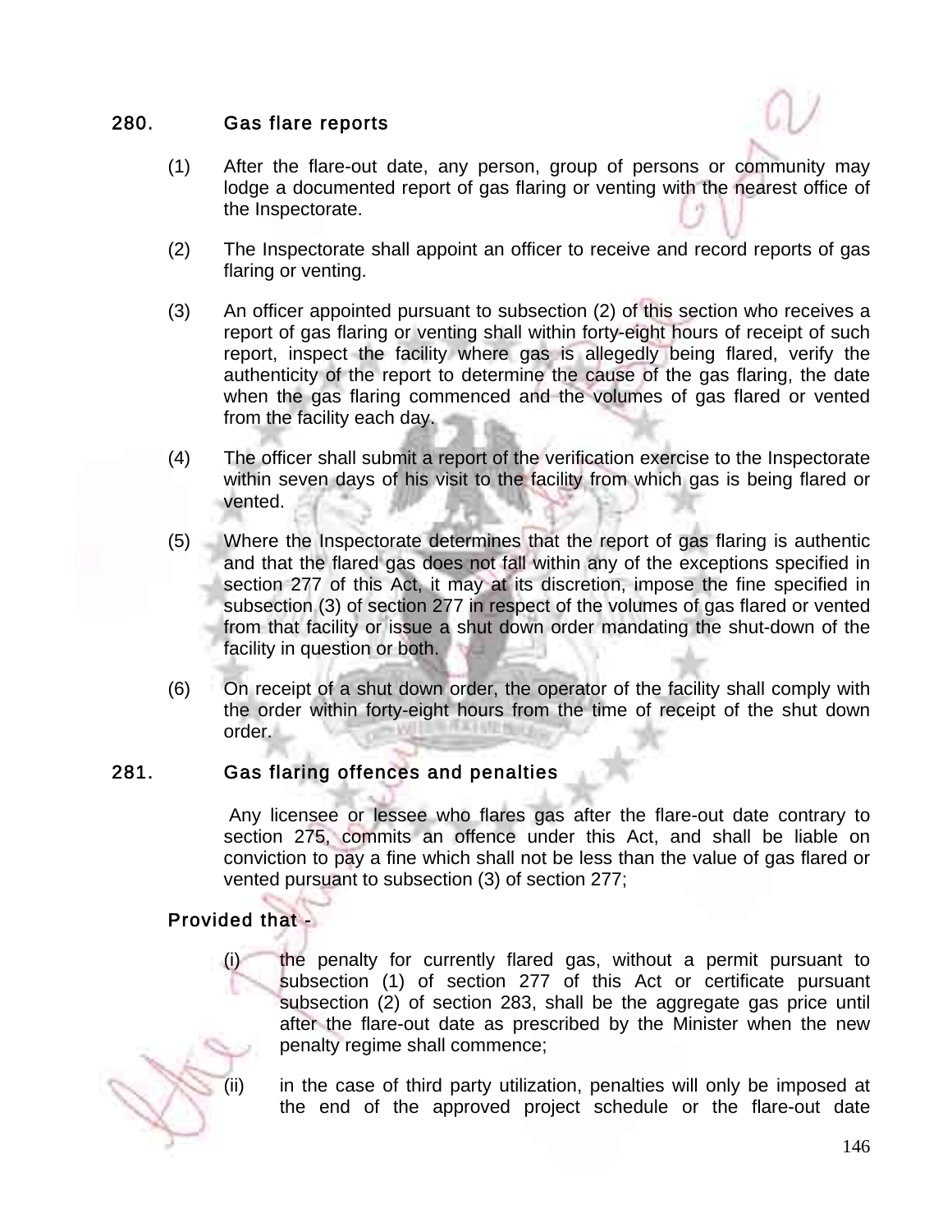## 280. Gas flare reports

(1) After the flare-out date, any person, group of persons or community may lodge a documented report of gas flaring or venting with the nearest office of the Inspectorate.

(2) The Inspectorate shall appoint an officer to receive and record reports of gas flaring or venting.

(3) An officer appointed pursuant to subsection (2) of this section who receives a report of gas flaring or venting shall within forty-eight hours of receipt of such report, inspect the facility where gas is allegedly being flared, verify the authenticity of the report to determine the cause of the gas flaring, the date when the gas flaring commenced and the volumes of gas flared or vented from the facility each day.

(4) The officer shall submit a report of the verification exercise to the Inspectorate within seven days of his visit to the facility from which gas is being flared or vented.

(5) Where the Inspectorate determines that the report of gas flaring is authentic and that the flared gas does not fall within any of the exceptions specified in section 277 of this Act, it may at its discretion, impose the fine specified in subsection (3) of section 277 in respect of the volumes of gas flared or vented from that facility or issue a shut down order mandating the shut-down of the facility in question or both.

(6) On receipt of a shut down order, the operator of the facility shall comply with the order within forty-eight hours from the time of receipt of the shut down order.

## 281. Gas flaring offences and penalties

Any licensee or lessee who flares gas after the flare-out date contrary to section 275, commits an offence under this Act, and shall be liable on conviction to pay a fine which shall not be less than the value of gas flared or vented pursuant to subsection (3) of section 277;

**Provided that -**

(i) the penalty for currently flared gas, without a permit pursuant to subsection (1) of section 277 of this Act or certificate pursuant subsection (2) of section 283, shall be the aggregate gas price until after the flare-out date as prescribed by the Minister when the new penalty regime shall commence;

(ii) in the case of third party utilization, penalties will only be imposed at the end of the approved project schedule or the flare-out date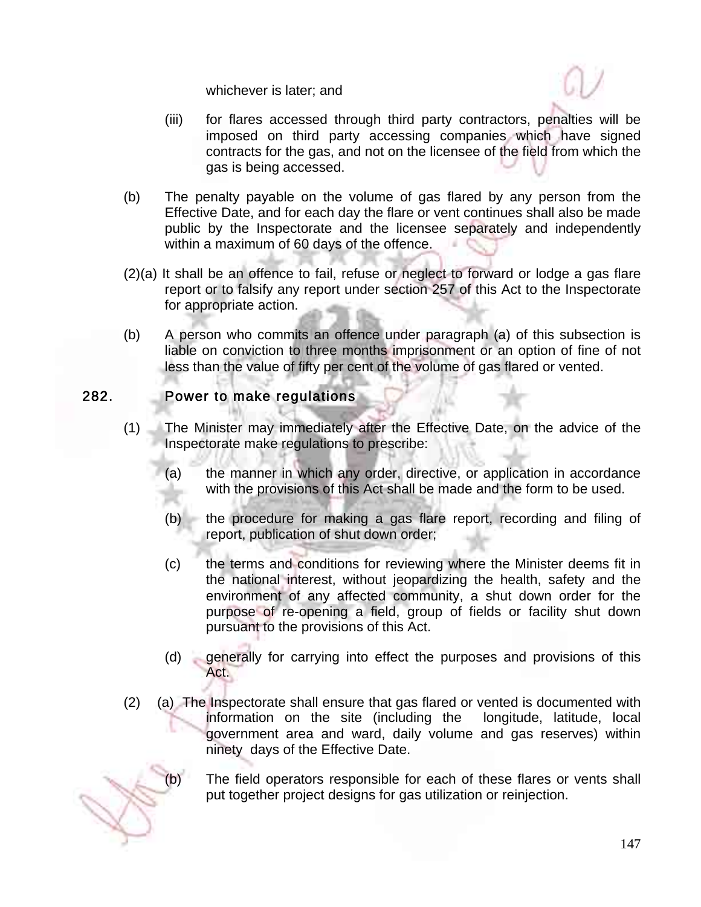whichever is later; and

(iii) for flares accessed through third party contractors, penalties will be imposed on third party accessing companies which have signed contracts for the gas, and not on the licensee of the field from which the gas is being accessed.

(b) The penalty payable on the volume of gas flared by any person from the Effective Date, and for each day the flare or vent continues shall also be made public by the Inspectorate and the licensee separately and independently within a maximum of 60 days of the offence.

(2)(a) It shall be an offence to fail, refuse or neglect to forward or lodge a gas flare report or to falsify any report under section 257 of this Act to the Inspectorate for appropriate action.

(b) A person who commits an offence under paragraph (a) of this subsection is liable on conviction to three months imprisonment or an option of fine of not less than the value of fifty per cent of the volume of gas flared or vented.

## 282. Power to make regulations

(1) The Minister may immediately after the Effective Date, on the advice of the Inspectorate make regulations to prescribe:

(a) the manner in which any order, directive, or application in accordance with the provisions of this Act shall be made and the form to be used.

(b) the procedure for making a gas flare report, recording and filing of report, publication of shut down order;

(c) the terms and conditions for reviewing where the Minister deems fit in the national interest, without jeopardizing the health, safety and the environment of any affected community, a shut down order for the purpose of re-opening a field, group of fields or facility shut down pursuant to the provisions of this Act.

(d) generally for carrying into effect the purposes and provisions of this Act.

(2) (a) The Inspectorate shall ensure that gas flared or vented is documented with information on the site (including the longitude, latitude, local government area and ward, daily volume and gas reserves) within ninety days of the Effective Date.

(b) The field operators responsible for each of these flares or vents shall put together project designs for gas utilization or reinjection.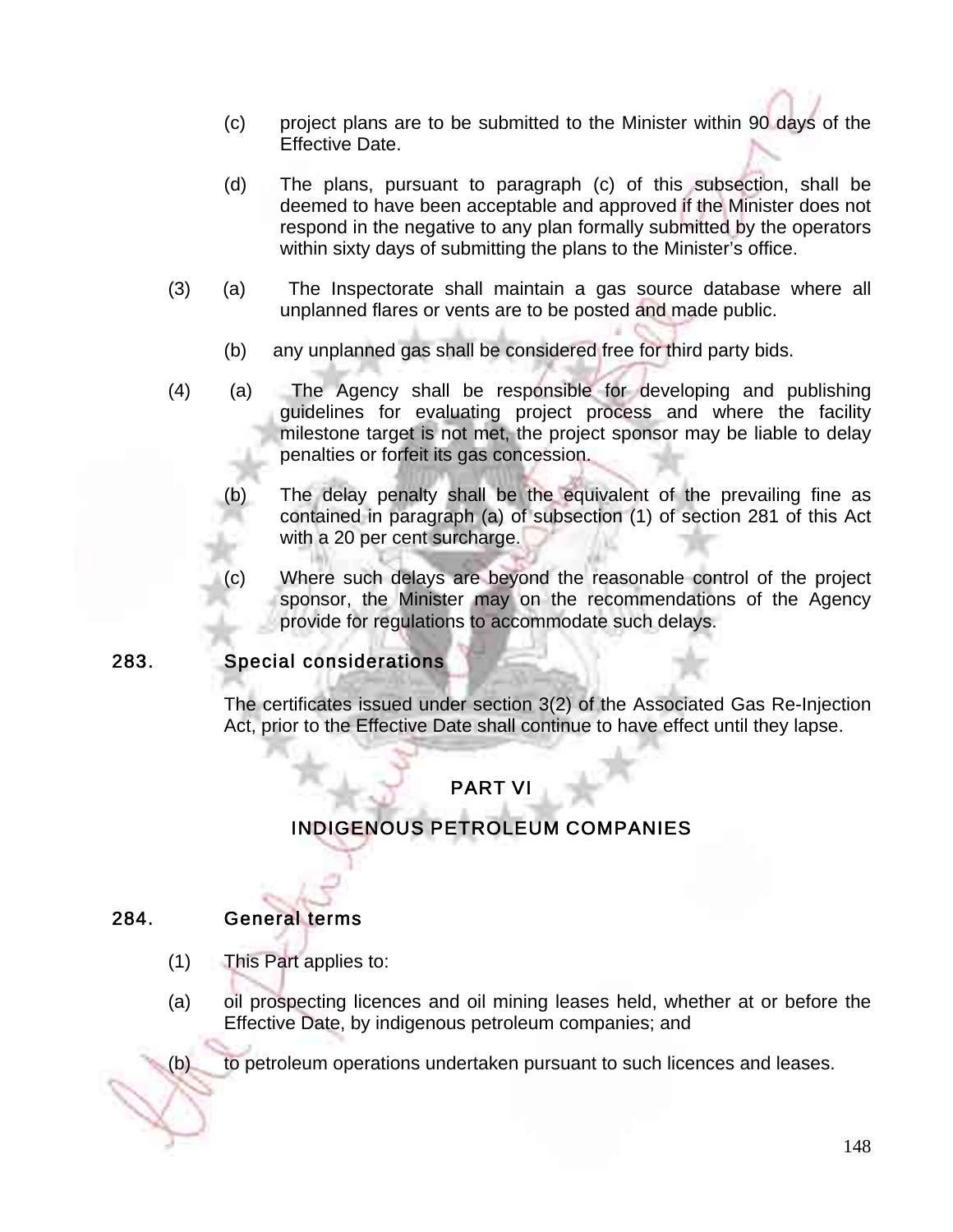(c) project plans are to be submitted to the Minister within 90 days of the Effective Date.

(d) The plans, pursuant to paragraph (c) of this subsection, shall be deemed to have been acceptable and approved if the Minister does not respond in the negative to any plan formally submitted by the operators within sixty days of submitting the plans to the Minister's office.

(3) (a) The Inspectorate shall maintain a gas source database where all unplanned flares or vents are to be posted and made public.

(b) any unplanned gas shall be considered free for third party bids.

(4) (a) The Agency shall be responsible for developing and publishing guidelines for evaluating project process and where the facility milestone target is not met, the project sponsor may be liable to delay penalties or forfeit its gas concession.

(b) The delay penalty shall be the equivalent of the prevailing fine as contained in paragraph (a) of subsection (1) of section 281 of this Act with a 20 per cent surcharge.

(c) Where such delays are beyond the reasonable control of the project sponsor, the Minister may on the recommendations of the Agency provide for regulations to accommodate such delays.

### 283. Special considerations

The certificates issued under section 3(2) of the Associated Gas Re-Injection Act, prior to the Effective Date shall continue to have effect until they lapse.

## PART VI

## INDIGENOUS PETROLEUM COMPANIES

### 284. General terms

(1) This Part applies to:

(a) oil prospecting licences and oil mining leases held, whether at or before the Effective Date, by indigenous petroleum companies; and

(b) to petroleum operations undertaken pursuant to such licences and leases.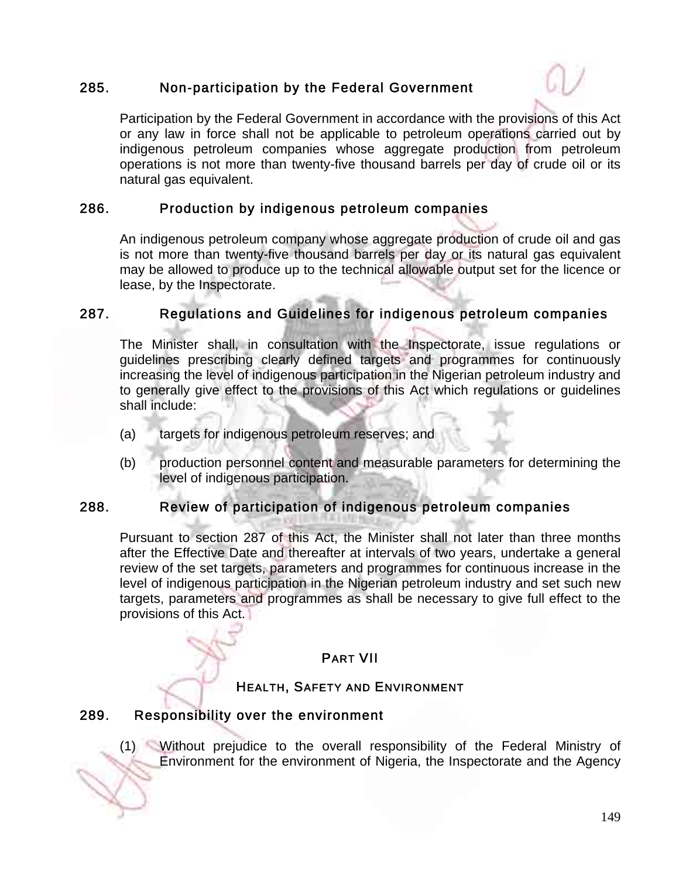### 285. Non-participation by the Federal Government

Participation by the Federal Government in accordance with the provisions of this Act or any law in force shall not be applicable to petroleum operations carried out by indigenous petroleum companies whose aggregate production from petroleum operations is not more than twenty-five thousand barrels per day of crude oil or its natural gas equivalent.

### 286. Production by indigenous petroleum companies

An indigenous petroleum company whose aggregate production of crude oil and gas is not more than twenty-five thousand barrels per day or its natural gas equivalent may be allowed to produce up to the technical allowable output set for the licence or lease, by the Inspectorate.

### 287. Regulations and Guidelines for indigenous petroleum companies

The Minister shall, in consultation with the Inspectorate, issue regulations or guidelines prescribing clearly defined targets and programmes for continuously increasing the level of indigenous participation in the Nigerian petroleum industry and to generally give effect to the provisions of this Act which regulations or guidelines shall include:

(a) targets for indigenous petroleum reserves; and

(b) production personnel content and measurable parameters for determining the level of indigenous participation.

### 288. Review of participation of indigenous petroleum companies

Pursuant to section 287 of this Act, the Minister shall not later than three months after the Effective Date and thereafter at intervals of two years, undertake a general review of the set targets, parameters and programmes for continuous increase in the level of indigenous participation in the Nigerian petroleum industry and set such new targets, parameters and programmes as shall be necessary to give full effect to the provisions of this Act.

## PART VII

## HEALTH, SAFETY AND ENVIRONMENT

### 289. Responsibility over the environment

(1) Without prejudice to the overall responsibility of the Federal Ministry of Environment for the environment of Nigeria, the Inspectorate and the Agency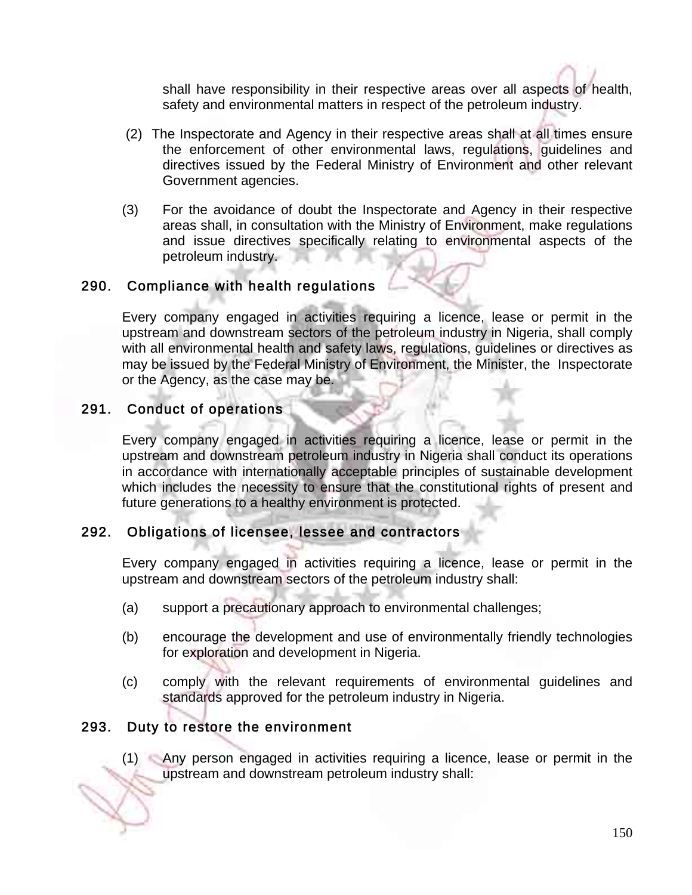shall have responsibility in their respective areas over all aspects of health, safety and environmental matters in respect of the petroleum industry.

(2) The Inspectorate and Agency in their respective areas shall at all times ensure the enforcement of other environmental laws, regulations, guidelines and directives issued by the Federal Ministry of Environment and other relevant Government agencies.

(3) For the avoidance of doubt the Inspectorate and Agency in their respective areas shall, in consultation with the Ministry of Environment, make regulations and issue directives specifically relating to environmental aspects of the petroleum industry.

## 290. Compliance with health regulations

Every company engaged in activities requiring a licence, lease or permit in the upstream and downstream sectors of the petroleum industry in Nigeria, shall comply with all environmental health and safety laws, regulations, guidelines or directives as may be issued by the Federal Ministry of Environment, the Minister, the Inspectorate or the Agency, as the case may be.

## 291. Conduct of operations

Every company engaged in activities requiring a licence, lease or permit in the upstream and downstream petroleum industry in Nigeria shall conduct its operations in accordance with internationally acceptable principles of sustainable development which includes the necessity to ensure that the constitutional rights of present and future generations to a healthy environment is protected.

## 292. Obligations of licensee, lessee and contractors

Every company engaged in activities requiring a licence, lease or permit in the upstream and downstream sectors of the petroleum industry shall:

(a) support a precautionary approach to environmental challenges;

(b) encourage the development and use of environmentally friendly technologies for exploration and development in Nigeria.

(c) comply with the relevant requirements of environmental guidelines and standards approved for the petroleum industry in Nigeria.

## 293. Duty to restore the environment

(1) Any person engaged in activities requiring a licence, lease or permit in the upstream and downstream petroleum industry shall: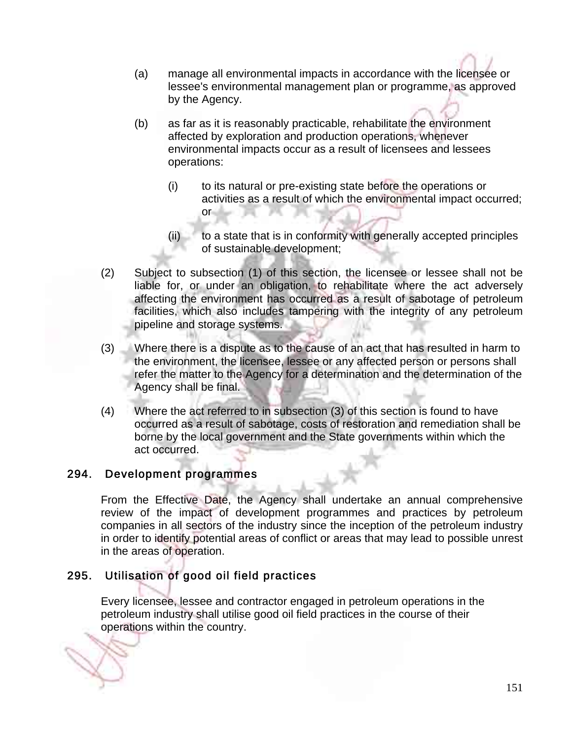(a) manage all environmental impacts in accordance with the licensee or lessee's environmental management plan or programme, as approved by the Agency.

(b) as far as it is reasonably practicable, rehabilitate the environment affected by exploration and production operations, whenever environmental impacts occur as a result of licensees and lessees operations:

   (i) to its natural or pre-existing state before the operations or activities as a result of which the environmental impact occurred; or

   (ii) to a state that is in conformity with generally accepted principles of sustainable development;

(2) Subject to subsection (1) of this section, the licensee or lessee shall not be liable for, or under an obligation, to rehabilitate where the act adversely affecting the environment has occurred as a result of sabotage of petroleum facilities, which also includes tampering with the integrity of any petroleum pipeline and storage systems.

(3) Where there is a dispute as to the cause of an act that has resulted in harm to the environment, the licensee, lessee or any affected person or persons shall refer the matter to the Agency for a determination and the determination of the Agency shall be final.

(4) Where the act referred to in subsection (3) of this section is found to have occurred as a result of sabotage, costs of restoration and remediation shall be borne by the local government and the State governments within which the act occurred.

## 294. Development programmes

From the Effective Date, the Agency shall undertake an annual comprehensive review of the impact of development programmes and practices by petroleum companies in all sectors of the industry since the inception of the petroleum industry in order to identify potential areas of conflict or areas that may lead to possible unrest in the areas of operation.

## 295. Utilisation of good oil field practices

Every licensee, lessee and contractor engaged in petroleum operations in the petroleum industry shall utilise good oil field practices in the course of their operations within the country.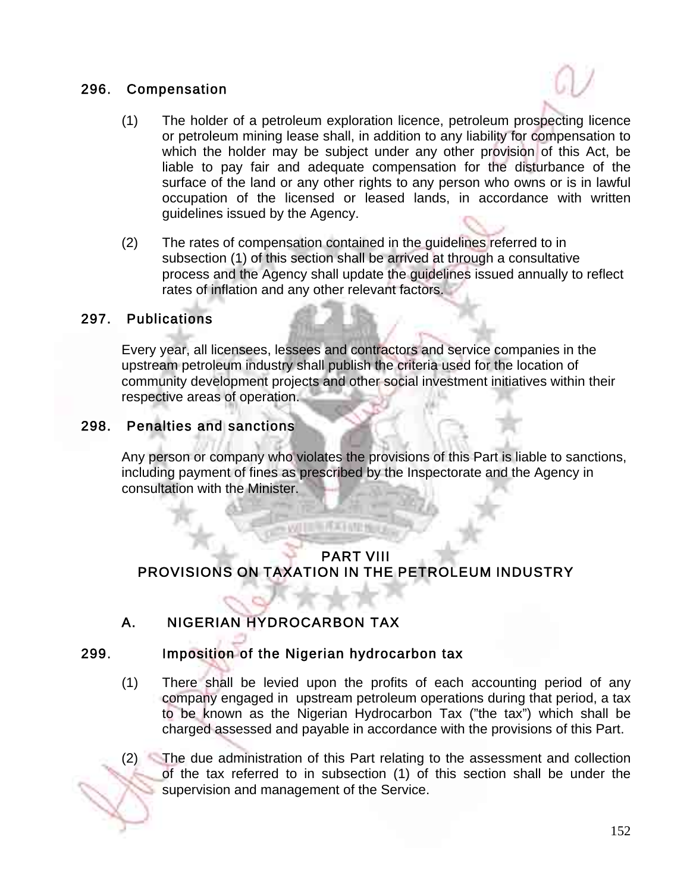### 296. Compensation

(1) The holder of a petroleum exploration licence, petroleum prospecting licence or petroleum mining lease shall, in addition to any liability for compensation to which the holder may be subject under any other provision of this Act, be liable to pay fair and adequate compensation for the disturbance of the surface of the land or any other rights to any person who owns or is in lawful occupation of the licensed or leased lands, in accordance with written guidelines issued by the Agency.

(2) The rates of compensation contained in the guidelines referred to in subsection (1) of this section shall be arrived at through a consultative process and the Agency shall update the guidelines issued annually to reflect rates of inflation and any other relevant factors.

### 297. Publications

Every year, all licensees, lessees and contractors and service companies in the upstream petroleum industry shall publish the criteria used for the location of community development projects and other social investment initiatives within their respective areas of operation.

### 298. Penalties and sanctions

Any person or company who violates the provisions of this Part is liable to sanctions, including payment of fines as prescribed by the Inspectorate and the Agency in consultation with the Minister.

## PART VIII
## PROVISIONS ON TAXATION IN THE PETROLEUM INDUSTRY

### A. NIGERIAN HYDROCARBON TAX

### 299. Imposition of the Nigerian hydrocarbon tax

(1) There shall be levied upon the profits of each accounting period of any company engaged in upstream petroleum operations during that period, a tax to be known as the Nigerian Hydrocarbon Tax ("the tax") which shall be charged assessed and payable in accordance with the provisions of this Part.

(2) The due administration of this Part relating to the assessment and collection of the tax referred to in subsection (1) of this section shall be under the supervision and management of the Service.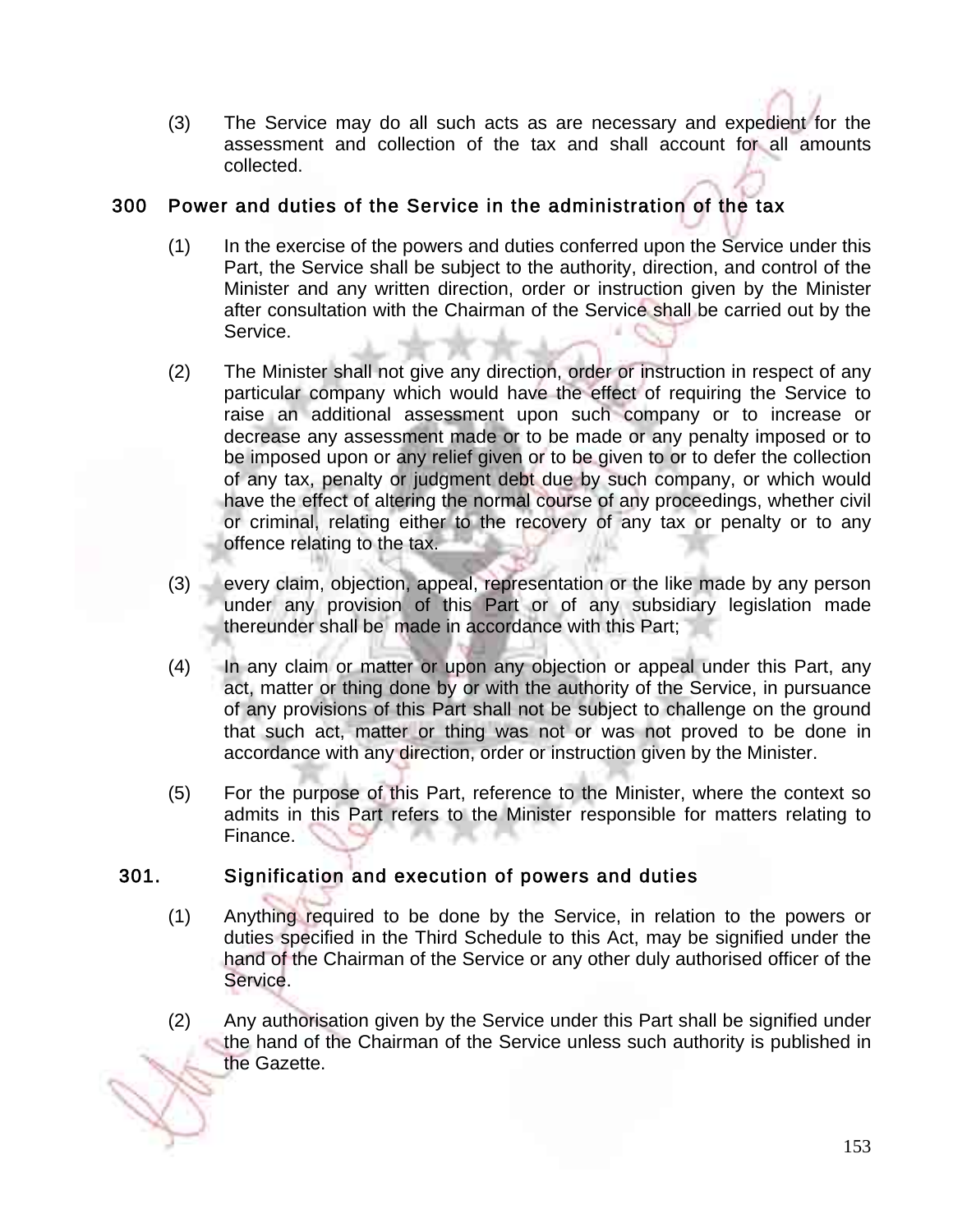(3) The Service may do all such acts as are necessary and expedient for the assessment and collection of the tax and shall account for all amounts collected.

## 300 Power and duties of the Service in the administration of the tax

(1) In the exercise of the powers and duties conferred upon the Service under this Part, the Service shall be subject to the authority, direction, and control of the Minister and any written direction, order or instruction given by the Minister after consultation with the Chairman of the Service shall be carried out by the Service.

(2) The Minister shall not give any direction, order or instruction in respect of any particular company which would have the effect of requiring the Service to raise an additional assessment upon such company or to increase or decrease any assessment made or to be made or any penalty imposed or to be imposed upon or any relief given or to be given to or to defer the collection of any tax, penalty or judgment debt due by such company, or which would have the effect of altering the normal course of any proceedings, whether civil or criminal, relating either to the recovery of any tax or penalty or to any offence relating to the tax.

(3) every claim, objection, appeal, representation or the like made by any person under any provision of this Part or of any subsidiary legislation made thereunder shall be made in accordance with this Part;

(4) In any claim or matter or upon any objection or appeal under this Part, any act, matter or thing done by or with the authority of the Service, in pursuance of any provisions of this Part shall not be subject to challenge on the ground that such act, matter or thing was not or was not proved to be done in accordance with any direction, order or instruction given by the Minister.

(5) For the purpose of this Part, reference to the Minister, where the context so admits in this Part refers to the Minister responsible for matters relating to Finance.

## 301. Signification and execution of powers and duties

(1) Anything required to be done by the Service, in relation to the powers or duties specified in the Third Schedule to this Act, may be signified under the hand of the Chairman of the Service or any other duly authorised officer of the Service.

(2) Any authorisation given by the Service under this Part shall be signified under the hand of the Chairman of the Service unless such authority is published in the Gazette.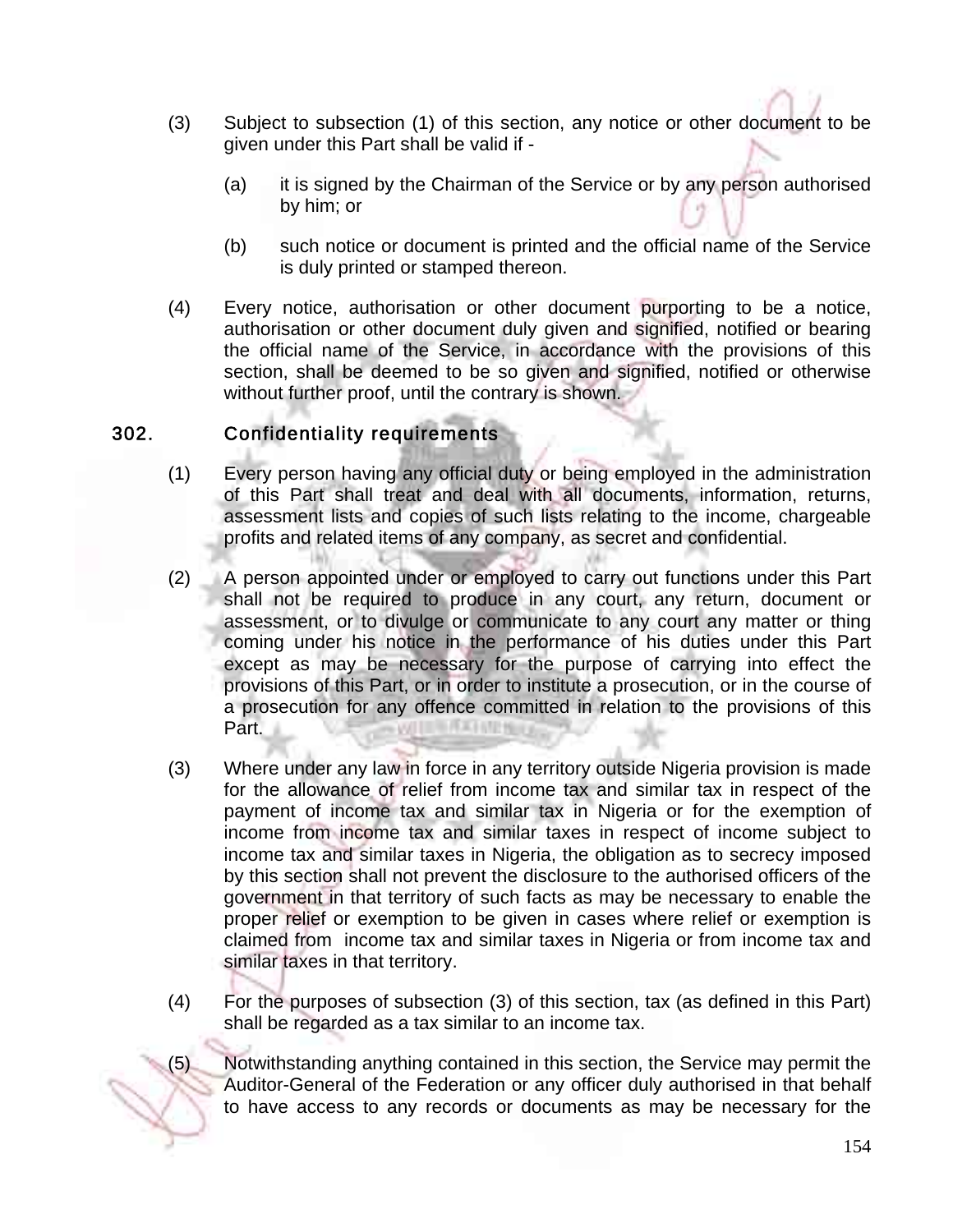(3) Subject to subsection (1) of this section, any notice or other document to be given under this Part shall be valid if -

(a) it is signed by the Chairman of the Service or by any person authorised by him; or

(b) such notice or document is printed and the official name of the Service is duly printed or stamped thereon.

(4) Every notice, authorisation or other document purporting to be a notice, authorisation or other document duly given and signified, notified or bearing the official name of the Service, in accordance with the provisions of this section, shall be deemed to be so given and signified, notified or otherwise without further proof, until the contrary is shown.

## 302. Confidentiality requirements

(1) Every person having any official duty or being employed in the administration of this Part shall treat and deal with all documents, information, returns, assessment lists and copies of such lists relating to the income, chargeable profits and related items of any company, as secret and confidential.

(2) A person appointed under or employed to carry out functions under this Part shall not be required to produce in any court, any return, document or assessment, or to divulge or communicate to any court any matter or thing coming under his notice in the performance of his duties under this Part except as may be necessary for the purpose of carrying into effect the provisions of this Part, or in order to institute a prosecution, or in the course of a prosecution for any offence committed in relation to the provisions of this Part.

(3) Where under any law in force in any territory outside Nigeria provision is made for the allowance of relief from income tax and similar tax in respect of the payment of income tax and similar tax in Nigeria or for the exemption of income from income tax and similar taxes in respect of income subject to income tax and similar taxes in Nigeria, the obligation as to secrecy imposed by this section shall not prevent the disclosure to the authorised officers of the government in that territory of such facts as may be necessary to enable the proper relief or exemption to be given in cases where relief or exemption is claimed from income tax and similar taxes in Nigeria or from income tax and similar taxes in that territory.

(4) For the purposes of subsection (3) of this section, tax (as defined in this Part) shall be regarded as a tax similar to an income tax.

(5) Notwithstanding anything contained in this section, the Service may permit the Auditor-General of the Federation or any officer duly authorised in that behalf to have access to any records or documents as may be necessary for the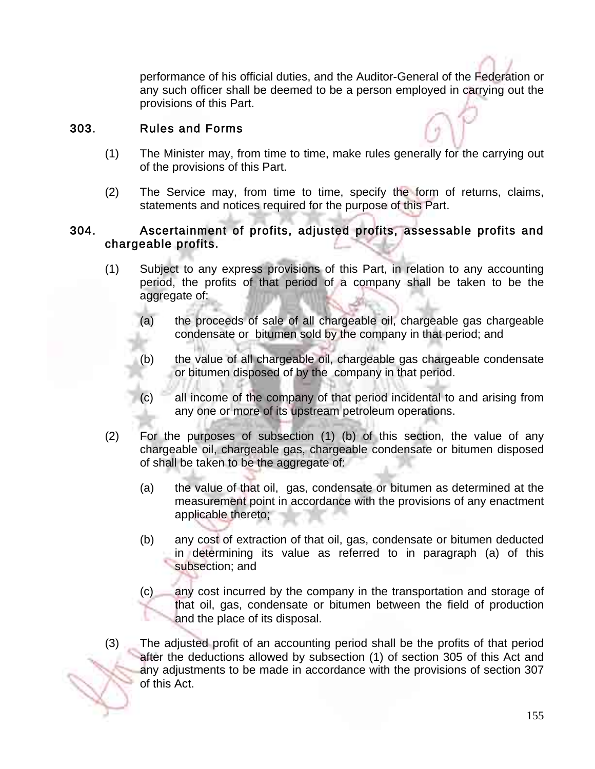performance of his official duties, and the Auditor-General of the Federation or any such officer shall be deemed to be a person employed in carrying out the provisions of this Part.

## 303. Rules and Forms

(1) The Minister may, from time to time, make rules generally for the carrying out of the provisions of this Part.

(2) The Service may, from time to time, specify the form of returns, claims, statements and notices required for the purpose of this Part.

## 304. Ascertainment of profits, adjusted profits, assessable profits and chargeable profits.

(1) Subject to any express provisions of this Part, in relation to any accounting period, the profits of that period of a company shall be taken to be the aggregate of:

(a) the proceeds of sale of all chargeable oil, chargeable gas chargeable condensate or bitumen sold by the company in that period; and

(b) the value of all chargeable oil, chargeable gas chargeable condensate or bitumen disposed of by the company in that period.

(c) all income of the company of that period incidental to and arising from any one or more of its upstream petroleum operations.

(2) For the purposes of subsection (1) (b) of this section, the value of any chargeable oil, chargeable gas, chargeable condensate or bitumen disposed of shall be taken to be the aggregate of:

(a) the value of that oil, gas, condensate or bitumen as determined at the measurement point in accordance with the provisions of any enactment applicable thereto;

(b) any cost of extraction of that oil, gas, condensate or bitumen deducted in determining its value as referred to in paragraph (a) of this subsection; and

(c) any cost incurred by the company in the transportation and storage of that oil, gas, condensate or bitumen between the field of production and the place of its disposal.

(3) The adjusted profit of an accounting period shall be the profits of that period after the deductions allowed by subsection (1) of section 305 of this Act and any adjustments to be made in accordance with the provisions of section 307 of this Act.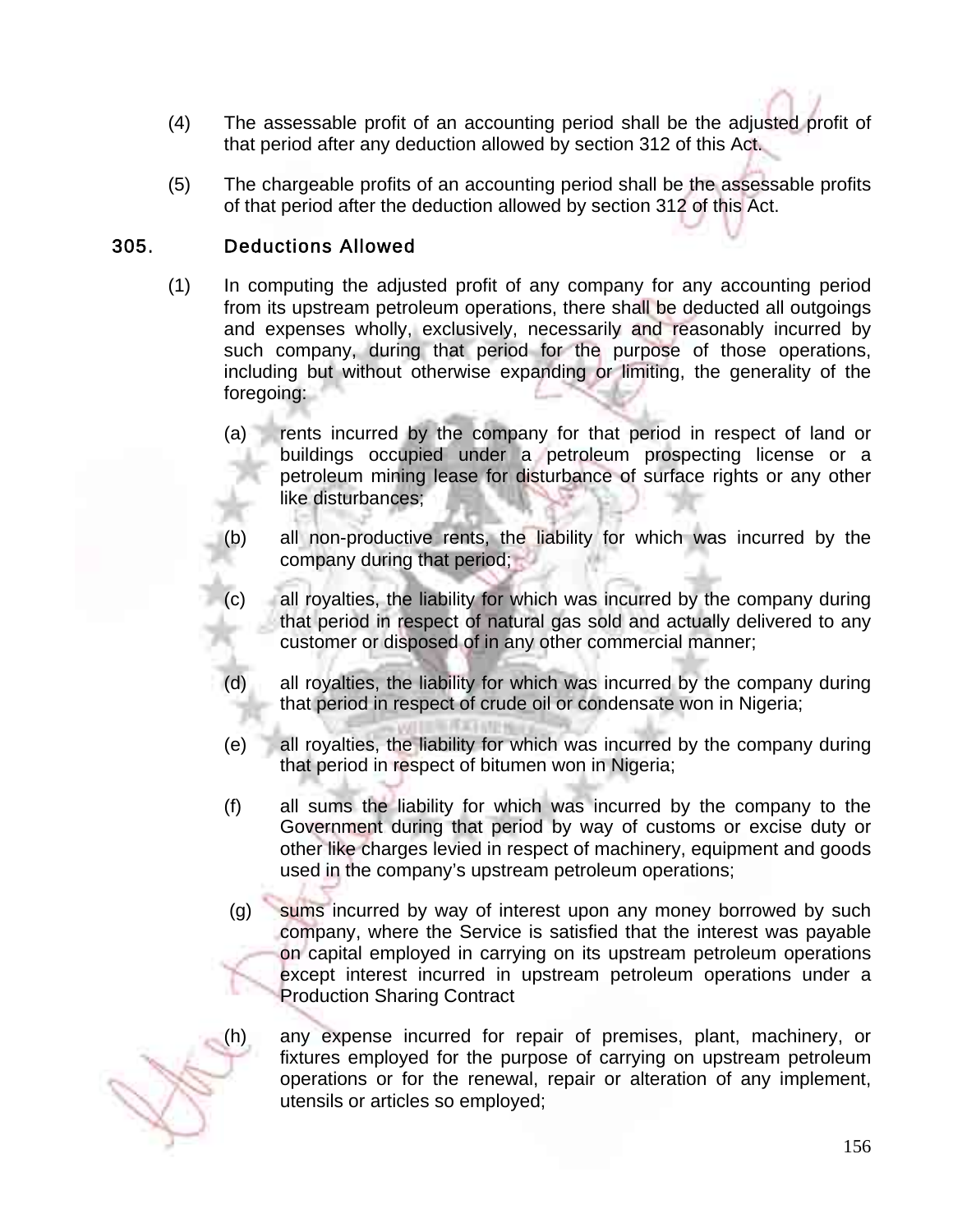(4) The assessable profit of an accounting period shall be the adjusted profit of that period after any deduction allowed by section 312 of this Act.

(5) The chargeable profits of an accounting period shall be the assessable profits of that period after the deduction allowed by section 312 of this Act.

## 305. Deductions Allowed

(1) In computing the adjusted profit of any company for any accounting period from its upstream petroleum operations, there shall be deducted all outgoings and expenses wholly, exclusively, necessarily and reasonably incurred by such company, during that period for the purpose of those operations, including but without otherwise expanding or limiting, the generality of the foregoing:

(a) rents incurred by the company for that period in respect of land or buildings occupied under a petroleum prospecting license or a petroleum mining lease for disturbance of surface rights or any other like disturbances;

(b) all non-productive rents, the liability for which was incurred by the company during that period;

(c) all royalties, the liability for which was incurred by the company during that period in respect of natural gas sold and actually delivered to any customer or disposed of in any other commercial manner;

(d) all royalties, the liability for which was incurred by the company during that period in respect of crude oil or condensate won in Nigeria;

(e) all royalties, the liability for which was incurred by the company during that period in respect of bitumen won in Nigeria;

(f) all sums the liability for which was incurred by the company to the Government during that period by way of customs or excise duty or other like charges levied in respect of machinery, equipment and goods used in the company's upstream petroleum operations;

(g) sums incurred by way of interest upon any money borrowed by such company, where the Service is satisfied that the interest was payable on capital employed in carrying on its upstream petroleum operations except interest incurred in upstream petroleum operations under a Production Sharing Contract

(h) any expense incurred for repair of premises, plant, machinery, or fixtures employed for the purpose of carrying on upstream petroleum operations or for the renewal, repair or alteration of any implement, utensils or articles so employed;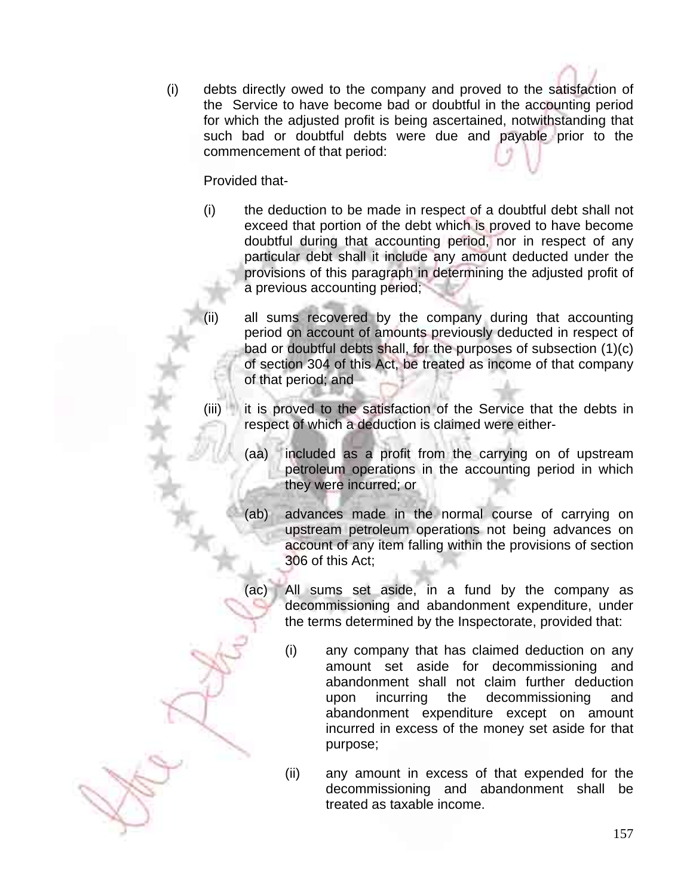(i) debts directly owed to the company and proved to the satisfaction of the Service to have become bad or doubtful in the accounting period for which the adjusted profit is being ascertained, notwithstanding that such bad or doubtful debts were due and payable prior to the commencement of that period:

Provided that-

(i) the deduction to be made in respect of a doubtful debt shall not exceed that portion of the debt which is proved to have become doubtful during that accounting period, nor in respect of any particular debt shall it include any amount deducted under the provisions of this paragraph in determining the adjusted profit of a previous accounting period;

(ii) all sums recovered by the company during that accounting period on account of amounts previously deducted in respect of bad or doubtful debts shall, for the purposes of subsection (1)(c) of section 304 of this Act, be treated as income of that company of that period; and

(iii) it is proved to the satisfaction of the Service that the debts in respect of which a deduction is claimed were either-

(aa) included as a profit from the carrying on of upstream petroleum operations in the accounting period in which they were incurred; or

(ab) advances made in the normal course of carrying on upstream petroleum operations not being advances on account of any item falling within the provisions of section 306 of this Act;

(ac) All sums set aside, in a fund by the company as decommissioning and abandonment expenditure, under the terms determined by the Inspectorate, provided that:

(i) any company that has claimed deduction on any amount set aside for decommissioning and abandonment shall not claim further deduction upon incurring the decommissioning and abandonment expenditure except on amount incurred in excess of the money set aside for that purpose;

(ii) any amount in excess of that expended for the decommissioning and abandonment shall be treated as taxable income.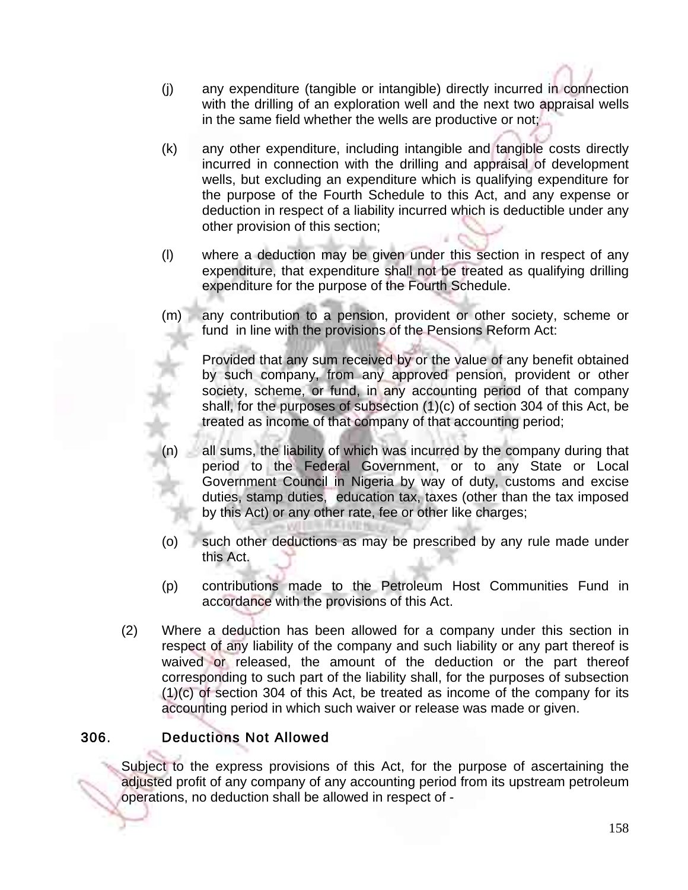(j) any expenditure (tangible or intangible) directly incurred in connection with the drilling of an exploration well and the next two appraisal wells in the same field whether the wells are productive or not;

(k) any other expenditure, including intangible and tangible costs directly incurred in connection with the drilling and appraisal of development wells, but excluding an expenditure which is qualifying expenditure for the purpose of the Fourth Schedule to this Act, and any expense or deduction in respect of a liability incurred which is deductible under any other provision of this section;

(l) where a deduction may be given under this section in respect of any expenditure, that expenditure shall not be treated as qualifying drilling expenditure for the purpose of the Fourth Schedule.

(m) any contribution to a pension, provident or other society, scheme or fund in line with the provisions of the Pensions Reform Act:

Provided that any sum received by or the value of any benefit obtained by such company, from any approved pension, provident or other society, scheme, or fund, in any accounting period of that company shall, for the purposes of subsection (1)(c) of section 304 of this Act, be treated as income of that company of that accounting period;

(n) all sums, the liability of which was incurred by the company during that period to the Federal Government, or to any State or Local Government Council in Nigeria by way of duty, customs and excise duties, stamp duties, education tax, taxes (other than the tax imposed by this Act) or any other rate, fee or other like charges;

(o) such other deductions as may be prescribed by any rule made under this Act.

(p) contributions made to the Petroleum Host Communities Fund in accordance with the provisions of this Act.

(2) Where a deduction has been allowed for a company under this section in respect of any liability of the company and such liability or any part thereof is waived or released, the amount of the deduction or the part thereof corresponding to such part of the liability shall, for the purposes of subsection (1)(c) of section 304 of this Act, be treated as income of the company for its accounting period in which such waiver or release was made or given.

## 306. Deductions Not Allowed

Subject to the express provisions of this Act, for the purpose of ascertaining the adjusted profit of any company of any accounting period from its upstream petroleum operations, no deduction shall be allowed in respect of -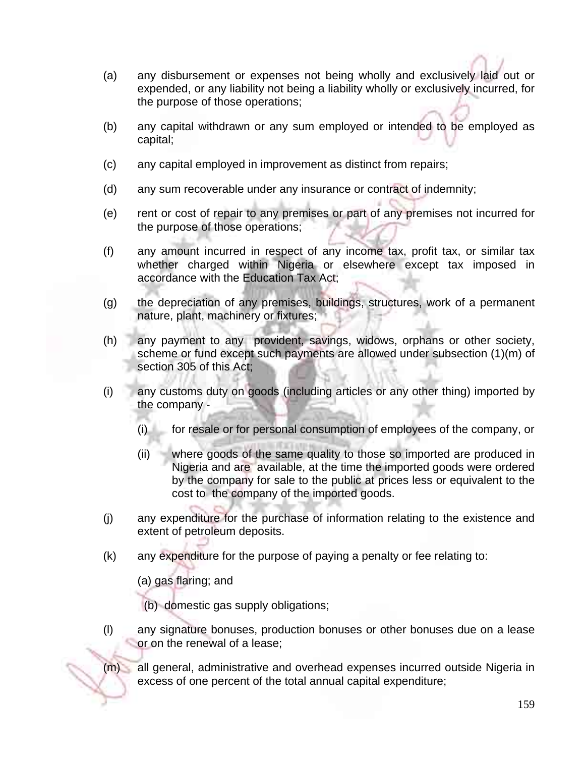(a) any disbursement or expenses not being wholly and exclusively laid out or expended, or any liability not being a liability wholly or exclusively incurred, for the purpose of those operations;

(b) any capital withdrawn or any sum employed or intended to be employed as capital;

(c) any capital employed in improvement as distinct from repairs;

(d) any sum recoverable under any insurance or contract of indemnity;

(e) rent or cost of repair to any premises or part of any premises not incurred for the purpose of those operations;

(f) any amount incurred in respect of any income tax, profit tax, or similar tax whether charged within Nigeria or elsewhere except tax imposed in accordance with the Education Tax Act;

(g) the depreciation of any premises, buildings, structures, work of a permanent nature, plant, machinery or fixtures;

(h) any payment to any provident, savings, widows, orphans or other society, scheme or fund except such payments are allowed under subsection (1)(m) of section 305 of this Act;

(i) any customs duty on goods (including articles or any other thing) imported by the company -

  (i) for resale or for personal consumption of employees of the company, or

  (ii) where goods of the same quality to those so imported are produced in Nigeria and are available, at the time the imported goods were ordered by the company for sale to the public at prices less or equivalent to the cost to the company of the imported goods.

(j) any expenditure for the purchase of information relating to the existence and extent of petroleum deposits.

(k) any expenditure for the purpose of paying a penalty or fee relating to:

  (a) gas flaring; and

  (b) domestic gas supply obligations;

(l) any signature bonuses, production bonuses or other bonuses due on a lease or on the renewal of a lease;

(m) all general, administrative and overhead expenses incurred outside Nigeria in excess of one percent of the total annual capital expenditure;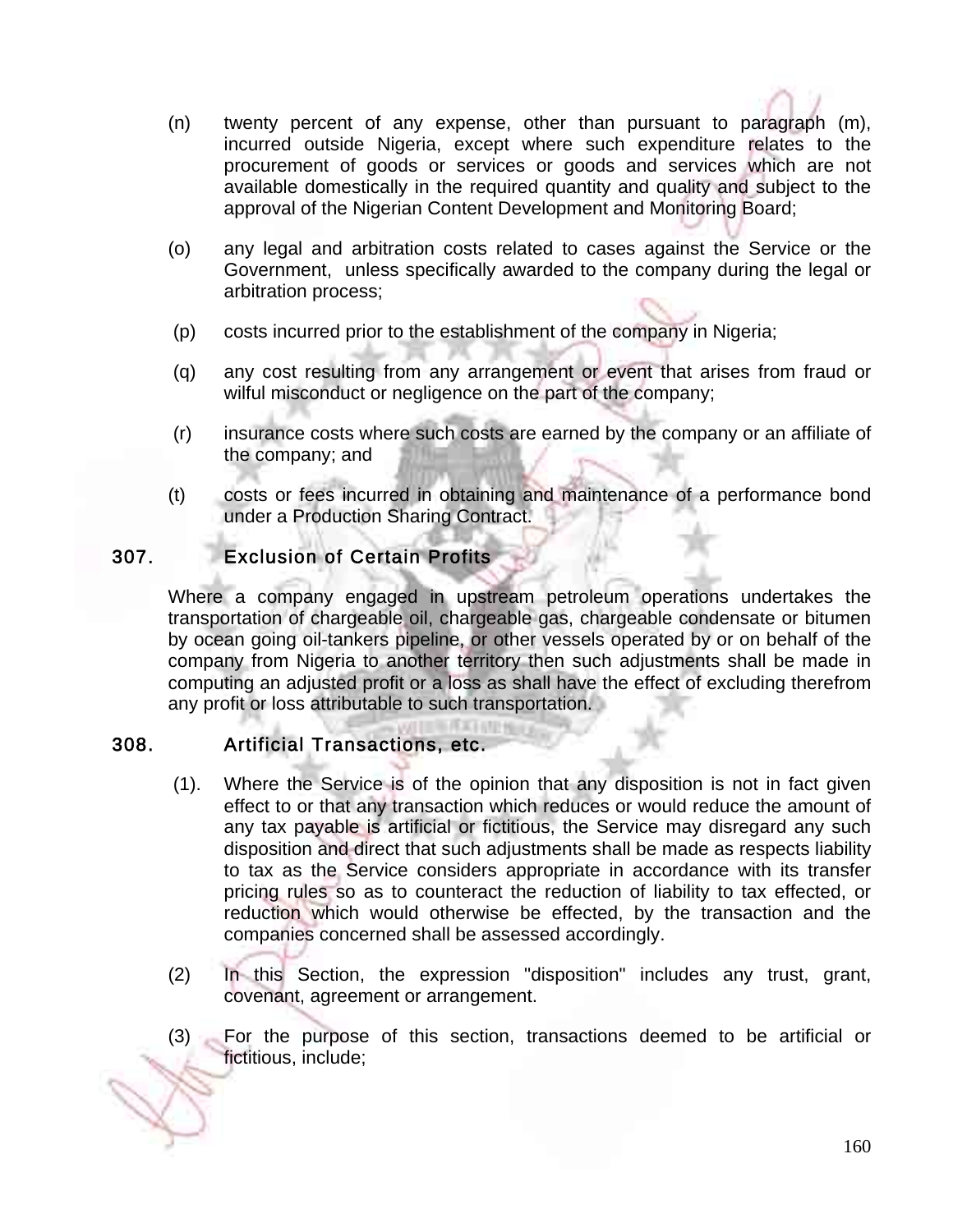(n) twenty percent of any expense, other than pursuant to paragraph (m), incurred outside Nigeria, except where such expenditure relates to the procurement of goods or services or goods and services which are not available domestically in the required quantity and quality and subject to the approval of the Nigerian Content Development and Monitoring Board;

(o) any legal and arbitration costs related to cases against the Service or the Government, unless specifically awarded to the company during the legal or arbitration process;

(p) costs incurred prior to the establishment of the company in Nigeria;

(q) any cost resulting from any arrangement or event that arises from fraud or wilful misconduct or negligence on the part of the company;

(r) insurance costs where such costs are earned by the company or an affiliate of the company; and

(t) costs or fees incurred in obtaining and maintenance of a performance bond under a Production Sharing Contract.

## 307. Exclusion of Certain Profits

Where a company engaged in upstream petroleum operations undertakes the transportation of chargeable oil, chargeable gas, chargeable condensate or bitumen by ocean going oil-tankers pipeline, or other vessels operated by or on behalf of the company from Nigeria to another territory then such adjustments shall be made in computing an adjusted profit or a loss as shall have the effect of excluding therefrom any profit or loss attributable to such transportation.

## 308. Artificial Transactions, etc.

(1). Where the Service is of the opinion that any disposition is not in fact given effect to or that any transaction which reduces or would reduce the amount of any tax payable is artificial or fictitious, the Service may disregard any such disposition and direct that such adjustments shall be made as respects liability to tax as the Service considers appropriate in accordance with its transfer pricing rules so as to counteract the reduction of liability to tax effected, or reduction which would otherwise be effected, by the transaction and the companies concerned shall be assessed accordingly.

(2) In this Section, the expression "disposition" includes any trust, grant, covenant, agreement or arrangement.

(3) For the purpose of this section, transactions deemed to be artificial or fictitious, include;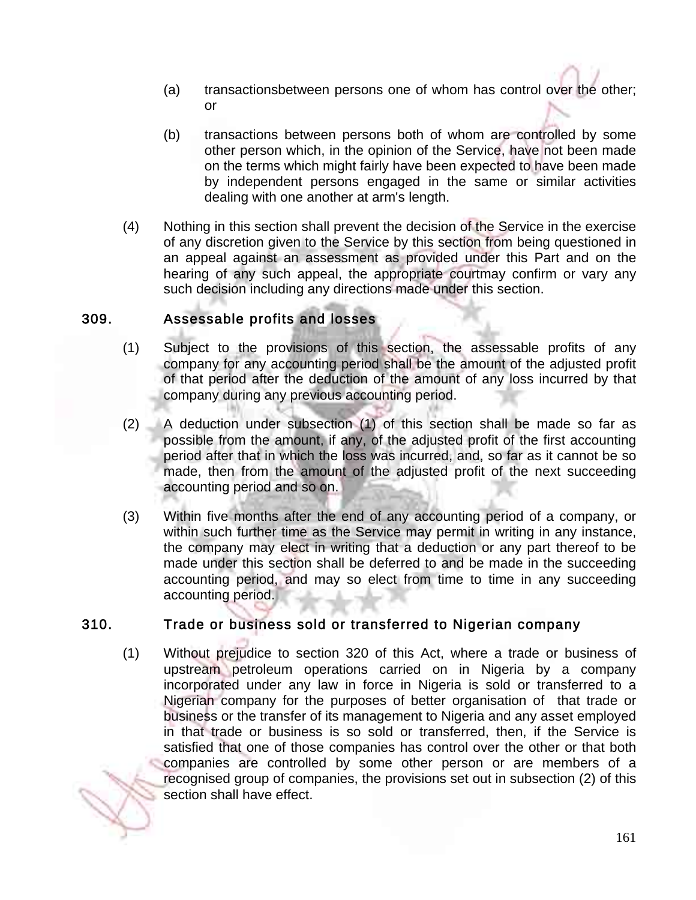(a) transactionsbetween persons one of whom has control over the other; or

(b) transactions between persons both of whom are controlled by some other person which, in the opinion of the Service, have not been made on the terms which might fairly have been expected to have been made by independent persons engaged in the same or similar activities dealing with one another at arm's length.

(4) Nothing in this section shall prevent the decision of the Service in the exercise of any discretion given to the Service by this section from being questioned in an appeal against an assessment as provided under this Part and on the hearing of any such appeal, the appropriate courtmay confirm or vary any such decision including any directions made under this section.

## 309. Assessable profits and losses

(1) Subject to the provisions of this section, the assessable profits of any company for any accounting period shall be the amount of the adjusted profit of that period after the deduction of the amount of any loss incurred by that company during any previous accounting period.

(2) A deduction under subsection (1) of this section shall be made so far as possible from the amount, if any, of the adjusted profit of the first accounting period after that in which the loss was incurred, and, so far as it cannot be so made, then from the amount of the adjusted profit of the next succeeding accounting period and so on.

(3) Within five months after the end of any accounting period of a company, or within such further time as the Service may permit in writing in any instance, the company may elect in writing that a deduction or any part thereof to be made under this section shall be deferred to and be made in the succeeding accounting period, and may so elect from time to time in any succeeding accounting period.

## 310. Trade or business sold or transferred to Nigerian company

(1) Without prejudice to section 320 of this Act, where a trade or business of upstream petroleum operations carried on in Nigeria by a company incorporated under any law in force in Nigeria is sold or transferred to a Nigerian company for the purposes of better organisation of that trade or business or the transfer of its management to Nigeria and any asset employed in that trade or business is so sold or transferred, then, if the Service is satisfied that one of those companies has control over the other or that both companies are controlled by some other person or are members of a recognised group of companies, the provisions set out in subsection (2) of this section shall have effect.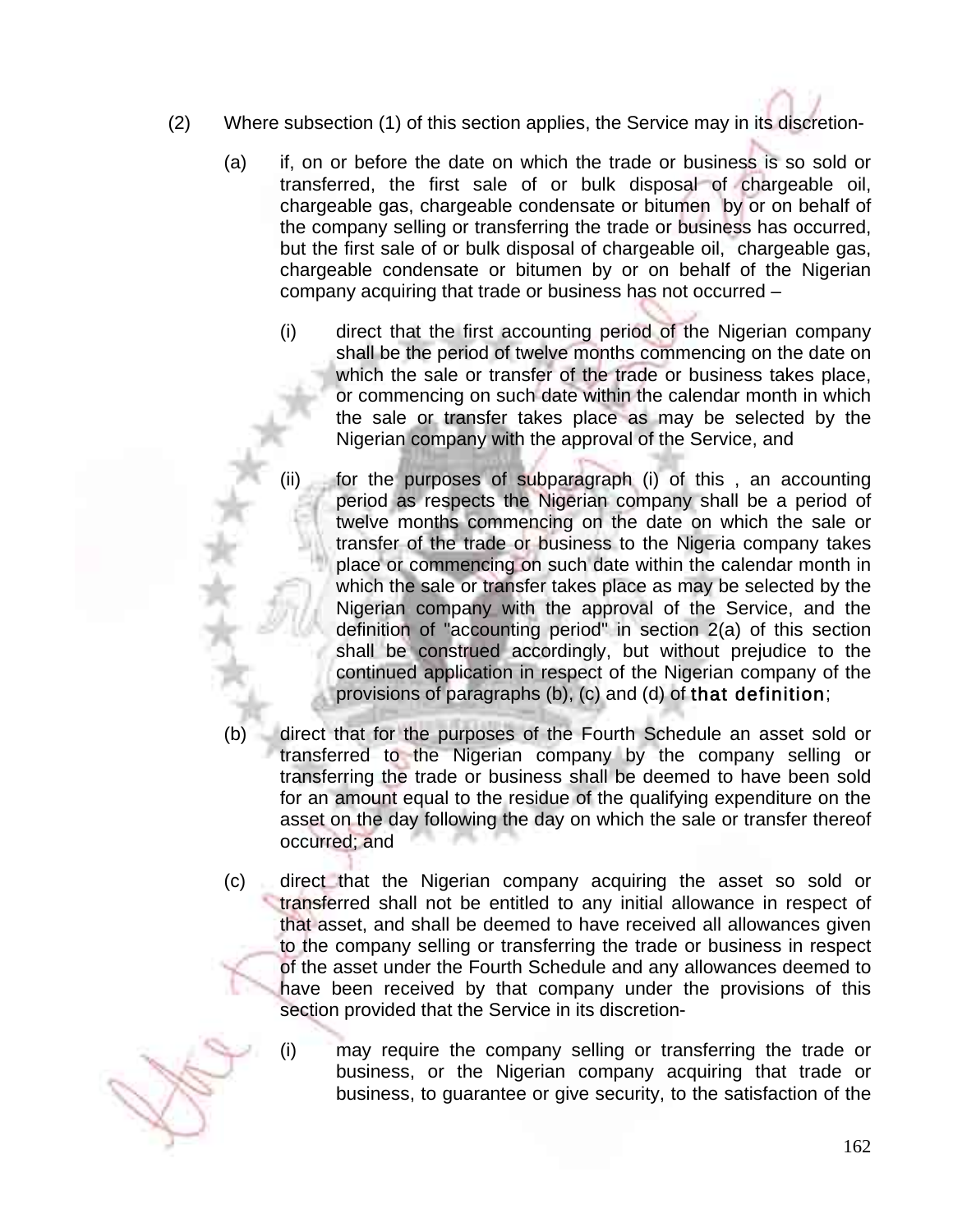(2) Where subsection (1) of this section applies, the Service may in its discretion-

(a) if, on or before the date on which the trade or business is so sold or transferred, the first sale of or bulk disposal of chargeable oil, chargeable gas, chargeable condensate or bitumen by or on behalf of the company selling or transferring the trade or business has occurred, but the first sale of or bulk disposal of chargeable oil, chargeable gas, chargeable condensate or bitumen by or on behalf of the Nigerian company acquiring that trade or business has not occurred –

(i) direct that the first accounting period of the Nigerian company shall be the period of twelve months commencing on the date on which the sale or transfer of the trade or business takes place, or commencing on such date within the calendar month in which the sale or transfer takes place as may be selected by the Nigerian company with the approval of the Service, and

(ii) for the purposes of subparagraph (i) of this , an accounting period as respects the Nigerian company shall be a period of twelve months commencing on the date on which the sale or transfer of the trade or business to the Nigeria company takes place or commencing on such date within the calendar month in which the sale or transfer takes place as may be selected by the Nigerian company with the approval of the Service, and the definition of "accounting period" in section 2(a) of this section shall be construed accordingly, but without prejudice to the continued application in respect of the Nigerian company of the provisions of paragraphs (b), (c) and (d) of that definition;

(b) direct that for the purposes of the Fourth Schedule an asset sold or transferred to the Nigerian company by the company selling or transferring the trade or business shall be deemed to have been sold for an amount equal to the residue of the qualifying expenditure on the asset on the day following the day on which the sale or transfer thereof occurred; and

(c) direct that the Nigerian company acquiring the asset so sold or transferred shall not be entitled to any initial allowance in respect of that asset, and shall be deemed to have received all allowances given to the company selling or transferring the trade or business in respect of the asset under the Fourth Schedule and any allowances deemed to have been received by that company under the provisions of this section provided that the Service in its discretion-

(i) may require the company selling or transferring the trade or business, or the Nigerian company acquiring that trade or business, to guarantee or give security, to the satisfaction of the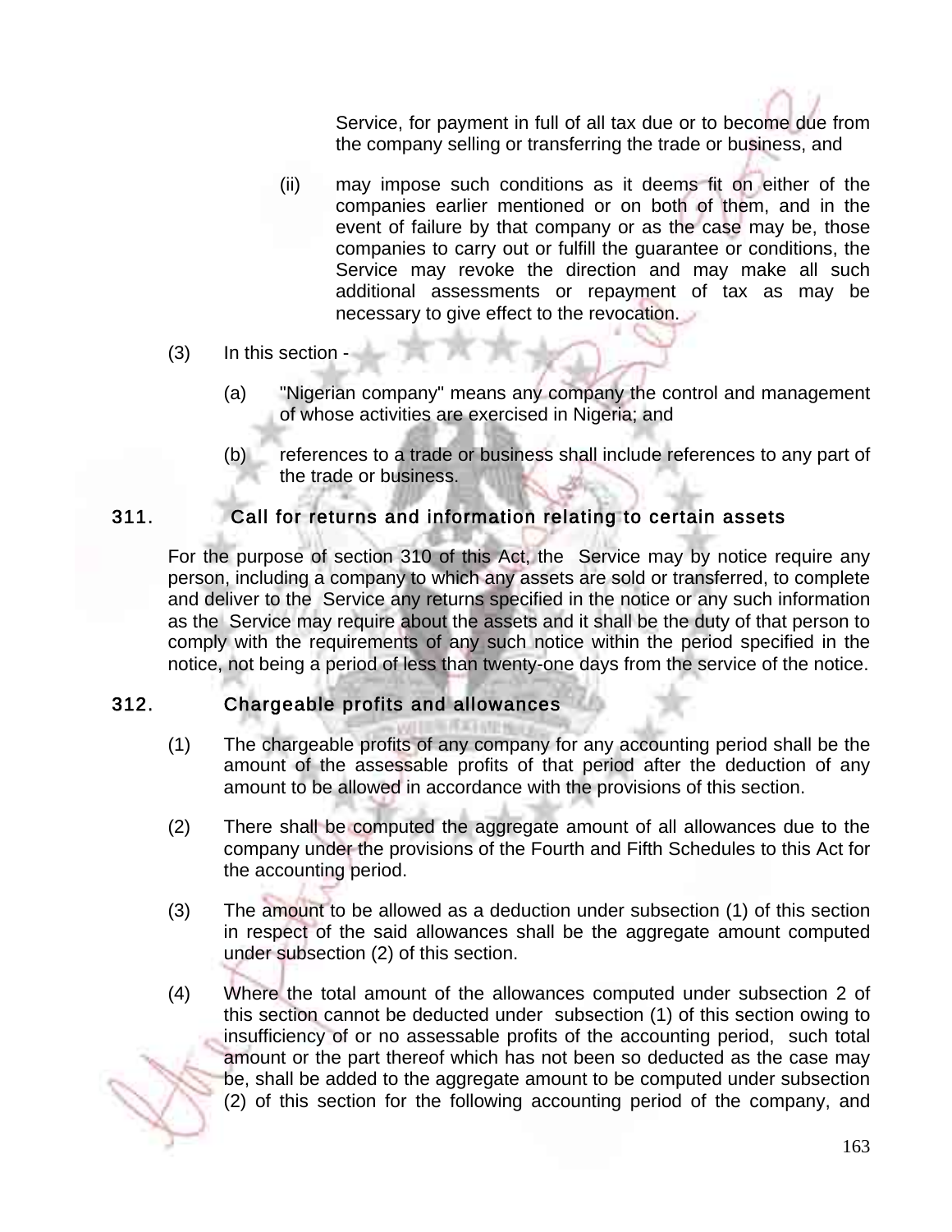Service, for payment in full of all tax due or to become due from the company selling or transferring the trade or business, and

(ii) may impose such conditions as it deems fit on either of the companies earlier mentioned or on both of them, and in the event of failure by that company or as the case may be, those companies to carry out or fulfill the guarantee or conditions, the Service may revoke the direction and may make all such additional assessments or repayment of tax as may be necessary to give effect to the revocation.

(3) In this section -

(a) "Nigerian company" means any company the control and management of whose activities are exercised in Nigeria; and

(b) references to a trade or business shall include references to any part of the trade or business.

## 311. Call for returns and information relating to certain assets

For the purpose of section 310 of this Act, the Service may by notice require any person, including a company to which any assets are sold or transferred, to complete and deliver to the Service any returns specified in the notice or any such information as the Service may require about the assets and it shall be the duty of that person to comply with the requirements of any such notice within the period specified in the notice, not being a period of less than twenty-one days from the service of the notice.

## 312. Chargeable profits and allowances

(1) The chargeable profits of any company for any accounting period shall be the amount of the assessable profits of that period after the deduction of any amount to be allowed in accordance with the provisions of this section.

(2) There shall be computed the aggregate amount of all allowances due to the company under the provisions of the Fourth and Fifth Schedules to this Act for the accounting period.

(3) The amount to be allowed as a deduction under subsection (1) of this section in respect of the said allowances shall be the aggregate amount computed under subsection (2) of this section.

(4) Where the total amount of the allowances computed under subsection 2 of this section cannot be deducted under subsection (1) of this section owing to insufficiency of or no assessable profits of the accounting period, such total amount or the part thereof which has not been so deducted as the case may be, shall be added to the aggregate amount to be computed under subsection (2) of this section for the following accounting period of the company, and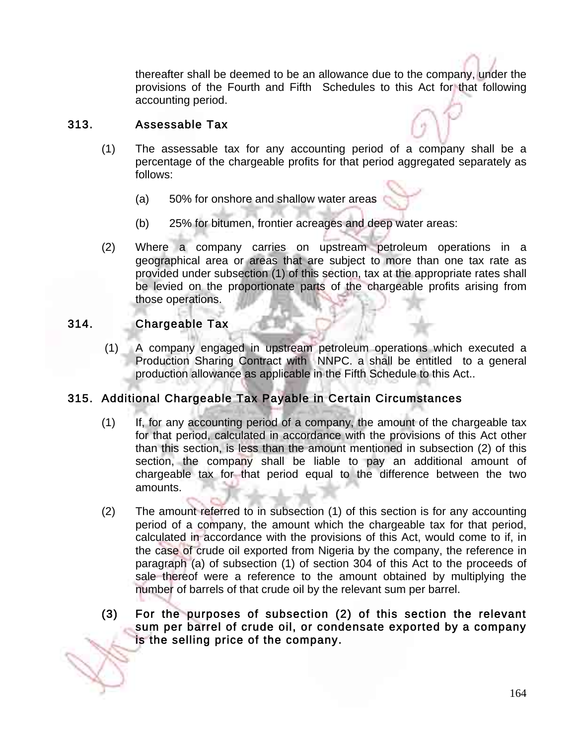thereafter shall be deemed to be an allowance due to the company, under the provisions of the Fourth and Fifth Schedules to this Act for that following accounting period.

## 313. Assessable Tax

(1) The assessable tax for any accounting period of a company shall be a percentage of the chargeable profits for that period aggregated separately as follows:

(a) 50% for onshore and shallow water areas

(b) 25% for bitumen, frontier acreages and deep water areas:

(2) Where a company carries on upstream petroleum operations in a geographical area or areas that are subject to more than one tax rate as provided under subsection (1) of this section, tax at the appropriate rates shall be levied on the proportionate parts of the chargeable profits arising from those operations.

## 314. Chargeable Tax

(1) A company engaged in upstream petroleum operations which executed a Production Sharing Contract with NNPC. a shall be entitled to a general production allowance as applicable in the Fifth Schedule to this Act..

## 315. Additional Chargeable Tax Payable in Certain Circumstances

(1) If, for any accounting period of a company, the amount of the chargeable tax for that period, calculated in accordance with the provisions of this Act other than this section, is less than the amount mentioned in subsection (2) of this section, the company shall be liable to pay an additional amount of chargeable tax for that period equal to the difference between the two amounts.

(2) The amount referred to in subsection (1) of this section is for any accounting period of a company, the amount which the chargeable tax for that period, calculated in accordance with the provisions of this Act, would come to if, in the case of crude oil exported from Nigeria by the company, the reference in paragraph (a) of subsection (1) of section 304 of this Act to the proceeds of sale thereof were a reference to the amount obtained by multiplying the number of barrels of that crude oil by the relevant sum per barrel.

**(3) For the purposes of subsection (2) of this section the relevant sum per barrel of crude oil, or condensate exported by a company is the selling price of the company.**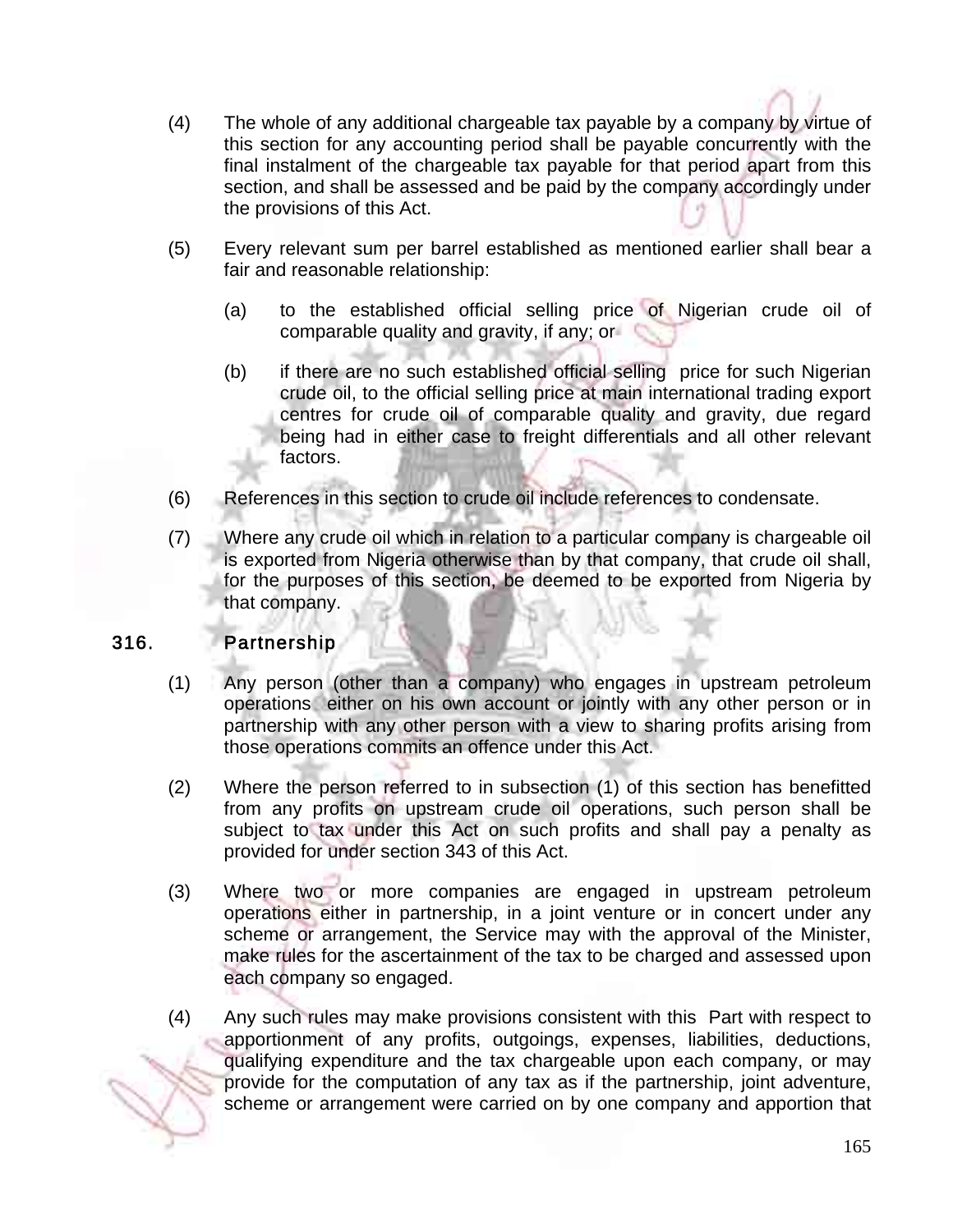(4) The whole of any additional chargeable tax payable by a company by virtue of this section for any accounting period shall be payable concurrently with the final instalment of the chargeable tax payable for that period apart from this section, and shall be assessed and be paid by the company accordingly under the provisions of this Act.

(5) Every relevant sum per barrel established as mentioned earlier shall bear a fair and reasonable relationship:

(a) to the established official selling price of Nigerian crude oil of comparable quality and gravity, if any; or

(b) if there are no such established official selling price for such Nigerian crude oil, to the official selling price at main international trading export centres for crude oil of comparable quality and gravity, due regard being had in either case to freight differentials and all other relevant factors.

(6) References in this section to crude oil include references to condensate.

(7) Where any crude oil which in relation to a particular company is chargeable oil is exported from Nigeria otherwise than by that company, that crude oil shall, for the purposes of this section, be deemed to be exported from Nigeria by that company.

## 316. Partnership

(1) Any person (other than a company) who engages in upstream petroleum operations either on his own account or jointly with any other person or in partnership with any other person with a view to sharing profits arising from those operations commits an offence under this Act.

(2) Where the person referred to in subsection (1) of this section has benefitted from any profits on upstream crude oil operations, such person shall be subject to tax under this Act on such profits and shall pay a penalty as provided for under section 343 of this Act.

(3) Where two or more companies are engaged in upstream petroleum operations either in partnership, in a joint venture or in concert under any scheme or arrangement, the Service may with the approval of the Minister, make rules for the ascertainment of the tax to be charged and assessed upon each company so engaged.

(4) Any such rules may make provisions consistent with this Part with respect to apportionment of any profits, outgoings, expenses, liabilities, deductions, qualifying expenditure and the tax chargeable upon each company, or may provide for the computation of any tax as if the partnership, joint adventure, scheme or arrangement were carried on by one company and apportion that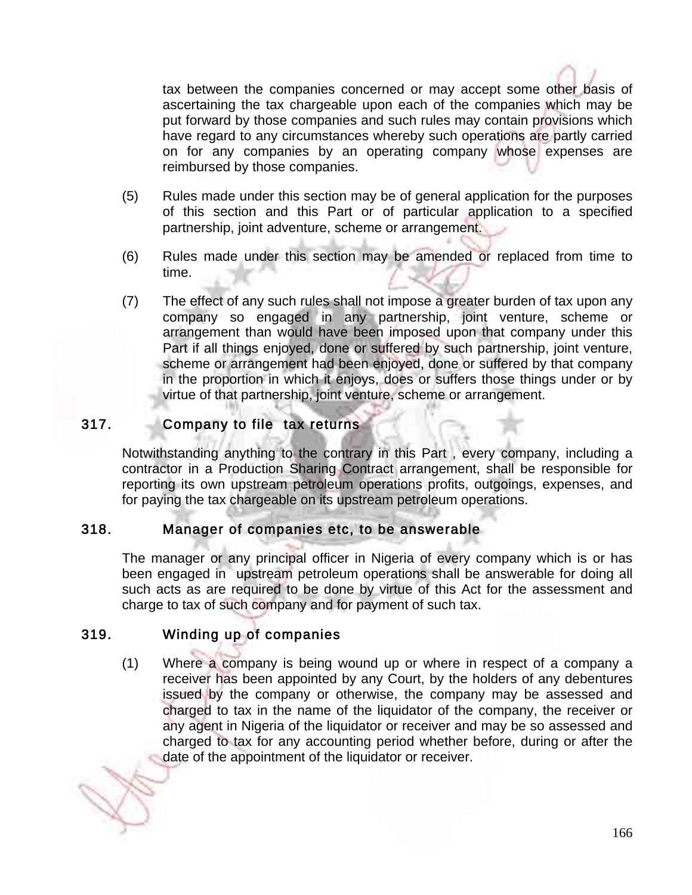tax between the companies concerned or may accept some other basis of ascertaining the tax chargeable upon each of the companies which may be put forward by those companies and such rules may contain provisions which have regard to any circumstances whereby such operations are partly carried on for any companies by an operating company whose expenses are reimbursed by those companies.

(5) Rules made under this section may be of general application for the purposes of this section and this Part or of particular application to a specified partnership, joint adventure, scheme or arrangement.

(6) Rules made under this section may be amended or replaced from time to time.

(7) The effect of any such rules shall not impose a greater burden of tax upon any company so engaged in any partnership, joint venture, scheme or arrangement than would have been imposed upon that company under this Part if all things enjoyed, done or suffered by such partnership, joint venture, scheme or arrangement had been enjoyed, done or suffered by that company in the proportion in which it enjoys, does or suffers those things under or by virtue of that partnership, joint venture, scheme or arrangement.

### 317. Company to file tax returns

Notwithstanding anything to the contrary in this Part , every company, including a contractor in a Production Sharing Contract arrangement, shall be responsible for reporting its own upstream petroleum operations profits, outgoings, expenses, and for paying the tax chargeable on its upstream petroleum operations.

### 318. Manager of companies etc, to be answerable

The manager or any principal officer in Nigeria of every company which is or has been engaged in upstream petroleum operations shall be answerable for doing all such acts as are required to be done by virtue of this Act for the assessment and charge to tax of such company and for payment of such tax.

### 319. Winding up of companies

(1) Where a company is being wound up or where in respect of a company a receiver has been appointed by any Court, by the holders of any debentures issued by the company or otherwise, the company may be assessed and charged to tax in the name of the liquidator of the company, the receiver or any agent in Nigeria of the liquidator or receiver and may be so assessed and charged to tax for any accounting period whether before, during or after the date of the appointment of the liquidator or receiver.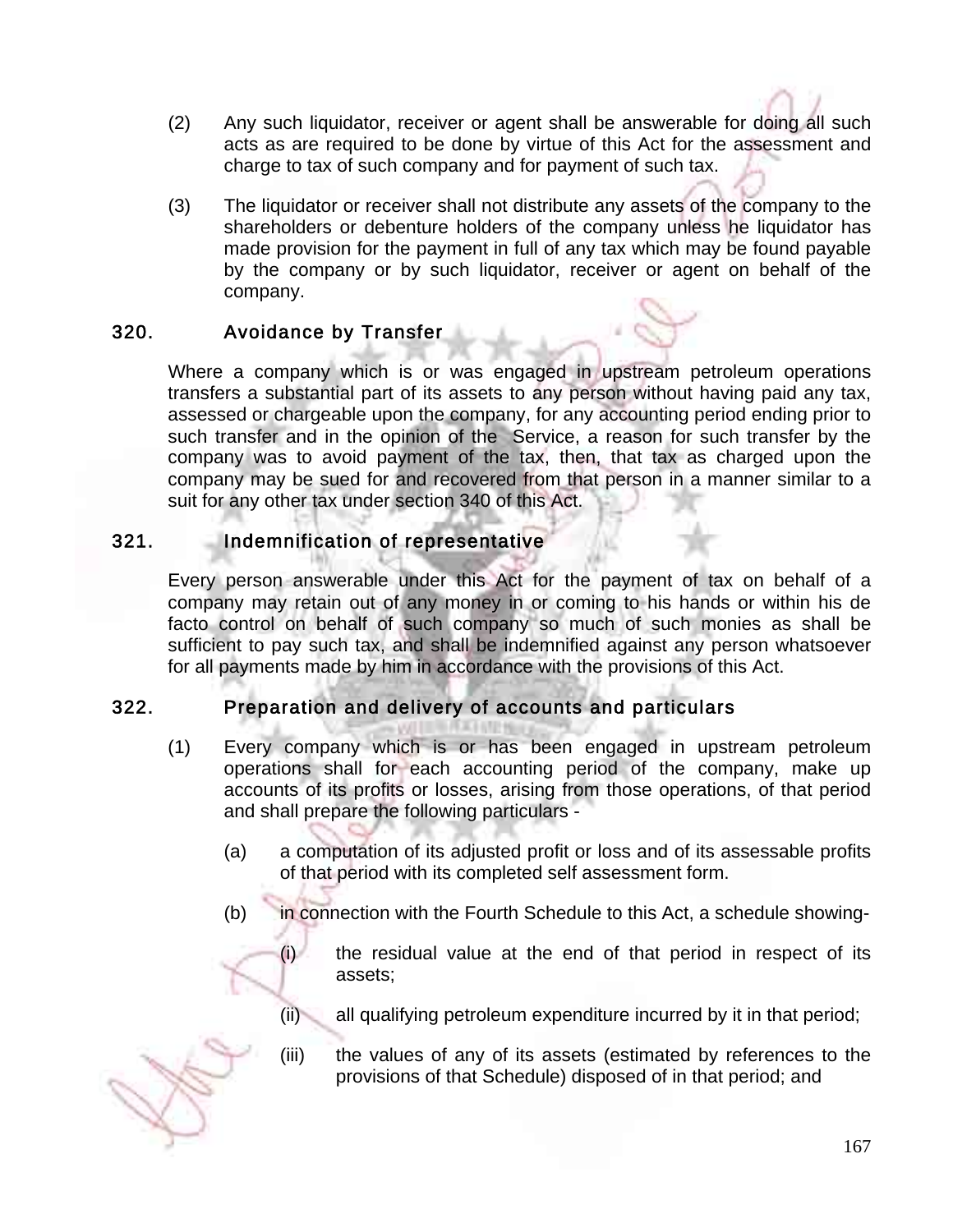(2) Any such liquidator, receiver or agent shall be answerable for doing all such acts as are required to be done by virtue of this Act for the assessment and charge to tax of such company and for payment of such tax.

(3) The liquidator or receiver shall not distribute any assets of the company to the shareholders or debenture holders of the company unless he liquidator has made provision for the payment in full of any tax which may be found payable by the company or by such liquidator, receiver or agent on behalf of the company.

### 320. Avoidance by Transfer

Where a company which is or was engaged in upstream petroleum operations transfers a substantial part of its assets to any person without having paid any tax, assessed or chargeable upon the company, for any accounting period ending prior to such transfer and in the opinion of the Service, a reason for such transfer by the company was to avoid payment of the tax, then, that tax as charged upon the company may be sued for and recovered from that person in a manner similar to a suit for any other tax under section 340 of this Act.

### 321. Indemnification of representative

Every person answerable under this Act for the payment of tax on behalf of a company may retain out of any money in or coming to his hands or within his de facto control on behalf of such company so much of such monies as shall be sufficient to pay such tax, and shall be indemnified against any person whatsoever for all payments made by him in accordance with the provisions of this Act.

### 322. Preparation and delivery of accounts and particulars

(1) Every company which is or has been engaged in upstream petroleum operations shall for each accounting period of the company, make up accounts of its profits or losses, arising from those operations, of that period and shall prepare the following particulars -

(a) a computation of its adjusted profit or loss and of its assessable profits of that period with its completed self assessment form.

(b) in connection with the Fourth Schedule to this Act, a schedule showing-

(i) the residual value at the end of that period in respect of its assets;

(ii) all qualifying petroleum expenditure incurred by it in that period;

(iii) the values of any of its assets (estimated by references to the provisions of that Schedule) disposed of in that period; and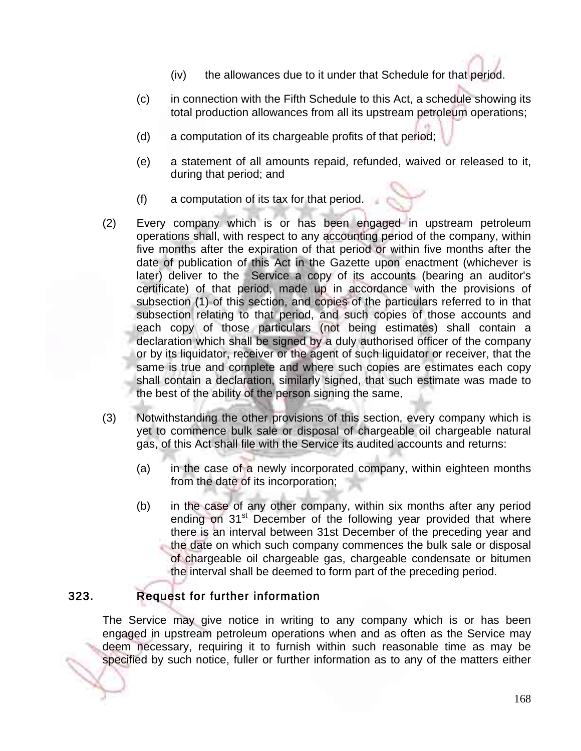(iv) the allowances due to it under that Schedule for that period.

(c) in connection with the Fifth Schedule to this Act, a schedule showing its total production allowances from all its upstream petroleum operations;

(d) a computation of its chargeable profits of that period;

(e) a statement of all amounts repaid, refunded, waived or released to it, during that period; and

(f) a computation of its tax for that period.

(2) Every company which is or has been engaged in upstream petroleum operations shall, with respect to any accounting period of the company, within five months after the expiration of that period or within five months after the date of publication of this Act in the Gazette upon enactment (whichever is later) deliver to the Service a copy of its accounts (bearing an auditor's certificate) of that period, made up in accordance with the provisions of subsection (1) of this section, and copies of the particulars referred to in that subsection relating to that period, and such copies of those accounts and each copy of those particulars (not being estimates) shall contain a declaration which shall be signed by a duly authorised officer of the company or by its liquidator, receiver or the agent of such liquidator or receiver, that the same is true and complete and where such copies are estimates each copy shall contain a declaration, similarly signed, that such estimate was made to the best of the ability of the person signing the same.

(3) Notwithstanding the other provisions of this section, every company which is yet to commence bulk sale or disposal of chargeable oil chargeable natural gas, of this Act shall file with the Service its audited accounts and returns:

(a) in the case of a newly incorporated company, within eighteen months from the date of its incorporation;

(b) in the case of any other company, within six months after any period ending on 31st December of the following year provided that where there is an interval between 31st December of the preceding year and the date on which such company commences the bulk sale or disposal of chargeable oil chargeable gas, chargeable condensate or bitumen the interval shall be deemed to form part of the preceding period.

## 323. Request for further information

The Service may give notice in writing to any company which is or has been engaged in upstream petroleum operations when and as often as the Service may deem necessary, requiring it to furnish within such reasonable time as may be specified by such notice, fuller or further information as to any of the matters either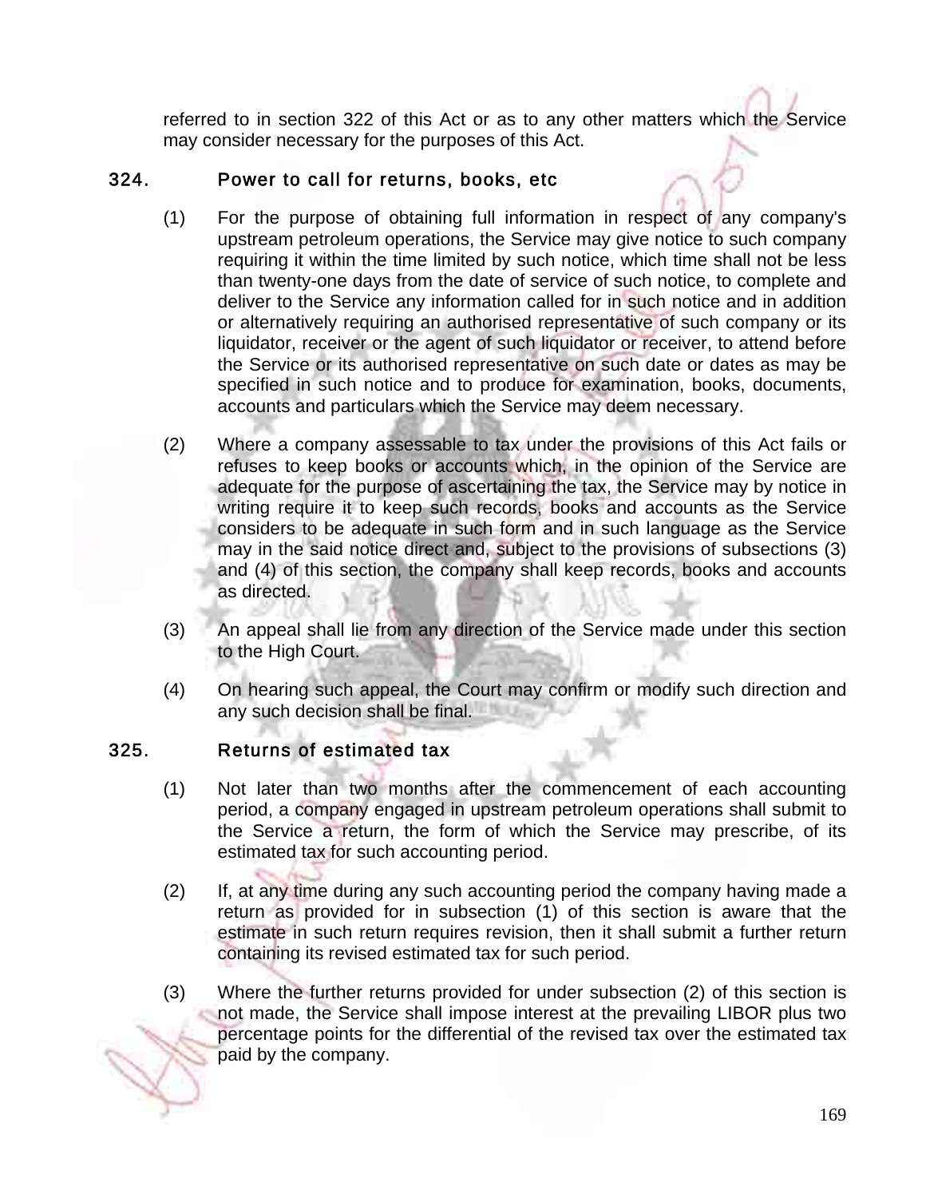referred to in section 322 of this Act or as to any other matters which the Service may consider necessary for the purposes of this Act.

## 324. Power to call for returns, books, etc

(1) For the purpose of obtaining full information in respect of any company's upstream petroleum operations, the Service may give notice to such company requiring it within the time limited by such notice, which time shall not be less than twenty-one days from the date of service of such notice, to complete and deliver to the Service any information called for in such notice and in addition or alternatively requiring an authorised representative of such company or its liquidator, receiver or the agent of such liquidator or receiver, to attend before the Service or its authorised representative on such date or dates as may be specified in such notice and to produce for examination, books, documents, accounts and particulars which the Service may deem necessary.

(2) Where a company assessable to tax under the provisions of this Act fails or refuses to keep books or accounts which, in the opinion of the Service are adequate for the purpose of ascertaining the tax, the Service may by notice in writing require it to keep such records, books and accounts as the Service considers to be adequate in such form and in such language as the Service may in the said notice direct and, subject to the provisions of subsections (3) and (4) of this section, the company shall keep records, books and accounts as directed.

(3) An appeal shall lie from any direction of the Service made under this section to the High Court.

(4) On hearing such appeal, the Court may confirm or modify such direction and any such decision shall be final.

## 325. Returns of estimated tax

(1) Not later than two months after the commencement of each accounting period, a company engaged in upstream petroleum operations shall submit to the Service a return, the form of which the Service may prescribe, of its estimated tax for such accounting period.

(2) If, at any time during any such accounting period the company having made a return as provided for in subsection (1) of this section is aware that the estimate in such return requires revision, then it shall submit a further return containing its revised estimated tax for such period.

(3) Where the further returns provided for under subsection (2) of this section is not made, the Service shall impose interest at the prevailing LIBOR plus two percentage points for the differential of the revised tax over the estimated tax paid by the company.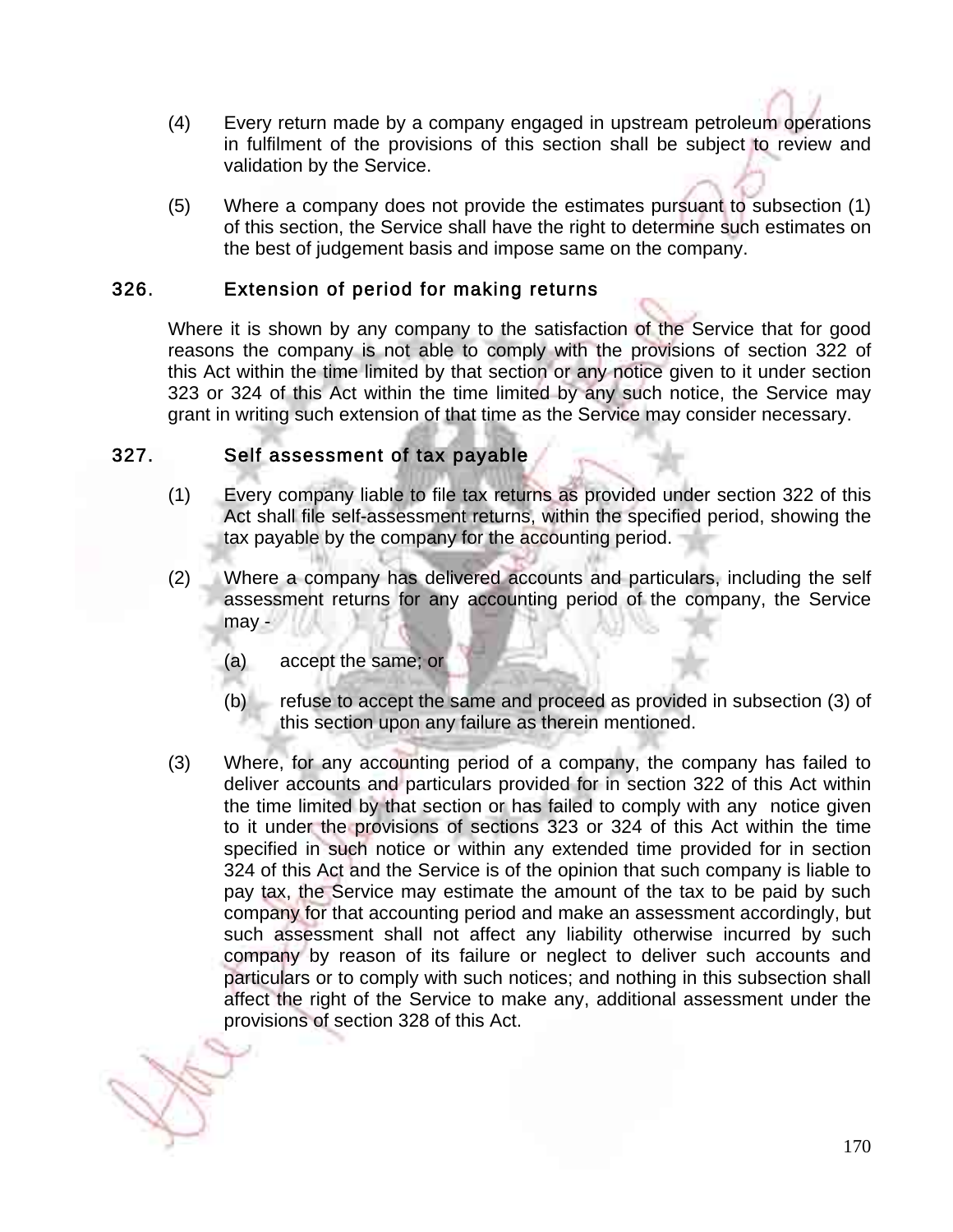(4) Every return made by a company engaged in upstream petroleum operations in fulfilment of the provisions of this section shall be subject to review and validation by the Service.

(5) Where a company does not provide the estimates pursuant to subsection (1) of this section, the Service shall have the right to determine such estimates on the best of judgement basis and impose same on the company.

## 326. Extension of period for making returns

Where it is shown by any company to the satisfaction of the Service that for good reasons the company is not able to comply with the provisions of section 322 of this Act within the time limited by that section or any notice given to it under section 323 or 324 of this Act within the time limited by any such notice, the Service may grant in writing such extension of that time as the Service may consider necessary.

## 327. Self assessment of tax payable

(1) Every company liable to file tax returns as provided under section 322 of this Act shall file self-assessment returns, within the specified period, showing the tax payable by the company for the accounting period.

(2) Where a company has delivered accounts and particulars, including the self assessment returns for any accounting period of the company, the Service may -

(a) accept the same; or

(b) refuse to accept the same and proceed as provided in subsection (3) of this section upon any failure as therein mentioned.

(3) Where, for any accounting period of a company, the company has failed to deliver accounts and particulars provided for in section 322 of this Act within the time limited by that section or has failed to comply with any notice given to it under the provisions of sections 323 or 324 of this Act within the time specified in such notice or within any extended time provided for in section 324 of this Act and the Service is of the opinion that such company is liable to pay tax, the Service may estimate the amount of the tax to be paid by such company for that accounting period and make an assessment accordingly, but such assessment shall not affect any liability otherwise incurred by such company by reason of its failure or neglect to deliver such accounts and particulars or to comply with such notices; and nothing in this subsection shall affect the right of the Service to make any, additional assessment under the provisions of section 328 of this Act.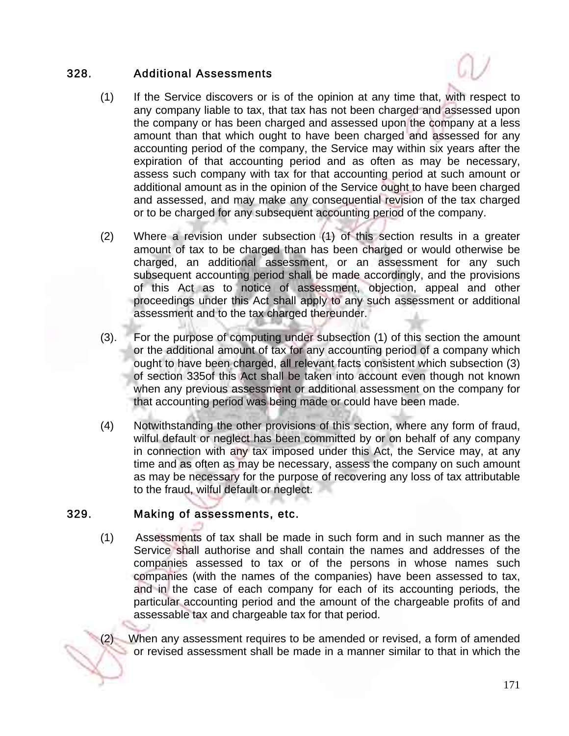## 328. Additional Assessments

(1) If the Service discovers or is of the opinion at any time that, with respect to any company liable to tax, that tax has not been charged and assessed upon the company or has been charged and assessed upon the company at a less amount than that which ought to have been charged and assessed for any accounting period of the company, the Service may within six years after the expiration of that accounting period and as often as may be necessary, assess such company with tax for that accounting period at such amount or additional amount as in the opinion of the Service ought to have been charged and assessed, and may make any consequential revision of the tax charged or to be charged for any subsequent accounting period of the company.

(2) Where a revision under subsection (1) of this section results in a greater amount of tax to be charged than has been charged or would otherwise be charged, an additional assessment, or an assessment for any such subsequent accounting period shall be made accordingly, and the provisions of this Act as to notice of assessment, objection, appeal and other proceedings under this Act shall apply to any such assessment or additional assessment and to the tax charged thereunder.

(3). For the purpose of computing under subsection (1) of this section the amount or the additional amount of tax for any accounting period of a company which ought to have been charged, all relevant facts consistent which subsection (3) of section 335of this Act shall be taken into account even though not known when any previous assessment or additional assessment on the company for that accounting period was being made or could have been made.

(4) Notwithstanding the other provisions of this section, where any form of fraud, wilful default or neglect has been committed by or on behalf of any company in connection with any tax imposed under this Act, the Service may, at any time and as often as may be necessary, assess the company on such amount as may be necessary for the purpose of recovering any loss of tax attributable to the fraud, wilful default or neglect.

## 329. Making of assessments, etc.

(1) Assessments of tax shall be made in such form and in such manner as the Service shall authorise and shall contain the names and addresses of the companies assessed to tax or of the persons in whose names such companies (with the names of the companies) have been assessed to tax, and in the case of each company for each of its accounting periods, the particular accounting period and the amount of the chargeable profits of and assessable tax and chargeable tax for that period.

(2) When any assessment requires to be amended or revised, a form of amended or revised assessment shall be made in a manner similar to that in which the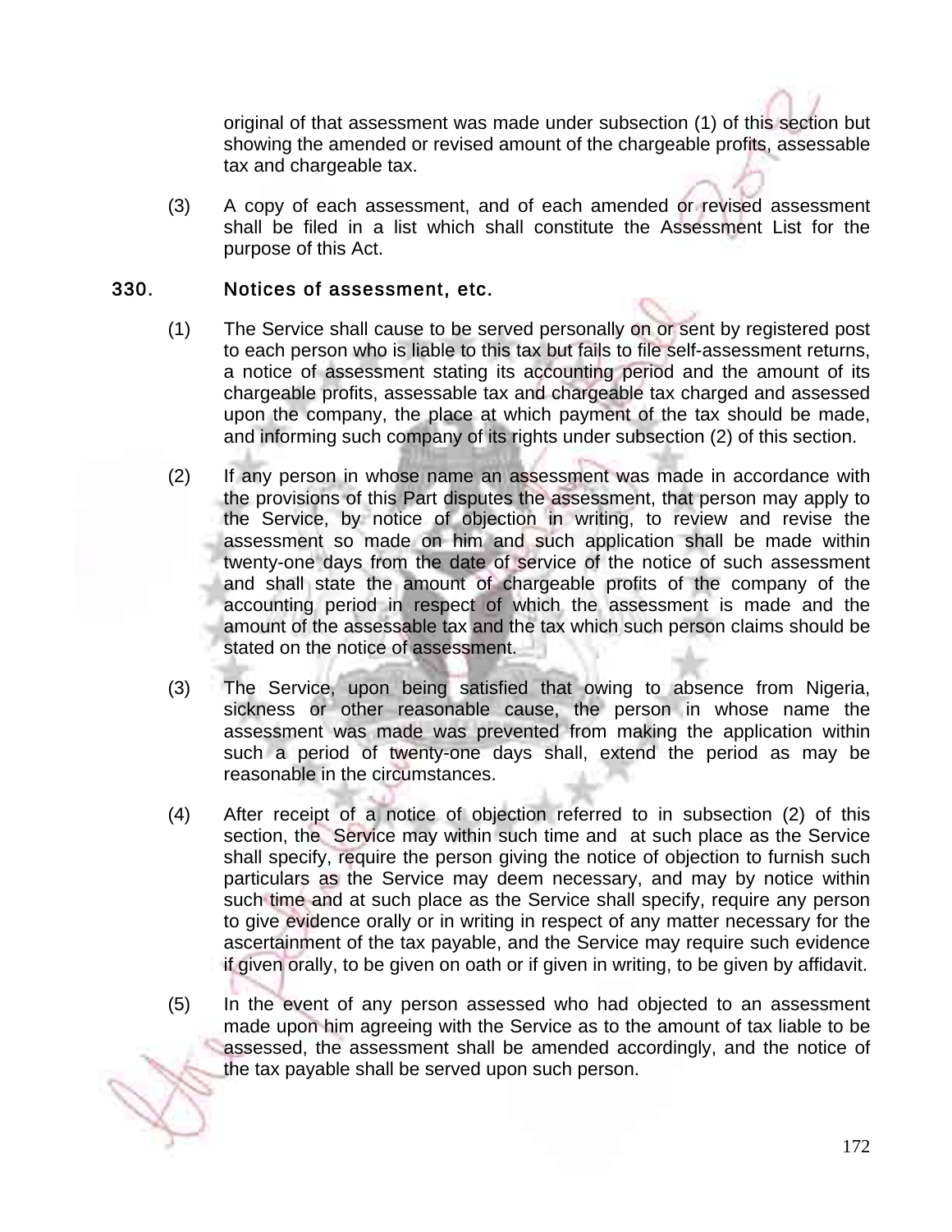original of that assessment was made under subsection (1) of this section but showing the amended or revised amount of the chargeable profits, assessable tax and chargeable tax.

(3) A copy of each assessment, and of each amended or revised assessment shall be filed in a list which shall constitute the Assessment List for the purpose of this Act.

## 330. Notices of assessment, etc.

(1) The Service shall cause to be served personally on or sent by registered post to each person who is liable to this tax but fails to file self-assessment returns, a notice of assessment stating its accounting period and the amount of its chargeable profits, assessable tax and chargeable tax charged and assessed upon the company, the place at which payment of the tax should be made, and informing such company of its rights under subsection (2) of this section.

(2) If any person in whose name an assessment was made in accordance with the provisions of this Part disputes the assessment, that person may apply to the Service, by notice of objection in writing, to review and revise the assessment so made on him and such application shall be made within twenty-one days from the date of service of the notice of such assessment and shall state the amount of chargeable profits of the company of the accounting period in respect of which the assessment is made and the amount of the assessable tax and the tax which such person claims should be stated on the notice of assessment.

(3) The Service, upon being satisfied that owing to absence from Nigeria, sickness or other reasonable cause, the person in whose name the assessment was made was prevented from making the application within such a period of twenty-one days shall, extend the period as may be reasonable in the circumstances.

(4) After receipt of a notice of objection referred to in subsection (2) of this section, the Service may within such time and at such place as the Service shall specify, require the person giving the notice of objection to furnish such particulars as the Service may deem necessary, and may by notice within such time and at such place as the Service shall specify, require any person to give evidence orally or in writing in respect of any matter necessary for the ascertainment of the tax payable, and the Service may require such evidence if given orally, to be given on oath or if given in writing, to be given by affidavit.

(5) In the event of any person assessed who had objected to an assessment made upon him agreeing with the Service as to the amount of tax liable to be assessed, the assessment shall be amended accordingly, and the notice of the tax payable shall be served upon such person.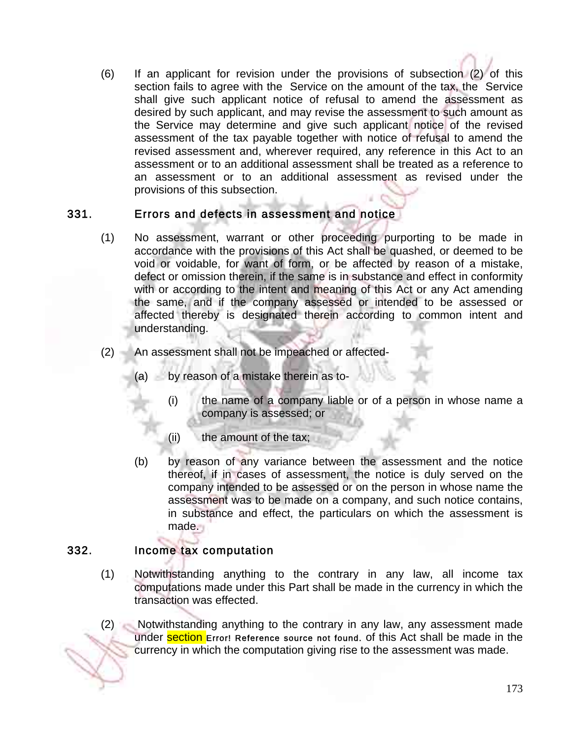(6) If an applicant for revision under the provisions of subsection (2) of this section fails to agree with the Service on the amount of the tax, the Service shall give such applicant notice of refusal to amend the assessment as desired by such applicant, and may revise the assessment to such amount as the Service may determine and give such applicant notice of the revised assessment of the tax payable together with notice of refusal to amend the revised assessment and, wherever required, any reference in this Act to an assessment or to an additional assessment shall be treated as a reference to an assessment or to an additional assessment as revised under the provisions of this subsection.

## 331. Errors and defects in assessment and notice

(1) No assessment, warrant or other proceeding purporting to be made in accordance with the provisions of this Act shall be quashed, or deemed to be void or voidable, for want of form, or be affected by reason of a mistake, defect or omission therein, if the same is in substance and effect in conformity with or according to the intent and meaning of this Act or any Act amending the same, and if the company assessed or intended to be assessed or affected thereby is designated therein according to common intent and understanding.

(2) An assessment shall not be impeached or affected-

(a) by reason of a mistake therein as to-

(i) the name of a company liable or of a person in whose name a company is assessed; or

(ii) the amount of the tax;

(b) by reason of any variance between the assessment and the notice thereof, if in cases of assessment, the notice is duly served on the company intended to be assessed or on the person in whose name the assessment was to be made on a company, and such notice contains, in substance and effect, the particulars on which the assessment is made.

## 332. Income tax computation

(1) Notwithstanding anything to the contrary in any law, all income tax computations made under this Part shall be made in the currency in which the transaction was effected.

(2) Notwithstanding anything to the contrary in any law, any assessment made under section Error! Reference source not found. of this Act shall be made in the currency in which the computation giving rise to the assessment was made.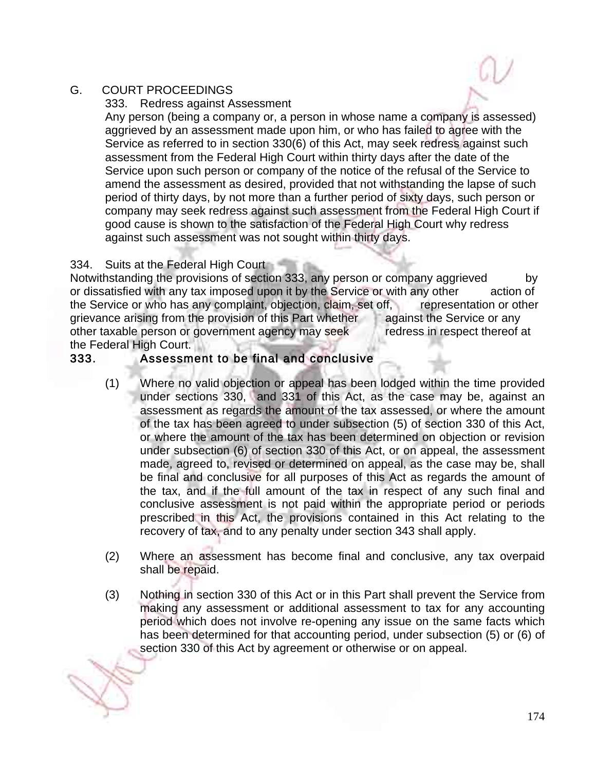## G. COURT PROCEEDINGS

### 333. Redress against Assessment

Any person (being a company or, a person in whose name a company is assessed) aggrieved by an assessment made upon him, or who has failed to agree with the Service as referred to in section 330(6) of this Act, may seek redress against such assessment from the Federal High Court within thirty days after the date of the Service upon such person or company of the notice of the refusal of the Service to amend the assessment as desired, provided that not withstanding the lapse of such period of thirty days, by not more than a further period of sixty days, such person or company may seek redress against such assessment from the Federal High Court if good cause is shown to the satisfaction of the Federal High Court why redress against such assessment was not sought within thirty days.

### 334. Suits at the Federal High Court

Notwithstanding the provisions of section 333, any person or company aggrieved by or dissatisfied with any tax imposed upon it by the Service or with any other action of the Service or who has any complaint, objection, claim, set off, representation or other grievance arising from the provision of this Part whether against the Service or any other taxable person or government agency may seek redress in respect thereof at the Federal High Court.

### 333. Assessment to be final and conclusive

(1) Where no valid objection or appeal has been lodged within the time provided under sections 330, and 331 of this Act, as the case may be, against an assessment as regards the amount of the tax assessed, or where the amount of the tax has been agreed to under subsection (5) of section 330 of this Act, or where the amount of the tax has been determined on objection or revision under subsection (6) of section 330 of this Act, or on appeal, the assessment made, agreed to, revised or determined on appeal, as the case may be, shall be final and conclusive for all purposes of this Act as regards the amount of the tax, and if the full amount of the tax in respect of any such final and conclusive assessment is not paid within the appropriate period or periods prescribed in this Act, the provisions contained in this Act relating to the recovery of tax, and to any penalty under section 343 shall apply.

(2) Where an assessment has become final and conclusive, any tax overpaid shall be repaid.

(3) Nothing in section 330 of this Act or in this Part shall prevent the Service from making any assessment or additional assessment to tax for any accounting period which does not involve re-opening any issue on the same facts which has been determined for that accounting period, under subsection (5) or (6) of section 330 of this Act by agreement or otherwise or on appeal.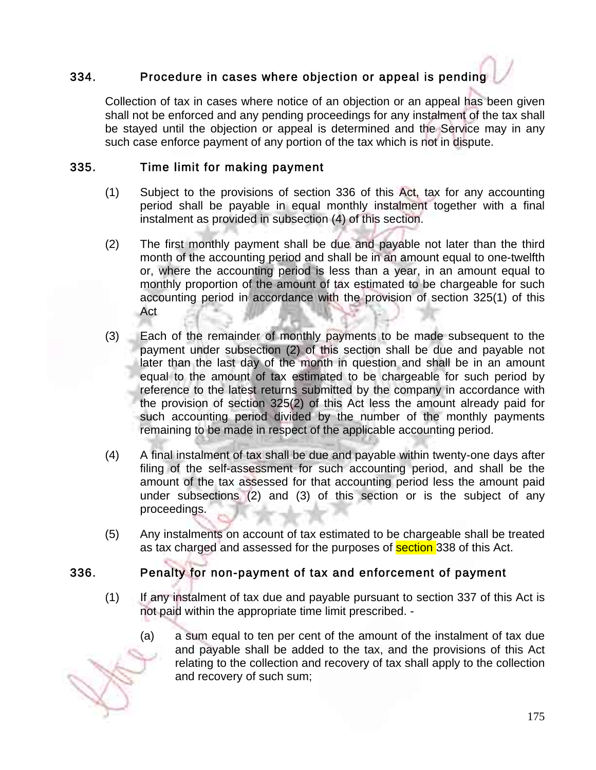## 334. Procedure in cases where objection or appeal is pending

Collection of tax in cases where notice of an objection or an appeal has been given shall not be enforced and any pending proceedings for any instalment of the tax shall be stayed until the objection or appeal is determined and the Service may in any such case enforce payment of any portion of the tax which is not in dispute.

## 335. Time limit for making payment

(1) Subject to the provisions of section 336 of this Act, tax for any accounting period shall be payable in equal monthly instalment together with a final instalment as provided in subsection (4) of this section.

(2) The first monthly payment shall be due and payable not later than the third month of the accounting period and shall be in an amount equal to one-twelfth or, where the accounting period is less than a year, in an amount equal to monthly proportion of the amount of tax estimated to be chargeable for such accounting period in accordance with the provision of section 325(1) of this Act

(3) Each of the remainder of monthly payments to be made subsequent to the payment under subsection (2) of this section shall be due and payable not later than the last day of the month in question and shall be in an amount equal to the amount of tax estimated to be chargeable for such period by reference to the latest returns submitted by the company in accordance with the provision of section 325(2) of this Act less the amount already paid for such accounting period divided by the number of the monthly payments remaining to be made in respect of the applicable accounting period.

(4) A final instalment of tax shall be due and payable within twenty-one days after filing of the self-assessment for such accounting period, and shall be the amount of the tax assessed for that accounting period less the amount paid under subsections (2) and (3) of this section or is the subject of any proceedings.

(5) Any instalments on account of tax estimated to be chargeable shall be treated as tax charged and assessed for the purposes of section 338 of this Act.

## 336. Penalty for non-payment of tax and enforcement of payment

(1) If any instalment of tax due and payable pursuant to section 337 of this Act is not paid within the appropriate time limit prescribed. -

(a) a sum equal to ten per cent of the amount of the instalment of tax due and payable shall be added to the tax, and the provisions of this Act relating to the collection and recovery of tax shall apply to the collection and recovery of such sum;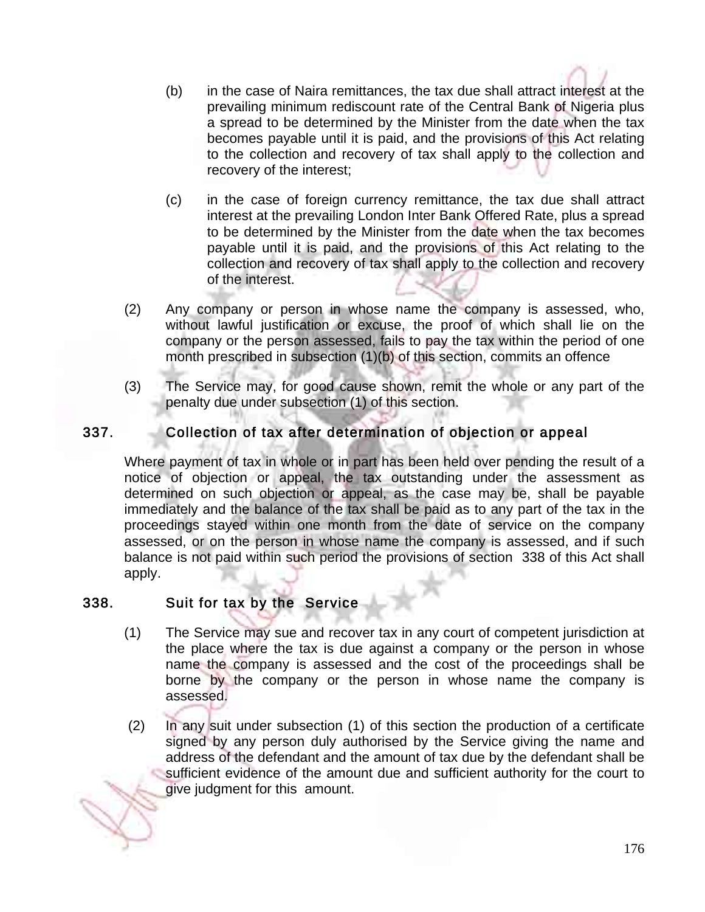(b) in the case of Naira remittances, the tax due shall attract interest at the prevailing minimum rediscount rate of the Central Bank of Nigeria plus a spread to be determined by the Minister from the date when the tax becomes payable until it is paid, and the provisions of this Act relating to the collection and recovery of tax shall apply to the collection and recovery of the interest;

(c) in the case of foreign currency remittance, the tax due shall attract interest at the prevailing London Inter Bank Offered Rate, plus a spread to be determined by the Minister from the date when the tax becomes payable until it is paid, and the provisions of this Act relating to the collection and recovery of tax shall apply to the collection and recovery of the interest.

(2) Any company or person in whose name the company is assessed, who, without lawful justification or excuse, the proof of which shall lie on the company or the person assessed, fails to pay the tax within the period of one month prescribed in subsection (1)(b) of this section, commits an offence

(3) The Service may, for good cause shown, remit the whole or any part of the penalty due under subsection (1) of this section.

## 337. Collection of tax after determination of objection or appeal

Where payment of tax in whole or in part has been held over pending the result of a notice of objection or appeal, the tax outstanding under the assessment as determined on such objection or appeal, as the case may be, shall be payable immediately and the balance of the tax shall be paid as to any part of the tax in the proceedings stayed within one month from the date of service on the company assessed, or on the person in whose name the company is assessed, and if such balance is not paid within such period the provisions of section 338 of this Act shall apply.

## 338. Suit for tax by the Service

(1) The Service may sue and recover tax in any court of competent jurisdiction at the place where the tax is due against a company or the person in whose name the company is assessed and the cost of the proceedings shall be borne by the company or the person in whose name the company is assessed.

(2) In any suit under subsection (1) of this section the production of a certificate signed by any person duly authorised by the Service giving the name and address of the defendant and the amount of tax due by the defendant shall be sufficient evidence of the amount due and sufficient authority for the court to give judgment for this amount.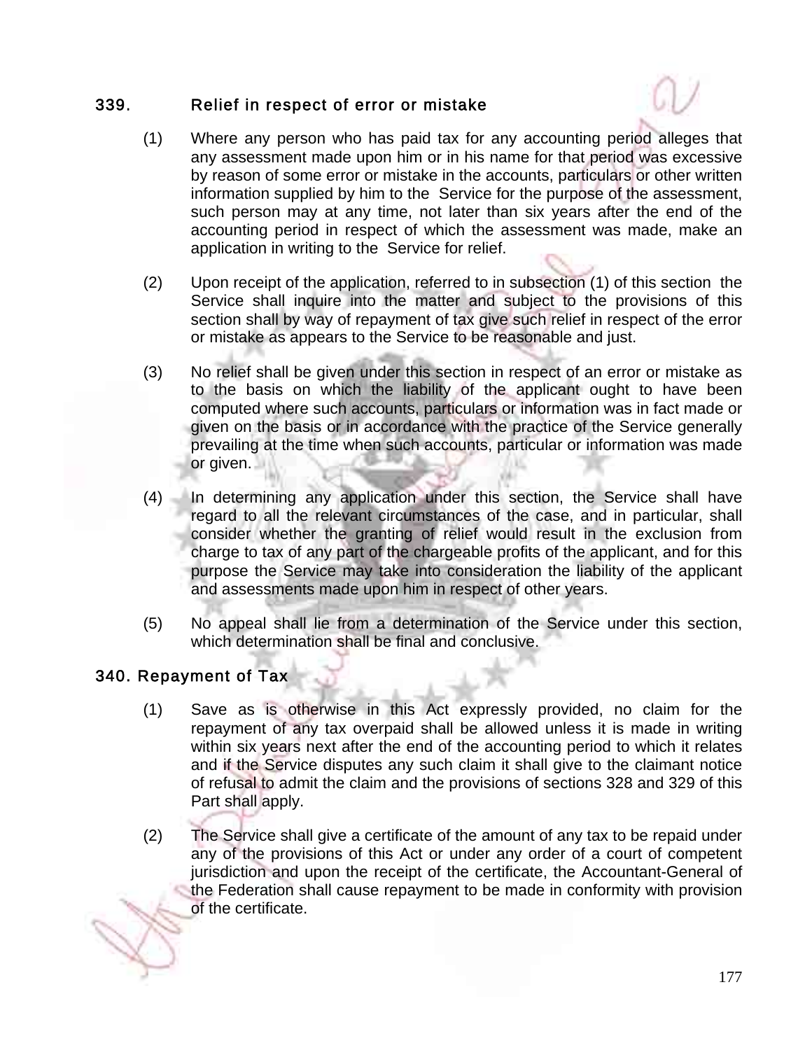## 339. Relief in respect of error or mistake

(1) Where any person who has paid tax for any accounting period alleges that any assessment made upon him or in his name for that period was excessive by reason of some error or mistake in the accounts, particulars or other written information supplied by him to the Service for the purpose of the assessment, such person may at any time, not later than six years after the end of the accounting period in respect of which the assessment was made, make an application in writing to the Service for relief.

(2) Upon receipt of the application, referred to in subsection (1) of this section the Service shall inquire into the matter and subject to the provisions of this section shall by way of repayment of tax give such relief in respect of the error or mistake as appears to the Service to be reasonable and just.

(3) No relief shall be given under this section in respect of an error or mistake as to the basis on which the liability of the applicant ought to have been computed where such accounts, particulars or information was in fact made or given on the basis or in accordance with the practice of the Service generally prevailing at the time when such accounts, particular or information was made or given.

(4) In determining any application under this section, the Service shall have regard to all the relevant circumstances of the case, and in particular, shall consider whether the granting of relief would result in the exclusion from charge to tax of any part of the chargeable profits of the applicant, and for this purpose the Service may take into consideration the liability of the applicant and assessments made upon him in respect of other years.

(5) No appeal shall lie from a determination of the Service under this section, which determination shall be final and conclusive.

## 340. Repayment of Tax

(1) Save as is otherwise in this Act expressly provided, no claim for the repayment of any tax overpaid shall be allowed unless it is made in writing within six years next after the end of the accounting period to which it relates and if the Service disputes any such claim it shall give to the claimant notice of refusal to admit the claim and the provisions of sections 328 and 329 of this Part shall apply.

(2) The Service shall give a certificate of the amount of any tax to be repaid under any of the provisions of this Act or under any order of a court of competent jurisdiction and upon the receipt of the certificate, the Accountant-General of the Federation shall cause repayment to be made in conformity with provision of the certificate.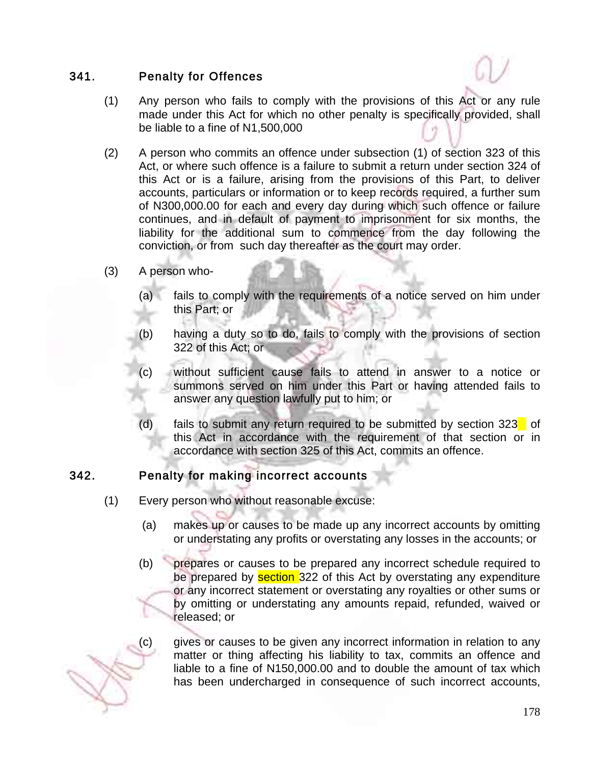### 341. Penalty for Offences

(1) Any person who fails to comply with the provisions of this Act or any rule made under this Act for which no other penalty is specifically provided, shall be liable to a fine of N1,500,000

(2) A person who commits an offence under subsection (1) of section 323 of this Act, or where such offence is a failure to submit a return under section 324 of this Act or is a failure, arising from the provisions of this Part, to deliver accounts, particulars or information or to keep records required, a further sum of N300,000.00 for each and every day during which such offence or failure continues, and in default of payment to imprisonment for six months, the liability for the additional sum to commence from the day following the conviction, or from such day thereafter as the court may order.

(3) A person who-

(a) fails to comply with the requirements of a notice served on him under this Part; or

(b) having a duty so to do, fails to comply with the provisions of section 322 of this Act; or

(c) without sufficient cause fails to attend in answer to a notice or summons served on him under this Part or having attended fails to answer any question lawfully put to him; or

(d) fails to submit any return required to be submitted by section 323 of this Act in accordance with the requirement of that section or in accordance with section 325 of this Act, commits an offence.

### 342. Penalty for making incorrect accounts

(1) Every person who without reasonable excuse:

(a) makes up or causes to be made up any incorrect accounts by omitting or understating any profits or overstating any losses in the accounts; or

(b) prepares or causes to be prepared any incorrect schedule required to be prepared by section 322 of this Act by overstating any expenditure or any incorrect statement or overstating any royalties or other sums or by omitting or understating any amounts repaid, refunded, waived or released; or

(c) gives or causes to be given any incorrect information in relation to any matter or thing affecting his liability to tax, commits an offence and liable to a fine of N150,000.00 and to double the amount of tax which has been undercharged in consequence of such incorrect accounts,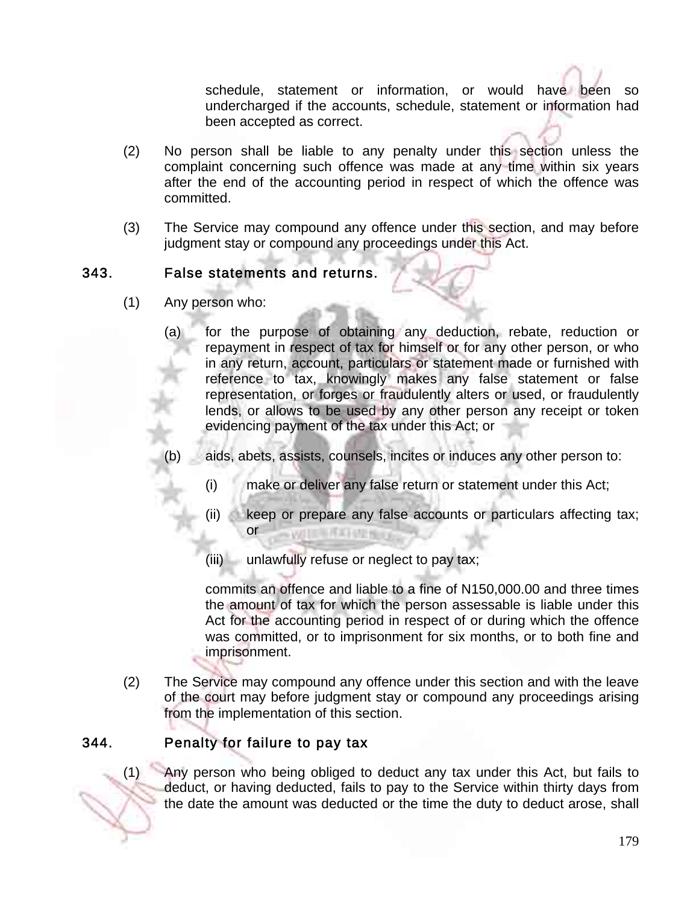schedule, statement or information, or would have been so undercharged if the accounts, schedule, statement or information had been accepted as correct.

(2) No person shall be liable to any penalty under this section unless the complaint concerning such offence was made at any time within six years after the end of the accounting period in respect of which the offence was committed.

(3) The Service may compound any offence under this section, and may before judgment stay or compound any proceedings under this Act.

## 343. False statements and returns.

(1) Any person who:

(a) for the purpose of obtaining any deduction, rebate, reduction or repayment in respect of tax for himself or for any other person, or who in any return, account, particulars or statement made or furnished with reference to tax, knowingly makes any false statement or false representation, or forges or fraudulently alters or used, or fraudulently lends, or allows to be used by any other person any receipt or token evidencing payment of the tax under this Act; or

(b) aids, abets, assists, counsels, incites or induces any other person to:

(i) make or deliver any false return or statement under this Act;

(ii) keep or prepare any false accounts or particulars affecting tax; or

(iii) unlawfully refuse or neglect to pay tax;

commits an offence and liable to a fine of N150,000.00 and three times the amount of tax for which the person assessable is liable under this Act for the accounting period in respect of or during which the offence was committed, or to imprisonment for six months, or to both fine and imprisonment.

(2) The Service may compound any offence under this section and with the leave of the court may before judgment stay or compound any proceedings arising from the implementation of this section.

## 344. Penalty for failure to pay tax

(1) Any person who being obliged to deduct any tax under this Act, but fails to deduct, or having deducted, fails to pay to the Service within thirty days from the date the amount was deducted or the time the duty to deduct arose, shall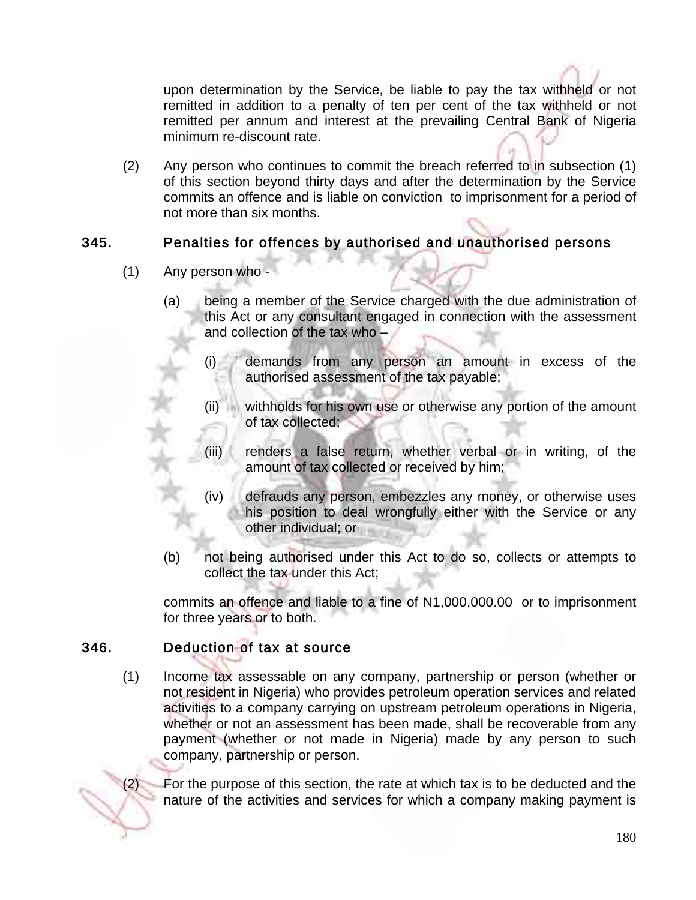upon determination by the Service, be liable to pay the tax withheld or not remitted in addition to a penalty of ten per cent of the tax withheld or not remitted per annum and interest at the prevailing Central Bank of Nigeria minimum re-discount rate.

(2) Any person who continues to commit the breach referred to in subsection (1) of this section beyond thirty days and after the determination by the Service commits an offence and is liable on conviction to imprisonment for a period of not more than six months.

### 345. Penalties for offences by authorised and unauthorised persons

(1) Any person who -

(a) being a member of the Service charged with the due administration of this Act or any consultant engaged in connection with the assessment and collection of the tax who –

(i) demands from any person an amount in excess of the authorised assessment of the tax payable;

(ii) withholds for his own use or otherwise any portion of the amount of tax collected;

(iii) renders a false return, whether verbal or in writing, of the amount of tax collected or received by him;

(iv) defrauds any person, embezzles any money, or otherwise uses his position to deal wrongfully either with the Service or any other individual; or

(b) not being authorised under this Act to do so, collects or attempts to collect the tax under this Act;

commits an offence and liable to a fine of N1,000,000.00 or to imprisonment for three years or to both.

### 346. Deduction of tax at source

(1) Income tax assessable on any company, partnership or person (whether or not resident in Nigeria) who provides petroleum operation services and related activities to a company carrying on upstream petroleum operations in Nigeria, whether or not an assessment has been made, shall be recoverable from any payment (whether or not made in Nigeria) made by any person to such company, partnership or person.

(2) For the purpose of this section, the rate at which tax is to be deducted and the nature of the activities and services for which a company making payment is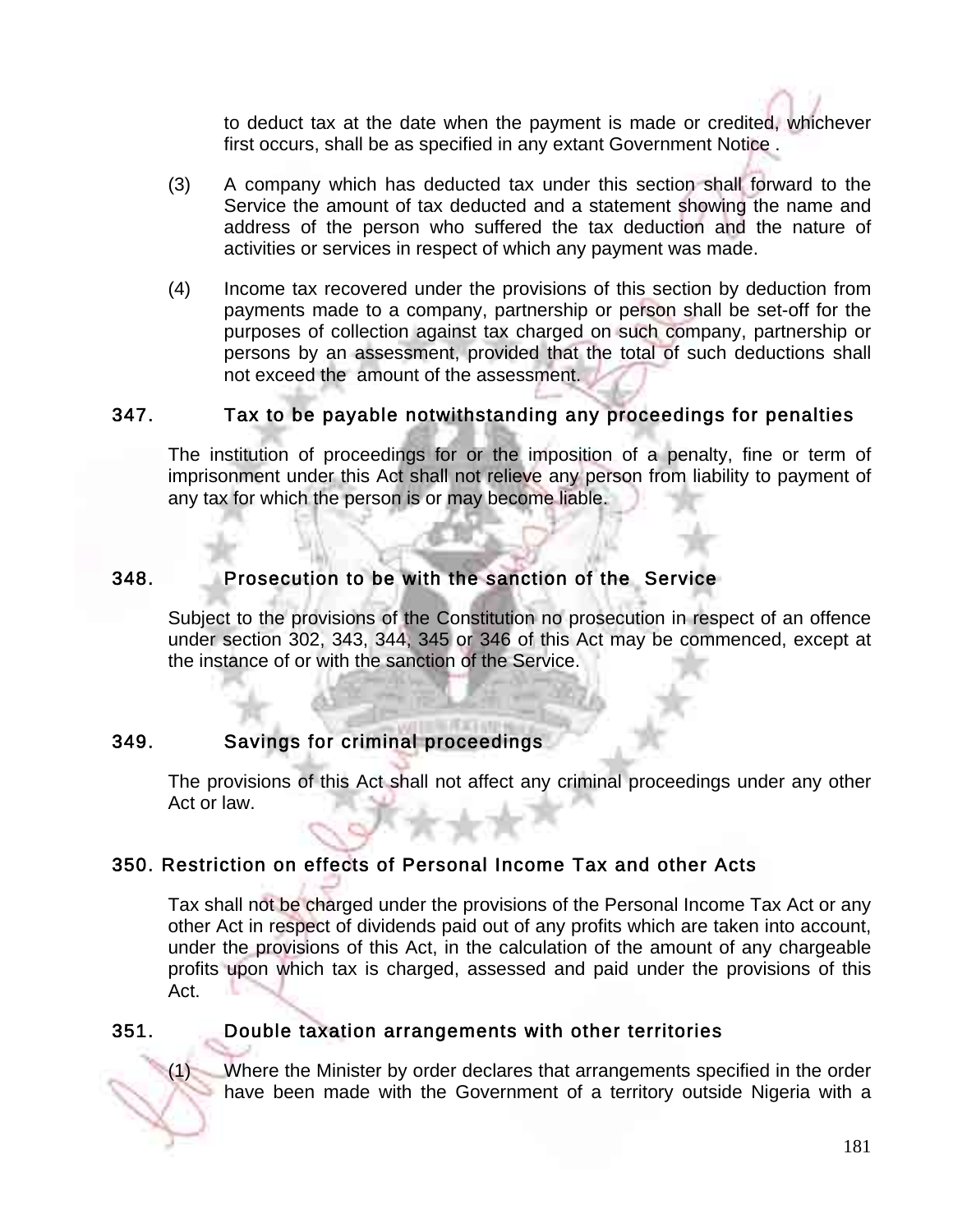to deduct tax at the date when the payment is made or credited, whichever first occurs, shall be as specified in any extant Government Notice .

(3) A company which has deducted tax under this section shall forward to the Service the amount of tax deducted and a statement showing the name and address of the person who suffered the tax deduction and the nature of activities or services in respect of which any payment was made.

(4) Income tax recovered under the provisions of this section by deduction from payments made to a company, partnership or person shall be set-off for the purposes of collection against tax charged on such company, partnership or persons by an assessment, provided that the total of such deductions shall not exceed the amount of the assessment.

### 347. Tax to be payable notwithstanding any proceedings for penalties

The institution of proceedings for or the imposition of a penalty, fine or term of imprisonment under this Act shall not relieve any person from liability to payment of any tax for which the person is or may become liable.

### 348. Prosecution to be with the sanction of the Service

Subject to the provisions of the Constitution no prosecution in respect of an offence under section 302, 343, 344, 345 or 346 of this Act may be commenced, except at the instance of or with the sanction of the Service.

### 349. Savings for criminal proceedings

The provisions of this Act shall not affect any criminal proceedings under any other Act or law.

### 350. Restriction on effects of Personal Income Tax and other Acts

Tax shall not be charged under the provisions of the Personal Income Tax Act or any other Act in respect of dividends paid out of any profits which are taken into account, under the provisions of this Act, in the calculation of the amount of any chargeable profits upon which tax is charged, assessed and paid under the provisions of this Act.

### 351. Double taxation arrangements with other territories

(1) Where the Minister by order declares that arrangements specified in the order have been made with the Government of a territory outside Nigeria with a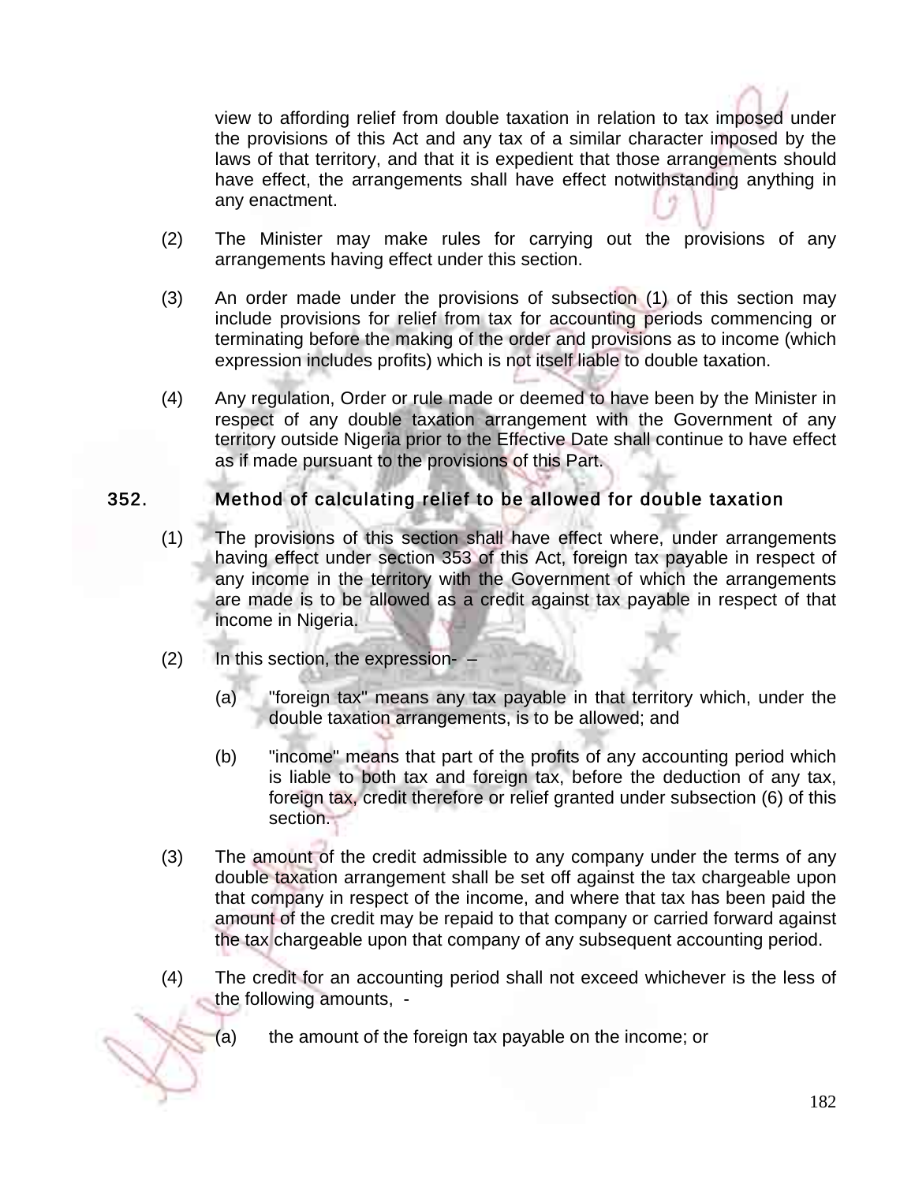view to affording relief from double taxation in relation to tax imposed under the provisions of this Act and any tax of a similar character imposed by the laws of that territory, and that it is expedient that those arrangements should have effect, the arrangements shall have effect notwithstanding anything in any enactment.

(2) The Minister may make rules for carrying out the provisions of any arrangements having effect under this section.

(3) An order made under the provisions of subsection (1) of this section may include provisions for relief from tax for accounting periods commencing or terminating before the making of the order and provisions as to income (which expression includes profits) which is not itself liable to double taxation.

(4) Any regulation, Order or rule made or deemed to have been by the Minister in respect of any double taxation arrangement with the Government of any territory outside Nigeria prior to the Effective Date shall continue to have effect as if made pursuant to the provisions of this Part.

## 352. Method of calculating relief to be allowed for double taxation

(1) The provisions of this section shall have effect where, under arrangements having effect under section 353 of this Act, foreign tax payable in respect of any income in the territory with the Government of which the arrangements are made is to be allowed as a credit against tax payable in respect of that income in Nigeria.

(2) In this section, the expression- –

(a) "foreign tax" means any tax payable in that territory which, under the double taxation arrangements, is to be allowed; and

(b) "income" means that part of the profits of any accounting period which is liable to both tax and foreign tax, before the deduction of any tax, foreign tax, credit therefore or relief granted under subsection (6) of this section.

(3) The amount of the credit admissible to any company under the terms of any double taxation arrangement shall be set off against the tax chargeable upon that company in respect of the income, and where that tax has been paid the amount of the credit may be repaid to that company or carried forward against the tax chargeable upon that company of any subsequent accounting period.

(4) The credit for an accounting period shall not exceed whichever is the less of the following amounts, -

(a) the amount of the foreign tax payable on the income; or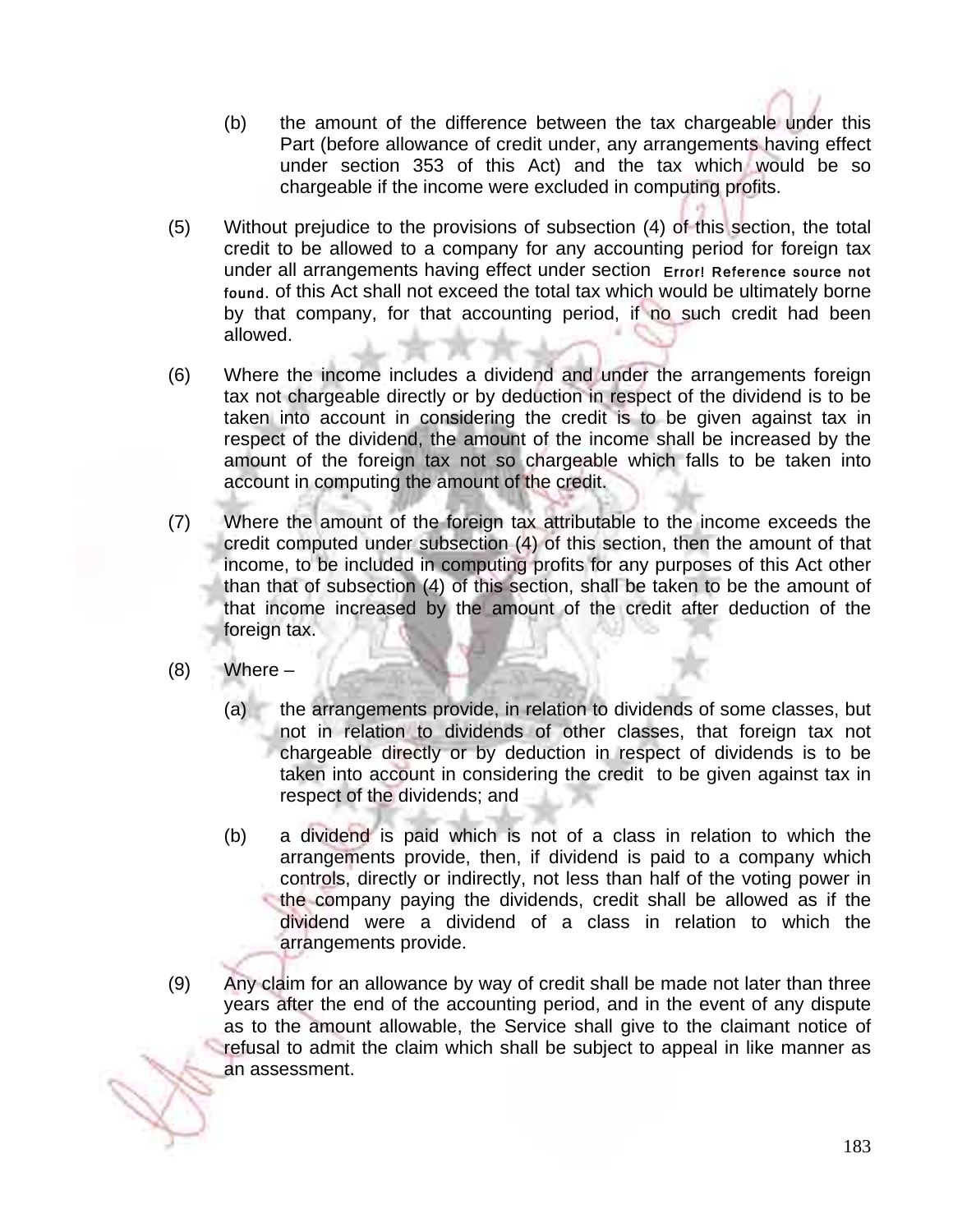(b) the amount of the difference between the tax chargeable under this Part (before allowance of credit under, any arrangements having effect under section 353 of this Act) and the tax which would be so chargeable if the income were excluded in computing profits.

(5) Without prejudice to the provisions of subsection (4) of this section, the total credit to be allowed to a company for any accounting period for foreign tax under all arrangements having effect under section Error! Reference source not found. of this Act shall not exceed the total tax which would be ultimately borne by that company, for that accounting period, if no such credit had been allowed.

(6) Where the income includes a dividend and under the arrangements foreign tax not chargeable directly or by deduction in respect of the dividend is to be taken into account in considering the credit is to be given against tax in respect of the dividend, the amount of the income shall be increased by the amount of the foreign tax not so chargeable which falls to be taken into account in computing the amount of the credit.

(7) Where the amount of the foreign tax attributable to the income exceeds the credit computed under subsection (4) of this section, then the amount of that income, to be included in computing profits for any purposes of this Act other than that of subsection (4) of this section, shall be taken to be the amount of that income increased by the amount of the credit after deduction of the foreign tax.

(8) Where –

(a) the arrangements provide, in relation to dividends of some classes, but not in relation to dividends of other classes, that foreign tax not chargeable directly or by deduction in respect of dividends is to be taken into account in considering the credit to be given against tax in respect of the dividends; and

(b) a dividend is paid which is not of a class in relation to which the arrangements provide, then, if dividend is paid to a company which controls, directly or indirectly, not less than half of the voting power in the company paying the dividends, credit shall be allowed as if the dividend were a dividend of a class in relation to which the arrangements provide.

(9) Any claim for an allowance by way of credit shall be made not later than three years after the end of the accounting period, and in the event of any dispute as to the amount allowable, the Service shall give to the claimant notice of refusal to admit the claim which shall be subject to appeal in like manner as an assessment.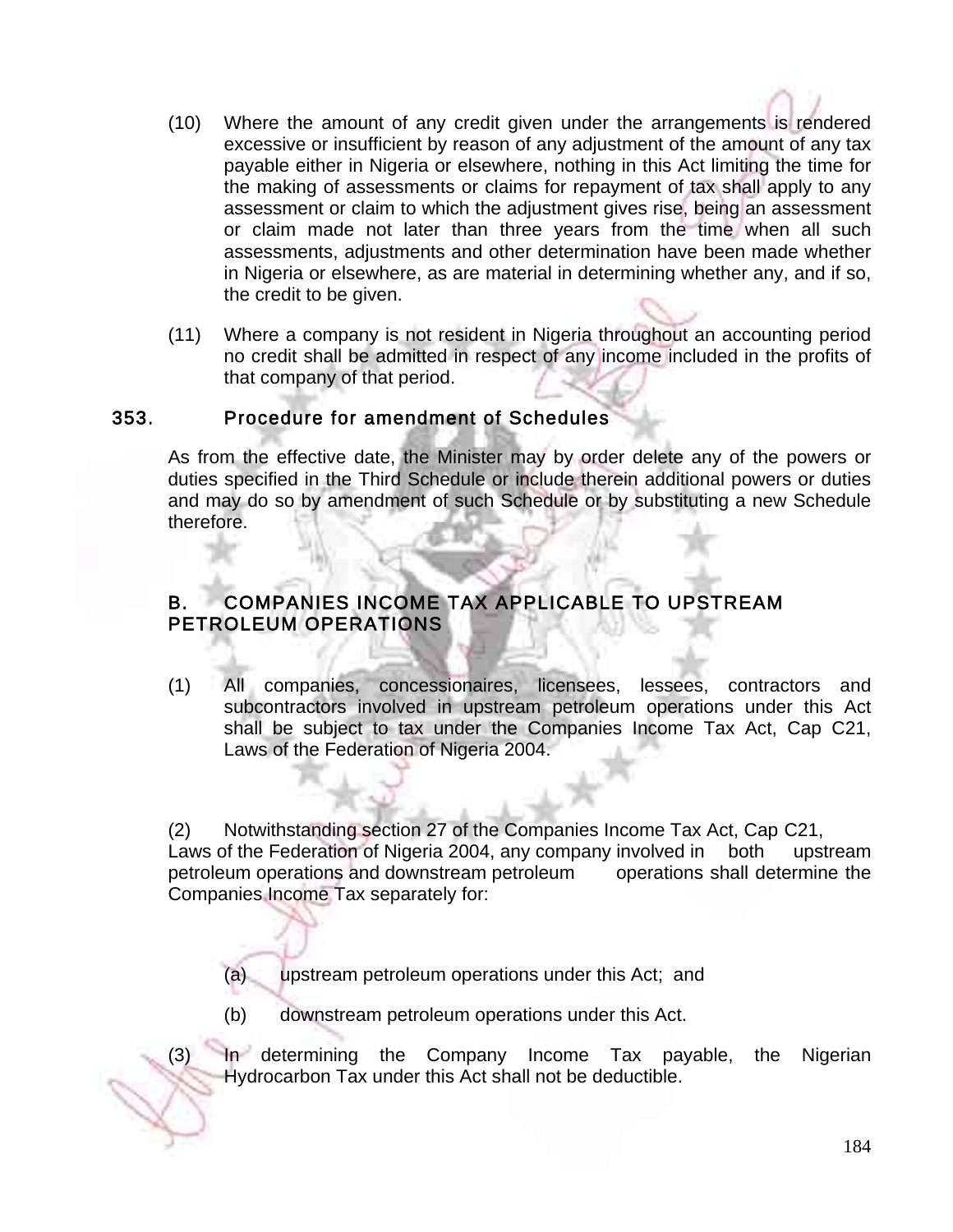(10) Where the amount of any credit given under the arrangements is rendered excessive or insufficient by reason of any adjustment of the amount of any tax payable either in Nigeria or elsewhere, nothing in this Act limiting the time for the making of assessments or claims for repayment of tax shall apply to any assessment or claim to which the adjustment gives rise, being an assessment or claim made not later than three years from the time when all such assessments, adjustments and other determination have been made whether in Nigeria or elsewhere, as are material in determining whether any, and if so, the credit to be given.

(11) Where a company is not resident in Nigeria throughout an accounting period no credit shall be admitted in respect of any income included in the profits of that company of that period.

## 353. Procedure for amendment of Schedules

As from the effective date, the Minister may by order delete any of the powers or duties specified in the Third Schedule or include therein additional powers or duties and may do so by amendment of such Schedule or by substituting a new Schedule therefore.

## B. COMPANIES INCOME TAX APPLICABLE TO UPSTREAM PETROLEUM OPERATIONS

(1) All companies, concessionaires, licensees, lessees, contractors and subcontractors involved in upstream petroleum operations under this Act shall be subject to tax under the Companies Income Tax Act, Cap C21, Laws of the Federation of Nigeria 2004.

(2) Notwithstanding section 27 of the Companies Income Tax Act, Cap C21, Laws of the Federation of Nigeria 2004, any company involved in both upstream petroleum operations and downstream petroleum operations shall determine the Companies Income Tax separately for:

(a) upstream petroleum operations under this Act; and

(b) downstream petroleum operations under this Act.

(3) In determining the Company Income Tax payable, the Nigerian Hydrocarbon Tax under this Act shall not be deductible.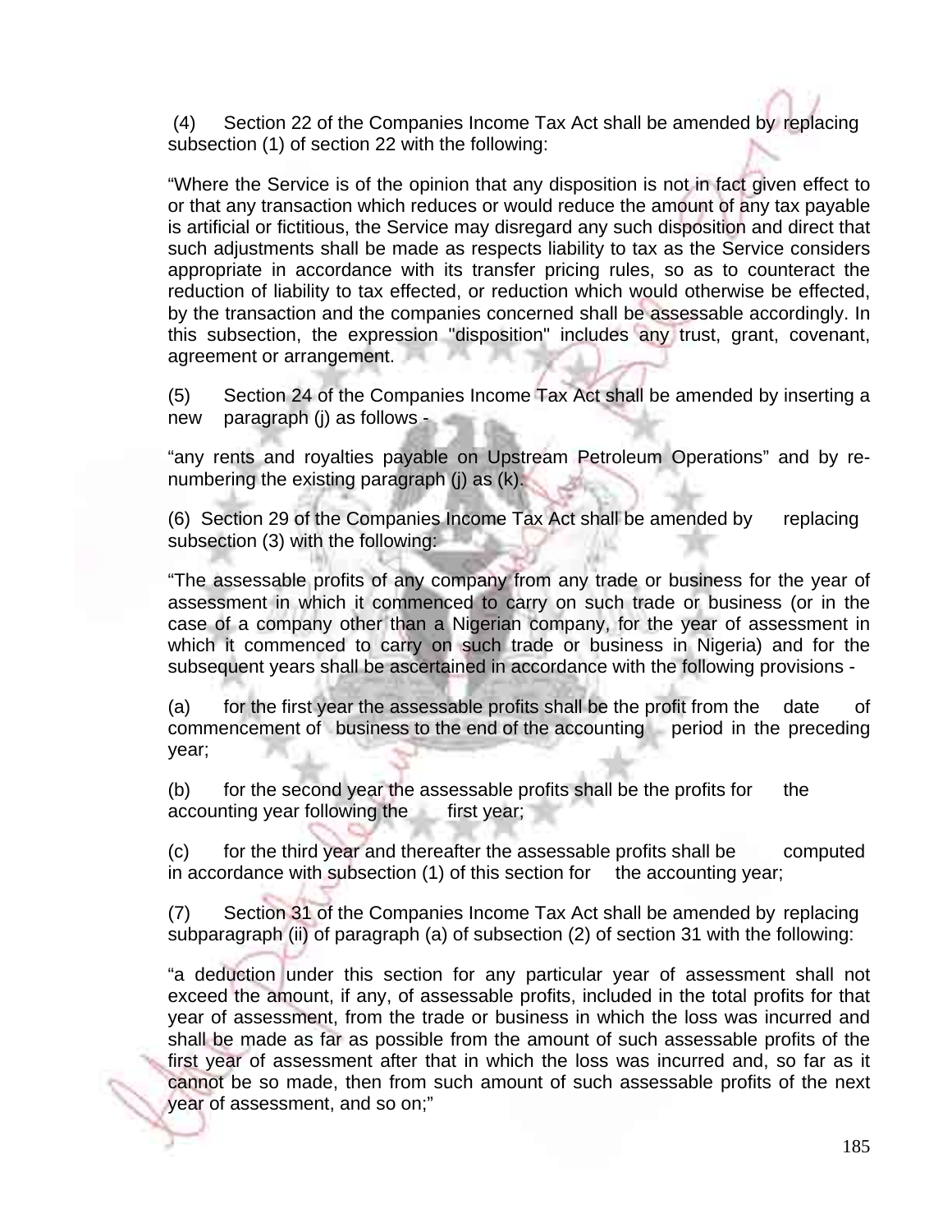(4) Section 22 of the Companies Income Tax Act shall be amended by replacing subsection (1) of section 22 with the following:

“Where the Service is of the opinion that any disposition is not in fact given effect to or that any transaction which reduces or would reduce the amount of any tax payable is artificial or fictitious, the Service may disregard any such disposition and direct that such adjustments shall be made as respects liability to tax as the Service considers appropriate in accordance with its transfer pricing rules, so as to counteract the reduction of liability to tax effected, or reduction which would otherwise be effected, by the transaction and the companies concerned shall be assessable accordingly. In this subsection, the expression "disposition" includes any trust, grant, covenant, agreement or arrangement.

(5) Section 24 of the Companies Income Tax Act shall be amended by inserting a new paragraph (j) as follows -

“any rents and royalties payable on Upstream Petroleum Operations” and by re-numbering the existing paragraph (j) as (k).

(6) Section 29 of the Companies Income Tax Act shall be amended by replacing subsection (3) with the following:

“The assessable profits of any company from any trade or business for the year of assessment in which it commenced to carry on such trade or business (or in the case of a company other than a Nigerian company, for the year of assessment in which it commenced to carry on such trade or business in Nigeria) and for the subsequent years shall be ascertained in accordance with the following provisions -

(a) for the first year the assessable profits shall be the profit from the date of commencement of business to the end of the accounting period in the preceding year;

(b) for the second year the assessable profits shall be the profits for the accounting year following the first year;

(c) for the third year and thereafter the assessable profits shall be computed in accordance with subsection (1) of this section for the accounting year;

(7) Section 31 of the Companies Income Tax Act shall be amended by replacing subparagraph (ii) of paragraph (a) of subsection (2) of section 31 with the following:

“a deduction under this section for any particular year of assessment shall not exceed the amount, if any, of assessable profits, included in the total profits for that year of assessment, from the trade or business in which the loss was incurred and shall be made as far as possible from the amount of such assessable profits of the first year of assessment after that in which the loss was incurred and, so far as it cannot be so made, then from such amount of such assessable profits of the next year of assessment, and so on;”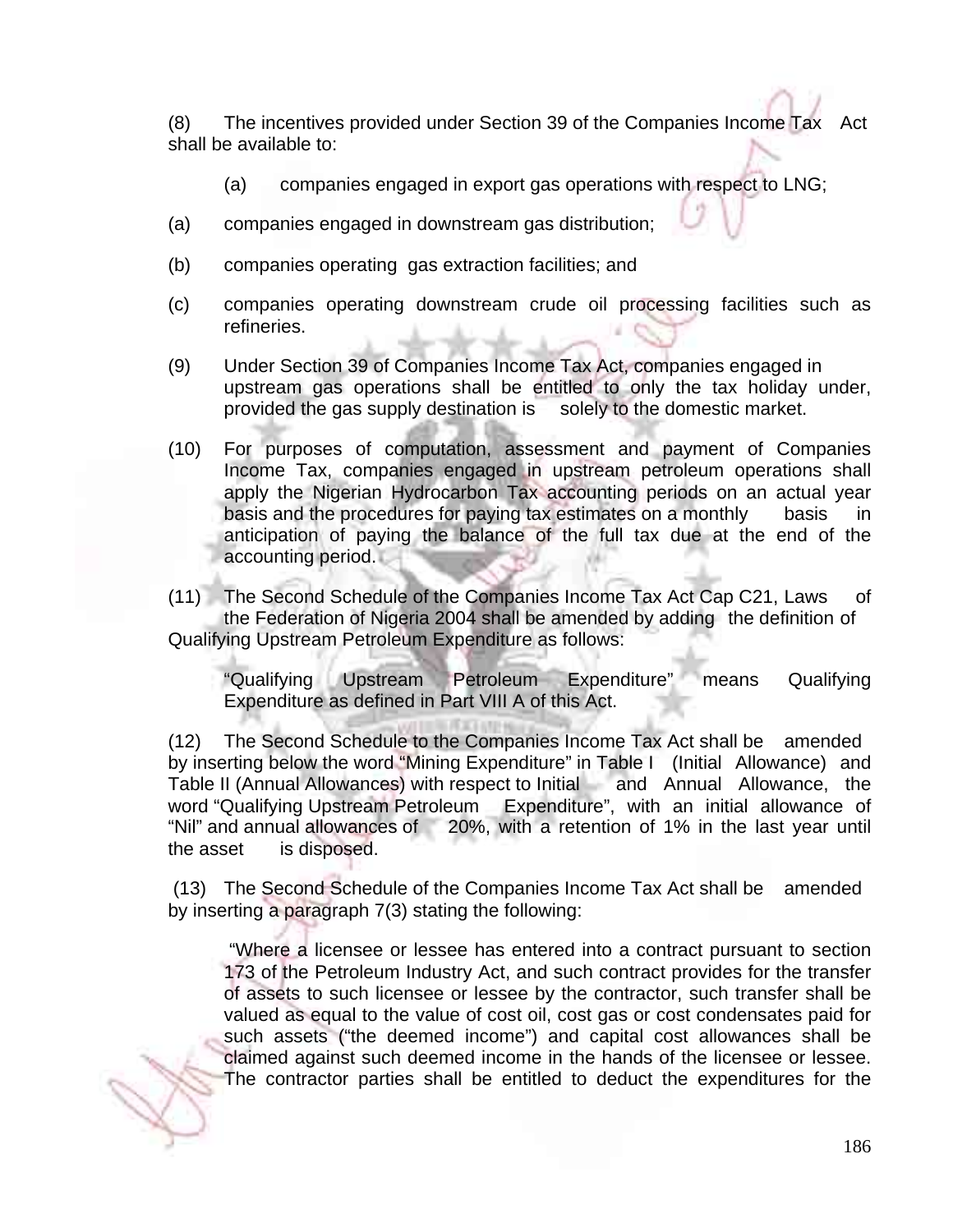(8) The incentives provided under Section 39 of the Companies Income Tax Act shall be available to:

(a) companies engaged in export gas operations with respect to LNG;

(a) companies engaged in downstream gas distribution;

(b) companies operating gas extraction facilities; and

(c) companies operating downstream crude oil processing facilities such as refineries.

(9) Under Section 39 of Companies Income Tax Act, companies engaged in upstream gas operations shall be entitled to only the tax holiday under, provided the gas supply destination is solely to the domestic market.

(10) For purposes of computation, assessment and payment of Companies Income Tax, companies engaged in upstream petroleum operations shall apply the Nigerian Hydrocarbon Tax accounting periods on an actual year basis and the procedures for paying tax estimates on a monthly basis in anticipation of paying the balance of the full tax due at the end of the accounting period.

(11) The Second Schedule of the Companies Income Tax Act Cap C21, Laws of the Federation of Nigeria 2004 shall be amended by adding the definition of Qualifying Upstream Petroleum Expenditure as follows:

"Qualifying Upstream Petroleum Expenditure" means Qualifying Expenditure as defined in Part VIII A of this Act.

(12) The Second Schedule to the Companies Income Tax Act shall be amended by inserting below the word "Mining Expenditure" in Table I (Initial Allowance) and Table II (Annual Allowances) with respect to Initial and Annual Allowance, the word "Qualifying Upstream Petroleum Expenditure", with an initial allowance of "Nil" and annual allowances of 20%, with a retention of 1% in the last year until the asset is disposed.

(13) The Second Schedule of the Companies Income Tax Act shall be amended by inserting a paragraph 7(3) stating the following:

"Where a licensee or lessee has entered into a contract pursuant to section 173 of the Petroleum Industry Act, and such contract provides for the transfer of assets to such licensee or lessee by the contractor, such transfer shall be valued as equal to the value of cost oil, cost gas or cost condensates paid for such assets ("the deemed income") and capital cost allowances shall be claimed against such deemed income in the hands of the licensee or lessee. The contractor parties shall be entitled to deduct the expenditures for the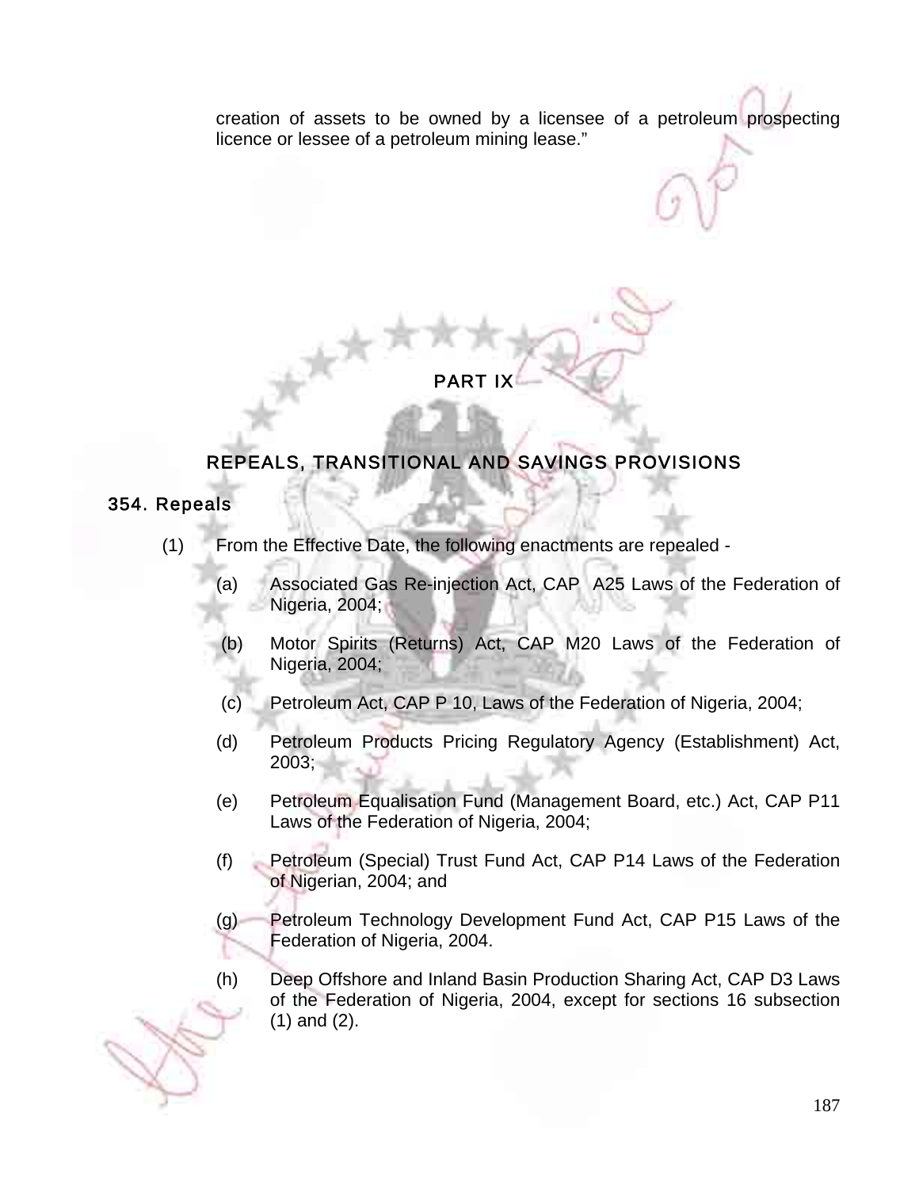creation of assets to be owned by a licensee of a petroleum prospecting licence or lessee of a petroleum mining lease."

# PART IX

## REPEALS, TRANSITIONAL AND SAVINGS PROVISIONS

### 354. Repeals

(1) From the Effective Date, the following enactments are repealed -

(a) Associated Gas Re-injection Act, CAP A25 Laws of the Federation of Nigeria, 2004;

(b) Motor Spirits (Returns) Act, CAP M20 Laws of the Federation of Nigeria, 2004;

(c) Petroleum Act, CAP P 10, Laws of the Federation of Nigeria, 2004;

(d) Petroleum Products Pricing Regulatory Agency (Establishment) Act, 2003;

(e) Petroleum Equalisation Fund (Management Board, etc.) Act, CAP P11 Laws of the Federation of Nigeria, 2004;

(f) Petroleum (Special) Trust Fund Act, CAP P14 Laws of the Federation of Nigerian, 2004; and

(g) Petroleum Technology Development Fund Act, CAP P15 Laws of the Federation of Nigeria, 2004.

(h) Deep Offshore and Inland Basin Production Sharing Act, CAP D3 Laws of the Federation of Nigeria, 2004, except for sections 16 subsection (1) and (2).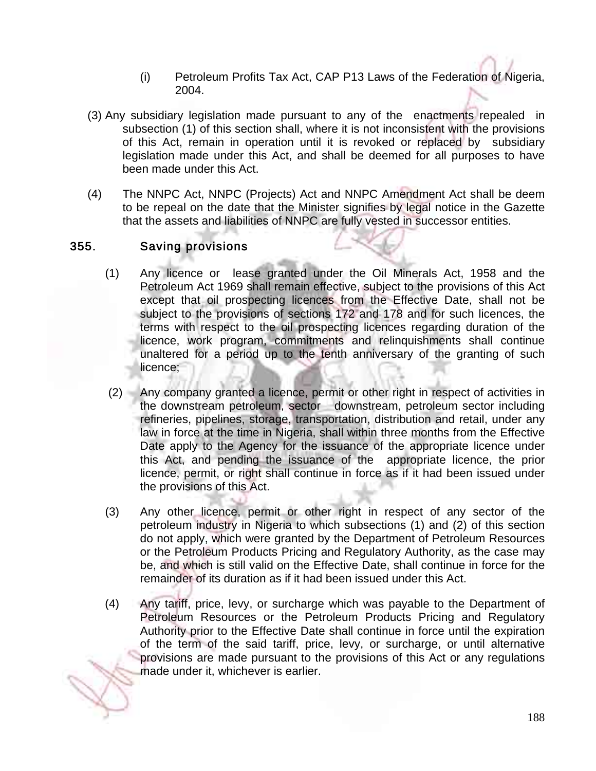(i) Petroleum Profits Tax Act, CAP P13 Laws of the Federation of Nigeria, 2004.

(3) Any subsidiary legislation made pursuant to any of the enactments repealed in subsection (1) of this section shall, where it is not inconsistent with the provisions of this Act, remain in operation until it is revoked or replaced by subsidiary legislation made under this Act, and shall be deemed for all purposes to have been made under this Act.

(4) The NNPC Act, NNPC (Projects) Act and NNPC Amendment Act shall be deem to be repeal on the date that the Minister signifies by legal notice in the Gazette that the assets and liabilities of NNPC are fully vested in successor entities.

## 355. Saving provisions

(1) Any licence or lease granted under the Oil Minerals Act, 1958 and the Petroleum Act 1969 shall remain effective, subject to the provisions of this Act except that oil prospecting licences from the Effective Date, shall not be subject to the provisions of sections 172 and 178 and for such licences, the terms with respect to the oil prospecting licences regarding duration of the licence, work program, commitments and relinquishments shall continue unaltered for a period up to the tenth anniversary of the granting of such licence;

(2) Any company granted a licence, permit or other right in respect of activities in the downstream petroleum, sector downstream, petroleum sector including refineries, pipelines, storage, transportation, distribution and retail, under any law in force at the time in Nigeria, shall within three months from the Effective Date apply to the Agency for the issuance of the appropriate licence under this Act, and pending the issuance of the appropriate licence, the prior licence, permit, or right shall continue in force as if it had been issued under the provisions of this Act.

(3) Any other licence, permit or other right in respect of any sector of the petroleum industry in Nigeria to which subsections (1) and (2) of this section do not apply, which were granted by the Department of Petroleum Resources or the Petroleum Products Pricing and Regulatory Authority, as the case may be, and which is still valid on the Effective Date, shall continue in force for the remainder of its duration as if it had been issued under this Act.

(4) Any tariff, price, levy, or surcharge which was payable to the Department of Petroleum Resources or the Petroleum Products Pricing and Regulatory Authority prior to the Effective Date shall continue in force until the expiration of the term of the said tariff, price, levy, or surcharge, or until alternative provisions are made pursuant to the provisions of this Act or any regulations made under it, whichever is earlier.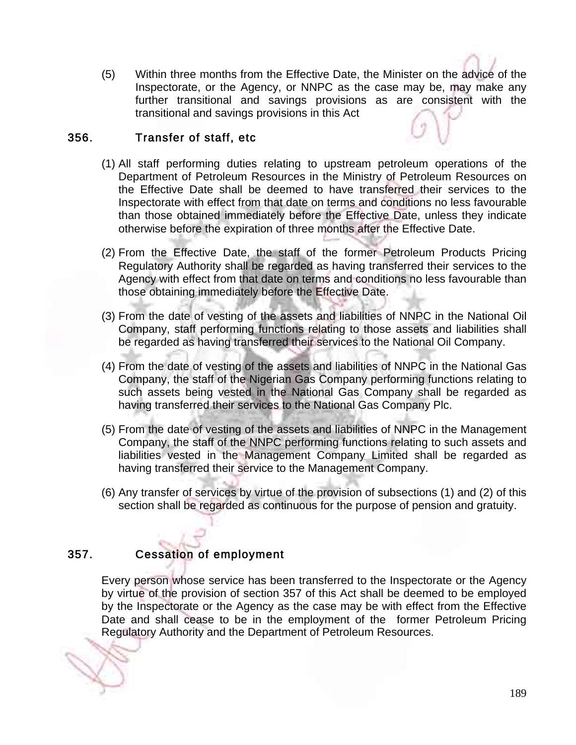(5) Within three months from the Effective Date, the Minister on the advice of the Inspectorate, or the Agency, or NNPC as the case may be, may make any further transitional and savings provisions as are consistent with the transitional and savings provisions in this Act

### 356. Transfer of staff, etc

(1) All staff performing duties relating to upstream petroleum operations of the Department of Petroleum Resources in the Ministry of Petroleum Resources on the Effective Date shall be deemed to have transferred their services to the Inspectorate with effect from that date on terms and conditions no less favourable than those obtained immediately before the Effective Date, unless they indicate otherwise before the expiration of three months after the Effective Date.

(2) From the Effective Date, the staff of the former Petroleum Products Pricing Regulatory Authority shall be regarded as having transferred their services to the Agency with effect from that date on terms and conditions no less favourable than those obtaining immediately before the Effective Date.

(3) From the date of vesting of the assets and liabilities of NNPC in the National Oil Company, staff performing functions relating to those assets and liabilities shall be regarded as having transferred their services to the National Oil Company.

(4) From the date of vesting of the assets and liabilities of NNPC in the National Gas Company, the staff of the Nigerian Gas Company performing functions relating to such assets being vested in the National Gas Company shall be regarded as having transferred their services to the National Gas Company Plc.

(5) From the date of vesting of the assets and liabilities of NNPC in the Management Company, the staff of the NNPC performing functions relating to such assets and liabilities vested in the Management Company Limited shall be regarded as having transferred their service to the Management Company.

(6) Any transfer of services by virtue of the provision of subsections (1) and (2) of this section shall be regarded as continuous for the purpose of pension and gratuity.

### 357. Cessation of employment

Every person whose service has been transferred to the Inspectorate or the Agency by virtue of the provision of section 357 of this Act shall be deemed to be employed by the Inspectorate or the Agency as the case may be with effect from the Effective Date and shall cease to be in the employment of the former Petroleum Pricing Regulatory Authority and the Department of Petroleum Resources.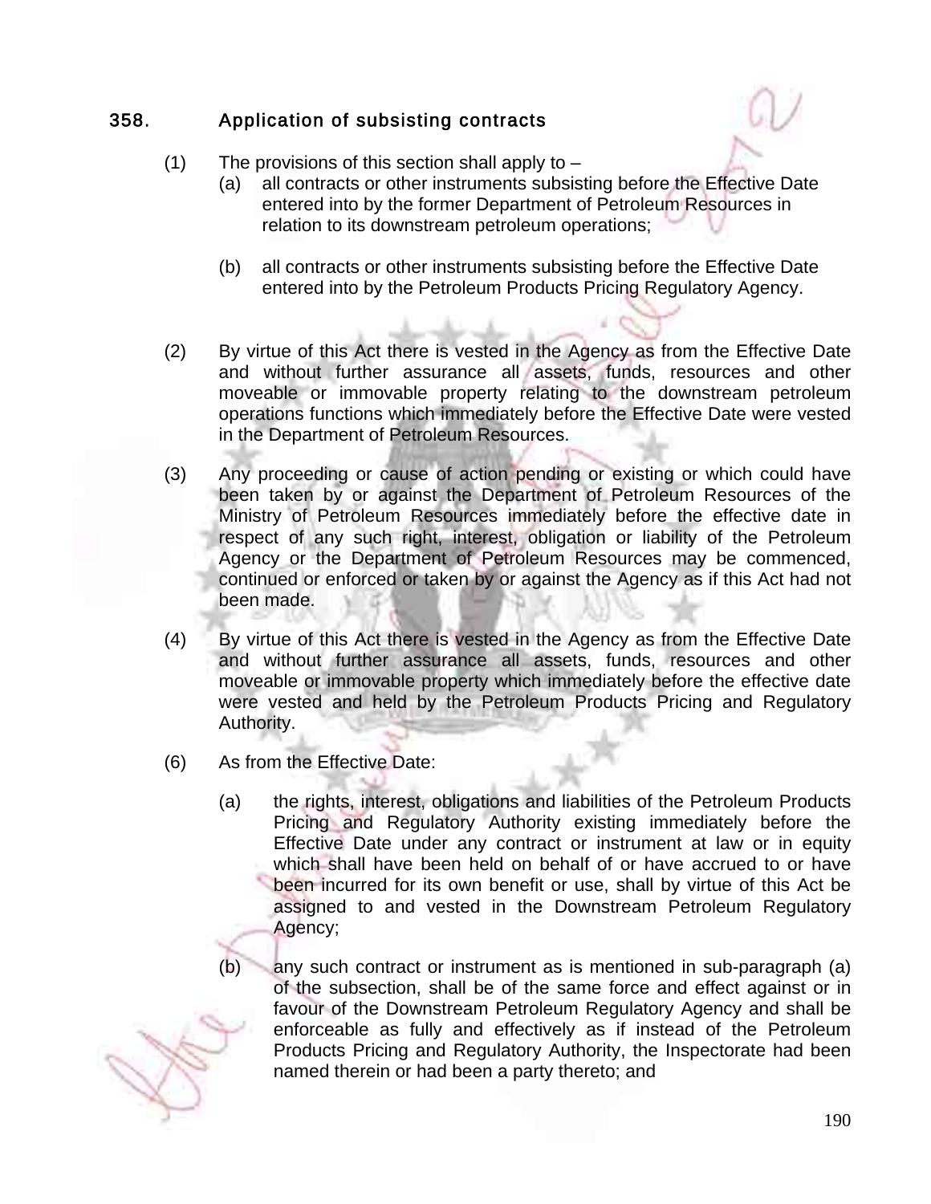## 358. Application of subsisting contracts

(1) The provisions of this section shall apply to –

(a) all contracts or other instruments subsisting before the Effective Date entered into by the former Department of Petroleum Resources in relation to its downstream petroleum operations;

(b) all contracts or other instruments subsisting before the Effective Date entered into by the Petroleum Products Pricing Regulatory Agency.

(2) By virtue of this Act there is vested in the Agency as from the Effective Date and without further assurance all assets, funds, resources and other moveable or immovable property relating to the downstream petroleum operations functions which immediately before the Effective Date were vested in the Department of Petroleum Resources.

(3) Any proceeding or cause of action pending or existing or which could have been taken by or against the Department of Petroleum Resources of the Ministry of Petroleum Resources immediately before the effective date in respect of any such right, interest, obligation or liability of the Petroleum Agency or the Department of Petroleum Resources may be commenced, continued or enforced or taken by or against the Agency as if this Act had not been made.

(4) By virtue of this Act there is vested in the Agency as from the Effective Date and without further assurance all assets, funds, resources and other moveable or immovable property which immediately before the effective date were vested and held by the Petroleum Products Pricing and Regulatory Authority.

(6) As from the Effective Date:

(a) the rights, interest, obligations and liabilities of the Petroleum Products Pricing and Regulatory Authority existing immediately before the Effective Date under any contract or instrument at law or in equity which shall have been held on behalf of or have accrued to or have been incurred for its own benefit or use, shall by virtue of this Act be assigned to and vested in the Downstream Petroleum Regulatory Agency;

(b) any such contract or instrument as is mentioned in sub-paragraph (a) of the subsection, shall be of the same force and effect against or in favour of the Downstream Petroleum Regulatory Agency and shall be enforceable as fully and effectively as if instead of the Petroleum Products Pricing and Regulatory Authority, the Inspectorate had been named therein or had been a party thereto; and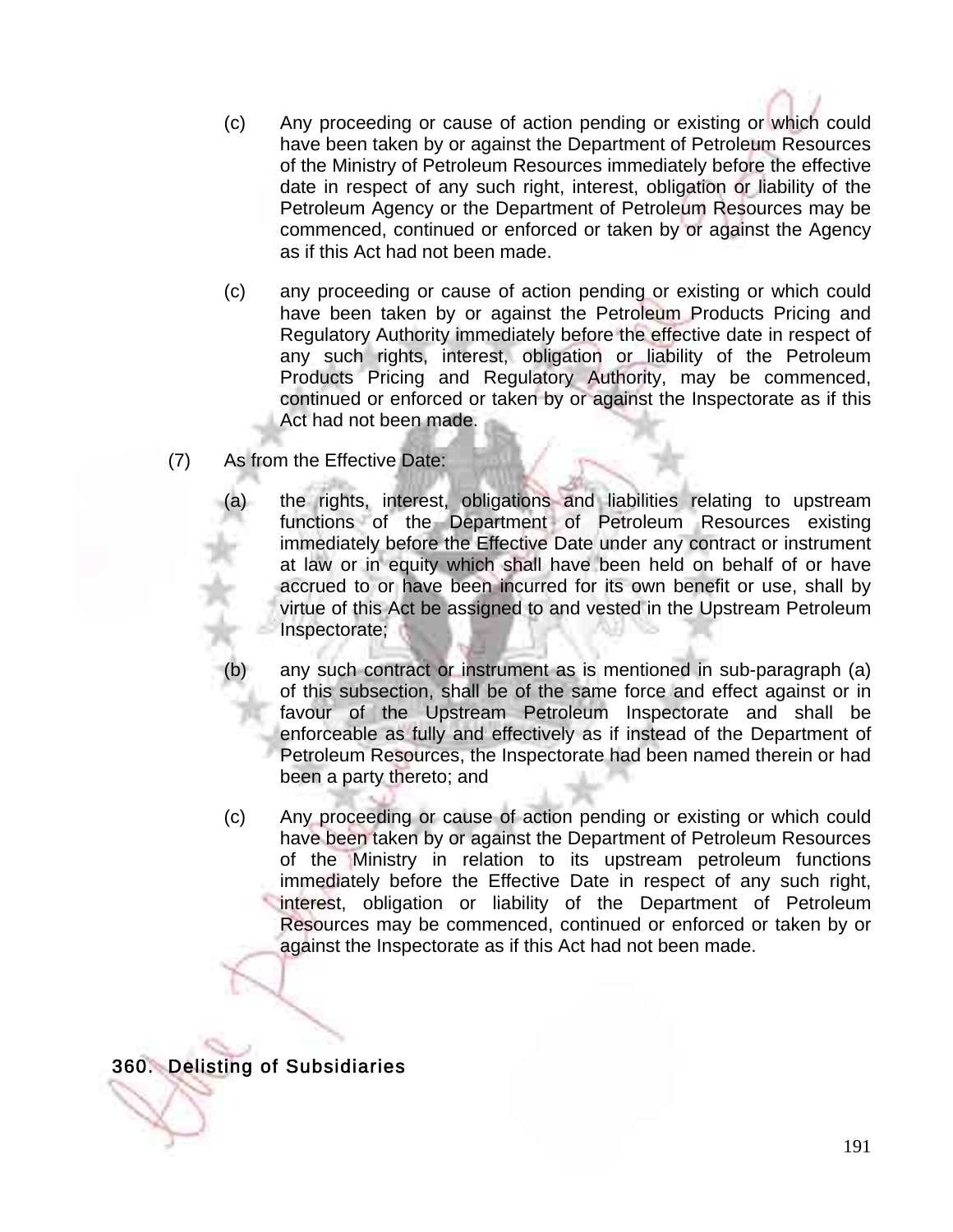(c) Any proceeding or cause of action pending or existing or which could have been taken by or against the Department of Petroleum Resources of the Ministry of Petroleum Resources immediately before the effective date in respect of any such right, interest, obligation or liability of the Petroleum Agency or the Department of Petroleum Resources may be commenced, continued or enforced or taken by or against the Agency as if this Act had not been made.

(c) any proceeding or cause of action pending or existing or which could have been taken by or against the Petroleum Products Pricing and Regulatory Authority immediately before the effective date in respect of any such rights, interest, obligation or liability of the Petroleum Products Pricing and Regulatory Authority, may be commenced, continued or enforced or taken by or against the Inspectorate as if this Act had not been made.

(7) As from the Effective Date:

(a) the rights, interest, obligations and liabilities relating to upstream functions of the Department of Petroleum Resources existing immediately before the Effective Date under any contract or instrument at law or in equity which shall have been held on behalf of or have accrued to or have been incurred for its own benefit or use, shall by virtue of this Act be assigned to and vested in the Upstream Petroleum Inspectorate;

(b) any such contract or instrument as is mentioned in sub-paragraph (a) of this subsection, shall be of the same force and effect against or in favour of the Upstream Petroleum Inspectorate and shall be enforceable as fully and effectively as if instead of the Department of Petroleum Resources, the Inspectorate had been named therein or had been a party thereto; and

(c) Any proceeding or cause of action pending or existing or which could have been taken by or against the Department of Petroleum Resources of the Ministry in relation to its upstream petroleum functions immediately before the Effective Date in respect of any such right, interest, obligation or liability of the Department of Petroleum Resources may be commenced, continued or enforced or taken by or against the Inspectorate as if this Act had not been made.

## 360. Delisting of Subsidiaries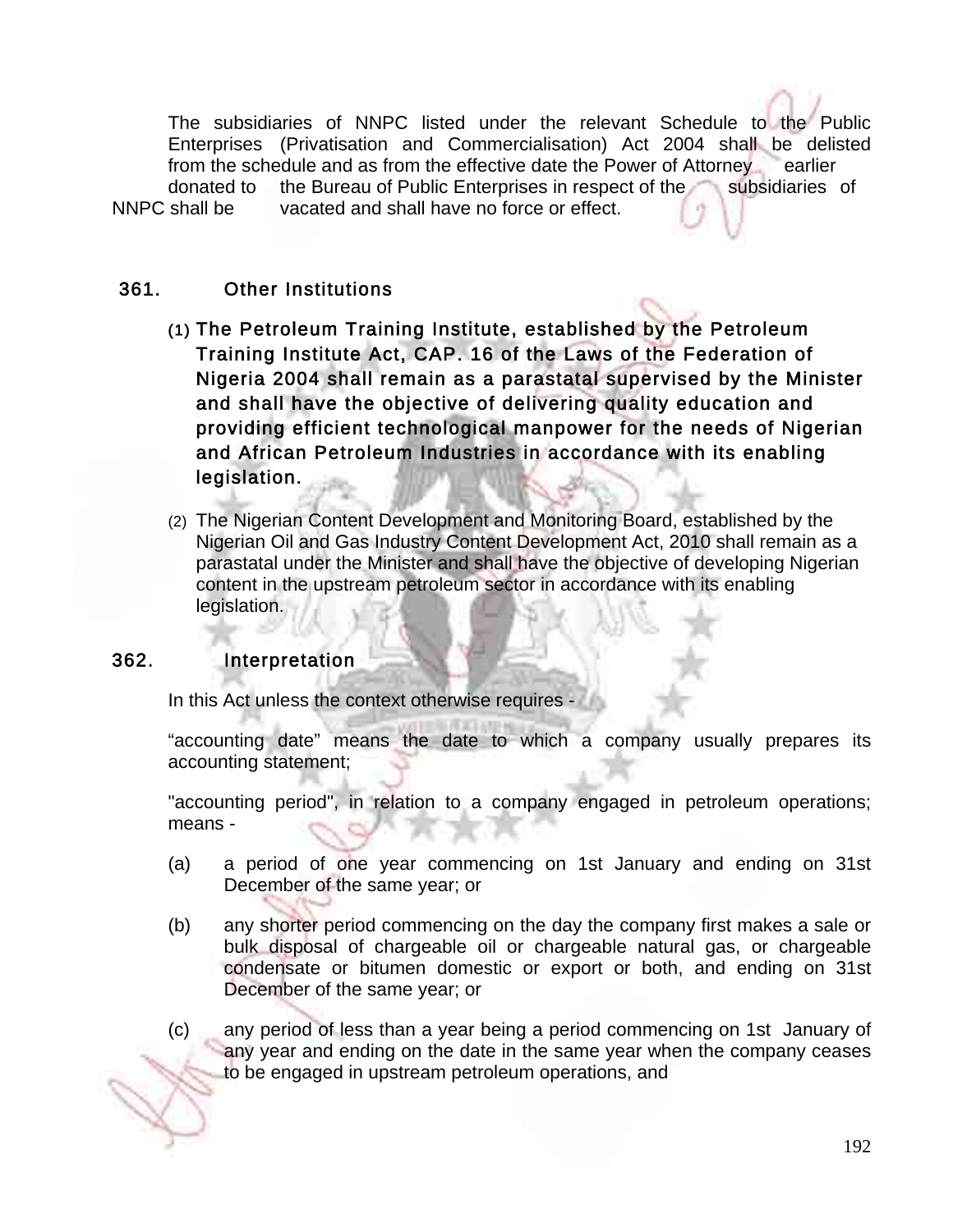The subsidiaries of NNPC listed under the relevant Schedule to the Public Enterprises (Privatisation and Commercialisation) Act 2004 shall be delisted from the schedule and as from the effective date the Power of Attorney earlier donated to the Bureau of Public Enterprises in respect of the subsidiaries of NNPC shall be vacated and shall have no force or effect.

## 361. Other Institutions

(1) **The Petroleum Training Institute, established by the Petroleum Training Institute Act, CAP. 16 of the Laws of the Federation of Nigeria 2004 shall remain as a parastatal supervised by the Minister and shall have the objective of delivering quality education and providing efficient technological manpower for the needs of Nigerian and African Petroleum Industries in accordance with its enabling legislation.**

(2) The Nigerian Content Development and Monitoring Board, established by the Nigerian Oil and Gas Industry Content Development Act, 2010 shall remain as a parastatal under the Minister and shall have the objective of developing Nigerian content in the upstream petroleum sector in accordance with its enabling legislation.

## 362. Interpretation

In this Act unless the context otherwise requires -

“accounting date” means the date to which a company usually prepares its accounting statement;

"accounting period", in relation to a company engaged in petroleum operations; means -

(a) a period of one year commencing on 1st January and ending on 31st December of the same year; or

(b) any shorter period commencing on the day the company first makes a sale or bulk disposal of chargeable oil or chargeable natural gas, or chargeable condensate or bitumen domestic or export or both, and ending on 31st December of the same year; or

(c) any period of less than a year being a period commencing on 1st January of any year and ending on the date in the same year when the company ceases to be engaged in upstream petroleum operations, and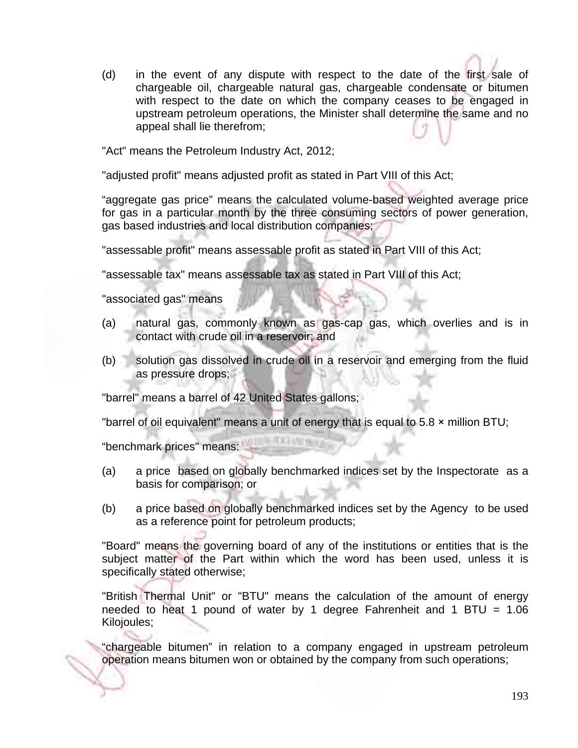(d) in the event of any dispute with respect to the date of the first sale of chargeable oil, chargeable natural gas, chargeable condensate or bitumen with respect to the date on which the company ceases to be engaged in upstream petroleum operations, the Minister shall determine the same and no appeal shall lie therefrom;

"Act" means the Petroleum Industry Act, 2012;

"adjusted profit" means adjusted profit as stated in Part VIII of this Act;

“aggregate gas price” means the calculated volume-based weighted average price for gas in a particular month by the three consuming sectors of power generation, gas based industries and local distribution companies;

"assessable profit" means assessable profit as stated in Part VIII of this Act;

"assessable tax" means assessable tax as stated in Part VIII of this Act;

"associated gas" means

(a) natural gas, commonly known as gas-cap gas, which overlies and is in contact with crude oil in a reservoir; and

(b) solution gas dissolved in crude oil in a reservoir and emerging from the fluid as pressure drops;

"barrel" means a barrel of 42 United States gallons;

"barrel of oil equivalent" means a unit of energy that is equal to 5.8 × million BTU;

“benchmark prices" means:

(a) a price based on globally benchmarked indices set by the Inspectorate as a basis for comparison; or

(b) a price based on globally benchmarked indices set by the Agency to be used as a reference point for petroleum products;

"Board" means the governing board of any of the institutions or entities that is the subject matter of the Part within which the word has been used, unless it is specifically stated otherwise;

"British Thermal Unit" or "BTU" means the calculation of the amount of energy needed to heat 1 pound of water by 1 degree Fahrenheit and 1 BTU = 1.06 Kilojoules;

“chargeable bitumen” in relation to a company engaged in upstream petroleum operation means bitumen won or obtained by the company from such operations;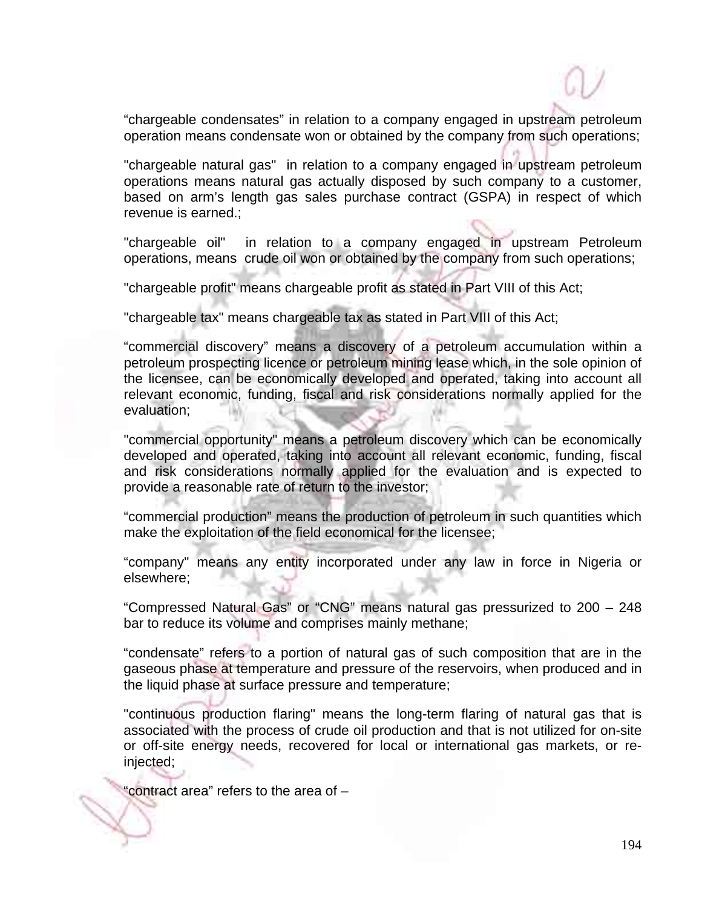"chargeable condensates" in relation to a company engaged in upstream petroleum operation means condensate won or obtained by the company from such operations;

"chargeable natural gas" in relation to a company engaged in upstream petroleum operations means natural gas actually disposed by such company to a customer, based on arm's length gas sales purchase contract (GSPA) in respect of which revenue is earned.;

"chargeable oil" in relation to a company engaged in upstream Petroleum operations, means crude oil won or obtained by the company from such operations;

"chargeable profit" means chargeable profit as stated in Part VIII of this Act;

"chargeable tax" means chargeable tax as stated in Part VIII of this Act;

"commercial discovery" means a discovery of a petroleum accumulation within a petroleum prospecting licence or petroleum mining lease which, in the sole opinion of the licensee, can be economically developed and operated, taking into account all relevant economic, funding, fiscal and risk considerations normally applied for the evaluation;

"commercial opportunity" means a petroleum discovery which can be economically developed and operated, taking into account all relevant economic, funding, fiscal and risk considerations normally applied for the evaluation and is expected to provide a reasonable rate of return to the investor;

"commercial production" means the production of petroleum in such quantities which make the exploitation of the field economical for the licensee;

"company" means any entity incorporated under any law in force in Nigeria or elsewhere;

"Compressed Natural Gas" or "CNG" means natural gas pressurized to 200 – 248 bar to reduce its volume and comprises mainly methane;

"condensate" refers to a portion of natural gas of such composition that are in the gaseous phase at temperature and pressure of the reservoirs, when produced and in the liquid phase at surface pressure and temperature;

"continuous production flaring" means the long-term flaring of natural gas that is associated with the process of crude oil production and that is not utilized for on-site or off-site energy needs, recovered for local or international gas markets, or re-injected;

"contract area" refers to the area of –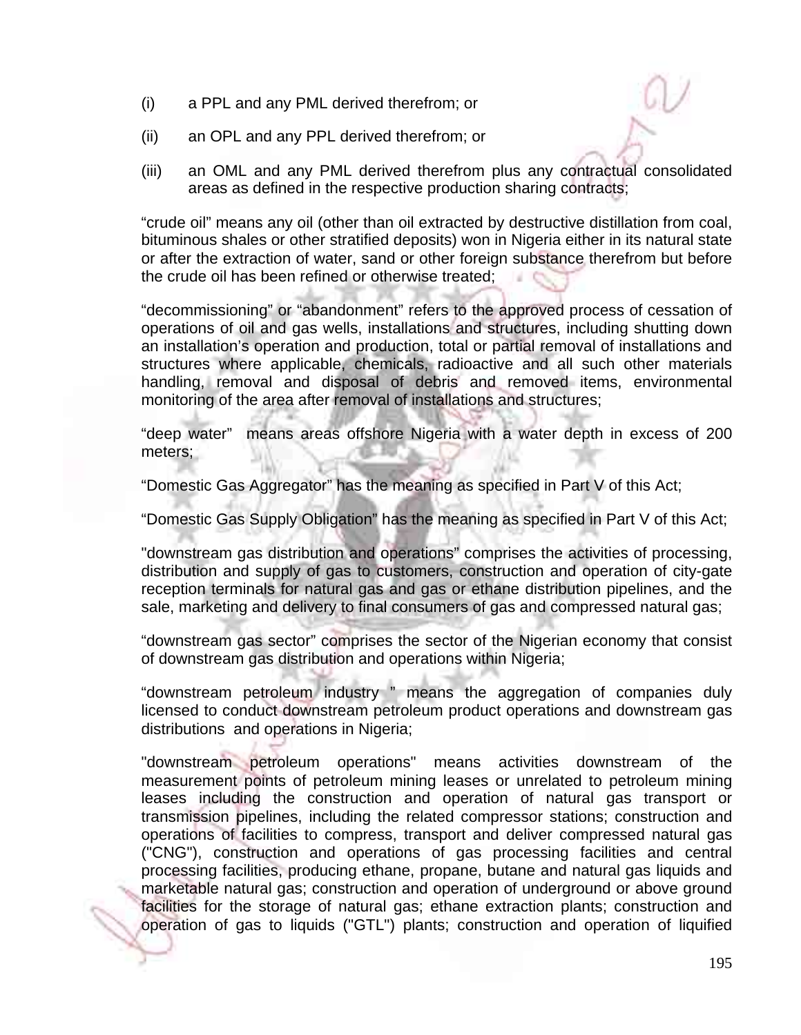(i) a PPL and any PML derived therefrom; or

(ii) an OPL and any PPL derived therefrom; or

(iii) an OML and any PML derived therefrom plus any contractual consolidated areas as defined in the respective production sharing contracts;

“crude oil” means any oil (other than oil extracted by destructive distillation from coal, bituminous shales or other stratified deposits) won in Nigeria either in its natural state or after the extraction of water, sand or other foreign substance therefrom but before the crude oil has been refined or otherwise treated;

“decommissioning” or “abandonment” refers to the approved process of cessation of operations of oil and gas wells, installations and structures, including shutting down an installation’s operation and production, total or partial removal of installations and structures where applicable, chemicals, radioactive and all such other materials handling, removal and disposal of debris and removed items, environmental monitoring of the area after removal of installations and structures;

“deep water” means areas offshore Nigeria with a water depth in excess of 200 meters;

“Domestic Gas Aggregator” has the meaning as specified in Part V of this Act;

“Domestic Gas Supply Obligation” has the meaning as specified in Part V of this Act;

"downstream gas distribution and operations” comprises the activities of processing, distribution and supply of gas to customers, construction and operation of city-gate reception terminals for natural gas and gas or ethane distribution pipelines, and the sale, marketing and delivery to final consumers of gas and compressed natural gas;

“downstream gas sector” comprises the sector of the Nigerian economy that consist of downstream gas distribution and operations within Nigeria;

“downstream petroleum industry ” means the aggregation of companies duly licensed to conduct downstream petroleum product operations and downstream gas distributions and operations in Nigeria;

"downstream petroleum operations" means activities downstream of the measurement points of petroleum mining leases or unrelated to petroleum mining leases including the construction and operation of natural gas transport or transmission pipelines, including the related compressor stations; construction and operations of facilities to compress, transport and deliver compressed natural gas ("CNG"), construction and operations of gas processing facilities and central processing facilities, producing ethane, propane, butane and natural gas liquids and marketable natural gas; construction and operation of underground or above ground facilities for the storage of natural gas; ethane extraction plants; construction and operation of gas to liquids ("GTL") plants; construction and operation of liquified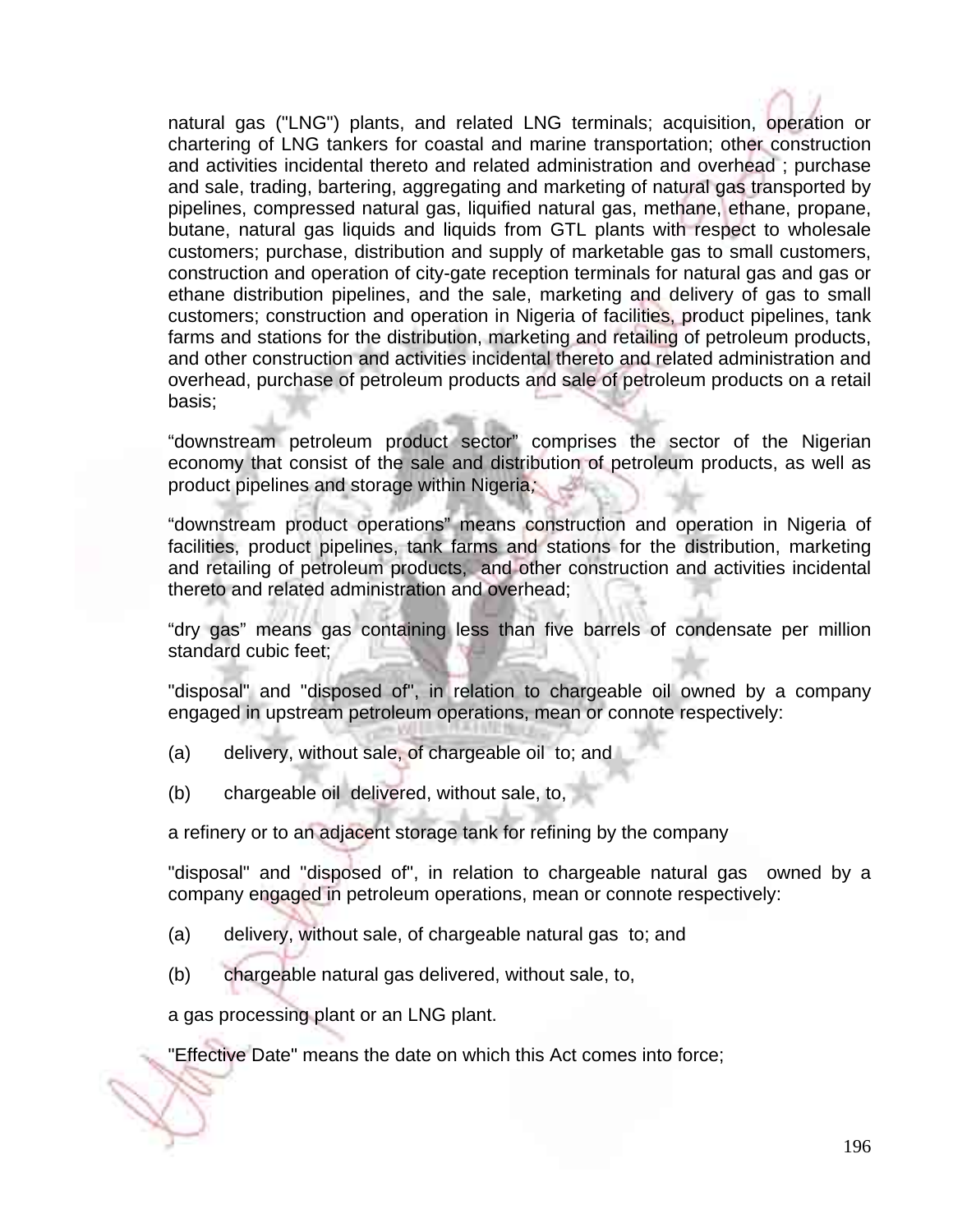natural gas ("LNG") plants, and related LNG terminals; acquisition, operation or chartering of LNG tankers for coastal and marine transportation; other construction and activities incidental thereto and related administration and overhead ; purchase and sale, trading, bartering, aggregating and marketing of natural gas transported by pipelines, compressed natural gas, liquified natural gas, methane, ethane, propane, butane, natural gas liquids and liquids from GTL plants with respect to wholesale customers; purchase, distribution and supply of marketable gas to small customers, construction and operation of city-gate reception terminals for natural gas and gas or ethane distribution pipelines, and the sale, marketing and delivery of gas to small customers; construction and operation in Nigeria of facilities, product pipelines, tank farms and stations for the distribution, marketing and retailing of petroleum products, and other construction and activities incidental thereto and related administration and overhead, purchase of petroleum products and sale of petroleum products on a retail basis;

“downstream petroleum product sector” comprises the sector of the Nigerian economy that consist of the sale and distribution of petroleum products, as well as product pipelines and storage within Nigeria;

“downstream product operations” means construction and operation in Nigeria of facilities, product pipelines, tank farms and stations for the distribution, marketing and retailing of petroleum products, and other construction and activities incidental thereto and related administration and overhead;

“dry gas” means gas containing less than five barrels of condensate per million standard cubic feet;

"disposal" and "disposed of", in relation to chargeable oil owned by a company engaged in upstream petroleum operations, mean or connote respectively:

(a) delivery, without sale, of chargeable oil to; and

(b) chargeable oil delivered, without sale, to,

a refinery or to an adjacent storage tank for refining by the company

"disposal" and "disposed of", in relation to chargeable natural gas owned by a company engaged in petroleum operations, mean or connote respectively:

(a) delivery, without sale, of chargeable natural gas to; and

(b) chargeable natural gas delivered, without sale, to,

a gas processing plant or an LNG plant.

"Effective Date" means the date on which this Act comes into force;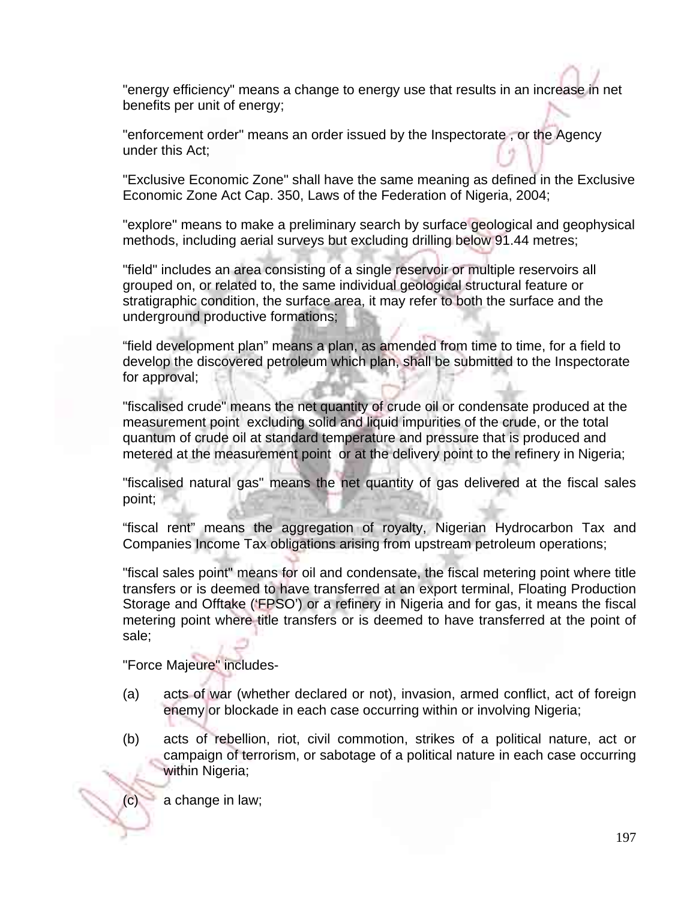"energy efficiency" means a change to energy use that results in an increase in net benefits per unit of energy;

"enforcement order" means an order issued by the Inspectorate , or the Agency under this Act;

"Exclusive Economic Zone" shall have the same meaning as defined in the Exclusive Economic Zone Act Cap. 350, Laws of the Federation of Nigeria, 2004;

"explore" means to make a preliminary search by surface geological and geophysical methods, including aerial surveys but excluding drilling below 91.44 metres;

"field" includes an area consisting of a single reservoir or multiple reservoirs all grouped on, or related to, the same individual geological structural feature or stratigraphic condition, the surface area, it may refer to both the surface and the underground productive formations;

“field development plan” means a plan, as amended from time to time, for a field to develop the discovered petroleum which plan, shall be submitted to the Inspectorate for approval;

"fiscalised crude" means the net quantity of crude oil or condensate produced at the measurement point excluding solid and liquid impurities of the crude, or the total quantum of crude oil at standard temperature and pressure that is produced and metered at the measurement point or at the delivery point to the refinery in Nigeria;

"fiscalised natural gas" means the net quantity of gas delivered at the fiscal sales point;

“fiscal rent” means the aggregation of royalty, Nigerian Hydrocarbon Tax and Companies Income Tax obligations arising from upstream petroleum operations;

"fiscal sales point" means for oil and condensate, the fiscal metering point where title transfers or is deemed to have transferred at an export terminal, Floating Production Storage and Offtake (‘FPSO’) or a refinery in Nigeria and for gas, it means the fiscal metering point where title transfers or is deemed to have transferred at the point of sale;

"Force Majeure" includes-

(a) acts of war (whether declared or not), invasion, armed conflict, act of foreign enemy or blockade in each case occurring within or involving Nigeria;

(b) acts of rebellion, riot, civil commotion, strikes of a political nature, act or campaign of terrorism, or sabotage of a political nature in each case occurring within Nigeria;

(c) a change in law;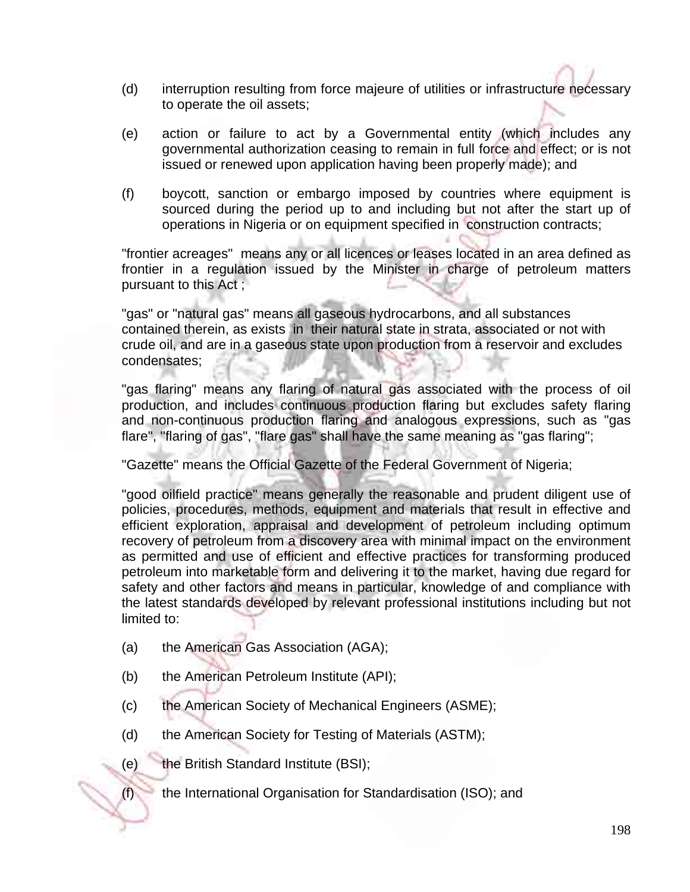(d) interruption resulting from force majeure of utilities or infrastructure necessary to operate the oil assets;

(e) action or failure to act by a Governmental entity (which includes any governmental authorization ceasing to remain in full force and effect; or is not issued or renewed upon application having been properly made); and

(f) boycott, sanction or embargo imposed by countries where equipment is sourced during the period up to and including but not after the start up of operations in Nigeria or on equipment specified in construction contracts;

"frontier acreages" means any or all licences or leases located in an area defined as frontier in a regulation issued by the Minister in charge of petroleum matters pursuant to this Act ;

"gas" or "natural gas" means all gaseous hydrocarbons, and all substances contained therein, as exists in their natural state in strata, associated or not with crude oil, and are in a gaseous state upon production from a reservoir and excludes condensates;

"gas flaring" means any flaring of natural gas associated with the process of oil production, and includes continuous production flaring but excludes safety flaring and non-continuous production flaring and analogous expressions, such as "gas flare", "flaring of gas", "flare gas" shall have the same meaning as "gas flaring";

"Gazette" means the Official Gazette of the Federal Government of Nigeria;

"good oilfield practice" means generally the reasonable and prudent diligent use of policies, procedures, methods, equipment and materials that result in effective and efficient exploration, appraisal and development of petroleum including optimum recovery of petroleum from a discovery area with minimal impact on the environment as permitted and use of efficient and effective practices for transforming produced petroleum into marketable form and delivering it to the market, having due regard for safety and other factors and means in particular, knowledge of and compliance with the latest standards developed by relevant professional institutions including but not limited to:

(a) the American Gas Association (AGA);

(b) the American Petroleum Institute (API);

(c) the American Society of Mechanical Engineers (ASME);

(d) the American Society for Testing of Materials (ASTM);

(e) the British Standard Institute (BSI);

(f) the International Organisation for Standardisation (ISO); and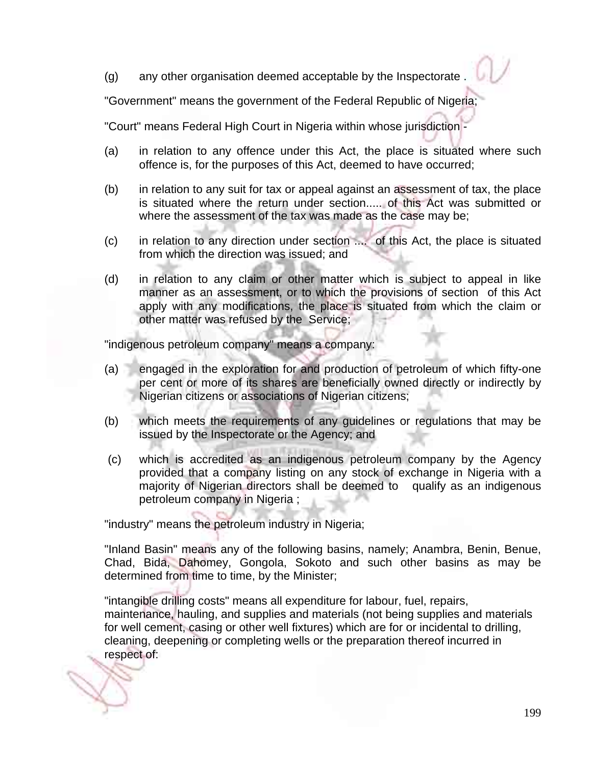(g) any other organisation deemed acceptable by the Inspectorate .

"Government" means the government of the Federal Republic of Nigeria;

"Court" means Federal High Court in Nigeria within whose jurisdiction -

(a) in relation to any offence under this Act, the place is situated where such offence is, for the purposes of this Act, deemed to have occurred;

(b) in relation to any suit for tax or appeal against an assessment of tax, the place is situated where the return under section..... of this Act was submitted or where the assessment of the tax was made as the case may be;

(c) in relation to any direction under section .... of this Act, the place is situated from which the direction was issued; and

(d) in relation to any claim or other matter which is subject to appeal in like manner as an assessment, or to which the provisions of section of this Act apply with any modifications, the place is situated from which the claim or other matter was refused by the Service;

"indigenous petroleum company" means a company:

(a) engaged in the exploration for and production of petroleum of which fifty-one per cent or more of its shares are beneficially owned directly or indirectly by Nigerian citizens or associations of Nigerian citizens;

(b) which meets the requirements of any guidelines or regulations that may be issued by the Inspectorate or the Agency; and

(c) which is accredited as an indigenous petroleum company by the Agency provided that a company listing on any stock of exchange in Nigeria with a majority of Nigerian directors shall be deemed to qualify as an indigenous petroleum company in Nigeria ;

"industry" means the petroleum industry in Nigeria;

"Inland Basin" means any of the following basins, namely; Anambra, Benin, Benue, Chad, Bida, Dahomey, Gongola, Sokoto and such other basins as may be determined from time to time, by the Minister;

"intangible drilling costs" means all expenditure for labour, fuel, repairs, maintenance, hauling, and supplies and materials (not being supplies and materials for well cement, casing or other well fixtures) which are for or incidental to drilling, cleaning, deepening or completing wells or the preparation thereof incurred in respect of: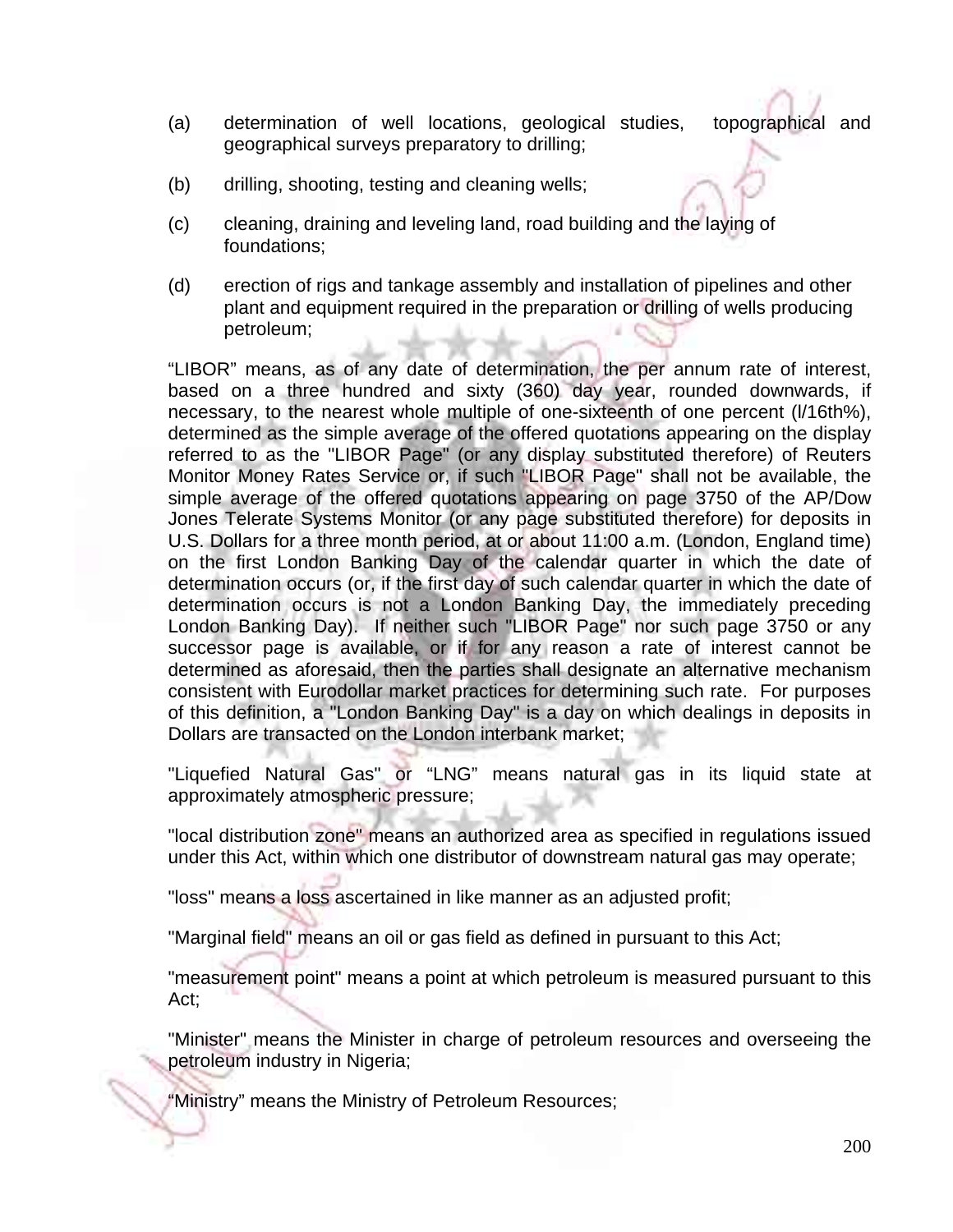(a) determination of well locations, geological studies, topographical and geographical surveys preparatory to drilling;

(b) drilling, shooting, testing and cleaning wells;

(c) cleaning, draining and leveling land, road building and the laying of foundations;

(d) erection of rigs and tankage assembly and installation of pipelines and other plant and equipment required in the preparation or drilling of wells producing petroleum;

“LIBOR” means, as of any date of determination, the per annum rate of interest, based on a three hundred and sixty (360) day year, rounded downwards, if necessary, to the nearest whole multiple of one-sixteenth of one percent (l/16th%), determined as the simple average of the offered quotations appearing on the display referred to as the "LIBOR Page" (or any display substituted therefore) of Reuters Monitor Money Rates Service or, if such "LIBOR Page" shall not be available, the simple average of the offered quotations appearing on page 3750 of the AP/Dow Jones Telerate Systems Monitor (or any page substituted therefore) for deposits in U.S. Dollars for a three month period, at or about 11:00 a.m. (London, England time) on the first London Banking Day of the calendar quarter in which the date of determination occurs (or, if the first day of such calendar quarter in which the date of determination occurs is not a London Banking Day, the immediately preceding London Banking Day). If neither such "LIBOR Page" nor such page 3750 or any successor page is available, or if for any reason a rate of interest cannot be determined as aforesaid, then the parties shall designate an alternative mechanism consistent with Eurodollar market practices for determining such rate. For purposes of this definition, a "London Banking Day" is a day on which dealings in deposits in Dollars are transacted on the London interbank market;

"Liquefied Natural Gas" or “LNG” means natural gas in its liquid state at approximately atmospheric pressure;

"local distribution zone" means an authorized area as specified in regulations issued under this Act, within which one distributor of downstream natural gas may operate;

"loss" means a loss ascertained in like manner as an adjusted profit;

"Marginal field" means an oil or gas field as defined in pursuant to this Act;

"measurement point" means a point at which petroleum is measured pursuant to this Act;

"Minister" means the Minister in charge of petroleum resources and overseeing the petroleum industry in Nigeria;

“Ministry” means the Ministry of Petroleum Resources;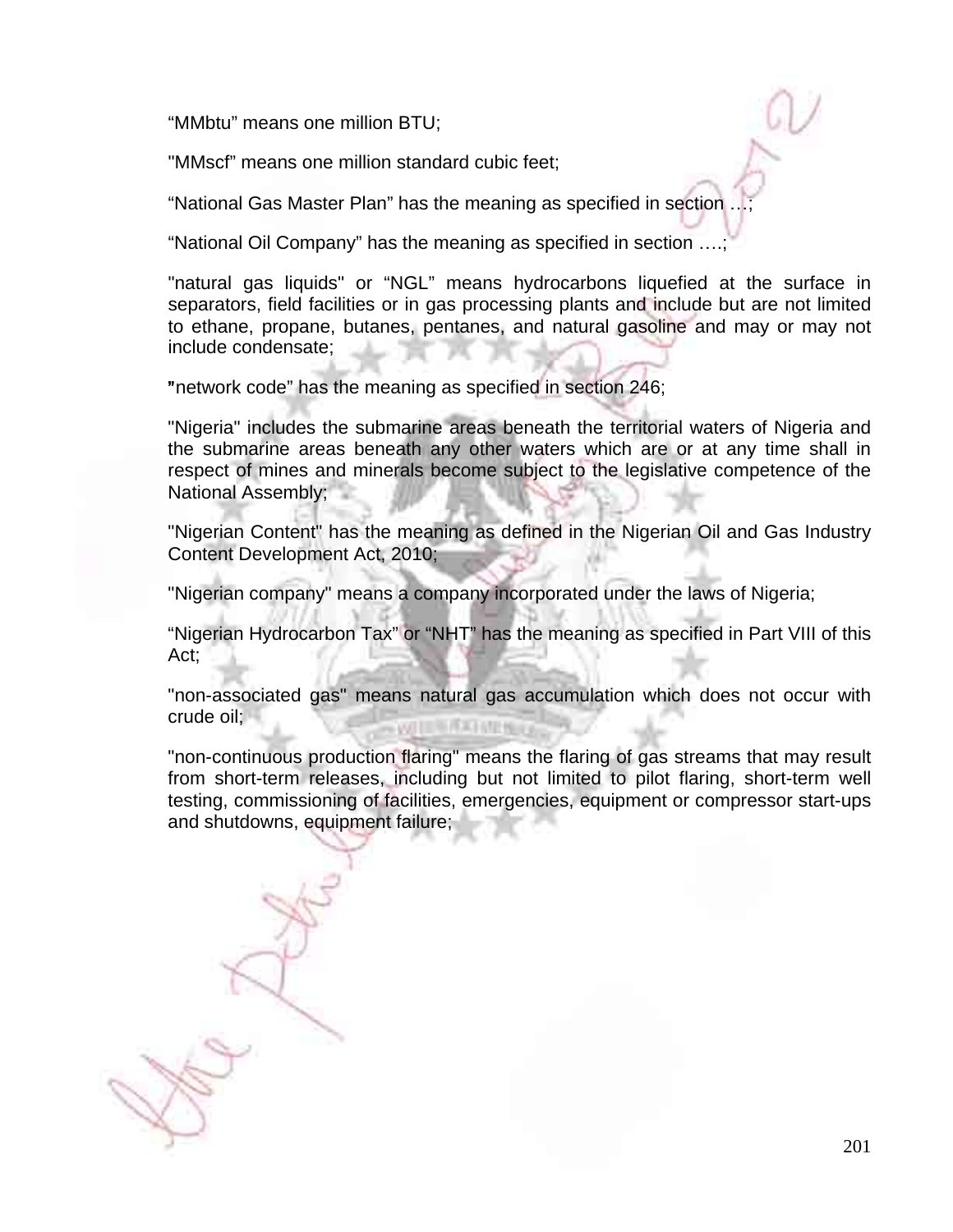“MMbtu” means one million BTU;

"MMscf” means one million standard cubic feet;

“National Gas Master Plan” has the meaning as specified in section …;

“National Oil Company” has the meaning as specified in section ….;

"natural gas liquids" or “NGL” means hydrocarbons liquefied at the surface in separators, field facilities or in gas processing plants and include but are not limited to ethane, propane, butanes, pentanes, and natural gasoline and may or may not include condensate;

”network code” has the meaning as specified in section 246;

"Nigeria" includes the submarine areas beneath the territorial waters of Nigeria and the submarine areas beneath any other waters which are or at any time shall in respect of mines and minerals become subject to the legislative competence of the National Assembly;

"Nigerian Content" has the meaning as defined in the Nigerian Oil and Gas Industry Content Development Act, 2010;

"Nigerian company" means a company incorporated under the laws of Nigeria;

“Nigerian Hydrocarbon Tax” or “NHT” has the meaning as specified in Part VIII of this Act;

"non-associated gas" means natural gas accumulation which does not occur with crude oil;

"non-continuous production flaring" means the flaring of gas streams that may result from short-term releases, including but not limited to pilot flaring, short-term well testing, commissioning of facilities, emergencies, equipment or compressor start-ups and shutdowns, equipment failure;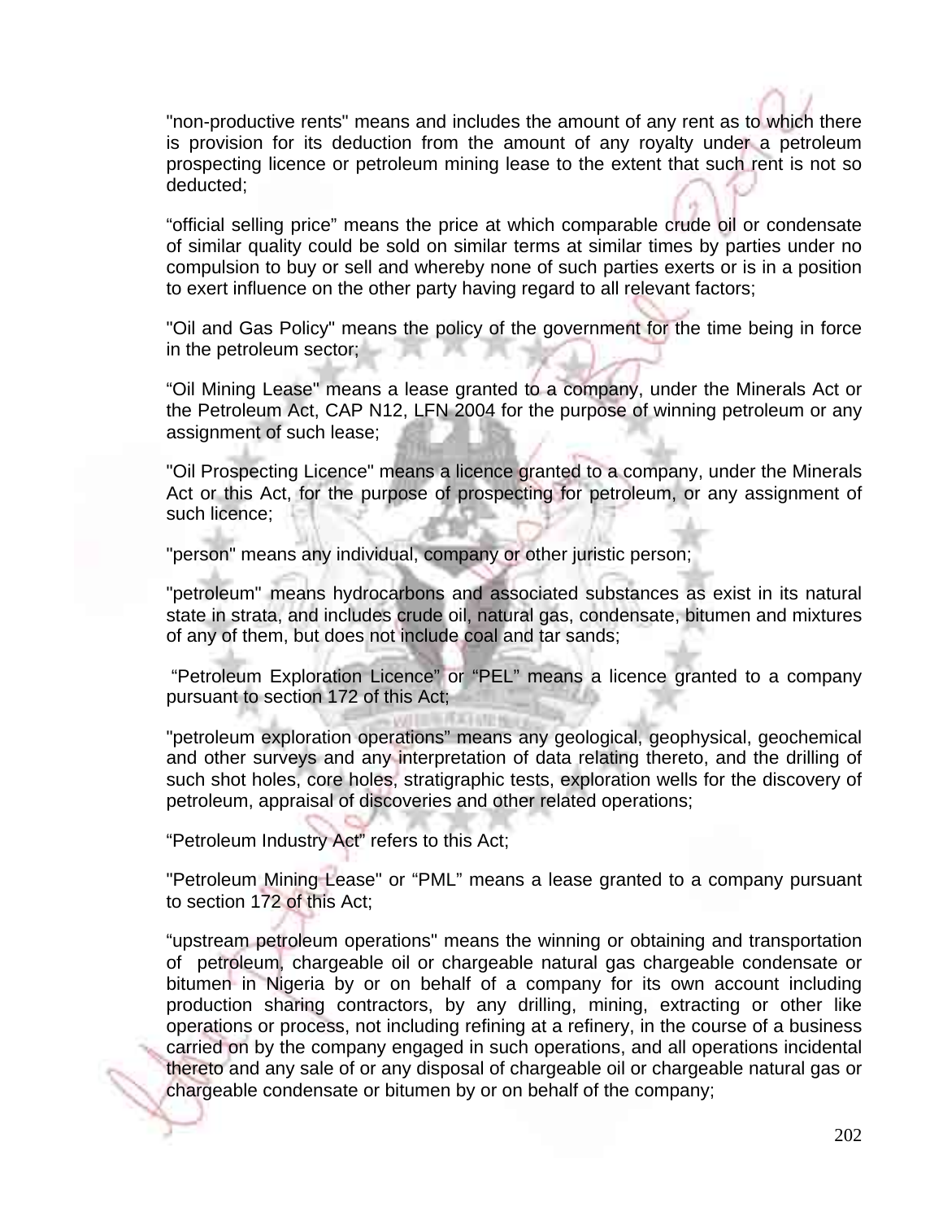"non-productive rents" means and includes the amount of any rent as to which there is provision for its deduction from the amount of any royalty under a petroleum prospecting licence or petroleum mining lease to the extent that such rent is not so deducted;

“official selling price” means the price at which comparable crude oil or condensate of similar quality could be sold on similar terms at similar times by parties under no compulsion to buy or sell and whereby none of such parties exerts or is in a position to exert influence on the other party having regard to all relevant factors;

"Oil and Gas Policy" means the policy of the government for the time being in force in the petroleum sector;

“Oil Mining Lease" means a lease granted to a company, under the Minerals Act or the Petroleum Act, CAP N12, LFN 2004 for the purpose of winning petroleum or any assignment of such lease;

"Oil Prospecting Licence" means a licence granted to a company, under the Minerals Act or this Act, for the purpose of prospecting for petroleum, or any assignment of such licence;

"person" means any individual, company or other juristic person;

"petroleum" means hydrocarbons and associated substances as exist in its natural state in strata, and includes crude oil, natural gas, condensate, bitumen and mixtures of any of them, but does not include coal and tar sands;

“Petroleum Exploration Licence” or “PEL” means a licence granted to a company pursuant to section 172 of this Act;

"petroleum exploration operations” means any geological, geophysical, geochemical and other surveys and any interpretation of data relating thereto, and the drilling of such shot holes, core holes, stratigraphic tests, exploration wells for the discovery of petroleum, appraisal of discoveries and other related operations;

“Petroleum Industry Act” refers to this Act;

"Petroleum Mining Lease" or “PML” means a lease granted to a company pursuant to section 172 of this Act;

“upstream petroleum operations" means the winning or obtaining and transportation of petroleum, chargeable oil or chargeable natural gas chargeable condensate or bitumen in Nigeria by or on behalf of a company for its own account including production sharing contractors, by any drilling, mining, extracting or other like operations or process, not including refining at a refinery, in the course of a business carried on by the company engaged in such operations, and all operations incidental thereto and any sale of or any disposal of chargeable oil or chargeable natural gas or chargeable condensate or bitumen by or on behalf of the company;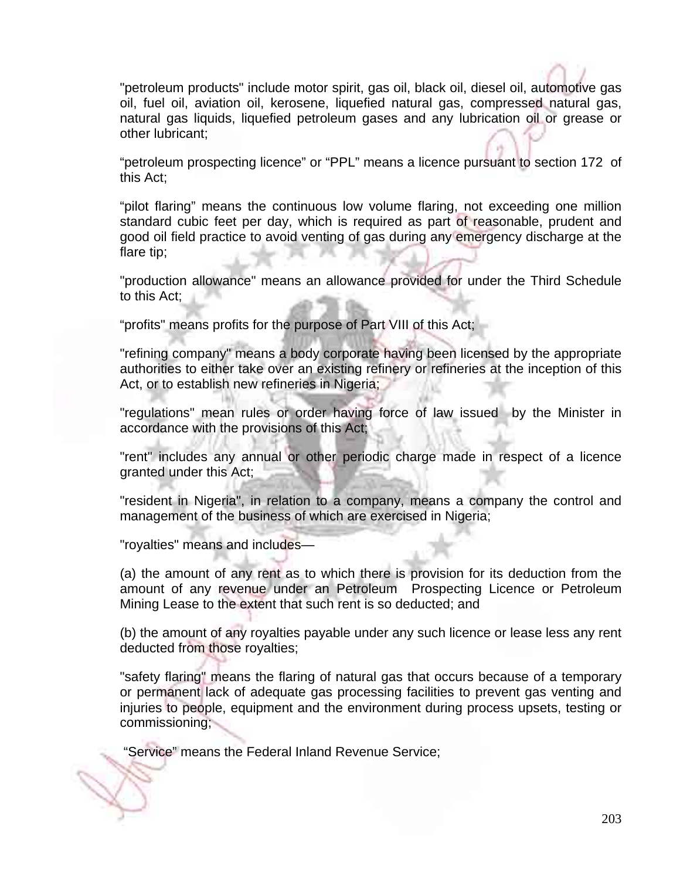"petroleum products" include motor spirit, gas oil, black oil, diesel oil, automotive gas oil, fuel oil, aviation oil, kerosene, liquefied natural gas, compressed natural gas, natural gas liquids, liquefied petroleum gases and any lubrication oil or grease or other lubricant;

“petroleum prospecting licence” or “PPL” means a licence pursuant to section 172 of this Act;

“pilot flaring” means the continuous low volume flaring, not exceeding one million standard cubic feet per day, which is required as part of reasonable, prudent and good oil field practice to avoid venting of gas during any emergency discharge at the flare tip;

"production allowance" means an allowance provided for under the Third Schedule to this Act;

“profits" means profits for the purpose of Part VIII of this Act;

"refining company" means a body corporate having been licensed by the appropriate authorities to either take over an existing refinery or refineries at the inception of this Act, or to establish new refineries in Nigeria;

"regulations" mean rules or order having force of law issued by the Minister in accordance with the provisions of this Act;

"rent" includes any annual or other periodic charge made in respect of a licence granted under this Act;

"resident in Nigeria", in relation to a company, means a company the control and management of the business of which are exercised in Nigeria;

"royalties" means and includes—

(a) the amount of any rent as to which there is provision for its deduction from the amount of any revenue under an Petroleum Prospecting Licence or Petroleum Mining Lease to the extent that such rent is so deducted; and

(b) the amount of any royalties payable under any such licence or lease less any rent deducted from those royalties;

"safety flaring" means the flaring of natural gas that occurs because of a temporary or permanent lack of adequate gas processing facilities to prevent gas venting and injuries to people, equipment and the environment during process upsets, testing or commissioning;

“Service” means the Federal Inland Revenue Service;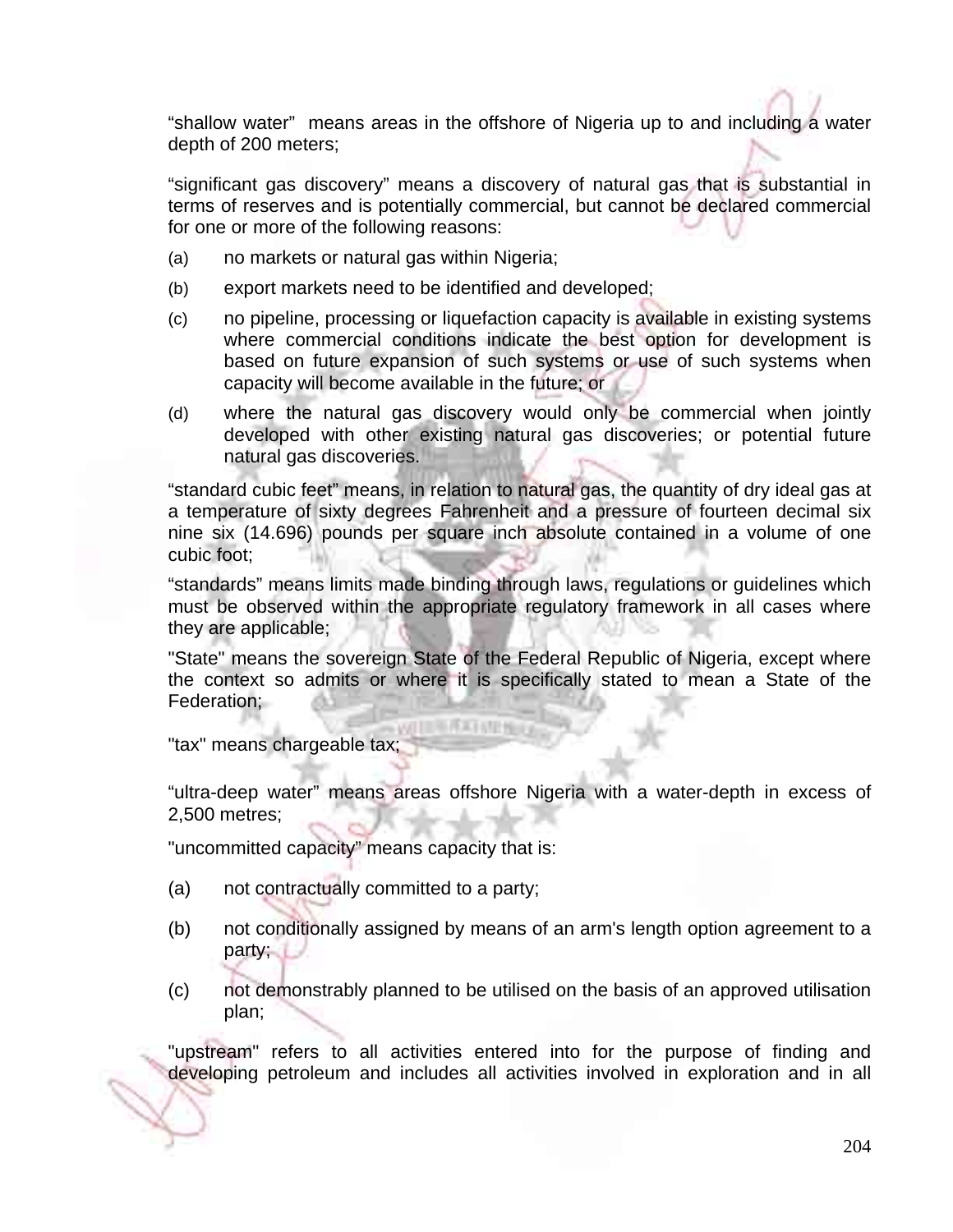“shallow water” means areas in the offshore of Nigeria up to and including a water depth of 200 meters;

“significant gas discovery” means a discovery of natural gas that is substantial in terms of reserves and is potentially commercial, but cannot be declared commercial for one or more of the following reasons:

(a) no markets or natural gas within Nigeria;

(b) export markets need to be identified and developed;

(c) no pipeline, processing or liquefaction capacity is available in existing systems where commercial conditions indicate the best option for development is based on future expansion of such systems or use of such systems when capacity will become available in the future; or

(d) where the natural gas discovery would only be commercial when jointly developed with other existing natural gas discoveries; or potential future natural gas discoveries.

“standard cubic feet” means, in relation to natural gas, the quantity of dry ideal gas at a temperature of sixty degrees Fahrenheit and a pressure of fourteen decimal six nine six (14.696) pounds per square inch absolute contained in a volume of one cubic foot;

“standards” means limits made binding through laws, regulations or guidelines which must be observed within the appropriate regulatory framework in all cases where they are applicable;

"State" means the sovereign State of the Federal Republic of Nigeria, except where the context so admits or where it is specifically stated to mean a State of the Federation;

"tax" means chargeable tax;

“ultra-deep water” means areas offshore Nigeria with a water-depth in excess of 2,500 metres;

"uncommitted capacity” means capacity that is:

(a) not contractually committed to a party;

(b) not conditionally assigned by means of an arm's length option agreement to a party;

(c) not demonstrably planned to be utilised on the basis of an approved utilisation plan;

"upstream" refers to all activities entered into for the purpose of finding and developing petroleum and includes all activities involved in exploration and in all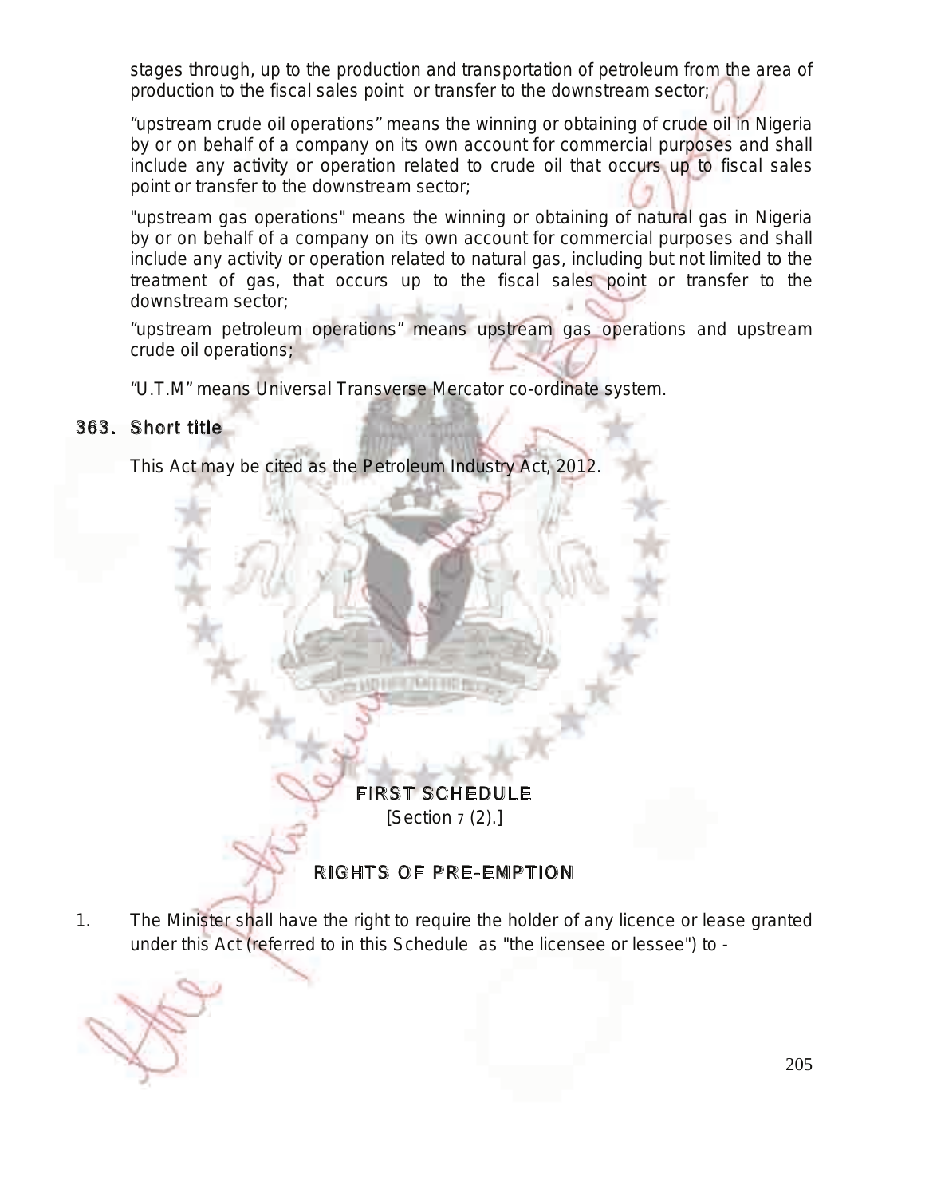stages through, up to the production and transportation of petroleum from the area of production to the fiscal sales point or transfer to the downstream sector;

"upstream crude oil operations" means the winning or obtaining of crude oil in Nigeria by or on behalf of a company on its own account for commercial purposes and shall include any activity or operation related to crude oil that occurs up to fiscal sales point or transfer to the downstream sector;

"upstream gas operations" means the winning or obtaining of natural gas in Nigeria by or on behalf of a company on its own account for commercial purposes and shall include any activity or operation related to natural gas, including but not limited to the treatment of gas, that occurs up to the fiscal sales point or transfer to the downstream sector;

"upstream petroleum operations" means upstream gas operations and upstream crude oil operations;

"U.T.M" means Universal Transverse Mercator co-ordinate system.

## 363. Short title

This Act may be cited as the Petroleum Industry Act, 2012.

## FIRST SCHEDULE

[Section 7 (2).]

## RIGHTS OF PRE-EMPTION

1. The Minister shall have the right to require the holder of any licence or lease granted under this Act (referred to in this Schedule as "the licensee or lessee") to -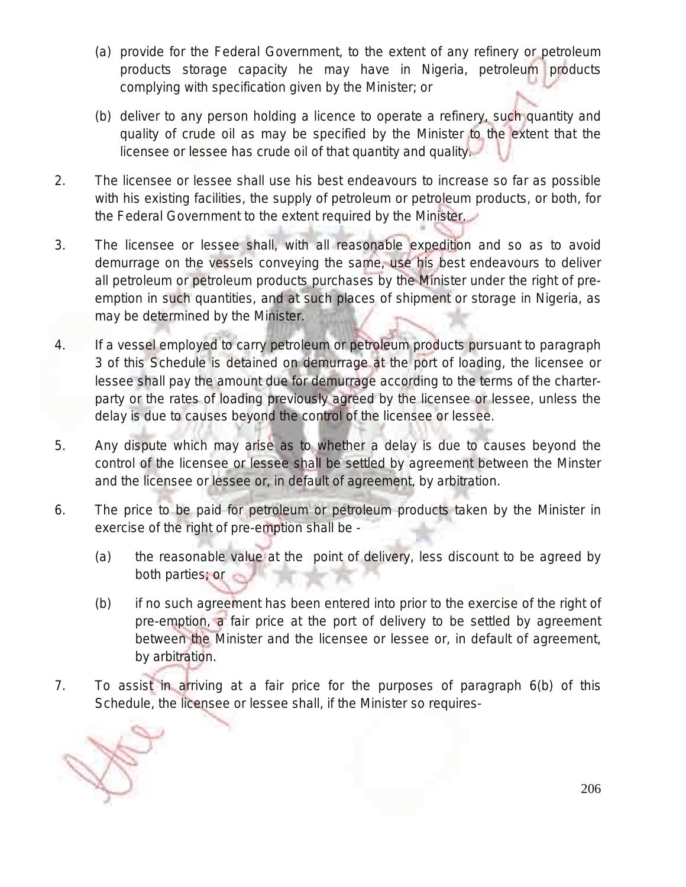(a) provide for the Federal Government, to the extent of any refinery or petroleum products storage capacity he may have in Nigeria, petroleum products complying with specification given by the Minister; or

(b) deliver to any person holding a licence to operate a refinery, such quantity and quality of crude oil as may be specified by the Minister to the extent that the licensee or lessee has crude oil of that quantity and quality.

2. The licensee or lessee shall use his best endeavours to increase so far as possible with his existing facilities, the supply of petroleum or petroleum products, or both, for the Federal Government to the extent required by the Minister.

3. The licensee or lessee shall, with all reasonable expedition and so as to avoid demurrage on the vessels conveying the same, use his best endeavours to deliver all petroleum or petroleum products purchases by the Minister under the right of pre-emption in such quantities, and at such places of shipment or storage in Nigeria, as may be determined by the Minister.

4. If a vessel employed to carry petroleum or petroleum products pursuant to paragraph 3 of this Schedule is detained on demurrage at the port of loading, the licensee or lessee shall pay the amount due for demurrage according to the terms of the charter-party or the rates of loading previously agreed by the licensee or lessee, unless the delay is due to causes beyond the control of the licensee or lessee.

5. Any dispute which may arise as to whether a delay is due to causes beyond the control of the licensee or lessee shall be settled by agreement between the Minster and the licensee or lessee or, in default of agreement, by arbitration.

6. The price to be paid for petroleum or petroleum products taken by the Minister in exercise of the right of pre-emption shall be -

   (a) the reasonable value at the point of delivery, less discount to be agreed by both parties; or

   (b) if no such agreement has been entered into prior to the exercise of the right of pre-emption, a fair price at the port of delivery to be settled by agreement between the Minister and the licensee or lessee or, in default of agreement, by arbitration.

7. To assist in arriving at a fair price for the purposes of paragraph 6(b) of this Schedule, the licensee or lessee shall, if the Minister so requires-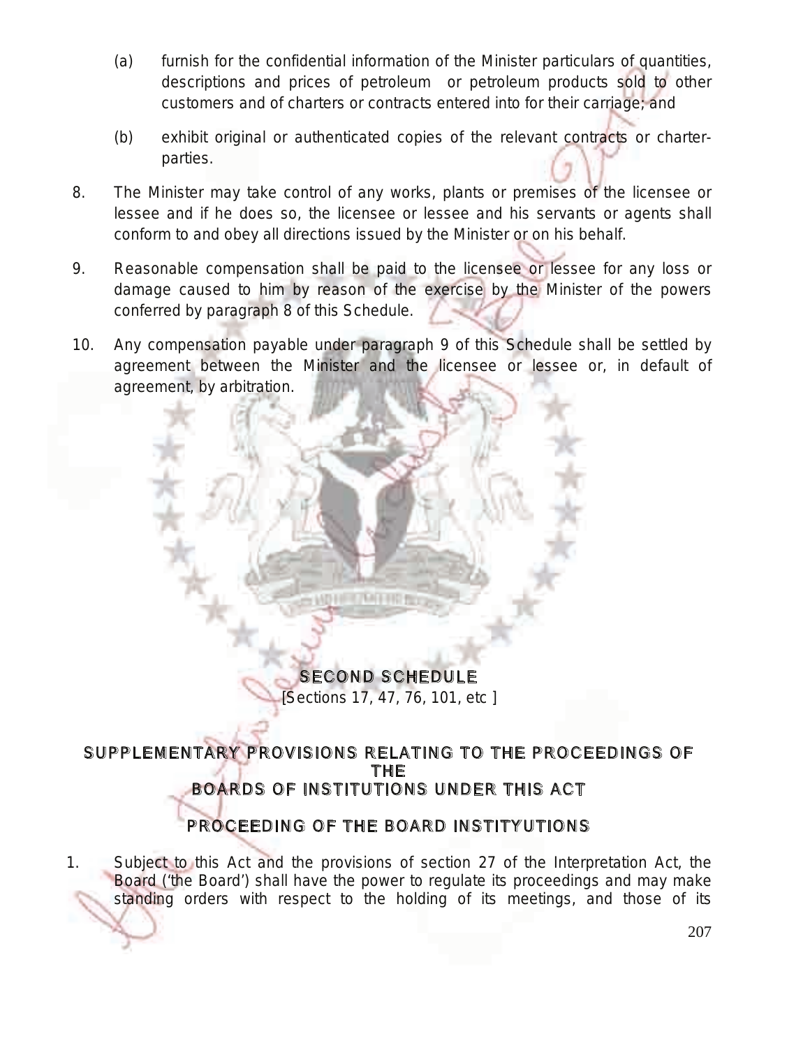(a) furnish for the confidential information of the Minister particulars of quantities, descriptions and prices of petroleum or petroleum products sold to other customers and of charters or contracts entered into for their carriage; and

(b) exhibit original or authenticated copies of the relevant contracts or charter-parties.

8. The Minister may take control of any works, plants or premises of the licensee or lessee and if he does so, the licensee or lessee and his servants or agents shall conform to and obey all directions issued by the Minister or on his behalf.

9. Reasonable compensation shall be paid to the licensee or lessee for any loss or damage caused to him by reason of the exercise by the Minister of the powers conferred by paragraph 8 of this Schedule.

10. Any compensation payable under paragraph 9 of this Schedule shall be settled by agreement between the Minister and the licensee or lessee or, in default of agreement, by arbitration.

## SECOND SCHEDULE

[Sections 17, 47, 76, 101, etc ]

## SUPPLEMENTARY PROVISIONS RELATING TO THE PROCEEDINGS OF THE BOARDS OF INSTITUTIONS UNDER THIS ACT

### PROCEEDING OF THE BOARD INSTITYUTIONS

1. Subject to this Act and the provisions of section 27 of the Interpretation Act, the Board ('the Board') shall have the power to regulate its proceedings and may make standing orders with respect to the holding of its meetings, and those of its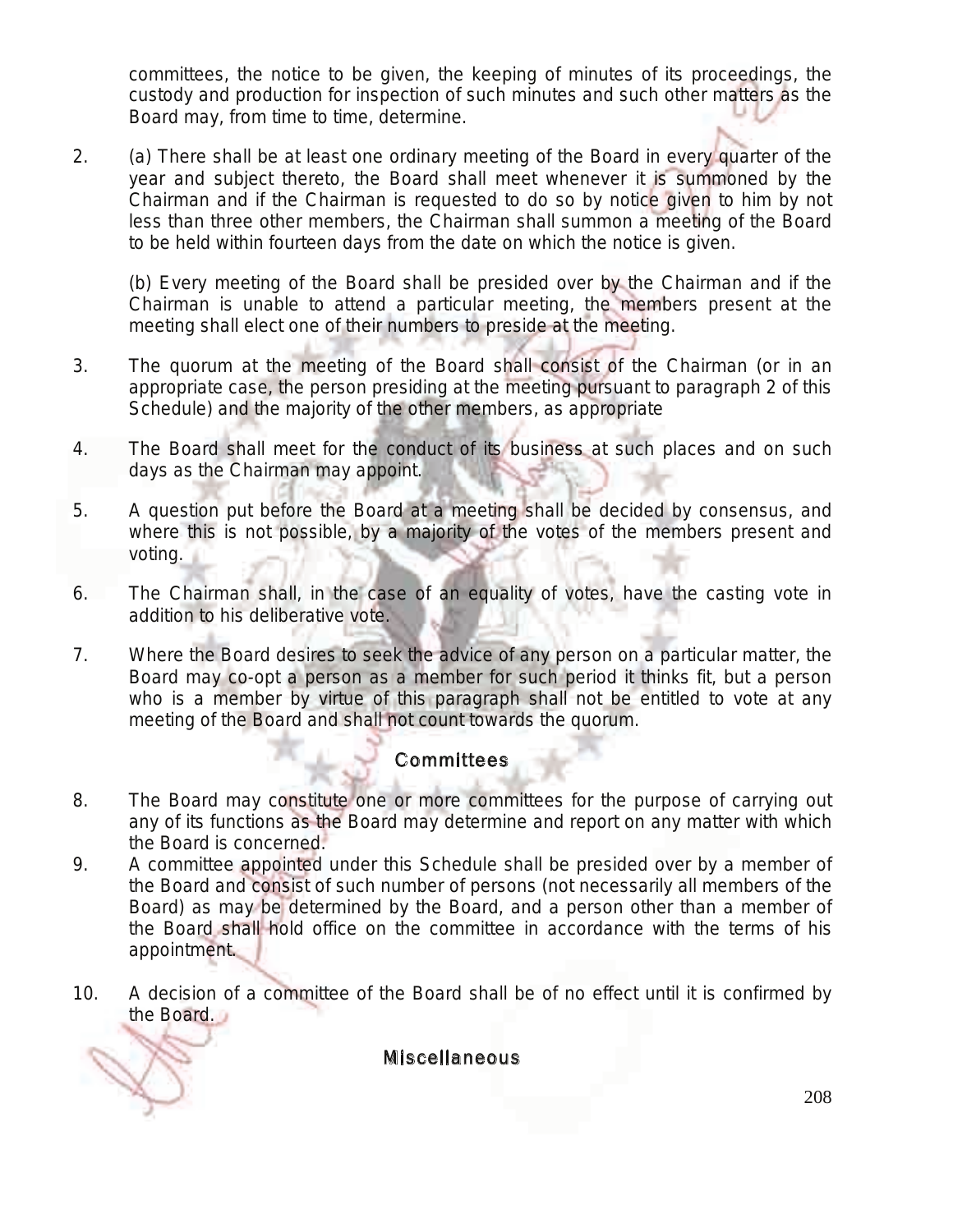committees, the notice to be given, the keeping of minutes of its proceedings, the custody and production for inspection of such minutes and such other matters as the Board may, from time to time, determine.

2. (a) There shall be at least one ordinary meeting of the Board in every quarter of the year and subject thereto, the Board shall meet whenever it is summoned by the Chairman and if the Chairman is requested to do so by notice given to him by not less than three other members, the Chairman shall summon a meeting of the Board to be held within fourteen days from the date on which the notice is given.

   (b) Every meeting of the Board shall be presided over by the Chairman and if the Chairman is unable to attend a particular meeting, the members present at the meeting shall elect one of their numbers to preside at the meeting.

3. The quorum at the meeting of the Board shall consist of the Chairman (or in an appropriate case, the person presiding at the meeting pursuant to paragraph 2 of this Schedule) and the majority of the other members, as appropriate

4. The Board shall meet for the conduct of its business at such places and on such days as the Chairman may appoint.

5. A question put before the Board at a meeting shall be decided by consensus, and where this is not possible, by a majority of the votes of the members present and voting.

6. The Chairman shall, in the case of an equality of votes, have the casting vote in addition to his deliberative vote.

7. Where the Board desires to seek the advice of any person on a particular matter, the Board may co-opt a person as a member for such period it thinks fit, but a person who is a member by virtue of this paragraph shall not be entitled to vote at any meeting of the Board and shall not count towards the quorum.

## Committees

8. The Board may constitute one or more committees for the purpose of carrying out any of its functions as the Board may determine and report on any matter with which the Board is concerned.

9. A committee appointed under this Schedule shall be presided over by a member of the Board and consist of such number of persons (not necessarily all members of the Board) as may be determined by the Board, and a person other than a member of the Board shall hold office on the committee in accordance with the terms of his appointment.

10. A decision of a committee of the Board shall be of no effect until it is confirmed by the Board.

## Miscellaneous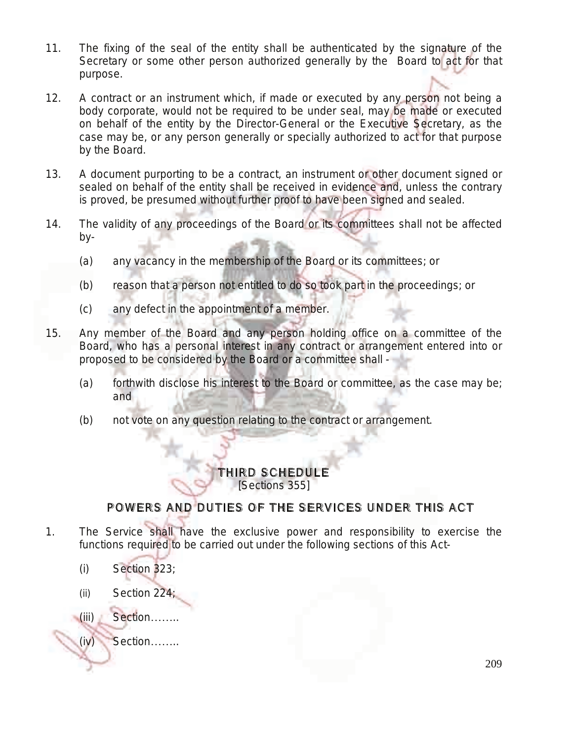11. The fixing of the seal of the entity shall be authenticated by the signature of the Secretary or some other person authorized generally by the Board to act for that purpose.

12. A contract or an instrument which, if made or executed by any person not being a body corporate, would not be required to be under seal, may be made or executed on behalf of the entity by the Director-General or the Executive Secretary, as the case may be, or any person generally or specially authorized to act for that purpose by the Board.

13. A document purporting to be a contract, an instrument or other document signed or sealed on behalf of the entity shall be received in evidence and, unless the contrary is proved, be presumed without further proof to have been signed and sealed.

14. The validity of any proceedings of the Board or its committees shall not be affected by-

    (a) any vacancy in the membership of the Board or its committees; or

    (b) reason that a person not entitled to do so took part in the proceedings; or

    (c) any defect in the appointment of a member.

15. Any member of the Board and any person holding office on a committee of the Board, who has a personal interest in any contract or arrangement entered into or proposed to be considered by the Board or a committee shall -

    (a) forthwith disclose his interest to the Board or committee, as the case may be; and

    (b) not vote on any question relating to the contract or arrangement.

## THIRD SCHEDULE

[Sections 355]

## POWERS AND DUTIES OF THE SERVICES UNDER THIS ACT

1. The Service shall have the exclusive power and responsibility to exercise the functions required to be carried out under the following sections of this Act-

    (i) Section 323;

    (ii) Section 224;

    (iii) Section……..

    (iv) Section……..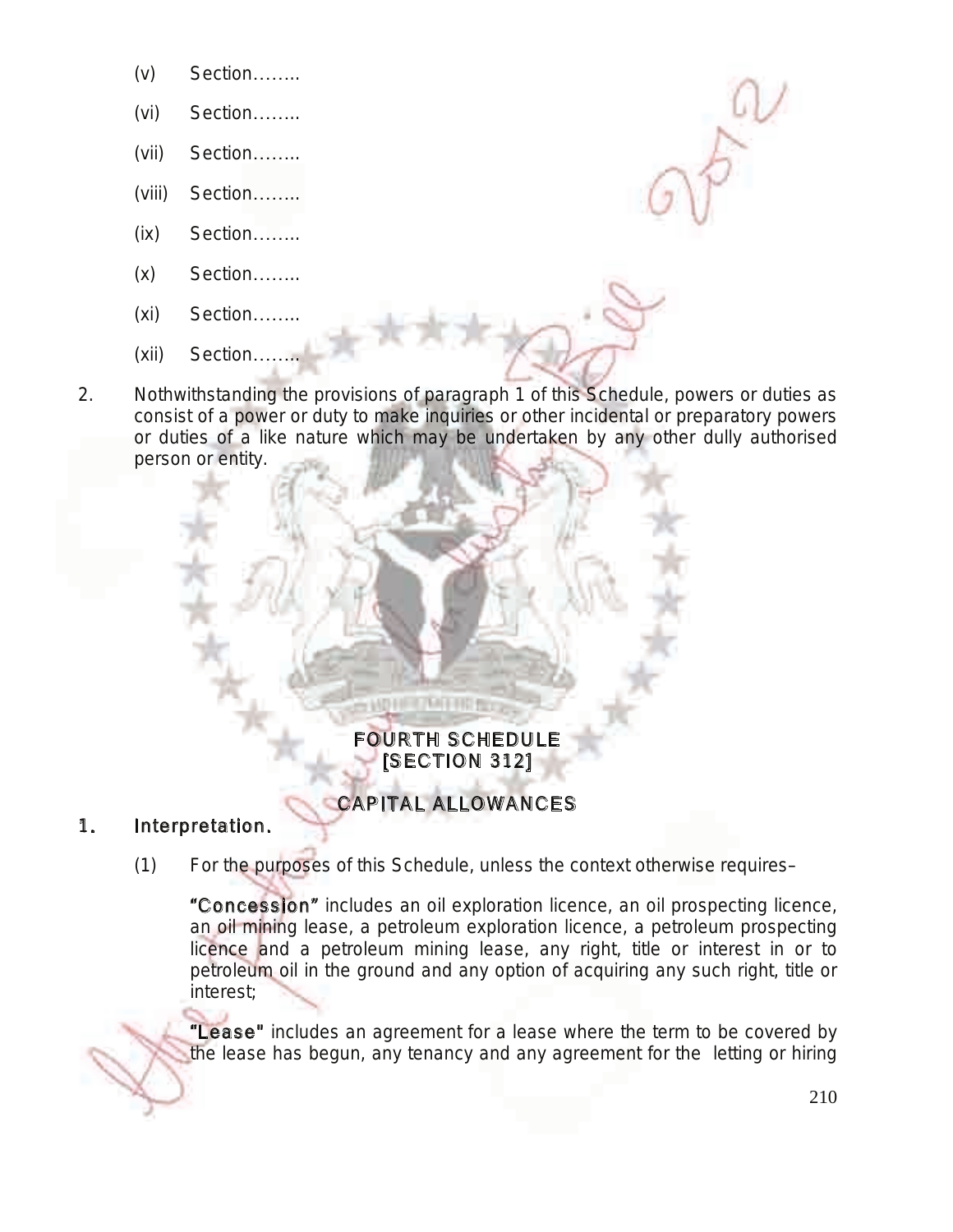(v) Section……..

(vi) Section……..

(vii) Section……..

(viii) Section……..

(ix) Section……..

(x) Section……..

(xi) Section……..

(xii) Section……..

2. Nothwithstanding the provisions of paragraph 1 of this Schedule, powers or duties as consist of a power or duty to make inquiries or other incidental or preparatory powers or duties of a like nature which may be undertaken by any other dully authorised person or entity.

## FOURTH SCHEDULE
## [SECTION 312]

## CAPITAL ALLOWANCES

### 1. Interpretation.

(1) For the purposes of this Schedule, unless the context otherwise requires–

**"Concession"** includes an oil exploration licence, an oil prospecting licence, an oil mining lease, a petroleum exploration licence, a petroleum prospecting licence and a petroleum mining lease, any right, title or interest in or to petroleum oil in the ground and any option of acquiring any such right, title or interest;

**"Lease"** includes an agreement for a lease where the term to be covered by the lease has begun, any tenancy and any agreement for the letting or hiring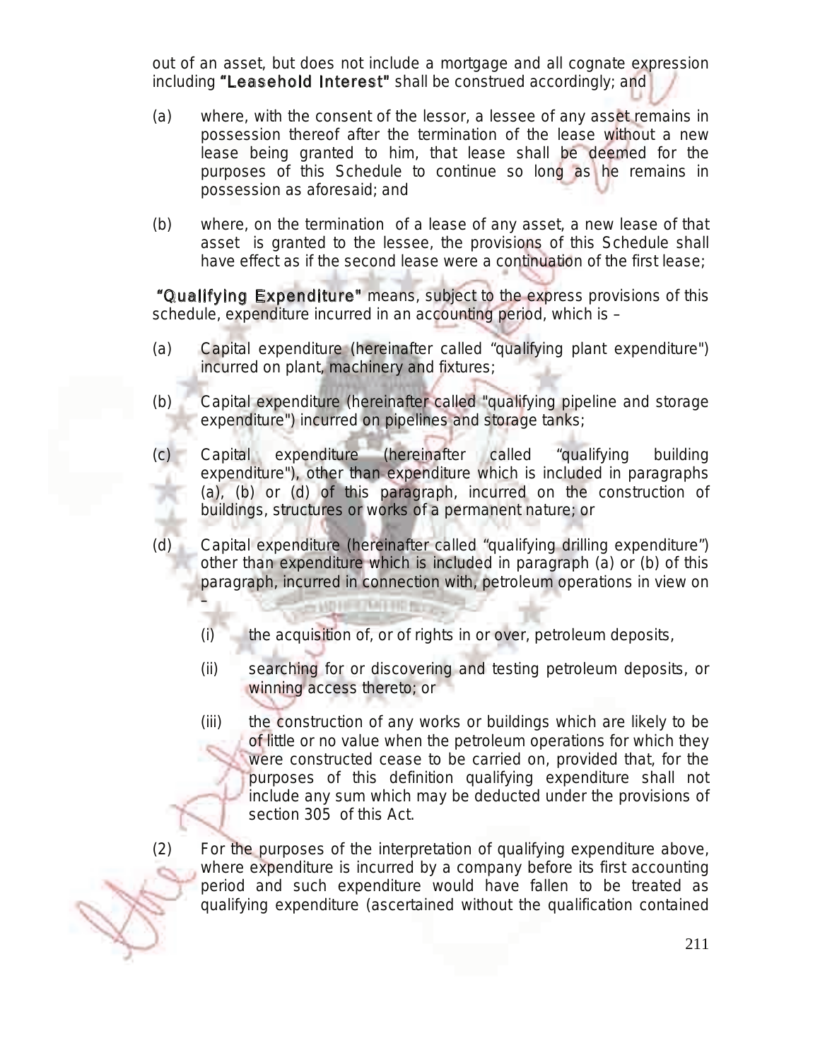out of an asset, but does not include a mortgage and all cognate expression including **"Leasehold Interest"** shall be construed accordingly; and

(a) where, with the consent of the lessor, a lessee of any asset remains in possession thereof after the termination of the lease without a new lease being granted to him, that lease shall be deemed for the purposes of this Schedule to continue so long as he remains in possession as aforesaid; and

(b) where, on the termination of a lease of any asset, a new lease of that asset is granted to the lessee, the provisions of this Schedule shall have effect as if the second lease were a continuation of the first lease;

**"Qualifying Expenditure"** means, subject to the express provisions of this schedule, expenditure incurred in an accounting period, which is –

(a) Capital expenditure (hereinafter called "qualifying plant expenditure") incurred on plant, machinery and fixtures;

(b) Capital expenditure (hereinafter called "qualifying pipeline and storage expenditure") incurred on pipelines and storage tanks;

(c) Capital expenditure (hereinafter called "qualifying building expenditure"), other than expenditure which is included in paragraphs (a), (b) or (d) of this paragraph, incurred on the construction of buildings, structures or works of a permanent nature; or

(d) Capital expenditure (hereinafter called "qualifying drilling expenditure") other than expenditure which is included in paragraph (a) or (b) of this paragraph, incurred in connection with, petroleum operations in view on –

   (i) the acquisition of, or of rights in or over, petroleum deposits,

   (ii) searching for or discovering and testing petroleum deposits, or winning access thereto; or

   (iii) the construction of any works or buildings which are likely to be of little or no value when the petroleum operations for which they were constructed cease to be carried on, provided that, for the purposes of this definition qualifying expenditure shall not include any sum which may be deducted under the provisions of section 305 of this Act.

(2) For the purposes of the interpretation of qualifying expenditure above, where expenditure is incurred by a company before its first accounting period and such expenditure would have fallen to be treated as qualifying expenditure (ascertained without the qualification contained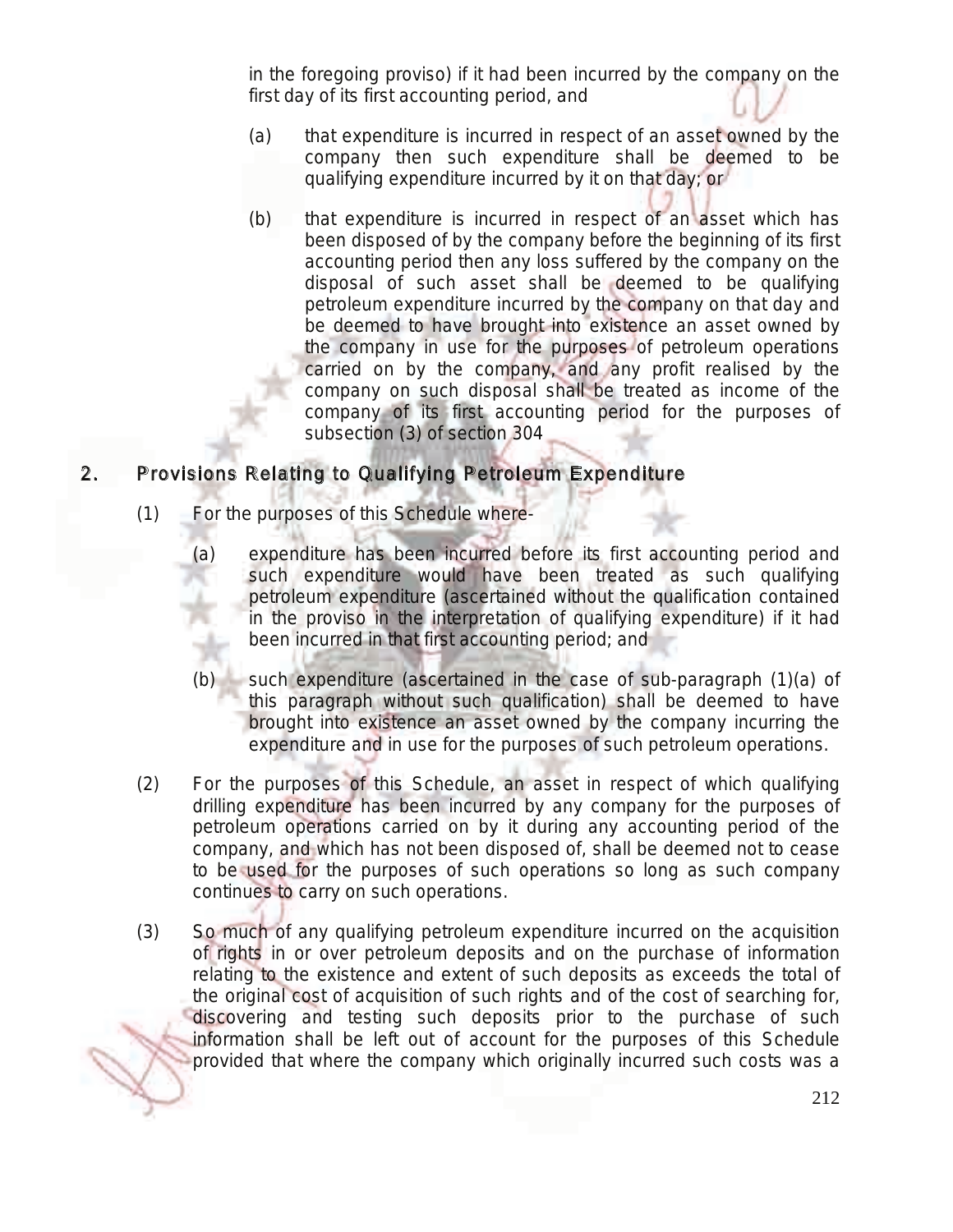in the foregoing proviso) if it had been incurred by the company on the first day of its first accounting period, and

(a) that expenditure is incurred in respect of an asset owned by the company then such expenditure shall be deemed to be qualifying expenditure incurred by it on that day; or

(b) that expenditure is incurred in respect of an asset which has been disposed of by the company before the beginning of its first accounting period then any loss suffered by the company on the disposal of such asset shall be deemed to be qualifying petroleum expenditure incurred by the company on that day and be deemed to have brought into existence an asset owned by the company in use for the purposes of petroleum operations carried on by the company, and any profit realised by the company on such disposal shall be treated as income of the company of its first accounting period for the purposes of subsection (3) of section 304

## 2. Provisions Relating to Qualifying Petroleum Expenditure

(1) For the purposes of this Schedule where-

(a) expenditure has been incurred before its first accounting period and such expenditure would have been treated as such qualifying petroleum expenditure (ascertained without the qualification contained in the proviso in the interpretation of qualifying expenditure) if it had been incurred in that first accounting period; and

(b) such expenditure (ascertained in the case of sub-paragraph (1)(a) of this paragraph without such qualification) shall be deemed to have brought into existence an asset owned by the company incurring the expenditure and in use for the purposes of such petroleum operations.

(2) For the purposes of this Schedule, an asset in respect of which qualifying drilling expenditure has been incurred by any company for the purposes of petroleum operations carried on by it during any accounting period of the company, and which has not been disposed of, shall be deemed not to cease to be used for the purposes of such operations so long as such company continues to carry on such operations.

(3) So much of any qualifying petroleum expenditure incurred on the acquisition of rights in or over petroleum deposits and on the purchase of information relating to the existence and extent of such deposits as exceeds the total of the original cost of acquisition of such rights and of the cost of searching for, discovering and testing such deposits prior to the purchase of such information shall be left out of account for the purposes of this Schedule provided that where the company which originally incurred such costs was a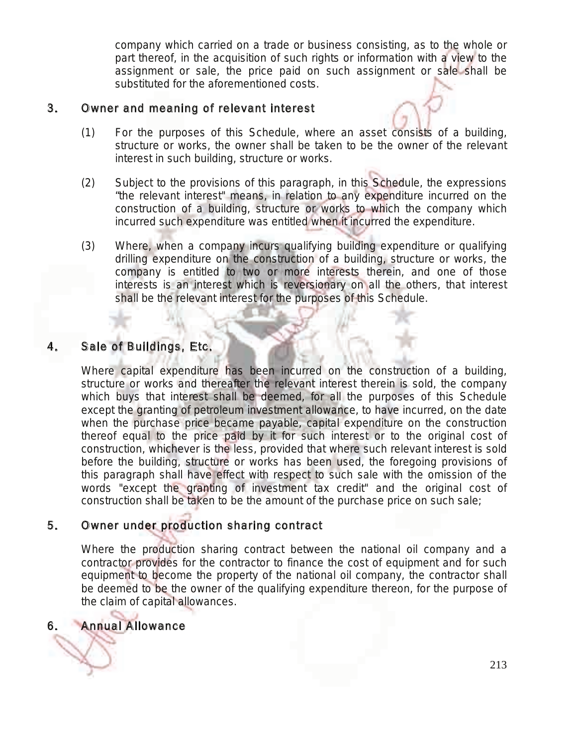company which carried on a trade or business consisting, as to the whole or part thereof, in the acquisition of such rights or information with a view to the assignment or sale, the price paid on such assignment or sale shall be substituted for the aforementioned costs.

## 3. Owner and meaning of relevant interest

(1) For the purposes of this Schedule, where an asset consists of a building, structure or works, the owner shall be taken to be the owner of the relevant interest in such building, structure or works.

(2) Subject to the provisions of this paragraph, in this Schedule, the expressions "the relevant interest" means, in relation to any expenditure incurred on the construction of a building, structure or works to which the company which incurred such expenditure was entitled when it incurred the expenditure.

(3) Where, when a company incurs qualifying building expenditure or qualifying drilling expenditure on the construction of a building, structure or works, the company is entitled to two or more interests therein, and one of those interests is an interest which is reversionary on all the others, that interest shall be the relevant interest for the purposes of this Schedule.

## 4. Sale of Buildings, Etc.

Where capital expenditure has been incurred on the construction of a building, structure or works and thereafter the relevant interest therein is sold, the company which buys that interest shall be deemed, for all the purposes of this Schedule except the granting of petroleum investment allowance, to have incurred, on the date when the purchase price became payable, capital expenditure on the construction thereof equal to the price paid by it for such interest or to the original cost of construction, whichever is the less, provided that where such relevant interest is sold before the building, structure or works has been used, the foregoing provisions of this paragraph shall have effect with respect to such sale with the omission of the words "except the granting of investment tax credit" and the original cost of construction shall be taken to be the amount of the purchase price on such sale;

## 5. Owner under production sharing contract

Where the production sharing contract between the national oil company and a contractor provides for the contractor to finance the cost of equipment and for such equipment to become the property of the national oil company, the contractor shall be deemed to be the owner of the qualifying expenditure thereon, for the purpose of the claim of capital allowances.

## 6. Annual Allowance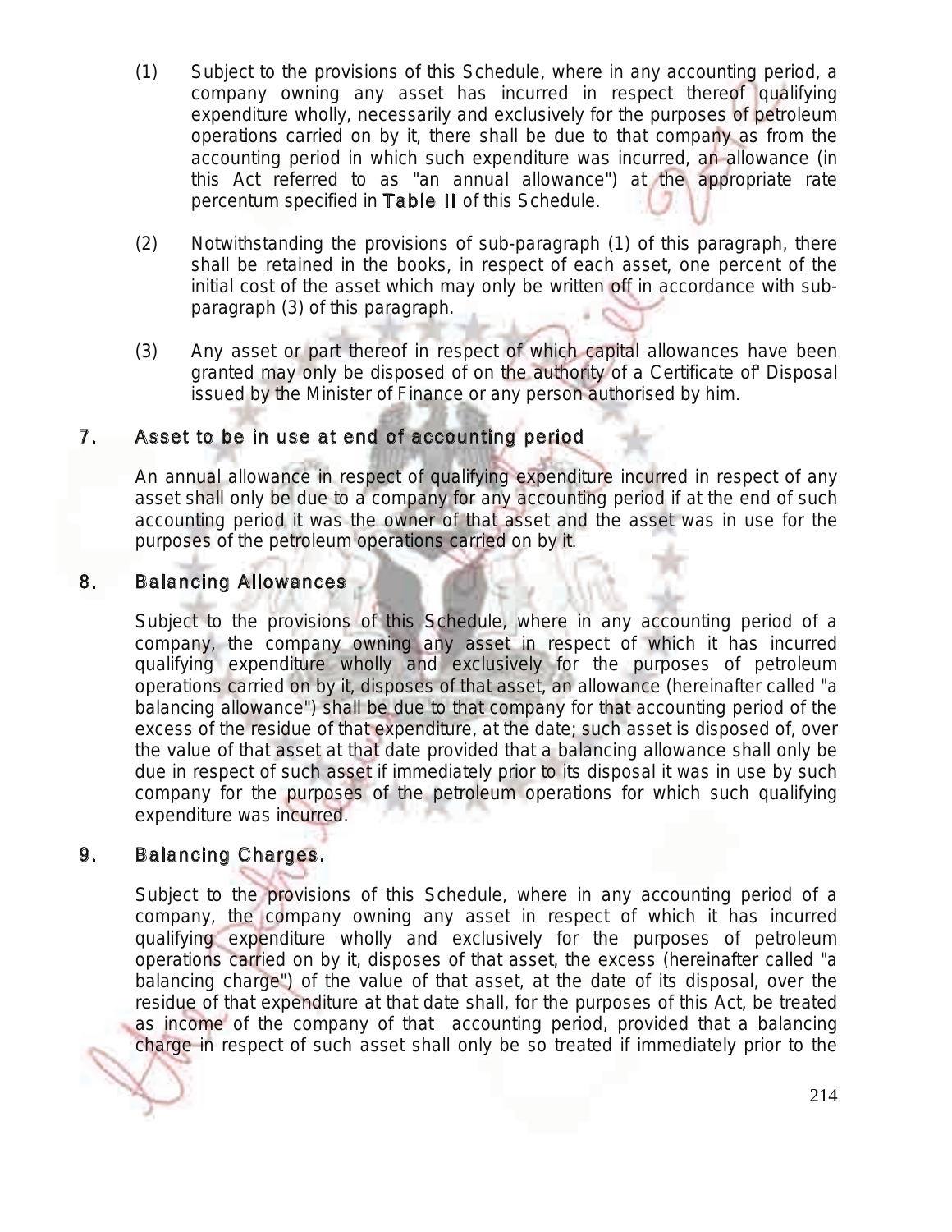(1) Subject to the provisions of this Schedule, where in any accounting period, a company owning any asset has incurred in respect thereof qualifying expenditure wholly, necessarily and exclusively for the purposes of petroleum operations carried on by it, there shall be due to that company as from the accounting period in which such expenditure was incurred, an allowance (in this Act referred to as "an annual allowance") at the appropriate rate percentum specified in **Table II** of this Schedule.

(2) Notwithstanding the provisions of sub-paragraph (1) of this paragraph, there shall be retained in the books, in respect of each asset, one percent of the initial cost of the asset which may only be written off in accordance with sub-paragraph (3) of this paragraph.

(3) Any asset or part thereof in respect of which capital allowances have been granted may only be disposed of on the authority of a Certificate of' Disposal issued by the Minister of Finance or any person authorised by him.

## 7. Asset to be in use at end of accounting period

An annual allowance in respect of qualifying expenditure incurred in respect of any asset shall only be due to a company for any accounting period if at the end of such accounting period it was the owner of that asset and the asset was in use for the purposes of the petroleum operations carried on by it.

## 8. Balancing Allowances

Subject to the provisions of this Schedule, where in any accounting period of a company, the company owning any asset in respect of which it has incurred qualifying expenditure wholly and exclusively for the purposes of petroleum operations carried on by it, disposes of that asset, an allowance (hereinafter called "a balancing allowance") shall be due to that company for that accounting period of the excess of the residue of that expenditure, at the date; such asset is disposed of, over the value of that asset at that date provided that a balancing allowance shall only be due in respect of such asset if immediately prior to its disposal it was in use by such company for the purposes of the petroleum operations for which such qualifying expenditure was incurred.

## 9. Balancing Charges.

Subject to the provisions of this Schedule, where in any accounting period of a company, the company owning any asset in respect of which it has incurred qualifying expenditure wholly and exclusively for the purposes of petroleum operations carried on by it, disposes of that asset, the excess (hereinafter called "a balancing charge") of the value of that asset, at the date of its disposal, over the residue of that expenditure at that date shall, for the purposes of this Act, be treated as income of the company of that accounting period, provided that a balancing charge in respect of such asset shall only be so treated if immediately prior to the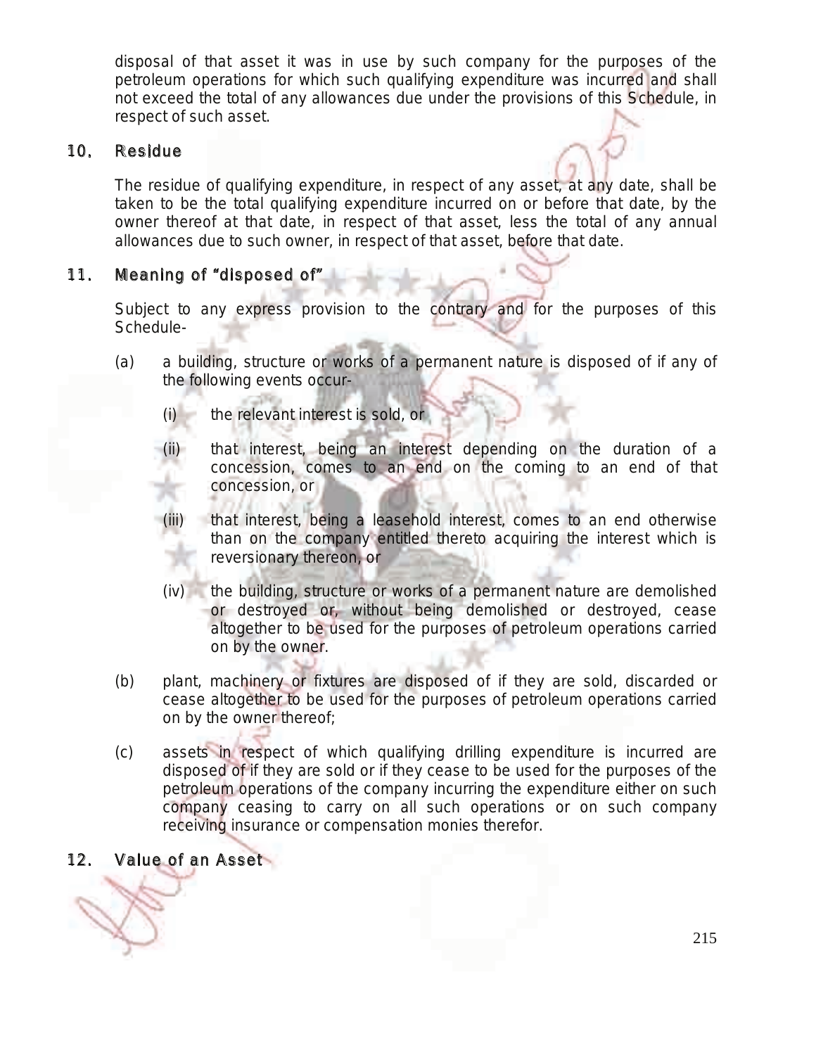disposal of that asset it was in use by such company for the purposes of the petroleum operations for which such qualifying expenditure was incurred and shall not exceed the total of any allowances due under the provisions of this Schedule, in respect of such asset.

## 10. Residue

The residue of qualifying expenditure, in respect of any asset, at any date, shall be taken to be the total qualifying expenditure incurred on or before that date, by the owner thereof at that date, in respect of that asset, less the total of any annual allowances due to such owner, in respect of that asset, before that date.

## 11. Meaning of "disposed of"

Subject to any express provision to the contrary and for the purposes of this Schedule-

(a) a building, structure or works of a permanent nature is disposed of if any of the following events occur-

  (i) the relevant interest is sold, or

  (ii) that interest, being an interest depending on the duration of a concession, comes to an end on the coming to an end of that concession, or

  (iii) that interest, being a leasehold interest, comes to an end otherwise than on the company entitled thereto acquiring the interest which is reversionary thereon, or

  (iv) the building, structure or works of a permanent nature are demolished or destroyed or, without being demolished or destroyed, cease altogether to be used for the purposes of petroleum operations carried on by the owner.

(b) plant, machinery or fixtures are disposed of if they are sold, discarded or cease altogether to be used for the purposes of petroleum operations carried on by the owner thereof;

(c) assets in respect of which qualifying drilling expenditure is incurred are disposed of if they are sold or if they cease to be used for the purposes of the petroleum operations of the company incurring the expenditure either on such company ceasing to carry on all such operations or on such company receiving insurance or compensation monies therefor.

## 12. Value of an Asset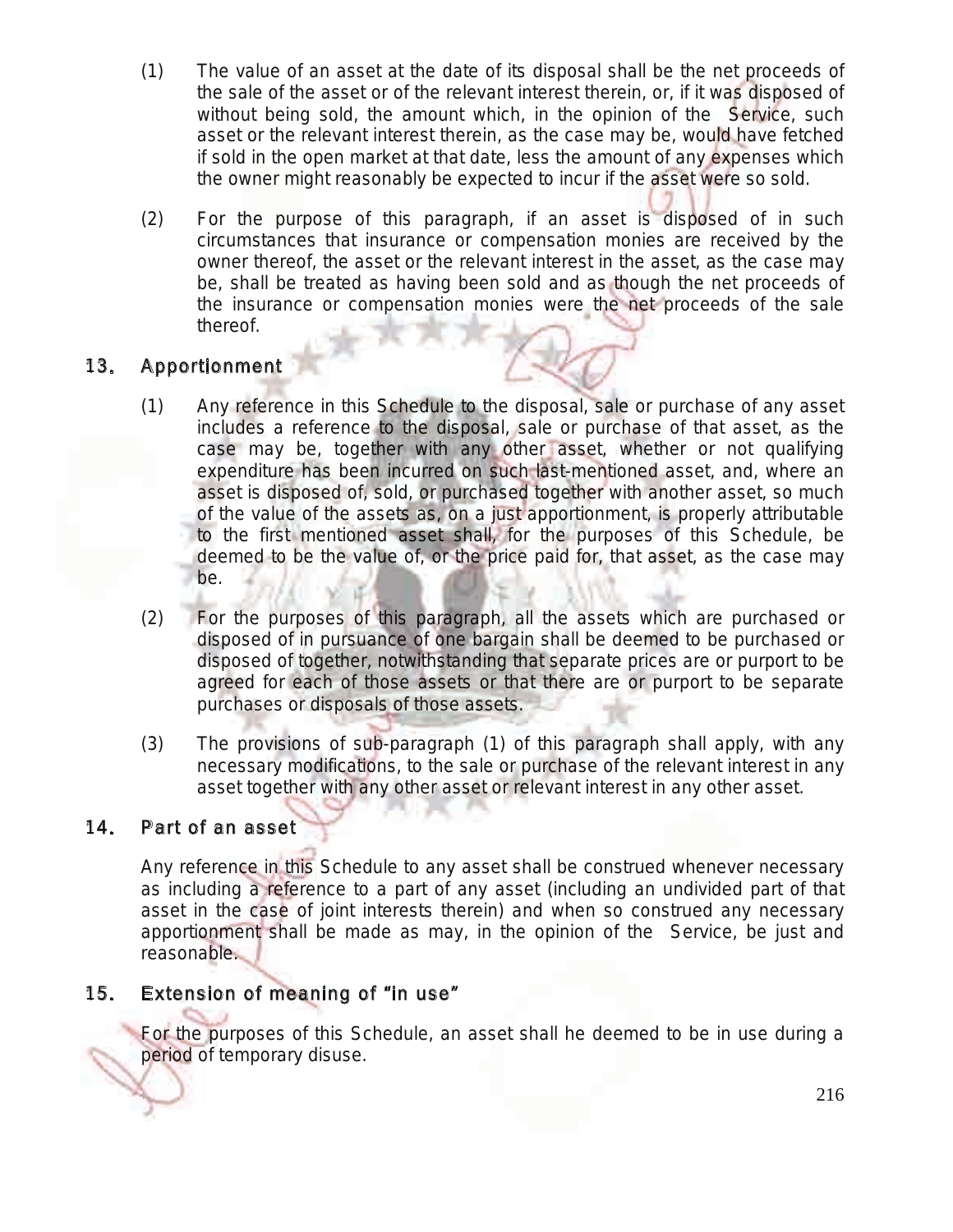(1) The value of an asset at the date of its disposal shall be the net proceeds of the sale of the asset or of the relevant interest therein, or, if it was disposed of without being sold, the amount which, in the opinion of the Service, such asset or the relevant interest therein, as the case may be, would have fetched if sold in the open market at that date, less the amount of any expenses which the owner might reasonably be expected to incur if the asset were so sold.

(2) For the purpose of this paragraph, if an asset is disposed of in such circumstances that insurance or compensation monies are received by the owner thereof, the asset or the relevant interest in the asset, as the case may be, shall be treated as having been sold and as though the net proceeds of the insurance or compensation monies were the net proceeds of the sale thereof.

## 13. Apportionment

(1) Any reference in this Schedule to the disposal, sale or purchase of any asset includes a reference to the disposal, sale or purchase of that asset, as the case may be, together with any other asset, whether or not qualifying expenditure has been incurred on such last-mentioned asset, and, where an asset is disposed of, sold, or purchased together with another asset, so much of the value of the assets as, on a just apportionment, is properly attributable to the first mentioned asset shall, for the purposes of this Schedule, be deemed to be the value of, or the price paid for, that asset, as the case may be.

(2) For the purposes of this paragraph, all the assets which are purchased or disposed of in pursuance of one bargain shall be deemed to be purchased or disposed of together, notwithstanding that separate prices are or purport to be agreed for each of those assets or that there are or purport to be separate purchases or disposals of those assets.

(3) The provisions of sub-paragraph (1) of this paragraph shall apply, with any necessary modifications, to the sale or purchase of the relevant interest in any asset together with any other asset or relevant interest in any other asset.

## 14. Part of an asset

Any reference in this Schedule to any asset shall be construed whenever necessary as including a reference to a part of any asset (including an undivided part of that asset in the case of joint interests therein) and when so construed any necessary apportionment shall be made as may, in the opinion of the Service, be just and reasonable.

## 15. Extension of meaning of "in use"

For the purposes of this Schedule, an asset shall he deemed to be in use during a period of temporary disuse.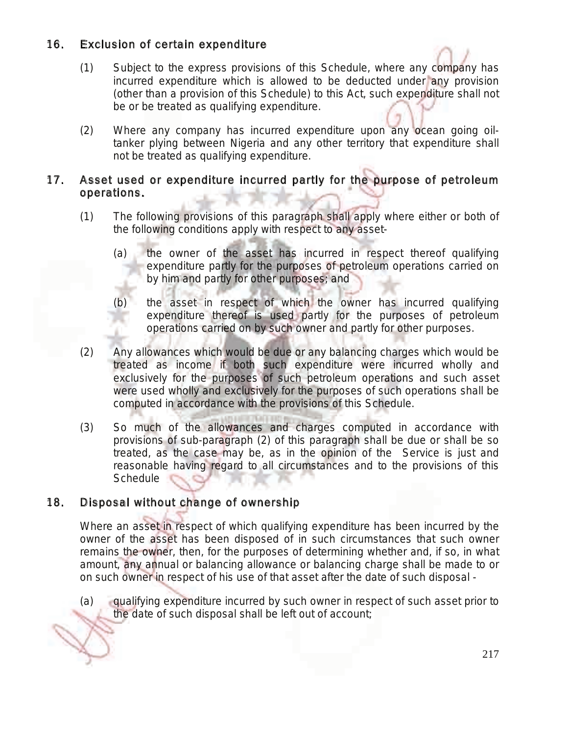## 16. Exclusion of certain expenditure

(1) Subject to the express provisions of this Schedule, where any company has incurred expenditure which is allowed to be deducted under any provision (other than a provision of this Schedule) to this Act, such expenditure shall not be or be treated as qualifying expenditure.

(2) Where any company has incurred expenditure upon any ocean going oil-tanker plying between Nigeria and any other territory that expenditure shall not be treated as qualifying expenditure.

## 17. Asset used or expenditure incurred partly for the purpose of petroleum operations.

(1) The following provisions of this paragraph shall apply where either or both of the following conditions apply with respect to any asset-

(a) the owner of the asset has incurred in respect thereof qualifying expenditure partly for the purposes of petroleum operations carried on by him and partly for other purposes; and

(b) the asset in respect of which the owner has incurred qualifying expenditure thereof is used partly for the purposes of petroleum operations carried on by such owner and partly for other purposes.

(2) Any allowances which would be due or any balancing charges which would be treated as income if both such expenditure were incurred wholly and exclusively for the purposes of such petroleum operations and such asset were used wholly and exclusively for the purposes of such operations shall be computed in accordance with the provisions of this Schedule.

(3) So much of the allowances and charges computed in accordance with provisions of sub-paragraph (2) of this paragraph shall be due or shall be so treated, as the case may be, as in the opinion of the Service is just and reasonable having regard to all circumstances and to the provisions of this Schedule

## 18. Disposal without change of ownership

Where an asset in respect of which qualifying expenditure has been incurred by the owner of the asset has been disposed of in such circumstances that such owner remains the owner, then, for the purposes of determining whether and, if so, in what amount, any annual or balancing allowance or balancing charge shall be made to or on such owner in respect of his use of that asset after the date of such disposal -

(a) qualifying expenditure incurred by such owner in respect of such asset prior to the date of such disposal shall be left out of account;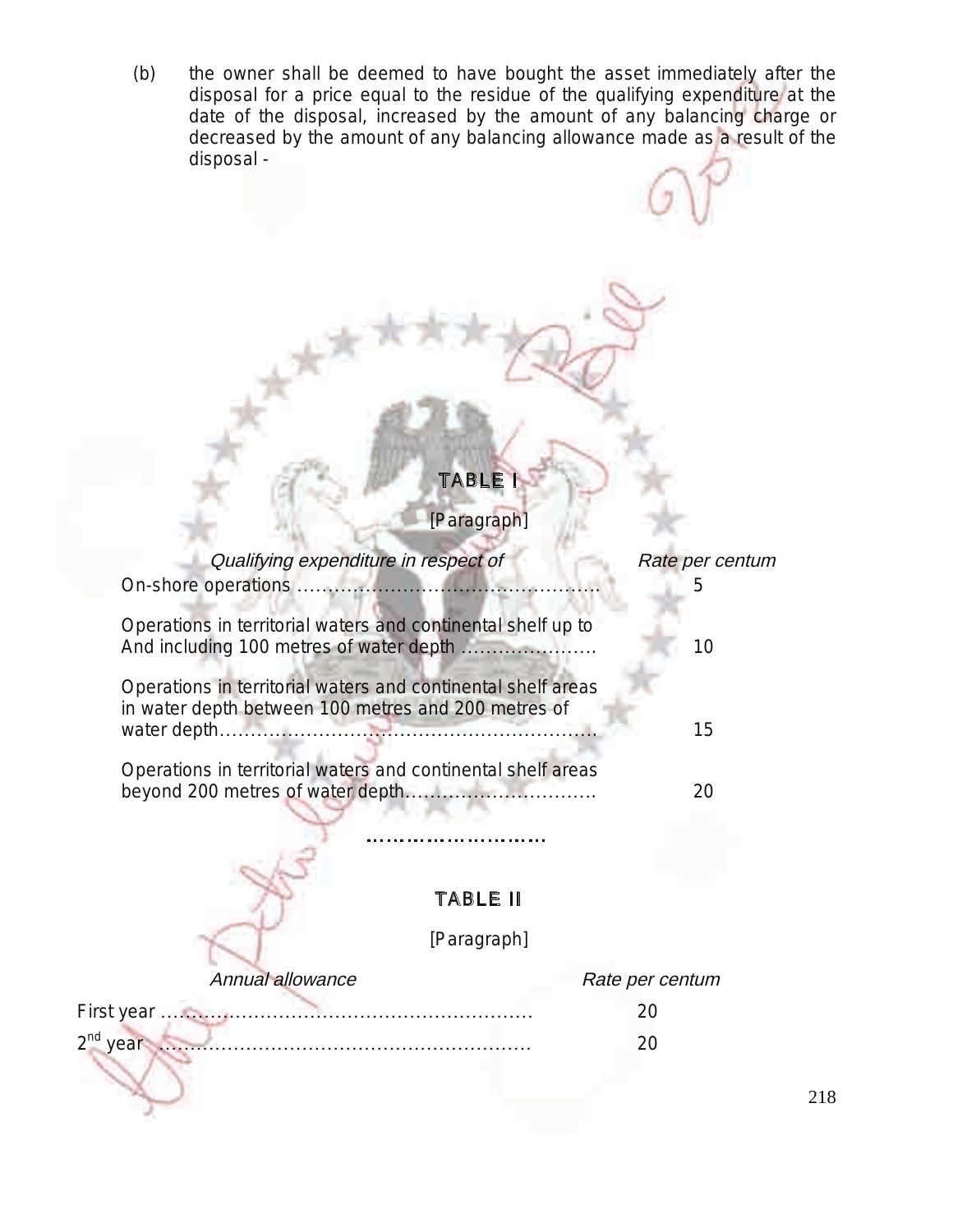(b) the owner shall be deemed to have bought the asset immediately after the disposal for a price equal to the residue of the qualifying expenditure at the date of the disposal, increased by the amount of any balancing charge or decreased by the amount of any balancing allowance made as a result of the disposal -

## TABLE I

[Paragraph]

| *Qualifying expenditure in respect of* | *Rate per centum* |
|---|---|
| On-shore operations ………………………………………… | 5 |
| Operations in territorial waters and continental shelf up to And including 100 metres of water depth ………………… | 10 |
| Operations in territorial waters and continental shelf areas in water depth between 100 metres and 200 metres of water depth…………………………………………………… | 15 |
| Operations in territorial waters and continental shelf areas beyond 200 metres of water depth………………………… | 20 |

…………………………

## TABLE II

[Paragraph]

| *Annual allowance* | *Rate per centum* |
|---|---|
| First year …………………………………………………… | 20 |
| 2nd year …………………………………………………… | 20 |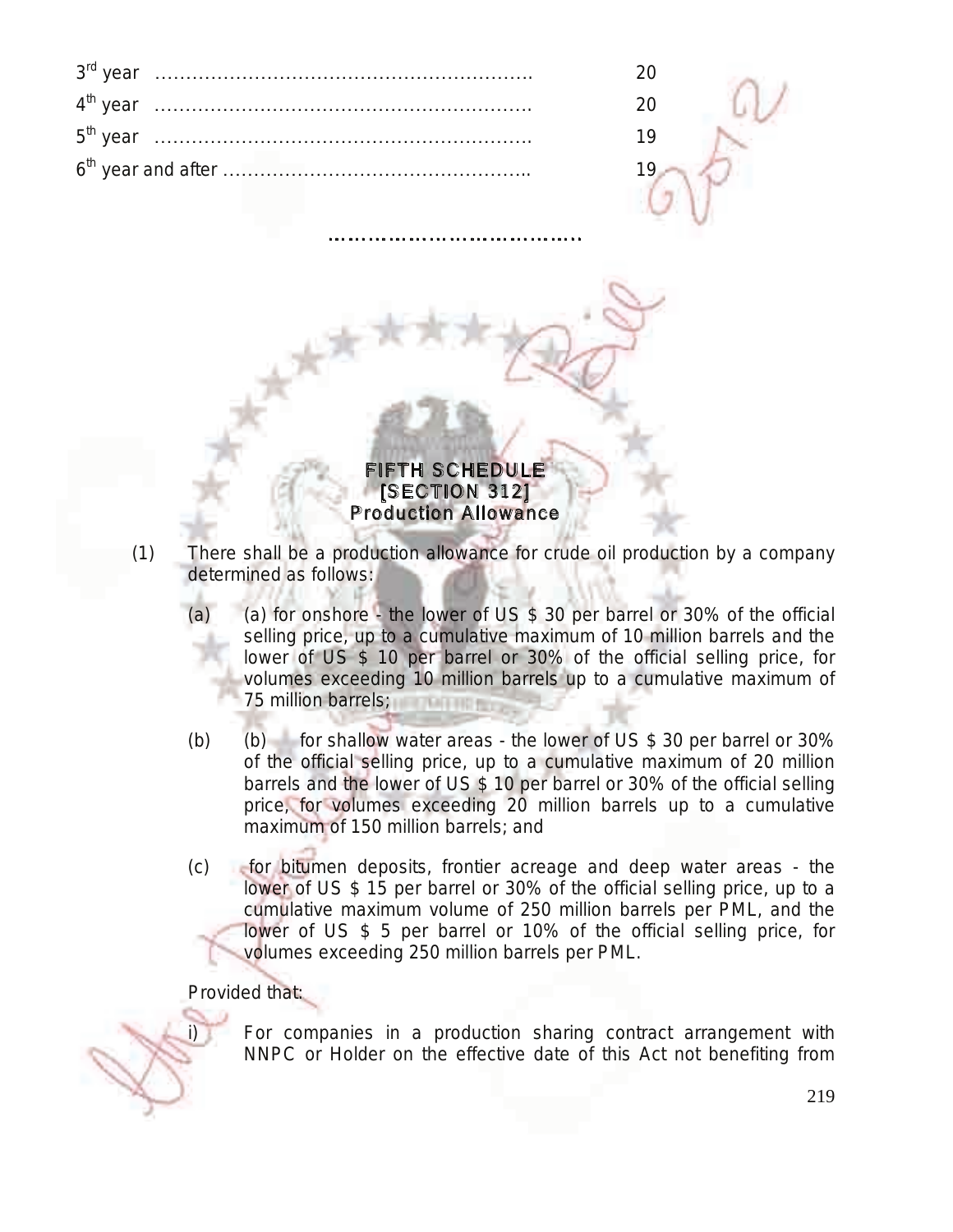| | |
|---|---|
| 3rd year ………………………………………………… | 20 |
| 4th year ………………………………………………… | 20 |
| 5th year ………………………………………………… | 19 |
| 6th year and after ………………………………………… | 19 |

…………………………………

## FIFTH SCHEDULE
## [SECTION 312]
## Production Allowance

(1) There shall be a production allowance for crude oil production by a company determined as follows:

(a) (a) for onshore - the lower of US $ 30 per barrel or 30% of the official selling price, up to a cumulative maximum of 10 million barrels and the lower of US $ 10 per barrel or 30% of the official selling price, for volumes exceeding 10 million barrels up to a cumulative maximum of 75 million barrels;

(b) (b) for shallow water areas - the lower of US $ 30 per barrel or 30% of the official selling price, up to a cumulative maximum of 20 million barrels and the lower of US $ 10 per barrel or 30% of the official selling price, for volumes exceeding 20 million barrels up to a cumulative maximum of 150 million barrels; and

(c) for bitumen deposits, frontier acreage and deep water areas - the lower of US $ 15 per barrel or 30% of the official selling price, up to a cumulative maximum volume of 250 million barrels per PML, and the lower of US $ 5 per barrel or 10% of the official selling price, for volumes exceeding 250 million barrels per PML.

Provided that:

i) For companies in a production sharing contract arrangement with NNPC or Holder on the effective date of this Act not benefiting from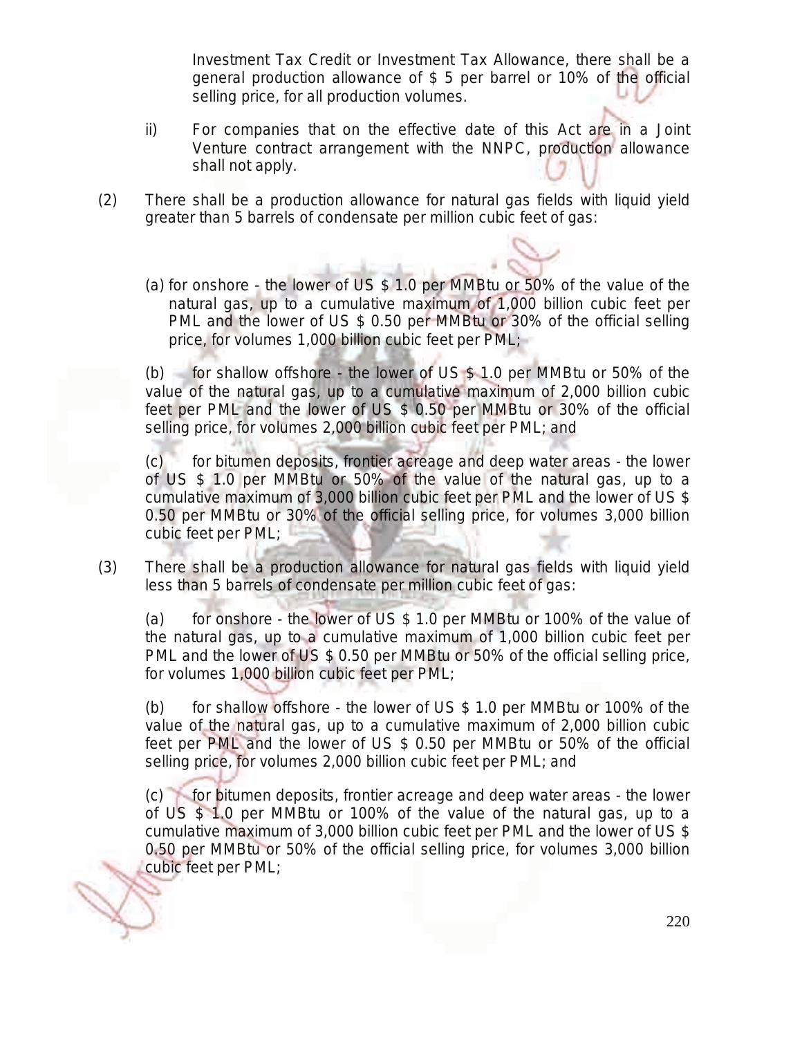Investment Tax Credit or Investment Tax Allowance, there shall be a general production allowance of $ 5 per barrel or 10% of the official selling price, for all production volumes.

ii) For companies that on the effective date of this Act are in a Joint Venture contract arrangement with the NNPC, production allowance shall not apply.

(2) There shall be a production allowance for natural gas fields with liquid yield greater than 5 barrels of condensate per million cubic feet of gas:

(a) for onshore - the lower of US $ 1.0 per MMBtu or 50% of the value of the natural gas, up to a cumulative maximum of 1,000 billion cubic feet per PML and the lower of US $ 0.50 per MMBtu or 30% of the official selling price, for volumes 1,000 billion cubic feet per PML;

(b) for shallow offshore - the lower of US $ 1.0 per MMBtu or 50% of the value of the natural gas, up to a cumulative maximum of 2,000 billion cubic feet per PML and the lower of US $ 0.50 per MMBtu or 30% of the official selling price, for volumes 2,000 billion cubic feet per PML; and

(c) for bitumen deposits, frontier acreage and deep water areas - the lower of US $ 1.0 per MMBtu or 50% of the value of the natural gas, up to a cumulative maximum of 3,000 billion cubic feet per PML and the lower of US $ 0.50 per MMBtu or 30% of the official selling price, for volumes 3,000 billion cubic feet per PML;

(3) There shall be a production allowance for natural gas fields with liquid yield less than 5 barrels of condensate per million cubic feet of gas:

(a) for onshore - the lower of US $ 1.0 per MMBtu or 100% of the value of the natural gas, up to a cumulative maximum of 1,000 billion cubic feet per PML and the lower of US $ 0.50 per MMBtu or 50% of the official selling price, for volumes 1,000 billion cubic feet per PML;

(b) for shallow offshore - the lower of US $ 1.0 per MMBtu or 100% of the value of the natural gas, up to a cumulative maximum of 2,000 billion cubic feet per PML and the lower of US $ 0.50 per MMBtu or 50% of the official selling price, for volumes 2,000 billion cubic feet per PML; and

(c) for bitumen deposits, frontier acreage and deep water areas - the lower of US $ 1.0 per MMBtu or 100% of the value of the natural gas, up to a cumulative maximum of 3,000 billion cubic feet per PML and the lower of US $ 0.50 per MMBtu or 50% of the official selling price, for volumes 3,000 billion cubic feet per PML;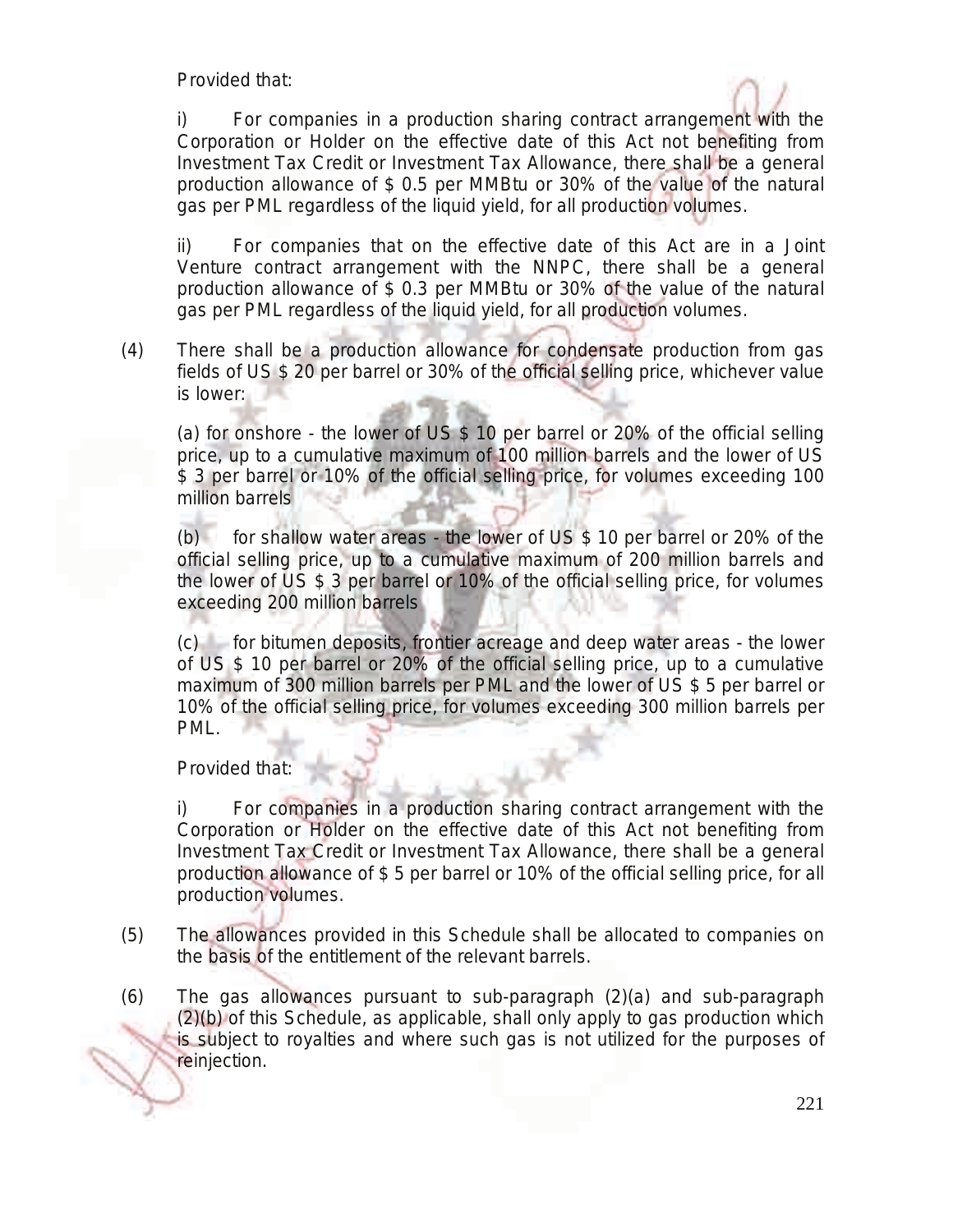Provided that:

i) For companies in a production sharing contract arrangement with the Corporation or Holder on the effective date of this Act not benefiting from Investment Tax Credit or Investment Tax Allowance, there shall be a general production allowance of $ 0.5 per MMBtu or 30% of the value of the natural gas per PML regardless of the liquid yield, for all production volumes.

ii) For companies that on the effective date of this Act are in a Joint Venture contract arrangement with the NNPC, there shall be a general production allowance of $ 0.3 per MMBtu or 30% of the value of the natural gas per PML regardless of the liquid yield, for all production volumes.

(4) There shall be a production allowance for condensate production from gas fields of US $ 20 per barrel or 30% of the official selling price, whichever value is lower:

(a) for onshore - the lower of US $ 10 per barrel or 20% of the official selling price, up to a cumulative maximum of 100 million barrels and the lower of US $ 3 per barrel or 10% of the official selling price, for volumes exceeding 100 million barrels

(b) for shallow water areas - the lower of US $ 10 per barrel or 20% of the official selling price, up to a cumulative maximum of 200 million barrels and the lower of US $ 3 per barrel or 10% of the official selling price, for volumes exceeding 200 million barrels

(c) for bitumen deposits, frontier acreage and deep water areas - the lower of US $ 10 per barrel or 20% of the official selling price, up to a cumulative maximum of 300 million barrels per PML and the lower of US $ 5 per barrel or 10% of the official selling price, for volumes exceeding 300 million barrels per PML.

Provided that:

i) For companies in a production sharing contract arrangement with the Corporation or Holder on the effective date of this Act not benefiting from Investment Tax Credit or Investment Tax Allowance, there shall be a general production allowance of $ 5 per barrel or 10% of the official selling price, for all production volumes.

(5) The allowances provided in this Schedule shall be allocated to companies on the basis of the entitlement of the relevant barrels.

(6) The gas allowances pursuant to sub-paragraph (2)(a) and sub-paragraph (2)(b) of this Schedule, as applicable, shall only apply to gas production which is subject to royalties and where such gas is not utilized for the purposes of reinjection.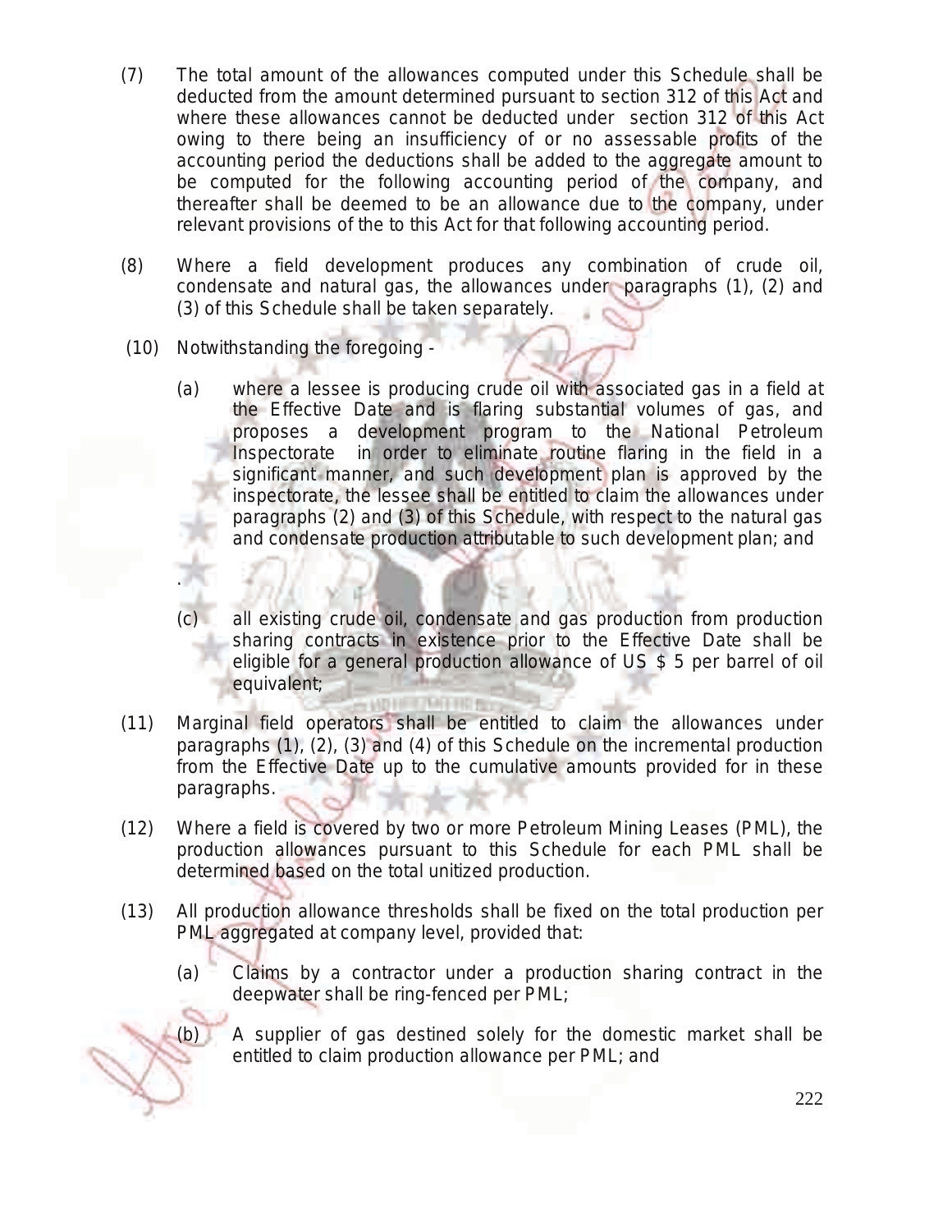(7) The total amount of the allowances computed under this Schedule shall be deducted from the amount determined pursuant to section 312 of this Act and where these allowances cannot be deducted under section 312 of this Act owing to there being an insufficiency of or no assessable profits of the accounting period the deductions shall be added to the aggregate amount to be computed for the following accounting period of the company, and thereafter shall be deemed to be an allowance due to the company, under relevant provisions of the to this Act for that following accounting period.

(8) Where a field development produces any combination of crude oil, condensate and natural gas, the allowances under paragraphs (1), (2) and (3) of this Schedule shall be taken separately.

(10) Notwithstanding the foregoing -

(a) where a lessee is producing crude oil with associated gas in a field at the Effective Date and is flaring substantial volumes of gas, and proposes a development program to the National Petroleum Inspectorate in order to eliminate routine flaring in the field in a significant manner, and such development plan is approved by the inspectorate, the lessee shall be entitled to claim the allowances under paragraphs (2) and (3) of this Schedule, with respect to the natural gas and condensate production attributable to such development plan; and

.

(c) all existing crude oil, condensate and gas production from production sharing contracts in existence prior to the Effective Date shall be eligible for a general production allowance of US $ 5 per barrel of oil equivalent;

(11) Marginal field operators shall be entitled to claim the allowances under paragraphs (1), (2), (3) and (4) of this Schedule on the incremental production from the Effective Date up to the cumulative amounts provided for in these paragraphs.

(12) Where a field is covered by two or more Petroleum Mining Leases (PML), the production allowances pursuant to this Schedule for each PML shall be determined based on the total unitized production.

(13) All production allowance thresholds shall be fixed on the total production per PML aggregated at company level, provided that:

(a) Claims by a contractor under a production sharing contract in the deepwater shall be ring-fenced per PML;

(b) A supplier of gas destined solely for the domestic market shall be entitled to claim production allowance per PML; and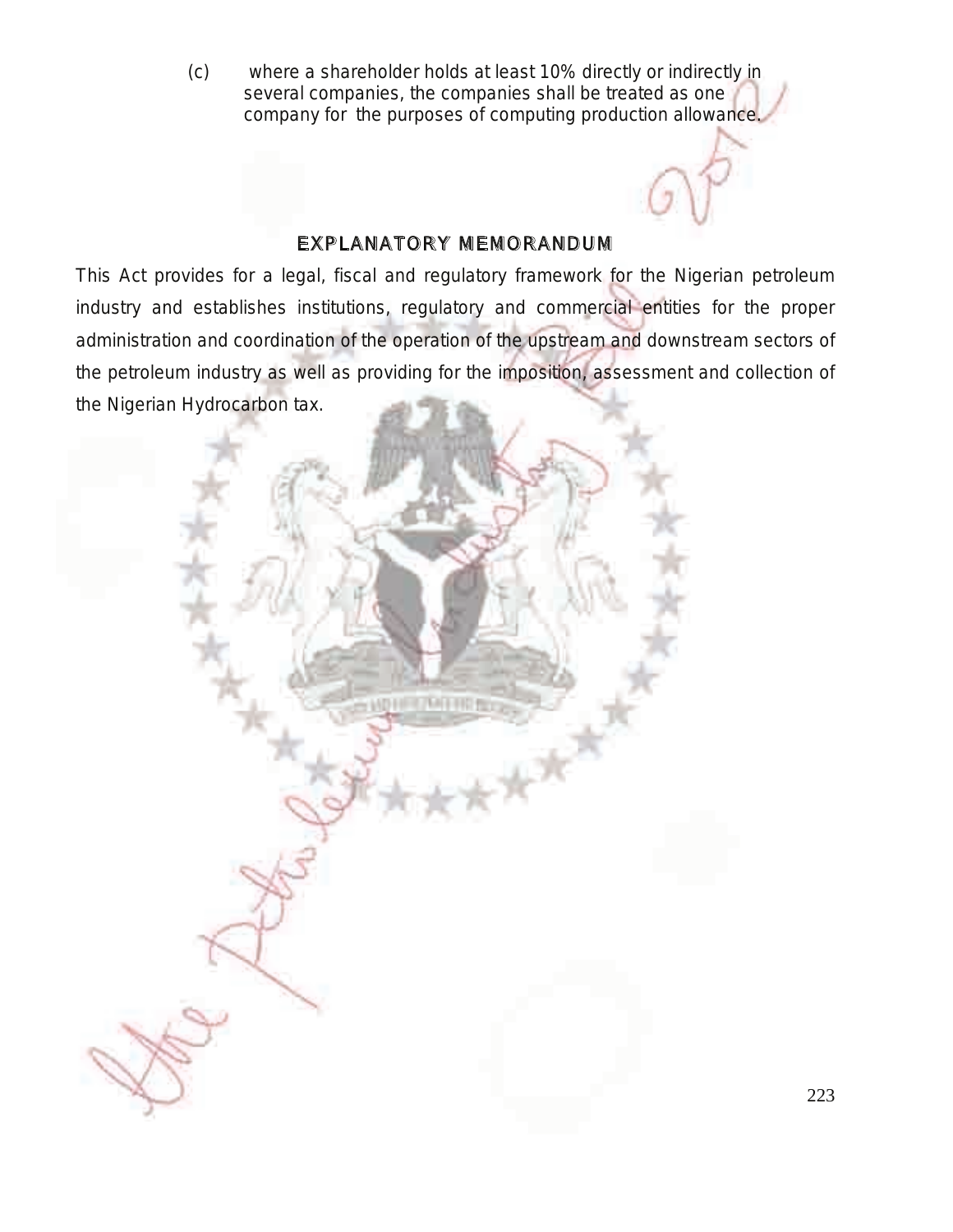(c) where a shareholder holds at least 10% directly or indirectly in several companies, the companies shall be treated as one company for the purposes of computing production allowance.

## EXPLANATORY MEMORANDUM

This Act provides for a legal, fiscal and regulatory framework for the Nigerian petroleum industry and establishes institutions, regulatory and commercial entities for the proper administration and coordination of the operation of the upstream and downstream sectors of the petroleum industry as well as providing for the imposition, assessment and collection of the Nigerian Hydrocarbon tax.